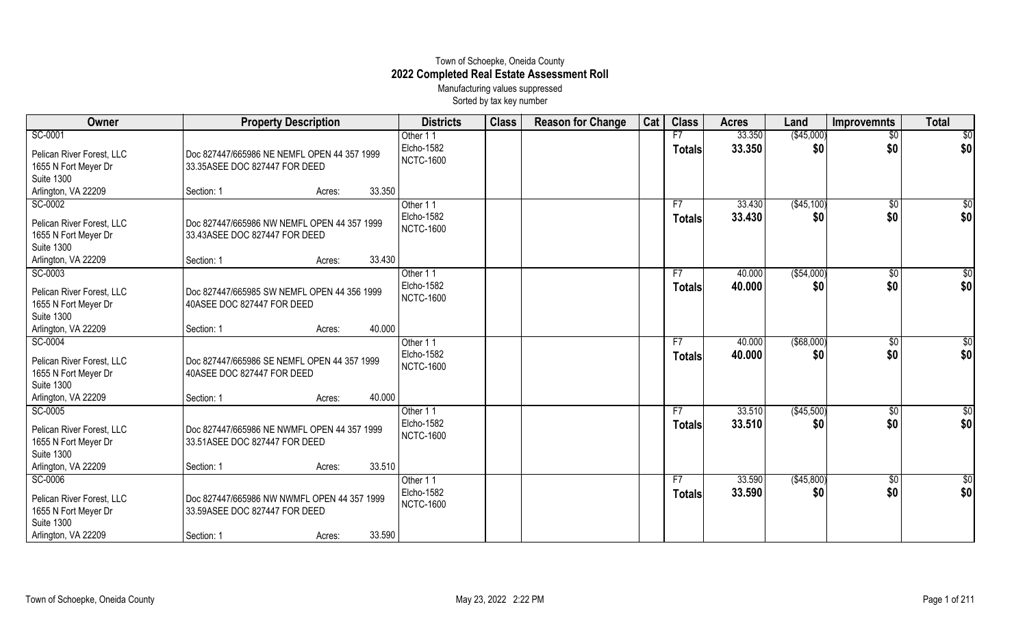# Town of Schoepke, Oneida County
## 2022 Completed Real Estate Assessment Roll
Manufacturing values suppressed
Sorted by tax key number

| Owner | Property Description | Districts | Class | Reason for Change | Cat | Class | Acres | Land | Improvemnts | Total |
|---|---|---|---|---|---|---|---|---|---|---|
| SC-0001<br>Pelican River Forest, LLC<br>1655 N Fort Meyer Dr<br>Suite 1300<br>Arlington, VA 22209 | Doc 827447/665986 NE NEMFL OPEN 44 357 1999 33.35ASEE DOC 827447 FOR DEED<br>Section: 1 Acres: 33.350 | Other 1 1<br>Elcho-1582<br>NCTC-1600 | | | | F7<br>**Totals** | 33.350<br>**33.350** | ($45,000)<br>**$0** | $0<br>**$0** | $0<br>**$0** |
| SC-0002<br>Pelican River Forest, LLC<br>1655 N Fort Meyer Dr<br>Suite 1300<br>Arlington, VA 22209 | Doc 827447/665986 NW NEMFL OPEN 44 357 1999 33.43ASEE DOC 827447 FOR DEED<br>Section: 1 Acres: 33.430 | Other 1 1<br>Elcho-1582<br>NCTC-1600 | | | | F7<br>**Totals** | 33.430<br>**33.430** | ($45,100)<br>**$0** | $0<br>**$0** | $0<br>**$0** |
| SC-0003<br>Pelican River Forest, LLC<br>1655 N Fort Meyer Dr<br>Suite 1300<br>Arlington, VA 22209 | Doc 827447/665985 SW NEMFL OPEN 44 356 1999 40ASEE DOC 827447 FOR DEED<br>Section: 1 Acres: 40.000 | Other 1 1<br>Elcho-1582<br>NCTC-1600 | | | | F7<br>**Totals** | 40.000<br>**40.000** | ($54,000)<br>**$0** | $0<br>**$0** | $0<br>**$0** |
| SC-0004<br>Pelican River Forest, LLC<br>1655 N Fort Meyer Dr<br>Suite 1300<br>Arlington, VA 22209 | Doc 827447/665986 SE NEMFL OPEN 44 357 1999 40ASEE DOC 827447 FOR DEED<br>Section: 1 Acres: 40.000 | Other 1 1<br>Elcho-1582<br>NCTC-1600 | | | | F7<br>**Totals** | 40.000<br>**40.000** | ($68,000)<br>**$0** | $0<br>**$0** | $0<br>**$0** |
| SC-0005<br>Pelican River Forest, LLC<br>1655 N Fort Meyer Dr<br>Suite 1300<br>Arlington, VA 22209 | Doc 827447/665986 NE NWMFL OPEN 44 357 1999 33.51ASEE DOC 827447 FOR DEED<br>Section: 1 Acres: 33.510 | Other 1 1<br>Elcho-1582<br>NCTC-1600 | | | | F7<br>**Totals** | 33.510<br>**33.510** | ($45,500)<br>**$0** | $0<br>**$0** | $0<br>**$0** |
| SC-0006<br>Pelican River Forest, LLC<br>1655 N Fort Meyer Dr<br>Suite 1300<br>Arlington, VA 22209 | Doc 827447/665986 NW NWMFL OPEN 44 357 1999 33.59ASEE DOC 827447 FOR DEED<br>Section: 1 Acres: 33.590 | Other 1 1<br>Elcho-1582<br>NCTC-1600 | | | | F7<br>**Totals** | 33.590<br>**33.590** | ($45,800)<br>**$0** | $0<br>**$0** | $0<br>**$0** |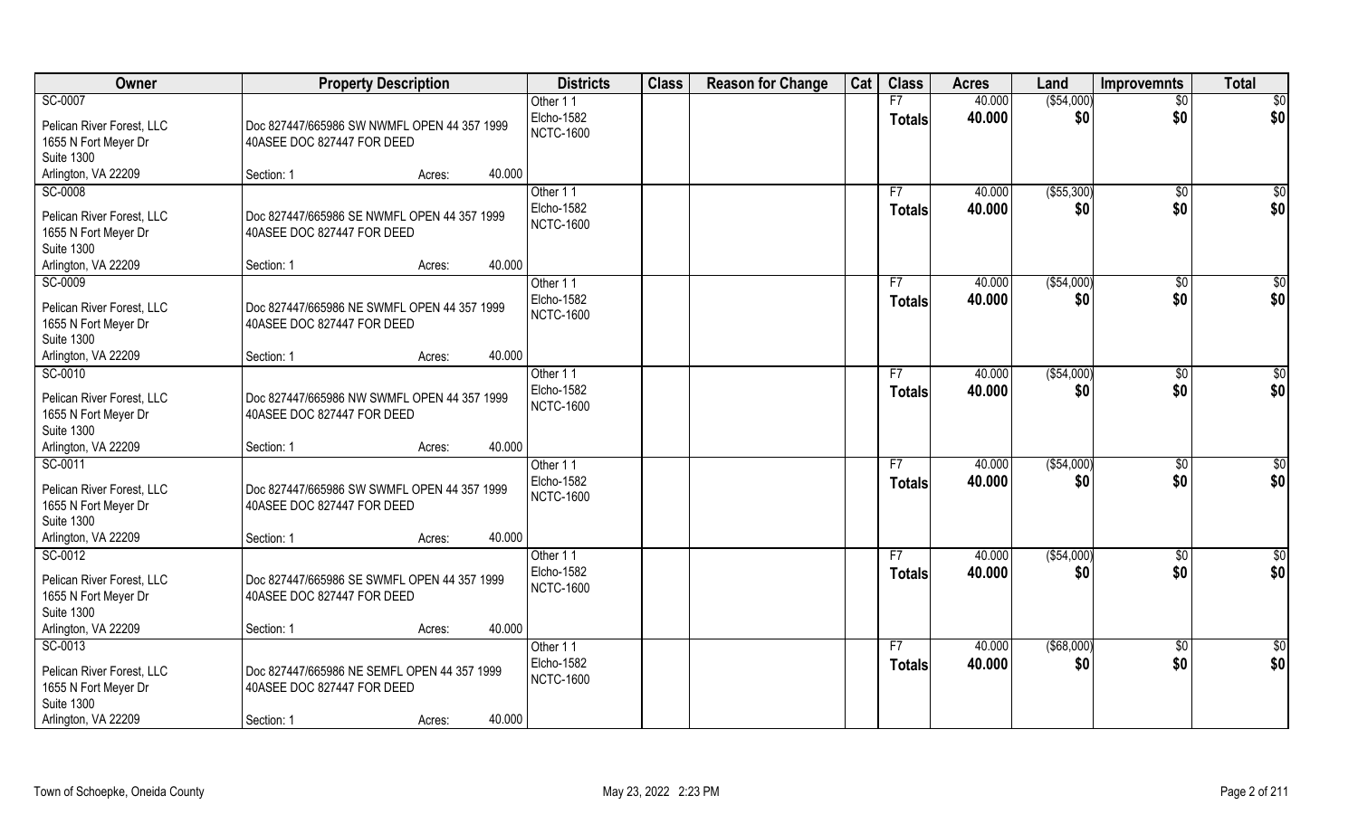| Owner | Property Description | Districts | Class | Reason for Change | Cat | Class | Acres | Land | Improvemnts | Total |
|---|---|---|---|---|---|---|---|---|---|---|
| SC-0007<br>Pelican River Forest, LLC<br>1655 N Fort Meyer Dr<br>Suite 1300<br>Arlington, VA 22209 | Doc 827447/665986 SW NWMFL OPEN 44 357 1999 40ASEE DOC 827447 FOR DEED<br>Section: 1 Acres: 40.000 | Other 1 1<br>Elcho-1582<br>NCTC-1600 | | | | F7<br>**Totals** | 40.000<br>**40.000** | ($54,000)<br>**$0** | $0<br>**$0** | $0<br>**$0** |
| SC-0008<br>Pelican River Forest, LLC<br>1655 N Fort Meyer Dr<br>Suite 1300<br>Arlington, VA 22209 | Doc 827447/665986 SE NWMFL OPEN 44 357 1999 40ASEE DOC 827447 FOR DEED<br>Section: 1 Acres: 40.000 | Other 1 1<br>Elcho-1582<br>NCTC-1600 | | | | F7<br>**Totals** | 40.000<br>**40.000** | ($55,300)<br>**$0** | $0<br>**$0** | $0<br>**$0** |
| SC-0009<br>Pelican River Forest, LLC<br>1655 N Fort Meyer Dr<br>Suite 1300<br>Arlington, VA 22209 | Doc 827447/665986 NE SWMFL OPEN 44 357 1999 40ASEE DOC 827447 FOR DEED<br>Section: 1 Acres: 40.000 | Other 1 1<br>Elcho-1582<br>NCTC-1600 | | | | F7<br>**Totals** | 40.000<br>**40.000** | ($54,000)<br>**$0** | $0<br>**$0** | $0<br>**$0** |
| SC-0010<br>Pelican River Forest, LLC<br>1655 N Fort Meyer Dr<br>Suite 1300<br>Arlington, VA 22209 | Doc 827447/665986 NW SWMFL OPEN 44 357 1999 40ASEE DOC 827447 FOR DEED<br>Section: 1 Acres: 40.000 | Other 1 1<br>Elcho-1582<br>NCTC-1600 | | | | F7<br>**Totals** | 40.000<br>**40.000** | ($54,000)<br>**$0** | $0<br>**$0** | $0<br>**$0** |
| SC-0011<br>Pelican River Forest, LLC<br>1655 N Fort Meyer Dr<br>Suite 1300<br>Arlington, VA 22209 | Doc 827447/665986 SW SWMFL OPEN 44 357 1999 40ASEE DOC 827447 FOR DEED<br>Section: 1 Acres: 40.000 | Other 1 1<br>Elcho-1582<br>NCTC-1600 | | | | F7<br>**Totals** | 40.000<br>**40.000** | ($54,000)<br>**$0** | $0<br>**$0** | $0<br>**$0** |
| SC-0012<br>Pelican River Forest, LLC<br>1655 N Fort Meyer Dr<br>Suite 1300<br>Arlington, VA 22209 | Doc 827447/665986 SE SWMFL OPEN 44 357 1999 40ASEE DOC 827447 FOR DEED<br>Section: 1 Acres: 40.000 | Other 1 1<br>Elcho-1582<br>NCTC-1600 | | | | F7<br>**Totals** | 40.000<br>**40.000** | ($54,000)<br>**$0** | $0<br>**$0** | $0<br>**$0** |
| SC-0013<br>Pelican River Forest, LLC<br>1655 N Fort Meyer Dr<br>Suite 1300<br>Arlington, VA 22209 | Doc 827447/665986 NE SEMFL OPEN 44 357 1999 40ASEE DOC 827447 FOR DEED<br>Section: 1 Acres: 40.000 | Other 1 1<br>Elcho-1582<br>NCTC-1600 | | | | F7<br>**Totals** | 40.000<br>**40.000** | ($68,000)<br>**$0** | $0<br>**$0** | $0<br>**$0** |

Town of Schoepke, Oneida County May 23, 2022 2:23 PM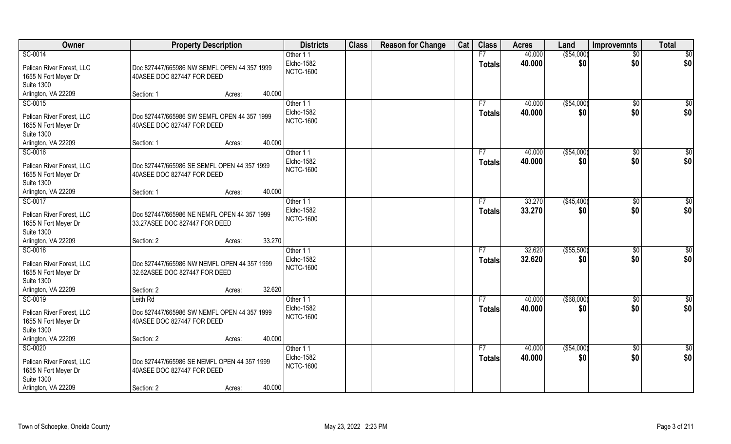| Owner | Property Description | Districts | Class | Reason for Change | Cat | Class | Acres | Land | Improvemnts | Total |
|---|---|---|---|---|---|---|---|---|---|---|
| SC-0014<br>Pelican River Forest, LLC<br>1655 N Fort Meyer Dr<br>Suite 1300<br>Arlington, VA 22209 | Doc 827447/665986 NW SEMFL OPEN 44 357 1999 40ASEE DOC 827447 FOR DEED<br>Section: 1 Acres: 40.000 | Other 1 1<br>Elcho-1582<br>NCTC-1600 | | | | F7<br>Totals | 40.000<br>40.000 | ($54,000)<br>$0 | $0<br>$0 | $0<br>$0 |
| SC-0015<br>Pelican River Forest, LLC<br>1655 N Fort Meyer Dr<br>Suite 1300<br>Arlington, VA 22209 | Doc 827447/665986 SW SEMFL OPEN 44 357 1999 40ASEE DOC 827447 FOR DEED<br>Section: 1 Acres: 40.000 | Other 1 1<br>Elcho-1582<br>NCTC-1600 | | | | F7<br>Totals | 40.000<br>40.000 | ($54,000)<br>$0 | $0<br>$0 | $0<br>$0 |
| SC-0016<br>Pelican River Forest, LLC<br>1655 N Fort Meyer Dr<br>Suite 1300<br>Arlington, VA 22209 | Doc 827447/665986 SE SEMFL OPEN 44 357 1999 40ASEE DOC 827447 FOR DEED<br>Section: 1 Acres: 40.000 | Other 1 1<br>Elcho-1582<br>NCTC-1600 | | | | F7<br>Totals | 40.000<br>40.000 | ($54,000)<br>$0 | $0<br>$0 | $0<br>$0 |
| SC-0017<br>Pelican River Forest, LLC<br>1655 N Fort Meyer Dr<br>Suite 1300<br>Arlington, VA 22209 | Doc 827447/665986 NE NEMFL OPEN 44 357 1999 33.27ASEE DOC 827447 FOR DEED<br>Section: 2 Acres: 33.270 | Other 1 1<br>Elcho-1582<br>NCTC-1600 | | | | F7<br>Totals | 33.270<br>33.270 | ($45,400)<br>$0 | $0<br>$0 | $0<br>$0 |
| SC-0018<br>Pelican River Forest, LLC<br>1655 N Fort Meyer Dr<br>Suite 1300<br>Arlington, VA 22209 | Doc 827447/665986 NW NEMFL OPEN 44 357 1999 32.62ASEE DOC 827447 FOR DEED<br>Section: 2 Acres: 32.620 | Other 1 1<br>Elcho-1582<br>NCTC-1600 | | | | F7<br>Totals | 32.620<br>32.620 | ($55,500)<br>$0 | $0<br>$0 | $0<br>$0 |
| SC-0019<br>Pelican River Forest, LLC<br>1655 N Fort Meyer Dr<br>Suite 1300<br>Arlington, VA 22209 | Leith Rd<br>Doc 827447/665986 SW NEMFL OPEN 44 357 1999 40ASEE DOC 827447 FOR DEED<br>Section: 2 Acres: 40.000 | Other 1 1<br>Elcho-1582<br>NCTC-1600 | | | | F7<br>Totals | 40.000<br>40.000 | ($68,000)<br>$0 | $0<br>$0 | $0<br>$0 |
| SC-0020<br>Pelican River Forest, LLC<br>1655 N Fort Meyer Dr<br>Suite 1300<br>Arlington, VA 22209 | Doc 827447/665986 SE NEMFL OPEN 44 357 1999 40ASEE DOC 827447 FOR DEED<br>Section: 2 Acres: 40.000 | Other 1 1<br>Elcho-1582<br>NCTC-1600 | | | | F7<br>Totals | 40.000<br>40.000 | ($54,000)<br>$0 | $0<br>$0 | $0<br>$0 |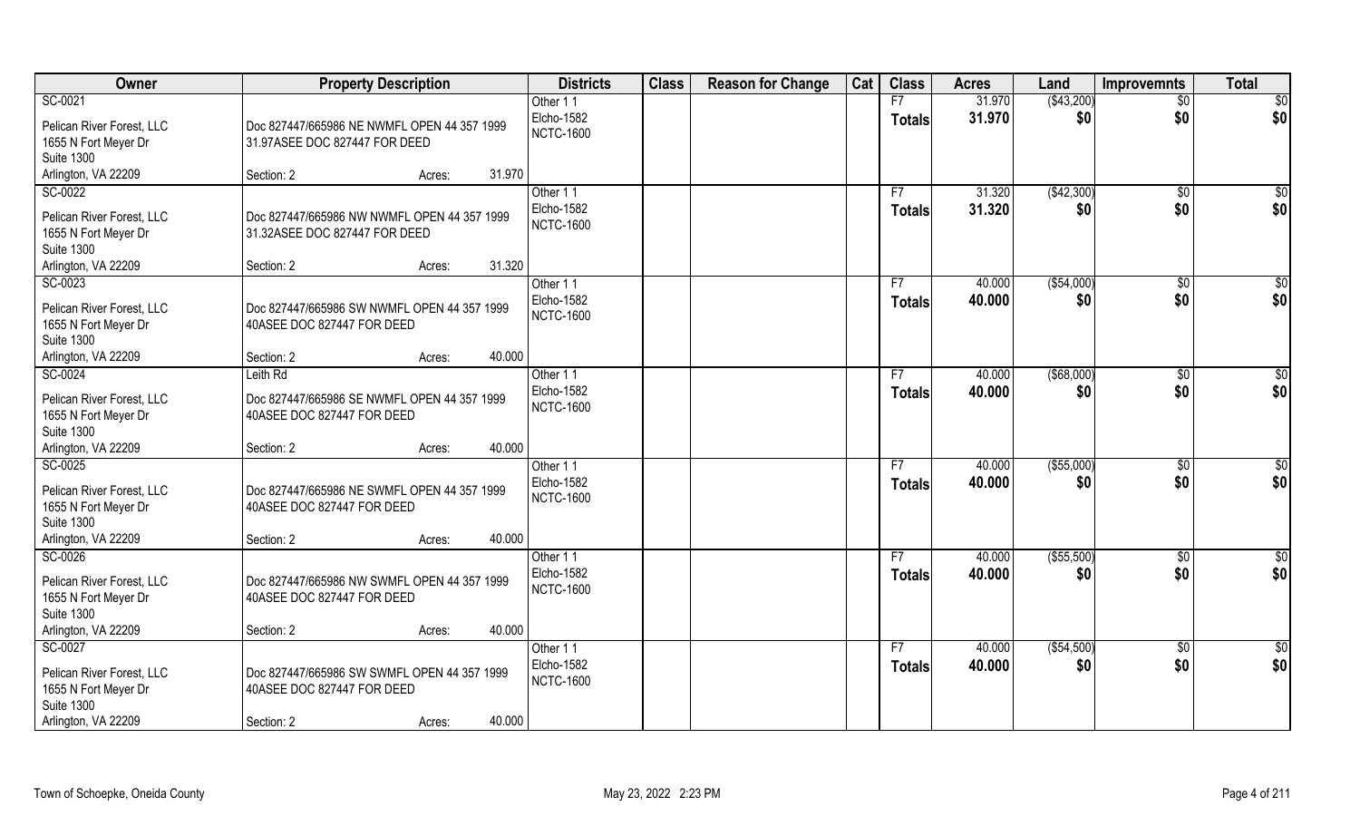| Owner | Property Description | Districts | Class | Reason for Change | Cat | Class | Acres | Land | Improvemnts | Total |
|---|---|---|---|---|---|---|---|---|---|---|
| SC-0021<br>Pelican River Forest, LLC<br>1655 N Fort Meyer Dr<br>Suite 1300<br>Arlington, VA 22209 | Doc 827447/665986 NE NWMFL OPEN 44 357 1999<br>31.97ASEE DOC 827447 FOR DEED<br>Section: 2 Acres: 31.970 | Other 1 1<br>Elcho-1582<br>NCTC-1600 | | | | F7<br>**Totals** | 31.970<br>**31.970** | ($43,200)<br>**$0** | $0<br>**$0** | $0<br>**$0** |
| SC-0022<br>Pelican River Forest, LLC<br>1655 N Fort Meyer Dr<br>Suite 1300<br>Arlington, VA 22209 | Doc 827447/665986 NW NWMFL OPEN 44 357 1999<br>31.32ASEE DOC 827447 FOR DEED<br>Section: 2 Acres: 31.320 | Other 1 1<br>Elcho-1582<br>NCTC-1600 | | | | F7<br>**Totals** | 31.320<br>**31.320** | ($42,300)<br>**$0** | $0<br>**$0** | $0<br>**$0** |
| SC-0023<br>Pelican River Forest, LLC<br>1655 N Fort Meyer Dr<br>Suite 1300<br>Arlington, VA 22209 | Doc 827447/665986 SW NWMFL OPEN 44 357 1999<br>40ASEE DOC 827447 FOR DEED<br>Section: 2 Acres: 40.000 | Other 1 1<br>Elcho-1582<br>NCTC-1600 | | | | F7<br>**Totals** | 40.000<br>**40.000** | ($54,000)<br>**$0** | $0<br>**$0** | $0<br>**$0** |
| SC-0024<br>Pelican River Forest, LLC<br>1655 N Fort Meyer Dr<br>Suite 1300<br>Arlington, VA 22209 | Leith Rd<br>Doc 827447/665986 SE NWMFL OPEN 44 357 1999<br>40ASEE DOC 827447 FOR DEED<br>Section: 2 Acres: 40.000 | Other 1 1<br>Elcho-1582<br>NCTC-1600 | | | | F7<br>**Totals** | 40.000<br>**40.000** | ($68,000)<br>**$0** | $0<br>**$0** | $0<br>**$0** |
| SC-0025<br>Pelican River Forest, LLC<br>1655 N Fort Meyer Dr<br>Suite 1300<br>Arlington, VA 22209 | Doc 827447/665986 NE SWMFL OPEN 44 357 1999<br>40ASEE DOC 827447 FOR DEED<br>Section: 2 Acres: 40.000 | Other 1 1<br>Elcho-1582<br>NCTC-1600 | | | | F7<br>**Totals** | 40.000<br>**40.000** | ($55,000)<br>**$0** | $0<br>**$0** | $0<br>**$0** |
| SC-0026<br>Pelican River Forest, LLC<br>1655 N Fort Meyer Dr<br>Suite 1300<br>Arlington, VA 22209 | Doc 827447/665986 NW SWMFL OPEN 44 357 1999<br>40ASEE DOC 827447 FOR DEED<br>Section: 2 Acres: 40.000 | Other 1 1<br>Elcho-1582<br>NCTC-1600 | | | | F7<br>**Totals** | 40.000<br>**40.000** | ($55,500)<br>**$0** | $0<br>**$0** | $0<br>**$0** |
| SC-0027<br>Pelican River Forest, LLC<br>1655 N Fort Meyer Dr<br>Suite 1300<br>Arlington, VA 22209 | Doc 827447/665986 SW SWMFL OPEN 44 357 1999<br>40ASEE DOC 827447 FOR DEED<br>Section: 2 Acres: 40.000 | Other 1 1<br>Elcho-1582<br>NCTC-1600 | | | | F7<br>**Totals** | 40.000<br>**40.000** | ($54,500)<br>**$0** | $0<br>**$0** | $0<br>**$0** |

Town of Schoepke, Oneida County May 23, 2022 2:23 PM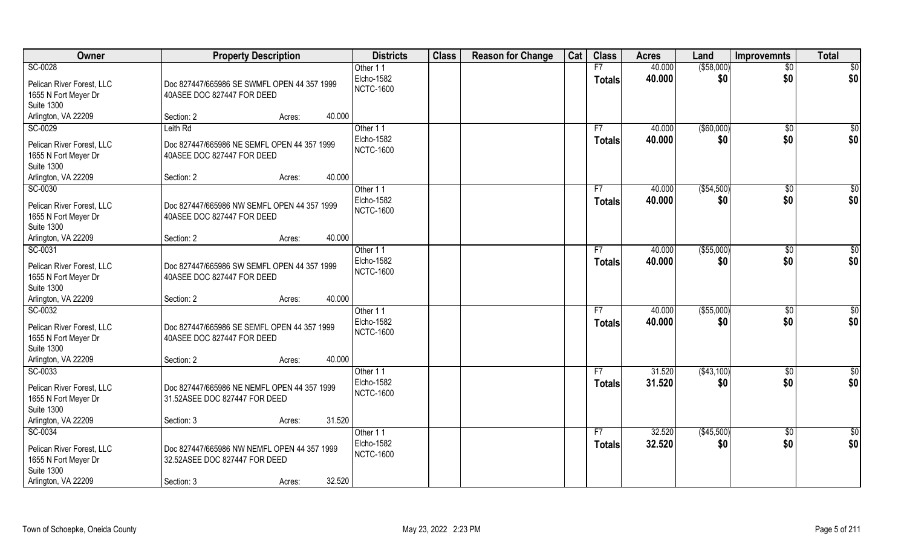| Owner | Property Description | Districts | Class | Reason for Change | Cat | Class | Acres | Land | Improvemnts | Total |
|---|---|---|---|---|---|---|---|---|---|---|
| SC-0028<br>Pelican River Forest, LLC<br>1655 N Fort Meyer Dr<br>Suite 1300<br>Arlington, VA 22209 | Doc 827447/665986 SE SWMFL OPEN 44 357 1999<br>40ASEE DOC 827447 FOR DEED<br>Section: 2 Acres: 40.000 | Other 1 1<br>Elcho-1582<br>NCTC-1600 | | | | F7<br>**Totals** | 40.000<br>**40.000** | ($58,000)<br>**$0** | $0<br>**$0** | $0<br>**$0** |
| SC-0029<br>Pelican River Forest, LLC<br>1655 N Fort Meyer Dr<br>Suite 1300<br>Arlington, VA 22209 | Leith Rd<br>Doc 827447/665986 NE SEMFL OPEN 44 357 1999<br>40ASEE DOC 827447 FOR DEED<br>Section: 2 Acres: 40.000 | Other 1 1<br>Elcho-1582<br>NCTC-1600 | | | | F7<br>**Totals** | 40.000<br>**40.000** | ($60,000)<br>**$0** | $0<br>**$0** | $0<br>**$0** |
| SC-0030<br>Pelican River Forest, LLC<br>1655 N Fort Meyer Dr<br>Suite 1300<br>Arlington, VA 22209 | Doc 827447/665986 NW SEMFL OPEN 44 357 1999<br>40ASEE DOC 827447 FOR DEED<br>Section: 2 Acres: 40.000 | Other 1 1<br>Elcho-1582<br>NCTC-1600 | | | | F7<br>**Totals** | 40.000<br>**40.000** | ($54,500)<br>**$0** | $0<br>**$0** | $0<br>**$0** |
| SC-0031<br>Pelican River Forest, LLC<br>1655 N Fort Meyer Dr<br>Suite 1300<br>Arlington, VA 22209 | Doc 827447/665986 SW SEMFL OPEN 44 357 1999<br>40ASEE DOC 827447 FOR DEED<br>Section: 2 Acres: 40.000 | Other 1 1<br>Elcho-1582<br>NCTC-1600 | | | | F7<br>**Totals** | 40.000<br>**40.000** | ($55,000)<br>**$0** | $0<br>**$0** | $0<br>**$0** |
| SC-0032<br>Pelican River Forest, LLC<br>1655 N Fort Meyer Dr<br>Suite 1300<br>Arlington, VA 22209 | Doc 827447/665986 SE SEMFL OPEN 44 357 1999<br>40ASEE DOC 827447 FOR DEED<br>Section: 2 Acres: 40.000 | Other 1 1<br>Elcho-1582<br>NCTC-1600 | | | | F7<br>**Totals** | 40.000<br>**40.000** | ($55,000)<br>**$0** | $0<br>**$0** | $0<br>**$0** |
| SC-0033<br>Pelican River Forest, LLC<br>1655 N Fort Meyer Dr<br>Suite 1300<br>Arlington, VA 22209 | Doc 827447/665986 NE NEMFL OPEN 44 357 1999<br>31.52ASEE DOC 827447 FOR DEED<br>Section: 3 Acres: 31.520 | Other 1 1<br>Elcho-1582<br>NCTC-1600 | | | | F7<br>**Totals** | 31.520<br>**31.520** | ($43,100)<br>**$0** | $0<br>**$0** | $0<br>**$0** |
| SC-0034<br>Pelican River Forest, LLC<br>1655 N Fort Meyer Dr<br>Suite 1300<br>Arlington, VA 22209 | Doc 827447/665986 NW NEMFL OPEN 44 357 1999<br>32.52ASEE DOC 827447 FOR DEED<br>Section: 3 Acres: 32.520 | Other 1 1<br>Elcho-1582<br>NCTC-1600 | | | | F7<br>**Totals** | 32.520<br>**32.520** | ($45,500)<br>**$0** | $0<br>**$0** | $0<br>**$0** |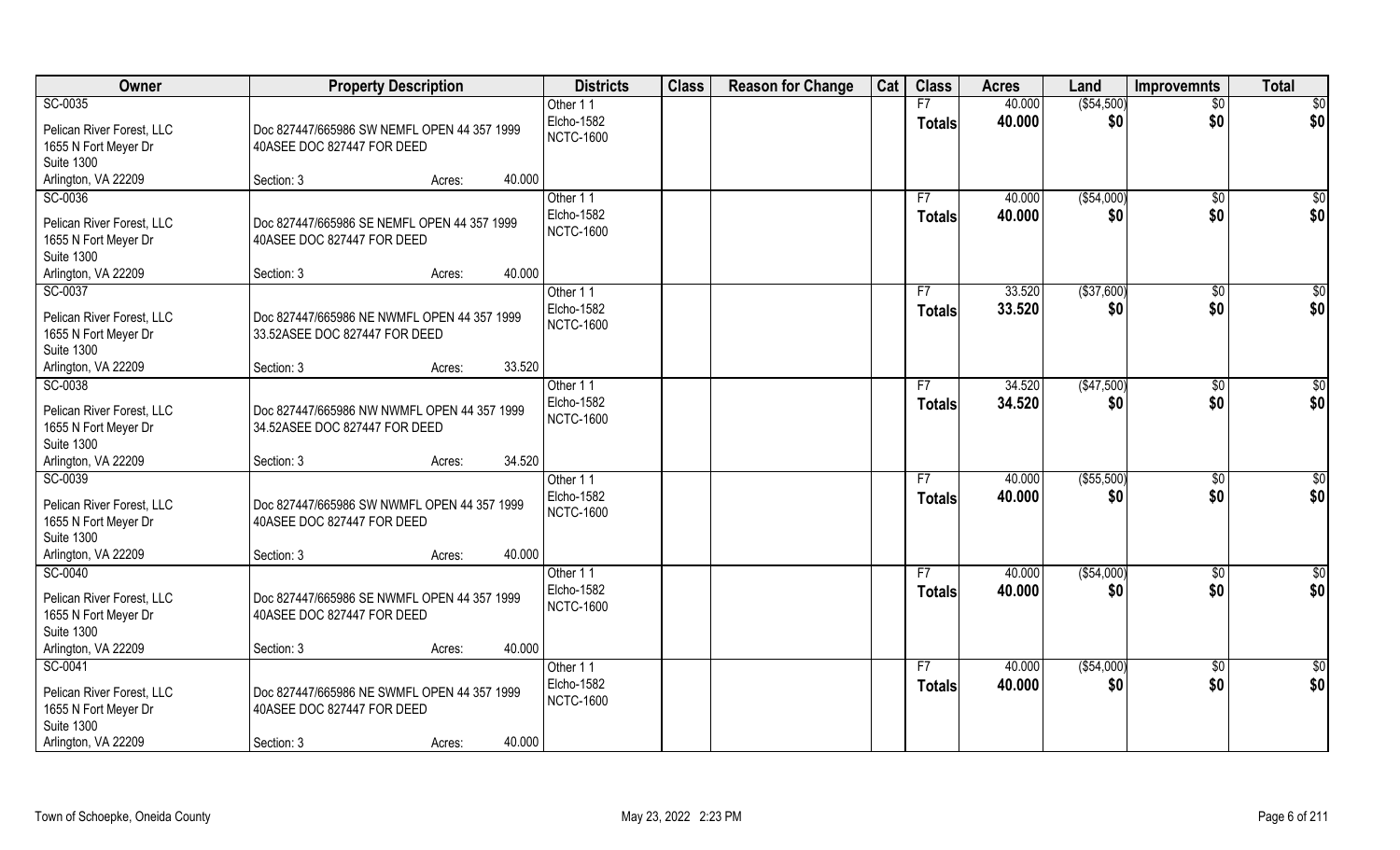| Owner | Property Description | Districts | Class | Reason for Change | Cat | Class | Acres | Land | Improvemnts | Total |
|---|---|---|---|---|---|---|---|---|---|---|
| SC-0035 | | Other 1 1 | | | | F7 | 40.000 | ($54,500) | $0 | $0 |
| Pelican River Forest, LLC | Doc 827447/665986 SW NEMFL OPEN 44 357 1999 | Elcho-1582 | | | | **Totals** | **40.000** | **$0** | **$0** | **$0** |
| 1655 N Fort Meyer Dr | 40ASEE DOC 827447 FOR DEED | NCTC-1600 | | | | | | | | |
| Suite 1300 | | | | | | | | | | |
| Arlington, VA 22209 | Section: 3 Acres: 40.000 | | | | | | | | | |
| SC-0036 | | Other 1 1 | | | | F7 | 40.000 | ($54,000) | $0 | $0 |
| Pelican River Forest, LLC | Doc 827447/665986 SE NEMFL OPEN 44 357 1999 | Elcho-1582 | | | | **Totals** | **40.000** | **$0** | **$0** | **$0** |
| 1655 N Fort Meyer Dr | 40ASEE DOC 827447 FOR DEED | NCTC-1600 | | | | | | | | |
| Suite 1300 | | | | | | | | | | |
| Arlington, VA 22209 | Section: 3 Acres: 40.000 | | | | | | | | | |
| SC-0037 | | Other 1 1 | | | | F7 | 33.520 | ($37,600) | $0 | $0 |
| Pelican River Forest, LLC | Doc 827447/665986 NE NWMFL OPEN 44 357 1999 | Elcho-1582 | | | | **Totals** | **33.520** | **$0** | **$0** | **$0** |
| 1655 N Fort Meyer Dr | 33.52ASEE DOC 827447 FOR DEED | NCTC-1600 | | | | | | | | |
| Suite 1300 | | | | | | | | | | |
| Arlington, VA 22209 | Section: 3 Acres: 33.520 | | | | | | | | | |
| SC-0038 | | Other 1 1 | | | | F7 | 34.520 | ($47,500) | $0 | $0 |
| Pelican River Forest, LLC | Doc 827447/665986 NW NWMFL OPEN 44 357 1999 | Elcho-1582 | | | | **Totals** | **34.520** | **$0** | **$0** | **$0** |
| 1655 N Fort Meyer Dr | 34.52ASEE DOC 827447 FOR DEED | NCTC-1600 | | | | | | | | |
| Suite 1300 | | | | | | | | | | |
| Arlington, VA 22209 | Section: 3 Acres: 34.520 | | | | | | | | | |
| SC-0039 | | Other 1 1 | | | | F7 | 40.000 | ($55,500) | $0 | $0 |
| Pelican River Forest, LLC | Doc 827447/665986 SW NWMFL OPEN 44 357 1999 | Elcho-1582 | | | | **Totals** | **40.000** | **$0** | **$0** | **$0** |
| 1655 N Fort Meyer Dr | 40ASEE DOC 827447 FOR DEED | NCTC-1600 | | | | | | | | |
| Suite 1300 | | | | | | | | | | |
| Arlington, VA 22209 | Section: 3 Acres: 40.000 | | | | | | | | | |
| SC-0040 | | Other 1 1 | | | | F7 | 40.000 | ($54,000) | $0 | $0 |
| Pelican River Forest, LLC | Doc 827447/665986 SE NWMFL OPEN 44 357 1999 | Elcho-1582 | | | | **Totals** | **40.000** | **$0** | **$0** | **$0** |
| 1655 N Fort Meyer Dr | 40ASEE DOC 827447 FOR DEED | NCTC-1600 | | | | | | | | |
| Suite 1300 | | | | | | | | | | |
| Arlington, VA 22209 | Section: 3 Acres: 40.000 | | | | | | | | | |
| SC-0041 | | Other 1 1 | | | | F7 | 40.000 | ($54,000) | $0 | $0 |
| Pelican River Forest, LLC | Doc 827447/665986 NE SWMFL OPEN 44 357 1999 | Elcho-1582 | | | | **Totals** | **40.000** | **$0** | **$0** | **$0** |
| 1655 N Fort Meyer Dr | 40ASEE DOC 827447 FOR DEED | NCTC-1600 | | | | | | | | |
| Suite 1300 | | | | | | | | | | |
| Arlington, VA 22209 | Section: 3 Acres: 40.000 | | | | | | | | | |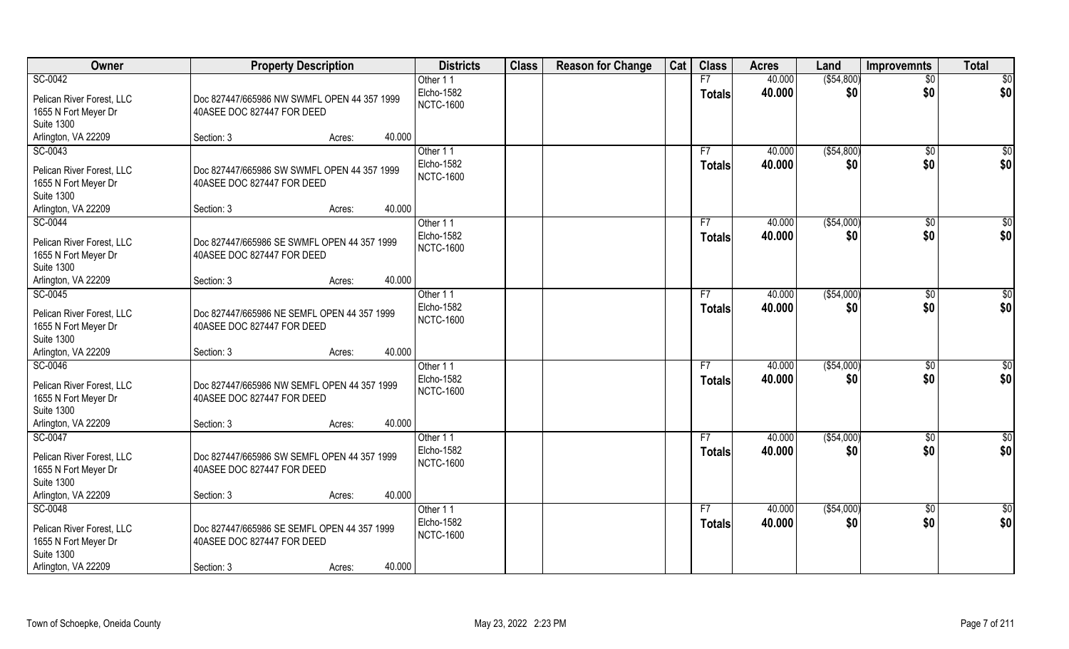| Owner | Property Description | | | Districts | Class | Reason for Change | Cat | Class | Acres | Land | Improvemnts | Total |
|---|---|---|---|---|---|---|---|---|---|---|---|---|
| SC-0042<br>Pelican River Forest, LLC<br>1655 N Fort Meyer Dr<br>Suite 1300<br>Arlington, VA 22209 | Doc 827447/665986 NW SWMFL OPEN 44 357 1999 40ASEE DOC 827447 FOR DEED<br>Section: 3 | Acres: | 40.000 | Other 1 1<br>Elcho-1582<br>NCTC-1600 | | | | F7<br>Totals | 40.000<br>40.000 | ($54,800)<br>$0 | $0<br>$0 | $0<br>$0 |
| SC-0043<br>Pelican River Forest, LLC<br>1655 N Fort Meyer Dr<br>Suite 1300<br>Arlington, VA 22209 | Doc 827447/665986 SW SWMFL OPEN 44 357 1999 40ASEE DOC 827447 FOR DEED<br>Section: 3 | Acres: | 40.000 | Other 1 1<br>Elcho-1582<br>NCTC-1600 | | | | F7<br>Totals | 40.000<br>40.000 | ($54,800)<br>$0 | $0<br>$0 | $0<br>$0 |
| SC-0044<br>Pelican River Forest, LLC<br>1655 N Fort Meyer Dr<br>Suite 1300<br>Arlington, VA 22209 | Doc 827447/665986 SE SWMFL OPEN 44 357 1999 40ASEE DOC 827447 FOR DEED<br>Section: 3 | Acres: | 40.000 | Other 1 1<br>Elcho-1582<br>NCTC-1600 | | | | F7<br>Totals | 40.000<br>40.000 | ($54,000)<br>$0 | $0<br>$0 | $0<br>$0 |
| SC-0045<br>Pelican River Forest, LLC<br>1655 N Fort Meyer Dr<br>Suite 1300<br>Arlington, VA 22209 | Doc 827447/665986 NE SEMFL OPEN 44 357 1999 40ASEE DOC 827447 FOR DEED<br>Section: 3 | Acres: | 40.000 | Other 1 1<br>Elcho-1582<br>NCTC-1600 | | | | F7<br>Totals | 40.000<br>40.000 | ($54,000)<br>$0 | $0<br>$0 | $0<br>$0 |
| SC-0046<br>Pelican River Forest, LLC<br>1655 N Fort Meyer Dr<br>Suite 1300<br>Arlington, VA 22209 | Doc 827447/665986 NW SEMFL OPEN 44 357 1999 40ASEE DOC 827447 FOR DEED<br>Section: 3 | Acres: | 40.000 | Other 1 1<br>Elcho-1582<br>NCTC-1600 | | | | F7<br>Totals | 40.000<br>40.000 | ($54,000)<br>$0 | $0<br>$0 | $0<br>$0 |
| SC-0047<br>Pelican River Forest, LLC<br>1655 N Fort Meyer Dr<br>Suite 1300<br>Arlington, VA 22209 | Doc 827447/665986 SW SEMFL OPEN 44 357 1999 40ASEE DOC 827447 FOR DEED<br>Section: 3 | Acres: | 40.000 | Other 1 1<br>Elcho-1582<br>NCTC-1600 | | | | F7<br>Totals | 40.000<br>40.000 | ($54,000)<br>$0 | $0<br>$0 | $0<br>$0 |
| SC-0048<br>Pelican River Forest, LLC<br>1655 N Fort Meyer Dr<br>Suite 1300<br>Arlington, VA 22209 | Doc 827447/665986 SE SEMFL OPEN 44 357 1999 40ASEE DOC 827447 FOR DEED<br>Section: 3 | Acres: | 40.000 | Other 1 1<br>Elcho-1582<br>NCTC-1600 | | | | F7<br>Totals | 40.000<br>40.000 | ($54,000)<br>$0 | $0<br>$0 | $0<br>$0 |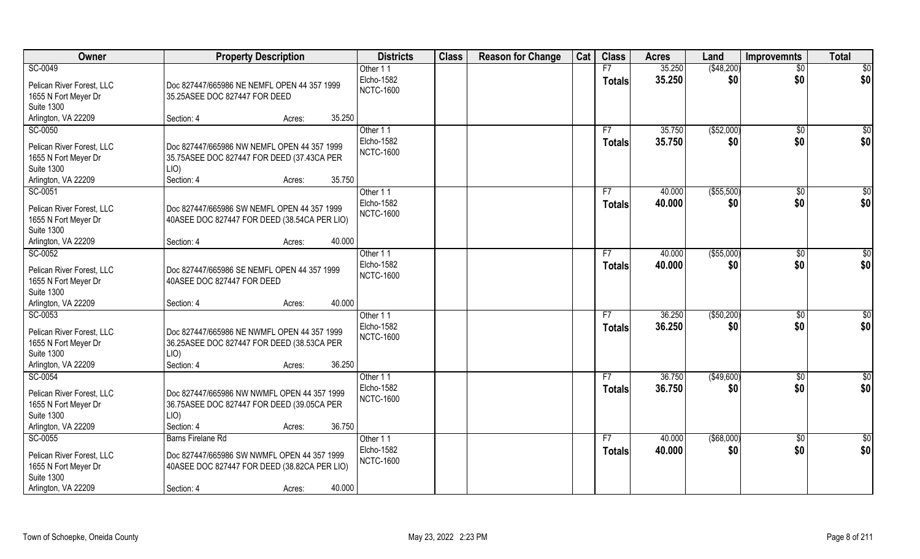| Owner | Property Description | Districts | Class | Reason for Change | Cat | Class | Acres | Land | Improvemnts | Total |
|---|---|---|---|---|---|---|---|---|---|---|
| SC-0049<br>Pelican River Forest, LLC<br>1655 N Fort Meyer Dr<br>Suite 1300<br>Arlington, VA 22209 | Doc 827447/665986 NE NEMFL OPEN 44 357 1999 35.25ASEE DOC 827447 FOR DEED<br>Section: 4 Acres: 35.250 | Other 1 1<br>Elcho-1582<br>NCTC-1600 | | | | F7<br>**Totals** | 35.250<br>**35.250** | ($48,200)<br>**$0** | $0<br>**$0** | $0<br>**$0** |
| SC-0050<br>Pelican River Forest, LLC<br>1655 N Fort Meyer Dr<br>Suite 1300<br>Arlington, VA 22209 | Doc 827447/665986 NW NEMFL OPEN 44 357 1999 35.75ASEE DOC 827447 FOR DEED (37.43CA PER LIO)<br>Section: 4 Acres: 35.750 | Other 1 1<br>Elcho-1582<br>NCTC-1600 | | | | F7<br>**Totals** | 35.750<br>**35.750** | ($52,000)<br>**$0** | $0<br>**$0** | $0<br>**$0** |
| SC-0051<br>Pelican River Forest, LLC<br>1655 N Fort Meyer Dr<br>Suite 1300<br>Arlington, VA 22209 | Doc 827447/665986 SW NEMFL OPEN 44 357 1999 40ASEE DOC 827447 FOR DEED (38.54CA PER LIO)<br>Section: 4 Acres: 40.000 | Other 1 1<br>Elcho-1582<br>NCTC-1600 | | | | F7<br>**Totals** | 40.000<br>**40.000** | ($55,500)<br>**$0** | $0<br>**$0** | $0<br>**$0** |
| SC-0052<br>Pelican River Forest, LLC<br>1655 N Fort Meyer Dr<br>Suite 1300<br>Arlington, VA 22209 | Doc 827447/665986 SE NEMFL OPEN 44 357 1999 40ASEE DOC 827447 FOR DEED<br>Section: 4 Acres: 40.000 | Other 1 1<br>Elcho-1582<br>NCTC-1600 | | | | F7<br>**Totals** | 40.000<br>**40.000** | ($55,000)<br>**$0** | $0<br>**$0** | $0<br>**$0** |
| SC-0053<br>Pelican River Forest, LLC<br>1655 N Fort Meyer Dr<br>Suite 1300<br>Arlington, VA 22209 | Doc 827447/665986 NE NWMFL OPEN 44 357 1999 36.25ASEE DOC 827447 FOR DEED (38.53CA PER LIO)<br>Section: 4 Acres: 36.250 | Other 1 1<br>Elcho-1582<br>NCTC-1600 | | | | F7<br>**Totals** | 36.250<br>**36.250** | ($50,200)<br>**$0** | $0<br>**$0** | $0<br>**$0** |
| SC-0054<br>Pelican River Forest, LLC<br>1655 N Fort Meyer Dr<br>Suite 1300<br>Arlington, VA 22209 | Doc 827447/665986 NW NWMFL OPEN 44 357 1999 36.75ASEE DOC 827447 FOR DEED (39.05CA PER LIO)<br>Section: 4 Acres: 36.750 | Other 1 1<br>Elcho-1582<br>NCTC-1600 | | | | F7<br>**Totals** | 36.750<br>**36.750** | ($49,600)<br>**$0** | $0<br>**$0** | $0<br>**$0** |
| SC-0055<br>Pelican River Forest, LLC<br>1655 N Fort Meyer Dr<br>Suite 1300<br>Arlington, VA 22209 | Barns Firelane Rd<br>Doc 827447/665986 SW NWMFL OPEN 44 357 1999 40ASEE DOC 827447 FOR DEED (38.82CA PER LIO)<br>Section: 4 Acres: 40.000 | Other 1 1<br>Elcho-1582<br>NCTC-1600 | | | | F7<br>**Totals** | 40.000<br>**40.000** | ($68,000)<br>**$0** | $0<br>**$0** | $0<br>**$0** |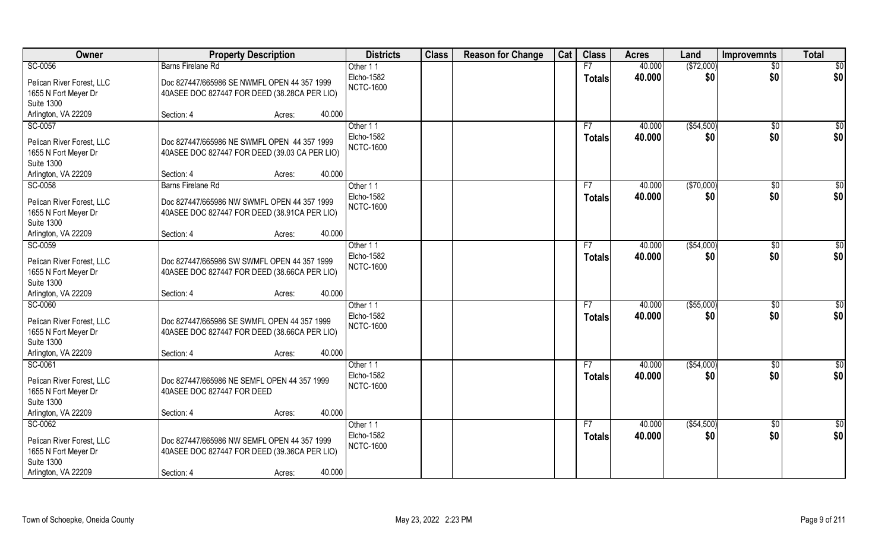| Owner | Property Description | Districts | Class | Reason for Change | Cat | Class | Acres | Land | Improvemnts | Total |
|---|---|---|---|---|---|---|---|---|---|---|
| SC-0056<br>Pelican River Forest, LLC<br>1655 N Fort Meyer Dr<br>Suite 1300<br>Arlington, VA 22209 | Barns Firelane Rd<br>Doc 827447/665986 SE NWMFL OPEN 44 357 1999<br>40ASEE DOC 827447 FOR DEED (38.28CA PER LIO)<br>Section: 4 Acres: 40.000 | Other 1 1<br>Elcho-1582<br>NCTC-1600 | | | | F7<br>**Totals** | 40.000<br>**40.000** | ($72,000)<br>**$0** | $0<br>**$0** | $0<br>**$0** |
| SC-0057<br>Pelican River Forest, LLC<br>1655 N Fort Meyer Dr<br>Suite 1300<br>Arlington, VA 22209 | Doc 827447/665986 NE SWMFL OPEN 44 357 1999<br>40ASEE DOC 827447 FOR DEED (39.03 CA PER LIO)<br>Section: 4 Acres: 40.000 | Other 1 1<br>Elcho-1582<br>NCTC-1600 | | | | F7<br>**Totals** | 40.000<br>**40.000** | ($54,500)<br>**$0** | $0<br>**$0** | $0<br>**$0** |
| SC-0058<br>Pelican River Forest, LLC<br>1655 N Fort Meyer Dr<br>Suite 1300<br>Arlington, VA 22209 | Barns Firelane Rd<br>Doc 827447/665986 NW SWMFL OPEN 44 357 1999<br>40ASEE DOC 827447 FOR DEED (38.91CA PER LIO)<br>Section: 4 Acres: 40.000 | Other 1 1<br>Elcho-1582<br>NCTC-1600 | | | | F7<br>**Totals** | 40.000<br>**40.000** | ($70,000)<br>**$0** | $0<br>**$0** | $0<br>**$0** |
| SC-0059<br>Pelican River Forest, LLC<br>1655 N Fort Meyer Dr<br>Suite 1300<br>Arlington, VA 22209 | Doc 827447/665986 SW SWMFL OPEN 44 357 1999<br>40ASEE DOC 827447 FOR DEED (38.66CA PER LIO)<br>Section: 4 Acres: 40.000 | Other 1 1<br>Elcho-1582<br>NCTC-1600 | | | | F7<br>**Totals** | 40.000<br>**40.000** | ($54,000)<br>**$0** | $0<br>**$0** | $0<br>**$0** |
| SC-0060<br>Pelican River Forest, LLC<br>1655 N Fort Meyer Dr<br>Suite 1300<br>Arlington, VA 22209 | Doc 827447/665986 SE SWMFL OPEN 44 357 1999<br>40ASEE DOC 827447 FOR DEED (38.66CA PER LIO)<br>Section: 4 Acres: 40.000 | Other 1 1<br>Elcho-1582<br>NCTC-1600 | | | | F7<br>**Totals** | 40.000<br>**40.000** | ($55,000)<br>**$0** | $0<br>**$0** | $0<br>**$0** |
| SC-0061<br>Pelican River Forest, LLC<br>1655 N Fort Meyer Dr<br>Suite 1300<br>Arlington, VA 22209 | Doc 827447/665986 NE SEMFL OPEN 44 357 1999<br>40ASEE DOC 827447 FOR DEED<br>Section: 4 Acres: 40.000 | Other 1 1<br>Elcho-1582<br>NCTC-1600 | | | | F7<br>**Totals** | 40.000<br>**40.000** | ($54,000)<br>**$0** | $0<br>**$0** | $0<br>**$0** |
| SC-0062<br>Pelican River Forest, LLC<br>1655 N Fort Meyer Dr<br>Suite 1300<br>Arlington, VA 22209 | Doc 827447/665986 NW SEMFL OPEN 44 357 1999<br>40ASEE DOC 827447 FOR DEED (39.36CA PER LIO)<br>Section: 4 Acres: 40.000 | Other 1 1<br>Elcho-1582<br>NCTC-1600 | | | | F7<br>**Totals** | 40.000<br>**40.000** | ($54,500)<br>**$0** | $0<br>**$0** | $0<br>**$0** |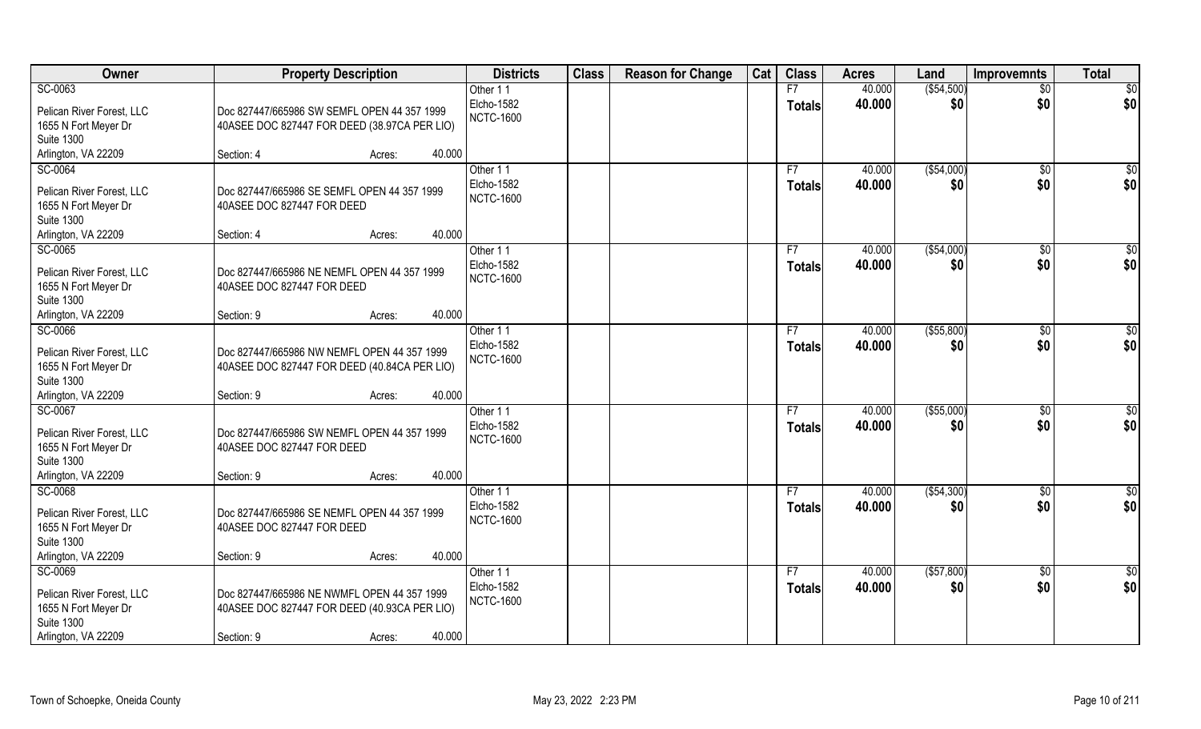| Owner | Property Description | Districts | Class | Reason for Change | Cat | Class | Acres | Land | Improvemnts | Total |
|---|---|---|---|---|---|---|---|---|---|---|
| SC-0063<br>Pelican River Forest, LLC<br>1655 N Fort Meyer Dr<br>Suite 1300<br>Arlington, VA 22209 | Doc 827447/665986 SW SEMFL OPEN 44 357 1999 40ASEE DOC 827447 FOR DEED (38.97CA PER LIO)<br>Section: 4 Acres: 40.000 | Other 1 1<br>Elcho-1582<br>NCTC-1600 | | | | F7<br>**Totals** | 40.000<br>**40.000** | ($54,500)<br>**$0** | $0<br>**$0** | $0<br>**$0** |
| SC-0064<br>Pelican River Forest, LLC<br>1655 N Fort Meyer Dr<br>Suite 1300<br>Arlington, VA 22209 | Doc 827447/665986 SE SEMFL OPEN 44 357 1999 40ASEE DOC 827447 FOR DEED<br>Section: 4 Acres: 40.000 | Other 1 1<br>Elcho-1582<br>NCTC-1600 | | | | F7<br>**Totals** | 40.000<br>**40.000** | ($54,000)<br>**$0** | $0<br>**$0** | $0<br>**$0** |
| SC-0065<br>Pelican River Forest, LLC<br>1655 N Fort Meyer Dr<br>Suite 1300<br>Arlington, VA 22209 | Doc 827447/665986 NE NEMFL OPEN 44 357 1999 40ASEE DOC 827447 FOR DEED<br>Section: 9 Acres: 40.000 | Other 1 1<br>Elcho-1582<br>NCTC-1600 | | | | F7<br>**Totals** | 40.000<br>**40.000** | ($54,000)<br>**$0** | $0<br>**$0** | $0<br>**$0** |
| SC-0066<br>Pelican River Forest, LLC<br>1655 N Fort Meyer Dr<br>Suite 1300<br>Arlington, VA 22209 | Doc 827447/665986 NW NEMFL OPEN 44 357 1999 40ASEE DOC 827447 FOR DEED (40.84CA PER LIO)<br>Section: 9 Acres: 40.000 | Other 1 1<br>Elcho-1582<br>NCTC-1600 | | | | F7<br>**Totals** | 40.000<br>**40.000** | ($55,800)<br>**$0** | $0<br>**$0** | $0<br>**$0** |
| SC-0067<br>Pelican River Forest, LLC<br>1655 N Fort Meyer Dr<br>Suite 1300<br>Arlington, VA 22209 | Doc 827447/665986 SW NEMFL OPEN 44 357 1999 40ASEE DOC 827447 FOR DEED<br>Section: 9 Acres: 40.000 | Other 1 1<br>Elcho-1582<br>NCTC-1600 | | | | F7<br>**Totals** | 40.000<br>**40.000** | ($55,000)<br>**$0** | $0<br>**$0** | $0<br>**$0** |
| SC-0068<br>Pelican River Forest, LLC<br>1655 N Fort Meyer Dr<br>Suite 1300<br>Arlington, VA 22209 | Doc 827447/665986 SE NEMFL OPEN 44 357 1999 40ASEE DOC 827447 FOR DEED<br>Section: 9 Acres: 40.000 | Other 1 1<br>Elcho-1582<br>NCTC-1600 | | | | F7<br>**Totals** | 40.000<br>**40.000** | ($54,300)<br>**$0** | $0<br>**$0** | $0<br>**$0** |
| SC-0069<br>Pelican River Forest, LLC<br>1655 N Fort Meyer Dr<br>Suite 1300<br>Arlington, VA 22209 | Doc 827447/665986 NE NWMFL OPEN 44 357 1999 40ASEE DOC 827447 FOR DEED (40.93CA PER LIO)<br>Section: 9 Acres: 40.000 | Other 1 1<br>Elcho-1582<br>NCTC-1600 | | | | F7<br>**Totals** | 40.000<br>**40.000** | ($57,800)<br>**$0** | $0<br>**$0** | $0<br>**$0** |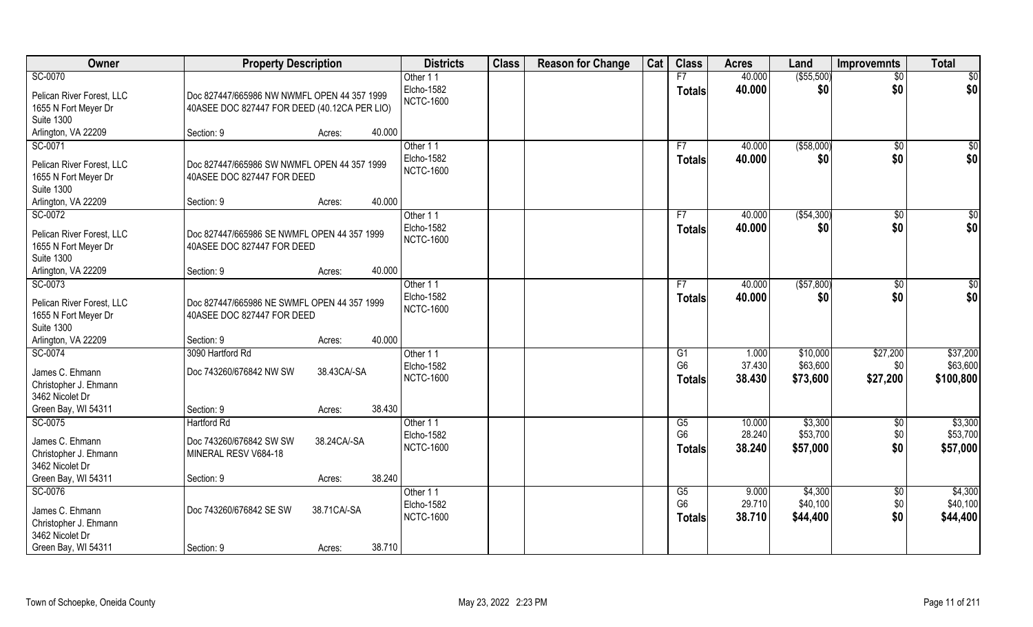| Owner | Property Description | Districts | Class | Reason for Change | Cat | Class | Acres | Land | Improvemnts | Total |
|---|---|---|---|---|---|---|---|---|---|---|
| SC-0070<br>Pelican River Forest, LLC<br>1655 N Fort Meyer Dr<br>Suite 1300<br>Arlington, VA 22209 | Doc 827447/665986 NW NWMFL OPEN 44 357 1999 40ASEE DOC 827447 FOR DEED (40.12CA PER LIO)<br>Section: 9 Acres: 40.000 | Other 1 1<br>Elcho-1582<br>NCTC-1600 | | | | F7<br>**Totals** | 40.000<br>**40.000** | ($55,500)<br>**$0** | $0<br>**$0** | $0<br>**$0** |
| SC-0071<br>Pelican River Forest, LLC<br>1655 N Fort Meyer Dr<br>Suite 1300<br>Arlington, VA 22209 | Doc 827447/665986 SW NWMFL OPEN 44 357 1999 40ASEE DOC 827447 FOR DEED<br>Section: 9 Acres: 40.000 | Other 1 1<br>Elcho-1582<br>NCTC-1600 | | | | F7<br>**Totals** | 40.000<br>**40.000** | ($58,000)<br>**$0** | $0<br>**$0** | $0<br>**$0** |
| SC-0072<br>Pelican River Forest, LLC<br>1655 N Fort Meyer Dr<br>Suite 1300<br>Arlington, VA 22209 | Doc 827447/665986 SE NWMFL OPEN 44 357 1999 40ASEE DOC 827447 FOR DEED<br>Section: 9 Acres: 40.000 | Other 1 1<br>Elcho-1582<br>NCTC-1600 | | | | F7<br>**Totals** | 40.000<br>**40.000** | ($54,300)<br>**$0** | $0<br>**$0** | $0<br>**$0** |
| SC-0073<br>Pelican River Forest, LLC<br>1655 N Fort Meyer Dr<br>Suite 1300<br>Arlington, VA 22209 | Doc 827447/665986 NE SWMFL OPEN 44 357 1999 40ASEE DOC 827447 FOR DEED<br>Section: 9 Acres: 40.000 | Other 1 1<br>Elcho-1582<br>NCTC-1600 | | | | F7<br>**Totals** | 40.000<br>**40.000** | ($57,800)<br>**$0** | $0<br>**$0** | $0<br>**$0** |
| SC-0074<br>James C. Ehmann<br>Christopher J. Ehmann<br>3462 Nicolet Dr<br>Green Bay, WI 54311 | 3090 Hartford Rd<br>Doc 743260/676842 NW SW 38.43CA/-SA<br>Section: 9 Acres: 38.430 | Other 1 1<br>Elcho-1582<br>NCTC-1600 | | | | G1<br>G6<br>**Totals** | 1.000<br>37.430<br>**38.430** | $10,000<br>$63,600<br>**$73,600** | $27,200<br>$0<br>**$27,200** | $37,200<br>$63,600<br>**$100,800** |
| SC-0075<br>James C. Ehmann<br>Christopher J. Ehmann<br>3462 Nicolet Dr<br>Green Bay, WI 54311 | Hartford Rd<br>Doc 743260/676842 SW SW 38.24CA/-SA<br>MINERAL RESV V684-18<br>Section: 9 Acres: 38.240 | Other 1 1<br>Elcho-1582<br>NCTC-1600 | | | | G5<br>G6<br>**Totals** | 10.000<br>28.240<br>**38.240** | $3,300<br>$53,700<br>**$57,000** | $0<br>$0<br>**$0** | $3,300<br>$53,700<br>**$57,000** |
| SC-0076<br>James C. Ehmann<br>Christopher J. Ehmann<br>3462 Nicolet Dr<br>Green Bay, WI 54311 | Doc 743260/676842 SE SW 38.71CA/-SA<br>Section: 9 Acres: 38.710 | Other 1 1<br>Elcho-1582<br>NCTC-1600 | | | | G5<br>G6<br>**Totals** | 9.000<br>29.710<br>**38.710** | $4,300<br>$40,100<br>**$44,400** | $0<br>$0<br>**$0** | $4,300<br>$40,100<br>**$44,400** |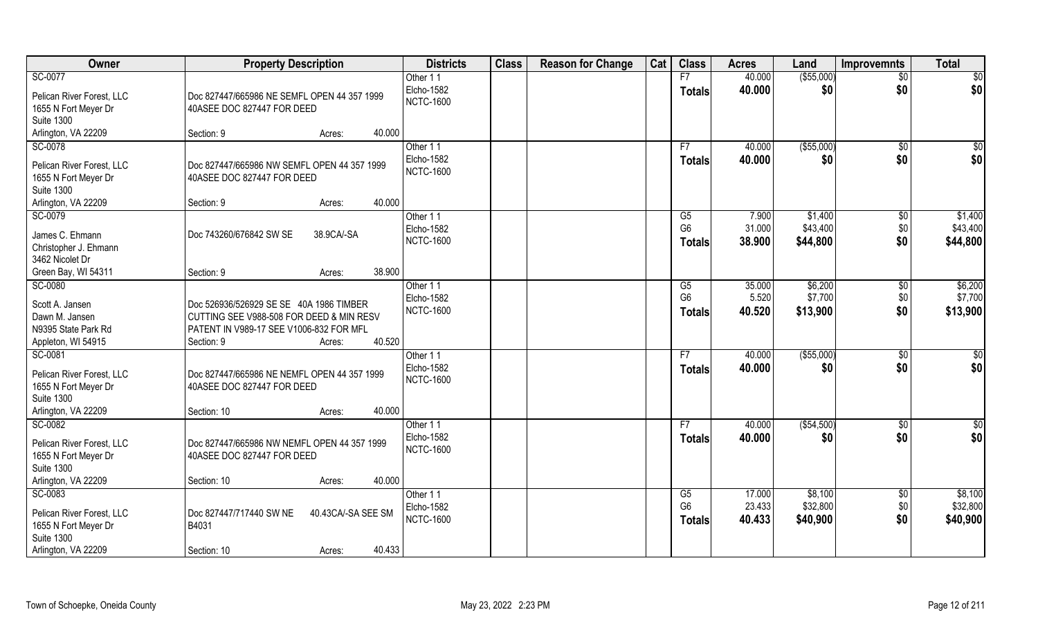| Owner | Property Description | Districts | Class | Reason for Change | Cat | Class | Acres | Land | Improvemnts | Total |
|---|---|---|---|---|---|---|---|---|---|---|
| SC-0077<br>Pelican River Forest, LLC<br>1655 N Fort Meyer Dr<br>Suite 1300<br>Arlington, VA 22209 | Doc 827447/665986 NE SEMFL OPEN 44 357 1999 40ASEE DOC 827447 FOR DEED<br>Section: 9 Acres: 40.000 | Other 1 1<br>Elcho-1582<br>NCTC-1600 | | | | F7<br>**Totals** | 40.000<br>**40.000** | ($55,000)<br>**$0** | $0<br>**$0** | $0<br>**$0** |
| SC-0078<br>Pelican River Forest, LLC<br>1655 N Fort Meyer Dr<br>Suite 1300<br>Arlington, VA 22209 | Doc 827447/665986 NW SEMFL OPEN 44 357 1999 40ASEE DOC 827447 FOR DEED<br>Section: 9 Acres: 40.000 | Other 1 1<br>Elcho-1582<br>NCTC-1600 | | | | F7<br>**Totals** | 40.000<br>**40.000** | ($55,000)<br>**$0** | $0<br>**$0** | $0<br>**$0** |
| SC-0079<br>James C. Ehmann<br>Christopher J. Ehmann<br>3462 Nicolet Dr<br>Green Bay, WI 54311 | Doc 743260/676842 SW SE 38.9CA/-SA<br>Section: 9 Acres: 38.900 | Other 1 1<br>Elcho-1582<br>NCTC-1600 | | | | G5<br>G6<br>**Totals** | 7.900<br>31.000<br>**38.900** | $1,400<br>$43,400<br>**$44,800** | $0<br>$0<br>**$0** | $1,400<br>$43,400<br>**$44,800** |
| SC-0080<br>Scott A. Jansen<br>Dawn M. Jansen<br>N9395 State Park Rd<br>Appleton, WI 54915 | Doc 526936/526929 SE SE 40A 1986 TIMBER CUTTING SEE V988-508 FOR DEED & MIN RESV PATENT IN V989-17 SEE V1006-832 FOR MFL<br>Section: 9 Acres: 40.520 | Other 1 1<br>Elcho-1582<br>NCTC-1600 | | | | G5<br>G6<br>**Totals** | 35.000<br>5.520<br>**40.520** | $6,200<br>$7,700<br>**$13,900** | $0<br>$0<br>**$0** | $6,200<br>$7,700<br>**$13,900** |
| SC-0081<br>Pelican River Forest, LLC<br>1655 N Fort Meyer Dr<br>Suite 1300<br>Arlington, VA 22209 | Doc 827447/665986 NE NEMFL OPEN 44 357 1999 40ASEE DOC 827447 FOR DEED<br>Section: 10 Acres: 40.000 | Other 1 1<br>Elcho-1582<br>NCTC-1600 | | | | F7<br>**Totals** | 40.000<br>**40.000** | ($55,000)<br>**$0** | $0<br>**$0** | $0<br>**$0** |
| SC-0082<br>Pelican River Forest, LLC<br>1655 N Fort Meyer Dr<br>Suite 1300<br>Arlington, VA 22209 | Doc 827447/665986 NW NEMFL OPEN 44 357 1999 40ASEE DOC 827447 FOR DEED<br>Section: 10 Acres: 40.000 | Other 1 1<br>Elcho-1582<br>NCTC-1600 | | | | F7<br>**Totals** | 40.000<br>**40.000** | ($54,500)<br>**$0** | $0<br>**$0** | $0<br>**$0** |
| SC-0083<br>Pelican River Forest, LLC<br>1655 N Fort Meyer Dr<br>Suite 1300<br>Arlington, VA 22209 | Doc 827447/717440 SW NE 40.43CA/-SA SEE SM B4031<br>Section: 10 Acres: 40.433 | Other 1 1<br>Elcho-1582<br>NCTC-1600 | | | | G5<br>G6<br>**Totals** | 17.000<br>23.433<br>**40.433** | $8,100<br>$32,800<br>**$40,900** | $0<br>$0<br>**$0** | $8,100<br>$32,800<br>**$40,900** |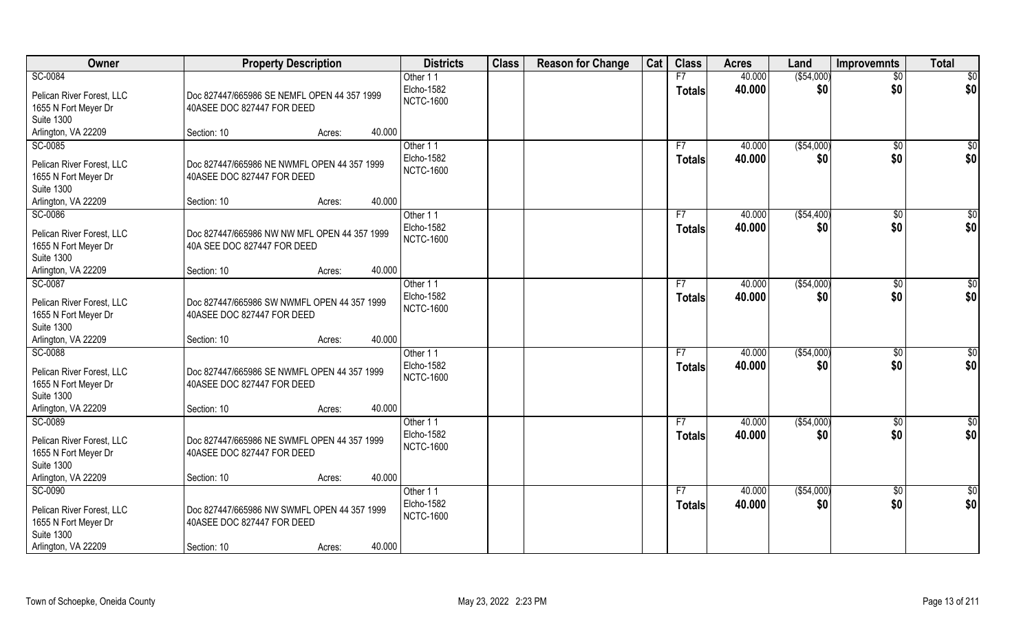| Owner | Property Description | | | Districts | Class | Reason for Change | Cat | Class | Acres | Land | Improvemnts | Total |
|---|---|---|---|---|---|---|---|---|---|---|---|---|
| SC-0084<br>Pelican River Forest, LLC<br>1655 N Fort Meyer Dr<br>Suite 1300<br>Arlington, VA 22209 | Doc 827447/665986 SE NEMFL OPEN 44 357 1999 40ASEE DOC 827447 FOR DEED<br>Section: 10 | Acres: | 40.000 | Other 1 1<br>Elcho-1582<br>NCTC-1600 | | | | F7<br>**Totals** | 40.000<br>**40.000** | ($54,000)<br>**$0** | $0<br>**$0** | $0<br>**$0** |
| SC-0085<br>Pelican River Forest, LLC<br>1655 N Fort Meyer Dr<br>Suite 1300<br>Arlington, VA 22209 | Doc 827447/665986 NE NWMFL OPEN 44 357 1999 40ASEE DOC 827447 FOR DEED<br>Section: 10 | Acres: | 40.000 | Other 1 1<br>Elcho-1582<br>NCTC-1600 | | | | F7<br>**Totals** | 40.000<br>**40.000** | ($54,000)<br>**$0** | $0<br>**$0** | $0<br>**$0** |
| SC-0086<br>Pelican River Forest, LLC<br>1655 N Fort Meyer Dr<br>Suite 1300<br>Arlington, VA 22209 | Doc 827447/665986 NW NW MFL OPEN 44 357 1999 40A SEE DOC 827447 FOR DEED<br>Section: 10 | Acres: | 40.000 | Other 1 1<br>Elcho-1582<br>NCTC-1600 | | | | F7<br>**Totals** | 40.000<br>**40.000** | ($54,400)<br>**$0** | $0<br>**$0** | $0<br>**$0** |
| SC-0087<br>Pelican River Forest, LLC<br>1655 N Fort Meyer Dr<br>Suite 1300<br>Arlington, VA 22209 | Doc 827447/665986 SW NWMFL OPEN 44 357 1999 40ASEE DOC 827447 FOR DEED<br>Section: 10 | Acres: | 40.000 | Other 1 1<br>Elcho-1582<br>NCTC-1600 | | | | F7<br>**Totals** | 40.000<br>**40.000** | ($54,000)<br>**$0** | $0<br>**$0** | $0<br>**$0** |
| SC-0088<br>Pelican River Forest, LLC<br>1655 N Fort Meyer Dr<br>Suite 1300<br>Arlington, VA 22209 | Doc 827447/665986 SE NWMFL OPEN 44 357 1999 40ASEE DOC 827447 FOR DEED<br>Section: 10 | Acres: | 40.000 | Other 1 1<br>Elcho-1582<br>NCTC-1600 | | | | F7<br>**Totals** | 40.000<br>**40.000** | ($54,000)<br>**$0** | $0<br>**$0** | $0<br>**$0** |
| SC-0089<br>Pelican River Forest, LLC<br>1655 N Fort Meyer Dr<br>Suite 1300<br>Arlington, VA 22209 | Doc 827447/665986 NE SWMFL OPEN 44 357 1999 40ASEE DOC 827447 FOR DEED<br>Section: 10 | Acres: | 40.000 | Other 1 1<br>Elcho-1582<br>NCTC-1600 | | | | F7<br>**Totals** | 40.000<br>**40.000** | ($54,000)<br>**$0** | $0<br>**$0** | $0<br>**$0** |
| SC-0090<br>Pelican River Forest, LLC<br>1655 N Fort Meyer Dr<br>Suite 1300<br>Arlington, VA 22209 | Doc 827447/665986 NW SWMFL OPEN 44 357 1999 40ASEE DOC 827447 FOR DEED<br>Section: 10 | Acres: | 40.000 | Other 1 1<br>Elcho-1582<br>NCTC-1600 | | | | F7<br>**Totals** | 40.000<br>**40.000** | ($54,000)<br>**$0** | $0<br>**$0** | $0<br>**$0** |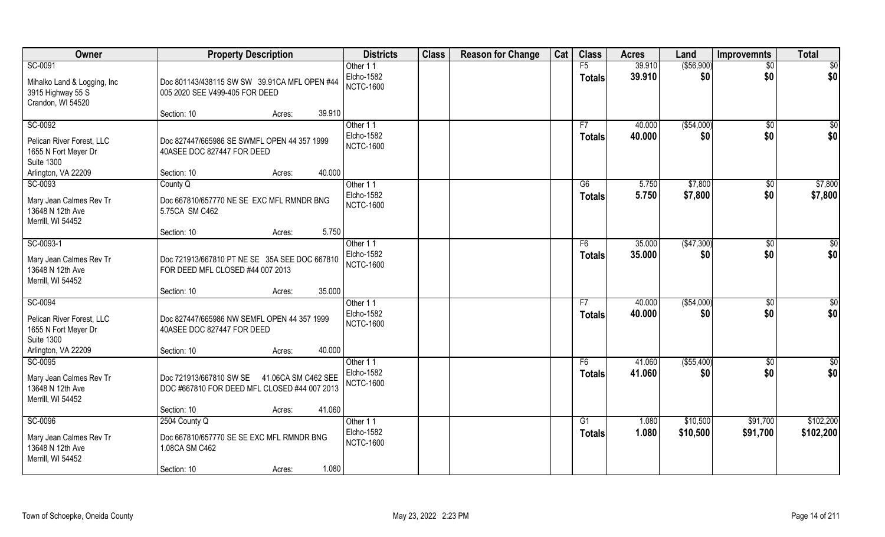| Owner | Property Description | Districts | Class | Reason for Change | Cat | Class | Acres | Land | Improvemnts | Total |
|---|---|---|---|---|---|---|---|---|---|---|
| SC-0091 | | Other 1 1 | | | | F5 | 39.910 | ($56,900) | $0 | $0 |
| Mihalko Land & Logging, Inc<br>3915 Highway 55 S<br>Crandon, WI 54520 | Doc 801143/438115 SW SW 39.91CA MFL OPEN #44 005 2020 SEE V499-405 FOR DEED<br>Section: 10 Acres: 39.910 | Elcho-1582<br>NCTC-1600 | | | | Totals | 39.910 | $0 | $0 | $0 |
| SC-0092 | | Other 1 1 | | | | F7 | 40.000 | ($54,000) | $0 | $0 |
| Pelican River Forest, LLC<br>1655 N Fort Meyer Dr<br>Suite 1300<br>Arlington, VA 22209 | Doc 827447/665986 SE SWMFL OPEN 44 357 1999 40ASEE DOC 827447 FOR DEED<br>Section: 10 Acres: 40.000 | Elcho-1582<br>NCTC-1600 | | | | Totals | 40.000 | $0 | $0 | $0 |
| SC-0093 | County Q | Other 1 1 | | | | G6 | 5.750 | $7,800 | $0 | $7,800 |
| Mary Jean Calmes Rev Tr<br>13648 N 12th Ave<br>Merrill, WI 54452 | Doc 667810/657770 NE SE EXC MFL RMNDR BNG 5.75CA SM C462<br>Section: 10 Acres: 5.750 | Elcho-1582<br>NCTC-1600 | | | | Totals | 5.750 | $7,800 | $0 | $7,800 |
| SC-0093-1 | | Other 1 1 | | | | F6 | 35.000 | ($47,300) | $0 | $0 |
| Mary Jean Calmes Rev Tr<br>13648 N 12th Ave<br>Merrill, WI 54452 | Doc 721913/667810 PT NE SE 35A SEE DOC 667810 FOR DEED MFL CLOSED #44 007 2013<br>Section: 10 Acres: 35.000 | Elcho-1582<br>NCTC-1600 | | | | Totals | 35.000 | $0 | $0 | $0 |
| SC-0094 | | Other 1 1 | | | | F7 | 40.000 | ($54,000) | $0 | $0 |
| Pelican River Forest, LLC<br>1655 N Fort Meyer Dr<br>Suite 1300<br>Arlington, VA 22209 | Doc 827447/665986 NW SEMFL OPEN 44 357 1999 40ASEE DOC 827447 FOR DEED<br>Section: 10 Acres: 40.000 | Elcho-1582<br>NCTC-1600 | | | | Totals | 40.000 | $0 | $0 | $0 |
| SC-0095 | | Other 1 1 | | | | F6 | 41.060 | ($55,400) | $0 | $0 |
| Mary Jean Calmes Rev Tr<br>13648 N 12th Ave<br>Merrill, WI 54452 | Doc 721913/667810 SW SE 41.06CA SM C462 SEE DOC #667810 FOR DEED MFL CLOSED #44 007 2013<br>Section: 10 Acres: 41.060 | Elcho-1582<br>NCTC-1600 | | | | Totals | 41.060 | $0 | $0 | $0 |
| SC-0096 | 2504 County Q | Other 1 1 | | | | G1 | 1.080 | $10,500 | $91,700 | $102,200 |
| Mary Jean Calmes Rev Tr<br>13648 N 12th Ave<br>Merrill, WI 54452 | Doc 667810/657770 SE SE EXC MFL RMNDR BNG 1.08CA SM C462<br>Section: 10 Acres: 1.080 | Elcho-1582<br>NCTC-1600 | | | | Totals | 1.080 | $10,500 | $91,700 | $102,200 |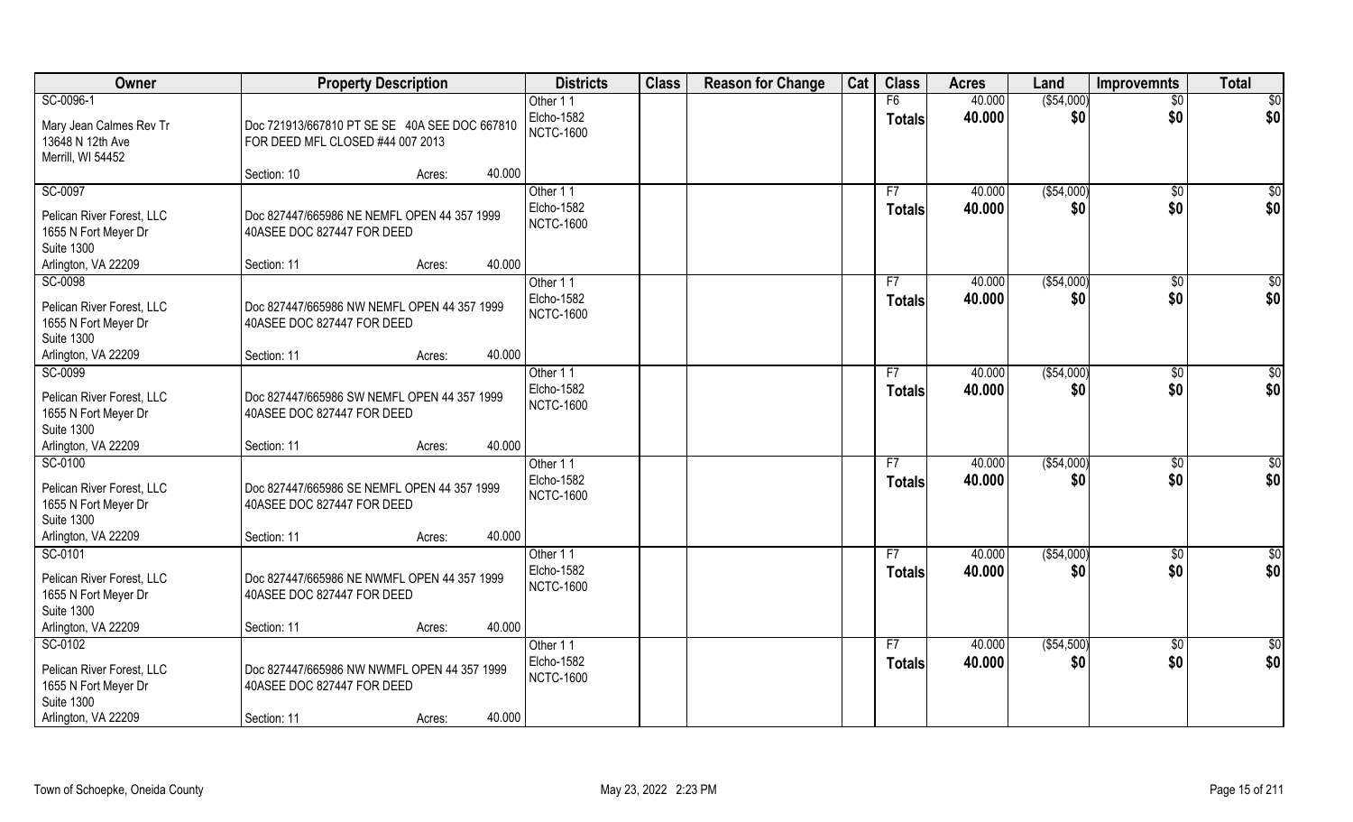| Owner | Property Description | Districts | Class | Reason for Change | Cat | Class | Acres | Land | Improvemnts | Total |
|---|---|---|---|---|---|---|---|---|---|---|
| SC-0096-1<br>Mary Jean Calmes Rev Tr<br>13648 N 12th Ave<br>Merrill, WI 54452 | Doc 721913/667810 PT SE SE 40A SEE DOC 667810 FOR DEED MFL CLOSED #44 007 2013<br>Section: 10 Acres: 40.000 | Other 1 1<br>Elcho-1582<br>NCTC-1600 | | | | F6<br>Totals | 40.000<br>40.000 | ($54,000)<br>$0 | $0<br>$0 | $0<br>$0 |
| SC-0097<br>Pelican River Forest, LLC<br>1655 N Fort Meyer Dr<br>Suite 1300<br>Arlington, VA 22209 | Doc 827447/665986 NE NEMFL OPEN 44 357 1999 40ASEE DOC 827447 FOR DEED<br>Section: 11 Acres: 40.000 | Other 1 1<br>Elcho-1582<br>NCTC-1600 | | | | F7<br>Totals | 40.000<br>40.000 | ($54,000)<br>$0 | $0<br>$0 | $0<br>$0 |
| SC-0098<br>Pelican River Forest, LLC<br>1655 N Fort Meyer Dr<br>Suite 1300<br>Arlington, VA 22209 | Doc 827447/665986 NW NEMFL OPEN 44 357 1999 40ASEE DOC 827447 FOR DEED<br>Section: 11 Acres: 40.000 | Other 1 1<br>Elcho-1582<br>NCTC-1600 | | | | F7<br>Totals | 40.000<br>40.000 | ($54,000)<br>$0 | $0<br>$0 | $0<br>$0 |
| SC-0099<br>Pelican River Forest, LLC<br>1655 N Fort Meyer Dr<br>Suite 1300<br>Arlington, VA 22209 | Doc 827447/665986 SW NEMFL OPEN 44 357 1999 40ASEE DOC 827447 FOR DEED<br>Section: 11 Acres: 40.000 | Other 1 1<br>Elcho-1582<br>NCTC-1600 | | | | F7<br>Totals | 40.000<br>40.000 | ($54,000)<br>$0 | $0<br>$0 | $0<br>$0 |
| SC-0100<br>Pelican River Forest, LLC<br>1655 N Fort Meyer Dr<br>Suite 1300<br>Arlington, VA 22209 | Doc 827447/665986 SE NEMFL OPEN 44 357 1999 40ASEE DOC 827447 FOR DEED<br>Section: 11 Acres: 40.000 | Other 1 1<br>Elcho-1582<br>NCTC-1600 | | | | F7<br>Totals | 40.000<br>40.000 | ($54,000)<br>$0 | $0<br>$0 | $0<br>$0 |
| SC-0101<br>Pelican River Forest, LLC<br>1655 N Fort Meyer Dr<br>Suite 1300<br>Arlington, VA 22209 | Doc 827447/665986 NE NWMFL OPEN 44 357 1999 40ASEE DOC 827447 FOR DEED<br>Section: 11 Acres: 40.000 | Other 1 1<br>Elcho-1582<br>NCTC-1600 | | | | F7<br>Totals | 40.000<br>40.000 | ($54,000)<br>$0 | $0<br>$0 | $0<br>$0 |
| SC-0102<br>Pelican River Forest, LLC<br>1655 N Fort Meyer Dr<br>Suite 1300<br>Arlington, VA 22209 | Doc 827447/665986 NW NWMFL OPEN 44 357 1999 40ASEE DOC 827447 FOR DEED<br>Section: 11 Acres: 40.000 | Other 1 1<br>Elcho-1582<br>NCTC-1600 | | | | F7<br>Totals | 40.000<br>40.000 | ($54,500)<br>$0 | $0<br>$0 | $0<br>$0 |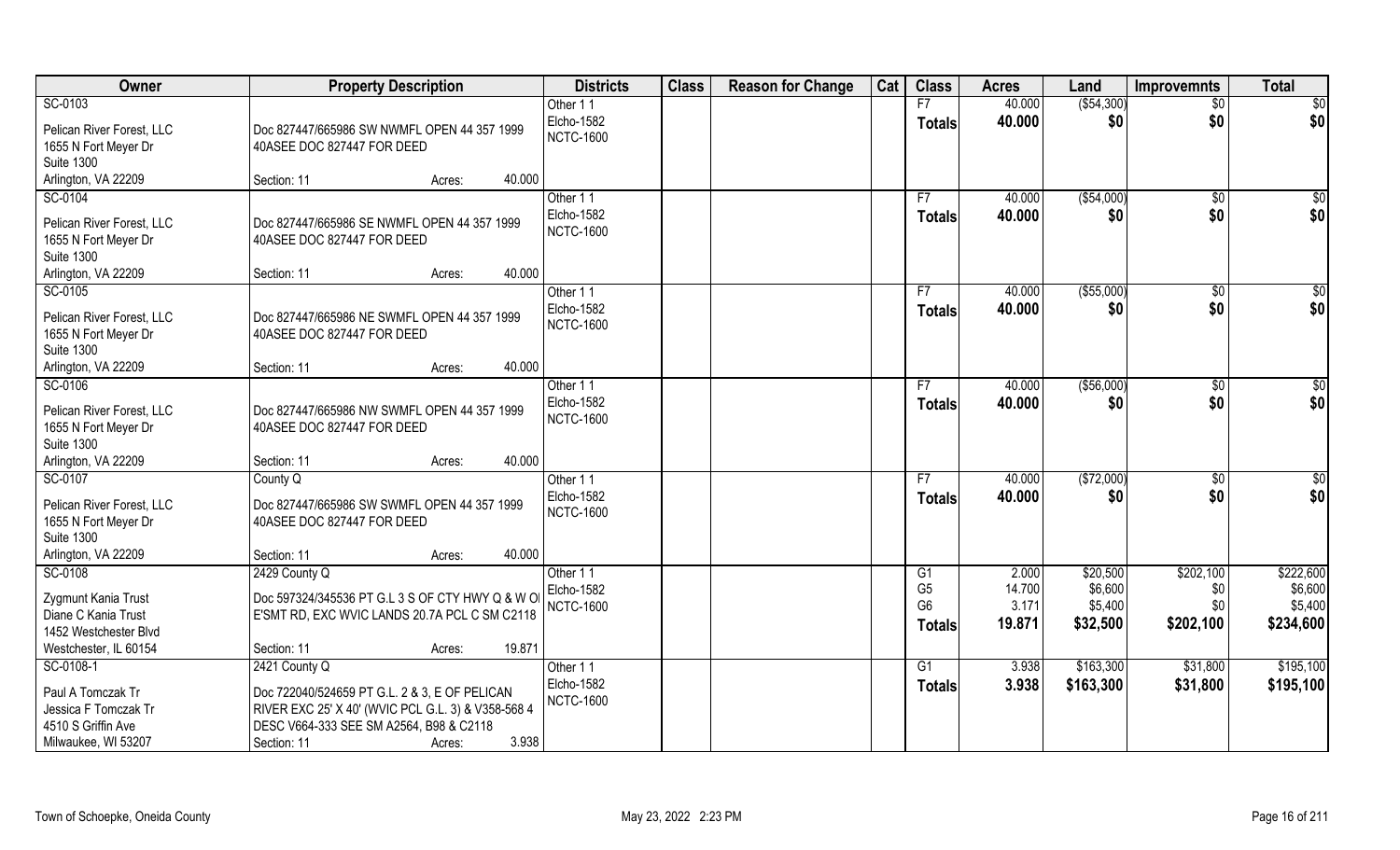| Owner | Property Description | Districts | Class | Reason for Change | Cat | Class | Acres | Land | Improvemnts | Total |
|---|---|---|---|---|---|---|---|---|---|---|
| SC-0103<br>Pelican River Forest, LLC<br>1655 N Fort Meyer Dr<br>Suite 1300<br>Arlington, VA 22209 | Doc 827447/665986 SW NWMFL OPEN 44 357 1999 40ASEE DOC 827447 FOR DEED<br>Section: 11 Acres: 40.000 | Other 1 1<br>Elcho-1582<br>NCTC-1600 | | | | F7<br>**Totals** | 40.000<br>**40.000** | ($54,300)<br>**$0** | $0<br>**$0** | $0<br>**$0** |
| SC-0104<br>Pelican River Forest, LLC<br>1655 N Fort Meyer Dr<br>Suite 1300<br>Arlington, VA 22209 | Doc 827447/665986 SE NWMFL OPEN 44 357 1999 40ASEE DOC 827447 FOR DEED<br>Section: 11 Acres: 40.000 | Other 1 1<br>Elcho-1582<br>NCTC-1600 | | | | F7<br>**Totals** | 40.000<br>**40.000** | ($54,000)<br>**$0** | $0<br>**$0** | $0<br>**$0** |
| SC-0105<br>Pelican River Forest, LLC<br>1655 N Fort Meyer Dr<br>Suite 1300<br>Arlington, VA 22209 | Doc 827447/665986 NE SWMFL OPEN 44 357 1999 40ASEE DOC 827447 FOR DEED<br>Section: 11 Acres: 40.000 | Other 1 1<br>Elcho-1582<br>NCTC-1600 | | | | F7<br>**Totals** | 40.000<br>**40.000** | ($55,000)<br>**$0** | $0<br>**$0** | $0<br>**$0** |
| SC-0106<br>Pelican River Forest, LLC<br>1655 N Fort Meyer Dr<br>Suite 1300<br>Arlington, VA 22209 | Doc 827447/665986 NW SWMFL OPEN 44 357 1999 40ASEE DOC 827447 FOR DEED<br>Section: 11 Acres: 40.000 | Other 1 1<br>Elcho-1582<br>NCTC-1600 | | | | F7<br>**Totals** | 40.000<br>**40.000** | ($56,000)<br>**$0** | $0<br>**$0** | $0<br>**$0** |
| SC-0107<br>Pelican River Forest, LLC<br>1655 N Fort Meyer Dr<br>Suite 1300<br>Arlington, VA 22209 | County Q<br>Doc 827447/665986 SW SWMFL OPEN 44 357 1999 40ASEE DOC 827447 FOR DEED<br>Section: 11 Acres: 40.000 | Other 1 1<br>Elcho-1582<br>NCTC-1600 | | | | F7<br>**Totals** | 40.000<br>**40.000** | ($72,000)<br>**$0** | $0<br>**$0** | $0<br>**$0** |
| SC-0108<br>Zygmunt Kania Trust<br>Diane C Kania Trust<br>1452 Westchester Blvd<br>Westchester, IL 60154 | 2429 County Q<br>Doc 597324/345536 PT G.L 3 S OF CTY HWY Q & W OI E'SMT RD, EXC WVIC LANDS 20.7A PCL C SM C2118<br>Section: 11 Acres: 19.871 | Other 1 1<br>Elcho-1582<br>NCTC-1600 | | | | G1<br>G5<br>G6<br>**Totals** | 2.000<br>14.700<br>3.171<br>**19.871** | $20,500<br>$6,600<br>$5,400<br>**$32,500** | $202,100<br>$0<br>$0<br>**$202,100** | $222,600<br>$6,600<br>$5,400<br>**$234,600** |
| SC-0108-1<br>Paul A Tomczak Tr<br>Jessica F Tomczak Tr<br>4510 S Griffin Ave<br>Milwaukee, WI 53207 | 2421 County Q<br>Doc 722040/524659 PT G.L. 2 & 3, E OF PELICAN RIVER EXC 25' X 40' (WVIC PCL G.L. 3) & V358-568 4 DESC V664-333 SEE SM A2564, B98 & C2118<br>Section: 11 Acres: 3.938 | Other 1 1<br>Elcho-1582<br>NCTC-1600 | | | | G1<br>**Totals** | 3.938<br>**3.938** | $163,300<br>**$163,300** | $31,800<br>**$31,800** | $195,100<br>**$195,100** |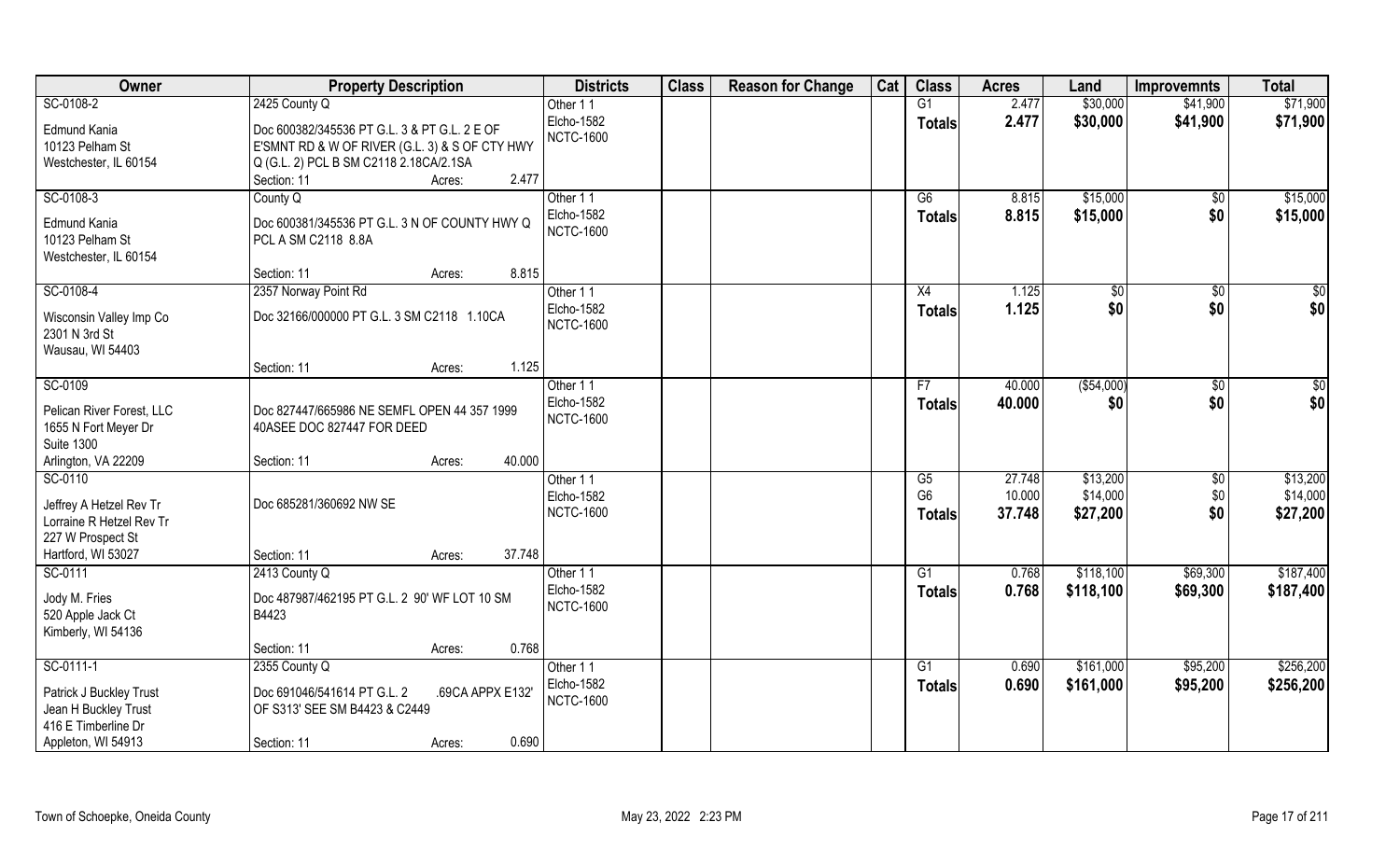| Owner | Property Description | Districts | Class | Reason for Change | Cat | Class | Acres | Land | Improvemnts | Total |
|---|---|---|---|---|---|---|---|---|---|---|
| SC-0108-2<br>Edmund Kania<br>10123 Pelham St<br>Westchester, IL 60154 | 2425 County Q<br>Doc 600382/345536 PT G.L. 3 & PT G.L. 2 E OF E'SMNT RD & W OF RIVER (G.L. 3) & S OF CTY HWY Q (G.L. 2) PCL B SM C2118 2.18CA/2.1SA<br>Section: 11 Acres: 2.477 | Other 1 1<br>Elcho-1582<br>NCTC-1600 | | | | G1<br>**Totals** | 2.477<br>**2.477** | $30,000<br>**$30,000** | $41,900<br>**$41,900** | $71,900<br>**$71,900** |
| SC-0108-3<br>Edmund Kania<br>10123 Pelham St<br>Westchester, IL 60154 | County Q<br>Doc 600381/345536 PT G.L. 3 N OF COUNTY HWY Q PCL A SM C2118 8.8A<br>Section: 11 Acres: 8.815 | Other 1 1<br>Elcho-1582<br>NCTC-1600 | | | | G6<br>**Totals** | 8.815<br>**8.815** | $15,000<br>**$15,000** | $0<br>**$0** | $15,000<br>**$15,000** |
| SC-0108-4<br>Wisconsin Valley Imp Co<br>2301 N 3rd St<br>Wausau, WI 54403 | 2357 Norway Point Rd<br>Doc 32166/000000 PT G.L. 3 SM C2118 1.10CA<br>Section: 11 Acres: 1.125 | Other 1 1<br>Elcho-1582<br>NCTC-1600 | | | | X4<br>**Totals** | 1.125<br>**1.125** | $0<br>**$0** | $0<br>**$0** | $0<br>**$0** |
| SC-0109<br>Pelican River Forest, LLC<br>1655 N Fort Meyer Dr<br>Suite 1300<br>Arlington, VA 22209 | Doc 827447/665986 NE SEMFL OPEN 44 357 1999 40ASEE DOC 827447 FOR DEED<br>Section: 11 Acres: 40.000 | Other 1 1<br>Elcho-1582<br>NCTC-1600 | | | | F7<br>**Totals** | 40.000<br>**40.000** | ($54,000)<br>**$0** | $0<br>**$0** | $0<br>**$0** |
| SC-0110<br>Jeffrey A Hetzel Rev Tr<br>Lorraine R Hetzel Rev Tr<br>227 W Prospect St<br>Hartford, WI 53027 | Doc 685281/360692 NW SE<br>Section: 11 Acres: 37.748 | Other 1 1<br>Elcho-1582<br>NCTC-1600 | | | | G5<br>G6<br>**Totals** | 27.748<br>10.000<br>**37.748** | $13,200<br>$14,000<br>**$27,200** | $0<br>$0<br>**$0** | $13,200<br>$14,000<br>**$27,200** |
| SC-0111<br>Jody M. Fries<br>520 Apple Jack Ct<br>Kimberly, WI 54136 | 2413 County Q<br>Doc 487987/462195 PT G.L. 2 90' WF LOT 10 SM B4423<br>Section: 11 Acres: 0.768 | Other 1 1<br>Elcho-1582<br>NCTC-1600 | | | | G1<br>**Totals** | 0.768<br>**0.768** | $118,100<br>**$118,100** | $69,300<br>**$69,300** | $187,400<br>**$187,400** |
| SC-0111-1<br>Patrick J Buckley Trust<br>Jean H Buckley Trust<br>416 E Timberline Dr<br>Appleton, WI 54913 | 2355 County Q<br>Doc 691046/541614 PT G.L. 2 .69CA APPX E132' OF S313' SEE SM B4423 & C2449<br>Section: 11 Acres: 0.690 | Other 1 1<br>Elcho-1582<br>NCTC-1600 | | | | G1<br>**Totals** | 0.690<br>**0.690** | $161,000<br>**$161,000** | $95,200<br>**$95,200** | $256,200<br>**$256,200** |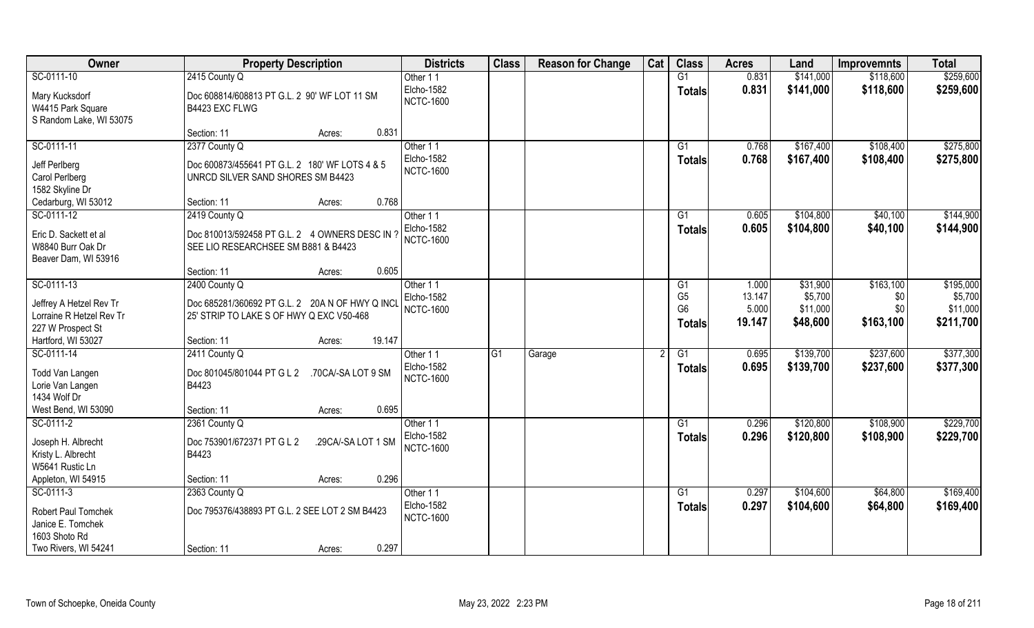| Owner | Property Description | Districts | Class | Reason for Change | Cat | Class | Acres | Land | Improvemnts | Total |
|---|---|---|---|---|---|---|---|---|---|---|
| SC-0111-10<br>Mary Kucksdorf<br>W4415 Park Square<br>S Random Lake, WI 53075 | 2415 County Q<br>Doc 608814/608813 PT G.L. 2 90' WF LOT 11 SM B4423 EXC FLWG<br>Section: 11 Acres: 0.831 | Other 1 1<br>Elcho-1582<br>NCTC-1600 | | | | G1<br>**Totals** | 0.831<br>**0.831** | $141,000<br>**$141,000** | $118,600<br>**$118,600** | $259,600<br>**$259,600** |
| SC-0111-11<br>Jeff Perlberg<br>Carol Perlberg<br>1582 Skyline Dr<br>Cedarburg, WI 53012 | 2377 County Q<br>Doc 600873/455641 PT G.L. 2 180' WF LOTS 4 & 5 UNRCD SILVER SAND SHORES SM B4423<br>Section: 11 Acres: 0.768 | Other 1 1<br>Elcho-1582<br>NCTC-1600 | | | | G1<br>**Totals** | 0.768<br>**0.768** | $167,400<br>**$167,400** | $108,400<br>**$108,400** | $275,800<br>**$275,800** |
| SC-0111-12<br>Eric D. Sackett et al<br>W8840 Burr Oak Dr<br>Beaver Dam, WI 53916 | 2419 County Q<br>Doc 810013/592458 PT G.L. 2 4 OWNERS DESC IN ? SEE LIO RESEARCHSEE SM B881 & B4423<br>Section: 11 Acres: 0.605 | Other 1 1<br>Elcho-1582<br>NCTC-1600 | | | | G1<br>**Totals** | 0.605<br>**0.605** | $104,800<br>**$104,800** | $40,100<br>**$40,100** | $144,900<br>**$144,900** |
| SC-0111-13<br>Jeffrey A Hetzel Rev Tr<br>Lorraine R Hetzel Rev Tr<br>227 W Prospect St<br>Hartford, WI 53027 | 2400 County Q<br>Doc 685281/360692 PT G.L. 2 20A N OF HWY Q INCL 25' STRIP TO LAKE S OF HWY Q EXC V50-468<br>Section: 11 Acres: 19.147 | Other 1 1<br>Elcho-1582<br>NCTC-1600 | | | | G1<br>G5<br>G6<br>**Totals** | 1.000<br>13.147<br>5.000<br>**19.147** | $31,900<br>$5,700<br>$11,000<br>**$48,600** | $163,100<br>$0<br>$0<br>**$163,100** | $195,000<br>$5,700<br>$11,000<br>**$211,700** |
| SC-0111-14<br>Todd Van Langen<br>Lorie Van Langen<br>1434 Wolf Dr<br>West Bend, WI 53090 | 2411 County Q<br>Doc 801045/801044 PT G L 2 .70CA/-SA LOT 9 SM B4423<br>Section: 11 Acres: 0.695 | Other 1 1<br>Elcho-1582<br>NCTC-1600 | G1 | Garage | 2 | G1<br>**Totals** | 0.695<br>**0.695** | $139,700<br>**$139,700** | $237,600<br>**$237,600** | $377,300<br>**$377,300** |
| SC-0111-2<br>Joseph H. Albrecht<br>Kristy L. Albrecht<br>W5641 Rustic Ln<br>Appleton, WI 54915 | 2361 County Q<br>Doc 753901/672371 PT G L 2 .29CA/-SA LOT 1 SM B4423<br>Section: 11 Acres: 0.296 | Other 1 1<br>Elcho-1582<br>NCTC-1600 | | | | G1<br>**Totals** | 0.296<br>**0.296** | $120,800<br>**$120,800** | $108,900<br>**$108,900** | $229,700<br>**$229,700** |
| SC-0111-3<br>Robert Paul Tomchek<br>Janice E. Tomchek<br>1603 Shoto Rd<br>Two Rivers, WI 54241 | 2363 County Q<br>Doc 795376/438893 PT G.L. 2 SEE LOT 2 SM B4423<br>Section: 11 Acres: 0.297 | Other 1 1<br>Elcho-1582<br>NCTC-1600 | | | | G1<br>**Totals** | 0.297<br>**0.297** | $104,600<br>**$104,600** | $64,800<br>**$64,800** | $169,400<br>**$169,400** |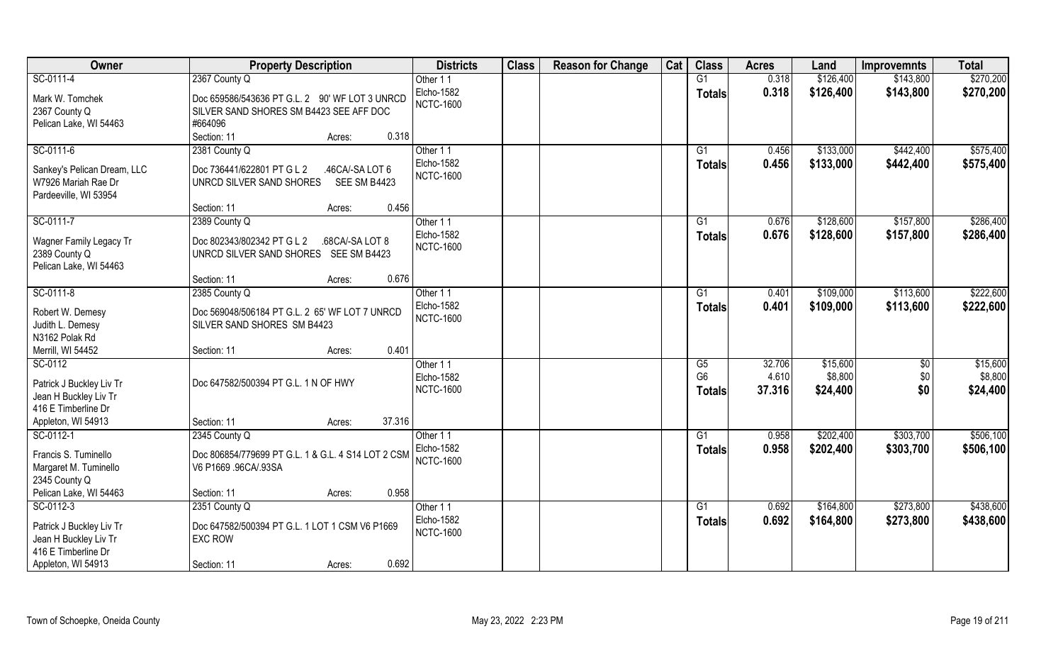| Owner | Property Description | | Districts | Class | Reason for Change | Cat | Class | Acres | Land | Improvemnts | Total |
|---|---|---|---|---|---|---|---|---|---|---|---|
| SC-0111-4 | 2367 County Q | | Other 1 1 | | | | G1 | 0.318 | $126,400 | $143,800 | $270,200 |
| Mark W. Tomchek<br>2367 County Q<br>Pelican Lake, WI 54463 | Doc 659586/543636 PT G.L. 2 90' WF LOT 3 UNRCD SILVER SAND SHORES SM B4423 SEE AFF DOC #664096 | | Elcho-1582<br>NCTC-1600 | | | | Totals | 0.318 | $126,400 | $143,800 | $270,200 |
| | Section: 11 | Acres: 0.318 | | | | | | | | | |
| SC-0111-6 | 2381 County Q | | Other 1 1 | | | | G1 | 0.456 | $133,000 | $442,400 | $575,400 |
| Sankey's Pelican Dream, LLC<br>W7926 Mariah Rae Dr<br>Pardeeville, WI 53954 | Doc 736441/622801 PT G L 2 .46CA/-SA LOT 6 UNRCD SILVER SAND SHORES SEE SM B4423 | | Elcho-1582<br>NCTC-1600 | | | | Totals | 0.456 | $133,000 | $442,400 | $575,400 |
| | Section: 11 | Acres: 0.456 | | | | | | | | | |
| SC-0111-7 | 2389 County Q | | Other 1 1 | | | | G1 | 0.676 | $128,600 | $157,800 | $286,400 |
| Wagner Family Legacy Tr<br>2389 County Q<br>Pelican Lake, WI 54463 | Doc 802343/802342 PT G L 2 .68CA/-SA LOT 8 UNRCD SILVER SAND SHORES SEE SM B4423 | | Elcho-1582<br>NCTC-1600 | | | | Totals | 0.676 | $128,600 | $157,800 | $286,400 |
| | Section: 11 | Acres: 0.676 | | | | | | | | | |
| SC-0111-8 | 2385 County Q | | Other 1 1 | | | | G1 | 0.401 | $109,000 | $113,600 | $222,600 |
| Robert W. Demesy<br>Judith L. Demesy<br>N3162 Polak Rd<br>Merrill, WI 54452 | Doc 569048/506184 PT G.L. 2 65' WF LOT 7 UNRCD SILVER SAND SHORES SM B4423 | | Elcho-1582<br>NCTC-1600 | | | | Totals | 0.401 | $109,000 | $113,600 | $222,600 |
| | Section: 11 | Acres: 0.401 | | | | | | | | | |
| SC-0112 | | | Other 1 1 | | | | G5 | 32.706 | $15,600 | $0 | $15,600 |
| Patrick J Buckley Liv Tr<br>Jean H Buckley Liv Tr<br>416 E Timberline Dr<br>Appleton, WI 54913 | Doc 647582/500394 PT G.L. 1 N OF HWY | | Elcho-1582<br>NCTC-1600 | | | | G6 | 4.610 | $8,800 | $0 | $8,800 |
| | | | | | | | Totals | 37.316 | $24,400 | $0 | $24,400 |
| | Section: 11 | Acres: 37.316 | | | | | | | | | |
| SC-0112-1 | 2345 County Q | | Other 1 1 | | | | G1 | 0.958 | $202,400 | $303,700 | $506,100 |
| Francis S. Tuminello<br>Margaret M. Tuminello<br>2345 County Q<br>Pelican Lake, WI 54463 | Doc 806854/779699 PT G.L. 1 & G.L. 4 S14 LOT 2 CSM V6 P1669 .96CA/.93SA | | Elcho-1582<br>NCTC-1600 | | | | Totals | 0.958 | $202,400 | $303,700 | $506,100 |
| | Section: 11 | Acres: 0.958 | | | | | | | | | |
| SC-0112-3 | 2351 County Q | | Other 1 1 | | | | G1 | 0.692 | $164,800 | $273,800 | $438,600 |
| Patrick J Buckley Liv Tr<br>Jean H Buckley Liv Tr<br>416 E Timberline Dr<br>Appleton, WI 54913 | Doc 647582/500394 PT G.L. 1 LOT 1 CSM V6 P1669 EXC ROW | | Elcho-1582<br>NCTC-1600 | | | | Totals | 0.692 | $164,800 | $273,800 | $438,600 |
| | Section: 11 | Acres: 0.692 | | | | | | | | | |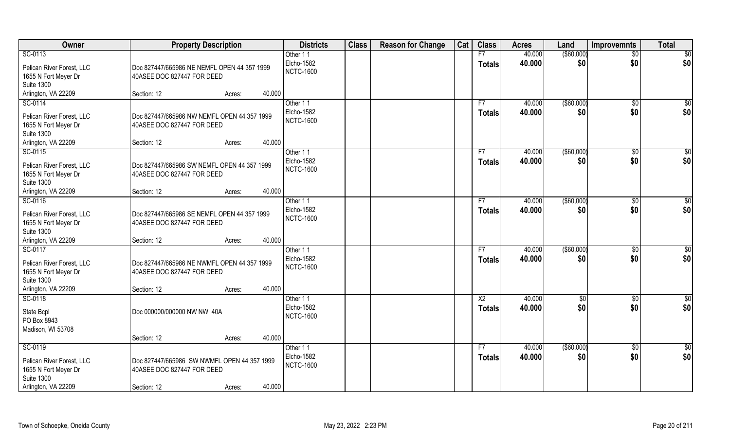| Owner | Property Description | Districts | Class | Reason for Change | Cat | Class | Acres | Land | Improvemnts | Total |
|---|---|---|---|---|---|---|---|---|---|---|
| SC-0113<br>Pelican River Forest, LLC<br>1655 N Fort Meyer Dr<br>Suite 1300<br>Arlington, VA 22209 | Doc 827447/665986 NE NEMFL OPEN 44 357 1999<br>40ASEE DOC 827447 FOR DEED<br>Section: 12 Acres: 40.000 | Other 1 1<br>Elcho-1582<br>NCTC-1600 | | | | F7<br>**Totals** | 40.000<br>**40.000** | ($60,000)<br>**$0** | $0<br>**$0** | $0<br>**$0** |
| SC-0114<br>Pelican River Forest, LLC<br>1655 N Fort Meyer Dr<br>Suite 1300<br>Arlington, VA 22209 | Doc 827447/665986 NW NEMFL OPEN 44 357 1999<br>40ASEE DOC 827447 FOR DEED<br>Section: 12 Acres: 40.000 | Other 1 1<br>Elcho-1582<br>NCTC-1600 | | | | F7<br>**Totals** | 40.000<br>**40.000** | ($60,000)<br>**$0** | $0<br>**$0** | $0<br>**$0** |
| SC-0115<br>Pelican River Forest, LLC<br>1655 N Fort Meyer Dr<br>Suite 1300<br>Arlington, VA 22209 | Doc 827447/665986 SW NEMFL OPEN 44 357 1999<br>40ASEE DOC 827447 FOR DEED<br>Section: 12 Acres: 40.000 | Other 1 1<br>Elcho-1582<br>NCTC-1600 | | | | F7<br>**Totals** | 40.000<br>**40.000** | ($60,000)<br>**$0** | $0<br>**$0** | $0<br>**$0** |
| SC-0116<br>Pelican River Forest, LLC<br>1655 N Fort Meyer Dr<br>Suite 1300<br>Arlington, VA 22209 | Doc 827447/665986 SE NEMFL OPEN 44 357 1999<br>40ASEE DOC 827447 FOR DEED<br>Section: 12 Acres: 40.000 | Other 1 1<br>Elcho-1582<br>NCTC-1600 | | | | F7<br>**Totals** | 40.000<br>**40.000** | ($60,000)<br>**$0** | $0<br>**$0** | $0<br>**$0** |
| SC-0117<br>Pelican River Forest, LLC<br>1655 N Fort Meyer Dr<br>Suite 1300<br>Arlington, VA 22209 | Doc 827447/665986 NE NWMFL OPEN 44 357 1999<br>40ASEE DOC 827447 FOR DEED<br>Section: 12 Acres: 40.000 | Other 1 1<br>Elcho-1582<br>NCTC-1600 | | | | F7<br>**Totals** | 40.000<br>**40.000** | ($60,000)<br>**$0** | $0<br>**$0** | $0<br>**$0** |
| SC-0118<br>State Bcpl<br>PO Box 8943<br>Madison, WI 53708 | Doc 000000/000000 NW NW 40A<br>Section: 12 Acres: 40.000 | Other 1 1<br>Elcho-1582<br>NCTC-1600 | | | | X2<br>**Totals** | 40.000<br>**40.000** | $0<br>**$0** | $0<br>**$0** | $0<br>**$0** |
| SC-0119<br>Pelican River Forest, LLC<br>1655 N Fort Meyer Dr<br>Suite 1300<br>Arlington, VA 22209 | Doc 827447/665986 SW NWMFL OPEN 44 357 1999<br>40ASEE DOC 827447 FOR DEED<br>Section: 12 Acres: 40.000 | Other 1 1<br>Elcho-1582<br>NCTC-1600 | | | | F7<br>**Totals** | 40.000<br>**40.000** | ($60,000)<br>**$0** | $0<br>**$0** | $0<br>**$0** |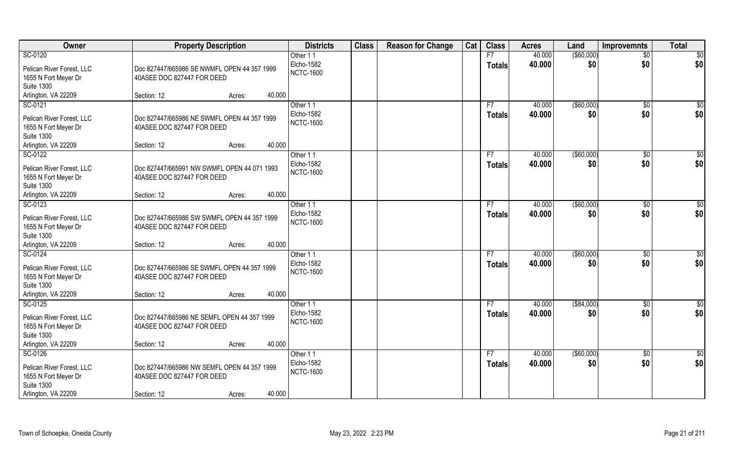| Owner | Property Description | Districts | Class | Reason for Change | Cat | Class | Acres | Land | Improvemnts | Total |
|---|---|---|---|---|---|---|---|---|---|---|
| SC-0120 | | Other 1 1 | | | | F7 | 40.000 | ($60,000) | $0 | $0 |
| Pelican River Forest, LLC | Doc 827447/665986 SE NWMFL OPEN 44 357 1999 | Elcho-1582 | | | | Totals | 40.000 | $0 | $0 | $0 |
| 1655 N Fort Meyer Dr | 40ASEE DOC 827447 FOR DEED | NCTC-1600 | | | | | | | | |
| Suite 1300 | | | | | | | | | | |
| Arlington, VA 22209 | Section: 12 Acres: 40.000 | | | | | | | | | |
| SC-0121 | | Other 1 1 | | | | F7 | 40.000 | ($60,000) | $0 | $0 |
| Pelican River Forest, LLC | Doc 827447/665986 NE SWMFL OPEN 44 357 1999 | Elcho-1582 | | | | Totals | 40.000 | $0 | $0 | $0 |
| 1655 N Fort Meyer Dr | 40ASEE DOC 827447 FOR DEED | NCTC-1600 | | | | | | | | |
| Suite 1300 | | | | | | | | | | |
| Arlington, VA 22209 | Section: 12 Acres: 40.000 | | | | | | | | | |
| SC-0122 | | Other 1 1 | | | | F7 | 40.000 | ($60,000) | $0 | $0 |
| Pelican River Forest, LLC | Doc 827447/665991 NW SWMFL OPEN 44 071 1993 | Elcho-1582 | | | | Totals | 40.000 | $0 | $0 | $0 |
| 1655 N Fort Meyer Dr | 40ASEE DOC 827447 FOR DEED | NCTC-1600 | | | | | | | | |
| Suite 1300 | | | | | | | | | | |
| Arlington, VA 22209 | Section: 12 Acres: 40.000 | | | | | | | | | |
| SC-0123 | | Other 1 1 | | | | F7 | 40.000 | ($60,000) | $0 | $0 |
| Pelican River Forest, LLC | Doc 827447/665986 SW SWMFL OPEN 44 357 1999 | Elcho-1582 | | | | Totals | 40.000 | $0 | $0 | $0 |
| 1655 N Fort Meyer Dr | 40ASEE DOC 827447 FOR DEED | NCTC-1600 | | | | | | | | |
| Suite 1300 | | | | | | | | | | |
| Arlington, VA 22209 | Section: 12 Acres: 40.000 | | | | | | | | | |
| SC-0124 | | Other 1 1 | | | | F7 | 40.000 | ($60,000) | $0 | $0 |
| Pelican River Forest, LLC | Doc 827447/665986 SE SWMFL OPEN 44 357 1999 | Elcho-1582 | | | | Totals | 40.000 | $0 | $0 | $0 |
| 1655 N Fort Meyer Dr | 40ASEE DOC 827447 FOR DEED | NCTC-1600 | | | | | | | | |
| Suite 1300 | | | | | | | | | | |
| Arlington, VA 22209 | Section: 12 Acres: 40.000 | | | | | | | | | |
| SC-0125 | | Other 1 1 | | | | F7 | 40.000 | ($84,000) | $0 | $0 |
| Pelican River Forest, LLC | Doc 827447/665986 NE SEMFL OPEN 44 357 1999 | Elcho-1582 | | | | Totals | 40.000 | $0 | $0 | $0 |
| 1655 N Fort Meyer Dr | 40ASEE DOC 827447 FOR DEED | NCTC-1600 | | | | | | | | |
| Suite 1300 | | | | | | | | | | |
| Arlington, VA 22209 | Section: 12 Acres: 40.000 | | | | | | | | | |
| SC-0126 | | Other 1 1 | | | | F7 | 40.000 | ($60,000) | $0 | $0 |
| Pelican River Forest, LLC | Doc 827447/665986 NW SEMFL OPEN 44 357 1999 | Elcho-1582 | | | | Totals | 40.000 | $0 | $0 | $0 |
| 1655 N Fort Meyer Dr | 40ASEE DOC 827447 FOR DEED | NCTC-1600 | | | | | | | | |
| Suite 1300 | | | | | | | | | | |
| Arlington, VA 22209 | Section: 12 Acres: 40.000 | | | | | | | | | |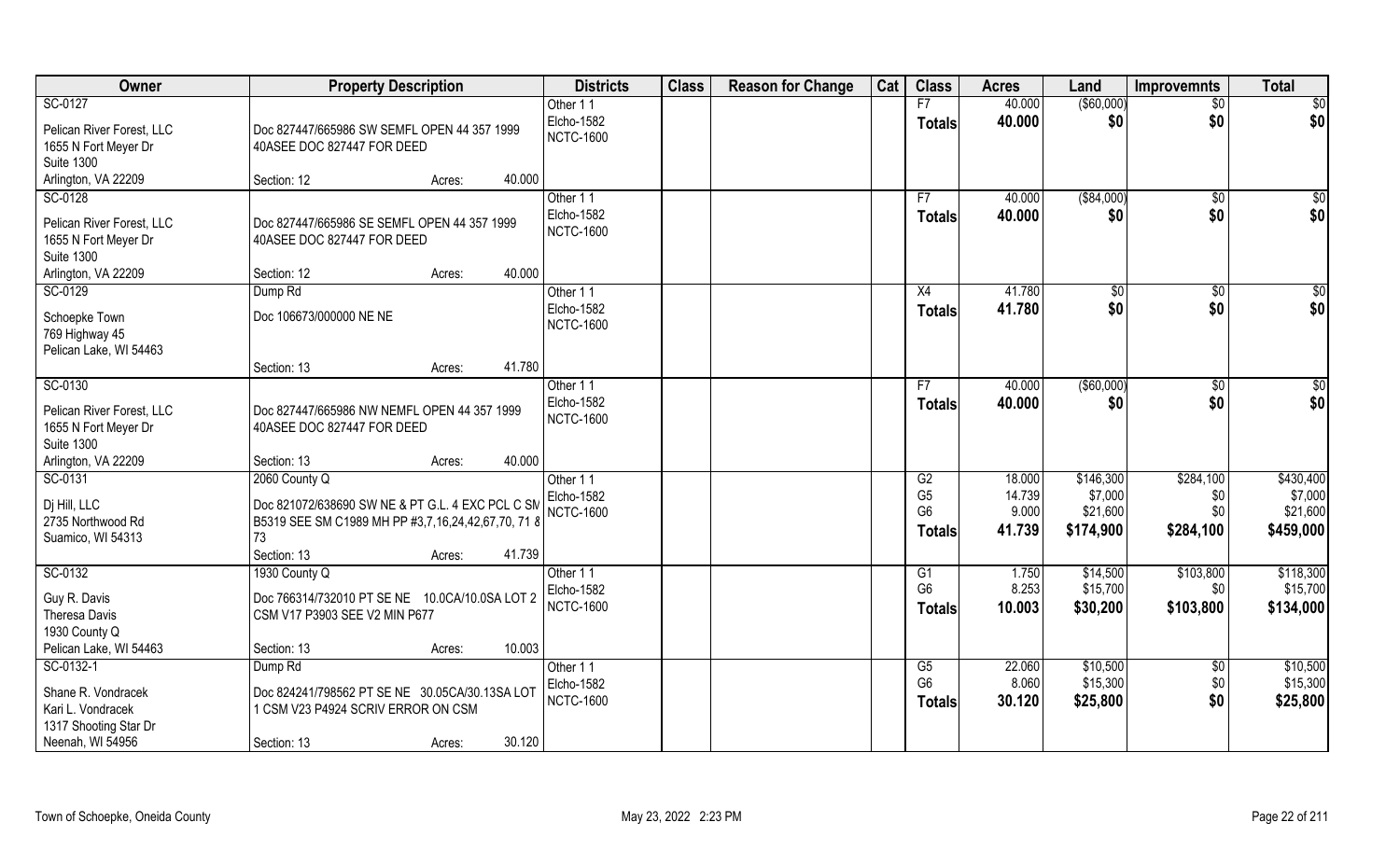| Owner | Property Description | | | Districts | Class | Reason for Change | Cat | Class | Acres | Land | Improvemnts | Total |
|---|---|---|---|---|---|---|---|---|---|---|---|---|
| SC-0127 | | | | Other 1 1 | | | | F7 | 40.000 | ($60,000) | $0 | $0 |
| Pelican River Forest, LLC | Doc 827447/665986 SW SEMFL OPEN 44 357 1999 | | | Elcho-1582 | | | | **Totals** | **40.000** | **$0** | **$0** | **$0** |
| 1655 N Fort Meyer Dr | 40ASEE DOC 827447 FOR DEED | | | NCTC-1600 | | | | | | | | |
| Suite 1300 | | | | | | | | | | | | |
| Arlington, VA 22209 | Section: 12 | Acres: | 40.000 | | | | | | | | | |
| SC-0128 | | | | Other 1 1 | | | | F7 | 40.000 | ($84,000) | $0 | $0 |
| Pelican River Forest, LLC | Doc 827447/665986 SE SEMFL OPEN 44 357 1999 | | | Elcho-1582 | | | | **Totals** | **40.000** | **$0** | **$0** | **$0** |
| 1655 N Fort Meyer Dr | 40ASEE DOC 827447 FOR DEED | | | NCTC-1600 | | | | | | | | |
| Suite 1300 | | | | | | | | | | | | |
| Arlington, VA 22209 | Section: 12 | Acres: | 40.000 | | | | | | | | | |
| SC-0129 | Dump Rd | | | Other 1 1 | | | | X4 | 41.780 | $0 | $0 | $0 |
| Schoepke Town | Doc 106673/000000 NE NE | | | Elcho-1582 | | | | **Totals** | **41.780** | **$0** | **$0** | **$0** |
| 769 Highway 45 | | | | NCTC-1600 | | | | | | | | |
| Pelican Lake, WI 54463 | | | | | | | | | | | | |
| | Section: 13 | Acres: | 41.780 | | | | | | | | | |
| SC-0130 | | | | Other 1 1 | | | | F7 | 40.000 | ($60,000) | $0 | $0 |
| Pelican River Forest, LLC | Doc 827447/665986 NW NEMFL OPEN 44 357 1999 | | | Elcho-1582 | | | | **Totals** | **40.000** | **$0** | **$0** | **$0** |
| 1655 N Fort Meyer Dr | 40ASEE DOC 827447 FOR DEED | | | NCTC-1600 | | | | | | | | |
| Suite 1300 | | | | | | | | | | | | |
| Arlington, VA 22209 | Section: 13 | Acres: | 40.000 | | | | | | | | | |
| SC-0131 | 2060 County Q | | | Other 1 1 | | | | G2 | 18.000 | $146,300 | $284,100 | $430,400 |
| Dj Hill, LLC | Doc 821072/638690 SW NE & PT G.L. 4 EXC PCL C SM | | | Elcho-1582 | | | | G5 | 14.739 | $7,000 | $0 | $7,000 |
| 2735 Northwood Rd | B5319 SEE SM C1989 MH PP #3,7,16,24,42,67,70, 71 & | | | NCTC-1600 | | | | G6 | 9.000 | $21,600 | $0 | $21,600 |
| Suamico, WI 54313 | 73 | | | | | | | **Totals** | **41.739** | **$174,900** | **$284,100** | **$459,000** |
| | Section: 13 | Acres: | 41.739 | | | | | | | | | |
| SC-0132 | 1930 County Q | | | Other 1 1 | | | | G1 | 1.750 | $14,500 | $103,800 | $118,300 |
| Guy R. Davis | Doc 766314/732010 PT SE NE 10.0CA/10.0SA LOT 2 | | | Elcho-1582 | | | | G6 | 8.253 | $15,700 | $0 | $15,700 |
| Theresa Davis | CSM V17 P3903 SEE V2 MIN P677 | | | NCTC-1600 | | | | **Totals** | **10.003** | **$30,200** | **$103,800** | **$134,000** |
| 1930 County Q | | | | | | | | | | | | |
| Pelican Lake, WI 54463 | Section: 13 | Acres: | 10.003 | | | | | | | | | |
| SC-0132-1 | Dump Rd | | | Other 1 1 | | | | G5 | 22.060 | $10,500 | $0 | $10,500 |
| Shane R. Vondracek | Doc 824241/798562 PT SE NE 30.05CA/30.13SA LOT | | | Elcho-1582 | | | | G6 | 8.060 | $15,300 | $0 | $15,300 |
| Kari L. Vondracek | 1 CSM V23 P4924 SCRIV ERROR ON CSM | | | NCTC-1600 | | | | **Totals** | **30.120** | **$25,800** | **$0** | **$25,800** |
| 1317 Shooting Star Dr | | | | | | | | | | | | |
| Neenah, WI 54956 | Section: 13 | Acres: | 30.120 | | | | | | | | | |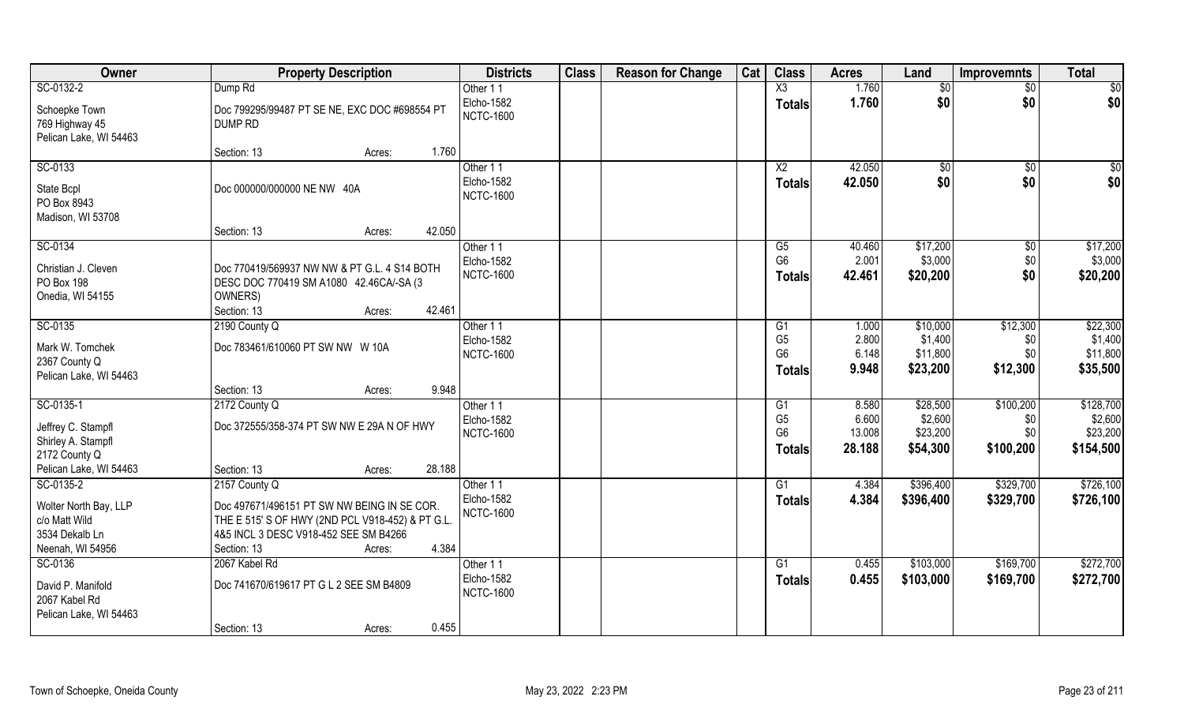| Owner | Property Description | Districts | Class | Reason for Change | Cat | Class | Acres | Land | Improvemnts | Total |
|---|---|---|---|---|---|---|---|---|---|---|
| SC-0132-2<br>Schoepke Town<br>769 Highway 45<br>Pelican Lake, WI 54463 | Dump Rd<br>Doc 799295/99487 PT SE NE, EXC DOC #698554 PT DUMP RD<br>Section: 13 Acres: 1.760 | Other 1 1<br>Elcho-1582<br>NCTC-1600 | | | | X3<br>**Totals** | 1.760<br>**1.760** | $0<br>**$0** | $0<br>**$0** | $0<br>**$0** |
| SC-0133<br>State Bcpl<br>PO Box 8943<br>Madison, WI 53708 | Doc 000000/000000 NE NW 40A<br>Section: 13 Acres: 42.050 | Other 1 1<br>Elcho-1582<br>NCTC-1600 | | | | X2<br>**Totals** | 42.050<br>**42.050** | $0<br>**$0** | $0<br>**$0** | $0<br>**$0** |
| SC-0134<br>Christian J. Cleven<br>PO Box 198<br>Onedia, WI 54155 | Doc 770419/569937 NW NW & PT G.L. 4 S14 BOTH DESC DOC 770419 SM A1080 42.46CA/-SA (3 OWNERS)<br>Section: 13 Acres: 42.461 | Other 1 1<br>Elcho-1582<br>NCTC-1600 | | | | G5<br>G6<br>**Totals** | 40.460<br>2.001<br>**42.461** | $17,200<br>$3,000<br>**$20,200** | $0<br>$0<br>**$0** | $17,200<br>$3,000<br>**$20,200** |
| SC-0135<br>Mark W. Tomchek<br>2367 County Q<br>Pelican Lake, WI 54463 | 2190 County Q<br>Doc 783461/610060 PT SW NW W 10A<br>Section: 13 Acres: 9.948 | Other 1 1<br>Elcho-1582<br>NCTC-1600 | | | | G1<br>G5<br>G6<br>**Totals** | 1.000<br>2.800<br>6.148<br>**9.948** | $10,000<br>$1,400<br>$11,800<br>**$23,200** | $12,300<br>$0<br>$0<br>**$12,300** | $22,300<br>$1,400<br>$11,800<br>**$35,500** |
| SC-0135-1<br>Jeffrey C. Stampfl<br>Shirley A. Stampfl<br>2172 County Q<br>Pelican Lake, WI 54463 | 2172 County Q<br>Doc 372555/358-374 PT SW NW E 29A N OF HWY<br>Section: 13 Acres: 28.188 | Other 1 1<br>Elcho-1582<br>NCTC-1600 | | | | G1<br>G5<br>G6<br>**Totals** | 8.580<br>6.600<br>13.008<br>**28.188** | $28,500<br>$2,600<br>$23,200<br>**$54,300** | $100,200<br>$0<br>$0<br>**$100,200** | $128,700<br>$2,600<br>$23,200<br>**$154,500** |
| SC-0135-2<br>Wolter North Bay, LLP<br>c/o Matt Wild<br>3534 Dekalb Ln<br>Neenah, WI 54956 | 2157 County Q<br>Doc 497671/496151 PT SW NW BEING IN SE COR. THE E 515' S OF HWY (2ND PCL V918-452) & PT G.L. 4&5 INCL 3 DESC V918-452 SEE SM B4266<br>Section: 13 Acres: 4.384 | Other 1 1<br>Elcho-1582<br>NCTC-1600 | | | | G1<br>**Totals** | 4.384<br>**4.384** | $396,400<br>**$396,400** | $329,700<br>**$329,700** | $726,100<br>**$726,100** |
| SC-0136<br>David P. Manifold<br>2067 Kabel Rd<br>Pelican Lake, WI 54463 | 2067 Kabel Rd<br>Doc 741670/619617 PT G L 2 SEE SM B4809<br>Section: 13 Acres: 0.455 | Other 1 1<br>Elcho-1582<br>NCTC-1600 | | | | G1<br>**Totals** | 0.455<br>**0.455** | $103,000<br>**$103,000** | $169,700<br>**$169,700** | $272,700<br>**$272,700** |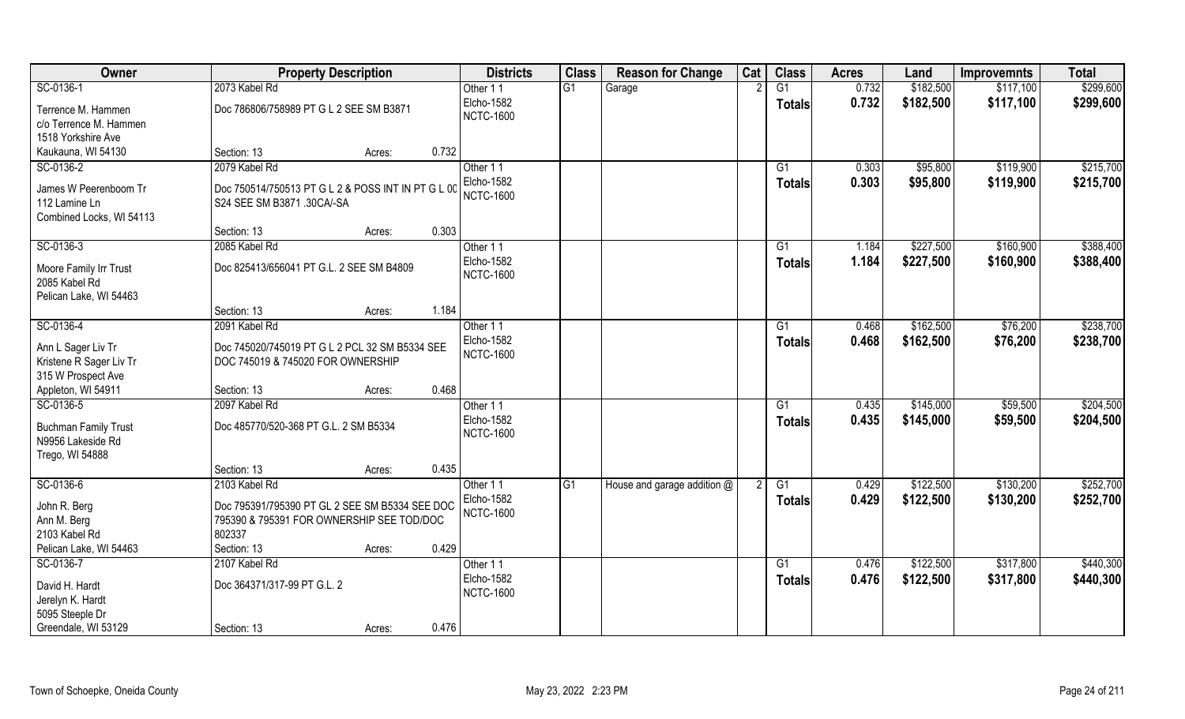| Owner | Property Description | | | Districts | Class | Reason for Change | Cat | Class | Acres | Land | Improvemnts | Total |
|---|---|---|---|---|---|---|---|---|---|---|---|---|
| SC-0136-1 | 2073 Kabel Rd | | | Other 1 1 | G1 | Garage | 2 | G1 | 0.732 | $182,500 | $117,100 | $299,600 |
| Terrence M. Hammen<br>c/o Terrence M. Hammen<br>1518 Yorkshire Ave<br>Kaukauna, WI 54130 | Doc 786806/758989 PT G L 2 SEE SM B3871 | | | Elcho-1582<br>NCTC-1600 | | | | Totals | 0.732 | $182,500 | $117,100 | $299,600 |
| | Section: 13 | Acres: | 0.732 | | | | | | | | | |
| SC-0136-2 | 2079 Kabel Rd | | | Other 1 1 | | | | G1 | 0.303 | $95,800 | $119,900 | $215,700 |
| James W Peerenboom Tr<br>112 Lamine Ln<br>Combined Locks, WI 54113 | Doc 750514/750513 PT G L 2 & POSS INT IN PT G L 00 S24 SEE SM B3871 .30CA/-SA | | | Elcho-1582<br>NCTC-1600 | | | | Totals | 0.303 | $95,800 | $119,900 | $215,700 |
| | Section: 13 | Acres: | 0.303 | | | | | | | | | |
| SC-0136-3 | 2085 Kabel Rd | | | Other 1 1 | | | | G1 | 1.184 | $227,500 | $160,900 | $388,400 |
| Moore Family Irr Trust<br>2085 Kabel Rd<br>Pelican Lake, WI 54463 | Doc 825413/656041 PT G.L. 2 SEE SM B4809 | | | Elcho-1582<br>NCTC-1600 | | | | Totals | 1.184 | $227,500 | $160,900 | $388,400 |
| | Section: 13 | Acres: | 1.184 | | | | | | | | | |
| SC-0136-4 | 2091 Kabel Rd | | | Other 1 1 | | | | G1 | 0.468 | $162,500 | $76,200 | $238,700 |
| Ann L Sager Liv Tr<br>Kristene R Sager Liv Tr<br>315 W Prospect Ave<br>Appleton, WI 54911 | Doc 745020/745019 PT G L 2 PCL 32 SM B5334 SEE DOC 745019 & 745020 FOR OWNERSHIP | | | Elcho-1582<br>NCTC-1600 | | | | Totals | 0.468 | $162,500 | $76,200 | $238,700 |
| | Section: 13 | Acres: | 0.468 | | | | | | | | | |
| SC-0136-5 | 2097 Kabel Rd | | | Other 1 1 | | | | G1 | 0.435 | $145,000 | $59,500 | $204,500 |
| Buchman Family Trust<br>N9956 Lakeside Rd<br>Trego, WI 54888 | Doc 485770/520-368 PT G.L. 2 SM B5334 | | | Elcho-1582<br>NCTC-1600 | | | | Totals | 0.435 | $145,000 | $59,500 | $204,500 |
| | Section: 13 | Acres: | 0.435 | | | | | | | | | |
| SC-0136-6 | 2103 Kabel Rd | | | Other 1 1 | G1 | House and garage addition @ | 2 | G1 | 0.429 | $122,500 | $130,200 | $252,700 |
| John R. Berg<br>Ann M. Berg<br>2103 Kabel Rd<br>Pelican Lake, WI 54463 | Doc 795391/795390 PT GL 2 SEE SM B5334 SEE DOC 795390 & 795391 FOR OWNERSHIP SEE TOD/DOC 802337 | | | Elcho-1582<br>NCTC-1600 | | | | Totals | 0.429 | $122,500 | $130,200 | $252,700 |
| | Section: 13 | Acres: | 0.429 | | | | | | | | | |
| SC-0136-7 | 2107 Kabel Rd | | | Other 1 1 | | | | G1 | 0.476 | $122,500 | $317,800 | $440,300 |
| David H. Hardt<br>Jerelyn K. Hardt<br>5095 Steeple Dr<br>Greendale, WI 53129 | Doc 364371/317-99 PT G.L. 2 | | | Elcho-1582<br>NCTC-1600 | | | | Totals | 0.476 | $122,500 | $317,800 | $440,300 |
| | Section: 13 | Acres: | 0.476 | | | | | | | | | |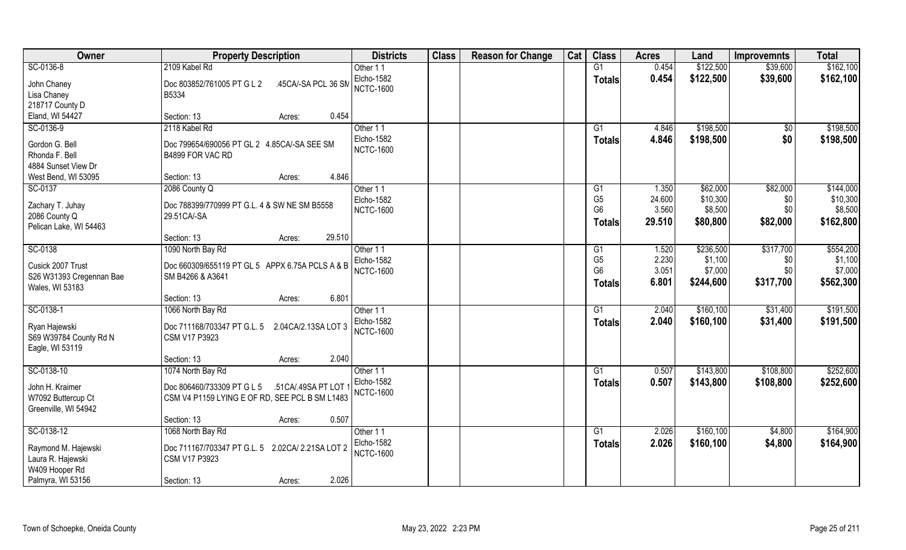| Owner | Property Description | Districts | Class | Reason for Change | Cat | Class | Acres | Land | Improvemnts | Total |
|---|---|---|---|---|---|---|---|---|---|---|
| SC-0136-8 | 2109 Kabel Rd | Other 1 1 | | | | G1 | 0.454 | $122,500 | $39,600 | $162,100 |
| John Chaney | Doc 803852/761005 PT G L 2 .45CA/-SA PCL 36 SM | Elcho-1582 | | | | Totals | 0.454 | $122,500 | $39,600 | $162,100 |
| Lisa Chaney | B5334 | NCTC-1600 | | | | | | | | |
| 218717 County D | | | | | | | | | | |
| Eland, WI 54427 | Section: 13 Acres: 0.454 | | | | | | | | | |
| SC-0136-9 | 2118 Kabel Rd | Other 1 1 | | | | G1 | 4.846 | $198,500 | $0 | $198,500 |
| Gordon G. Bell | Doc 799654/690056 PT GL 2 4.85CA/-SA SEE SM | Elcho-1582 | | | | Totals | 4.846 | $198,500 | $0 | $198,500 |
| Rhonda F. Bell | B4899 FOR VAC RD | NCTC-1600 | | | | | | | | |
| 4884 Sunset View Dr | | | | | | | | | | |
| West Bend, WI 53095 | Section: 13 Acres: 4.846 | | | | | | | | | |
| SC-0137 | 2086 County Q | Other 1 1 | | | | G1 | 1.350 | $62,000 | $82,000 | $144,000 |
| Zachary T. Juhay | Doc 788399/770999 PT G.L. 4 & SW NE SM B5558 | Elcho-1582 | | | | G5 | 24.600 | $10,300 | $0 | $10,300 |
| 2086 County Q | 29.51CA/-SA | NCTC-1600 | | | | G6 | 3.560 | $8,500 | $0 | $8,500 |
| Pelican Lake, WI 54463 | | | | | | Totals | 29.510 | $80,800 | $82,000 | $162,800 |
| | Section: 13 Acres: 29.510 | | | | | | | | | |
| SC-0138 | 1090 North Bay Rd | Other 1 1 | | | | G1 | 1.520 | $236,500 | $317,700 | $554,200 |
| Cusick 2007 Trust | Doc 660309/655119 PT GL 5 APPX 6.75A PCLS A & B | Elcho-1582 | | | | G5 | 2.230 | $1,100 | $0 | $1,100 |
| S26 W31393 Cregennan Bae | SM B4266 & A3641 | NCTC-1600 | | | | G6 | 3.051 | $7,000 | $0 | $7,000 |
| Wales, WI 53183 | | | | | | Totals | 6.801 | $244,600 | $317,700 | $562,300 |
| | Section: 13 Acres: 6.801 | | | | | | | | | |
| SC-0138-1 | 1066 North Bay Rd | Other 1 1 | | | | G1 | 2.040 | $160,100 | $31,400 | $191,500 |
| Ryan Hajewski | Doc 711168/703347 PT G.L. 5 2.04CA/2.13SA LOT 3 | Elcho-1582 | | | | Totals | 2.040 | $160,100 | $31,400 | $191,500 |
| S69 W39784 County Rd N | CSM V17 P3923 | NCTC-1600 | | | | | | | | |
| Eagle, WI 53119 | | | | | | | | | | |
| | Section: 13 Acres: 2.040 | | | | | | | | | |
| SC-0138-10 | 1074 North Bay Rd | Other 1 1 | | | | G1 | 0.507 | $143,800 | $108,800 | $252,600 |
| John H. Kraimer | Doc 806460/733309 PT G L 5 .51CA/.49SA PT LOT 1 | Elcho-1582 | | | | Totals | 0.507 | $143,800 | $108,800 | $252,600 |
| W7092 Buttercup Ct | CSM V4 P1159 LYING E OF RD, SEE PCL B SM L1483 | NCTC-1600 | | | | | | | | |
| Greenville, WI 54942 | | | | | | | | | | |
| | Section: 13 Acres: 0.507 | | | | | | | | | |
| SC-0138-12 | 1068 North Bay Rd | Other 1 1 | | | | G1 | 2.026 | $160,100 | $4,800 | $164,900 |
| Raymond M. Hajewski | Doc 711167/703347 PT G.L. 5 2.02CA/ 2.21SA LOT 2 | Elcho-1582 | | | | Totals | 2.026 | $160,100 | $4,800 | $164,900 |
| Laura R. Hajewski | CSM V17 P3923 | NCTC-1600 | | | | | | | | |
| W409 Hooper Rd | | | | | | | | | | |
| Palmyra, WI 53156 | Section: 13 Acres: 2.026 | | | | | | | | | |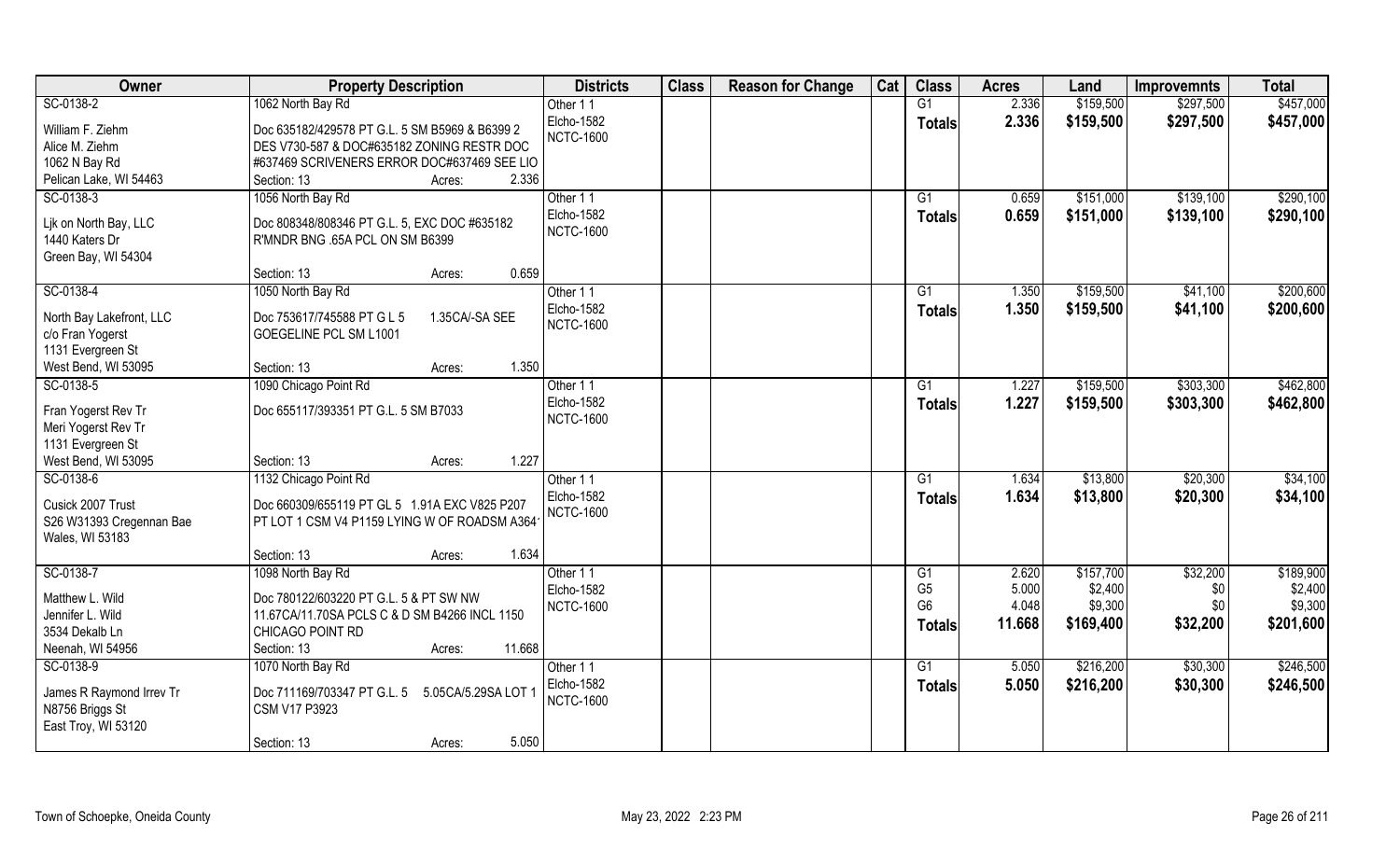| Owner | Property Description | Districts | Class | Reason for Change | Cat | Class | Acres | Land | Improvemnts | Total |
|---|---|---|---|---|---|---|---|---|---|---|
| SC-0138-2 | 1062 North Bay Rd | Other 1 1 | | | | G1 | 2.336 | $159,500 | $297,500 | $457,000 |
| William F. Ziehm | Doc 635182/429578 PT G.L. 5 SM B5969 & B6399 2 | Elcho-1582 | | | | **Totals** | **2.336** | **$159,500** | **$297,500** | **$457,000** |
| Alice M. Ziehm | DES V730-587 & DOC#635182 ZONING RESTR DOC | NCTC-1600 | | | | | | | | |
| 1062 N Bay Rd | #637469 SCRIVENERS ERROR DOC#637469 SEE LIO | | | | | | | | | |
| Pelican Lake, WI 54463 | Section: 13 Acres: 2.336 | | | | | | | | | |
| SC-0138-3 | 1056 North Bay Rd | Other 1 1 | | | | G1 | 0.659 | $151,000 | $139,100 | $290,100 |
| Ljk on North Bay, LLC | Doc 808348/808346 PT G.L. 5, EXC DOC #635182 | Elcho-1582 | | | | **Totals** | **0.659** | **$151,000** | **$139,100** | **$290,100** |
| 1440 Katers Dr | R'MNDR BNG .65A PCL ON SM B6399 | NCTC-1600 | | | | | | | | |
| Green Bay, WI 54304 | | | | | | | | | | |
| | Section: 13 Acres: 0.659 | | | | | | | | | |
| SC-0138-4 | 1050 North Bay Rd | Other 1 1 | | | | G1 | 1.350 | $159,500 | $41,100 | $200,600 |
| North Bay Lakefront, LLC | Doc 753617/745588 PT G L 5 1.35CA/-SA SEE | Elcho-1582 | | | | **Totals** | **1.350** | **$159,500** | **$41,100** | **$200,600** |
| c/o Fran Yogerst | GOEGELINE PCL SM L1001 | NCTC-1600 | | | | | | | | |
| 1131 Evergreen St | | | | | | | | | | |
| West Bend, WI 53095 | Section: 13 Acres: 1.350 | | | | | | | | | |
| SC-0138-5 | 1090 Chicago Point Rd | Other 1 1 | | | | G1 | 1.227 | $159,500 | $303,300 | $462,800 |
| Fran Yogerst Rev Tr | Doc 655117/393351 PT G.L. 5 SM B7033 | Elcho-1582 | | | | **Totals** | **1.227** | **$159,500** | **$303,300** | **$462,800** |
| Meri Yogerst Rev Tr | | NCTC-1600 | | | | | | | | |
| 1131 Evergreen St | | | | | | | | | | |
| West Bend, WI 53095 | Section: 13 Acres: 1.227 | | | | | | | | | |
| SC-0138-6 | 1132 Chicago Point Rd | Other 1 1 | | | | G1 | 1.634 | $13,800 | $20,300 | $34,100 |
| Cusick 2007 Trust | Doc 660309/655119 PT GL 5 1.91A EXC V825 P207 | Elcho-1582 | | | | **Totals** | **1.634** | **$13,800** | **$20,300** | **$34,100** |
| S26 W31393 Cregennan Bae | PT LOT 1 CSM V4 P1159 LYING W OF ROADSM A364 | NCTC-1600 | | | | | | | | |
| Wales, WI 53183 | | | | | | | | | | |
| | Section: 13 Acres: 1.634 | | | | | | | | | |
| SC-0138-7 | 1098 North Bay Rd | Other 1 1 | | | | G1 | 2.620 | $157,700 | $32,200 | $189,900 |
| Matthew L. Wild | Doc 780122/603220 PT G.L. 5 & PT SW NW | Elcho-1582 | | | | G5 | 5.000 | $2,400 | $0 | $2,400 |
| Jennifer L. Wild | 11.67CA/11.70SA PCLS C & D SM B4266 INCL 1150 | NCTC-1600 | | | | G6 | 4.048 | $9,300 | $0 | $9,300 |
| 3534 Dekalb Ln | CHICAGO POINT RD | | | | | **Totals** | **11.668** | **$169,400** | **$32,200** | **$201,600** |
| Neenah, WI 54956 | Section: 13 Acres: 11.668 | | | | | | | | | |
| SC-0138-9 | 1070 North Bay Rd | Other 1 1 | | | | G1 | 5.050 | $216,200 | $30,300 | $246,500 |
| James R Raymond Irrev Tr | Doc 711169/703347 PT G.L. 5 5.05CA/5.29SA LOT 1 | Elcho-1582 | | | | **Totals** | **5.050** | **$216,200** | **$30,300** | **$246,500** |
| N8756 Briggs St | CSM V17 P3923 | NCTC-1600 | | | | | | | | |
| East Troy, WI 53120 | | | | | | | | | | |
| | Section: 13 Acres: 5.050 | | | | | | | | | |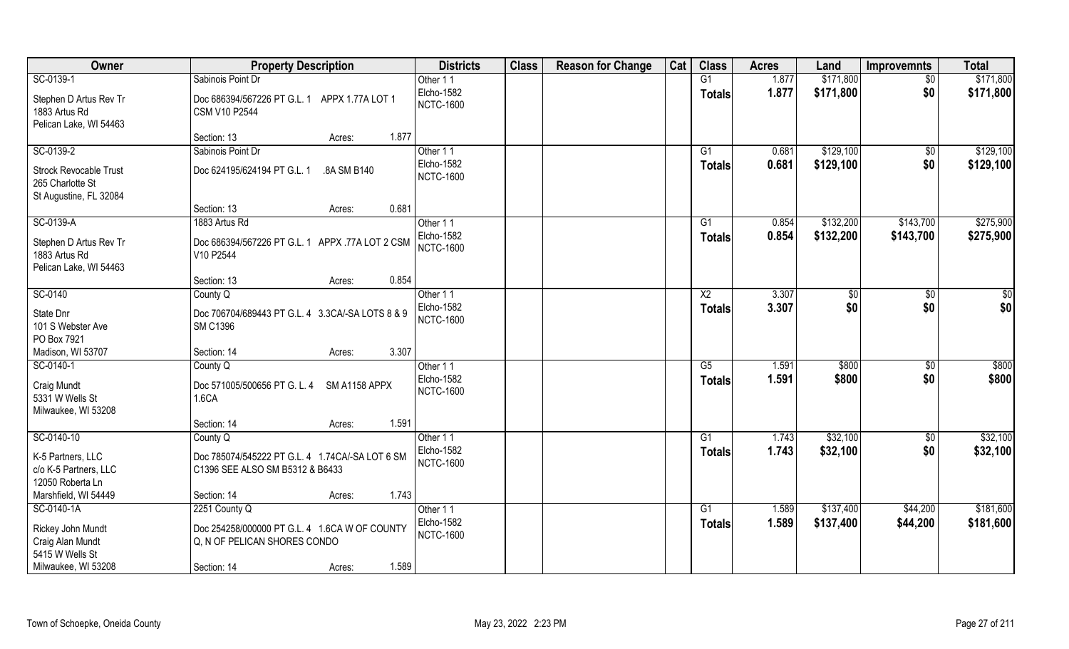| Owner | Property Description | Districts | Class | Reason for Change | Cat | Class | Acres | Land | Improvemnts | Total |
|---|---|---|---|---|---|---|---|---|---|---|
| SC-0139-1<br>Stephen D Artus Rev Tr<br>1883 Artus Rd<br>Pelican Lake, WI 54463 | Sabinois Point Dr<br>Doc 686394/567226 PT G.L. 1 APPX 1.77A LOT 1 CSM V10 P2544<br>Section: 13 Acres: 1.877 | Other 1 1<br>Elcho-1582<br>NCTC-1600 | | | | G1<br>**Totals** | 1.877<br>**1.877** | $171,800<br>**$171,800** | $0<br>**$0** | $171,800<br>**$171,800** |
| SC-0139-2<br>Strock Revocable Trust<br>265 Charlotte St<br>St Augustine, FL 32084 | Sabinois Point Dr<br>Doc 624195/624194 PT G.L. 1 .8A SM B140<br>Section: 13 Acres: 0.681 | Other 1 1<br>Elcho-1582<br>NCTC-1600 | | | | G1<br>**Totals** | 0.681<br>**0.681** | $129,100<br>**$129,100** | $0<br>**$0** | $129,100<br>**$129,100** |
| SC-0139-A<br>Stephen D Artus Rev Tr<br>1883 Artus Rd<br>Pelican Lake, WI 54463 | 1883 Artus Rd<br>Doc 686394/567226 PT G.L. 1 APPX .77A LOT 2 CSM V10 P2544<br>Section: 13 Acres: 0.854 | Other 1 1<br>Elcho-1582<br>NCTC-1600 | | | | G1<br>**Totals** | 0.854<br>**0.854** | $132,200<br>**$132,200** | $143,700<br>**$143,700** | $275,900<br>**$275,900** |
| SC-0140<br>State Dnr<br>101 S Webster Ave<br>PO Box 7921<br>Madison, WI 53707 | County Q<br>Doc 706704/689443 PT G.L. 4 3.3CA/-SA LOTS 8 & 9 SM C1396<br>Section: 14 Acres: 3.307 | Other 1 1<br>Elcho-1582<br>NCTC-1600 | | | | X2<br>**Totals** | 3.307<br>**3.307** | $0<br>**$0** | $0<br>**$0** | $0<br>**$0** |
| SC-0140-1<br>Craig Mundt<br>5331 W Wells St<br>Milwaukee, WI 53208 | County Q<br>Doc 571005/500656 PT G. L. 4 SM A1158 APPX 1.6CA<br>Section: 14 Acres: 1.591 | Other 1 1<br>Elcho-1582<br>NCTC-1600 | | | | G5<br>**Totals** | 1.591<br>**1.591** | $800<br>**$800** | $0<br>**$0** | $800<br>**$800** |
| SC-0140-10<br>K-5 Partners, LLC<br>c/o K-5 Partners, LLC<br>12050 Roberta Ln<br>Marshfield, WI 54449 | County Q<br>Doc 785074/545222 PT G.L. 4 1.74CA/-SA LOT 6 SM C1396 SEE ALSO SM B5312 & B6433<br>Section: 14 Acres: 1.743 | Other 1 1<br>Elcho-1582<br>NCTC-1600 | | | | G1<br>**Totals** | 1.743<br>**1.743** | $32,100<br>**$32,100** | $0<br>**$0** | $32,100<br>**$32,100** |
| SC-0140-1A<br>Rickey John Mundt<br>Craig Alan Mundt<br>5415 W Wells St<br>Milwaukee, WI 53208 | 2251 County Q<br>Doc 254258/000000 PT G.L. 4 1.6CA W OF COUNTY Q, N OF PELICAN SHORES CONDO<br>Section: 14 Acres: 1.589 | Other 1 1<br>Elcho-1582<br>NCTC-1600 | | | | G1<br>**Totals** | 1.589<br>**1.589** | $137,400<br>**$137,400** | $44,200<br>**$44,200** | $181,600<br>**$181,600** |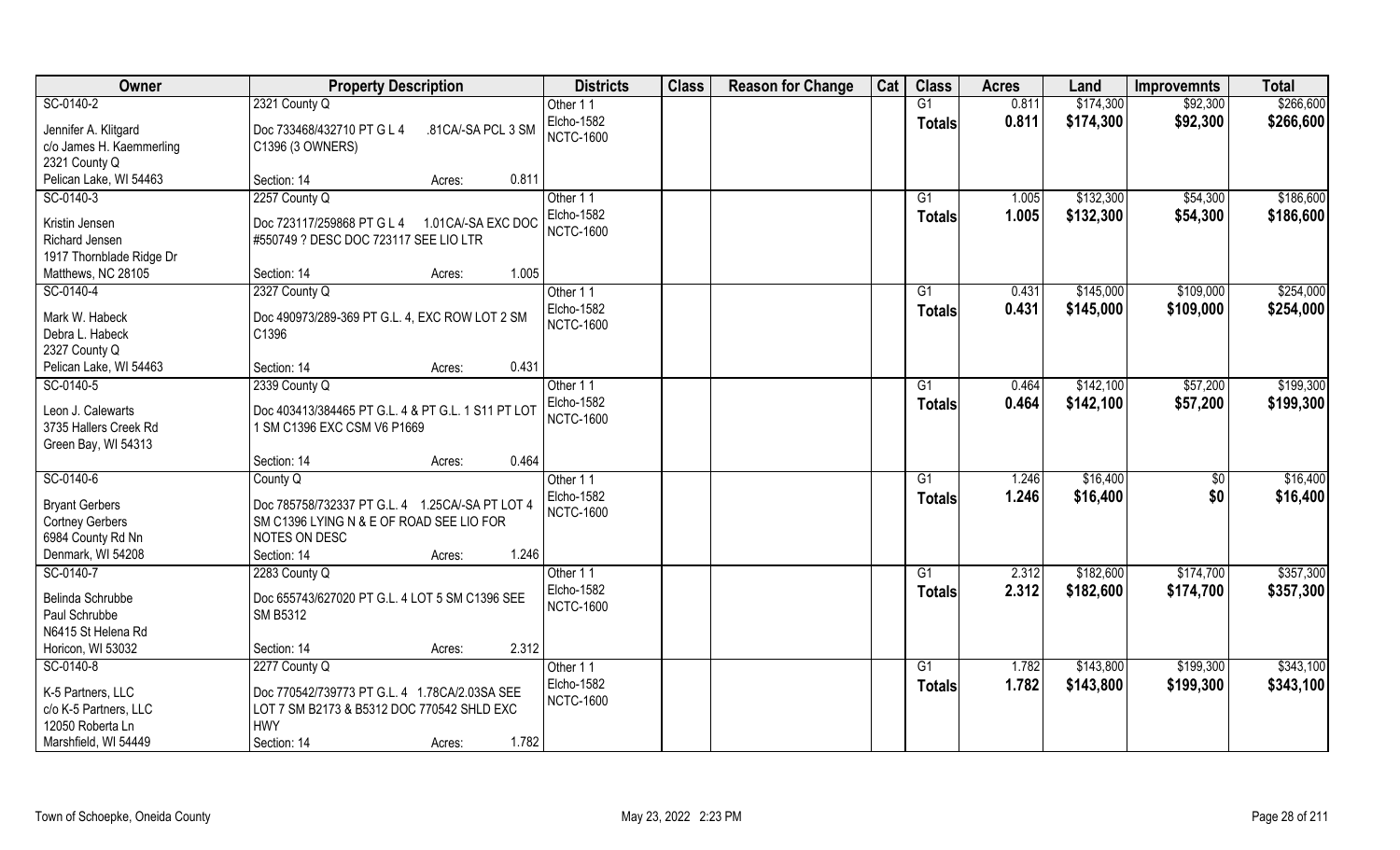| Owner | Property Description | Districts | Class | Reason for Change | Cat | Class | Acres | Land | Improvemnts | Total |
|---|---|---|---|---|---|---|---|---|---|---|
| SC-0140-2 | 2321 County Q | Other 1 1 | | | | G1 | 0.811 | $174,300 | $92,300 | $266,600 |
| Jennifer A. Klitgard<br>c/o James H. Kaemmerling<br>2321 County Q<br>Pelican Lake, WI 54463 | Doc 733468/432710 PT G L 4 .81CA/-SA PCL 3 SM C1396 (3 OWNERS)<br>Section: 14 Acres: 0.811 | Elcho-1582<br>NCTC-1600 | | | | Totals | 0.811 | $174,300 | $92,300 | $266,600 |
| SC-0140-3 | 2257 County Q | Other 1 1 | | | | G1 | 1.005 | $132,300 | $54,300 | $186,600 |
| Kristin Jensen<br>Richard Jensen<br>1917 Thornblade Ridge Dr<br>Matthews, NC 28105 | Doc 723117/259868 PT G L 4 1.01CA/-SA EXC DOC #550749 ? DESC DOC 723117 SEE LIO LTR<br>Section: 14 Acres: 1.005 | Elcho-1582<br>NCTC-1600 | | | | Totals | 1.005 | $132,300 | $54,300 | $186,600 |
| SC-0140-4 | 2327 County Q | Other 1 1 | | | | G1 | 0.431 | $145,000 | $109,000 | $254,000 |
| Mark W. Habeck<br>Debra L. Habeck<br>2327 County Q<br>Pelican Lake, WI 54463 | Doc 490973/289-369 PT G.L. 4, EXC ROW LOT 2 SM C1396<br>Section: 14 Acres: 0.431 | Elcho-1582<br>NCTC-1600 | | | | Totals | 0.431 | $145,000 | $109,000 | $254,000 |
| SC-0140-5 | 2339 County Q | Other 1 1 | | | | G1 | 0.464 | $142,100 | $57,200 | $199,300 |
| Leon J. Calewarts<br>3735 Hallers Creek Rd<br>Green Bay, WI 54313 | Doc 403413/384465 PT G.L. 4 & PT G.L. 1 S11 PT LOT 1 SM C1396 EXC CSM V6 P1669<br>Section: 14 Acres: 0.464 | Elcho-1582<br>NCTC-1600 | | | | Totals | 0.464 | $142,100 | $57,200 | $199,300 |
| SC-0140-6 | County Q | Other 1 1 | | | | G1 | 1.246 | $16,400 | $0 | $16,400 |
| Bryant Gerbers<br>Cortney Gerbers<br>6984 County Rd Nn<br>Denmark, WI 54208 | Doc 785758/732337 PT G.L. 4 1.25CA/-SA PT LOT 4 SM C1396 LYING N & E OF ROAD SEE LIO FOR NOTES ON DESC<br>Section: 14 Acres: 1.246 | Elcho-1582<br>NCTC-1600 | | | | Totals | 1.246 | $16,400 | $0 | $16,400 |
| SC-0140-7 | 2283 County Q | Other 1 1 | | | | G1 | 2.312 | $182,600 | $174,700 | $357,300 |
| Belinda Schrubbe<br>Paul Schrubbe<br>N6415 St Helena Rd<br>Horicon, WI 53032 | Doc 655743/627020 PT G.L. 4 LOT 5 SM C1396 SEE SM B5312<br>Section: 14 Acres: 2.312 | Elcho-1582<br>NCTC-1600 | | | | Totals | 2.312 | $182,600 | $174,700 | $357,300 |
| SC-0140-8 | 2277 County Q | Other 1 1 | | | | G1 | 1.782 | $143,800 | $199,300 | $343,100 |
| K-5 Partners, LLC<br>c/o K-5 Partners, LLC<br>12050 Roberta Ln<br>Marshfield, WI 54449 | Doc 770542/739773 PT G.L. 4 1.78CA/2.03SA SEE LOT 7 SM B2173 & B5312 DOC 770542 SHLD EXC HWY<br>Section: 14 Acres: 1.782 | Elcho-1582<br>NCTC-1600 | | | | Totals | 1.782 | $143,800 | $199,300 | $343,100 |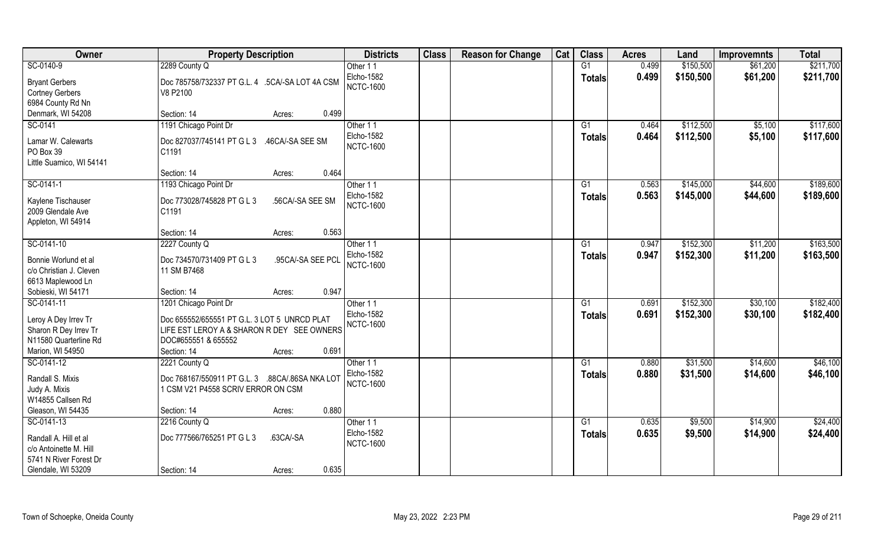| Owner | Property Description | | Districts | Class | Reason for Change | Cat | Class | Acres | Land | Improvemnts | Total |
|---|---|---|---|---|---|---|---|---|---|---|---|
| SC-0140-9 | 2289 County Q | | Other 1 1 | | | | G1 | 0.499 | $150,500 | $61,200 | $211,700 |
| Bryant Gerbers | Doc 785758/732337 PT G.L. 4 .5CA/-SA LOT 4A CSM | | Elcho-1582 | | | | Totals | 0.499 | $150,500 | $61,200 | $211,700 |
| Cortney Gerbers | V8 P2100 | | NCTC-1600 | | | | | | | | |
| 6984 County Rd Nn | | | | | | | | | | | |
| Denmark, WI 54208 | Section: 14 | Acres: 0.499 | | | | | | | | | |
| SC-0141 | 1191 Chicago Point Dr | | Other 1 1 | | | | G1 | 0.464 | $112,500 | $5,100 | $117,600 |
| Lamar W. Calewarts | Doc 827037/745141 PT G L 3 .46CA/-SA SEE SM | | Elcho-1582 | | | | Totals | 0.464 | $112,500 | $5,100 | $117,600 |
| PO Box 39 | C1191 | | NCTC-1600 | | | | | | | | |
| Little Suamico, WI 54141 | | | | | | | | | | | |
| | Section: 14 | Acres: 0.464 | | | | | | | | | |
| SC-0141-1 | 1193 Chicago Point Dr | | Other 1 1 | | | | G1 | 0.563 | $145,000 | $44,600 | $189,600 |
| Kaylene Tischauser | Doc 773028/745828 PT G L 3 .56CA/-SA SEE SM | | Elcho-1582 | | | | Totals | 0.563 | $145,000 | $44,600 | $189,600 |
| 2009 Glendale Ave | C1191 | | NCTC-1600 | | | | | | | | |
| Appleton, WI 54914 | | | | | | | | | | | |
| | Section: 14 | Acres: 0.563 | | | | | | | | | |
| SC-0141-10 | 2227 County Q | | Other 1 1 | | | | G1 | 0.947 | $152,300 | $11,200 | $163,500 |
| Bonnie Worlund et al | Doc 734570/731409 PT G L 3 .95CA/-SA SEE PCL | | Elcho-1582 | | | | Totals | 0.947 | $152,300 | $11,200 | $163,500 |
| c/o Christian J. Cleven | 11 SM B7468 | | NCTC-1600 | | | | | | | | |
| 6613 Maplewood Ln | | | | | | | | | | | |
| Sobieski, WI 54171 | Section: 14 | Acres: 0.947 | | | | | | | | | |
| SC-0141-11 | 1201 Chicago Point Dr | | Other 1 1 | | | | G1 | 0.691 | $152,300 | $30,100 | $182,400 |
| Leroy A Dey Irrev Tr | Doc 655552/655551 PT G.L. 3 LOT 5 UNRCD PLAT | | Elcho-1582 | | | | Totals | 0.691 | $152,300 | $30,100 | $182,400 |
| Sharon R Dey Irrev Tr | LIFE EST LEROY A & SHARON R DEY SEE OWNERS | | NCTC-1600 | | | | | | | | |
| N11580 Quarterline Rd | DOC#655551 & 655552 | | | | | | | | | | |
| Marion, WI 54950 | Section: 14 | Acres: 0.691 | | | | | | | | | |
| SC-0141-12 | 2221 County Q | | Other 1 1 | | | | G1 | 0.880 | $31,500 | $14,600 | $46,100 |
| Randall S. Mixis | Doc 768167/550911 PT G.L. 3 .88CA/.86SA NKA LOT | | Elcho-1582 | | | | Totals | 0.880 | $31,500 | $14,600 | $46,100 |
| Judy A. Mixis | 1 CSM V21 P4558 SCRIV ERROR ON CSM | | NCTC-1600 | | | | | | | | |
| W14855 Callsen Rd | | | | | | | | | | | |
| Gleason, WI 54435 | Section: 14 | Acres: 0.880 | | | | | | | | | |
| SC-0141-13 | 2216 County Q | | Other 1 1 | | | | G1 | 0.635 | $9,500 | $14,900 | $24,400 |
| Randall A. Hill et al | Doc 777566/765251 PT G L 3 .63CA/-SA | | Elcho-1582 | | | | Totals | 0.635 | $9,500 | $14,900 | $24,400 |
| c/o Antoinette M. Hill | | | NCTC-1600 | | | | | | | | |
| 5741 N River Forest Dr | | | | | | | | | | | |
| Glendale, WI 53209 | Section: 14 | Acres: 0.635 | | | | | | | | | |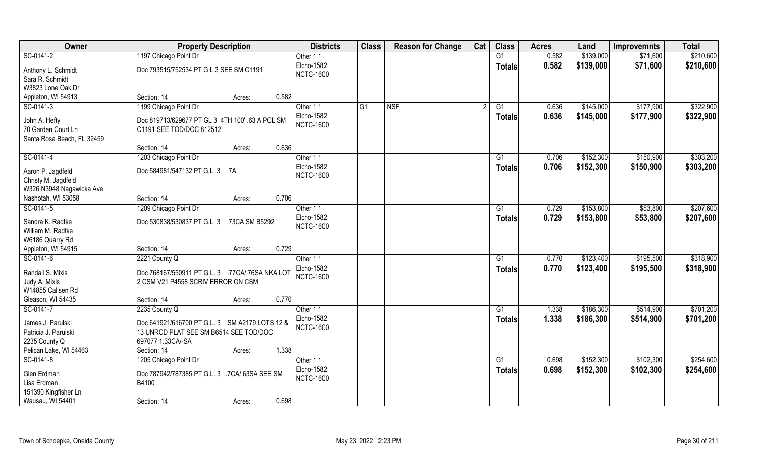| Owner | Property Description | | | Districts | Class | Reason for Change | Cat | Class | Acres | Land | Improvemnts | Total |
|---|---|---|---|---|---|---|---|---|---|---|---|---|
| SC-0141-2 | 1197 Chicago Point Dr | | | Other 1 1 | | | | G1 | 0.582 | $139,000 | $71,600 | $210,600 |
| Anthony L. Schmidt<br>Sara R. Schmidt<br>W3823 Lone Oak Dr<br>Appleton, WI 54913 | Doc 793515/752534 PT G L 3 SEE SM C1191 | | | Elcho-1582<br>NCTC-1600 | | | | Totals | 0.582 | $139,000 | $71,600 | $210,600 |
| | Section: 14 | Acres: | 0.582 | | | | | | | | | |
| SC-0141-3 | 1199 Chicago Point Dr | | | Other 1 1 | G1 | NSF | 2 | G1 | 0.636 | $145,000 | $177,900 | $322,900 |
| John A. Hefty<br>70 Garden Court Ln<br>Santa Rosa Beach, FL 32459 | Doc 819713/629677 PT GL 3 4TH 100' .63 A PCL SM C1191 SEE TOD/DOC 812512 | | | Elcho-1582<br>NCTC-1600 | | | | Totals | 0.636 | $145,000 | $177,900 | $322,900 |
| | Section: 14 | Acres: | 0.636 | | | | | | | | | |
| SC-0141-4 | 1203 Chicago Point Dr | | | Other 1 1 | | | | G1 | 0.706 | $152,300 | $150,900 | $303,200 |
| Aaron P. Jagdfeld<br>Christy M. Jagdfeld<br>W326 N3948 Nagawicka Ave<br>Nashotah, WI 53058 | Doc 584981/547132 PT G.L. 3 .7A | | | Elcho-1582<br>NCTC-1600 | | | | Totals | 0.706 | $152,300 | $150,900 | $303,200 |
| | Section: 14 | Acres: | 0.706 | | | | | | | | | |
| SC-0141-5 | 1209 Chicago Point Dr | | | Other 1 1 | | | | G1 | 0.729 | $153,800 | $53,800 | $207,600 |
| Sandra K. Radtke<br>William M. Radtke<br>W6186 Quarry Rd<br>Appleton, WI 54915 | Doc 530838/530837 PT G.L. 3 .73CA SM B5292 | | | Elcho-1582<br>NCTC-1600 | | | | Totals | 0.729 | $153,800 | $53,800 | $207,600 |
| | Section: 14 | Acres: | 0.729 | | | | | | | | | |
| SC-0141-6 | 2221 County Q | | | Other 1 1 | | | | G1 | 0.770 | $123,400 | $195,500 | $318,900 |
| Randall S. Mixis<br>Judy A. Mixis<br>W14855 Callsen Rd<br>Gleason, WI 54435 | Doc 768167/550911 PT G.L. 3 .77CA/.76SA NKA LOT 2 CSM V21 P4558 SCRIV ERROR ON CSM | | | Elcho-1582<br>NCTC-1600 | | | | Totals | 0.770 | $123,400 | $195,500 | $318,900 |
| | Section: 14 | Acres: | 0.770 | | | | | | | | | |
| SC-0141-7 | 2235 County Q | | | Other 1 1 | | | | G1 | 1.338 | $186,300 | $514,900 | $701,200 |
| James J. Parulski<br>Patricia J. Parulski<br>2235 County Q<br>Pelican Lake, WI 54463 | Doc 641921/616700 PT G.L. 3 SM A2179 LOTS 12 & 13 UNRCD PLAT SEE SM B6514 SEE TOD/DOC 697077 1.33CA/-SA | | | Elcho-1582<br>NCTC-1600 | | | | Totals | 1.338 | $186,300 | $514,900 | $701,200 |
| | Section: 14 | Acres: | 1.338 | | | | | | | | | |
| SC-0141-8 | 1205 Chicago Point Dr | | | Other 1 1 | | | | G1 | 0.698 | $152,300 | $102,300 | $254,600 |
| Glen Erdman<br>Lisa Erdman<br>151390 Kingfisher Ln<br>Wausau, WI 54401 | Doc 787942/787385 PT G.L. 3 .7CA/.63SA SEE SM B4100 | | | Elcho-1582<br>NCTC-1600 | | | | Totals | 0.698 | $152,300 | $102,300 | $254,600 |
| | Section: 14 | Acres: | 0.698 | | | | | | | | | |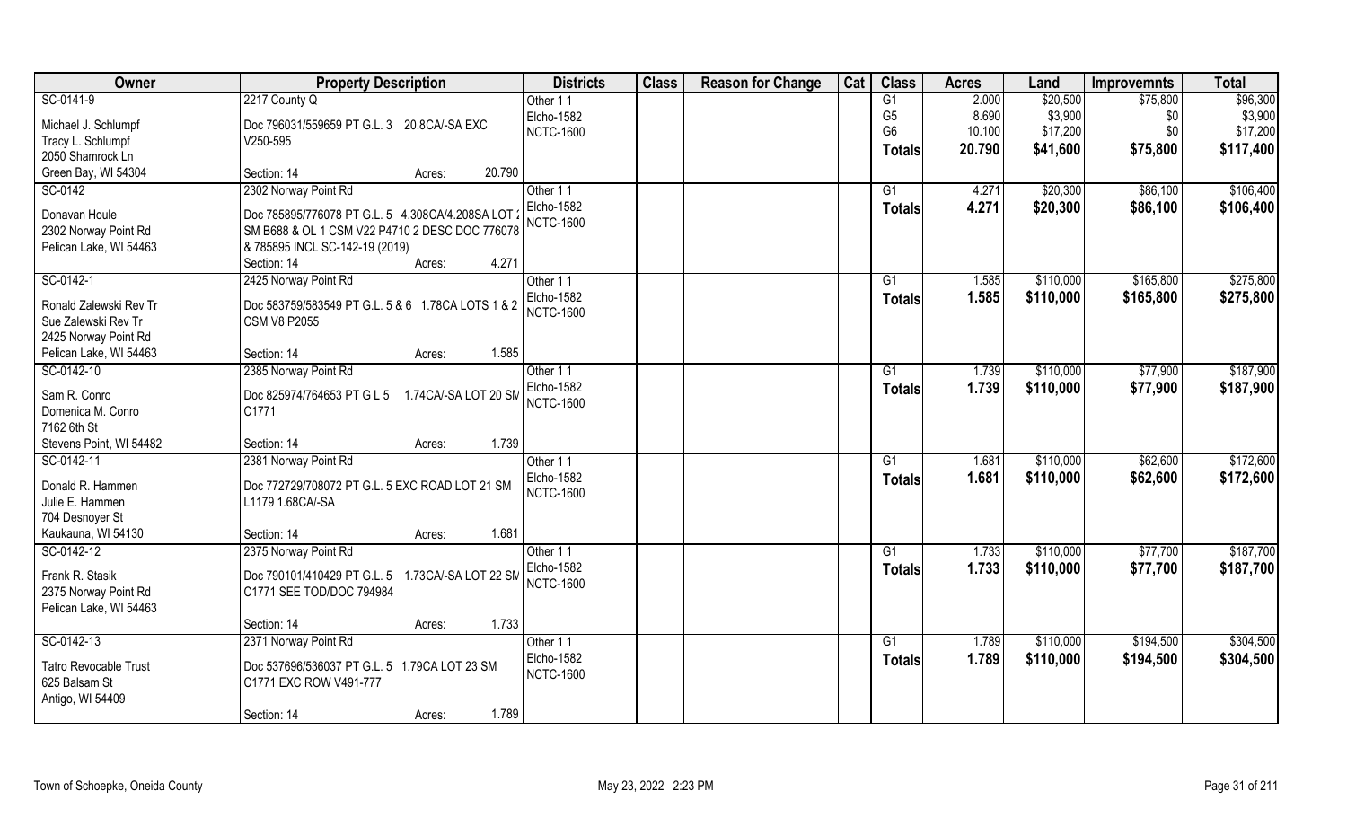| Owner | Property Description | Districts | Class | Reason for Change | Cat | Class | Acres | Land | Improvemnts | Total |
|---|---|---|---|---|---|---|---|---|---|---|
| SC-0141-9 | 2217 County Q | Other 1 1 | | | | G1 | 2.000 | $20,500 | $75,800 | $96,300 |
| Michael J. Schlumpf | Doc 796031/559659 PT G.L. 3 20.8CA/-SA EXC | Elcho-1582 | | | | G5 | 8.690 | $3,900 | $0 | $3,900 |
| Tracy L. Schlumpf | V250-595 | NCTC-1600 | | | | G6 | 10.100 | $17,200 | $0 | $17,200 |
| 2050 Shamrock Ln | | | | | | **Totals** | **20.790** | **$41,600** | **$75,800** | **$117,400** |
| Green Bay, WI 54304 | Section: 14 Acres: 20.790 | | | | | | | | | |
| SC-0142 | 2302 Norway Point Rd | Other 1 1 | | | | G1 | 4.271 | $20,300 | $86,100 | $106,400 |
| Donavan Houle | Doc 785895/776078 PT G.L. 5 4.308CA/4.208SA LOT 2 | Elcho-1582 | | | | **Totals** | **4.271** | **$20,300** | **$86,100** | **$106,400** |
| 2302 Norway Point Rd | SM B688 & OL 1 CSM V22 P4710 2 DESC DOC 776078 | NCTC-1600 | | | | | | | | |
| Pelican Lake, WI 54463 | & 785895 INCL SC-142-19 (2019) | | | | | | | | | |
| | Section: 14 Acres: 4.271 | | | | | | | | | |
| SC-0142-1 | 2425 Norway Point Rd | Other 1 1 | | | | G1 | 1.585 | $110,000 | $165,800 | $275,800 |
| Ronald Zalewski Rev Tr | Doc 583759/583549 PT G.L. 5 & 6 1.78CA LOTS 1 & 2 | Elcho-1582 | | | | **Totals** | **1.585** | **$110,000** | **$165,800** | **$275,800** |
| Sue Zalewski Rev Tr | CSM V8 P2055 | NCTC-1600 | | | | | | | | |
| 2425 Norway Point Rd | | | | | | | | | | |
| Pelican Lake, WI 54463 | Section: 14 Acres: 1.585 | | | | | | | | | |
| SC-0142-10 | 2385 Norway Point Rd | Other 1 1 | | | | G1 | 1.739 | $110,000 | $77,900 | $187,900 |
| Sam R. Conro | Doc 825974/764653 PT G L 5 1.74CA/-SA LOT 20 SM | Elcho-1582 | | | | **Totals** | **1.739** | **$110,000** | **$77,900** | **$187,900** |
| Domenica M. Conro | C1771 | NCTC-1600 | | | | | | | | |
| 7162 6th St | | | | | | | | | | |
| Stevens Point, WI 54482 | Section: 14 Acres: 1.739 | | | | | | | | | |
| SC-0142-11 | 2381 Norway Point Rd | Other 1 1 | | | | G1 | 1.681 | $110,000 | $62,600 | $172,600 |
| Donald R. Hammen | Doc 772729/708072 PT G.L. 5 EXC ROAD LOT 21 SM | Elcho-1582 | | | | **Totals** | **1.681** | **$110,000** | **$62,600** | **$172,600** |
| Julie E. Hammen | L1179 1.68CA/-SA | NCTC-1600 | | | | | | | | |
| 704 Desnoyer St | | | | | | | | | | |
| Kaukauna, WI 54130 | Section: 14 Acres: 1.681 | | | | | | | | | |
| SC-0142-12 | 2375 Norway Point Rd | Other 1 1 | | | | G1 | 1.733 | $110,000 | $77,700 | $187,700 |
| Frank R. Stasik | Doc 790101/410429 PT G.L. 5 1.73CA/-SA LOT 22 SM | Elcho-1582 | | | | **Totals** | **1.733** | **$110,000** | **$77,700** | **$187,700** |
| 2375 Norway Point Rd | C1771 SEE TOD/DOC 794984 | NCTC-1600 | | | | | | | | |
| Pelican Lake, WI 54463 | | | | | | | | | | |
| | Section: 14 Acres: 1.733 | | | | | | | | | |
| SC-0142-13 | 2371 Norway Point Rd | Other 1 1 | | | | G1 | 1.789 | $110,000 | $194,500 | $304,500 |
| Tatro Revocable Trust | Doc 537696/536037 PT G.L. 5 1.79CA LOT 23 SM | Elcho-1582 | | | | **Totals** | **1.789** | **$110,000** | **$194,500** | **$304,500** |
| 625 Balsam St | C1771 EXC ROW V491-777 | NCTC-1600 | | | | | | | | |
| Antigo, WI 54409 | | | | | | | | | | |
| | Section: 14 Acres: 1.789 | | | | | | | | | |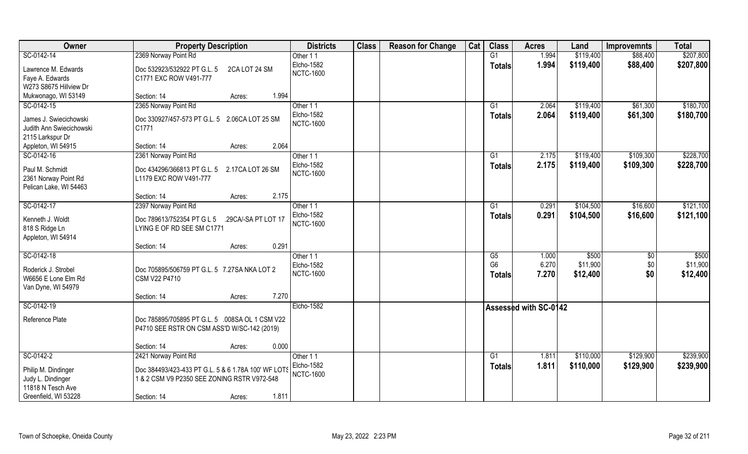| Owner | Property Description | Districts | Class | Reason for Change | Cat | Class | Acres | Land | Improvemnts | Total |
|---|---|---|---|---|---|---|---|---|---|---|
| SC-0142-14<br>Lawrence M. Edwards<br>Faye A. Edwards<br>W273 S8675 Hillview Dr<br>Mukwonago, WI 53149 | 2369 Norway Point Rd<br>Doc 532923/532922 PT G.L. 5 2CA LOT 24 SM C1771 EXC ROW V491-777<br>Section: 14 Acres: 1.994 | Other 1 1<br>Elcho-1582<br>NCTC-1600 | | | | G1<br>**Totals** | 1.994<br>**1.994** | $119,400<br>**$119,400** | $88,400<br>**$88,400** | $207,800<br>**$207,800** |
| SC-0142-15<br>James J. Swiecichowski<br>Judith Ann Swiecichowski<br>2115 Larkspur Dr<br>Appleton, WI 54915 | 2365 Norway Point Rd<br>Doc 330927/457-573 PT G.L. 5 2.06CA LOT 25 SM C1771<br>Section: 14 Acres: 2.064 | Other 1 1<br>Elcho-1582<br>NCTC-1600 | | | | G1<br>**Totals** | 2.064<br>**2.064** | $119,400<br>**$119,400** | $61,300<br>**$61,300** | $180,700<br>**$180,700** |
| SC-0142-16<br>Paul M. Schmidt<br>2361 Norway Point Rd<br>Pelican Lake, WI 54463 | 2361 Norway Point Rd<br>Doc 434296/366813 PT G.L. 5 2.17CA LOT 26 SM L1179 EXC ROW V491-777<br>Section: 14 Acres: 2.175 | Other 1 1<br>Elcho-1582<br>NCTC-1600 | | | | G1<br>**Totals** | 2.175<br>**2.175** | $119,400<br>**$119,400** | $109,300<br>**$109,300** | $228,700<br>**$228,700** |
| SC-0142-17<br>Kenneth J. Woldt<br>818 S Ridge Ln<br>Appleton, WI 54914 | 2397 Norway Point Rd<br>Doc 789613/752354 PT G L 5 .29CA/-SA PT LOT 17 LYING E OF RD SEE SM C1771<br>Section: 14 Acres: 0.291 | Other 1 1<br>Elcho-1582<br>NCTC-1600 | | | | G1<br>**Totals** | 0.291<br>**0.291** | $104,500<br>**$104,500** | $16,600<br>**$16,600** | $121,100<br>**$121,100** |
| SC-0142-18<br>Roderick J. Strobel<br>W6656 E Lone Elm Rd<br>Van Dyne, WI 54979 | Doc 705895/506759 PT G.L. 5 7.27SA NKA LOT 2 CSM V22 P4710<br>Section: 14 Acres: 7.270 | Other 1 1<br>Elcho-1582<br>NCTC-1600 | | | | G5<br>G6<br>**Totals** | 1.000<br>6.270<br>**7.270** | $500<br>$11,900<br>**$12,400** | $0<br>$0<br>**$0** | $500<br>$11,900<br>**$12,400** |
| SC-0142-19<br>Reference Plate | Doc 785895/705895 PT G.L. 5 .008SA OL 1 CSM V22 P4710 SEE RSTR ON CSM ASS'D W/SC-142 (2019)<br>Section: 14 Acres: 0.000 | Elcho-1582 | | | | Assessed with SC-0142 | | | | |
| SC-0142-2<br>Philip M. Dindinger<br>Judy L. Dindinger<br>11818 N Tesch Ave<br>Greenfield, WI 53228 | 2421 Norway Point Rd<br>Doc 384493/423-433 PT G.L. 5 & 6 1.78A 100' WF LOTS 1 & 2 CSM V9 P2350 SEE ZONING RSTR V972-548<br>Section: 14 Acres: 1.811 | Other 1 1<br>Elcho-1582<br>NCTC-1600 | | | | G1<br>**Totals** | 1.811<br>**1.811** | $110,000<br>**$110,000** | $129,900<br>**$129,900** | $239,900<br>**$239,900** |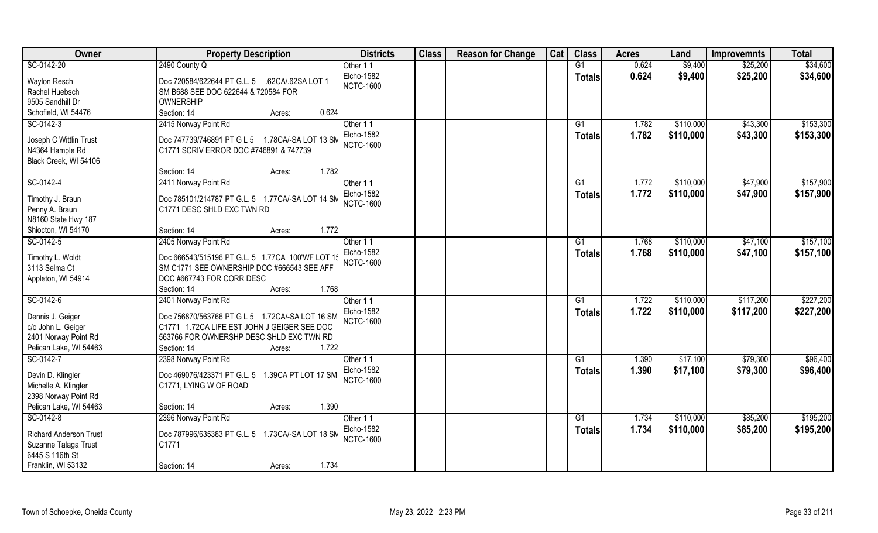| Owner | Property Description | Districts | Class | Reason for Change | Cat | Class | Acres | Land | Improvemnts | Total |
|---|---|---|---|---|---|---|---|---|---|---|
| SC-0142-20 | 2490 County Q | Other 1 1 | | | | G1 | 0.624 | $9,400 | $25,200 | $34,600 |
| Waylon Resch<br>Rachel Huebsch<br>9505 Sandhill Dr<br>Schofield, WI 54476 | Doc 720584/622644 PT G.L. 5 .62CA/.62SA LOT 1 SM B688 SEE DOC 622644 & 720584 FOR OWNERSHIP<br>Section: 14 Acres: 0.624 | Elcho-1582<br>NCTC-1600 | | | | Totals | 0.624 | $9,400 | $25,200 | $34,600 |
| SC-0142-3 | 2415 Norway Point Rd | Other 1 1 | | | | G1 | 1.782 | $110,000 | $43,300 | $153,300 |
| Joseph C Wittlin Trust<br>N4364 Hample Rd<br>Black Creek, WI 54106 | Doc 747739/746891 PT G L 5 1.78CA/-SA LOT 13 SM C1771 SCRIV ERROR DOC #746891 & 747739<br>Section: 14 Acres: 1.782 | Elcho-1582<br>NCTC-1600 | | | | Totals | 1.782 | $110,000 | $43,300 | $153,300 |
| SC-0142-4 | 2411 Norway Point Rd | Other 1 1 | | | | G1 | 1.772 | $110,000 | $47,900 | $157,900 |
| Timothy J. Braun<br>Penny A. Braun<br>N8160 State Hwy 187<br>Shiocton, WI 54170 | Doc 785101/214787 PT G.L. 5 1.77CA/-SA LOT 14 SM C1771 DESC SHLD EXC TWN RD<br>Section: 14 Acres: 1.772 | Elcho-1582<br>NCTC-1600 | | | | Totals | 1.772 | $110,000 | $47,900 | $157,900 |
| SC-0142-5 | 2405 Norway Point Rd | Other 1 1 | | | | G1 | 1.768 | $110,000 | $47,100 | $157,100 |
| Timothy L. Woldt<br>3113 Selma Ct<br>Appleton, WI 54914 | Doc 666543/515196 PT G.L. 5 1.77CA 100'WF LOT 15 SM C1771 SEE OWNERSHIP DOC #666543 SEE AFF DOC #667743 FOR CORR DESC<br>Section: 14 Acres: 1.768 | Elcho-1582<br>NCTC-1600 | | | | Totals | 1.768 | $110,000 | $47,100 | $157,100 |
| SC-0142-6 | 2401 Norway Point Rd | Other 1 1 | | | | G1 | 1.722 | $110,000 | $117,200 | $227,200 |
| Dennis J. Geiger<br>c/o John L. Geiger<br>2401 Norway Point Rd<br>Pelican Lake, WI 54463 | Doc 756870/563766 PT G L 5 1.72CA/-SA LOT 16 SM C1771 1.72CA LIFE EST JOHN J GEIGER SEE DOC 563766 FOR OWNERSHP DESC SHLD EXC TWN RD<br>Section: 14 Acres: 1.722 | Elcho-1582<br>NCTC-1600 | | | | Totals | 1.722 | $110,000 | $117,200 | $227,200 |
| SC-0142-7 | 2398 Norway Point Rd | Other 1 1 | | | | G1 | 1.390 | $17,100 | $79,300 | $96,400 |
| Devin D. Klingler<br>Michelle A. Klingler<br>2398 Norway Point Rd<br>Pelican Lake, WI 54463 | Doc 469076/423371 PT G.L. 5 1.39CA PT LOT 17 SM C1771, LYING W OF ROAD<br>Section: 14 Acres: 1.390 | Elcho-1582<br>NCTC-1600 | | | | Totals | 1.390 | $17,100 | $79,300 | $96,400 |
| SC-0142-8 | 2396 Norway Point Rd | Other 1 1 | | | | G1 | 1.734 | $110,000 | $85,200 | $195,200 |
| Richard Anderson Trust<br>Suzanne Talaga Trust<br>6445 S 116th St<br>Franklin, WI 53132 | Doc 787996/635383 PT G.L. 5 1.73CA/-SA LOT 18 SM C1771<br>Section: 14 Acres: 1.734 | Elcho-1582<br>NCTC-1600 | | | | Totals | 1.734 | $110,000 | $85,200 | $195,200 |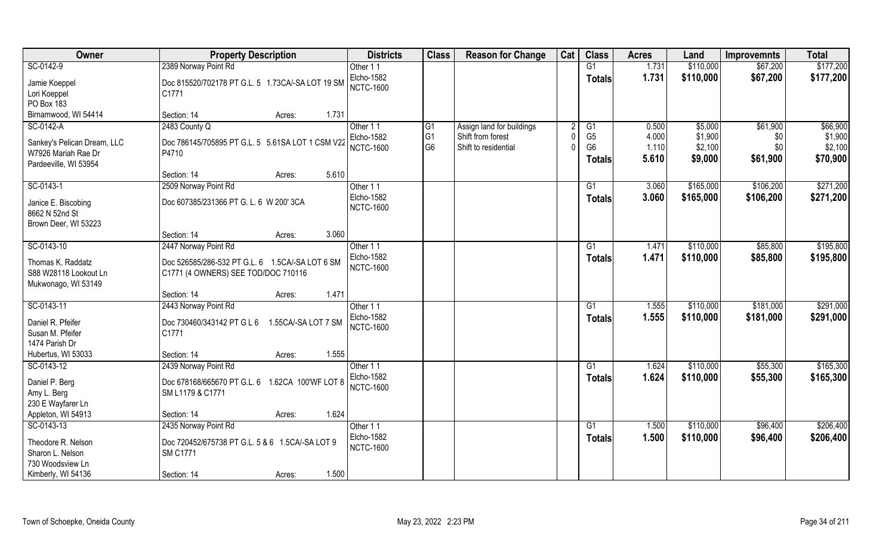| Owner | Property Description | | Districts | Class | Reason for Change | Cat | Class | Acres | Land | Improvemnts | Total |
|---|---|---|---|---|---|---|---|---|---|---|---|
| SC-0142-9 | 2389 Norway Point Rd | | Other 1 1 | | | | G1 | 1.731 | $110,000 | $67,200 | $177,200 |
| Jamie Koeppel | Doc 815520/702178 PT G.L. 5 1.73CA/-SA LOT 19 SM C1771 | | Elcho-1582 | | | | **Totals** | **1.731** | **$110,000** | **$67,200** | **$177,200** |
| Lori Koeppel | | | NCTC-1600 | | | | | | | | |
| PO Box 183 | | | | | | | | | | | |
| Birnamwood, WI 54414 | Section: 14 | Acres: 1.731 | | | | | | | | | |
| SC-0142-A | 2483 County Q | | Other 1 1 | G1 | Assign land for buildings | 2 | G1 | 0.500 | $5,000 | $61,900 | $66,900 |
| Sankey's Pelican Dream, LLC | Doc 786145/705895 PT G.L. 5 5.61SA LOT 1 CSM V22 P4710 | | Elcho-1582 | G1 | Shift from forest | 0 | G5 | 4.000 | $1,900 | $0 | $1,900 |
| W7926 Mariah Rae Dr | | | NCTC-1600 | G6 | Shift to residential | 0 | G6 | 1.110 | $2,100 | $0 | $2,100 |
| Pardeeville, WI 53954 | | | | | | | **Totals** | **5.610** | **$9,000** | **$61,900** | **$70,900** |
| | Section: 14 | Acres: 5.610 | | | | | | | | | |
| SC-0143-1 | 2509 Norway Point Rd | | Other 1 1 | | | | G1 | 3.060 | $165,000 | $106,200 | $271,200 |
| Janice E. Biscobing | Doc 607385/231366 PT G. L. 6 W 200' 3CA | | Elcho-1582 | | | | **Totals** | **3.060** | **$165,000** | **$106,200** | **$271,200** |
| 8662 N 52nd St | | | NCTC-1600 | | | | | | | | |
| Brown Deer, WI 53223 | | | | | | | | | | | |
| | Section: 14 | Acres: 3.060 | | | | | | | | | |
| SC-0143-10 | 2447 Norway Point Rd | | Other 1 1 | | | | G1 | 1.471 | $110,000 | $85,800 | $195,800 |
| Thomas K. Raddatz | Doc 526585/286-532 PT G.L. 6 1.5CA/-SA LOT 6 SM C1771 (4 OWNERS) SEE TOD/DOC 710116 | | Elcho-1582 | | | | **Totals** | **1.471** | **$110,000** | **$85,800** | **$195,800** |
| S88 W28118 Lookout Ln | | | NCTC-1600 | | | | | | | | |
| Mukwonago, WI 53149 | | | | | | | | | | | |
| | Section: 14 | Acres: 1.471 | | | | | | | | | |
| SC-0143-11 | 2443 Norway Point Rd | | Other 1 1 | | | | G1 | 1.555 | $110,000 | $181,000 | $291,000 |
| Daniel R. Pfeifer | Doc 730460/343142 PT G L 6 1.55CA/-SA LOT 7 SM C1771 | | Elcho-1582 | | | | **Totals** | **1.555** | **$110,000** | **$181,000** | **$291,000** |
| Susan M. Pfeifer | | | NCTC-1600 | | | | | | | | |
| 1474 Parish Dr | | | | | | | | | | | |
| Hubertus, WI 53033 | Section: 14 | Acres: 1.555 | | | | | | | | | |
| SC-0143-12 | 2439 Norway Point Rd | | Other 1 1 | | | | G1 | 1.624 | $110,000 | $55,300 | $165,300 |
| Daniel P. Berg | Doc 678168/665670 PT G.L. 6 1.62CA 100'WF LOT 8 SM L1179 & C1771 | | Elcho-1582 | | | | **Totals** | **1.624** | **$110,000** | **$55,300** | **$165,300** |
| Amy L. Berg | | | NCTC-1600 | | | | | | | | |
| 230 E Wayfarer Ln | | | | | | | | | | | |
| Appleton, WI 54913 | Section: 14 | Acres: 1.624 | | | | | | | | | |
| SC-0143-13 | 2435 Norway Point Rd | | Other 1 1 | | | | G1 | 1.500 | $110,000 | $96,400 | $206,400 |
| Theodore R. Nelson | Doc 720452/675738 PT G.L. 5 & 6 1.5CA/-SA LOT 9 SM C1771 | | Elcho-1582 | | | | **Totals** | **1.500** | **$110,000** | **$96,400** | **$206,400** |
| Sharon L. Nelson | | | NCTC-1600 | | | | | | | | |
| 730 Woodsview Ln | | | | | | | | | | | |
| Kimberly, WI 54136 | Section: 14 | Acres: 1.500 | | | | | | | | | |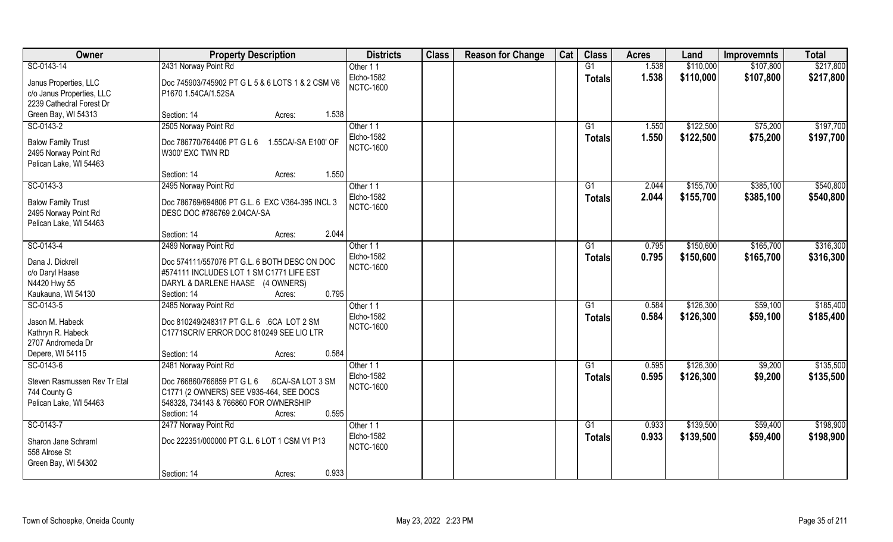| Owner | Property Description | Districts | Class | Reason for Change | Cat | Class | Acres | Land | Improvemnts | Total |
|---|---|---|---|---|---|---|---|---|---|---|
| SC-0143-14 | 2431 Norway Point Rd | Other 1 1 | | | | G1 | 1.538 | $110,000 | $107,800 | $217,800 |
| Janus Properties, LLC<br>c/o Janus Properties, LLC<br>2239 Cathedral Forest Dr<br>Green Bay, WI 54313 | Doc 745903/745902 PT G L 5 & 6 LOTS 1 & 2 CSM V6 P1670 1.54CA/1.52SA<br>Section: 14 Acres: 1.538 | Elcho-1582<br>NCTC-1600 | | | | Totals | 1.538 | $110,000 | $107,800 | $217,800 |
| SC-0143-2 | 2505 Norway Point Rd | Other 1 1 | | | | G1 | 1.550 | $122,500 | $75,200 | $197,700 |
| Balow Family Trust<br>2495 Norway Point Rd<br>Pelican Lake, WI 54463 | Doc 786770/764406 PT G L 6 1.55CA/-SA E100' OF W300' EXC TWN RD<br>Section: 14 Acres: 1.550 | Elcho-1582<br>NCTC-1600 | | | | Totals | 1.550 | $122,500 | $75,200 | $197,700 |
| SC-0143-3 | 2495 Norway Point Rd | Other 1 1 | | | | G1 | 2.044 | $155,700 | $385,100 | $540,800 |
| Balow Family Trust<br>2495 Norway Point Rd<br>Pelican Lake, WI 54463 | Doc 786769/694806 PT G.L. 6 EXC V364-395 INCL 3 DESC DOC #786769 2.04CA/-SA<br>Section: 14 Acres: 2.044 | Elcho-1582<br>NCTC-1600 | | | | Totals | 2.044 | $155,700 | $385,100 | $540,800 |
| SC-0143-4 | 2489 Norway Point Rd | Other 1 1 | | | | G1 | 0.795 | $150,600 | $165,700 | $316,300 |
| Dana J. Dickrell<br>c/o Daryl Haase<br>N4420 Hwy 55<br>Kaukauna, WI 54130 | Doc 574111/557076 PT G.L. 6 BOTH DESC ON DOC #574111 INCLUDES LOT 1 SM C1771 LIFE EST DARYL & DARLENE HAASE (4 OWNERS)<br>Section: 14 Acres: 0.795 | Elcho-1582<br>NCTC-1600 | | | | Totals | 0.795 | $150,600 | $165,700 | $316,300 |
| SC-0143-5 | 2485 Norway Point Rd | Other 1 1 | | | | G1 | 0.584 | $126,300 | $59,100 | $185,400 |
| Jason M. Habeck<br>Kathryn R. Habeck<br>2707 Andromeda Dr<br>Depere, WI 54115 | Doc 810249/248317 PT G.L. 6 .6CA LOT 2 SM C1771SCRIV ERROR DOC 810249 SEE LIO LTR<br>Section: 14 Acres: 0.584 | Elcho-1582<br>NCTC-1600 | | | | Totals | 0.584 | $126,300 | $59,100 | $185,400 |
| SC-0143-6 | 2481 Norway Point Rd | Other 1 1 | | | | G1 | 0.595 | $126,300 | $9,200 | $135,500 |
| Steven Rasmussen Rev Tr Etal<br>744 County G<br>Pelican Lake, WI 54463 | Doc 766860/766859 PT G L 6 .6CA/-SA LOT 3 SM C1771 (2 OWNERS) SEE V935-464, SEE DOCS 548328, 734143 & 766860 FOR OWNERSHIP<br>Section: 14 Acres: 0.595 | Elcho-1582<br>NCTC-1600 | | | | Totals | 0.595 | $126,300 | $9,200 | $135,500 |
| SC-0143-7 | 2477 Norway Point Rd | Other 1 1 | | | | G1 | 0.933 | $139,500 | $59,400 | $198,900 |
| Sharon Jane Schraml<br>558 Alrose St<br>Green Bay, WI 54302 | Doc 222351/000000 PT G.L. 6 LOT 1 CSM V1 P13<br>Section: 14 Acres: 0.933 | Elcho-1582<br>NCTC-1600 | | | | Totals | 0.933 | $139,500 | $59,400 | $198,900 |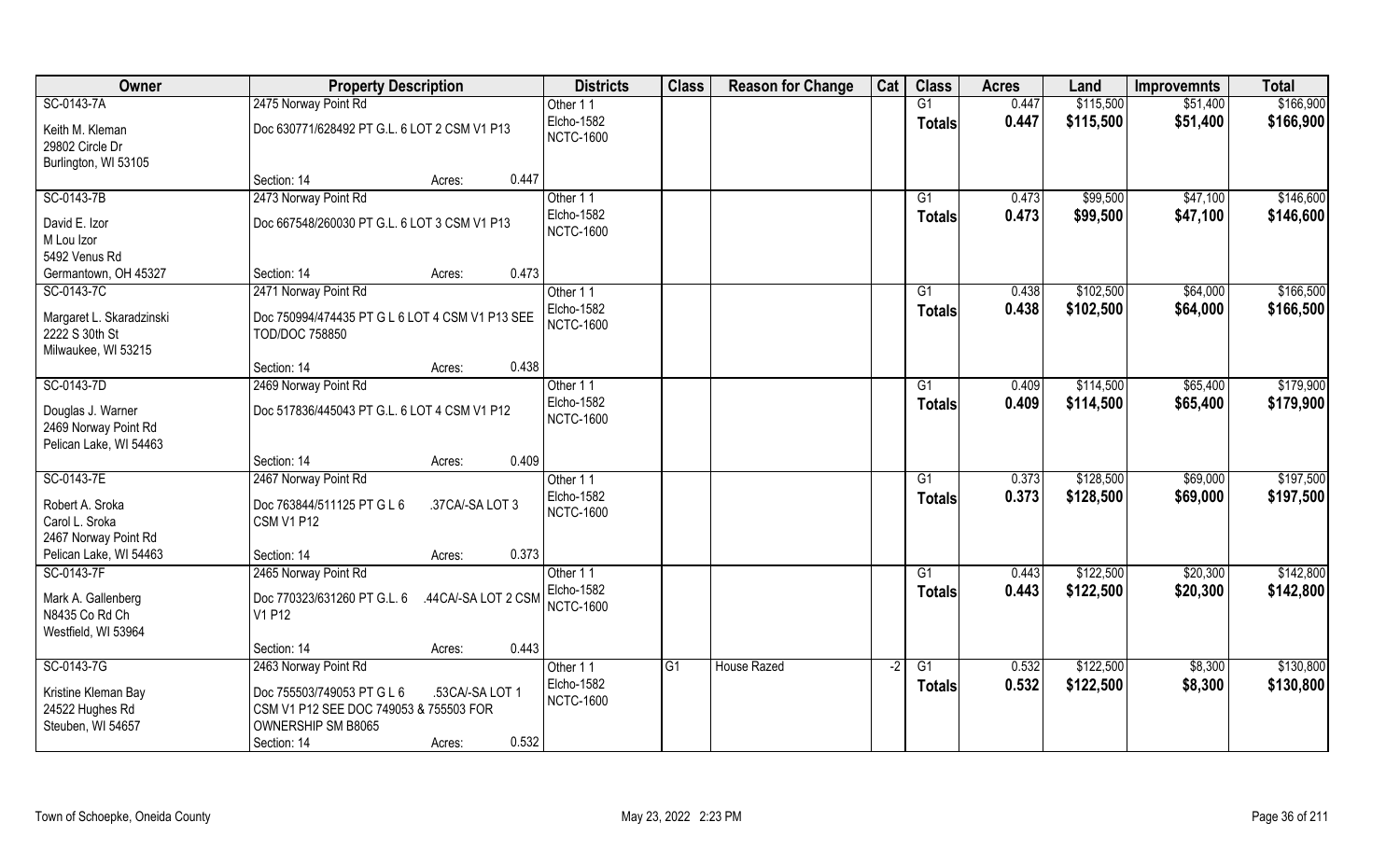| Owner | Property Description | Districts | Class | Reason for Change | Cat | Class | Acres | Land | Improvemnts | Total |
|---|---|---|---|---|---|---|---|---|---|---|
| SC-0143-7A | 2475 Norway Point Rd | Other 1 1 | | | | G1 | 0.447 | $115,500 | $51,400 | $166,900 |
| Keith M. Kleman<br>29802 Circle Dr<br>Burlington, WI 53105 | Doc 630771/628492 PT G.L. 6 LOT 2 CSM V1 P13<br>Section: 14 Acres: 0.447 | Elcho-1582<br>NCTC-1600 | | | | Totals | 0.447 | $115,500 | $51,400 | $166,900 |
| SC-0143-7B | 2473 Norway Point Rd | Other 1 1 | | | | G1 | 0.473 | $99,500 | $47,100 | $146,600 |
| David E. Izor<br>M Lou Izor<br>5492 Venus Rd<br>Germantown, OH 45327 | Doc 667548/260030 PT G.L. 6 LOT 3 CSM V1 P13<br>Section: 14 Acres: 0.473 | Elcho-1582<br>NCTC-1600 | | | | Totals | 0.473 | $99,500 | $47,100 | $146,600 |
| SC-0143-7C | 2471 Norway Point Rd | Other 1 1 | | | | G1 | 0.438 | $102,500 | $64,000 | $166,500 |
| Margaret L. Skaradzinski<br>2222 S 30th St<br>Milwaukee, WI 53215 | Doc 750994/474435 PT G L 6 LOT 4 CSM V1 P13 SEE TOD/DOC 758850<br>Section: 14 Acres: 0.438 | Elcho-1582<br>NCTC-1600 | | | | Totals | 0.438 | $102,500 | $64,000 | $166,500 |
| SC-0143-7D | 2469 Norway Point Rd | Other 1 1 | | | | G1 | 0.409 | $114,500 | $65,400 | $179,900 |
| Douglas J. Warner<br>2469 Norway Point Rd<br>Pelican Lake, WI 54463 | Doc 517836/445043 PT G.L. 6 LOT 4 CSM V1 P12<br>Section: 14 Acres: 0.409 | Elcho-1582<br>NCTC-1600 | | | | Totals | 0.409 | $114,500 | $65,400 | $179,900 |
| SC-0143-7E | 2467 Norway Point Rd | Other 1 1 | | | | G1 | 0.373 | $128,500 | $69,000 | $197,500 |
| Robert A. Sroka<br>Carol L. Sroka<br>2467 Norway Point Rd<br>Pelican Lake, WI 54463 | Doc 763844/511125 PT G L 6 .37CA/-SA LOT 3 CSM V1 P12<br>Section: 14 Acres: 0.373 | Elcho-1582<br>NCTC-1600 | | | | Totals | 0.373 | $128,500 | $69,000 | $197,500 |
| SC-0143-7F | 2465 Norway Point Rd | Other 1 1 | | | | G1 | 0.443 | $122,500 | $20,300 | $142,800 |
| Mark A. Gallenberg<br>N8435 Co Rd Ch<br>Westfield, WI 53964 | Doc 770323/631260 PT G.L. 6 .44CA/-SA LOT 2 CSM V1 P12<br>Section: 14 Acres: 0.443 | Elcho-1582<br>NCTC-1600 | | | | Totals | 0.443 | $122,500 | $20,300 | $142,800 |
| SC-0143-7G | 2463 Norway Point Rd | Other 1 1 | G1 | House Razed | -2 | G1 | 0.532 | $122,500 | $8,300 | $130,800 |
| Kristine Kleman Bay<br>24522 Hughes Rd<br>Steuben, WI 54657 | Doc 755503/749053 PT G L 6 .53CA/-SA LOT 1 CSM V1 P12 SEE DOC 749053 & 755503 FOR OWNERSHIP SM B8065<br>Section: 14 Acres: 0.532 | Elcho-1582<br>NCTC-1600 | | | | Totals | 0.532 | $122,500 | $8,300 | $130,800 |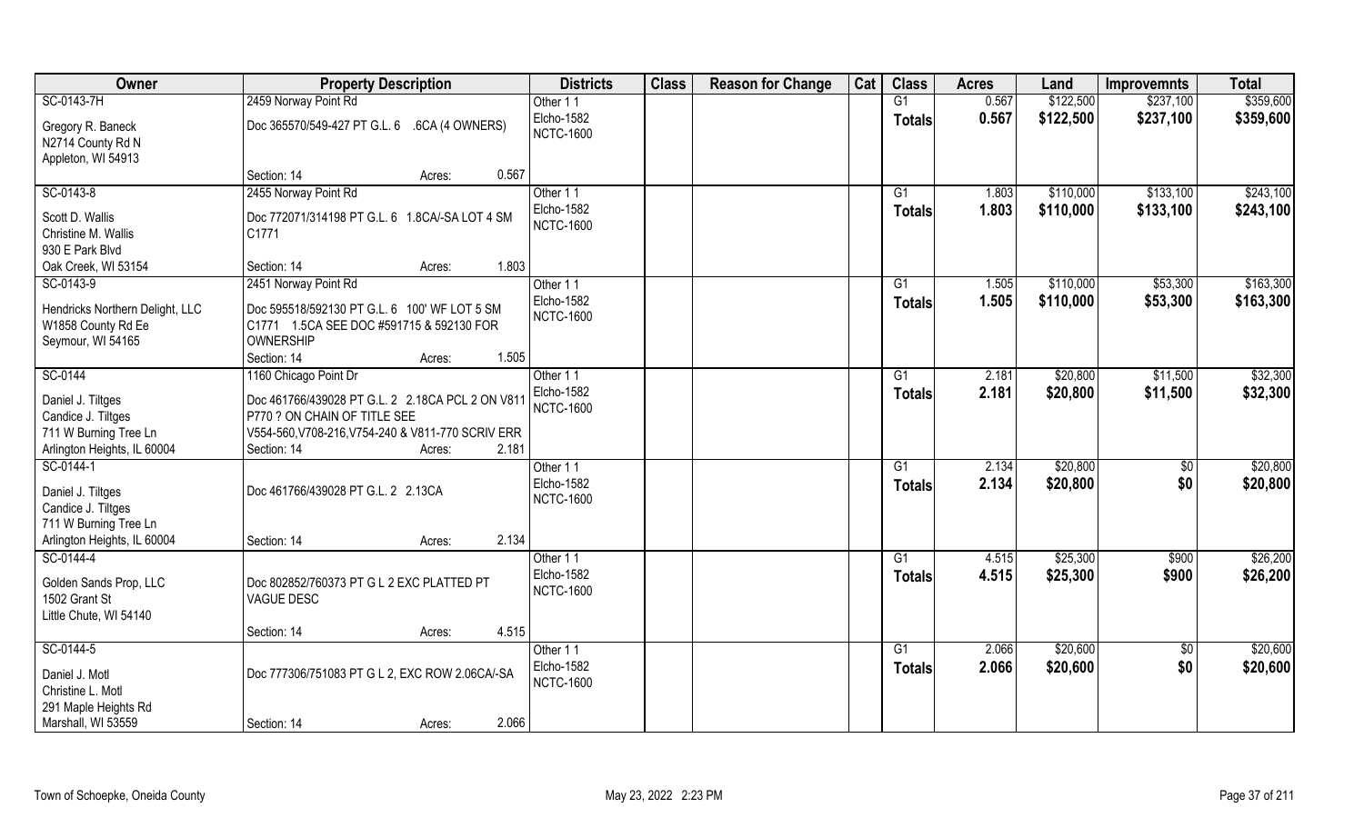| Owner | Property Description | Districts | Class | Reason for Change | Cat | Class | Acres | Land | Improvemnts | Total |
|---|---|---|---|---|---|---|---|---|---|---|
| SC-0143-7H | 2459 Norway Point Rd | Other 1 1 | | | | G1 | 0.567 | $122,500 | $237,100 | $359,600 |
| Gregory R. Baneck<br>N2714 County Rd N<br>Appleton, WI 54913 | Doc 365570/549-427 PT G.L. 6 .6CA (4 OWNERS)<br>Section: 14 Acres: 0.567 | Elcho-1582<br>NCTC-1600 | | | | Totals | 0.567 | $122,500 | $237,100 | $359,600 |
| SC-0143-8 | 2455 Norway Point Rd | Other 1 1 | | | | G1 | 1.803 | $110,000 | $133,100 | $243,100 |
| Scott D. Wallis<br>Christine M. Wallis<br>930 E Park Blvd<br>Oak Creek, WI 53154 | Doc 772071/314198 PT G.L. 6 1.8CA/-SA LOT 4 SM C1771<br>Section: 14 Acres: 1.803 | Elcho-1582<br>NCTC-1600 | | | | Totals | 1.803 | $110,000 | $133,100 | $243,100 |
| SC-0143-9 | 2451 Norway Point Rd | Other 1 1 | | | | G1 | 1.505 | $110,000 | $53,300 | $163,300 |
| Hendricks Northern Delight, LLC<br>W1858 County Rd Ee<br>Seymour, WI 54165 | Doc 595518/592130 PT G.L. 6 100' WF LOT 5 SM C1771 1.5CA SEE DOC #591715 & 592130 FOR OWNERSHIP<br>Section: 14 Acres: 1.505 | Elcho-1582<br>NCTC-1600 | | | | Totals | 1.505 | $110,000 | $53,300 | $163,300 |
| SC-0144 | 1160 Chicago Point Dr | Other 1 1 | | | | G1 | 2.181 | $20,800 | $11,500 | $32,300 |
| Daniel J. Tiltges<br>Candice J. Tiltges<br>711 W Burning Tree Ln<br>Arlington Heights, IL 60004 | Doc 461766/439028 PT G.L. 2 2.18CA PCL 2 ON V811 P770 ? ON CHAIN OF TITLE SEE V554-560,V708-216,V754-240 & V811-770 SCRIV ERR<br>Section: 14 Acres: 2.181 | Elcho-1582<br>NCTC-1600 | | | | Totals | 2.181 | $20,800 | $11,500 | $32,300 |
| SC-0144-1 | | Other 1 1 | | | | G1 | 2.134 | $20,800 | $0 | $20,800 |
| Daniel J. Tiltges<br>Candice J. Tiltges<br>711 W Burning Tree Ln<br>Arlington Heights, IL 60004 | Doc 461766/439028 PT G.L. 2 2.13CA<br>Section: 14 Acres: 2.134 | Elcho-1582<br>NCTC-1600 | | | | Totals | 2.134 | $20,800 | $0 | $20,800 |
| SC-0144-4 | | Other 1 1 | | | | G1 | 4.515 | $25,300 | $900 | $26,200 |
| Golden Sands Prop, LLC<br>1502 Grant St<br>Little Chute, WI 54140 | Doc 802852/760373 PT G L 2 EXC PLATTED PT VAGUE DESC<br>Section: 14 Acres: 4.515 | Elcho-1582<br>NCTC-1600 | | | | Totals | 4.515 | $25,300 | $900 | $26,200 |
| SC-0144-5 | | Other 1 1 | | | | G1 | 2.066 | $20,600 | $0 | $20,600 |
| Daniel J. Motl<br>Christine L. Motl<br>291 Maple Heights Rd<br>Marshall, WI 53559 | Doc 777306/751083 PT G L 2, EXC ROW 2.06CA/-SA<br>Section: 14 Acres: 2.066 | Elcho-1582<br>NCTC-1600 | | | | Totals | 2.066 | $20,600 | $0 | $20,600 |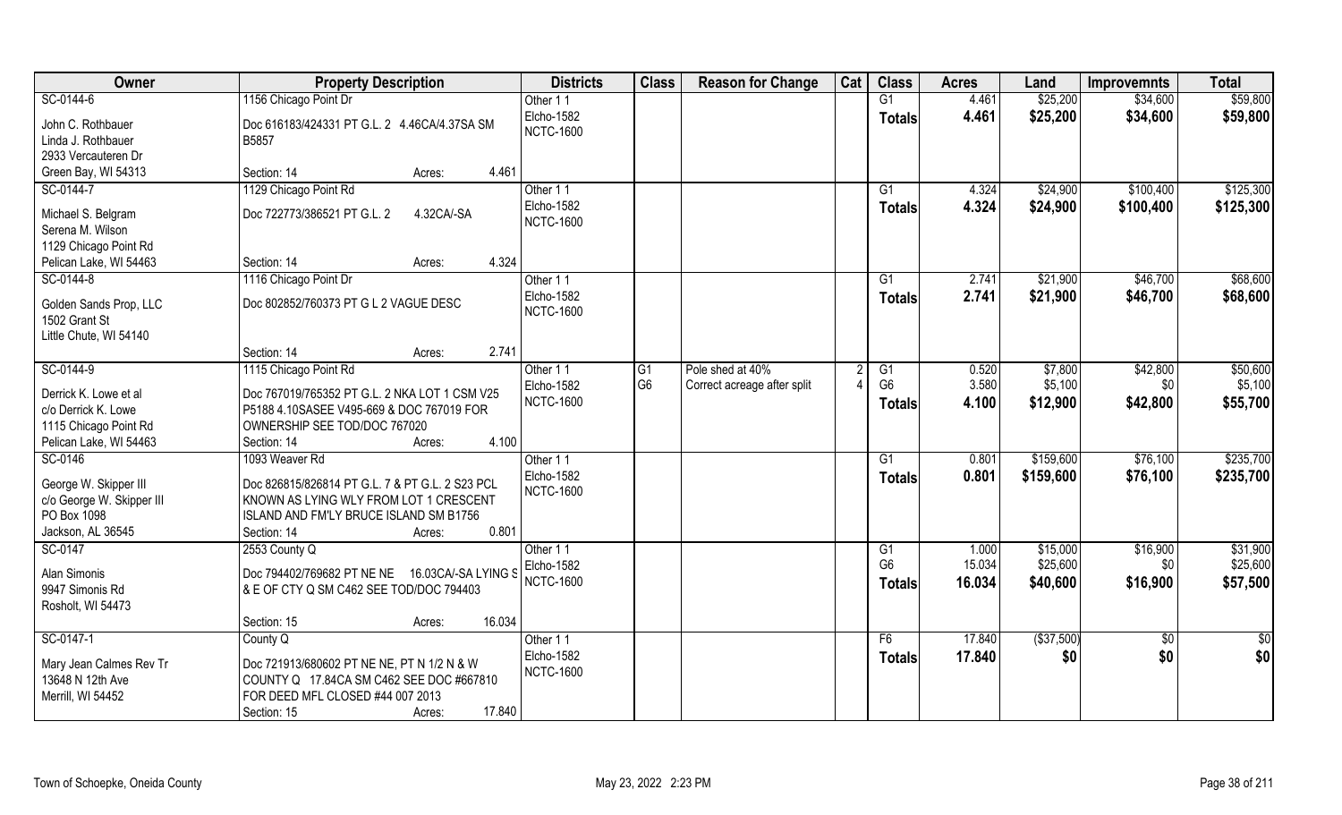| Owner | Property Description | | Districts | Class | Reason for Change | Cat | Class | Acres | Land | Improvemnts | Total |
|---|---|---|---|---|---|---|---|---|---|---|---|
| SC-0144-6 | 1156 Chicago Point Dr | | Other 1 1 | | | | G1 | 4.461 | $25,200 | $34,600 | $59,800 |
| John C. Rothbauer | Doc 616183/424331 PT G.L. 2 4.46CA/4.37SA SM | | Elcho-1582 | | | | Totals | 4.461 | $25,200 | $34,600 | $59,800 |
| Linda J. Rothbauer | B5857 | | NCTC-1600 | | | | | | | | |
| 2933 Vercauteren Dr | | | | | | | | | | | |
| Green Bay, WI 54313 | Section: 14 | Acres: 4.461 | | | | | | | | | |
| SC-0144-7 | 1129 Chicago Point Rd | | Other 1 1 | | | | G1 | 4.324 | $24,900 | $100,400 | $125,300 |
| Michael S. Belgram | Doc 722773/386521 PT G.L. 2 4.32CA/-SA | | Elcho-1582 | | | | Totals | 4.324 | $24,900 | $100,400 | $125,300 |
| Serena M. Wilson | | | NCTC-1600 | | | | | | | | |
| 1129 Chicago Point Rd | | | | | | | | | | | |
| Pelican Lake, WI 54463 | Section: 14 | Acres: 4.324 | | | | | | | | | |
| SC-0144-8 | 1116 Chicago Point Dr | | Other 1 1 | | | | G1 | 2.741 | $21,900 | $46,700 | $68,600 |
| Golden Sands Prop, LLC | Doc 802852/760373 PT G L 2 VAGUE DESC | | Elcho-1582 | | | | Totals | 2.741 | $21,900 | $46,700 | $68,600 |
| 1502 Grant St | | | NCTC-1600 | | | | | | | | |
| Little Chute, WI 54140 | | | | | | | | | | | |
| | Section: 14 | Acres: 2.741 | | | | | | | | | |
| SC-0144-9 | 1115 Chicago Point Rd | | Other 1 1 | G1 | Pole shed at 40% | 2 | G1 | 0.520 | $7,800 | $42,800 | $50,600 |
| Derrick K. Lowe et al | Doc 767019/765352 PT G.L. 2 NKA LOT 1 CSM V25 | | Elcho-1582 | G6 | Correct acreage after split | 4 | G6 | 3.580 | $5,100 | $0 | $5,100 |
| c/o Derrick K. Lowe | P5188 4.10SASEE V495-669 & DOC 767019 FOR | | NCTC-1600 | | | | Totals | 4.100 | $12,900 | $42,800 | $55,700 |
| 1115 Chicago Point Rd | OWNERSHIP SEE TOD/DOC 767020 | | | | | | | | | | |
| Pelican Lake, WI 54463 | Section: 14 | Acres: 4.100 | | | | | | | | | |
| SC-0146 | 1093 Weaver Rd | | Other 1 1 | | | | G1 | 0.801 | $159,600 | $76,100 | $235,700 |
| George W. Skipper III | Doc 826815/826814 PT G.L. 7 & PT G.L. 2 S23 PCL | | Elcho-1582 | | | | Totals | 0.801 | $159,600 | $76,100 | $235,700 |
| c/o George W. Skipper III | KNOWN AS LYING WLY FROM LOT 1 CRESCENT | | NCTC-1600 | | | | | | | | |
| PO Box 1098 | ISLAND AND FM'LY BRUCE ISLAND SM B1756 | | | | | | | | | | |
| Jackson, AL 36545 | Section: 14 | Acres: 0.801 | | | | | | | | | |
| SC-0147 | 2553 County Q | | Other 1 1 | | | | G1 | 1.000 | $15,000 | $16,900 | $31,900 |
| Alan Simonis | Doc 794402/769682 PT NE NE 16.03CA/-SA LYING S | | Elcho-1582 | | | | G6 | 15.034 | $25,600 | $0 | $25,600 |
| 9947 Simonis Rd | & E OF CTY Q SM C462 SEE TOD/DOC 794403 | | NCTC-1600 | | | | Totals | 16.034 | $40,600 | $16,900 | $57,500 |
| Rosholt, WI 54473 | | | | | | | | | | | |
| | Section: 15 | Acres: 16.034 | | | | | | | | | |
| SC-0147-1 | County Q | | Other 1 1 | | | | F6 | 17.840 | ($37,500) | $0 | $0 |
| Mary Jean Calmes Rev Tr | Doc 721913/680602 PT NE NE, PT N 1/2 N & W | | Elcho-1582 | | | | Totals | 17.840 | $0 | $0 | $0 |
| 13648 N 12th Ave | COUNTY Q 17.84CA SM C462 SEE DOC #667810 | | NCTC-1600 | | | | | | | | |
| Merrill, WI 54452 | FOR DEED MFL CLOSED #44 007 2013 | | | | | | | | | | |
| | Section: 15 | Acres: 17.840 | | | | | | | | | |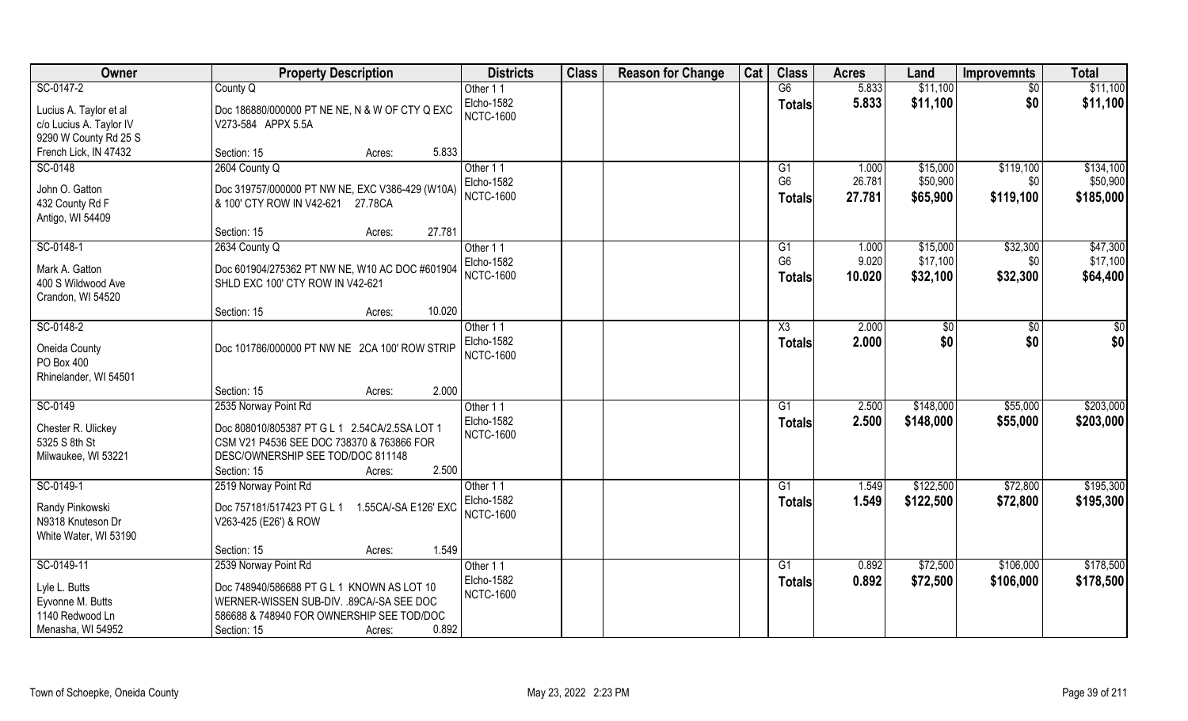| Owner | Property Description | Districts | Class | Reason for Change | Cat | Class | Acres | Land | Improvemnts | Total |
|---|---|---|---|---|---|---|---|---|---|---|
| SC-0147-2<br>Lucius A. Taylor et al<br>c/o Lucius A. Taylor IV<br>9290 W County Rd 25 S<br>French Lick, IN 47432 | County Q<br>Doc 186880/000000 PT NE NE, N & W OF CTY Q EXC V273-584 APPX 5.5A<br>Section: 15 Acres: 5.833 | Other 1 1<br>Elcho-1582<br>NCTC-1600 | | | | G6<br>**Totals** | 5.833<br>**5.833** | $11,100<br>**$11,100** | $0<br>**$0** | $11,100<br>**$11,100** |
| SC-0148<br>John O. Gatton<br>432 County Rd F<br>Antigo, WI 54409 | 2604 County Q<br>Doc 319757/000000 PT NW NE, EXC V386-429 (W10A) & 100' CTY ROW IN V42-621 27.78CA<br>Section: 15 Acres: 27.781 | Other 1 1<br>Elcho-1582<br>NCTC-1600 | | | | G1<br>G6<br>**Totals** | 1.000<br>26.781<br>**27.781** | $15,000<br>$50,900<br>**$65,900** | $119,100<br>$0<br>**$119,100** | $134,100<br>$50,900<br>**$185,000** |
| SC-0148-1<br>Mark A. Gatton<br>400 S Wildwood Ave<br>Crandon, WI 54520 | 2634 County Q<br>Doc 601904/275362 PT NW NE, W10 AC DOC #601904 SHLD EXC 100' CTY ROW IN V42-621<br>Section: 15 Acres: 10.020 | Other 1 1<br>Elcho-1582<br>NCTC-1600 | | | | G1<br>G6<br>**Totals** | 1.000<br>9.020<br>**10.020** | $15,000<br>$17,100<br>**$32,100** | $32,300<br>$0<br>**$32,300** | $47,300<br>$17,100<br>**$64,400** |
| SC-0148-2<br>Oneida County<br>PO Box 400<br>Rhinelander, WI 54501 | Doc 101786/000000 PT NW NE 2CA 100' ROW STRIP<br>Section: 15 Acres: 2.000 | Other 1 1<br>Elcho-1582<br>NCTC-1600 | | | | X3<br>**Totals** | 2.000<br>**2.000** | $0<br>**$0** | $0<br>**$0** | $0<br>**$0** |
| SC-0149<br>Chester R. Ulickey<br>5325 S 8th St<br>Milwaukee, WI 53221 | 2535 Norway Point Rd<br>Doc 808010/805387 PT G L 1 2.54CA/2.5SA LOT 1 CSM V21 P4536 SEE DOC 738370 & 763866 FOR DESC/OWNERSHIP SEE TOD/DOC 811148<br>Section: 15 Acres: 2.500 | Other 1 1<br>Elcho-1582<br>NCTC-1600 | | | | G1<br>**Totals** | 2.500<br>**2.500** | $148,000<br>**$148,000** | $55,000<br>**$55,000** | $203,000<br>**$203,000** |
| SC-0149-1<br>Randy Pinkowski<br>N9318 Knuteson Dr<br>White Water, WI 53190 | 2519 Norway Point Rd<br>Doc 757181/517423 PT G L 1 1.55CA/-SA E126' EXC V263-425 (E26') & ROW<br>Section: 15 Acres: 1.549 | Other 1 1<br>Elcho-1582<br>NCTC-1600 | | | | G1<br>**Totals** | 1.549<br>**1.549** | $122,500<br>**$122,500** | $72,800<br>**$72,800** | $195,300<br>**$195,300** |
| SC-0149-11<br>Lyle L. Butts<br>Eyvonne M. Butts<br>1140 Redwood Ln<br>Menasha, WI 54952 | 2539 Norway Point Rd<br>Doc 748940/586688 PT G L 1 KNOWN AS LOT 10 WERNER-WISSEN SUB-DIV. .89CA/-SA SEE DOC 586688 & 748940 FOR OWNERSHIP SEE TOD/DOC<br>Section: 15 Acres: 0.892 | Other 1 1<br>Elcho-1582<br>NCTC-1600 | | | | G1<br>**Totals** | 0.892<br>**0.892** | $72,500<br>**$72,500** | $106,000<br>**$106,000** | $178,500<br>**$178,500** |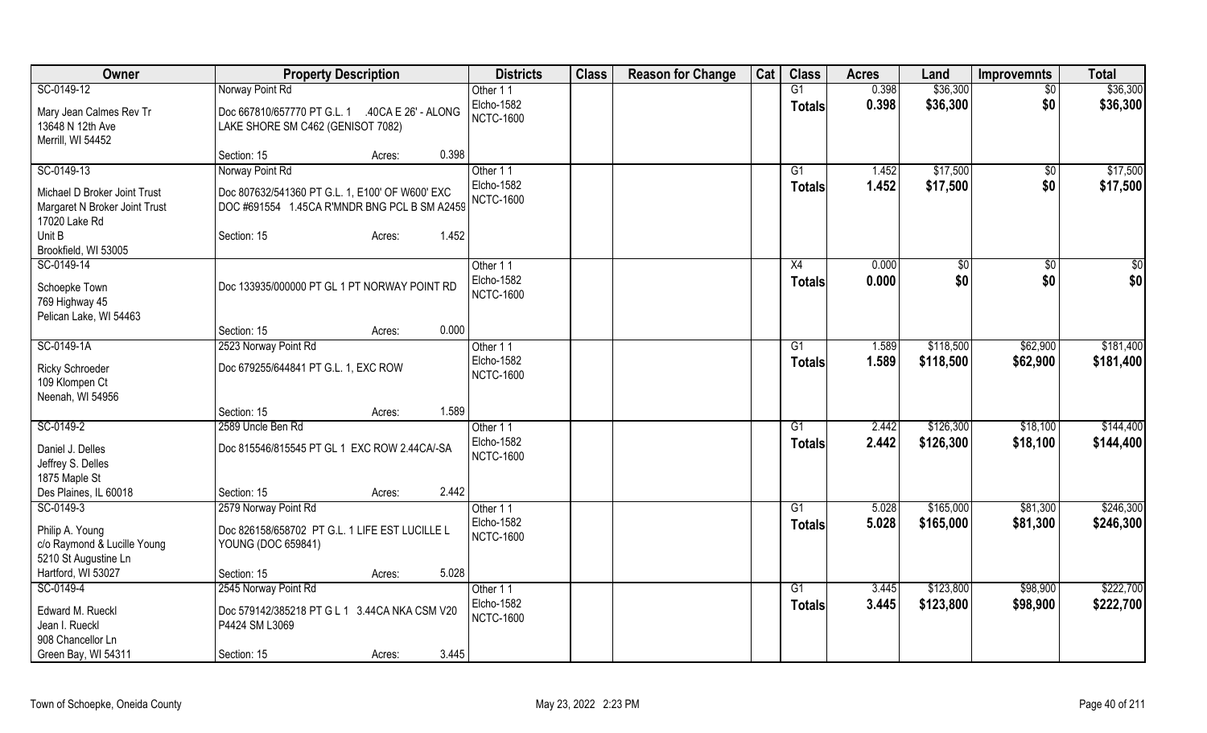| Owner | Property Description | Districts | Class | Reason for Change | Cat | Class | Acres | Land | Improvemnts | Total |
|---|---|---|---|---|---|---|---|---|---|---|
| SC-0149-12 | Norway Point Rd | Other 1 1 | | | | G1 | 0.398 | $36,300 | $0 | $36,300 |
| Mary Jean Calmes Rev Tr<br>13648 N 12th Ave<br>Merrill, WI 54452 | Doc 667810/657770 PT G.L. 1 .40CA E 26' - ALONG LAKE SHORE SM C462 (GENISOT 7082) | Elcho-1582<br>NCTC-1600 | | | | **Totals** | **0.398** | **$36,300** | **$0** | **$36,300** |
| | Section: 15 Acres: 0.398 | | | | | | | | | |
| SC-0149-13 | Norway Point Rd | Other 1 1 | | | | G1 | 1.452 | $17,500 | $0 | $17,500 |
| Michael D Broker Joint Trust<br>Margaret N Broker Joint Trust<br>17020 Lake Rd<br>Unit B<br>Brookfield, WI 53005 | Doc 807632/541360 PT G.L. 1, E100' OF W600' EXC DOC #691554 1.45CA R'MNDR BNG PCL B SM A2459 | Elcho-1582<br>NCTC-1600 | | | | **Totals** | **1.452** | **$17,500** | **$0** | **$17,500** |
| | Section: 15 Acres: 1.452 | | | | | | | | | |
| SC-0149-14 | | Other 1 1 | | | | X4 | 0.000 | $0 | $0 | $0 |
| Schoepke Town<br>769 Highway 45<br>Pelican Lake, WI 54463 | Doc 133935/000000 PT GL 1 PT NORWAY POINT RD | Elcho-1582<br>NCTC-1600 | | | | **Totals** | **0.000** | **$0** | **$0** | **$0** |
| | Section: 15 Acres: 0.000 | | | | | | | | | |
| SC-0149-1A | 2523 Norway Point Rd | Other 1 1 | | | | G1 | 1.589 | $118,500 | $62,900 | $181,400 |
| Ricky Schroeder<br>109 Klompen Ct<br>Neenah, WI 54956 | Doc 679255/644841 PT G.L. 1, EXC ROW | Elcho-1582<br>NCTC-1600 | | | | **Totals** | **1.589** | **$118,500** | **$62,900** | **$181,400** |
| | Section: 15 Acres: 1.589 | | | | | | | | | |
| SC-0149-2 | 2589 Uncle Ben Rd | Other 1 1 | | | | G1 | 2.442 | $126,300 | $18,100 | $144,400 |
| Daniel J. Delles<br>Jeffrey S. Delles<br>1875 Maple St<br>Des Plaines, IL 60018 | Doc 815546/815545 PT GL 1 EXC ROW 2.44CA/-SA | Elcho-1582<br>NCTC-1600 | | | | **Totals** | **2.442** | **$126,300** | **$18,100** | **$144,400** |
| | Section: 15 Acres: 2.442 | | | | | | | | | |
| SC-0149-3 | 2579 Norway Point Rd | Other 1 1 | | | | G1 | 5.028 | $165,000 | $81,300 | $246,300 |
| Philip A. Young<br>c/o Raymond & Lucille Young<br>5210 St Augustine Ln<br>Hartford, WI 53027 | Doc 826158/658702 PT G.L. 1 LIFE EST LUCILLE L YOUNG (DOC 659841) | Elcho-1582<br>NCTC-1600 | | | | **Totals** | **5.028** | **$165,000** | **$81,300** | **$246,300** |
| | Section: 15 Acres: 5.028 | | | | | | | | | |
| SC-0149-4 | 2545 Norway Point Rd | Other 1 1 | | | | G1 | 3.445 | $123,800 | $98,900 | $222,700 |
| Edward M. Rueckl<br>Jean I. Rueckl<br>908 Chancellor Ln<br>Green Bay, WI 54311 | Doc 579142/385218 PT G L 1 3.44CA NKA CSM V20 P4424 SM L3069 | Elcho-1582<br>NCTC-1600 | | | | **Totals** | **3.445** | **$123,800** | **$98,900** | **$222,700** |
| | Section: 15 Acres: 3.445 | | | | | | | | | |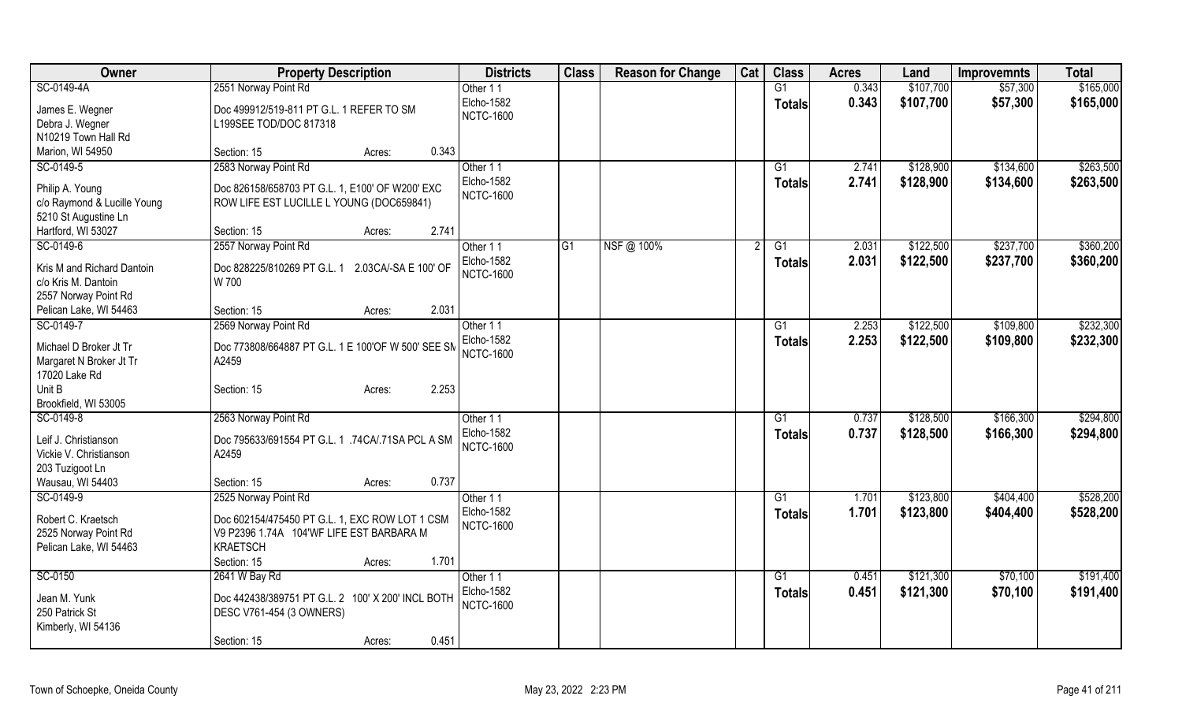| Owner | Property Description | | | Districts | Class | Reason for Change | Cat | Class | Acres | Land | Improvemnts | Total |
|---|---|---|---|---|---|---|---|---|---|---|---|---|
| SC-0149-4A | 2551 Norway Point Rd | | | Other 1 1 | | | | G1 | 0.343 | $107,700 | $57,300 | $165,000 |
| James E. Wegner<br>Debra J. Wegner<br>N10219 Town Hall Rd<br>Marion, WI 54950 | Doc 499912/519-811 PT G.L. 1 REFER TO SM L199SEE TOD/DOC 817318 | | | Elcho-1582<br>NCTC-1600 | | | | Totals | 0.343 | $107,700 | $57,300 | $165,000 |
| | Section: 15 | Acres: | 0.343 | | | | | | | | | |
| SC-0149-5 | 2583 Norway Point Rd | | | Other 1 1 | | | | G1 | 2.741 | $128,900 | $134,600 | $263,500 |
| Philip A. Young<br>c/o Raymond & Lucille Young<br>5210 St Augustine Ln<br>Hartford, WI 53027 | Doc 826158/658703 PT G.L. 1, E100' OF W200' EXC ROW LIFE EST LUCILLE L YOUNG (DOC659841) | | | Elcho-1582<br>NCTC-1600 | | | | Totals | 2.741 | $128,900 | $134,600 | $263,500 |
| | Section: 15 | Acres: | 2.741 | | | | | | | | | |
| SC-0149-6 | 2557 Norway Point Rd | | | Other 1 1 | G1 | NSF @ 100% | 2 | G1 | 2.031 | $122,500 | $237,700 | $360,200 |
| Kris M and Richard Dantoin<br>c/o Kris M. Dantoin<br>2557 Norway Point Rd<br>Pelican Lake, WI 54463 | Doc 828225/810269 PT G.L. 1 2.03CA/-SA E 100' OF W 700 | | | Elcho-1582<br>NCTC-1600 | | | | Totals | 2.031 | $122,500 | $237,700 | $360,200 |
| | Section: 15 | Acres: | 2.031 | | | | | | | | | |
| SC-0149-7 | 2569 Norway Point Rd | | | Other 1 1 | | | | G1 | 2.253 | $122,500 | $109,800 | $232,300 |
| Michael D Broker Jt Tr<br>Margaret N Broker Jt Tr<br>17020 Lake Rd<br>Unit B<br>Brookfield, WI 53005 | Doc 773808/664887 PT G.L. 1 E 100'OF W 500' SEE SM A2459 | | | Elcho-1582<br>NCTC-1600 | | | | Totals | 2.253 | $122,500 | $109,800 | $232,300 |
| | Section: 15 | Acres: | 2.253 | | | | | | | | | |
| SC-0149-8 | 2563 Norway Point Rd | | | Other 1 1 | | | | G1 | 0.737 | $128,500 | $166,300 | $294,800 |
| Leif J. Christianson<br>Vickie V. Christianson<br>203 Tuzigoot Ln<br>Wausau, WI 54403 | Doc 795633/691554 PT G.L. 1 .74CA/.71SA PCL A SM A2459 | | | Elcho-1582<br>NCTC-1600 | | | | Totals | 0.737 | $128,500 | $166,300 | $294,800 |
| | Section: 15 | Acres: | 0.737 | | | | | | | | | |
| SC-0149-9 | 2525 Norway Point Rd | | | Other 1 1 | | | | G1 | 1.701 | $123,800 | $404,400 | $528,200 |
| Robert C. Kraetsch<br>2525 Norway Point Rd<br>Pelican Lake, WI 54463 | Doc 602154/475450 PT G.L. 1, EXC ROW LOT 1 CSM V9 P2396 1.74A 104'WF LIFE EST BARBARA M KRAETSCH | | | Elcho-1582<br>NCTC-1600 | | | | Totals | 1.701 | $123,800 | $404,400 | $528,200 |
| | Section: 15 | Acres: | 1.701 | | | | | | | | | |
| SC-0150 | 2641 W Bay Rd | | | Other 1 1 | | | | G1 | 0.451 | $121,300 | $70,100 | $191,400 |
| Jean M. Yunk<br>250 Patrick St<br>Kimberly, WI 54136 | Doc 442438/389751 PT G.L. 2 100' X 200' INCL BOTH DESC V761-454 (3 OWNERS) | | | Elcho-1582<br>NCTC-1600 | | | | Totals | 0.451 | $121,300 | $70,100 | $191,400 |
| | Section: 15 | Acres: | 0.451 | | | | | | | | | |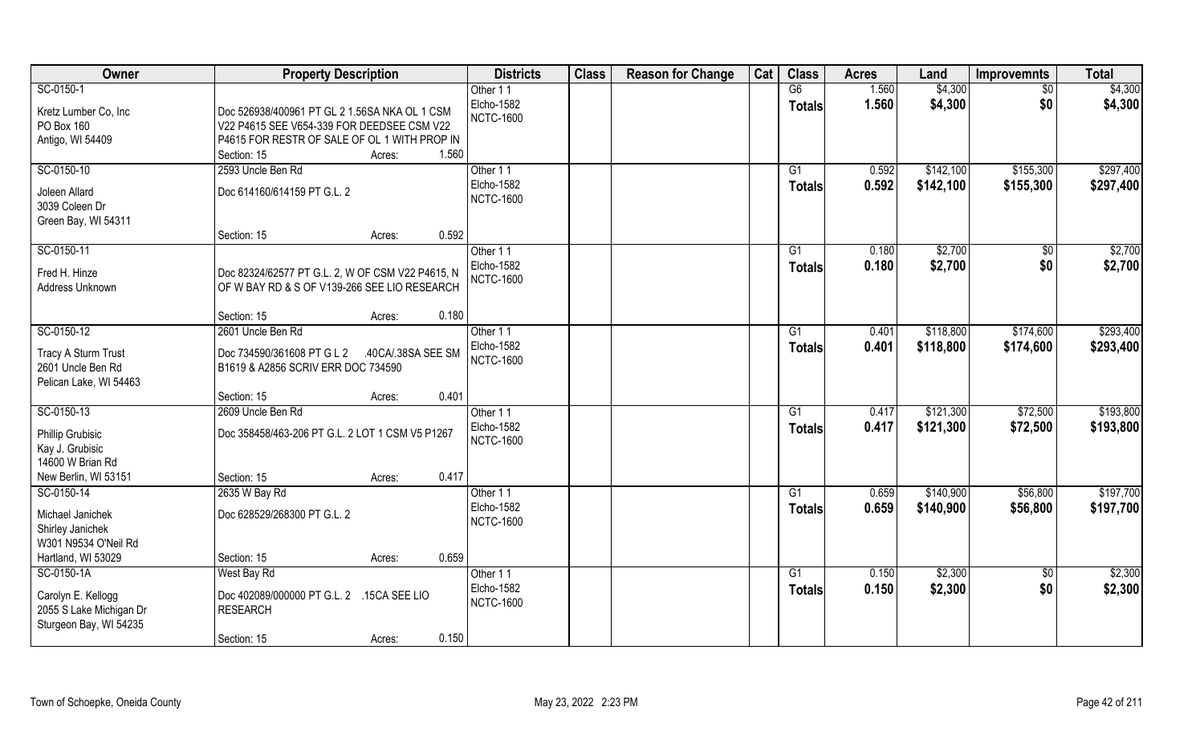| Owner | Property Description | Districts | Class | Reason for Change | Cat | Class | Acres | Land | Improvemnts | Total |
|---|---|---|---|---|---|---|---|---|---|---|
| SC-0150-1<br>Kretz Lumber Co, Inc<br>PO Box 160<br>Antigo, WI 54409 | Doc 526938/400961 PT GL 2 1.56SA NKA OL 1 CSM V22 P4615 SEE V654-339 FOR DEEDSEE CSM V22 P4615 FOR RESTR OF SALE OF OL 1 WITH PROP IN<br>Section: 15 Acres: 1.560 | Other 1 1<br>Elcho-1582<br>NCTC-1600 | | | | G6<br>**Totals** | 1.560<br>**1.560** | $4,300<br>**$4,300** | $0<br>**$0** | $4,300<br>**$4,300** |
| SC-0150-10<br>Joleen Allard<br>3039 Coleen Dr<br>Green Bay, WI 54311 | 2593 Uncle Ben Rd<br>Doc 614160/614159 PT G.L. 2<br>Section: 15 Acres: 0.592 | Other 1 1<br>Elcho-1582<br>NCTC-1600 | | | | G1<br>**Totals** | 0.592<br>**0.592** | $142,100<br>**$142,100** | $155,300<br>**$155,300** | $297,400<br>**$297,400** |
| SC-0150-11<br>Fred H. Hinze<br>Address Unknown | Doc 82324/62577 PT G.L. 2, W OF CSM V22 P4615, N OF W BAY RD & S OF V139-266 SEE LIO RESEARCH<br>Section: 15 Acres: 0.180 | Other 1 1<br>Elcho-1582<br>NCTC-1600 | | | | G1<br>**Totals** | 0.180<br>**0.180** | $2,700<br>**$2,700** | $0<br>**$0** | $2,700<br>**$2,700** |
| SC-0150-12<br>Tracy A Sturm Trust<br>2601 Uncle Ben Rd<br>Pelican Lake, WI 54463 | 2601 Uncle Ben Rd<br>Doc 734590/361608 PT G L 2 .40CA/.38SA SEE SM B1619 & A2856 SCRIV ERR DOC 734590<br>Section: 15 Acres: 0.401 | Other 1 1<br>Elcho-1582<br>NCTC-1600 | | | | G1<br>**Totals** | 0.401<br>**0.401** | $118,800<br>**$118,800** | $174,600<br>**$174,600** | $293,400<br>**$293,400** |
| SC-0150-13<br>Phillip Grubisic<br>Kay J. Grubisic<br>14600 W Brian Rd<br>New Berlin, WI 53151 | 2609 Uncle Ben Rd<br>Doc 358458/463-206 PT G.L. 2 LOT 1 CSM V5 P1267<br>Section: 15 Acres: 0.417 | Other 1 1<br>Elcho-1582<br>NCTC-1600 | | | | G1<br>**Totals** | 0.417<br>**0.417** | $121,300<br>**$121,300** | $72,500<br>**$72,500** | $193,800<br>**$193,800** |
| SC-0150-14<br>Michael Janichek<br>Shirley Janichek<br>W301 N9534 O'Neil Rd<br>Hartland, WI 53029 | 2635 W Bay Rd<br>Doc 628529/268300 PT G.L. 2<br>Section: 15 Acres: 0.659 | Other 1 1<br>Elcho-1582<br>NCTC-1600 | | | | G1<br>**Totals** | 0.659<br>**0.659** | $140,900<br>**$140,900** | $56,800<br>**$56,800** | $197,700<br>**$197,700** |
| SC-0150-1A<br>Carolyn E. Kellogg<br>2055 S Lake Michigan Dr<br>Sturgeon Bay, WI 54235 | West Bay Rd<br>Doc 402089/000000 PT G.L. 2 .15CA SEE LIO RESEARCH<br>Section: 15 Acres: 0.150 | Other 1 1<br>Elcho-1582<br>NCTC-1600 | | | | G1<br>**Totals** | 0.150<br>**0.150** | $2,300<br>**$2,300** | $0<br>**$0** | $2,300<br>**$2,300** |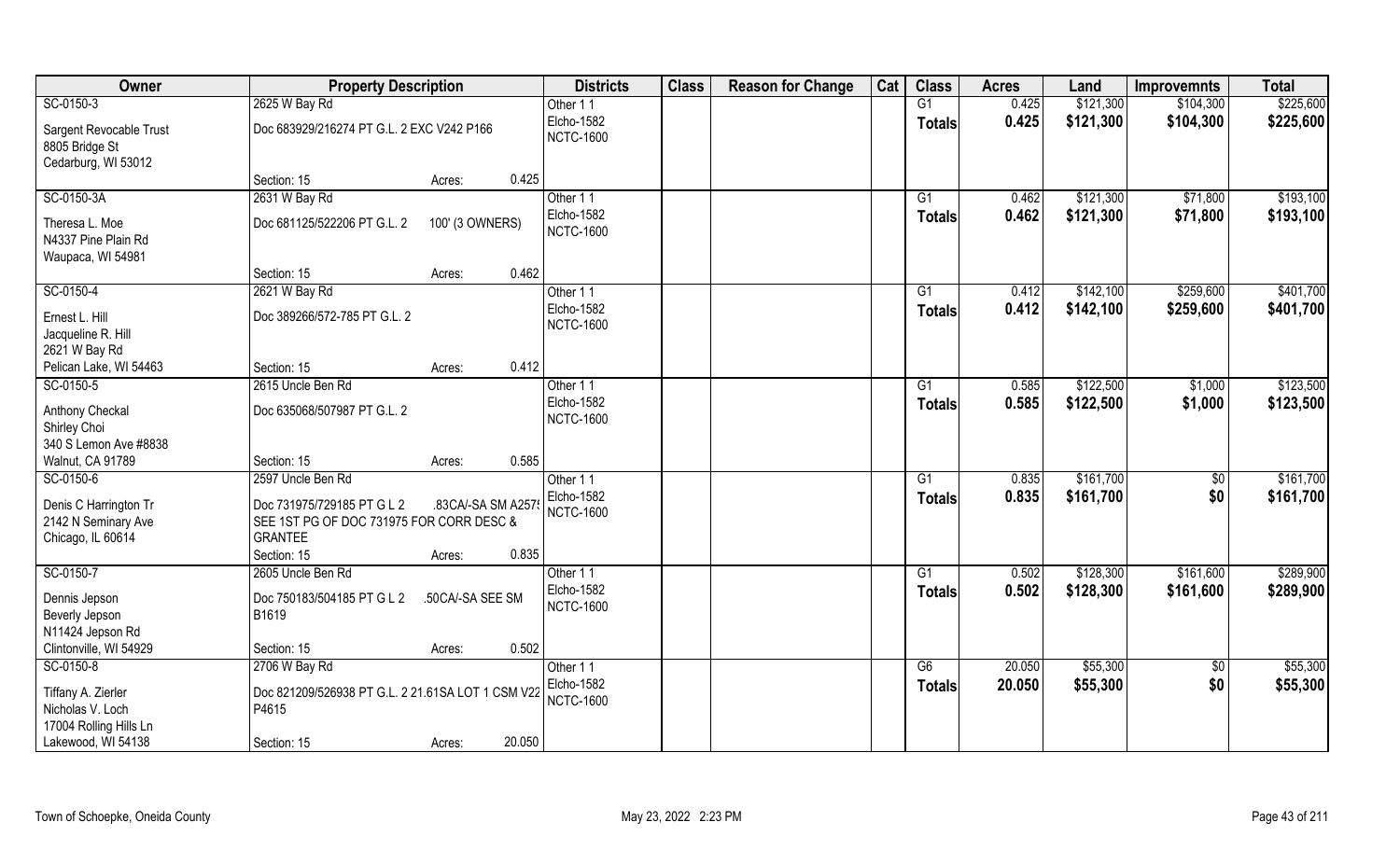| Owner | Property Description | | Districts | Class | Reason for Change | Cat | Class | Acres | Land | Improvemnts | Total |
|---|---|---|---|---|---|---|---|---|---|---|---|
| SC-0150-3 | 2625 W Bay Rd | | Other 1 1 | | | | G1 | 0.425 | $121,300 | $104,300 | $225,600 |
| Sargent Revocable Trust<br>8805 Bridge St<br>Cedarburg, WI 53012 | Doc 683929/216274 PT G.L. 2 EXC V242 P166 | | Elcho-1582<br>NCTC-1600 | | | | Totals | 0.425 | $121,300 | $104,300 | $225,600 |
| | Section: 15 | Acres: 0.425 | | | | | | | | | |
| SC-0150-3A | 2631 W Bay Rd | | Other 1 1 | | | | G1 | 0.462 | $121,300 | $71,800 | $193,100 |
| Theresa L. Moe<br>N4337 Pine Plain Rd<br>Waupaca, WI 54981 | Doc 681125/522206 PT G.L. 2 100' (3 OWNERS) | | Elcho-1582<br>NCTC-1600 | | | | Totals | 0.462 | $121,300 | $71,800 | $193,100 |
| | Section: 15 | Acres: 0.462 | | | | | | | | | |
| SC-0150-4 | 2621 W Bay Rd | | Other 1 1 | | | | G1 | 0.412 | $142,100 | $259,600 | $401,700 |
| Ernest L. Hill<br>Jacqueline R. Hill<br>2621 W Bay Rd<br>Pelican Lake, WI 54463 | Doc 389266/572-785 PT G.L. 2 | | Elcho-1582<br>NCTC-1600 | | | | Totals | 0.412 | $142,100 | $259,600 | $401,700 |
| | Section: 15 | Acres: 0.412 | | | | | | | | | |
| SC-0150-5 | 2615 Uncle Ben Rd | | Other 1 1 | | | | G1 | 0.585 | $122,500 | $1,000 | $123,500 |
| Anthony Checkal<br>Shirley Choi<br>340 S Lemon Ave #8838<br>Walnut, CA 91789 | Doc 635068/507987 PT G.L. 2 | | Elcho-1582<br>NCTC-1600 | | | | Totals | 0.585 | $122,500 | $1,000 | $123,500 |
| | Section: 15 | Acres: 0.585 | | | | | | | | | |
| SC-0150-6 | 2597 Uncle Ben Rd | | Other 1 1 | | | | G1 | 0.835 | $161,700 | $0 | $161,700 |
| Denis C Harrington Tr<br>2142 N Seminary Ave<br>Chicago, IL 60614 | Doc 731975/729185 PT G L 2 .83CA/-SA SM A257<br>SEE 1ST PG OF DOC 731975 FOR CORR DESC &<br>GRANTEE | | Elcho-1582<br>NCTC-1600 | | | | Totals | 0.835 | $161,700 | $0 | $161,700 |
| | Section: 15 | Acres: 0.835 | | | | | | | | | |
| SC-0150-7 | 2605 Uncle Ben Rd | | Other 1 1 | | | | G1 | 0.502 | $128,300 | $161,600 | $289,900 |
| Dennis Jepson<br>Beverly Jepson<br>N11424 Jepson Rd<br>Clintonville, WI 54929 | Doc 750183/504185 PT G L 2 .50CA/-SA SEE SM<br>B1619 | | Elcho-1582<br>NCTC-1600 | | | | Totals | 0.502 | $128,300 | $161,600 | $289,900 |
| | Section: 15 | Acres: 0.502 | | | | | | | | | |
| SC-0150-8 | 2706 W Bay Rd | | Other 1 1 | | | | G6 | 20.050 | $55,300 | $0 | $55,300 |
| Tiffany A. Zierler<br>Nicholas V. Loch<br>17004 Rolling Hills Ln<br>Lakewood, WI 54138 | Doc 821209/526938 PT G.L. 2 21.61SA LOT 1 CSM V22<br>P4615 | | Elcho-1582<br>NCTC-1600 | | | | Totals | 20.050 | $55,300 | $0 | $55,300 |
| | Section: 15 | Acres: 20.050 | | | | | | | | | |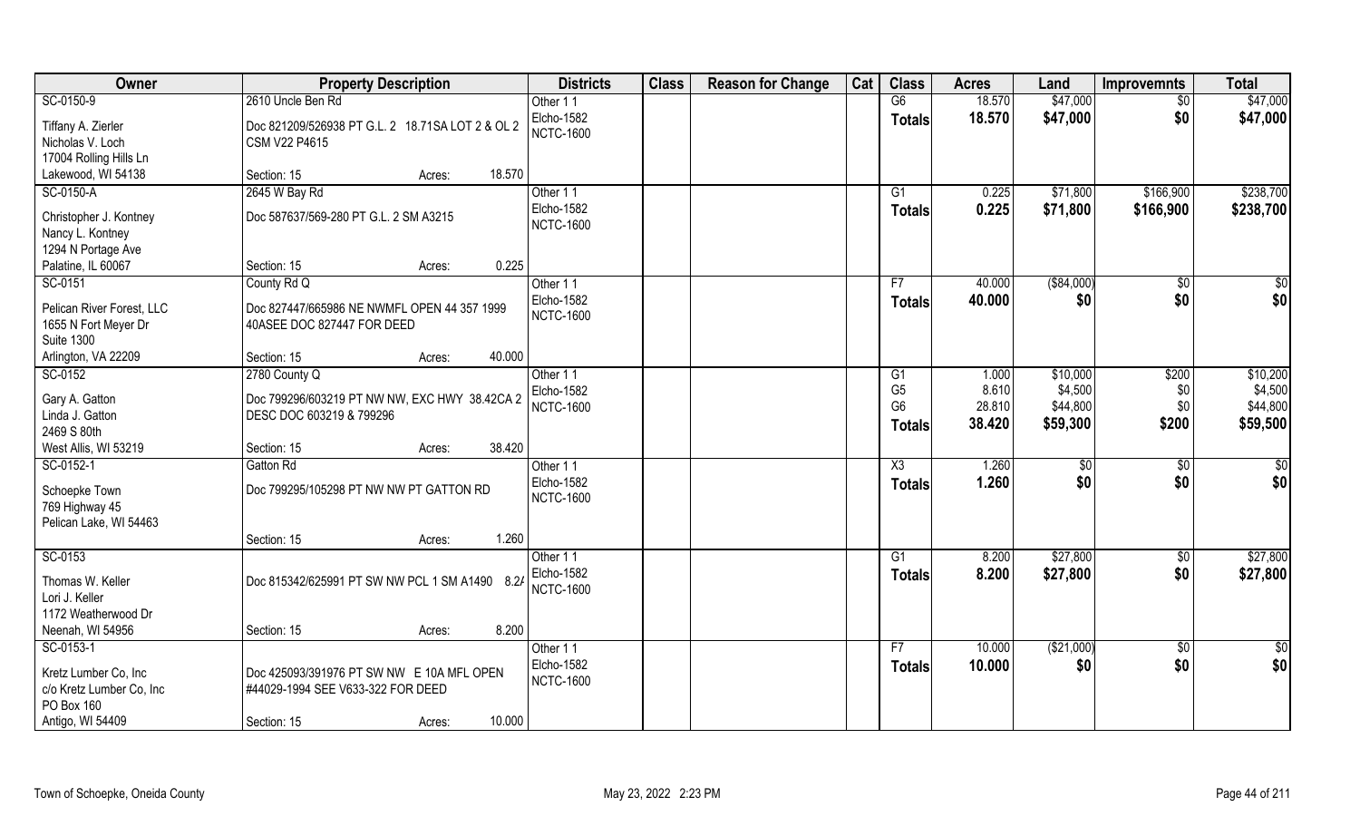| Owner | Property Description | Districts | Class | Reason for Change | Cat | Class | Acres | Land | Improvemnts | Total |
|---|---|---|---|---|---|---|---|---|---|---|
| SC-0150-9 | 2610 Uncle Ben Rd | Other 1 1 | | | | G6 | 18.570 | $47,000 | $0 | $47,000 |
| Tiffany A. Zierler<br>Nicholas V. Loch<br>17004 Rolling Hills Ln<br>Lakewood, WI 54138 | Doc 821209/526938 PT G.L. 2 18.71SA LOT 2 & OL 2 CSM V22 P4615<br>Section: 15 Acres: 18.570 | Elcho-1582<br>NCTC-1600 | | | | **Totals** | **18.570** | **$47,000** | **$0** | **$47,000** |
| SC-0150-A | 2645 W Bay Rd | Other 1 1 | | | | G1 | 0.225 | $71,800 | $166,900 | $238,700 |
| Christopher J. Kontney<br>Nancy L. Kontney<br>1294 N Portage Ave<br>Palatine, IL 60067 | Doc 587637/569-280 PT G.L. 2 SM A3215<br>Section: 15 Acres: 0.225 | Elcho-1582<br>NCTC-1600 | | | | **Totals** | **0.225** | **$71,800** | **$166,900** | **$238,700** |
| SC-0151 | County Rd Q | Other 1 1 | | | | F7 | 40.000 | ($84,000) | $0 | $0 |
| Pelican River Forest, LLC<br>1655 N Fort Meyer Dr<br>Suite 1300<br>Arlington, VA 22209 | Doc 827447/665986 NE NWMFL OPEN 44 357 1999 40ASEE DOC 827447 FOR DEED<br>Section: 15 Acres: 40.000 | Elcho-1582<br>NCTC-1600 | | | | **Totals** | **40.000** | **$0** | **$0** | **$0** |
| SC-0152 | 2780 County Q | Other 1 1 | | | | G1 | 1.000 | $10,000 | $200 | $10,200 |
| Gary A. Gatton<br>Linda J. Gatton<br>2469 S 80th<br>West Allis, WI 53219 | Doc 799296/603219 PT NW NW, EXC HWY 38.42CA 2 DESC DOC 603219 & 799296<br>Section: 15 Acres: 38.420 | Elcho-1582<br>NCTC-1600 | | | | G5 | 8.610 | $4,500 | $0 | $4,500 |
| | | | | | | G6 | 28.810 | $44,800 | $0 | $44,800 |
| | | | | | | **Totals** | **38.420** | **$59,300** | **$200** | **$59,500** |
| SC-0152-1 | Gatton Rd | Other 1 1 | | | | X3 | 1.260 | $0 | $0 | $0 |
| Schoepke Town<br>769 Highway 45<br>Pelican Lake, WI 54463 | Doc 799295/105298 PT NW NW PT GATTON RD<br>Section: 15 Acres: 1.260 | Elcho-1582<br>NCTC-1600 | | | | **Totals** | **1.260** | **$0** | **$0** | **$0** |
| SC-0153 | | Other 1 1 | | | | G1 | 8.200 | $27,800 | $0 | $27,800 |
| Thomas W. Keller<br>Lori J. Keller<br>1172 Weatherwood Dr<br>Neenah, WI 54956 | Doc 815342/625991 PT SW NW PCL 1 SM A1490 8.2/<br>Section: 15 Acres: 8.200 | Elcho-1582<br>NCTC-1600 | | | | **Totals** | **8.200** | **$27,800** | **$0** | **$27,800** |
| SC-0153-1 | | Other 1 1 | | | | F7 | 10.000 | ($21,000) | $0 | $0 |
| Kretz Lumber Co, Inc<br>c/o Kretz Lumber Co, Inc<br>PO Box 160<br>Antigo, WI 54409 | Doc 425093/391976 PT SW NW E 10A MFL OPEN #44029-1994 SEE V633-322 FOR DEED<br>Section: 15 Acres: 10.000 | Elcho-1582<br>NCTC-1600 | | | | **Totals** | **10.000** | **$0** | **$0** | **$0** |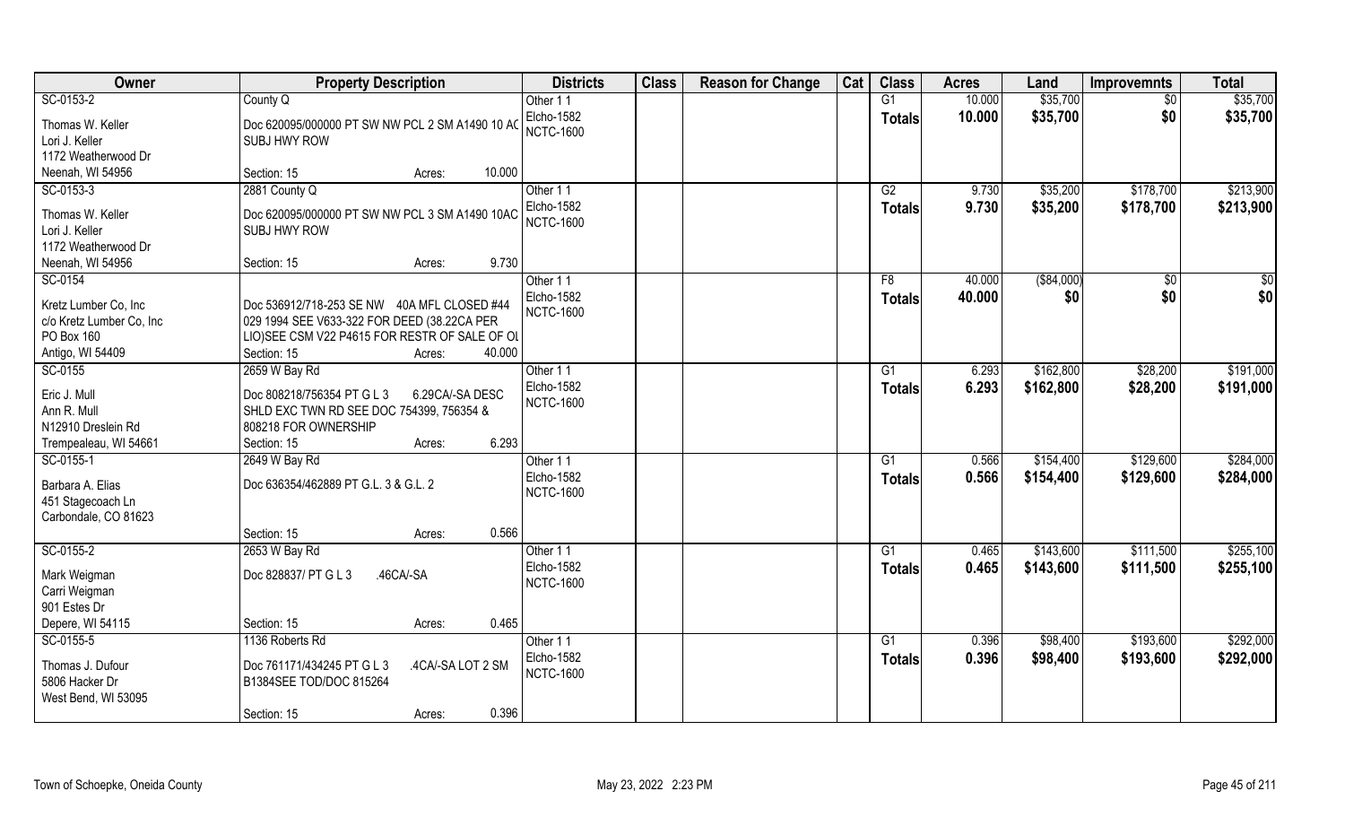| Owner | Property Description | Districts | Class | Reason for Change | Cat | Class | Acres | Land | Improvemnts | Total |
|---|---|---|---|---|---|---|---|---|---|---|
| SC-0153-2<br>Thomas W. Keller<br>Lori J. Keller<br>1172 Weatherwood Dr<br>Neenah, WI 54956 | County Q<br>Doc 620095/000000 PT SW NW PCL 2 SM A1490 10 AC SUBJ HWY ROW<br>Section: 15 Acres: 10.000 | Other 1 1<br>Elcho-1582<br>NCTC-1600 | | | | G1<br>**Totals** | 10.000<br>**10.000** | $35,700<br>**$35,700** | $0<br>**$0** | $35,700<br>**$35,700** |
| SC-0153-3<br>Thomas W. Keller<br>Lori J. Keller<br>1172 Weatherwood Dr<br>Neenah, WI 54956 | 2881 County Q<br>Doc 620095/000000 PT SW NW PCL 3 SM A1490 10AC SUBJ HWY ROW<br>Section: 15 Acres: 9.730 | Other 1 1<br>Elcho-1582<br>NCTC-1600 | | | | G2<br>**Totals** | 9.730<br>**9.730** | $35,200<br>**$35,200** | $178,700<br>**$178,700** | $213,900<br>**$213,900** |
| SC-0154<br>Kretz Lumber Co, Inc<br>c/o Kretz Lumber Co, Inc<br>PO Box 160<br>Antigo, WI 54409 | Doc 536912/718-253 SE NW 40A MFL CLOSED #44 029 1994 SEE V633-322 FOR DEED (38.22CA PER LIO)SEE CSM V22 P4615 FOR RESTR OF SALE OF OL<br>Section: 15 Acres: 40.000 | Other 1 1<br>Elcho-1582<br>NCTC-1600 | | | | F8<br>**Totals** | 40.000<br>**40.000** | ($84,000)<br>**$0** | $0<br>**$0** | $0<br>**$0** |
| SC-0155<br>Eric J. Mull<br>Ann R. Mull<br>N12910 Dreslein Rd<br>Trempealeau, WI 54661 | 2659 W Bay Rd<br>Doc 808218/756354 PT G L 3 6.29CA/-SA DESC SHLD EXC TWN RD SEE DOC 754399, 756354 & 808218 FOR OWNERSHIP<br>Section: 15 Acres: 6.293 | Other 1 1<br>Elcho-1582<br>NCTC-1600 | | | | G1<br>**Totals** | 6.293<br>**6.293** | $162,800<br>**$162,800** | $28,200<br>**$28,200** | $191,000<br>**$191,000** |
| SC-0155-1<br>Barbara A. Elias<br>451 Stagecoach Ln<br>Carbondale, CO 81623 | 2649 W Bay Rd<br>Doc 636354/462889 PT G.L. 3 & G.L. 2<br>Section: 15 Acres: 0.566 | Other 1 1<br>Elcho-1582<br>NCTC-1600 | | | | G1<br>**Totals** | 0.566<br>**0.566** | $154,400<br>**$154,400** | $129,600<br>**$129,600** | $284,000<br>**$284,000** |
| SC-0155-2<br>Mark Weigman<br>Carri Weigman<br>901 Estes Dr<br>Depere, WI 54115 | 2653 W Bay Rd<br>Doc 828837/ PT G L 3 .46CA/-SA<br>Section: 15 Acres: 0.465 | Other 1 1<br>Elcho-1582<br>NCTC-1600 | | | | G1<br>**Totals** | 0.465<br>**0.465** | $143,600<br>**$143,600** | $111,500<br>**$111,500** | $255,100<br>**$255,100** |
| SC-0155-5<br>Thomas J. Dufour<br>5806 Hacker Dr<br>West Bend, WI 53095 | 1136 Roberts Rd<br>Doc 761171/434245 PT G L 3 .4CA/-SA LOT 2 SM B1384SEE TOD/DOC 815264<br>Section: 15 Acres: 0.396 | Other 1 1<br>Elcho-1582<br>NCTC-1600 | | | | G1<br>**Totals** | 0.396<br>**0.396** | $98,400<br>**$98,400** | $193,600<br>**$193,600** | $292,000<br>**$292,000** |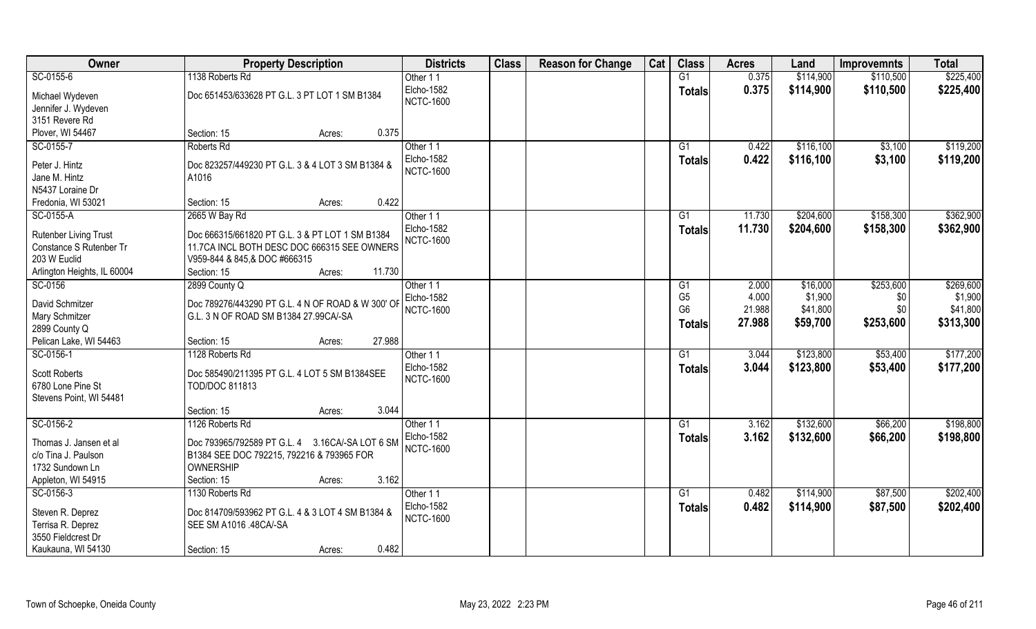| Owner | Property Description | Districts | Class | Reason for Change | Cat | Class | Acres | Land | Improvemnts | Total |
|---|---|---|---|---|---|---|---|---|---|---|
| SC-0155-6 | 1138 Roberts Rd | Other 1 1 | | | | G1 | 0.375 | $114,900 | $110,500 | $225,400 |
| Michael Wydeven<br>Jennifer J. Wydeven<br>3151 Revere Rd<br>Plover, WI 54467 | Doc 651453/633628 PT G.L. 3 PT LOT 1 SM B1384<br>Section: 15 Acres: 0.375 | Elcho-1582<br>NCTC-1600 | | | | **Totals** | **0.375** | **$114,900** | **$110,500** | **$225,400** |
| SC-0155-7 | Roberts Rd | Other 1 1 | | | | G1 | 0.422 | $116,100 | $3,100 | $119,200 |
| Peter J. Hintz<br>Jane M. Hintz<br>N5437 Loraine Dr<br>Fredonia, WI 53021 | Doc 823257/449230 PT G.L. 3 & 4 LOT 3 SM B1384 & A1016<br>Section: 15 Acres: 0.422 | Elcho-1582<br>NCTC-1600 | | | | **Totals** | **0.422** | **$116,100** | **$3,100** | **$119,200** |
| SC-0155-A | 2665 W Bay Rd | Other 1 1 | | | | G1 | 11.730 | $204,600 | $158,300 | $362,900 |
| Rutenber Living Trust<br>Constance S Rutenber Tr<br>203 W Euclid<br>Arlington Heights, IL 60004 | Doc 666315/661820 PT G.L. 3 & PT LOT 1 SM B1384 11.7CA INCL BOTH DESC DOC 666315 SEE OWNERS V959-844 & 845,& DOC #666315<br>Section: 15 Acres: 11.730 | Elcho-1582<br>NCTC-1600 | | | | **Totals** | **11.730** | **$204,600** | **$158,300** | **$362,900** |
| SC-0156 | 2899 County Q | Other 1 1 | | | | G1 | 2.000 | $16,000 | $253,600 | $269,600 |
| David Schmitzer<br>Mary Schmitzer<br>2899 County Q<br>Pelican Lake, WI 54463 | Doc 789276/443290 PT G.L. 4 N OF ROAD & W 300' OF G.L. 3 N OF ROAD SM B1384 27.99CA/-SA<br>Section: 15 Acres: 27.988 | Elcho-1582<br>NCTC-1600 | | | | G5 | 4.000 | $1,900 | $0 | $1,900 |
| | | | | | | G6 | 21.988 | $41,800 | $0 | $41,800 |
| | | | | | | **Totals** | **27.988** | **$59,700** | **$253,600** | **$313,300** |
| SC-0156-1 | 1128 Roberts Rd | Other 1 1 | | | | G1 | 3.044 | $123,800 | $53,400 | $177,200 |
| Scott Roberts<br>6780 Lone Pine St<br>Stevens Point, WI 54481 | Doc 585490/211395 PT G.L. 4 LOT 5 SM B1384SEE TOD/DOC 811813<br>Section: 15 Acres: 3.044 | Elcho-1582<br>NCTC-1600 | | | | **Totals** | **3.044** | **$123,800** | **$53,400** | **$177,200** |
| SC-0156-2 | 1126 Roberts Rd | Other 1 1 | | | | G1 | 3.162 | $132,600 | $66,200 | $198,800 |
| Thomas J. Jansen et al<br>c/o Tina J. Paulson<br>1732 Sundown Ln<br>Appleton, WI 54915 | Doc 793965/792589 PT G.L. 4 3.16CA/-SA LOT 6 SM B1384 SEE DOC 792215, 792216 & 793965 FOR OWNERSHIP<br>Section: 15 Acres: 3.162 | Elcho-1582<br>NCTC-1600 | | | | **Totals** | **3.162** | **$132,600** | **$66,200** | **$198,800** |
| SC-0156-3 | 1130 Roberts Rd | Other 1 1 | | | | G1 | 0.482 | $114,900 | $87,500 | $202,400 |
| Steven R. Deprez<br>Terrisa R. Deprez<br>3550 Fieldcrest Dr<br>Kaukauna, WI 54130 | Doc 814709/593962 PT G.L. 4 & 3 LOT 4 SM B1384 & SEE SM A1016 .48CA/-SA<br>Section: 15 Acres: 0.482 | Elcho-1582<br>NCTC-1600 | | | | **Totals** | **0.482** | **$114,900** | **$87,500** | **$202,400** |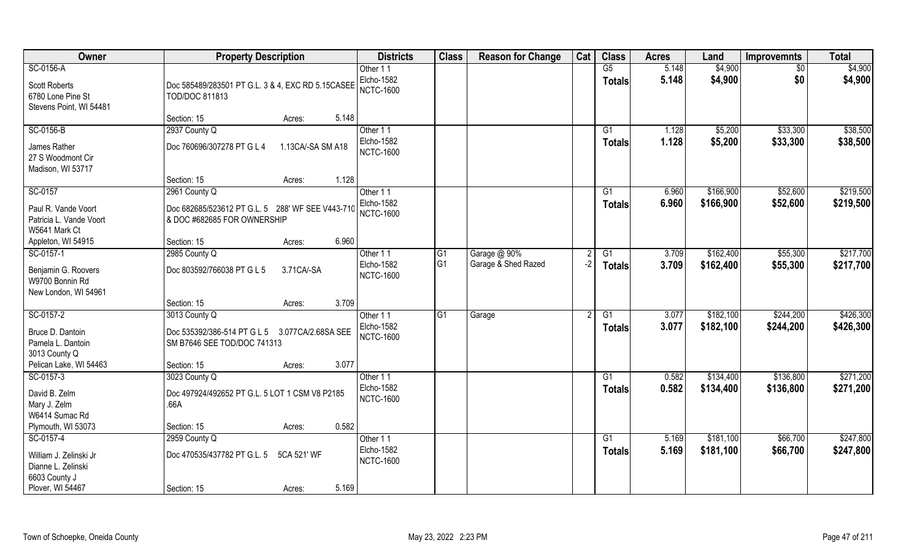| Owner | Property Description | | | Districts | Class | Reason for Change | Cat | Class | Acres | Land | Improvemnts | Total |
|---|---|---|---|---|---|---|---|---|---|---|---|---|
| SC-0156-A<br>Scott Roberts<br>6780 Lone Pine St<br>Stevens Point, WI 54481 | Doc 585489/283501 PT G.L. 3 & 4, EXC RD 5.15CASEE TOD/DOC 811813<br>Section: 15 | Acres: | 5.148 | Other 1 1<br>Elcho-1582<br>NCTC-1600 | | | | G5<br>**Totals** | 5.148<br>**5.148** | $4,900<br>**$4,900** | $0<br>**$0** | $4,900<br>**$4,900** |
| SC-0156-B<br>James Rather<br>27 S Woodmont Cir<br>Madison, WI 53717 | 2937 County Q<br>Doc 760696/307278 PT G L 4 1.13CA/-SA SM A18<br>Section: 15 | Acres: | 1.128 | Other 1 1<br>Elcho-1582<br>NCTC-1600 | | | | G1<br>**Totals** | 1.128<br>**1.128** | $5,200<br>**$5,200** | $33,300<br>**$33,300** | $38,500<br>**$38,500** |
| SC-0157<br>Paul R. Vande Voort<br>Patricia L. Vande Voort<br>W5641 Mark Ct<br>Appleton, WI 54915 | 2961 County Q<br>Doc 682685/523612 PT G.L. 5 288' WF SEE V443-710 & DOC #682685 FOR OWNERSHIP<br>Section: 15 | Acres: | 6.960 | Other 1 1<br>Elcho-1582<br>NCTC-1600 | | | | G1<br>**Totals** | 6.960<br>**6.960** | $166,900<br>**$166,900** | $52,600<br>**$52,600** | $219,500<br>**$219,500** |
| SC-0157-1<br>Benjamin G. Roovers<br>W9700 Bonnin Rd<br>New London, WI 54961 | 2985 County Q<br>Doc 803592/766038 PT G L 5 3.71CA/-SA<br>Section: 15 | Acres: | 3.709 | Other 1 1<br>Elcho-1582<br>NCTC-1600 | G1<br>G1 | Garage @ 90%<br>Garage & Shed Razed | 2<br>-2 | G1<br>**Totals** | 3.709<br>**3.709** | $162,400<br>**$162,400** | $55,300<br>**$55,300** | $217,700<br>**$217,700** |
| SC-0157-2<br>Bruce D. Dantoin<br>Pamela L. Dantoin<br>3013 County Q<br>Pelican Lake, WI 54463 | 3013 County Q<br>Doc 535392/386-514 PT G L 5 3.077CA/2.68SA SEE SM B7646 SEE TOD/DOC 741313<br>Section: 15 | Acres: | 3.077 | Other 1 1<br>Elcho-1582<br>NCTC-1600 | G1 | Garage | 2 | G1<br>**Totals** | 3.077<br>**3.077** | $182,100<br>**$182,100** | $244,200<br>**$244,200** | $426,300<br>**$426,300** |
| SC-0157-3<br>David B. Zelm<br>Mary J. Zelm<br>W6414 Sumac Rd<br>Plymouth, WI 53073 | 3023 County Q<br>Doc 497924/492652 PT G.L. 5 LOT 1 CSM V8 P2185 .66A<br>Section: 15 | Acres: | 0.582 | Other 1 1<br>Elcho-1582<br>NCTC-1600 | | | | G1<br>**Totals** | 0.582<br>**0.582** | $134,400<br>**$134,400** | $136,800<br>**$136,800** | $271,200<br>**$271,200** |
| SC-0157-4<br>William J. Zelinski Jr<br>Dianne L. Zelinski<br>6603 County J<br>Plover, WI 54467 | 2959 County Q<br>Doc 470535/437782 PT G.L. 5 5CA 521' WF<br>Section: 15 | Acres: | 5.169 | Other 1 1<br>Elcho-1582<br>NCTC-1600 | | | | G1<br>**Totals** | 5.169<br>**5.169** | $181,100<br>**$181,100** | $66,700<br>**$66,700** | $247,800<br>**$247,800** |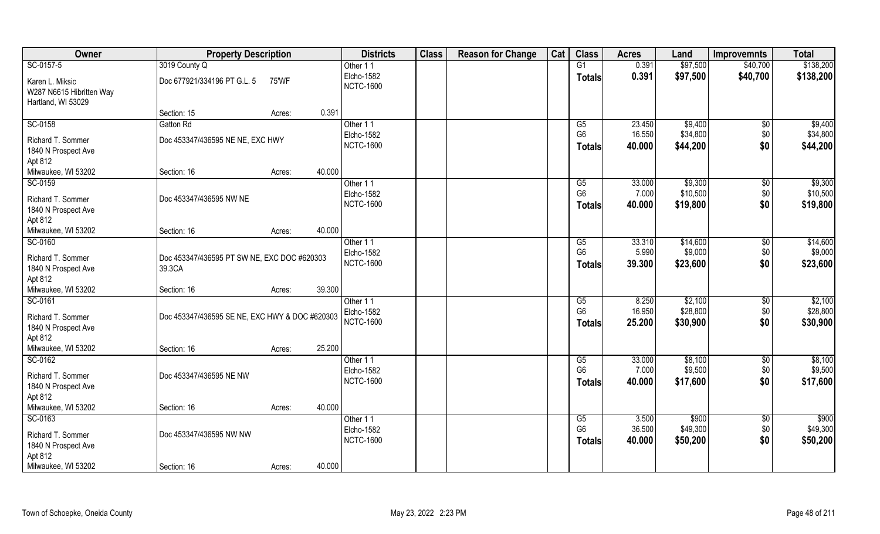| Owner | Property Description | | | Districts | Class | Reason for Change | Cat | Class | Acres | Land | Improvemnts | Total |
|---|---|---|---|---|---|---|---|---|---|---|---|---|
| SC-0157-5 | 3019 County Q | | | Other 1 1 | | | | G1 | 0.391 | $97,500 | $40,700 | $138,200 |
| Karen L. Miksic | Doc 677921/334196 PT G.L. 5 75'WF | | | Elcho-1582 | | | | Totals | 0.391 | $97,500 | $40,700 | $138,200 |
| W287 N6615 Hibritten Way | | | | NCTC-1600 | | | | | | | | |
| Hartland, WI 53029 | | | | | | | | | | | | |
| | Section: 15 | Acres: | 0.391 | | | | | | | | | |
| SC-0158 | Gatton Rd | | | Other 1 1 | | | | G5 | 23.450 | $9,400 | $0 | $9,400 |
| Richard T. Sommer | Doc 453347/436595 NE NE, EXC HWY | | | Elcho-1582 | | | | G6 | 16.550 | $34,800 | $0 | $34,800 |
| 1840 N Prospect Ave | | | | NCTC-1600 | | | | Totals | 40.000 | $44,200 | $0 | $44,200 |
| Apt 812 | | | | | | | | | | | | |
| Milwaukee, WI 53202 | Section: 16 | Acres: | 40.000 | | | | | | | | | |
| SC-0159 | | | | Other 1 1 | | | | G5 | 33.000 | $9,300 | $0 | $9,300 |
| Richard T. Sommer | Doc 453347/436595 NW NE | | | Elcho-1582 | | | | G6 | 7.000 | $10,500 | $0 | $10,500 |
| 1840 N Prospect Ave | | | | NCTC-1600 | | | | Totals | 40.000 | $19,800 | $0 | $19,800 |
| Apt 812 | | | | | | | | | | | | |
| Milwaukee, WI 53202 | Section: 16 | Acres: | 40.000 | | | | | | | | | |
| SC-0160 | | | | Other 1 1 | | | | G5 | 33.310 | $14,600 | $0 | $14,600 |
| Richard T. Sommer | Doc 453347/436595 PT SW NE, EXC DOC #620303 39.3CA | | | Elcho-1582 | | | | G6 | 5.990 | $9,000 | $0 | $9,000 |
| 1840 N Prospect Ave | | | | NCTC-1600 | | | | Totals | 39.300 | $23,600 | $0 | $23,600 |
| Apt 812 | | | | | | | | | | | | |
| Milwaukee, WI 53202 | Section: 16 | Acres: | 39.300 | | | | | | | | | |
| SC-0161 | | | | Other 1 1 | | | | G5 | 8.250 | $2,100 | $0 | $2,100 |
| Richard T. Sommer | Doc 453347/436595 SE NE, EXC HWY & DOC #620303 | | | Elcho-1582 | | | | G6 | 16.950 | $28,800 | $0 | $28,800 |
| 1840 N Prospect Ave | | | | NCTC-1600 | | | | Totals | 25.200 | $30,900 | $0 | $30,900 |
| Apt 812 | | | | | | | | | | | | |
| Milwaukee, WI 53202 | Section: 16 | Acres: | 25.200 | | | | | | | | | |
| SC-0162 | | | | Other 1 1 | | | | G5 | 33.000 | $8,100 | $0 | $8,100 |
| Richard T. Sommer | Doc 453347/436595 NE NW | | | Elcho-1582 | | | | G6 | 7.000 | $9,500 | $0 | $9,500 |
| 1840 N Prospect Ave | | | | NCTC-1600 | | | | Totals | 40.000 | $17,600 | $0 | $17,600 |
| Apt 812 | | | | | | | | | | | | |
| Milwaukee, WI 53202 | Section: 16 | Acres: | 40.000 | | | | | | | | | |
| SC-0163 | | | | Other 1 1 | | | | G5 | 3.500 | $900 | $0 | $900 |
| Richard T. Sommer | Doc 453347/436595 NW NW | | | Elcho-1582 | | | | G6 | 36.500 | $49,300 | $0 | $49,300 |
| 1840 N Prospect Ave | | | | NCTC-1600 | | | | Totals | 40.000 | $50,200 | $0 | $50,200 |
| Apt 812 | | | | | | | | | | | | |
| Milwaukee, WI 53202 | Section: 16 | Acres: | 40.000 | | | | | | | | | |

Town of Schoepke, Oneida County — May 23, 2022 2:23 PM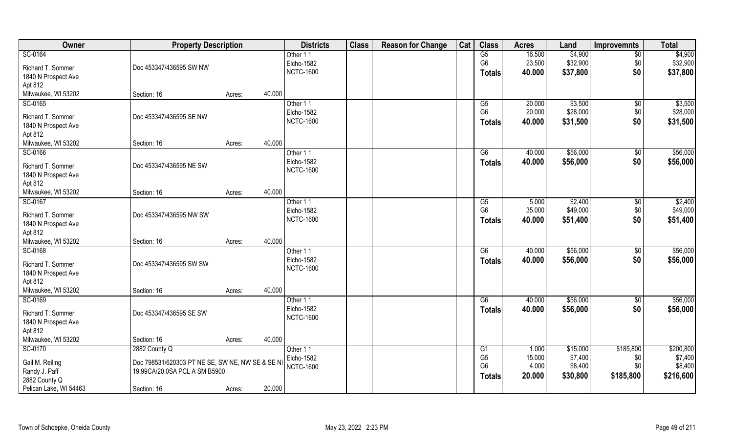| Owner | Property Description | | | Districts | Class | Reason for Change | Cat | Class | Acres | Land | Improvemnts | Total |
|---|---|---|---|---|---|---|---|---|---|---|---|---|
| SC-0164 | | | | Other 1 1 | | | | G5 | 16.500 | $4,900 | $0 | $4,900 |
| Richard T. Sommer | Doc 453347/436595 SW NW | | | Elcho-1582 | | | | G6 | 23.500 | $32,900 | $0 | $32,900 |
| 1840 N Prospect Ave | | | | NCTC-1600 | | | | **Totals** | **40.000** | **$37,800** | **$0** | **$37,800** |
| Apt 812 | | | | | | | | | | | | |
| Milwaukee, WI 53202 | Section: 16 | Acres: | 40.000 | | | | | | | | | |
| SC-0165 | | | | Other 1 1 | | | | G5 | 20.000 | $3,500 | $0 | $3,500 |
| Richard T. Sommer | Doc 453347/436595 SE NW | | | Elcho-1582 | | | | G6 | 20.000 | $28,000 | $0 | $28,000 |
| 1840 N Prospect Ave | | | | NCTC-1600 | | | | **Totals** | **40.000** | **$31,500** | **$0** | **$31,500** |
| Apt 812 | | | | | | | | | | | | |
| Milwaukee, WI 53202 | Section: 16 | Acres: | 40.000 | | | | | | | | | |
| SC-0166 | | | | Other 1 1 | | | | G6 | 40.000 | $56,000 | $0 | $56,000 |
| Richard T. Sommer | Doc 453347/436595 NE SW | | | Elcho-1582 | | | | **Totals** | **40.000** | **$56,000** | **$0** | **$56,000** |
| 1840 N Prospect Ave | | | | NCTC-1600 | | | | | | | | |
| Apt 812 | | | | | | | | | | | | |
| Milwaukee, WI 53202 | Section: 16 | Acres: | 40.000 | | | | | | | | | |
| SC-0167 | | | | Other 1 1 | | | | G5 | 5.000 | $2,400 | $0 | $2,400 |
| Richard T. Sommer | Doc 453347/436595 NW SW | | | Elcho-1582 | | | | G6 | 35.000 | $49,000 | $0 | $49,000 |
| 1840 N Prospect Ave | | | | NCTC-1600 | | | | **Totals** | **40.000** | **$51,400** | **$0** | **$51,400** |
| Apt 812 | | | | | | | | | | | | |
| Milwaukee, WI 53202 | Section: 16 | Acres: | 40.000 | | | | | | | | | |
| SC-0168 | | | | Other 1 1 | | | | G6 | 40.000 | $56,000 | $0 | $56,000 |
| Richard T. Sommer | Doc 453347/436595 SW SW | | | Elcho-1582 | | | | **Totals** | **40.000** | **$56,000** | **$0** | **$56,000** |
| 1840 N Prospect Ave | | | | NCTC-1600 | | | | | | | | |
| Apt 812 | | | | | | | | | | | | |
| Milwaukee, WI 53202 | Section: 16 | Acres: | 40.000 | | | | | | | | | |
| SC-0169 | | | | Other 1 1 | | | | G6 | 40.000 | $56,000 | $0 | $56,000 |
| Richard T. Sommer | Doc 453347/436595 SE SW | | | Elcho-1582 | | | | **Totals** | **40.000** | **$56,000** | **$0** | **$56,000** |
| 1840 N Prospect Ave | | | | NCTC-1600 | | | | | | | | |
| Apt 812 | | | | | | | | | | | | |
| Milwaukee, WI 53202 | Section: 16 | Acres: | 40.000 | | | | | | | | | |
| SC-0170 | 2882 County Q | | | Other 1 1 | | | | G1 | 1.000 | $15,000 | $185,800 | $200,800 |
| Gail M. Reiling | Doc 798531/620303 PT NE SE, SW NE, NW SE & SE NI | | | Elcho-1582 | | | | G5 | 15.000 | $7,400 | $0 | $7,400 |
| Randy J. Paff | 19.99CA/20.0SA PCL A SM B5900 | | | NCTC-1600 | | | | G6 | 4.000 | $8,400 | $0 | $8,400 |
| 2882 County Q | | | | | | | | **Totals** | **20.000** | **$30,800** | **$185,800** | **$216,600** |
| Pelican Lake, WI 54463 | Section: 16 | Acres: | 20.000 | | | | | | | | | |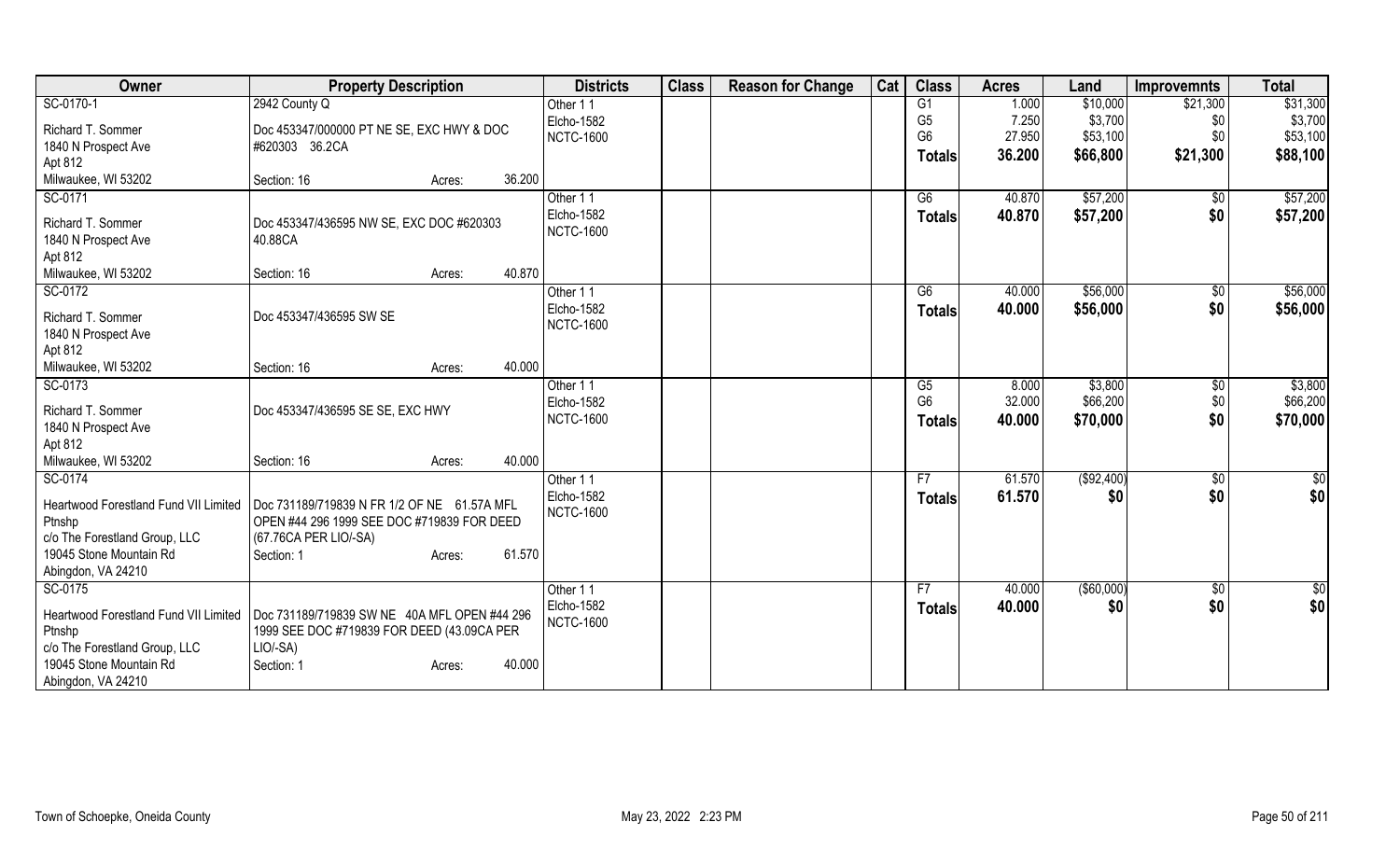| Owner | Property Description | Districts | Class | Reason for Change | Cat | Class | Acres | Land | Improvemnts | Total |
|---|---|---|---|---|---|---|---|---|---|---|
| SC-0170-1<br>Richard T. Sommer<br>1840 N Prospect Ave<br>Apt 812<br>Milwaukee, WI 53202 | 2942 County Q<br>Doc 453347/000000 PT NE SE, EXC HWY & DOC #620303 36.2CA<br>Section: 16 Acres: 36.200 | Other 1 1<br>Elcho-1582<br>NCTC-1600 | | | | G1<br>G5<br>G6<br>**Totals** | 1.000<br>7.250<br>27.950<br>**36.200** | $10,000<br>$3,700<br>$53,100<br>**$66,800** | $21,300<br>$0<br>$0<br>**$21,300** | $31,300<br>$3,700<br>$53,100<br>**$88,100** |
| SC-0171<br>Richard T. Sommer<br>1840 N Prospect Ave<br>Apt 812<br>Milwaukee, WI 53202 | Doc 453347/436595 NW SE, EXC DOC #620303 40.88CA<br>Section: 16 Acres: 40.870 | Other 1 1<br>Elcho-1582<br>NCTC-1600 | | | | G6<br>**Totals** | 40.870<br>**40.870** | $57,200<br>**$57,200** | $0<br>**$0** | $57,200<br>**$57,200** |
| SC-0172<br>Richard T. Sommer<br>1840 N Prospect Ave<br>Apt 812<br>Milwaukee, WI 53202 | Doc 453347/436595 SW SE<br>Section: 16 Acres: 40.000 | Other 1 1<br>Elcho-1582<br>NCTC-1600 | | | | G6<br>**Totals** | 40.000<br>**40.000** | $56,000<br>**$56,000** | $0<br>**$0** | $56,000<br>**$56,000** |
| SC-0173<br>Richard T. Sommer<br>1840 N Prospect Ave<br>Apt 812<br>Milwaukee, WI 53202 | Doc 453347/436595 SE SE, EXC HWY<br>Section: 16 Acres: 40.000 | Other 1 1<br>Elcho-1582<br>NCTC-1600 | | | | G5<br>G6<br>**Totals** | 8.000<br>32.000<br>**40.000** | $3,800<br>$66,200<br>**$70,000** | $0<br>$0<br>**$0** | $3,800<br>$66,200<br>**$70,000** |
| SC-0174<br>Heartwood Forestland Fund VII Limited Ptnshp<br>c/o The Forestland Group, LLC<br>19045 Stone Mountain Rd<br>Abingdon, VA 24210 | Doc 731189/719839 N FR 1/2 OF NE 61.57A MFL OPEN #44 296 1999 SEE DOC #719839 FOR DEED (67.76CA PER LIO/-SA)<br>Section: 1 Acres: 61.570 | Other 1 1<br>Elcho-1582<br>NCTC-1600 | | | | F7<br>**Totals** | 61.570<br>**61.570** | ($92,400)<br>**$0** | $0<br>**$0** | $0<br>**$0** |
| SC-0175<br>Heartwood Forestland Fund VII Limited Ptnshp<br>c/o The Forestland Group, LLC<br>19045 Stone Mountain Rd<br>Abingdon, VA 24210 | Doc 731189/719839 SW NE 40A MFL OPEN #44 296 1999 SEE DOC #719839 FOR DEED (43.09CA PER LIO/-SA)<br>Section: 1 Acres: 40.000 | Other 1 1<br>Elcho-1582<br>NCTC-1600 | | | | F7<br>**Totals** | 40.000<br>**40.000** | ($60,000)<br>**$0** | $0<br>**$0** | $0<br>**$0** |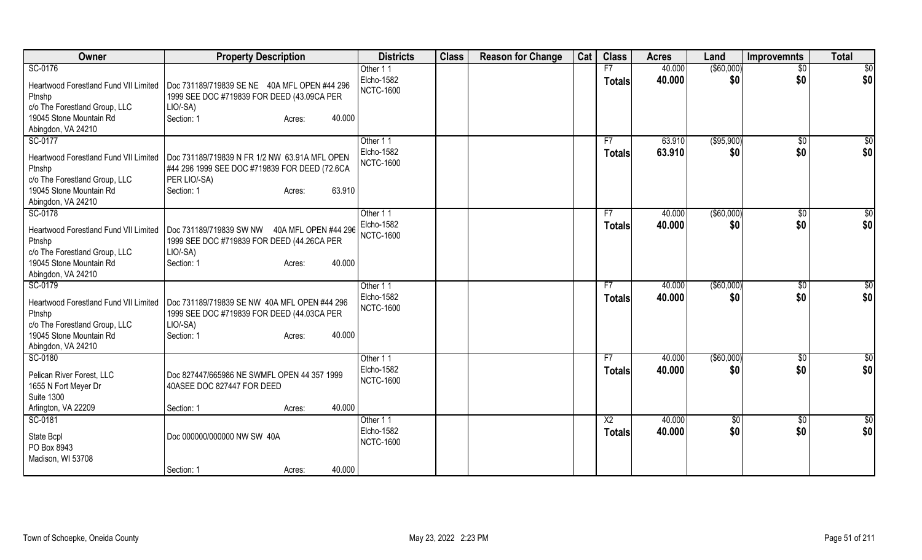| Owner | Property Description | Districts | Class | Reason for Change | Cat | Class | Acres | Land | Improvemnts | Total |
|---|---|---|---|---|---|---|---|---|---|---|
| SC-0176<br>Heartwood Forestland Fund VII Limited Ptnshp<br>c/o The Forestland Group, LLC<br>19045 Stone Mountain Rd<br>Abingdon, VA 24210 | Doc 731189/719839 SE NE 40A MFL OPEN #44 296 1999 SEE DOC #719839 FOR DEED (43.09CA PER LIO/-SA)<br>Section: 1 Acres: 40.000 | Other 1 1<br>Elcho-1582<br>NCTC-1600 | | | | F7<br>**Totals** | 40.000<br>**40.000** | ($60,000)<br>**$0** | $0<br>**$0** | $0<br>**$0** |
| SC-0177<br>Heartwood Forestland Fund VII Limited Ptnshp<br>c/o The Forestland Group, LLC<br>19045 Stone Mountain Rd<br>Abingdon, VA 24210 | Doc 731189/719839 N FR 1/2 NW 63.91A MFL OPEN #44 296 1999 SEE DOC #719839 FOR DEED (72.6CA PER LIO/-SA)<br>Section: 1 Acres: 63.910 | Other 1 1<br>Elcho-1582<br>NCTC-1600 | | | | F7<br>**Totals** | 63.910<br>**63.910** | ($95,900)<br>**$0** | $0<br>**$0** | $0<br>**$0** |
| SC-0178<br>Heartwood Forestland Fund VII Limited Ptnshp<br>c/o The Forestland Group, LLC<br>19045 Stone Mountain Rd<br>Abingdon, VA 24210 | Doc 731189/719839 SW NW 40A MFL OPEN #44 296 1999 SEE DOC #719839 FOR DEED (44.26CA PER LIO/-SA)<br>Section: 1 Acres: 40.000 | Other 1 1<br>Elcho-1582<br>NCTC-1600 | | | | F7<br>**Totals** | 40.000<br>**40.000** | ($60,000)<br>**$0** | $0<br>**$0** | $0<br>**$0** |
| SC-0179<br>Heartwood Forestland Fund VII Limited Ptnshp<br>c/o The Forestland Group, LLC<br>19045 Stone Mountain Rd<br>Abingdon, VA 24210 | Doc 731189/719839 SE NW 40A MFL OPEN #44 296 1999 SEE DOC #719839 FOR DEED (44.03CA PER LIO/-SA)<br>Section: 1 Acres: 40.000 | Other 1 1<br>Elcho-1582<br>NCTC-1600 | | | | F7<br>**Totals** | 40.000<br>**40.000** | ($60,000)<br>**$0** | $0<br>**$0** | $0<br>**$0** |
| SC-0180<br>Pelican River Forest, LLC<br>1655 N Fort Meyer Dr<br>Suite 1300<br>Arlington, VA 22209 | Doc 827447/665986 NE SWMFL OPEN 44 357 1999 40ASEE DOC 827447 FOR DEED<br>Section: 1 Acres: 40.000 | Other 1 1<br>Elcho-1582<br>NCTC-1600 | | | | F7<br>**Totals** | 40.000<br>**40.000** | ($60,000)<br>**$0** | $0<br>**$0** | $0<br>**$0** |
| SC-0181<br>State Bcpl<br>PO Box 8943<br>Madison, WI 53708 | Doc 000000/000000 NW SW 40A<br>Section: 1 Acres: 40.000 | Other 1 1<br>Elcho-1582<br>NCTC-1600 | | | | X2<br>**Totals** | 40.000<br>**40.000** | $0<br>**$0** | $0<br>**$0** | $0<br>**$0** |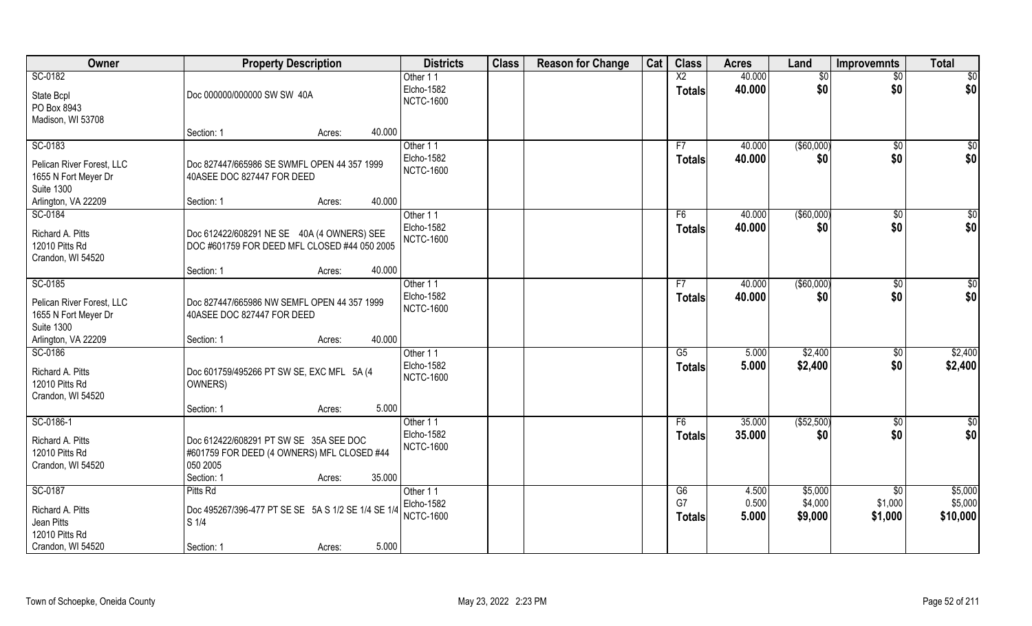| Owner | Property Description | Districts | Class | Reason for Change | Cat | Class | Acres | Land | Improvemnts | Total |
|---|---|---|---|---|---|---|---|---|---|---|
| SC-0182<br>State Bcpl<br>PO Box 8943<br>Madison, WI 53708 | Doc 000000/000000 SW SW 40A<br>Section: 1 Acres: 40.000 | Other 1 1<br>Elcho-1582<br>NCTC-1600 | | | | X2<br>Totals | 40.000<br>40.000 | $0<br>$0 | $0<br>$0 | $0<br>$0 |
| SC-0183<br>Pelican River Forest, LLC<br>1655 N Fort Meyer Dr<br>Suite 1300<br>Arlington, VA 22209 | Doc 827447/665986 SE SWMFL OPEN 44 357 1999 40ASEE DOC 827447 FOR DEED<br>Section: 1 Acres: 40.000 | Other 1 1<br>Elcho-1582<br>NCTC-1600 | | | | F7<br>Totals | 40.000<br>40.000 | ($60,000)<br>$0 | $0<br>$0 | $0<br>$0 |
| SC-0184<br>Richard A. Pitts<br>12010 Pitts Rd<br>Crandon, WI 54520 | Doc 612422/608291 NE SE 40A (4 OWNERS) SEE DOC #601759 FOR DEED MFL CLOSED #44 050 2005<br>Section: 1 Acres: 40.000 | Other 1 1<br>Elcho-1582<br>NCTC-1600 | | | | F6<br>Totals | 40.000<br>40.000 | ($60,000)<br>$0 | $0<br>$0 | $0<br>$0 |
| SC-0185<br>Pelican River Forest, LLC<br>1655 N Fort Meyer Dr<br>Suite 1300<br>Arlington, VA 22209 | Doc 827447/665986 NW SEMFL OPEN 44 357 1999 40ASEE DOC 827447 FOR DEED<br>Section: 1 Acres: 40.000 | Other 1 1<br>Elcho-1582<br>NCTC-1600 | | | | F7<br>Totals | 40.000<br>40.000 | ($60,000)<br>$0 | $0<br>$0 | $0<br>$0 |
| SC-0186<br>Richard A. Pitts<br>12010 Pitts Rd<br>Crandon, WI 54520 | Doc 601759/495266 PT SW SE, EXC MFL 5A (4 OWNERS)<br>Section: 1 Acres: 5.000 | Other 1 1<br>Elcho-1582<br>NCTC-1600 | | | | G5<br>Totals | 5.000<br>5.000 | $2,400<br>$2,400 | $0<br>$0 | $2,400<br>$2,400 |
| SC-0186-1<br>Richard A. Pitts<br>12010 Pitts Rd<br>Crandon, WI 54520 | Doc 612422/608291 PT SW SE 35A SEE DOC #601759 FOR DEED (4 OWNERS) MFL CLOSED #44 050 2005<br>Section: 1 Acres: 35.000 | Other 1 1<br>Elcho-1582<br>NCTC-1600 | | | | F6<br>Totals | 35.000<br>35.000 | ($52,500)<br>$0 | $0<br>$0 | $0<br>$0 |
| SC-0187<br>Richard A. Pitts<br>Jean Pitts<br>12010 Pitts Rd<br>Crandon, WI 54520 | Pitts Rd<br>Doc 495267/396-477 PT SE SE 5A S 1/2 SE 1/4 SE 1/4 S 1/4<br>Section: 1 Acres: 5.000 | Other 1 1<br>Elcho-1582<br>NCTC-1600 | | | | G6<br>G7<br>Totals | 4.500<br>0.500<br>5.000 | $5,000<br>$4,000<br>$9,000 | $0<br>$1,000<br>$1,000 | $5,000<br>$5,000<br>$10,000 |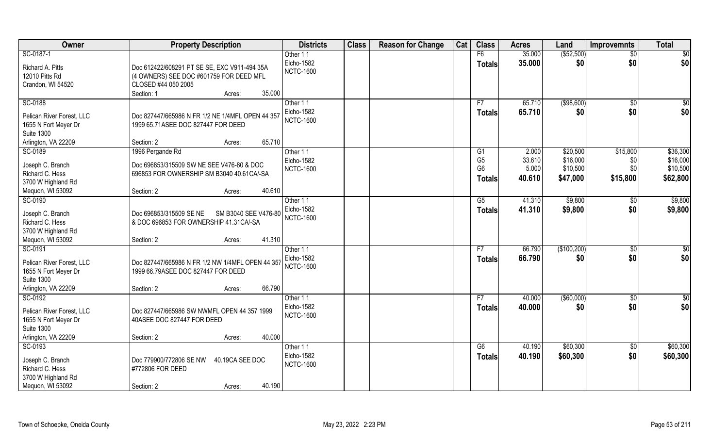| Owner | Property Description | Districts | Class | Reason for Change | Cat | Class | Acres | Land | Improvemnts | Total |
|---|---|---|---|---|---|---|---|---|---|---|
| SC-0187-1<br><br>Richard A. Pitts<br>12010 Pitts Rd<br>Crandon, WI 54520 | Doc 612422/608291 PT SE SE, EXC V911-494 35A (4 OWNERS) SEE DOC #601759 FOR DEED MFL CLOSED #44 050 2005<br>Section: 1 Acres: 35.000 | Other 1 1<br>Elcho-1582<br>NCTC-1600 | | | | F6<br>**Totals** | 35.000<br>**35.000** | ($52,500)<br>**$0** | $0<br>**$0** | $0<br>**$0** |
| SC-0188<br><br>Pelican River Forest, LLC<br>1655 N Fort Meyer Dr<br>Suite 1300<br>Arlington, VA 22209 | Doc 827447/665986 N FR 1/2 NE 1/4MFL OPEN 44 357 1999 65.71ASEE DOC 827447 FOR DEED<br>Section: 2 Acres: 65.710 | Other 1 1<br>Elcho-1582<br>NCTC-1600 | | | | F7<br>**Totals** | 65.710<br>**65.710** | ($98,600)<br>**$0** | $0<br>**$0** | $0<br>**$0** |
| SC-0189<br><br>Joseph C. Branch<br>Richard C. Hess<br>3700 W Highland Rd<br>Mequon, WI 53092 | 1996 Pergande Rd<br>Doc 696853/315509 SW NE SEE V476-80 & DOC 696853 FOR OWNERSHIP SM B3040 40.61CA/-SA<br>Section: 2 Acres: 40.610 | Other 1 1<br>Elcho-1582<br>NCTC-1600 | | | | G1<br>G5<br>G6<br>**Totals** | 2.000<br>33.610<br>5.000<br>**40.610** | $20,500<br>$16,000<br>$10,500<br>**$47,000** | $15,800<br>$0<br>$0<br>**$15,800** | $36,300<br>$16,000<br>$10,500<br>**$62,800** |
| SC-0190<br><br>Joseph C. Branch<br>Richard C. Hess<br>3700 W Highland Rd<br>Mequon, WI 53092 | Doc 696853/315509 SE NE SM B3040 SEE V476-80 & DOC 696853 FOR OWNERSHIP 41.31CA/-SA<br>Section: 2 Acres: 41.310 | Other 1 1<br>Elcho-1582<br>NCTC-1600 | | | | G5<br>**Totals** | 41.310<br>**41.310** | $9,800<br>**$9,800** | $0<br>**$0** | $9,800<br>**$9,800** |
| SC-0191<br><br>Pelican River Forest, LLC<br>1655 N Fort Meyer Dr<br>Suite 1300<br>Arlington, VA 22209 | Doc 827447/665986 N FR 1/2 NW 1/4MFL OPEN 44 357 1999 66.79ASEE DOC 827447 FOR DEED<br>Section: 2 Acres: 66.790 | Other 1 1<br>Elcho-1582<br>NCTC-1600 | | | | F7<br>**Totals** | 66.790<br>**66.790** | ($100,200)<br>**$0** | $0<br>**$0** | $0<br>**$0** |
| SC-0192<br><br>Pelican River Forest, LLC<br>1655 N Fort Meyer Dr<br>Suite 1300<br>Arlington, VA 22209 | Doc 827447/665986 SW NWMFL OPEN 44 357 1999 40ASEE DOC 827447 FOR DEED<br>Section: 2 Acres: 40.000 | Other 1 1<br>Elcho-1582<br>NCTC-1600 | | | | F7<br>**Totals** | 40.000<br>**40.000** | ($60,000)<br>**$0** | $0<br>**$0** | $0<br>**$0** |
| SC-0193<br><br>Joseph C. Branch<br>Richard C. Hess<br>3700 W Highland Rd<br>Mequon, WI 53092 | Doc 779900/772806 SE NW 40.19CA SEE DOC #772806 FOR DEED<br>Section: 2 Acres: 40.190 | Other 1 1<br>Elcho-1582<br>NCTC-1600 | | | | G6<br>**Totals** | 40.190<br>**40.190** | $60,300<br>**$60,300** | $0<br>**$0** | $60,300<br>**$60,300** |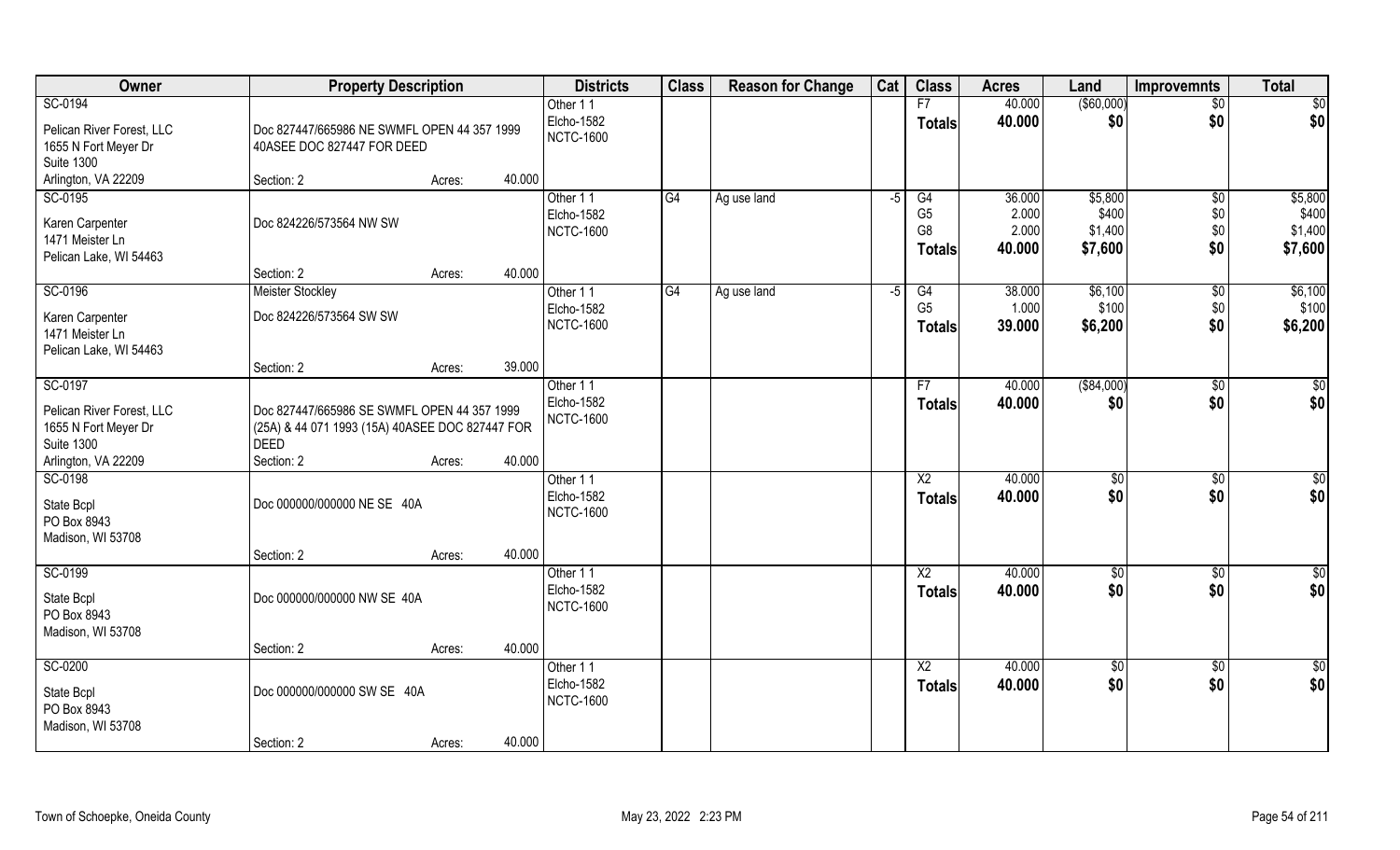| Owner | Property Description | Districts | Class | Reason for Change | Cat | Class | Acres | Land | Improvemnts | Total |
|---|---|---|---|---|---|---|---|---|---|---|
| SC-0194<br>Pelican River Forest, LLC<br>1655 N Fort Meyer Dr<br>Suite 1300<br>Arlington, VA 22209 | Doc 827447/665986 NE SWMFL OPEN 44 357 1999 40ASEE DOC 827447 FOR DEED<br>Section: 2 Acres: 40.000 | Other 1 1<br>Elcho-1582<br>NCTC-1600 | | | | F7<br>**Totals** | 40.000<br>**40.000** | ($60,000)<br>**$0** | $0<br>**$0** | $0<br>**$0** |
| SC-0195<br>Karen Carpenter<br>1471 Meister Ln<br>Pelican Lake, WI 54463 | Doc 824226/573564 NW SW<br>Section: 2 Acres: 40.000 | Other 1 1<br>Elcho-1582<br>NCTC-1600 | G4 | Ag use land | -5 | G4<br>G5<br>G8<br>**Totals** | 36.000<br>2.000<br>2.000<br>**40.000** | $5,800<br>$400<br>$1,400<br>**$7,600** | $0<br>$0<br>$0<br>**$0** | $5,800<br>$400<br>$1,400<br>**$7,600** |
| SC-0196<br>Karen Carpenter<br>1471 Meister Ln<br>Pelican Lake, WI 54463 | Meister Stockley<br>Doc 824226/573564 SW SW<br>Section: 2 Acres: 39.000 | Other 1 1<br>Elcho-1582<br>NCTC-1600 | G4 | Ag use land | -5 | G4<br>G5<br>**Totals** | 38.000<br>1.000<br>**39.000** | $6,100<br>$100<br>**$6,200** | $0<br>$0<br>**$0** | $6,100<br>$100<br>**$6,200** |
| SC-0197<br>Pelican River Forest, LLC<br>1655 N Fort Meyer Dr<br>Suite 1300<br>Arlington, VA 22209 | Doc 827447/665986 SE SWMFL OPEN 44 357 1999 (25A) & 44 071 1993 (15A) 40ASEE DOC 827447 FOR DEED<br>Section: 2 Acres: 40.000 | Other 1 1<br>Elcho-1582<br>NCTC-1600 | | | | F7<br>**Totals** | 40.000<br>**40.000** | ($84,000)<br>**$0** | $0<br>**$0** | $0<br>**$0** |
| SC-0198<br>State Bcpl<br>PO Box 8943<br>Madison, WI 53708 | Doc 000000/000000 NE SE 40A<br>Section: 2 Acres: 40.000 | Other 1 1<br>Elcho-1582<br>NCTC-1600 | | | | X2<br>**Totals** | 40.000<br>**40.000** | $0<br>**$0** | $0<br>**$0** | $0<br>**$0** |
| SC-0199<br>State Bcpl<br>PO Box 8943<br>Madison, WI 53708 | Doc 000000/000000 NW SE 40A<br>Section: 2 Acres: 40.000 | Other 1 1<br>Elcho-1582<br>NCTC-1600 | | | | X2<br>**Totals** | 40.000<br>**40.000** | $0<br>**$0** | $0<br>**$0** | $0<br>**$0** |
| SC-0200<br>State Bcpl<br>PO Box 8943<br>Madison, WI 53708 | Doc 000000/000000 SW SE 40A<br>Section: 2 Acres: 40.000 | Other 1 1<br>Elcho-1582<br>NCTC-1600 | | | | X2<br>**Totals** | 40.000<br>**40.000** | $0<br>**$0** | $0<br>**$0** | $0<br>**$0** |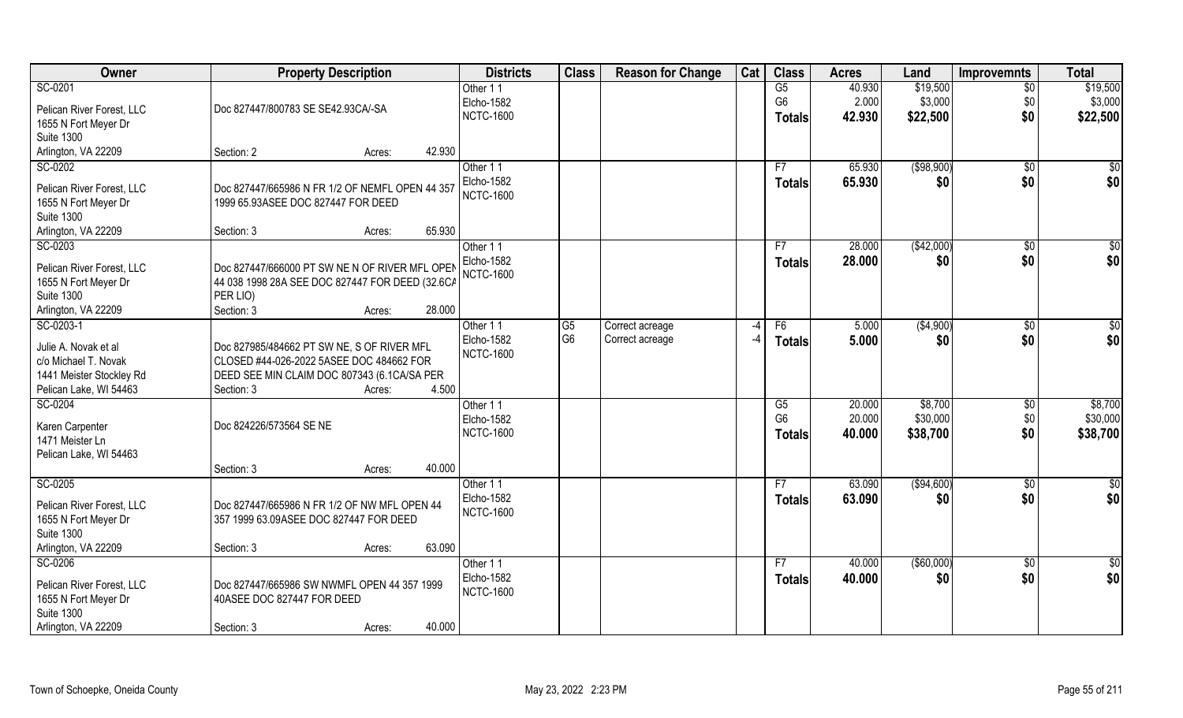| Owner | Property Description | Districts | Class | Reason for Change | Cat | Class | Acres | Land | Improvemnts | Total |
|---|---|---|---|---|---|---|---|---|---|---|
| SC-0201<br>Pelican River Forest, LLC<br>1655 N Fort Meyer Dr<br>Suite 1300<br>Arlington, VA 22209 | Doc 827447/800783 SE SE42.93CA/-SA<br>Section: 2 Acres: 42.930 | Other 1 1<br>Elcho-1582<br>NCTC-1600 | | | | G5<br>G6<br>**Totals** | 40.930<br>2.000<br>**42.930** | $19,500<br>$3,000<br>**$22,500** | $0<br>$0<br>**$0** | $19,500<br>$3,000<br>**$22,500** |
| SC-0202<br>Pelican River Forest, LLC<br>1655 N Fort Meyer Dr<br>Suite 1300<br>Arlington, VA 22209 | Doc 827447/665986 N FR 1/2 OF NEMFL OPEN 44 357 1999 65.93ASEE DOC 827447 FOR DEED<br>Section: 3 Acres: 65.930 | Other 1 1<br>Elcho-1582<br>NCTC-1600 | | | | F7<br>**Totals** | 65.930<br>**65.930** | ($98,900)<br>**$0** | $0<br>**$0** | $0<br>**$0** |
| SC-0203<br>Pelican River Forest, LLC<br>1655 N Fort Meyer Dr<br>Suite 1300<br>Arlington, VA 22209 | Doc 827447/666000 PT SW NE N OF RIVER MFL OPEN 44 038 1998 28A SEE DOC 827447 FOR DEED (32.6CA PER LIO)<br>Section: 3 Acres: 28.000 | Other 1 1<br>Elcho-1582<br>NCTC-1600 | | | | F7<br>**Totals** | 28.000<br>**28.000** | ($42,000)<br>**$0** | $0<br>**$0** | $0<br>**$0** |
| SC-0203-1<br>Julie A. Novak et al<br>c/o Michael T. Novak<br>1441 Meister Stockley Rd<br>Pelican Lake, WI 54463 | Doc 827985/484662 PT SW NE, S OF RIVER MFL CLOSED #44-026-2022 5ASEE DOC 484662 FOR DEED SEE MIN CLAIM DOC 807343 (6.1CA/SA PER<br>Section: 3 Acres: 4.500 | Other 1 1<br>Elcho-1582<br>NCTC-1600 | G5<br>G6 | Correct acreage<br>Correct acreage | -4<br>-4 | F6<br>**Totals** | 5.000<br>**5.000** | ($4,900)<br>**$0** | $0<br>**$0** | $0<br>**$0** |
| SC-0204<br>Karen Carpenter<br>1471 Meister Ln<br>Pelican Lake, WI 54463 | Doc 824226/573564 SE NE<br>Section: 3 Acres: 40.000 | Other 1 1<br>Elcho-1582<br>NCTC-1600 | | | | G5<br>G6<br>**Totals** | 20.000<br>20.000<br>**40.000** | $8,700<br>$30,000<br>**$38,700** | $0<br>$0<br>**$0** | $8,700<br>$30,000<br>**$38,700** |
| SC-0205<br>Pelican River Forest, LLC<br>1655 N Fort Meyer Dr<br>Suite 1300<br>Arlington, VA 22209 | Doc 827447/665986 N FR 1/2 OF NW MFL OPEN 44 357 1999 63.09ASEE DOC 827447 FOR DEED<br>Section: 3 Acres: 63.090 | Other 1 1<br>Elcho-1582<br>NCTC-1600 | | | | F7<br>**Totals** | 63.090<br>**63.090** | ($94,600)<br>**$0** | $0<br>**$0** | $0<br>**$0** |
| SC-0206<br>Pelican River Forest, LLC<br>1655 N Fort Meyer Dr<br>Suite 1300<br>Arlington, VA 22209 | Doc 827447/665986 SW NWMFL OPEN 44 357 1999 40ASEE DOC 827447 FOR DEED<br>Section: 3 Acres: 40.000 | Other 1 1<br>Elcho-1582<br>NCTC-1600 | | | | F7<br>**Totals** | 40.000<br>**40.000** | ($60,000)<br>**$0** | $0<br>**$0** | $0<br>**$0** |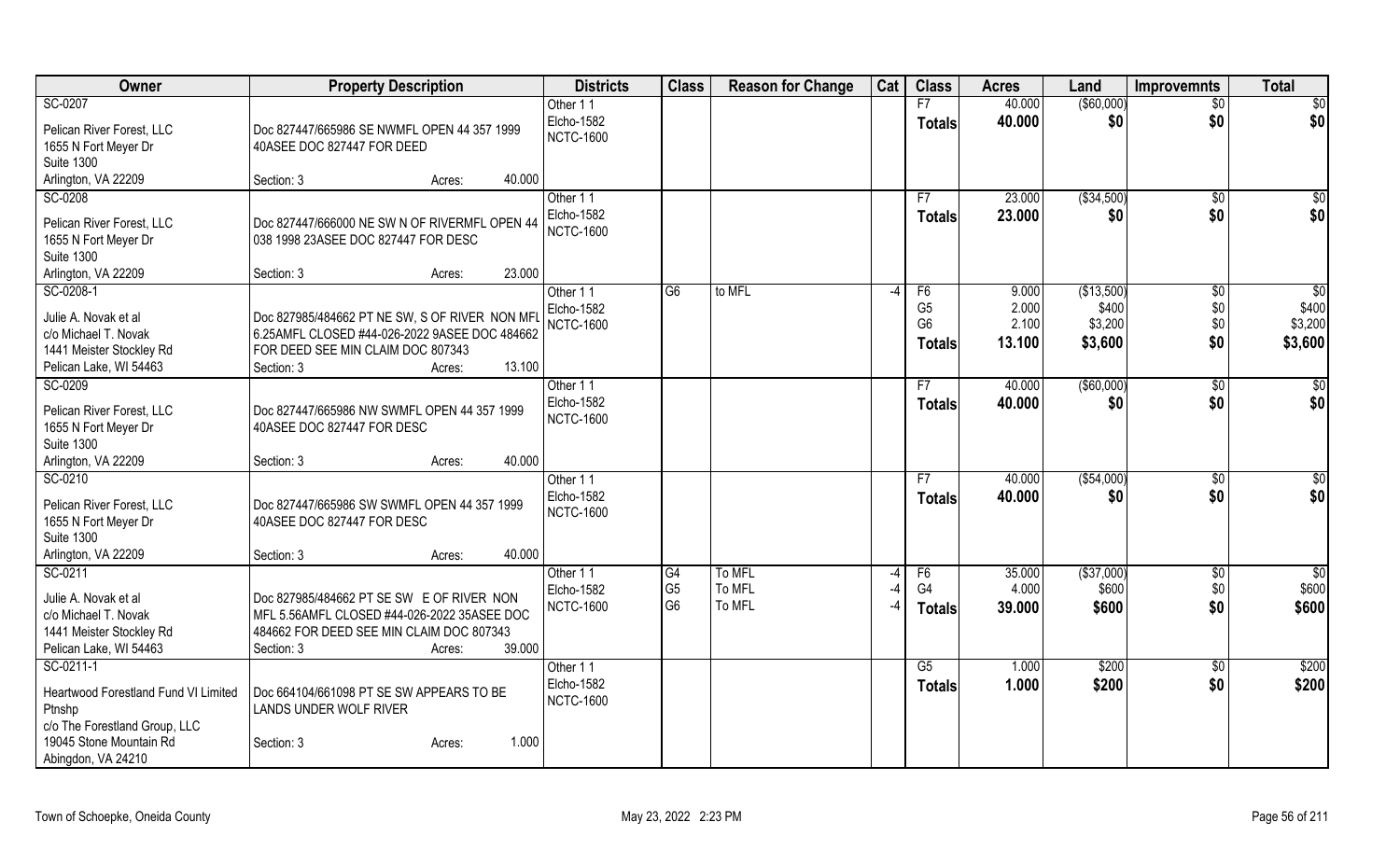| Owner | Property Description | Districts | Class | Reason for Change | Cat | Class | Acres | Land | Improvemnts | Total |
|---|---|---|---|---|---|---|---|---|---|---|
| SC-0207<br>Pelican River Forest, LLC<br>1655 N Fort Meyer Dr<br>Suite 1300<br>Arlington, VA 22209 | Doc 827447/665986 SE NWMFL OPEN 44 357 1999 40ASEE DOC 827447 FOR DEED<br>Section: 3 Acres: 40.000 | Other 1 1<br>Elcho-1582<br>NCTC-1600 | | | | F7<br>**Totals** | 40.000<br>**40.000** | ($60,000)<br>**$0** | $0<br>**$0** | $0<br>**$0** |
| SC-0208<br>Pelican River Forest, LLC<br>1655 N Fort Meyer Dr<br>Suite 1300<br>Arlington, VA 22209 | Doc 827447/666000 NE SW N OF RIVERMFL OPEN 44 038 1998 23ASEE DOC 827447 FOR DESC<br>Section: 3 Acres: 23.000 | Other 1 1<br>Elcho-1582<br>NCTC-1600 | | | | F7<br>**Totals** | 23.000<br>**23.000** | ($34,500)<br>**$0** | $0<br>**$0** | $0<br>**$0** |
| SC-0208-1<br>Julie A. Novak et al<br>c/o Michael T. Novak<br>1441 Meister Stockley Rd<br>Pelican Lake, WI 54463 | Doc 827985/484662 PT NE SW, S OF RIVER NON MFL 6.25AMFL CLOSED #44-026-2022 9ASEE DOC 484662 FOR DEED SEE MIN CLAIM DOC 807343<br>Section: 3 Acres: 13.100 | Other 1 1<br>Elcho-1582<br>NCTC-1600 | G6 | to MFL | -4 | F6<br>G5<br>G6<br>**Totals** | 9.000<br>2.000<br>2.100<br>**13.100** | ($13,500)<br>$400<br>$3,200<br>**$3,600** | $0<br>$0<br>$0<br>**$0** | $0<br>$400<br>$3,200<br>**$3,600** |
| SC-0209<br>Pelican River Forest, LLC<br>1655 N Fort Meyer Dr<br>Suite 1300<br>Arlington, VA 22209 | Doc 827447/665986 NW SWMFL OPEN 44 357 1999 40ASEE DOC 827447 FOR DESC<br>Section: 3 Acres: 40.000 | Other 1 1<br>Elcho-1582<br>NCTC-1600 | | | | F7<br>**Totals** | 40.000<br>**40.000** | ($60,000)<br>**$0** | $0<br>**$0** | $0<br>**$0** |
| SC-0210<br>Pelican River Forest, LLC<br>1655 N Fort Meyer Dr<br>Suite 1300<br>Arlington, VA 22209 | Doc 827447/665986 SW SWMFL OPEN 44 357 1999 40ASEE DOC 827447 FOR DESC<br>Section: 3 Acres: 40.000 | Other 1 1<br>Elcho-1582<br>NCTC-1600 | | | | F7<br>**Totals** | 40.000<br>**40.000** | ($54,000)<br>**$0** | $0<br>**$0** | $0<br>**$0** |
| SC-0211<br>Julie A. Novak et al<br>c/o Michael T. Novak<br>1441 Meister Stockley Rd<br>Pelican Lake, WI 54463 | Doc 827985/484662 PT SE SW E OF RIVER NON MFL 5.56AMFL CLOSED #44-026-2022 35ASEE DOC 484662 FOR DEED SEE MIN CLAIM DOC 807343<br>Section: 3 Acres: 39.000 | Other 1 1<br>Elcho-1582<br>NCTC-1600 | G4<br>G5<br>G6 | To MFL<br>To MFL<br>To MFL | -4<br>-4<br>-4 | F6<br>G4<br>**Totals** | 35.000<br>4.000<br>**39.000** | ($37,000)<br>$600<br>**$600** | $0<br>$0<br>**$0** | $0<br>$600<br>**$600** |
| SC-0211-1<br>Heartwood Forestland Fund VI Limited Ptnshp<br>c/o The Forestland Group, LLC<br>19045 Stone Mountain Rd<br>Abingdon, VA 24210 | Doc 664104/661098 PT SE SW APPEARS TO BE LANDS UNDER WOLF RIVER<br>Section: 3 Acres: 1.000 | Other 1 1<br>Elcho-1582<br>NCTC-1600 | | | | G5<br>**Totals** | 1.000<br>**1.000** | $200<br>**$200** | $0<br>**$0** | $200<br>**$200** |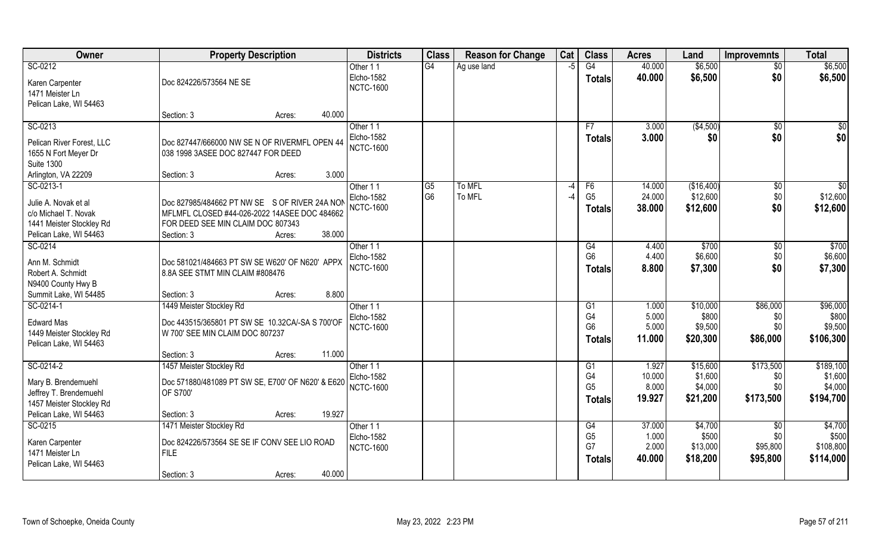| Owner | Property Description | Districts | Class | Reason for Change | Cat | Class | Acres | Land | Improvemnts | Total |
|---|---|---|---|---|---|---|---|---|---|---|
| SC-0212<br>Karen Carpenter<br>1471 Meister Ln<br>Pelican Lake, WI 54463 | Doc 824226/573564 NE SE<br>Section: 3 Acres: 40.000 | Other 1 1<br>Elcho-1582<br>NCTC-1600 | G4 | Ag use land | -5 | G4<br>**Totals** | 40.000<br>**40.000** | $6,500<br>**$6,500** | $0<br>**$0** | $6,500<br>**$6,500** |
| SC-0213<br>Pelican River Forest, LLC<br>1655 N Fort Meyer Dr<br>Suite 1300<br>Arlington, VA 22209 | Doc 827447/666000 NW SE N OF RIVERMFL OPEN 44 038 1998 3ASEE DOC 827447 FOR DEED<br>Section: 3 Acres: 3.000 | Other 1 1<br>Elcho-1582<br>NCTC-1600 | | | | F7<br>**Totals** | 3.000<br>**3.000** | ($4,500)<br>**$0** | $0<br>**$0** | $0<br>**$0** |
| SC-0213-1<br>Julie A. Novak et al<br>c/o Michael T. Novak<br>1441 Meister Stockley Rd<br>Pelican Lake, WI 54463 | Doc 827985/484662 PT NW SE S OF RIVER 24A NON MFLMFL CLOSED #44-026-2022 14ASEE DOC 484662 FOR DEED SEE MIN CLAIM DOC 807343<br>Section: 3 Acres: 38.000 | Other 1 1<br>Elcho-1582<br>NCTC-1600 | G5<br>G6 | To MFL<br>To MFL | -4<br>-4 | F6<br>G5<br>**Totals** | 14.000<br>24.000<br>**38.000** | ($16,400)<br>$12,600<br>**$12,600** | $0<br>$0<br>**$0** | $0<br>$12,600<br>**$12,600** |
| SC-0214<br>Ann M. Schmidt<br>Robert A. Schmidt<br>N9400 County Hwy B<br>Summit Lake, WI 54485 | Doc 581021/484663 PT SW SE W620' OF N620' APPX 8.8A SEE STMT MIN CLAIM #808476<br>Section: 3 Acres: 8.800 | Other 1 1<br>Elcho-1582<br>NCTC-1600 | | | | G4<br>G6<br>**Totals** | 4.400<br>4.400<br>**8.800** | $700<br>$6,600<br>**$7,300** | $0<br>$0<br>**$0** | $700<br>$6,600<br>**$7,300** |
| SC-0214-1<br>Edward Mas<br>1449 Meister Stockley Rd<br>Pelican Lake, WI 54463 | 1449 Meister Stockley Rd<br>Doc 443515/365801 PT SW SE 10.32CA/-SA S 700'OF W 700' SEE MIN CLAIM DOC 807237<br>Section: 3 Acres: 11.000 | Other 1 1<br>Elcho-1582<br>NCTC-1600 | | | | G1<br>G4<br>G6<br>**Totals** | 1.000<br>5.000<br>5.000<br>**11.000** | $10,000<br>$800<br>$9,500<br>**$20,300** | $86,000<br>$0<br>$0<br>**$86,000** | $96,000<br>$800<br>$9,500<br>**$106,300** |
| SC-0214-2<br>Mary B. Brendemuehl<br>Jeffrey T. Brendemuehl<br>1457 Meister Stockley Rd<br>Pelican Lake, WI 54463 | 1457 Meister Stockley Rd<br>Doc 571880/481089 PT SW SE, E700' OF N620' & E620 OF S700'<br>Section: 3 Acres: 19.927 | Other 1 1<br>Elcho-1582<br>NCTC-1600 | | | | G1<br>G4<br>G5<br>**Totals** | 1.927<br>10.000<br>8.000<br>**19.927** | $15,600<br>$1,600<br>$4,000<br>**$21,200** | $173,500<br>$0<br>$0<br>**$173,500** | $189,100<br>$1,600<br>$4,000<br>**$194,700** |
| SC-0215<br>Karen Carpenter<br>1471 Meister Ln<br>Pelican Lake, WI 54463 | 1471 Meister Stockley Rd<br>Doc 824226/573564 SE SE IF CONV SEE LIO ROAD FILE<br>Section: 3 Acres: 40.000 | Other 1 1<br>Elcho-1582<br>NCTC-1600 | | | | G4<br>G5<br>G7<br>**Totals** | 37.000<br>1.000<br>2.000<br>**40.000** | $4,700<br>$500<br>$13,000<br>**$18,200** | $0<br>$0<br>$95,800<br>**$95,800** | $4,700<br>$500<br>$108,800<br>**$114,000** |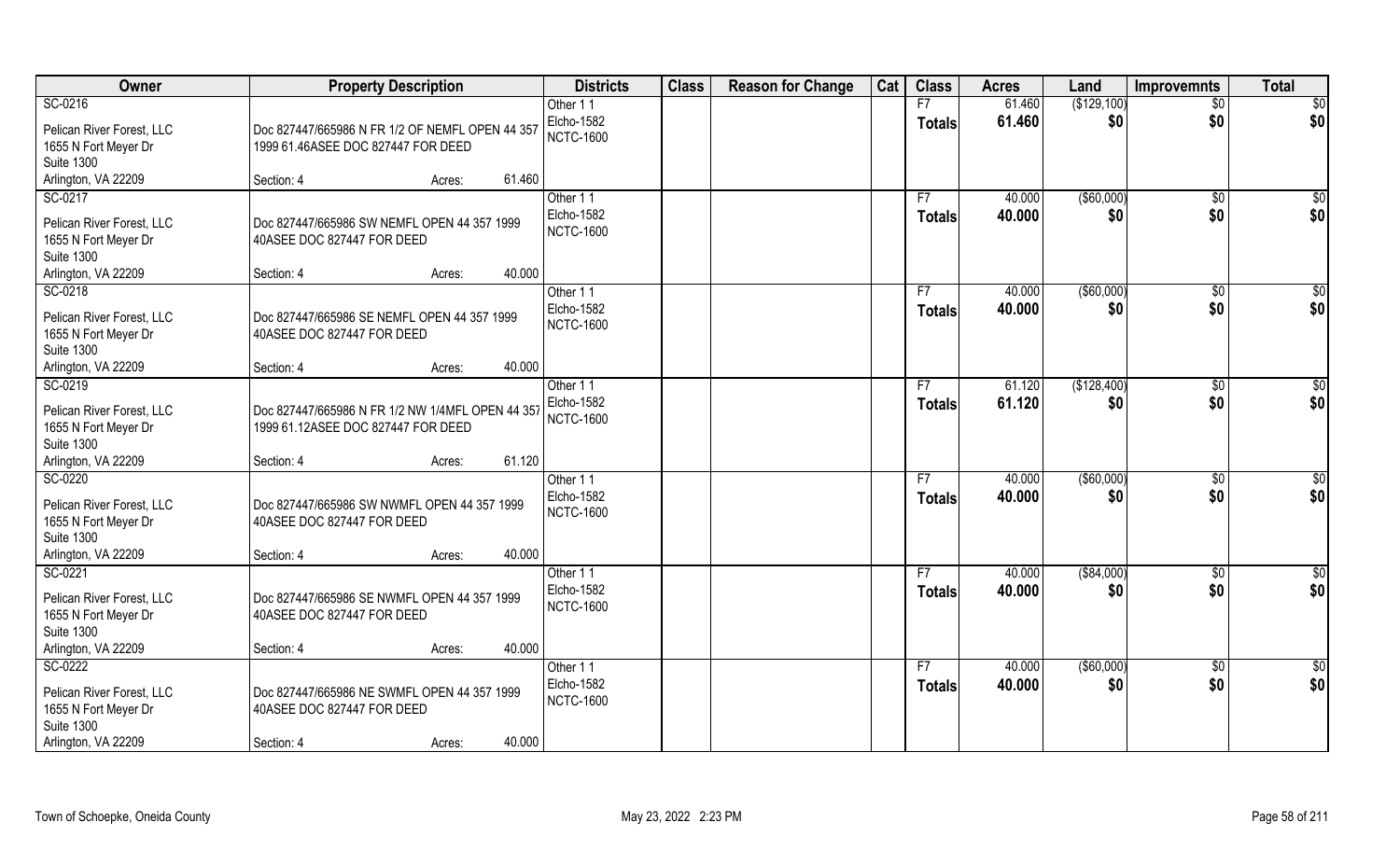| Owner | Property Description | Districts | Class | Reason for Change | Cat | Class | Acres | Land | Improvemnts | Total |
|---|---|---|---|---|---|---|---|---|---|---|
| SC-0216<br>Pelican River Forest, LLC<br>1655 N Fort Meyer Dr<br>Suite 1300<br>Arlington, VA 22209 | Doc 827447/665986 N FR 1/2 OF NEMFL OPEN 44 357 1999 61.46ASEE DOC 827447 FOR DEED<br>Section: 4 Acres: 61.460 | Other 1 1<br>Elcho-1582<br>NCTC-1600 | | | | F7<br>**Totals** | 61.460<br>**61.460** | ($129,100)<br>**$0** | $0<br>**$0** | $0<br>**$0** |
| SC-0217<br>Pelican River Forest, LLC<br>1655 N Fort Meyer Dr<br>Suite 1300<br>Arlington, VA 22209 | Doc 827447/665986 SW NEMFL OPEN 44 357 1999 40ASEE DOC 827447 FOR DEED<br>Section: 4 Acres: 40.000 | Other 1 1<br>Elcho-1582<br>NCTC-1600 | | | | F7<br>**Totals** | 40.000<br>**40.000** | ($60,000)<br>**$0** | $0<br>**$0** | $0<br>**$0** |
| SC-0218<br>Pelican River Forest, LLC<br>1655 N Fort Meyer Dr<br>Suite 1300<br>Arlington, VA 22209 | Doc 827447/665986 SE NEMFL OPEN 44 357 1999 40ASEE DOC 827447 FOR DEED<br>Section: 4 Acres: 40.000 | Other 1 1<br>Elcho-1582<br>NCTC-1600 | | | | F7<br>**Totals** | 40.000<br>**40.000** | ($60,000)<br>**$0** | $0<br>**$0** | $0<br>**$0** |
| SC-0219<br>Pelican River Forest, LLC<br>1655 N Fort Meyer Dr<br>Suite 1300<br>Arlington, VA 22209 | Doc 827447/665986 N FR 1/2 NW 1/4MFL OPEN 44 357 1999 61.12ASEE DOC 827447 FOR DEED<br>Section: 4 Acres: 61.120 | Other 1 1<br>Elcho-1582<br>NCTC-1600 | | | | F7<br>**Totals** | 61.120<br>**61.120** | ($128,400)<br>**$0** | $0<br>**$0** | $0<br>**$0** |
| SC-0220<br>Pelican River Forest, LLC<br>1655 N Fort Meyer Dr<br>Suite 1300<br>Arlington, VA 22209 | Doc 827447/665986 SW NWMFL OPEN 44 357 1999 40ASEE DOC 827447 FOR DEED<br>Section: 4 Acres: 40.000 | Other 1 1<br>Elcho-1582<br>NCTC-1600 | | | | F7<br>**Totals** | 40.000<br>**40.000** | ($60,000)<br>**$0** | $0<br>**$0** | $0<br>**$0** |
| SC-0221<br>Pelican River Forest, LLC<br>1655 N Fort Meyer Dr<br>Suite 1300<br>Arlington, VA 22209 | Doc 827447/665986 SE NWMFL OPEN 44 357 1999 40ASEE DOC 827447 FOR DEED<br>Section: 4 Acres: 40.000 | Other 1 1<br>Elcho-1582<br>NCTC-1600 | | | | F7<br>**Totals** | 40.000<br>**40.000** | ($84,000)<br>**$0** | $0<br>**$0** | $0<br>**$0** |
| SC-0222<br>Pelican River Forest, LLC<br>1655 N Fort Meyer Dr<br>Suite 1300<br>Arlington, VA 22209 | Doc 827447/665986 NE SWMFL OPEN 44 357 1999 40ASEE DOC 827447 FOR DEED<br>Section: 4 Acres: 40.000 | Other 1 1<br>Elcho-1582<br>NCTC-1600 | | | | F7<br>**Totals** | 40.000<br>**40.000** | ($60,000)<br>**$0** | $0<br>**$0** | $0<br>**$0** |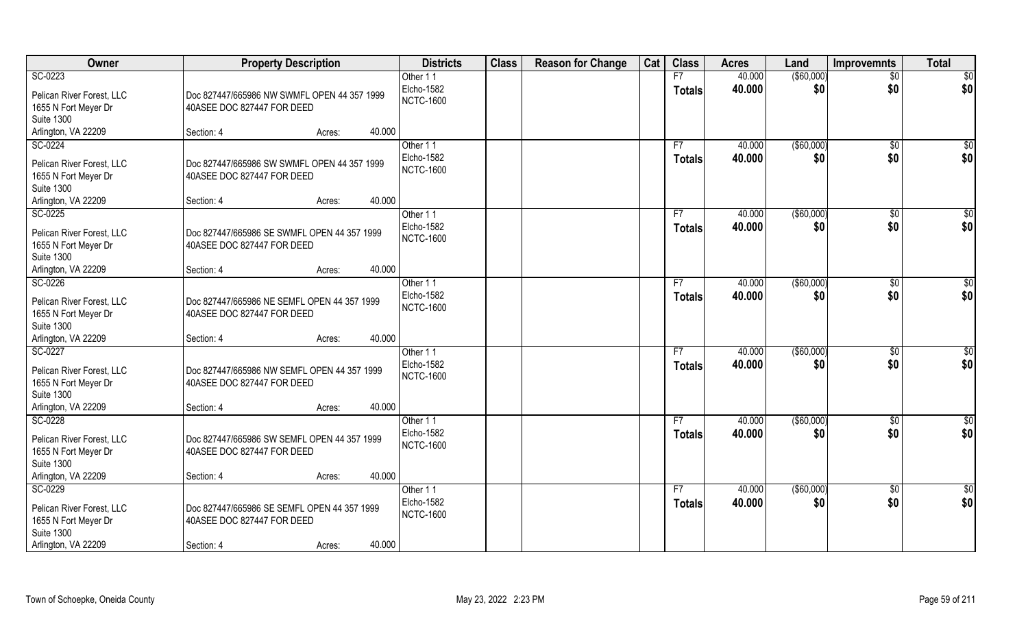| Owner | Property Description | Districts | Class | Reason for Change | Cat | Class | Acres | Land | Improvemnts | Total |
|---|---|---|---|---|---|---|---|---|---|---|
| SC-0223<br>Pelican River Forest, LLC<br>1655 N Fort Meyer Dr<br>Suite 1300<br>Arlington, VA 22209 | Doc 827447/665986 NW SWMFL OPEN 44 357 1999 40ASEE DOC 827447 FOR DEED<br>Section: 4 Acres: 40.000 | Other 1 1<br>Elcho-1582<br>NCTC-1600 | | | | F7<br>**Totals** | 40.000<br>**40.000** | ($60,000)<br>**$0** | $0<br>**$0** | $0<br>**$0** |
| SC-0224<br>Pelican River Forest, LLC<br>1655 N Fort Meyer Dr<br>Suite 1300<br>Arlington, VA 22209 | Doc 827447/665986 SW SWMFL OPEN 44 357 1999 40ASEE DOC 827447 FOR DEED<br>Section: 4 Acres: 40.000 | Other 1 1<br>Elcho-1582<br>NCTC-1600 | | | | F7<br>**Totals** | 40.000<br>**40.000** | ($60,000)<br>**$0** | $0<br>**$0** | $0<br>**$0** |
| SC-0225<br>Pelican River Forest, LLC<br>1655 N Fort Meyer Dr<br>Suite 1300<br>Arlington, VA 22209 | Doc 827447/665986 SE SWMFL OPEN 44 357 1999 40ASEE DOC 827447 FOR DEED<br>Section: 4 Acres: 40.000 | Other 1 1<br>Elcho-1582<br>NCTC-1600 | | | | F7<br>**Totals** | 40.000<br>**40.000** | ($60,000)<br>**$0** | $0<br>**$0** | $0<br>**$0** |
| SC-0226<br>Pelican River Forest, LLC<br>1655 N Fort Meyer Dr<br>Suite 1300<br>Arlington, VA 22209 | Doc 827447/665986 NE SEMFL OPEN 44 357 1999 40ASEE DOC 827447 FOR DEED<br>Section: 4 Acres: 40.000 | Other 1 1<br>Elcho-1582<br>NCTC-1600 | | | | F7<br>**Totals** | 40.000<br>**40.000** | ($60,000)<br>**$0** | $0<br>**$0** | $0<br>**$0** |
| SC-0227<br>Pelican River Forest, LLC<br>1655 N Fort Meyer Dr<br>Suite 1300<br>Arlington, VA 22209 | Doc 827447/665986 NW SEMFL OPEN 44 357 1999 40ASEE DOC 827447 FOR DEED<br>Section: 4 Acres: 40.000 | Other 1 1<br>Elcho-1582<br>NCTC-1600 | | | | F7<br>**Totals** | 40.000<br>**40.000** | ($60,000)<br>**$0** | $0<br>**$0** | $0<br>**$0** |
| SC-0228<br>Pelican River Forest, LLC<br>1655 N Fort Meyer Dr<br>Suite 1300<br>Arlington, VA 22209 | Doc 827447/665986 SW SEMFL OPEN 44 357 1999 40ASEE DOC 827447 FOR DEED<br>Section: 4 Acres: 40.000 | Other 1 1<br>Elcho-1582<br>NCTC-1600 | | | | F7<br>**Totals** | 40.000<br>**40.000** | ($60,000)<br>**$0** | $0<br>**$0** | $0<br>**$0** |
| SC-0229<br>Pelican River Forest, LLC<br>1655 N Fort Meyer Dr<br>Suite 1300<br>Arlington, VA 22209 | Doc 827447/665986 SE SEMFL OPEN 44 357 1999 40ASEE DOC 827447 FOR DEED<br>Section: 4 Acres: 40.000 | Other 1 1<br>Elcho-1582<br>NCTC-1600 | | | | F7<br>**Totals** | 40.000<br>**40.000** | ($60,000)<br>**$0** | $0<br>**$0** | $0<br>**$0** |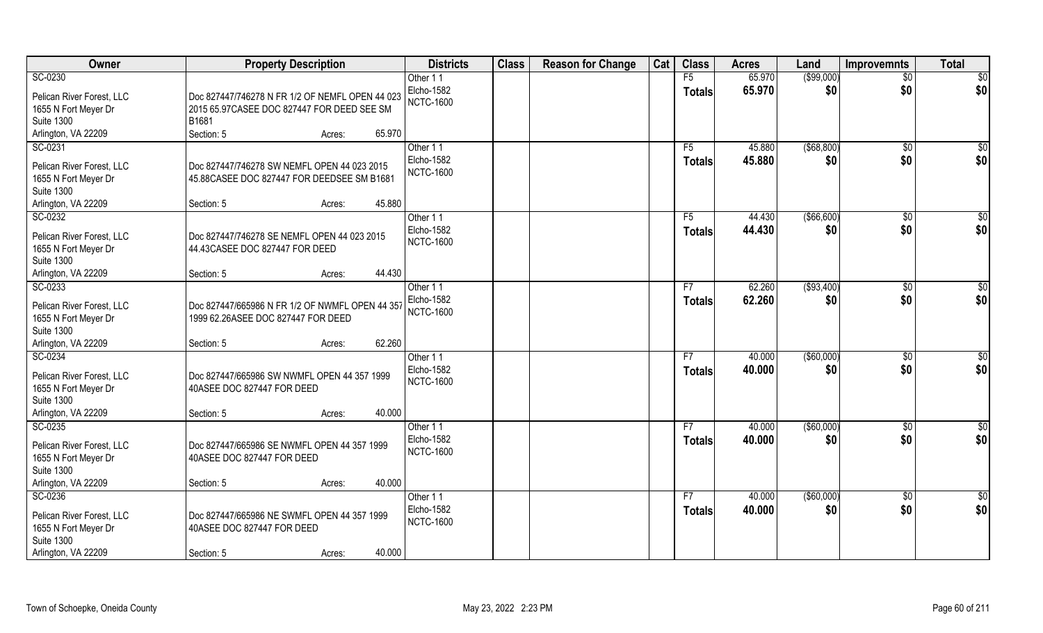| Owner | Property Description | Districts | Class | Reason for Change | Cat | Class | Acres | Land | Improvemnts | Total |
|---|---|---|---|---|---|---|---|---|---|---|
| SC-0230<br>Pelican River Forest, LLC<br>1655 N Fort Meyer Dr<br>Suite 1300<br>Arlington, VA 22209 | Doc 827447/746278 N FR 1/2 OF NEMFL OPEN 44 023 2015 65.97CASEE DOC 827447 FOR DEED SEE SM B1681<br>Section: 5 Acres: 65.970 | Other 1 1<br>Elcho-1582<br>NCTC-1600 | | | | F5<br>**Totals** | 65.970<br>**65.970** | ($99,000)<br>**$0** | $0<br>**$0** | $0<br>**$0** |
| SC-0231<br>Pelican River Forest, LLC<br>1655 N Fort Meyer Dr<br>Suite 1300<br>Arlington, VA 22209 | Doc 827447/746278 SW NEMFL OPEN 44 023 2015 45.88CASEE DOC 827447 FOR DEEDSEE SM B1681<br>Section: 5 Acres: 45.880 | Other 1 1<br>Elcho-1582<br>NCTC-1600 | | | | F5<br>**Totals** | 45.880<br>**45.880** | ($68,800)<br>**$0** | $0<br>**$0** | $0<br>**$0** |
| SC-0232<br>Pelican River Forest, LLC<br>1655 N Fort Meyer Dr<br>Suite 1300<br>Arlington, VA 22209 | Doc 827447/746278 SE NEMFL OPEN 44 023 2015 44.43CASEE DOC 827447 FOR DEED<br>Section: 5 Acres: 44.430 | Other 1 1<br>Elcho-1582<br>NCTC-1600 | | | | F5<br>**Totals** | 44.430<br>**44.430** | ($66,600)<br>**$0** | $0<br>**$0** | $0<br>**$0** |
| SC-0233<br>Pelican River Forest, LLC<br>1655 N Fort Meyer Dr<br>Suite 1300<br>Arlington, VA 22209 | Doc 827447/665986 N FR 1/2 OF NWMFL OPEN 44 357 1999 62.26ASEE DOC 827447 FOR DEED<br>Section: 5 Acres: 62.260 | Other 1 1<br>Elcho-1582<br>NCTC-1600 | | | | F7<br>**Totals** | 62.260<br>**62.260** | ($93,400)<br>**$0** | $0<br>**$0** | $0<br>**$0** |
| SC-0234<br>Pelican River Forest, LLC<br>1655 N Fort Meyer Dr<br>Suite 1300<br>Arlington, VA 22209 | Doc 827447/665986 SW NWMFL OPEN 44 357 1999 40ASEE DOC 827447 FOR DEED<br>Section: 5 Acres: 40.000 | Other 1 1<br>Elcho-1582<br>NCTC-1600 | | | | F7<br>**Totals** | 40.000<br>**40.000** | ($60,000)<br>**$0** | $0<br>**$0** | $0<br>**$0** |
| SC-0235<br>Pelican River Forest, LLC<br>1655 N Fort Meyer Dr<br>Suite 1300<br>Arlington, VA 22209 | Doc 827447/665986 SE NWMFL OPEN 44 357 1999 40ASEE DOC 827447 FOR DEED<br>Section: 5 Acres: 40.000 | Other 1 1<br>Elcho-1582<br>NCTC-1600 | | | | F7<br>**Totals** | 40.000<br>**40.000** | ($60,000)<br>**$0** | $0<br>**$0** | $0<br>**$0** |
| SC-0236<br>Pelican River Forest, LLC<br>1655 N Fort Meyer Dr<br>Suite 1300<br>Arlington, VA 22209 | Doc 827447/665986 NE SWMFL OPEN 44 357 1999 40ASEE DOC 827447 FOR DEED<br>Section: 5 Acres: 40.000 | Other 1 1<br>Elcho-1582<br>NCTC-1600 | | | | F7<br>**Totals** | 40.000<br>**40.000** | ($60,000)<br>**$0** | $0<br>**$0** | $0<br>**$0** |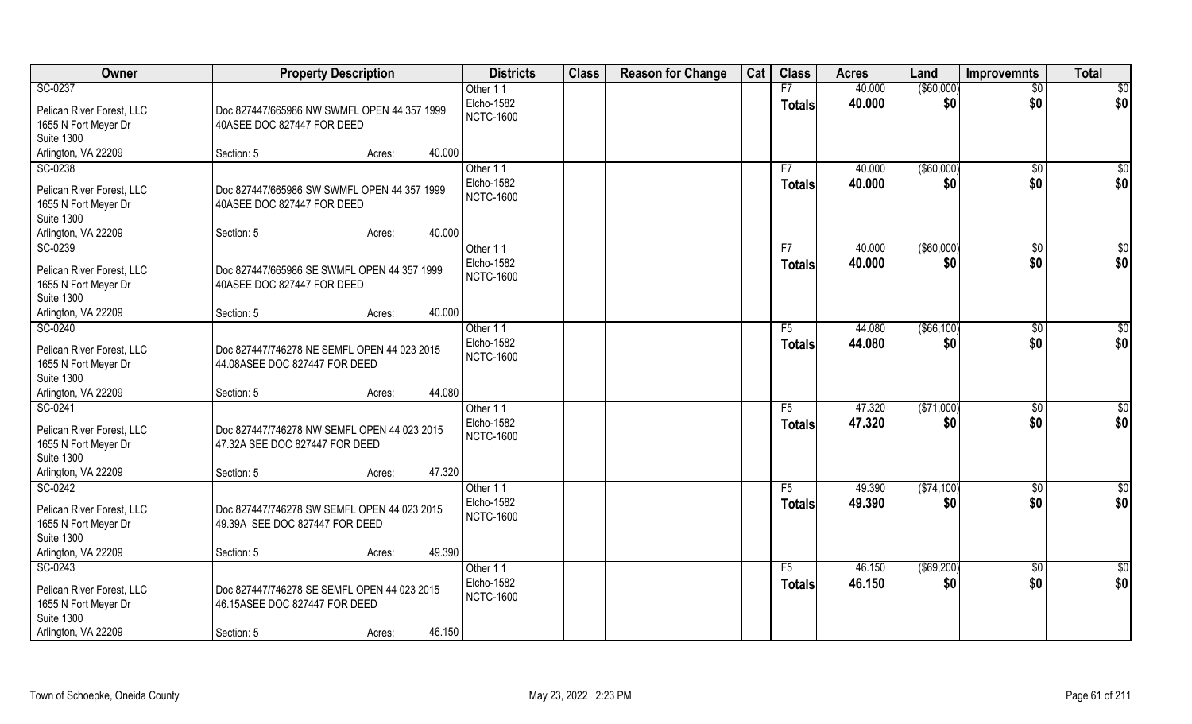| Owner | Property Description | Districts | Class | Reason for Change | Cat | Class | Acres | Land | Improvemnts | Total |
|---|---|---|---|---|---|---|---|---|---|---|
| SC-0237<br>Pelican River Forest, LLC<br>1655 N Fort Meyer Dr<br>Suite 1300<br>Arlington, VA 22209 | Doc 827447/665986 NW SWMFL OPEN 44 357 1999<br>40ASEE DOC 827447 FOR DEED<br>Section: 5 Acres: 40.000 | Other 1 1<br>Elcho-1582<br>NCTC-1600 | | | | F7<br>**Totals** | 40.000<br>**40.000** | ($60,000)<br>**$0** | $0<br>**$0** | $0<br>**$0** |
| SC-0238<br>Pelican River Forest, LLC<br>1655 N Fort Meyer Dr<br>Suite 1300<br>Arlington, VA 22209 | Doc 827447/665986 SW SWMFL OPEN 44 357 1999<br>40ASEE DOC 827447 FOR DEED<br>Section: 5 Acres: 40.000 | Other 1 1<br>Elcho-1582<br>NCTC-1600 | | | | F7<br>**Totals** | 40.000<br>**40.000** | ($60,000)<br>**$0** | $0<br>**$0** | $0<br>**$0** |
| SC-0239<br>Pelican River Forest, LLC<br>1655 N Fort Meyer Dr<br>Suite 1300<br>Arlington, VA 22209 | Doc 827447/665986 SE SWMFL OPEN 44 357 1999<br>40ASEE DOC 827447 FOR DEED<br>Section: 5 Acres: 40.000 | Other 1 1<br>Elcho-1582<br>NCTC-1600 | | | | F7<br>**Totals** | 40.000<br>**40.000** | ($60,000)<br>**$0** | $0<br>**$0** | $0<br>**$0** |
| SC-0240<br>Pelican River Forest, LLC<br>1655 N Fort Meyer Dr<br>Suite 1300<br>Arlington, VA 22209 | Doc 827447/746278 NE SEMFL OPEN 44 023 2015<br>44.08ASEE DOC 827447 FOR DEED<br>Section: 5 Acres: 44.080 | Other 1 1<br>Elcho-1582<br>NCTC-1600 | | | | F5<br>**Totals** | 44.080<br>**44.080** | ($66,100)<br>**$0** | $0<br>**$0** | $0<br>**$0** |
| SC-0241<br>Pelican River Forest, LLC<br>1655 N Fort Meyer Dr<br>Suite 1300<br>Arlington, VA 22209 | Doc 827447/746278 NW SEMFL OPEN 44 023 2015<br>47.32A SEE DOC 827447 FOR DEED<br>Section: 5 Acres: 47.320 | Other 1 1<br>Elcho-1582<br>NCTC-1600 | | | | F5<br>**Totals** | 47.320<br>**47.320** | ($71,000)<br>**$0** | $0<br>**$0** | $0<br>**$0** |
| SC-0242<br>Pelican River Forest, LLC<br>1655 N Fort Meyer Dr<br>Suite 1300<br>Arlington, VA 22209 | Doc 827447/746278 SW SEMFL OPEN 44 023 2015<br>49.39A SEE DOC 827447 FOR DEED<br>Section: 5 Acres: 49.390 | Other 1 1<br>Elcho-1582<br>NCTC-1600 | | | | F5<br>**Totals** | 49.390<br>**49.390** | ($74,100)<br>**$0** | $0<br>**$0** | $0<br>**$0** |
| SC-0243<br>Pelican River Forest, LLC<br>1655 N Fort Meyer Dr<br>Suite 1300<br>Arlington, VA 22209 | Doc 827447/746278 SE SEMFL OPEN 44 023 2015<br>46.15ASEE DOC 827447 FOR DEED<br>Section: 5 Acres: 46.150 | Other 1 1<br>Elcho-1582<br>NCTC-1600 | | | | F5<br>**Totals** | 46.150<br>**46.150** | ($69,200)<br>**$0** | $0<br>**$0** | $0<br>**$0** |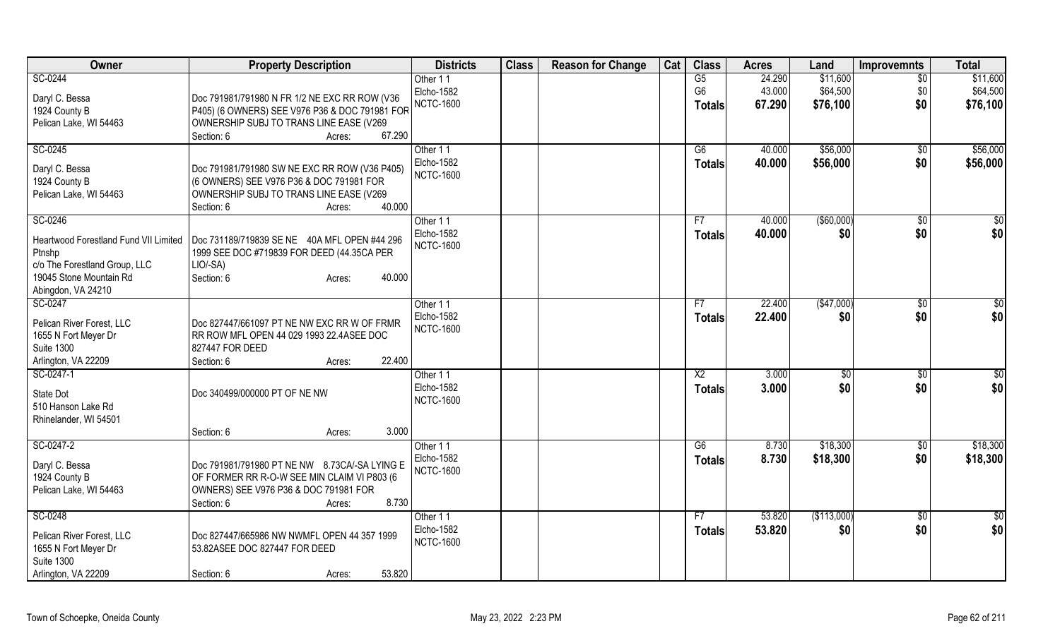| Owner | Property Description | Districts | Class | Reason for Change | Cat | Class | Acres | Land | Improvemnts | Total |
|---|---|---|---|---|---|---|---|---|---|---|
| SC-0244<br>Daryl C. Bessa<br>1924 County B<br>Pelican Lake, WI 54463 | Doc 791981/791980 N FR 1/2 NE EXC RR ROW (V36 P405) (6 OWNERS) SEE V976 P36 & DOC 791981 FOR OWNERSHIP SUBJ TO TRANS LINE EASE (V269<br>Section: 6 Acres: 67.290 | Other 1 1<br>Elcho-1582<br>NCTC-1600 | | | | G5<br>G6<br>**Totals** | 24.290<br>43.000<br>**67.290** | $11,600<br>$64,500<br>**$76,100** | $0<br>$0<br>**$0** | $11,600<br>$64,500<br>**$76,100** |
| SC-0245<br>Daryl C. Bessa<br>1924 County B<br>Pelican Lake, WI 54463 | Doc 791981/791980 SW NE EXC RR ROW (V36 P405) (6 OWNERS) SEE V976 P36 & DOC 791981 FOR OWNERSHIP SUBJ TO TRANS LINE EASE (V269<br>Section: 6 Acres: 40.000 | Other 1 1<br>Elcho-1582<br>NCTC-1600 | | | | G6<br>**Totals** | 40.000<br>**40.000** | $56,000<br>**$56,000** | $0<br>**$0** | $56,000<br>**$56,000** |
| SC-0246<br>Heartwood Forestland Fund VII Limited Ptnshp<br>c/o The Forestland Group, LLC<br>19045 Stone Mountain Rd<br>Abingdon, VA 24210 | Doc 731189/719839 SE NE 40A MFL OPEN #44 296 1999 SEE DOC #719839 FOR DEED (44.35CA PER LIO/-SA)<br>Section: 6 Acres: 40.000 | Other 1 1<br>Elcho-1582<br>NCTC-1600 | | | | F7<br>**Totals** | 40.000<br>**40.000** | ($60,000)<br>**$0** | $0<br>**$0** | $0<br>**$0** |
| SC-0247<br>Pelican River Forest, LLC<br>1655 N Fort Meyer Dr<br>Suite 1300<br>Arlington, VA 22209 | Doc 827447/661097 PT NE NW EXC RR W OF FRMR RR ROW MFL OPEN 44 029 1993 22.4ASEE DOC 827447 FOR DEED<br>Section: 6 Acres: 22.400 | Other 1 1<br>Elcho-1582<br>NCTC-1600 | | | | F7<br>**Totals** | 22.400<br>**22.400** | ($47,000)<br>**$0** | $0<br>**$0** | $0<br>**$0** |
| SC-0247-1<br>State Dot<br>510 Hanson Lake Rd<br>Rhinelander, WI 54501 | Doc 340499/000000 PT OF NE NW<br>Section: 6 Acres: 3.000 | Other 1 1<br>Elcho-1582<br>NCTC-1600 | | | | X2<br>**Totals** | 3.000<br>**3.000** | $0<br>**$0** | $0<br>**$0** | $0<br>**$0** |
| SC-0247-2<br>Daryl C. Bessa<br>1924 County B<br>Pelican Lake, WI 54463 | Doc 791981/791980 PT NE NW 8.73CA/-SA LYING E OF FORMER RR R-O-W SEE MIN CLAIM VI P803 (6 OWNERS) SEE V976 P36 & DOC 791981 FOR<br>Section: 6 Acres: 8.730 | Other 1 1<br>Elcho-1582<br>NCTC-1600 | | | | G6<br>**Totals** | 8.730<br>**8.730** | $18,300<br>**$18,300** | $0<br>**$0** | $18,300<br>**$18,300** |
| SC-0248<br>Pelican River Forest, LLC<br>1655 N Fort Meyer Dr<br>Suite 1300<br>Arlington, VA 22209 | Doc 827447/665986 NW NWMFL OPEN 44 357 1999 53.82ASEE DOC 827447 FOR DEED<br>Section: 6 Acres: 53.820 | Other 1 1<br>Elcho-1582<br>NCTC-1600 | | | | F7<br>**Totals** | 53.820<br>**53.820** | ($113,000)<br>**$0** | $0<br>**$0** | $0<br>**$0** |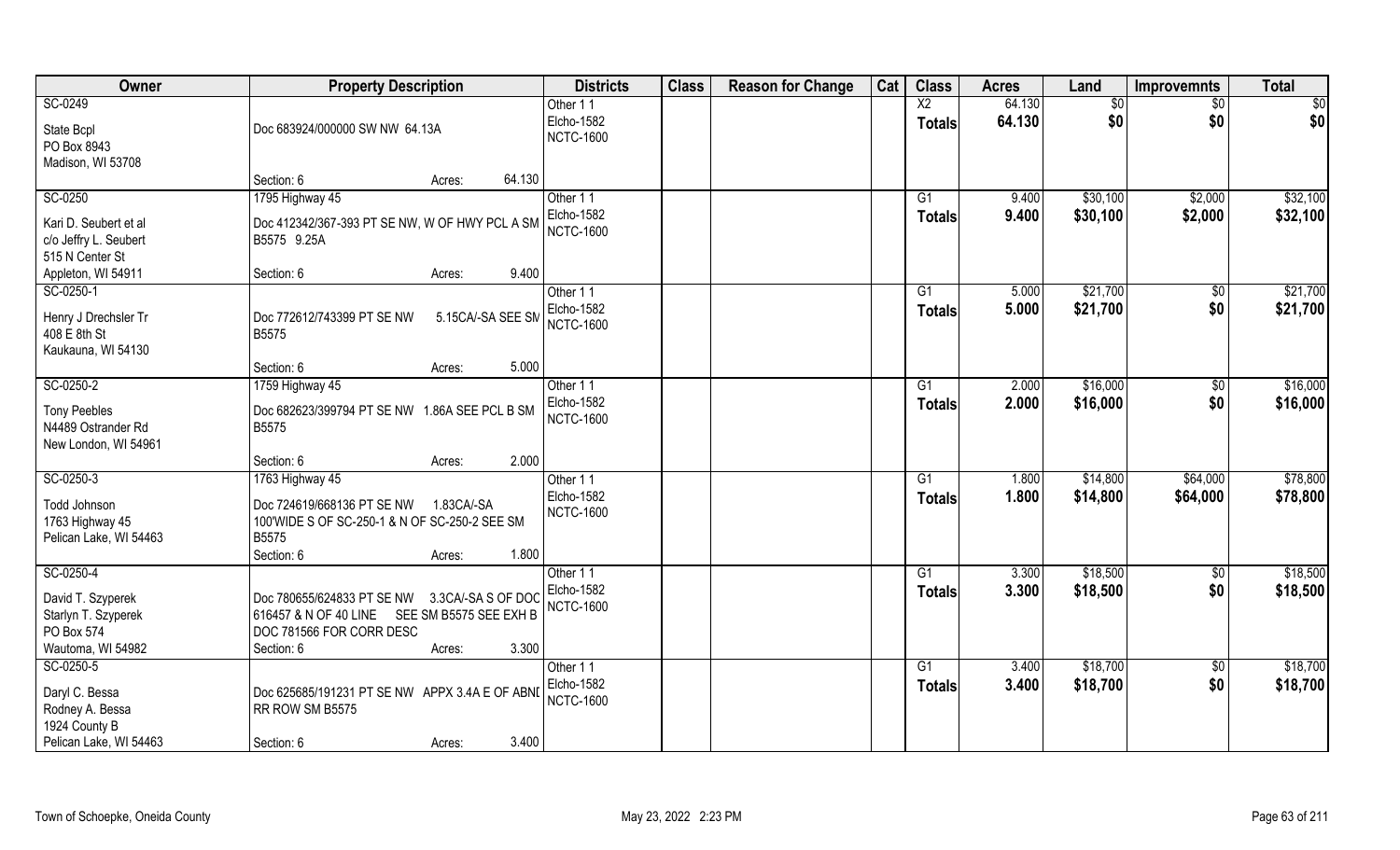| Owner | Property Description | Districts | Class | Reason for Change | Cat | Class | Acres | Land | Improvemnts | Total |
|---|---|---|---|---|---|---|---|---|---|---|
| SC-0249<br>State Bcpl<br>PO Box 8943<br>Madison, WI 53708 | Doc 683924/000000 SW NW 64.13A<br>Section: 6 Acres: 64.130 | Other 1 1<br>Elcho-1582<br>NCTC-1600 | | | | X2<br>**Totals** | 64.130<br>**64.130** | $0<br>**$0** | $0<br>**$0** | $0<br>**$0** |
| SC-0250<br>Kari D. Seubert et al<br>c/o Jeffry L. Seubert<br>515 N Center St<br>Appleton, WI 54911 | 1795 Highway 45<br>Doc 412342/367-393 PT SE NW, W OF HWY PCL A SM B5575 9.25A<br>Section: 6 Acres: 9.400 | Other 1 1<br>Elcho-1582<br>NCTC-1600 | | | | G1<br>**Totals** | 9.400<br>**9.400** | $30,100<br>**$30,100** | $2,000<br>**$2,000** | $32,100<br>**$32,100** |
| SC-0250-1<br>Henry J Drechsler Tr<br>408 E 8th St<br>Kaukauna, WI 54130 | Doc 772612/743399 PT SE NW 5.15CA/-SA SEE SM B5575<br>Section: 6 Acres: 5.000 | Other 1 1<br>Elcho-1582<br>NCTC-1600 | | | | G1<br>**Totals** | 5.000<br>**5.000** | $21,700<br>**$21,700** | $0<br>**$0** | $21,700<br>**$21,700** |
| SC-0250-2<br>Tony Peebles<br>N4489 Ostrander Rd<br>New London, WI 54961 | 1759 Highway 45<br>Doc 682623/399794 PT SE NW 1.86A SEE PCL B SM B5575<br>Section: 6 Acres: 2.000 | Other 1 1<br>Elcho-1582<br>NCTC-1600 | | | | G1<br>**Totals** | 2.000<br>**2.000** | $16,000<br>**$16,000** | $0<br>**$0** | $16,000<br>**$16,000** |
| SC-0250-3<br>Todd Johnson<br>1763 Highway 45<br>Pelican Lake, WI 54463 | 1763 Highway 45<br>Doc 724619/668136 PT SE NW 1.83CA/-SA 100'WIDE S OF SC-250-1 & N OF SC-250-2 SEE SM B5575<br>Section: 6 Acres: 1.800 | Other 1 1<br>Elcho-1582<br>NCTC-1600 | | | | G1<br>**Totals** | 1.800<br>**1.800** | $14,800<br>**$14,800** | $64,000<br>**$64,000** | $78,800<br>**$78,800** |
| SC-0250-4<br>David T. Szyperek<br>Starlyn T. Szyperek<br>PO Box 574<br>Wautoma, WI 54982 | Doc 780655/624833 PT SE NW 3.3CA/-SA S OF DOC 616457 & N OF 40 LINE SEE SM B5575 SEE EXH B DOC 781566 FOR CORR DESC<br>Section: 6 Acres: 3.300 | Other 1 1<br>Elcho-1582<br>NCTC-1600 | | | | G1<br>**Totals** | 3.300<br>**3.300** | $18,500<br>**$18,500** | $0<br>**$0** | $18,500<br>**$18,500** |
| SC-0250-5<br>Daryl C. Bessa<br>Rodney A. Bessa<br>1924 County B<br>Pelican Lake, WI 54463 | Doc 625685/191231 PT SE NW APPX 3.4A E OF ABND RR ROW SM B5575<br>Section: 6 Acres: 3.400 | Other 1 1<br>Elcho-1582<br>NCTC-1600 | | | | G1<br>**Totals** | 3.400<br>**3.400** | $18,700<br>**$18,700** | $0<br>**$0** | $18,700<br>**$18,700** |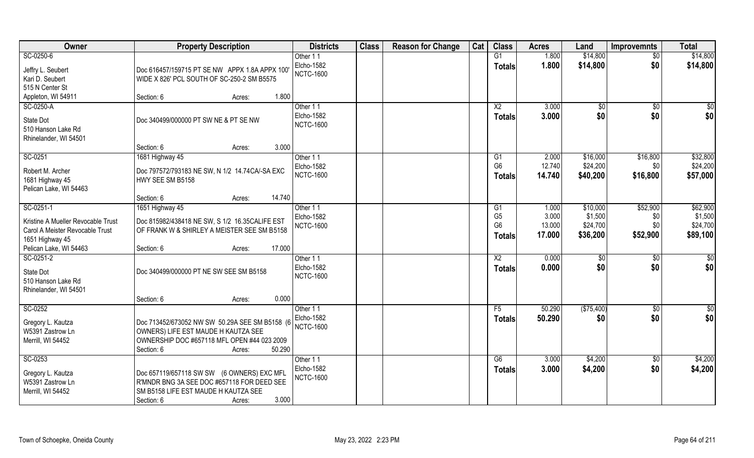| Owner | Property Description | Districts | Class | Reason for Change | Cat | Class | Acres | Land | Improvemnts | Total |
|---|---|---|---|---|---|---|---|---|---|---|
| SC-0250-6<br>Jeffry L. Seubert<br>Kari D. Seubert<br>515 N Center St<br>Appleton, WI 54911 | Doc 616457/159715 PT SE NW APPX 1.8A APPX 100' WIDE X 826' PCL SOUTH OF SC-250-2 SM B5575<br>Section: 6 Acres: 1.800 | Other 1 1<br>Elcho-1582<br>NCTC-1600 | | | | G1<br>**Totals** | 1.800<br>**1.800** | $14,800<br>**$14,800** | $0<br>**$0** | $14,800<br>**$14,800** |
| SC-0250-A<br>State Dot<br>510 Hanson Lake Rd<br>Rhinelander, WI 54501 | Doc 340499/000000 PT SW NE & PT SE NW<br>Section: 6 Acres: 3.000 | Other 1 1<br>Elcho-1582<br>NCTC-1600 | | | | X2<br>**Totals** | 3.000<br>**3.000** | $0<br>**$0** | $0<br>**$0** | $0<br>**$0** |
| SC-0251<br>Robert M. Archer<br>1681 Highway 45<br>Pelican Lake, WI 54463 | 1681 Highway 45<br>Doc 797572/793183 NE SW, N 1/2 14.74CA/-SA EXC HWY SEE SM B5158<br>Section: 6 Acres: 14.740 | Other 1 1<br>Elcho-1582<br>NCTC-1600 | | | | G1<br>G6<br>**Totals** | 2.000<br>12.740<br>**14.740** | $16,000<br>$24,200<br>**$40,200** | $16,800<br>$0<br>**$16,800** | $32,800<br>$24,200<br>**$57,000** |
| SC-0251-1<br>Kristine A Mueller Revocable Trust<br>Carol A Meister Revocable Trust<br>1651 Highway 45<br>Pelican Lake, WI 54463 | 1651 Highway 45<br>Doc 815982/438418 NE SW, S 1/2 16.35CALIFE EST OF FRANK W & SHIRLEY A MEISTER SEE SM B5158<br>Section: 6 Acres: 17.000 | Other 1 1<br>Elcho-1582<br>NCTC-1600 | | | | G1<br>G5<br>G6<br>**Totals** | 1.000<br>3.000<br>13.000<br>**17.000** | $10,000<br>$1,500<br>$24,700<br>**$36,200** | $52,900<br>$0<br>$0<br>**$52,900** | $62,900<br>$1,500<br>$24,700<br>**$89,100** |
| SC-0251-2<br>State Dot<br>510 Hanson Lake Rd<br>Rhinelander, WI 54501 | Doc 340499/000000 PT NE SW SEE SM B5158<br>Section: 6 Acres: 0.000 | Other 1 1<br>Elcho-1582<br>NCTC-1600 | | | | X2<br>**Totals** | 0.000<br>**0.000** | $0<br>**$0** | $0<br>**$0** | $0<br>**$0** |
| SC-0252<br>Gregory L. Kautza<br>W5391 Zastrow Ln<br>Merrill, WI 54452 | Doc 713452/673052 NW SW 50.29A SEE SM B5158 (6 OWNERS) LIFE EST MAUDE H KAUTZA SEE OWNERSHIP DOC #657118 MFL OPEN #44 023 2009<br>Section: 6 Acres: 50.290 | Other 1 1<br>Elcho-1582<br>NCTC-1600 | | | | F5<br>**Totals** | 50.290<br>**50.290** | ($75,400)<br>**$0** | $0<br>**$0** | $0<br>**$0** |
| SC-0253<br>Gregory L. Kautza<br>W5391 Zastrow Ln<br>Merrill, WI 54452 | Doc 657119/657118 SW SW (6 OWNERS) EXC MFL R'MNDR BNG 3A SEE DOC #657118 FOR DEED SEE SM B5158 LIFE EST MAUDE H KAUTZA SEE<br>Section: 6 Acres: 3.000 | Other 1 1<br>Elcho-1582<br>NCTC-1600 | | | | G6<br>**Totals** | 3.000<br>**3.000** | $4,200<br>**$4,200** | $0<br>**$0** | $4,200<br>**$4,200** |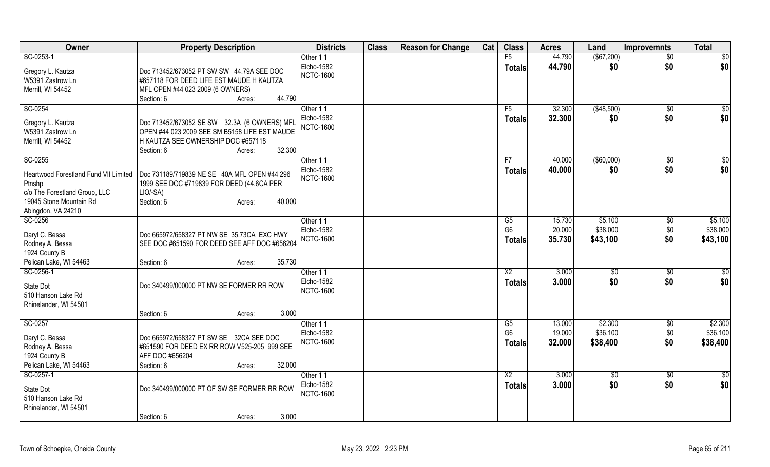| Owner | Property Description | Districts | Class | Reason for Change | Cat | Class | Acres | Land | Improvemnts | Total |
|---|---|---|---|---|---|---|---|---|---|---|
| SC-0253-1<br><br>Gregory L. Kautza<br>W5391 Zastrow Ln<br>Merrill, WI 54452 | Doc 713452/673052 PT SW SW 44.79A SEE DOC #657118 FOR DEED LIFE EST MAUDE H KAUTZA MFL OPEN #44 023 2009 (6 OWNERS)<br>Section: 6 Acres: 44.790 | Other 1 1<br>Elcho-1582<br>NCTC-1600 | | | | F5<br>**Totals** | 44.790<br>**44.790** | ($67,200)<br>**$0** | $0<br>**$0** | $0<br>**$0** |
| SC-0254<br><br>Gregory L. Kautza<br>W5391 Zastrow Ln<br>Merrill, WI 54452 | Doc 713452/673052 SE SW 32.3A (6 OWNERS) MFL OPEN #44 023 2009 SEE SM B5158 LIFE EST MAUDE H KAUTZA SEE OWNERSHIP DOC #657118<br>Section: 6 Acres: 32.300 | Other 1 1<br>Elcho-1582<br>NCTC-1600 | | | | F5<br>**Totals** | 32.300<br>**32.300** | ($48,500)<br>**$0** | $0<br>**$0** | $0<br>**$0** |
| SC-0255<br><br>Heartwood Forestland Fund VII Limited Ptnshp<br>c/o The Forestland Group, LLC<br>19045 Stone Mountain Rd<br>Abingdon, VA 24210 | Doc 731189/719839 NE SE 40A MFL OPEN #44 296 1999 SEE DOC #719839 FOR DEED (44.6CA PER LIO/-SA)<br>Section: 6 Acres: 40.000 | Other 1 1<br>Elcho-1582<br>NCTC-1600 | | | | F7<br>**Totals** | 40.000<br>**40.000** | ($60,000)<br>**$0** | $0<br>**$0** | $0<br>**$0** |
| SC-0256<br><br>Daryl C. Bessa<br>Rodney A. Bessa<br>1924 County B<br>Pelican Lake, WI 54463 | Doc 665972/658327 PT NW SE 35.73CA EXC HWY SEE DOC #651590 FOR DEED SEE AFF DOC #656204<br>Section: 6 Acres: 35.730 | Other 1 1<br>Elcho-1582<br>NCTC-1600 | | | | G5<br>G6<br>**Totals** | 15.730<br>20.000<br>**35.730** | $5,100<br>$38,000<br>**$43,100** | $0<br>$0<br>**$0** | $5,100<br>$38,000<br>**$43,100** |
| SC-0256-1<br><br>State Dot<br>510 Hanson Lake Rd<br>Rhinelander, WI 54501 | Doc 340499/000000 PT NW SE FORMER RR ROW<br>Section: 6 Acres: 3.000 | Other 1 1<br>Elcho-1582<br>NCTC-1600 | | | | X2<br>**Totals** | 3.000<br>**3.000** | $0<br>**$0** | $0<br>**$0** | $0<br>**$0** |
| SC-0257<br><br>Daryl C. Bessa<br>Rodney A. Bessa<br>1924 County B<br>Pelican Lake, WI 54463 | Doc 665972/658327 PT SW SE 32CA SEE DOC #651590 FOR DEED EX RR ROW V525-205 999 SEE AFF DOC #656204<br>Section: 6 Acres: 32.000 | Other 1 1<br>Elcho-1582<br>NCTC-1600 | | | | G5<br>G6<br>**Totals** | 13.000<br>19.000<br>**32.000** | $2,300<br>$36,100<br>**$38,400** | $0<br>$0<br>**$0** | $2,300<br>$36,100<br>**$38,400** |
| SC-0257-1<br><br>State Dot<br>510 Hanson Lake Rd<br>Rhinelander, WI 54501 | Doc 340499/000000 PT OF SW SE FORMER RR ROW<br>Section: 6 Acres: 3.000 | Other 1 1<br>Elcho-1582<br>NCTC-1600 | | | | X2<br>**Totals** | 3.000<br>**3.000** | $0<br>**$0** | $0<br>**$0** | $0<br>**$0** |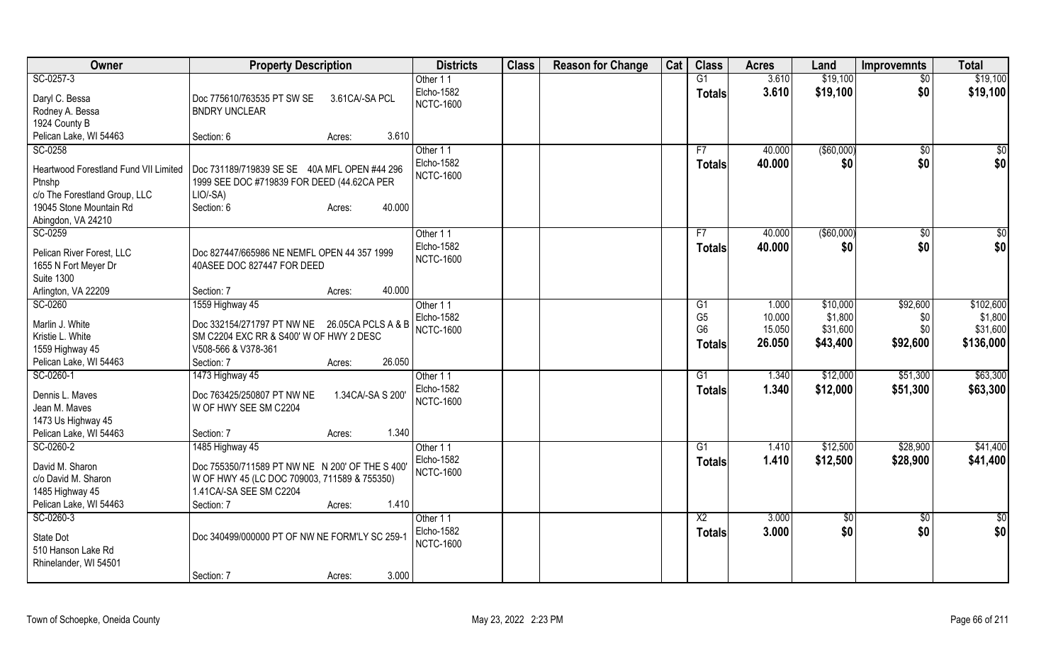| Owner | Property Description | Districts | Class | Reason for Change | Cat | Class | Acres | Land | Improvemnts | Total |
|---|---|---|---|---|---|---|---|---|---|---|
| SC-0257-3<br><br>Daryl C. Bessa<br>Rodney A. Bessa<br>1924 County B<br>Pelican Lake, WI 54463 | Doc 775610/763535 PT SW SE 3.61CA/-SA PCL BNDRY UNCLEAR<br><br>Section: 6 Acres: 3.610 | Other 1 1<br>Elcho-1582<br>NCTC-1600 | | | | G1<br>**Totals** | 3.610<br>**3.610** | $19,100<br>**$19,100** | $0<br>**$0** | $19,100<br>**$19,100** |
| SC-0258<br><br>Heartwood Forestland Fund VII Limited Ptnshp<br>c/o The Forestland Group, LLC<br>19045 Stone Mountain Rd<br>Abingdon, VA 24210 | Doc 731189/719839 SE SE 40A MFL OPEN #44 296 1999 SEE DOC #719839 FOR DEED (44.62CA PER LIO/-SA)<br>Section: 6 Acres: 40.000 | Other 1 1<br>Elcho-1582<br>NCTC-1600 | | | | F7<br>**Totals** | 40.000<br>**40.000** | ($60,000)<br>**$0** | $0<br>**$0** | $0<br>**$0** |
| SC-0259<br><br>Pelican River Forest, LLC<br>1655 N Fort Meyer Dr<br>Suite 1300<br>Arlington, VA 22209 | Doc 827447/665986 NE NEMFL OPEN 44 357 1999 40ASEE DOC 827447 FOR DEED<br><br>Section: 7 Acres: 40.000 | Other 1 1<br>Elcho-1582<br>NCTC-1600 | | | | F7<br>**Totals** | 40.000<br>**40.000** | ($60,000)<br>**$0** | $0<br>**$0** | $0<br>**$0** |
| SC-0260<br><br>Marlin J. White<br>Kristie L. White<br>1559 Highway 45<br>Pelican Lake, WI 54463 | 1559 Highway 45<br>Doc 332154/271797 PT NW NE 26.05CA PCLS A & B SM C2204 EXC RR & S400' W OF HWY 2 DESC V508-566 & V378-361<br>Section: 7 Acres: 26.050 | Other 1 1<br>Elcho-1582<br>NCTC-1600 | | | | G1<br>G5<br>G6<br>**Totals** | 1.000<br>10.000<br>15.050<br>**26.050** | $10,000<br>$1,800<br>$31,600<br>**$43,400** | $92,600<br>$0<br>$0<br>**$92,600** | $102,600<br>$1,800<br>$31,600<br>**$136,000** |
| SC-0260-1<br><br>Dennis L. Maves<br>Jean M. Maves<br>1473 Us Highway 45<br>Pelican Lake, WI 54463 | 1473 Highway 45<br>Doc 763425/250807 PT NW NE 1.34CA/-SA S 200' W OF HWY SEE SM C2204<br><br>Section: 7 Acres: 1.340 | Other 1 1<br>Elcho-1582<br>NCTC-1600 | | | | G1<br>**Totals** | 1.340<br>**1.340** | $12,000<br>**$12,000** | $51,300<br>**$51,300** | $63,300<br>**$63,300** |
| SC-0260-2<br><br>David M. Sharon<br>c/o David M. Sharon<br>1485 Highway 45<br>Pelican Lake, WI 54463 | 1485 Highway 45<br>Doc 755350/711589 PT NW NE N 200' OF THE S 400' W OF HWY 45 (LC DOC 709003, 711589 & 755350) 1.41CA/-SA SEE SM C2204<br>Section: 7 Acres: 1.410 | Other 1 1<br>Elcho-1582<br>NCTC-1600 | | | | G1<br>**Totals** | 1.410<br>**1.410** | $12,500<br>**$12,500** | $28,900<br>**$28,900** | $41,400<br>**$41,400** |
| SC-0260-3<br><br>State Dot<br>510 Hanson Lake Rd<br>Rhinelander, WI 54501 | Doc 340499/000000 PT OF NW NE FORM'LY SC 259-1<br><br>Section: 7 Acres: 3.000 | Other 1 1<br>Elcho-1582<br>NCTC-1600 | | | | X2<br>**Totals** | 3.000<br>**3.000** | $0<br>**$0** | $0<br>**$0** | $0<br>**$0** |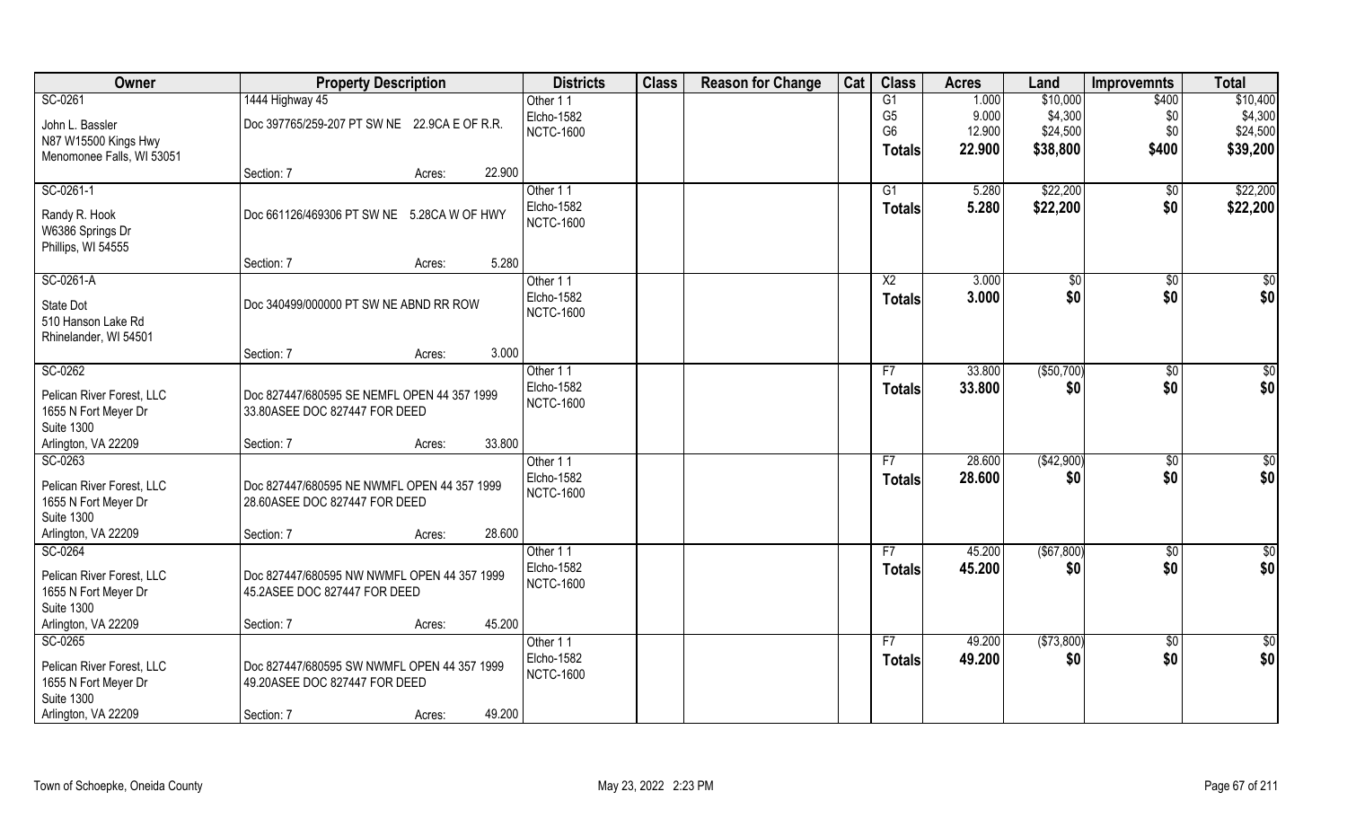| Owner | Property Description | | | Districts | Class | Reason for Change | Cat | Class | Acres | Land | Improvemnts | Total |
|---|---|---|---|---|---|---|---|---|---|---|---|---|
| SC-0261 | 1444 Highway 45 | | | Other 1 1 | | | | G1 | 1.000 | $10,000 | $400 | $10,400 |
| John L. Bassler | Doc 397765/259-207 PT SW NE 22.9CA E OF R.R. | | | Elcho-1582 | | | | G5 | 9.000 | $4,300 | $0 | $4,300 |
| N87 W15500 Kings Hwy | | | | NCTC-1600 | | | | G6 | 12.900 | $24,500 | $0 | $24,500 |
| Menomonee Falls, WI 53051 | | | | | | | | **Totals** | **22.900** | **$38,800** | **$400** | **$39,200** |
| | Section: 7 | Acres: | 22.900 | | | | | | | | | |
| SC-0261-1 | | | | Other 1 1 | | | | G1 | 5.280 | $22,200 | $0 | $22,200 |
| Randy R. Hook | Doc 661126/469306 PT SW NE 5.28CA W OF HWY | | | Elcho-1582 | | | | **Totals** | **5.280** | **$22,200** | **$0** | **$22,200** |
| W6386 Springs Dr | | | | NCTC-1600 | | | | | | | | |
| Phillips, WI 54555 | | | | | | | | | | | | |
| | Section: 7 | Acres: | 5.280 | | | | | | | | | |
| SC-0261-A | | | | Other 1 1 | | | | X2 | 3.000 | $0 | $0 | $0 |
| State Dot | Doc 340499/000000 PT SW NE ABND RR ROW | | | Elcho-1582 | | | | **Totals** | **3.000** | **$0** | **$0** | **$0** |
| 510 Hanson Lake Rd | | | | NCTC-1600 | | | | | | | | |
| Rhinelander, WI 54501 | | | | | | | | | | | | |
| | Section: 7 | Acres: | 3.000 | | | | | | | | | |
| SC-0262 | | | | Other 1 1 | | | | F7 | 33.800 | ($50,700) | $0 | $0 |
| Pelican River Forest, LLC | Doc 827447/680595 SE NEMFL OPEN 44 357 1999 | | | Elcho-1582 | | | | **Totals** | **33.800** | **$0** | **$0** | **$0** |
| 1655 N Fort Meyer Dr | 33.80ASEE DOC 827447 FOR DEED | | | NCTC-1600 | | | | | | | | |
| Suite 1300 | | | | | | | | | | | | |
| Arlington, VA 22209 | Section: 7 | Acres: | 33.800 | | | | | | | | | |
| SC-0263 | | | | Other 1 1 | | | | F7 | 28.600 | ($42,900) | $0 | $0 |
| Pelican River Forest, LLC | Doc 827447/680595 NE NWMFL OPEN 44 357 1999 | | | Elcho-1582 | | | | **Totals** | **28.600** | **$0** | **$0** | **$0** |
| 1655 N Fort Meyer Dr | 28.60ASEE DOC 827447 FOR DEED | | | NCTC-1600 | | | | | | | | |
| Suite 1300 | | | | | | | | | | | | |
| Arlington, VA 22209 | Section: 7 | Acres: | 28.600 | | | | | | | | | |
| SC-0264 | | | | Other 1 1 | | | | F7 | 45.200 | ($67,800) | $0 | $0 |
| Pelican River Forest, LLC | Doc 827447/680595 NW NWMFL OPEN 44 357 1999 | | | Elcho-1582 | | | | **Totals** | **45.200** | **$0** | **$0** | **$0** |
| 1655 N Fort Meyer Dr | 45.2ASEE DOC 827447 FOR DEED | | | NCTC-1600 | | | | | | | | |
| Suite 1300 | | | | | | | | | | | | |
| Arlington, VA 22209 | Section: 7 | Acres: | 45.200 | | | | | | | | | |
| SC-0265 | | | | Other 1 1 | | | | F7 | 49.200 | ($73,800) | $0 | $0 |
| Pelican River Forest, LLC | Doc 827447/680595 SW NWMFL OPEN 44 357 1999 | | | Elcho-1582 | | | | **Totals** | **49.200** | **$0** | **$0** | **$0** |
| 1655 N Fort Meyer Dr | 49.20ASEE DOC 827447 FOR DEED | | | NCTC-1600 | | | | | | | | |
| Suite 1300 | | | | | | | | | | | | |
| Arlington, VA 22209 | Section: 7 | Acres: | 49.200 | | | | | | | | | |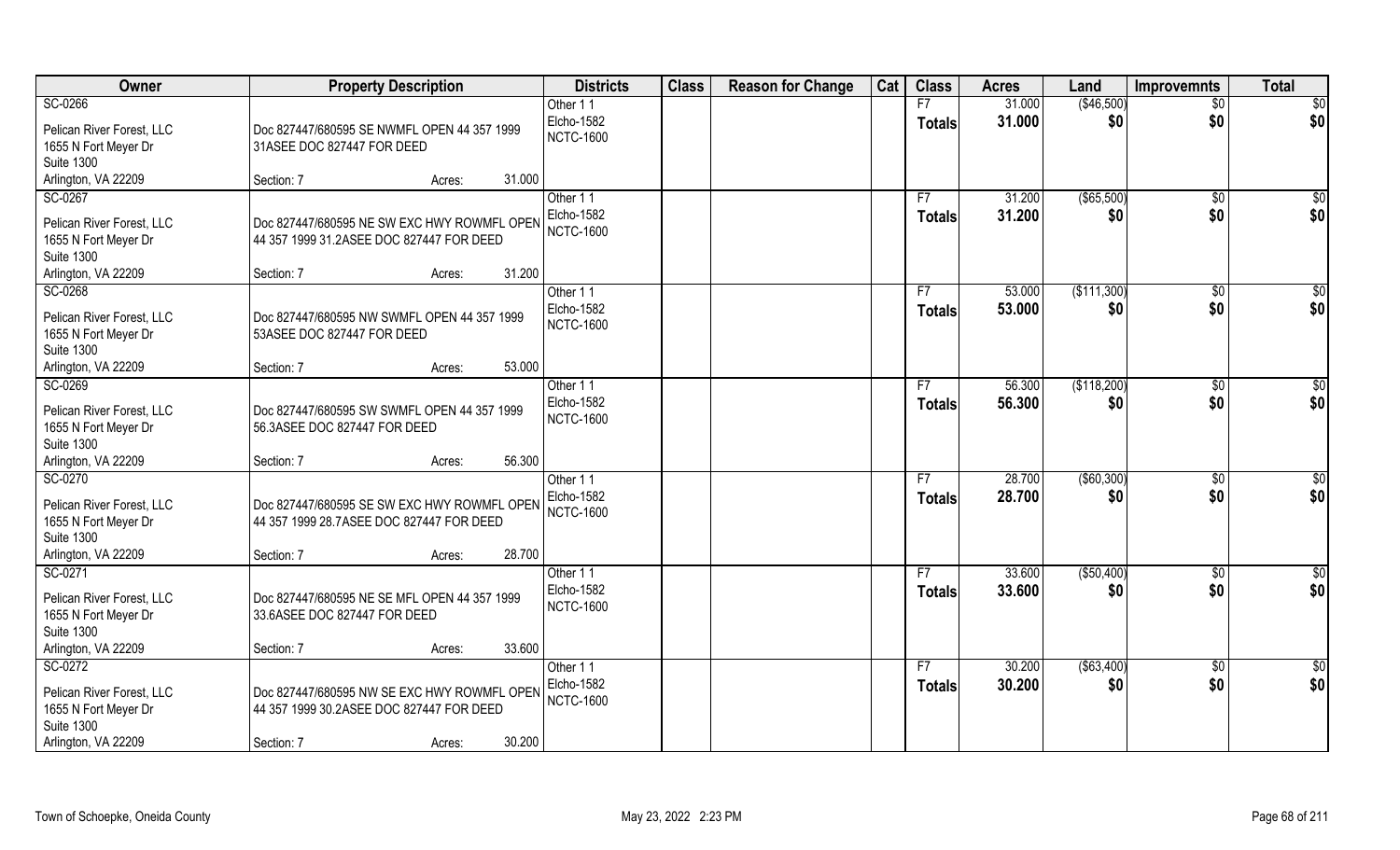| Owner | Property Description | Districts | Class | Reason for Change | Cat | Class | Acres | Land | Improvemnts | Total |
|---|---|---|---|---|---|---|---|---|---|---|
| SC-0266<br>Pelican River Forest, LLC<br>1655 N Fort Meyer Dr<br>Suite 1300<br>Arlington, VA 22209 | Doc 827447/680595 SE NWMFL OPEN 44 357 1999 31ASEE DOC 827447 FOR DEED<br>Section: 7 Acres: 31.000 | Other 1 1<br>Elcho-1582<br>NCTC-1600 | | | | F7<br>**Totals** | 31.000<br>**31.000** | ($46,500)<br>**$0** | $0<br>**$0** | $0<br>**$0** |
| SC-0267<br>Pelican River Forest, LLC<br>1655 N Fort Meyer Dr<br>Suite 1300<br>Arlington, VA 22209 | Doc 827447/680595 NE SW EXC HWY ROWMFL OPEN 44 357 1999 31.2ASEE DOC 827447 FOR DEED<br>Section: 7 Acres: 31.200 | Other 1 1<br>Elcho-1582<br>NCTC-1600 | | | | F7<br>**Totals** | 31.200<br>**31.200** | ($65,500)<br>**$0** | $0<br>**$0** | $0<br>**$0** |
| SC-0268<br>Pelican River Forest, LLC<br>1655 N Fort Meyer Dr<br>Suite 1300<br>Arlington, VA 22209 | Doc 827447/680595 NW SWMFL OPEN 44 357 1999 53ASEE DOC 827447 FOR DEED<br>Section: 7 Acres: 53.000 | Other 1 1<br>Elcho-1582<br>NCTC-1600 | | | | F7<br>**Totals** | 53.000<br>**53.000** | ($111,300)<br>**$0** | $0<br>**$0** | $0<br>**$0** |
| SC-0269<br>Pelican River Forest, LLC<br>1655 N Fort Meyer Dr<br>Suite 1300<br>Arlington, VA 22209 | Doc 827447/680595 SW SWMFL OPEN 44 357 1999 56.3ASEE DOC 827447 FOR DEED<br>Section: 7 Acres: 56.300 | Other 1 1<br>Elcho-1582<br>NCTC-1600 | | | | F7<br>**Totals** | 56.300<br>**56.300** | ($118,200)<br>**$0** | $0<br>**$0** | $0<br>**$0** |
| SC-0270<br>Pelican River Forest, LLC<br>1655 N Fort Meyer Dr<br>Suite 1300<br>Arlington, VA 22209 | Doc 827447/680595 SE SW EXC HWY ROWMFL OPEN 44 357 1999 28.7ASEE DOC 827447 FOR DEED<br>Section: 7 Acres: 28.700 | Other 1 1<br>Elcho-1582<br>NCTC-1600 | | | | F7<br>**Totals** | 28.700<br>**28.700** | ($60,300)<br>**$0** | $0<br>**$0** | $0<br>**$0** |
| SC-0271<br>Pelican River Forest, LLC<br>1655 N Fort Meyer Dr<br>Suite 1300<br>Arlington, VA 22209 | Doc 827447/680595 NE SE MFL OPEN 44 357 1999 33.6ASEE DOC 827447 FOR DEED<br>Section: 7 Acres: 33.600 | Other 1 1<br>Elcho-1582<br>NCTC-1600 | | | | F7<br>**Totals** | 33.600<br>**33.600** | ($50,400)<br>**$0** | $0<br>**$0** | $0<br>**$0** |
| SC-0272<br>Pelican River Forest, LLC<br>1655 N Fort Meyer Dr<br>Suite 1300<br>Arlington, VA 22209 | Doc 827447/680595 NW SE EXC HWY ROWMFL OPEN 44 357 1999 30.2ASEE DOC 827447 FOR DEED<br>Section: 7 Acres: 30.200 | Other 1 1<br>Elcho-1582<br>NCTC-1600 | | | | F7<br>**Totals** | 30.200<br>**30.200** | ($63,400)<br>**$0** | $0<br>**$0** | $0<br>**$0** |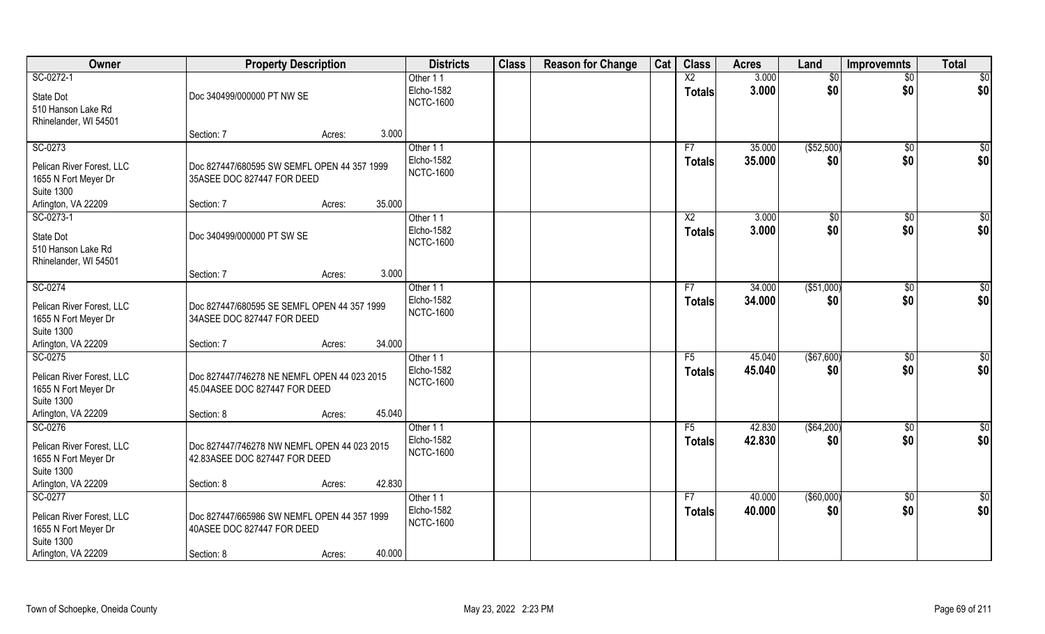| Owner | Property Description | Districts | Class | Reason for Change | Cat | Class | Acres | Land | Improvemnts | Total |
|---|---|---|---|---|---|---|---|---|---|---|
| SC-0272-1<br>State Dot<br>510 Hanson Lake Rd<br>Rhinelander, WI 54501 | Doc 340499/000000 PT NW SE<br>Section: 7 Acres: 3.000 | Other 1 1<br>Elcho-1582<br>NCTC-1600 | | | | X2<br>**Totals** | 3.000<br>**3.000** | $0<br>**$0** | $0<br>**$0** | $0<br>**$0** |
| SC-0273<br>Pelican River Forest, LLC<br>1655 N Fort Meyer Dr<br>Suite 1300<br>Arlington, VA 22209 | Doc 827447/680595 SW SEMFL OPEN 44 357 1999 35ASEE DOC 827447 FOR DEED<br>Section: 7 Acres: 35.000 | Other 1 1<br>Elcho-1582<br>NCTC-1600 | | | | F7<br>**Totals** | 35.000<br>**35.000** | ($52,500)<br>**$0** | $0<br>**$0** | $0<br>**$0** |
| SC-0273-1<br>State Dot<br>510 Hanson Lake Rd<br>Rhinelander, WI 54501 | Doc 340499/000000 PT SW SE<br>Section: 7 Acres: 3.000 | Other 1 1<br>Elcho-1582<br>NCTC-1600 | | | | X2<br>**Totals** | 3.000<br>**3.000** | $0<br>**$0** | $0<br>**$0** | $0<br>**$0** |
| SC-0274<br>Pelican River Forest, LLC<br>1655 N Fort Meyer Dr<br>Suite 1300<br>Arlington, VA 22209 | Doc 827447/680595 SE SEMFL OPEN 44 357 1999 34ASEE DOC 827447 FOR DEED<br>Section: 7 Acres: 34.000 | Other 1 1<br>Elcho-1582<br>NCTC-1600 | | | | F7<br>**Totals** | 34.000<br>**34.000** | ($51,000)<br>**$0** | $0<br>**$0** | $0<br>**$0** |
| SC-0275<br>Pelican River Forest, LLC<br>1655 N Fort Meyer Dr<br>Suite 1300<br>Arlington, VA 22209 | Doc 827447/746278 NE NEMFL OPEN 44 023 2015 45.04ASEE DOC 827447 FOR DEED<br>Section: 8 Acres: 45.040 | Other 1 1<br>Elcho-1582<br>NCTC-1600 | | | | F5<br>**Totals** | 45.040<br>**45.040** | ($67,600)<br>**$0** | $0<br>**$0** | $0<br>**$0** |
| SC-0276<br>Pelican River Forest, LLC<br>1655 N Fort Meyer Dr<br>Suite 1300<br>Arlington, VA 22209 | Doc 827447/746278 NW NEMFL OPEN 44 023 2015 42.83ASEE DOC 827447 FOR DEED<br>Section: 8 Acres: 42.830 | Other 1 1<br>Elcho-1582<br>NCTC-1600 | | | | F5<br>**Totals** | 42.830<br>**42.830** | ($64,200)<br>**$0** | $0<br>**$0** | $0<br>**$0** |
| SC-0277<br>Pelican River Forest, LLC<br>1655 N Fort Meyer Dr<br>Suite 1300<br>Arlington, VA 22209 | Doc 827447/665986 SW NEMFL OPEN 44 357 1999 40ASEE DOC 827447 FOR DEED<br>Section: 8 Acres: 40.000 | Other 1 1<br>Elcho-1582<br>NCTC-1600 | | | | F7<br>**Totals** | 40.000<br>**40.000** | ($60,000)<br>**$0** | $0<br>**$0** | $0<br>**$0** |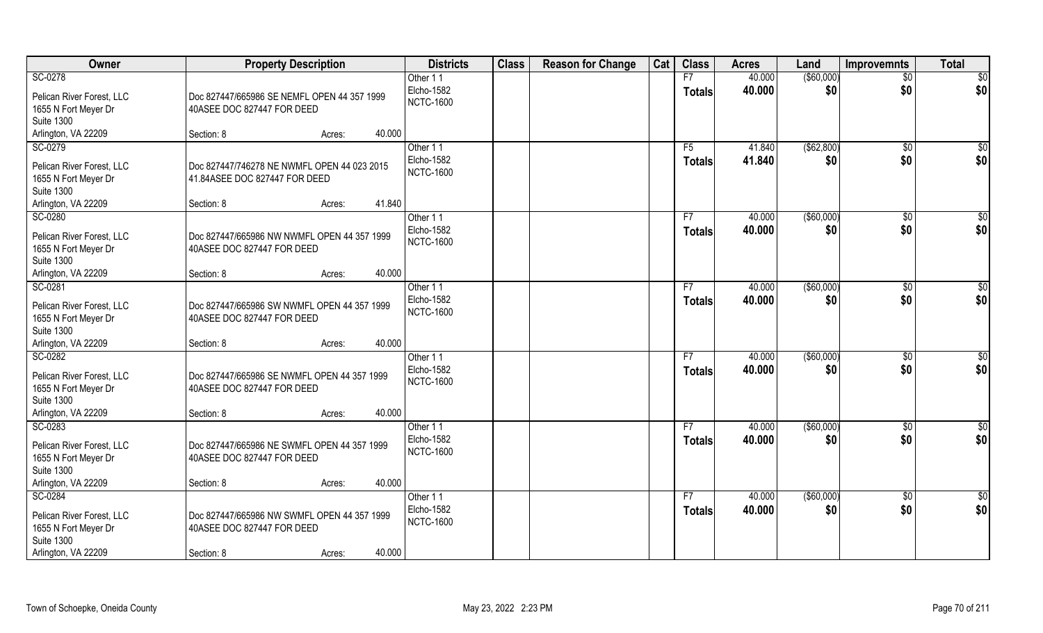| Owner | Property Description | Districts | Class | Reason for Change | Cat | Class | Acres | Land | Improvemnts | Total |
|---|---|---|---|---|---|---|---|---|---|---|
| SC-0278<br>Pelican River Forest, LLC<br>1655 N Fort Meyer Dr<br>Suite 1300<br>Arlington, VA 22209 | Doc 827447/665986 SE NEMFL OPEN 44 357 1999 40ASEE DOC 827447 FOR DEED<br>Section: 8 Acres: 40.000 | Other 1 1<br>Elcho-1582<br>NCTC-1600 | | | | F7<br>**Totals** | 40.000<br>**40.000** | ($60,000)<br>**$0** | $0<br>**$0** | $0<br>**$0** |
| SC-0279<br>Pelican River Forest, LLC<br>1655 N Fort Meyer Dr<br>Suite 1300<br>Arlington, VA 22209 | Doc 827447/746278 NE NWMFL OPEN 44 023 2015 41.84ASEE DOC 827447 FOR DEED<br>Section: 8 Acres: 41.840 | Other 1 1<br>Elcho-1582<br>NCTC-1600 | | | | F5<br>**Totals** | 41.840<br>**41.840** | ($62,800)<br>**$0** | $0<br>**$0** | $0<br>**$0** |
| SC-0280<br>Pelican River Forest, LLC<br>1655 N Fort Meyer Dr<br>Suite 1300<br>Arlington, VA 22209 | Doc 827447/665986 NW NWMFL OPEN 44 357 1999 40ASEE DOC 827447 FOR DEED<br>Section: 8 Acres: 40.000 | Other 1 1<br>Elcho-1582<br>NCTC-1600 | | | | F7<br>**Totals** | 40.000<br>**40.000** | ($60,000)<br>**$0** | $0<br>**$0** | $0<br>**$0** |
| SC-0281<br>Pelican River Forest, LLC<br>1655 N Fort Meyer Dr<br>Suite 1300<br>Arlington, VA 22209 | Doc 827447/665986 SW NWMFL OPEN 44 357 1999 40ASEE DOC 827447 FOR DEED<br>Section: 8 Acres: 40.000 | Other 1 1<br>Elcho-1582<br>NCTC-1600 | | | | F7<br>**Totals** | 40.000<br>**40.000** | ($60,000)<br>**$0** | $0<br>**$0** | $0<br>**$0** |
| SC-0282<br>Pelican River Forest, LLC<br>1655 N Fort Meyer Dr<br>Suite 1300<br>Arlington, VA 22209 | Doc 827447/665986 SE NWMFL OPEN 44 357 1999 40ASEE DOC 827447 FOR DEED<br>Section: 8 Acres: 40.000 | Other 1 1<br>Elcho-1582<br>NCTC-1600 | | | | F7<br>**Totals** | 40.000<br>**40.000** | ($60,000)<br>**$0** | $0<br>**$0** | $0<br>**$0** |
| SC-0283<br>Pelican River Forest, LLC<br>1655 N Fort Meyer Dr<br>Suite 1300<br>Arlington, VA 22209 | Doc 827447/665986 NE SWMFL OPEN 44 357 1999 40ASEE DOC 827447 FOR DEED<br>Section: 8 Acres: 40.000 | Other 1 1<br>Elcho-1582<br>NCTC-1600 | | | | F7<br>**Totals** | 40.000<br>**40.000** | ($60,000)<br>**$0** | $0<br>**$0** | $0<br>**$0** |
| SC-0284<br>Pelican River Forest, LLC<br>1655 N Fort Meyer Dr<br>Suite 1300<br>Arlington, VA 22209 | Doc 827447/665986 NW SWMFL OPEN 44 357 1999 40ASEE DOC 827447 FOR DEED<br>Section: 8 Acres: 40.000 | Other 1 1<br>Elcho-1582<br>NCTC-1600 | | | | F7<br>**Totals** | 40.000<br>**40.000** | ($60,000)<br>**$0** | $0<br>**$0** | $0<br>**$0** |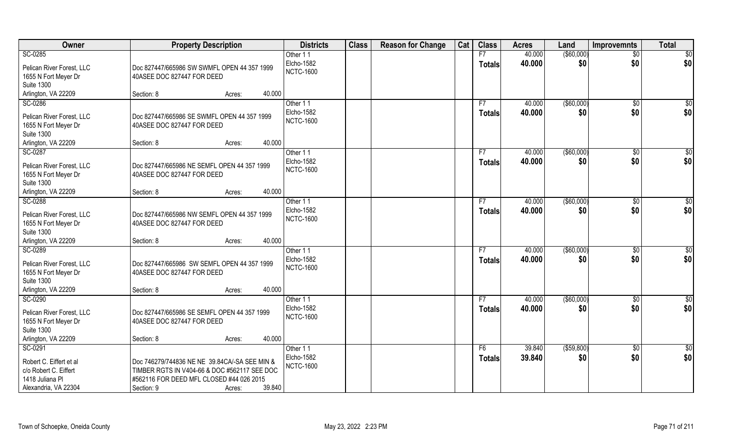| Owner | Property Description | Districts | Class | Reason for Change | Cat | Class | Acres | Land | Improvemnts | Total |
|---|---|---|---|---|---|---|---|---|---|---|
| SC-0285 | | Other 1 1 | | | | F7 | 40.000 | ($60,000) | $0 | $0 |
| Pelican River Forest, LLC | Doc 827447/665986 SW SWMFL OPEN 44 357 1999 | Elcho-1582 | | | | **Totals** | **40.000** | **$0** | **$0** | **$0** |
| 1655 N Fort Meyer Dr | 40ASEE DOC 827447 FOR DEED | NCTC-1600 | | | | | | | | |
| Suite 1300 | | | | | | | | | | |
| Arlington, VA 22209 | Section: 8 Acres: 40.000 | | | | | | | | | |
| SC-0286 | | Other 1 1 | | | | F7 | 40.000 | ($60,000) | $0 | $0 |
| Pelican River Forest, LLC | Doc 827447/665986 SE SWMFL OPEN 44 357 1999 | Elcho-1582 | | | | **Totals** | **40.000** | **$0** | **$0** | **$0** |
| 1655 N Fort Meyer Dr | 40ASEE DOC 827447 FOR DEED | NCTC-1600 | | | | | | | | |
| Suite 1300 | | | | | | | | | | |
| Arlington, VA 22209 | Section: 8 Acres: 40.000 | | | | | | | | | |
| SC-0287 | | Other 1 1 | | | | F7 | 40.000 | ($60,000) | $0 | $0 |
| Pelican River Forest, LLC | Doc 827447/665986 NE SEMFL OPEN 44 357 1999 | Elcho-1582 | | | | **Totals** | **40.000** | **$0** | **$0** | **$0** |
| 1655 N Fort Meyer Dr | 40ASEE DOC 827447 FOR DEED | NCTC-1600 | | | | | | | | |
| Suite 1300 | | | | | | | | | | |
| Arlington, VA 22209 | Section: 8 Acres: 40.000 | | | | | | | | | |
| SC-0288 | | Other 1 1 | | | | F7 | 40.000 | ($60,000) | $0 | $0 |
| Pelican River Forest, LLC | Doc 827447/665986 NW SEMFL OPEN 44 357 1999 | Elcho-1582 | | | | **Totals** | **40.000** | **$0** | **$0** | **$0** |
| 1655 N Fort Meyer Dr | 40ASEE DOC 827447 FOR DEED | NCTC-1600 | | | | | | | | |
| Suite 1300 | | | | | | | | | | |
| Arlington, VA 22209 | Section: 8 Acres: 40.000 | | | | | | | | | |
| SC-0289 | | Other 1 1 | | | | F7 | 40.000 | ($60,000) | $0 | $0 |
| Pelican River Forest, LLC | Doc 827447/665986 SW SEMFL OPEN 44 357 1999 | Elcho-1582 | | | | **Totals** | **40.000** | **$0** | **$0** | **$0** |
| 1655 N Fort Meyer Dr | 40ASEE DOC 827447 FOR DEED | NCTC-1600 | | | | | | | | |
| Suite 1300 | | | | | | | | | | |
| Arlington, VA 22209 | Section: 8 Acres: 40.000 | | | | | | | | | |
| SC-0290 | | Other 1 1 | | | | F7 | 40.000 | ($60,000) | $0 | $0 |
| Pelican River Forest, LLC | Doc 827447/665986 SE SEMFL OPEN 44 357 1999 | Elcho-1582 | | | | **Totals** | **40.000** | **$0** | **$0** | **$0** |
| 1655 N Fort Meyer Dr | 40ASEE DOC 827447 FOR DEED | NCTC-1600 | | | | | | | | |
| Suite 1300 | | | | | | | | | | |
| Arlington, VA 22209 | Section: 8 Acres: 40.000 | | | | | | | | | |
| SC-0291 | | Other 1 1 | | | | F6 | 39.840 | ($59,800) | $0 | $0 |
| Robert C. Eiffert et al | Doc 746279/744836 NE NE 39.84CA/-SA SEE MIN & | Elcho-1582 | | | | **Totals** | **39.840** | **$0** | **$0** | **$0** |
| c/o Robert C. Eiffert | TIMBER RGTS IN V404-66 & DOC #562117 SEE DOC | NCTC-1600 | | | | | | | | |
| 1418 Juliana Pl | #562116 FOR DEED MFL CLOSED #44 026 2015 | | | | | | | | | |
| Alexandria, VA 22304 | Section: 9 Acres: 39.840 | | | | | | | | | |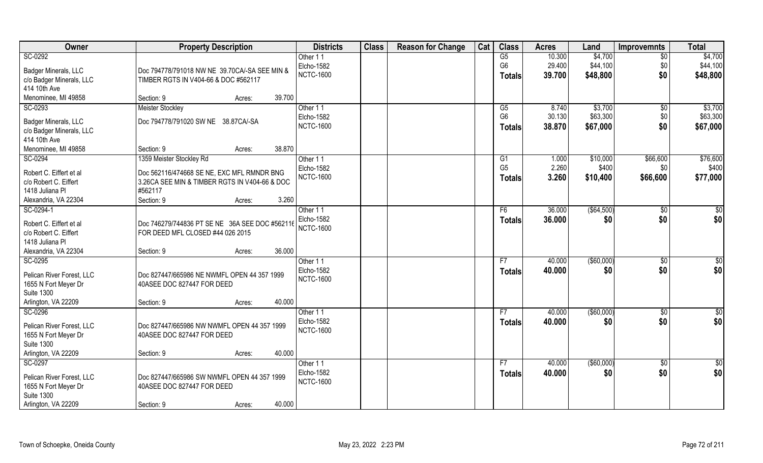| Owner | Property Description | Districts | Class | Reason for Change | Cat | Class | Acres | Land | Improvemnts | Total |
|---|---|---|---|---|---|---|---|---|---|---|
| SC-0292<br>Badger Minerals, LLC<br>c/o Badger Minerals, LLC<br>414 10th Ave<br>Menominee, MI 49858 | Doc 794778/791018 NW NE 39.70CA/-SA SEE MIN & TIMBER RGTS IN V404-66 & DOC #562117<br>Section: 9 Acres: 39.700 | Other 1 1<br>Elcho-1582<br>NCTC-1600 | | | | G5<br>G6<br>**Totals** | 10.300<br>29.400<br>**39.700** | $4,700<br>$44,100<br>**$48,800** | $0<br>$0<br>**$0** | $4,700<br>$44,100<br>**$48,800** |
| SC-0293<br>Badger Minerals, LLC<br>c/o Badger Minerals, LLC<br>414 10th Ave<br>Menominee, MI 49858 | Meister Stockley<br>Doc 794778/791020 SW NE 38.87CA/-SA<br>Section: 9 Acres: 38.870 | Other 1 1<br>Elcho-1582<br>NCTC-1600 | | | | G5<br>G6<br>**Totals** | 8.740<br>30.130<br>**38.870** | $3,700<br>$63,300<br>**$67,000** | $0<br>$0<br>**$0** | $3,700<br>$63,300<br>**$67,000** |
| SC-0294<br>Robert C. Eiffert et al<br>c/o Robert C. Eiffert<br>1418 Juliana Pl<br>Alexandria, VA 22304 | 1359 Meister Stockley Rd<br>Doc 562116/474668 SE NE, EXC MFL RMNDR BNG 3.26CA SEE MIN & TIMBER RGTS IN V404-66 & DOC #562117<br>Section: 9 Acres: 3.260 | Other 1 1<br>Elcho-1582<br>NCTC-1600 | | | | G1<br>G5<br>**Totals** | 1.000<br>2.260<br>**3.260** | $10,000<br>$400<br>**$10,400** | $66,600<br>$0<br>**$66,600** | $76,600<br>$400<br>**$77,000** |
| SC-0294-1<br>Robert C. Eiffert et al<br>c/o Robert C. Eiffert<br>1418 Juliana Pl<br>Alexandria, VA 22304 | Doc 746279/744836 PT SE NE 36A SEE DOC #562116 FOR DEED MFL CLOSED #44 026 2015<br>Section: 9 Acres: 36.000 | Other 1 1<br>Elcho-1582<br>NCTC-1600 | | | | F6<br>**Totals** | 36.000<br>**36.000** | ($64,500)<br>**$0** | $0<br>**$0** | $0<br>**$0** |
| SC-0295<br>Pelican River Forest, LLC<br>1655 N Fort Meyer Dr<br>Suite 1300<br>Arlington, VA 22209 | Doc 827447/665986 NE NWMFL OPEN 44 357 1999 40ASEE DOC 827447 FOR DEED<br>Section: 9 Acres: 40.000 | Other 1 1<br>Elcho-1582<br>NCTC-1600 | | | | F7<br>**Totals** | 40.000<br>**40.000** | ($60,000)<br>**$0** | $0<br>**$0** | $0<br>**$0** |
| SC-0296<br>Pelican River Forest, LLC<br>1655 N Fort Meyer Dr<br>Suite 1300<br>Arlington, VA 22209 | Doc 827447/665986 NW NWMFL OPEN 44 357 1999 40ASEE DOC 827447 FOR DEED<br>Section: 9 Acres: 40.000 | Other 1 1<br>Elcho-1582<br>NCTC-1600 | | | | F7<br>**Totals** | 40.000<br>**40.000** | ($60,000)<br>**$0** | $0<br>**$0** | $0<br>**$0** |
| SC-0297<br>Pelican River Forest, LLC<br>1655 N Fort Meyer Dr<br>Suite 1300<br>Arlington, VA 22209 | Doc 827447/665986 SW NWMFL OPEN 44 357 1999 40ASEE DOC 827447 FOR DEED<br>Section: 9 Acres: 40.000 | Other 1 1<br>Elcho-1582<br>NCTC-1600 | | | | F7<br>**Totals** | 40.000<br>**40.000** | ($60,000)<br>**$0** | $0<br>**$0** | $0<br>**$0** |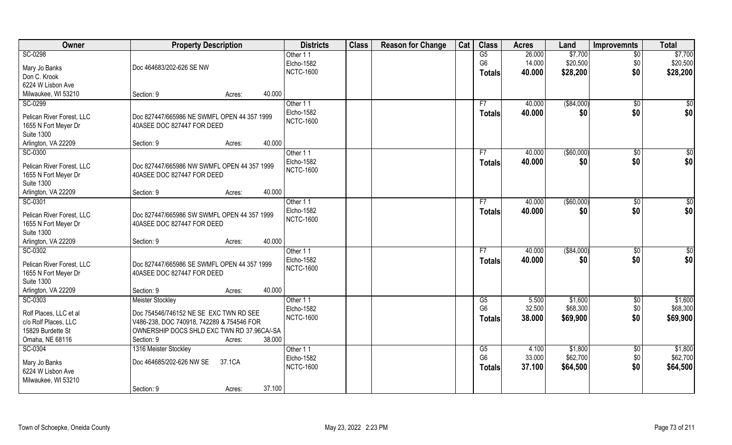| Owner | Property Description | | Districts | Class | Reason for Change | Cat | Class | Acres | Land | Improvemnts | Total |
|---|---|---|---|---|---|---|---|---|---|---|---|
| SC-0298 | | | Other 1 1 | | | | G5 | 26.000 | $7,700 | $0 | $7,700 |
| Mary Jo Banks | Doc 464683/202-626 SE NW | | Elcho-1582 | | | | G6 | 14.000 | $20,500 | $0 | $20,500 |
| Don C. Krook | | | NCTC-1600 | | | | Totals | 40.000 | $28,200 | $0 | $28,200 |
| 6224 W Lisbon Ave | | | | | | | | | | | |
| Milwaukee, WI 53210 | Section: 9 | Acres: 40.000 | | | | | | | | | |
| SC-0299 | | | Other 1 1 | | | | F7 | 40.000 | ($84,000) | $0 | $0 |
| Pelican River Forest, LLC | Doc 827447/665986 NE SWMFL OPEN 44 357 1999 | | Elcho-1582 | | | | Totals | 40.000 | $0 | $0 | $0 |
| 1655 N Fort Meyer Dr | 40ASEE DOC 827447 FOR DEED | | NCTC-1600 | | | | | | | | |
| Suite 1300 | | | | | | | | | | | |
| Arlington, VA 22209 | Section: 9 | Acres: 40.000 | | | | | | | | | |
| SC-0300 | | | Other 1 1 | | | | F7 | 40.000 | ($60,000) | $0 | $0 |
| Pelican River Forest, LLC | Doc 827447/665986 NW SWMFL OPEN 44 357 1999 | | Elcho-1582 | | | | Totals | 40.000 | $0 | $0 | $0 |
| 1655 N Fort Meyer Dr | 40ASEE DOC 827447 FOR DEED | | NCTC-1600 | | | | | | | | |
| Suite 1300 | | | | | | | | | | | |
| Arlington, VA 22209 | Section: 9 | Acres: 40.000 | | | | | | | | | |
| SC-0301 | | | Other 1 1 | | | | F7 | 40.000 | ($60,000) | $0 | $0 |
| Pelican River Forest, LLC | Doc 827447/665986 SW SWMFL OPEN 44 357 1999 | | Elcho-1582 | | | | Totals | 40.000 | $0 | $0 | $0 |
| 1655 N Fort Meyer Dr | 40ASEE DOC 827447 FOR DEED | | NCTC-1600 | | | | | | | | |
| Suite 1300 | | | | | | | | | | | |
| Arlington, VA 22209 | Section: 9 | Acres: 40.000 | | | | | | | | | |
| SC-0302 | | | Other 1 1 | | | | F7 | 40.000 | ($84,000) | $0 | $0 |
| Pelican River Forest, LLC | Doc 827447/665986 SE SWMFL OPEN 44 357 1999 | | Elcho-1582 | | | | Totals | 40.000 | $0 | $0 | $0 |
| 1655 N Fort Meyer Dr | 40ASEE DOC 827447 FOR DEED | | NCTC-1600 | | | | | | | | |
| Suite 1300 | | | | | | | | | | | |
| Arlington, VA 22209 | Section: 9 | Acres: 40.000 | | | | | | | | | |
| SC-0303 | Meister Stockley | | Other 1 1 | | | | G5 | 5.500 | $1,600 | $0 | $1,600 |
| Rolf Places, LLC et al | Doc 754546/746152 NE SE EXC TWN RD SEE | | Elcho-1582 | | | | G6 | 32.500 | $68,300 | $0 | $68,300 |
| c/o Rolf Places, LLC | V486-238, DOC 740918, 742289 & 754546 FOR | | NCTC-1600 | | | | Totals | 38.000 | $69,900 | $0 | $69,900 |
| 15829 Burdette St | OWNERSHIP DOCS SHLD EXC TWN RD 37.96CA/-SA | | | | | | | | | | |
| Omaha, NE 68116 | Section: 9 | Acres: 38.000 | | | | | | | | | |
| SC-0304 | 1316 Meister Stockley | | Other 1 1 | | | | G5 | 4.100 | $1,800 | $0 | $1,800 |
| Mary Jo Banks | Doc 464685/202-626 NW SE 37.1CA | | Elcho-1582 | | | | G6 | 33.000 | $62,700 | $0 | $62,700 |
| 6224 W Lisbon Ave | | | NCTC-1600 | | | | Totals | 37.100 | $64,500 | $0 | $64,500 |
| Milwaukee, WI 53210 | | | | | | | | | | | |
| | Section: 9 | Acres: 37.100 | | | | | | | | | |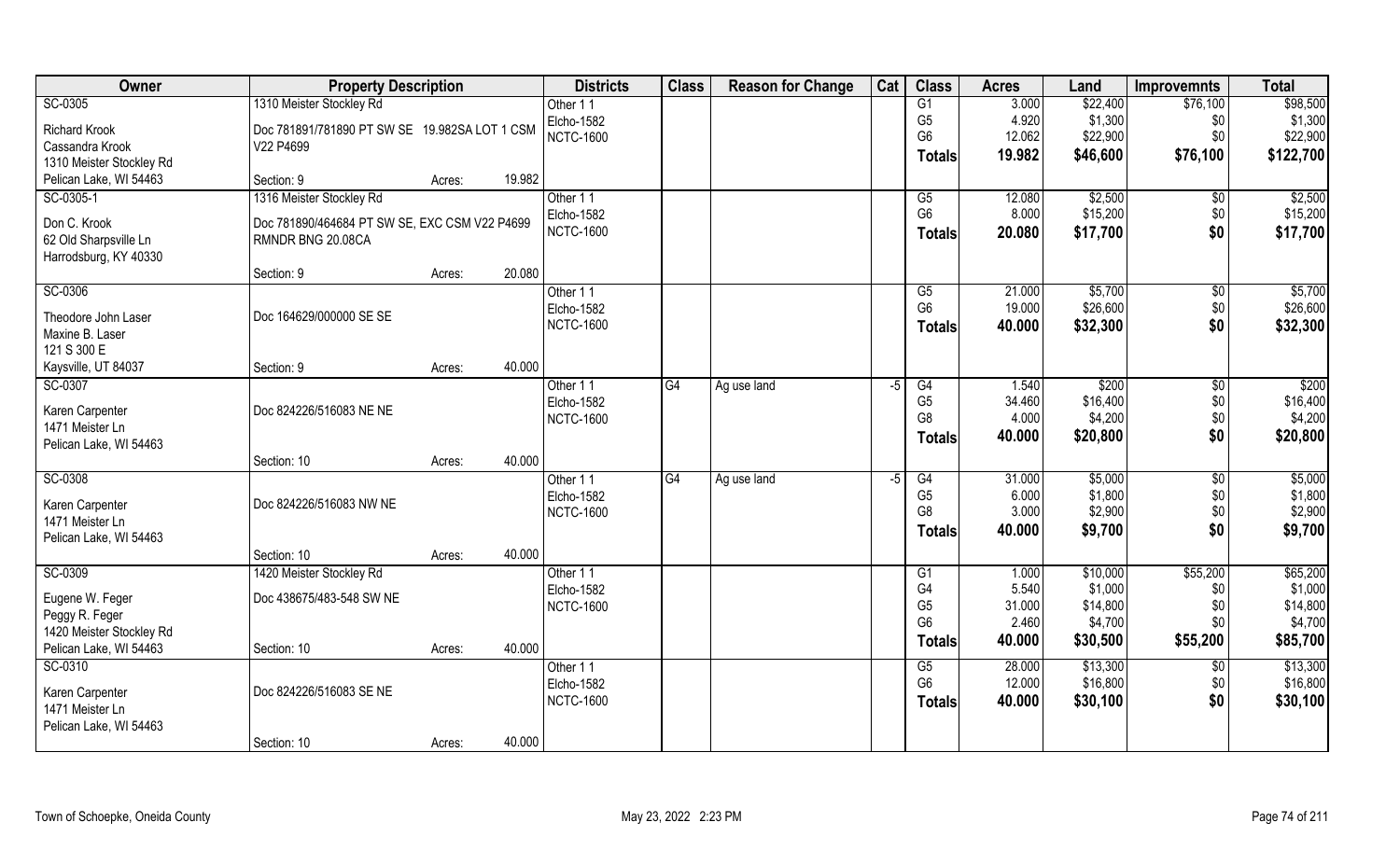| Owner | Property Description | Districts | Class | Reason for Change | Cat | Class | Acres | Land | Improvemnts | Total |
|---|---|---|---|---|---|---|---|---|---|---|
| SC-0305 | 1310 Meister Stockley Rd | Other 1 1 | | | | G1 | 3.000 | $22,400 | $76,100 | $98,500 |
| Richard Krook | Doc 781891/781890 PT SW SE 19.982SA LOT 1 CSM | Elcho-1582 | | | | G5 | 4.920 | $1,300 | $0 | $1,300 |
| Cassandra Krook | V22 P4699 | NCTC-1600 | | | | G6 | 12.062 | $22,900 | $0 | $22,900 |
| 1310 Meister Stockley Rd | | | | | | **Totals** | **19.982** | **$46,600** | **$76,100** | **$122,700** |
| Pelican Lake, WI 54463 | Section: 9 Acres: 19.982 | | | | | | | | | |
| SC-0305-1 | 1316 Meister Stockley Rd | Other 1 1 | | | | G5 | 12.080 | $2,500 | $0 | $2,500 |
| Don C. Krook | Doc 781890/464684 PT SW SE, EXC CSM V22 P4699 | Elcho-1582 | | | | G6 | 8.000 | $15,200 | $0 | $15,200 |
| 62 Old Sharpsville Ln | RMNDR BNG 20.08CA | NCTC-1600 | | | | **Totals** | **20.080** | **$17,700** | **$0** | **$17,700** |
| Harrodsburg, KY 40330 | | | | | | | | | | |
| | Section: 9 Acres: 20.080 | | | | | | | | | |
| SC-0306 | | Other 1 1 | | | | G5 | 21.000 | $5,700 | $0 | $5,700 |
| Theodore John Laser | Doc 164629/000000 SE SE | Elcho-1582 | | | | G6 | 19.000 | $26,600 | $0 | $26,600 |
| Maxine B. Laser | | NCTC-1600 | | | | **Totals** | **40.000** | **$32,300** | **$0** | **$32,300** |
| 121 S 300 E | | | | | | | | | | |
| Kaysville, UT 84037 | Section: 9 Acres: 40.000 | | | | | | | | | |
| SC-0307 | | Other 1 1 | G4 | Ag use land | -5 | G4 | 1.540 | $200 | $0 | $200 |
| Karen Carpenter | Doc 824226/516083 NE NE | Elcho-1582 | | | | G5 | 34.460 | $16,400 | $0 | $16,400 |
| 1471 Meister Ln | | NCTC-1600 | | | | G8 | 4.000 | $4,200 | $0 | $4,200 |
| Pelican Lake, WI 54463 | | | | | | **Totals** | **40.000** | **$20,800** | **$0** | **$20,800** |
| | Section: 10 Acres: 40.000 | | | | | | | | | |
| SC-0308 | | Other 1 1 | G4 | Ag use land | -5 | G4 | 31.000 | $5,000 | $0 | $5,000 |
| Karen Carpenter | Doc 824226/516083 NW NE | Elcho-1582 | | | | G5 | 6.000 | $1,800 | $0 | $1,800 |
| 1471 Meister Ln | | NCTC-1600 | | | | G8 | 3.000 | $2,900 | $0 | $2,900 |
| Pelican Lake, WI 54463 | | | | | | **Totals** | **40.000** | **$9,700** | **$0** | **$9,700** |
| | Section: 10 Acres: 40.000 | | | | | | | | | |
| SC-0309 | 1420 Meister Stockley Rd | Other 1 1 | | | | G1 | 1.000 | $10,000 | $55,200 | $65,200 |
| Eugene W. Feger | Doc 438675/483-548 SW NE | Elcho-1582 | | | | G4 | 5.540 | $1,000 | $0 | $1,000 |
| Peggy R. Feger | | NCTC-1600 | | | | G5 | 31.000 | $14,800 | $0 | $14,800 |
| 1420 Meister Stockley Rd | | | | | | G6 | 2.460 | $4,700 | $0 | $4,700 |
| Pelican Lake, WI 54463 | Section: 10 Acres: 40.000 | | | | | **Totals** | **40.000** | **$30,500** | **$55,200** | **$85,700** |
| SC-0310 | | Other 1 1 | | | | G5 | 28.000 | $13,300 | $0 | $13,300 |
| Karen Carpenter | Doc 824226/516083 SE NE | Elcho-1582 | | | | G6 | 12.000 | $16,800 | $0 | $16,800 |
| 1471 Meister Ln | | NCTC-1600 | | | | **Totals** | **40.000** | **$30,100** | **$0** | **$30,100** |
| Pelican Lake, WI 54463 | | | | | | | | | | |
| | Section: 10 Acres: 40.000 | | | | | | | | | |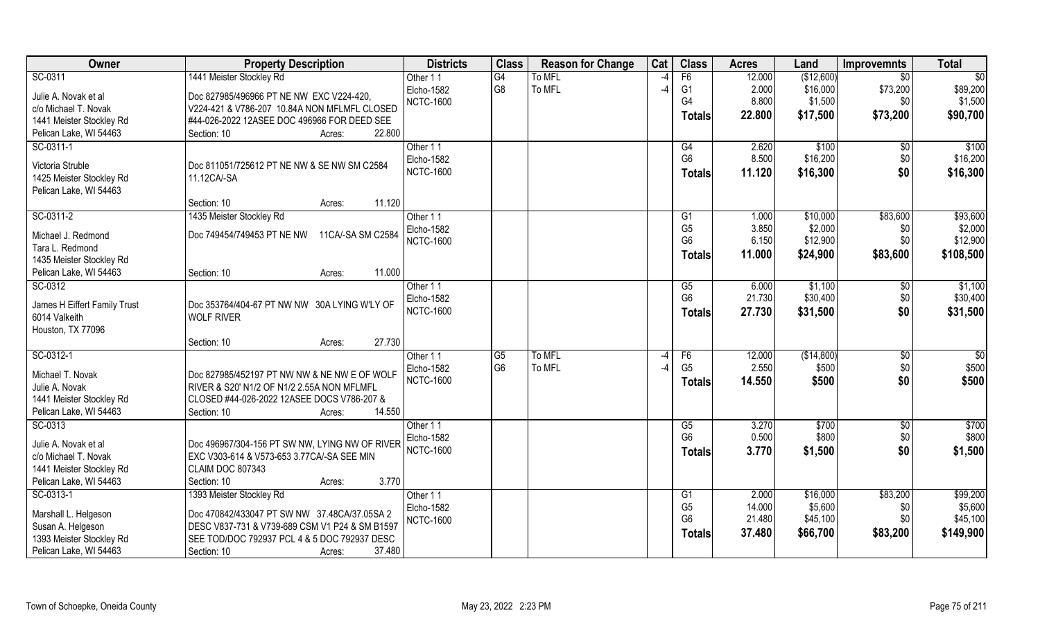| Owner | Property Description | Districts | Class | Reason for Change | Cat | Class | Acres | Land | Improvemnts | Total |
|---|---|---|---|---|---|---|---|---|---|---|
| SC-0311 | 1441 Meister Stockley Rd | Other 1 1 | G4 | To MFL | -4 | F6 | 12.000 | ($12,600) | $0 | $0 |
| Julie A. Novak et al | Doc 827985/496966 PT NE NW EXC V224-420, | Elcho-1582 | G8 | To MFL | -4 | G1 | 2.000 | $16,000 | $73,200 | $89,200 |
| c/o Michael T. Novak | V224-421 & V786-207 10.84A NON MFLMFL CLOSED | NCTC-1600 | | | | G4 | 8.800 | $1,500 | $0 | $1,500 |
| 1441 Meister Stockley Rd | #44-026-2022 12ASEE DOC 496966 FOR DEED SEE | | | | | Totals | 22.800 | $17,500 | $73,200 | $90,700 |
| Pelican Lake, WI 54463 | Section: 10 Acres: 22.800 | | | | | | | | | |
| SC-0311-1 | | Other 1 1 | | | | G4 | 2.620 | $100 | $0 | $100 |
| Victoria Struble | Doc 811051/725612 PT NE NW & SE NW SM C2584 | Elcho-1582 | | | | G6 | 8.500 | $16,200 | $0 | $16,200 |
| 1425 Meister Stockley Rd | 11.12CA/-SA | NCTC-1600 | | | | Totals | 11.120 | $16,300 | $0 | $16,300 |
| Pelican Lake, WI 54463 | | | | | | | | | | |
| | Section: 10 Acres: 11.120 | | | | | | | | | |
| SC-0311-2 | 1435 Meister Stockley Rd | Other 1 1 | | | | G1 | 1.000 | $10,000 | $83,600 | $93,600 |
| Michael J. Redmond | Doc 749454/749453 PT NE NW 11CA/-SA SM C2584 | Elcho-1582 | | | | G5 | 3.850 | $2,000 | $0 | $2,000 |
| Tara L. Redmond | | NCTC-1600 | | | | G6 | 6.150 | $12,900 | $0 | $12,900 |
| 1435 Meister Stockley Rd | | | | | | Totals | 11.000 | $24,900 | $83,600 | $108,500 |
| Pelican Lake, WI 54463 | Section: 10 Acres: 11.000 | | | | | | | | | |
| SC-0312 | | Other 1 1 | | | | G5 | 6.000 | $1,100 | $0 | $1,100 |
| James H Eiffert Family Trust | Doc 353764/404-67 PT NW NW 30A LYING W'LY OF | Elcho-1582 | | | | G6 | 21.730 | $30,400 | $0 | $30,400 |
| 6014 Valkeith | WOLF RIVER | NCTC-1600 | | | | Totals | 27.730 | $31,500 | $0 | $31,500 |
| Houston, TX 77096 | | | | | | | | | | |
| | Section: 10 Acres: 27.730 | | | | | | | | | |
| SC-0312-1 | | Other 1 1 | G5 | To MFL | -4 | F6 | 12.000 | ($14,800) | $0 | $0 |
| Michael T. Novak | Doc 827985/452197 PT NW NW & NE NW E OF WOLF | Elcho-1582 | G6 | To MFL | -4 | G5 | 2.550 | $500 | $0 | $500 |
| Julie A. Novak | RIVER & S20' N1/2 OF N1/2 2.55A NON MFLMFL | NCTC-1600 | | | | Totals | 14.550 | $500 | $0 | $500 |
| 1441 Meister Stockley Rd | CLOSED #44-026-2022 12ASEE DOCS V786-207 & | | | | | | | | | |
| Pelican Lake, WI 54463 | Section: 10 Acres: 14.550 | | | | | | | | | |
| SC-0313 | | Other 1 1 | | | | G5 | 3.270 | $700 | $0 | $700 |
| Julie A. Novak et al | Doc 496967/304-156 PT SW NW, LYING NW OF RIVER | Elcho-1582 | | | | G6 | 0.500 | $800 | $0 | $800 |
| c/o Michael T. Novak | EXC V303-614 & V573-653 3.77CA/-SA SEE MIN | NCTC-1600 | | | | Totals | 3.770 | $1,500 | $0 | $1,500 |
| 1441 Meister Stockley Rd | CLAIM DOC 807343 | | | | | | | | | |
| Pelican Lake, WI 54463 | Section: 10 Acres: 3.770 | | | | | | | | | |
| SC-0313-1 | 1393 Meister Stockley Rd | Other 1 1 | | | | G1 | 2.000 | $16,000 | $83,200 | $99,200 |
| Marshall L. Helgeson | Doc 470842/433047 PT SW NW 37.48CA/37.05SA 2 | Elcho-1582 | | | | G5 | 14.000 | $5,600 | $0 | $5,600 |
| Susan A. Helgeson | DESC V837-731 & V739-689 CSM V1 P24 & SM B1597 | NCTC-1600 | | | | G6 | 21.480 | $45,100 | $0 | $45,100 |
| 1393 Meister Stockley Rd | SEE TOD/DOC 792937 PCL 4 & 5 DOC 792937 DESC | | | | | Totals | 37.480 | $66,700 | $83,200 | $149,900 |
| Pelican Lake, WI 54463 | Section: 10 Acres: 37.480 | | | | | | | | | |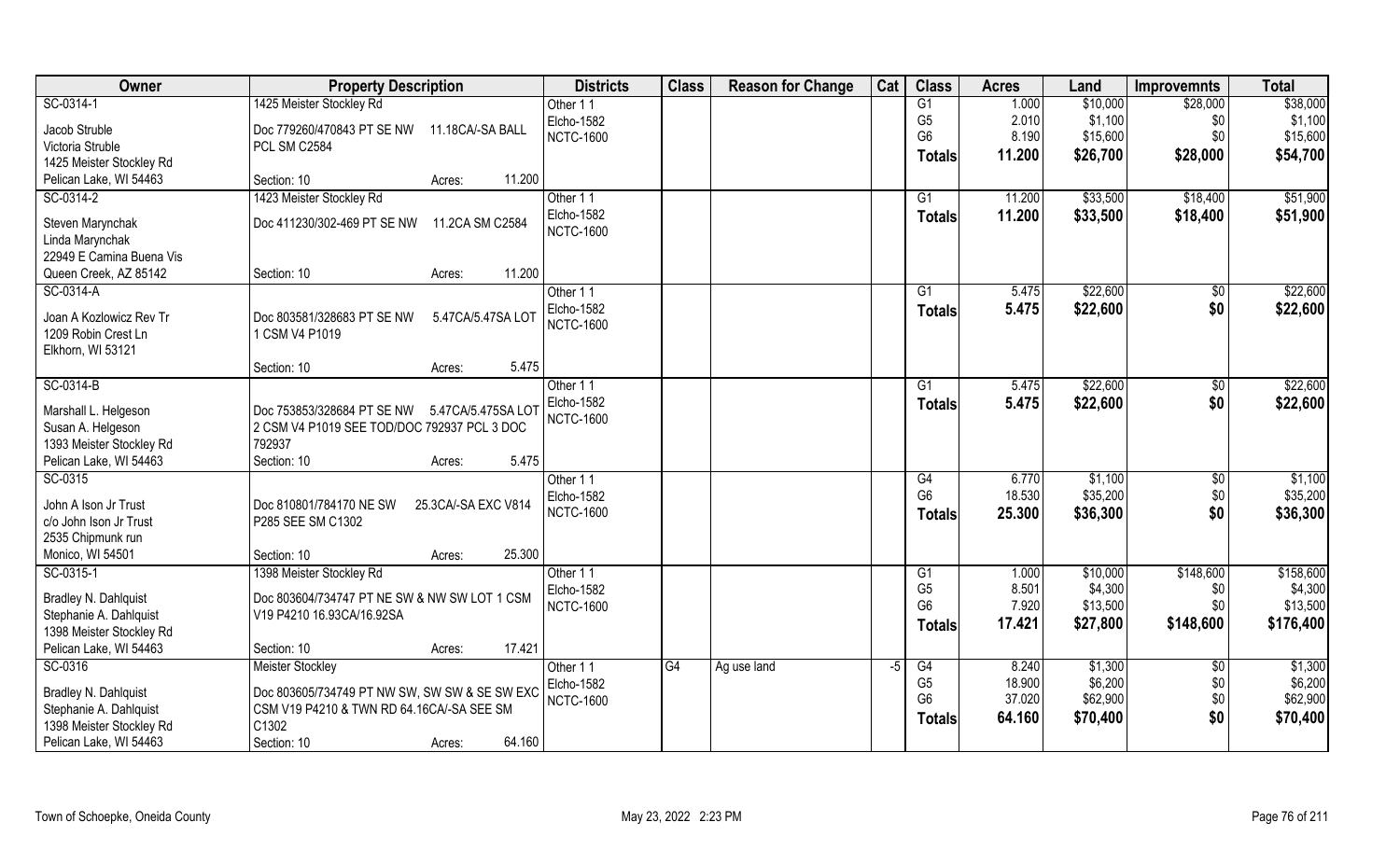| Owner | Property Description | | Districts | Class | Reason for Change | Cat | Class | Acres | Land | Improvemnts | Total |
|---|---|---|---|---|---|---|---|---|---|---|---|
| SC-0314-1 | 1425 Meister Stockley Rd | | Other 1 1 | | | | G1 | 1.000 | $10,000 | $28,000 | $38,000 |
| Jacob Struble | Doc 779260/470843 PT SE NW | 11.18CA/-SA BALL | Elcho-1582 | | | | G5 | 2.010 | $1,100 | $0 | $1,100 |
| Victoria Struble | PCL SM C2584 | | NCTC-1600 | | | | G6 | 8.190 | $15,600 | $0 | $15,600 |
| 1425 Meister Stockley Rd | | | | | | | **Totals** | **11.200** | **$26,700** | **$28,000** | **$54,700** |
| Pelican Lake, WI 54463 | Section: 10 | Acres: 11.200 | | | | | | | | | |
| SC-0314-2 | 1423 Meister Stockley Rd | | Other 1 1 | | | | G1 | 11.200 | $33,500 | $18,400 | $51,900 |
| Steven Marynchak | Doc 411230/302-469 PT SE NW | 11.2CA SM C2584 | Elcho-1582 | | | | **Totals** | **11.200** | **$33,500** | **$18,400** | **$51,900** |
| Linda Marynchak | | | NCTC-1600 | | | | | | | | |
| 22949 E Camina Buena Vis | | | | | | | | | | | |
| Queen Creek, AZ 85142 | Section: 10 | Acres: 11.200 | | | | | | | | | |
| SC-0314-A | | | Other 1 1 | | | | G1 | 5.475 | $22,600 | $0 | $22,600 |
| Joan A Kozlowicz Rev Tr | Doc 803581/328683 PT SE NW | 5.47CA/5.47SA LOT | Elcho-1582 | | | | **Totals** | **5.475** | **$22,600** | **$0** | **$22,600** |
| 1209 Robin Crest Ln | 1 CSM V4 P1019 | | NCTC-1600 | | | | | | | | |
| Elkhorn, WI 53121 | | | | | | | | | | | |
| | Section: 10 | Acres: 5.475 | | | | | | | | | |
| SC-0314-B | | | Other 1 1 | | | | G1 | 5.475 | $22,600 | $0 | $22,600 |
| Marshall L. Helgeson | Doc 753853/328684 PT SE NW | 5.47CA/5.475SA LOT | Elcho-1582 | | | | **Totals** | **5.475** | **$22,600** | **$0** | **$22,600** |
| Susan A. Helgeson | 2 CSM V4 P1019 SEE TOD/DOC 792937 PCL 3 DOC | | NCTC-1600 | | | | | | | | |
| 1393 Meister Stockley Rd | 792937 | | | | | | | | | | |
| Pelican Lake, WI 54463 | Section: 10 | Acres: 5.475 | | | | | | | | | |
| SC-0315 | | | Other 1 1 | | | | G4 | 6.770 | $1,100 | $0 | $1,100 |
| John A Ison Jr Trust | Doc 810801/784170 NE SW | 25.3CA/-SA EXC V814 | Elcho-1582 | | | | G6 | 18.530 | $35,200 | $0 | $35,200 |
| c/o John Ison Jr Trust | P285 SEE SM C1302 | | NCTC-1600 | | | | **Totals** | **25.300** | **$36,300** | **$0** | **$36,300** |
| 2535 Chipmunk run | | | | | | | | | | | |
| Monico, WI 54501 | Section: 10 | Acres: 25.300 | | | | | | | | | |
| SC-0315-1 | 1398 Meister Stockley Rd | | Other 1 1 | | | | G1 | 1.000 | $10,000 | $148,600 | $158,600 |
| Bradley N. Dahlquist | Doc 803604/734747 PT NE SW & NW SW LOT 1 CSM | | Elcho-1582 | | | | G5 | 8.501 | $4,300 | $0 | $4,300 |
| Stephanie A. Dahlquist | V19 P4210 16.93CA/16.92SA | | NCTC-1600 | | | | G6 | 7.920 | $13,500 | $0 | $13,500 |
| 1398 Meister Stockley Rd | | | | | | | **Totals** | **17.421** | **$27,800** | **$148,600** | **$176,400** |
| Pelican Lake, WI 54463 | Section: 10 | Acres: 17.421 | | | | | | | | | |
| SC-0316 | Meister Stockley | | Other 1 1 | G4 | Ag use land | -5 | G4 | 8.240 | $1,300 | $0 | $1,300 |
| Bradley N. Dahlquist | Doc 803605/734749 PT NW SW, SW SW & SE SW EXC | | Elcho-1582 | | | | G5 | 18.900 | $6,200 | $0 | $6,200 |
| Stephanie A. Dahlquist | CSM V19 P4210 & TWN RD 64.16CA/-SA SEE SM | | NCTC-1600 | | | | G6 | 37.020 | $62,900 | $0 | $62,900 |
| 1398 Meister Stockley Rd | C1302 | | | | | | **Totals** | **64.160** | **$70,400** | **$0** | **$70,400** |
| Pelican Lake, WI 54463 | Section: 10 | Acres: 64.160 | | | | | | | | | |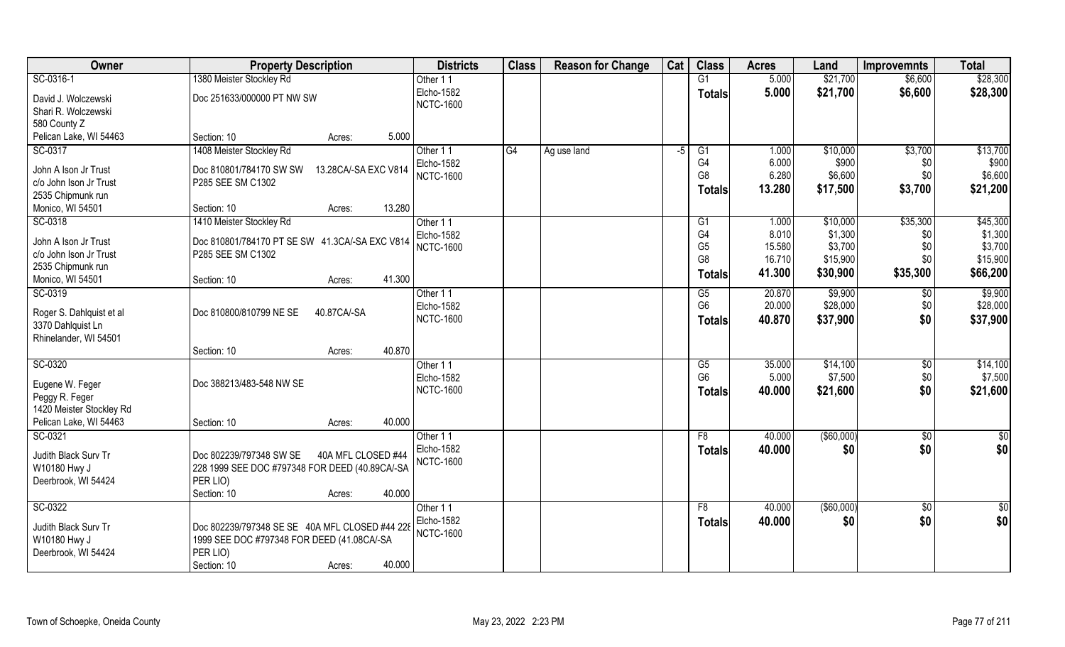| Owner | Property Description | | Districts | Class | Reason for Change | Cat | Class | Acres | Land | Improvemnts | Total |
|---|---|---|---|---|---|---|---|---|---|---|---|
| SC-0316-1 | 1380 Meister Stockley Rd | | Other 1 1 | | | | G1 | 5.000 | $21,700 | $6,600 | $28,300 |
| David J. Wolczewski | Doc 251633/000000 PT NW SW | | Elcho-1582 | | | | **Totals** | **5.000** | **$21,700** | **$6,600** | **$28,300** |
| Shari R. Wolczewski | | | NCTC-1600 | | | | | | | | |
| 580 County Z | | | | | | | | | | | |
| Pelican Lake, WI 54463 | Section: 10 | Acres: 5.000 | | | | | | | | | |
| SC-0317 | 1408 Meister Stockley Rd | | Other 1 1 | G4 | Ag use land | -5 | G1 | 1.000 | $10,000 | $3,700 | $13,700 |
| John A Ison Jr Trust | Doc 810801/784170 SW SW 13.28CA/-SA EXC V814 | | Elcho-1582 | | | | G4 | 6.000 | $900 | $0 | $900 |
| c/o John Ison Jr Trust | P285 SEE SM C1302 | | NCTC-1600 | | | | G8 | 6.280 | $6,600 | $0 | $6,600 |
| 2535 Chipmunk run | | | | | | | **Totals** | **13.280** | **$17,500** | **$3,700** | **$21,200** |
| Monico, WI 54501 | Section: 10 | Acres: 13.280 | | | | | | | | | |
| SC-0318 | 1410 Meister Stockley Rd | | Other 1 1 | | | | G1 | 1.000 | $10,000 | $35,300 | $45,300 |
| John A Ison Jr Trust | Doc 810801/784170 PT SE SW 41.3CA/-SA EXC V814 | | Elcho-1582 | | | | G4 | 8.010 | $1,300 | $0 | $1,300 |
| c/o John Ison Jr Trust | P285 SEE SM C1302 | | NCTC-1600 | | | | G5 | 15.580 | $3,700 | $0 | $3,700 |
| 2535 Chipmunk run | | | | | | | G8 | 16.710 | $15,900 | $0 | $15,900 |
| Monico, WI 54501 | Section: 10 | Acres: 41.300 | | | | | **Totals** | **41.300** | **$30,900** | **$35,300** | **$66,200** |
| SC-0319 | | | Other 1 1 | | | | G5 | 20.870 | $9,900 | $0 | $9,900 |
| Roger S. Dahlquist et al | Doc 810800/810799 NE SE 40.87CA/-SA | | Elcho-1582 | | | | G6 | 20.000 | $28,000 | $0 | $28,000 |
| 3370 Dahlquist Ln | | | NCTC-1600 | | | | **Totals** | **40.870** | **$37,900** | **$0** | **$37,900** |
| Rhinelander, WI 54501 | | | | | | | | | | | |
| | Section: 10 | Acres: 40.870 | | | | | | | | | |
| SC-0320 | | | Other 1 1 | | | | G5 | 35.000 | $14,100 | $0 | $14,100 |
| Eugene W. Feger | Doc 388213/483-548 NW SE | | Elcho-1582 | | | | G6 | 5.000 | $7,500 | $0 | $7,500 |
| Peggy R. Feger | | | NCTC-1600 | | | | **Totals** | **40.000** | **$21,600** | **$0** | **$21,600** |
| 1420 Meister Stockley Rd | | | | | | | | | | | |
| Pelican Lake, WI 54463 | Section: 10 | Acres: 40.000 | | | | | | | | | |
| SC-0321 | | | Other 1 1 | | | | F8 | 40.000 | ($60,000) | $0 | $0 |
| Judith Black Surv Tr | Doc 802239/797348 SW SE 40A MFL CLOSED #44 | | Elcho-1582 | | | | **Totals** | **40.000** | **$0** | **$0** | **$0** |
| W10180 Hwy J | 228 1999 SEE DOC #797348 FOR DEED (40.89CA/-SA | | NCTC-1600 | | | | | | | | |
| Deerbrook, WI 54424 | PER LIO) | | | | | | | | | | |
| | Section: 10 | Acres: 40.000 | | | | | | | | | |
| SC-0322 | | | Other 1 1 | | | | F8 | 40.000 | ($60,000) | $0 | $0 |
| Judith Black Surv Tr | Doc 802239/797348 SE SE 40A MFL CLOSED #44 228 | | Elcho-1582 | | | | **Totals** | **40.000** | **$0** | **$0** | **$0** |
| W10180 Hwy J | 1999 SEE DOC #797348 FOR DEED (41.08CA/-SA | | NCTC-1600 | | | | | | | | |
| Deerbrook, WI 54424 | PER LIO) | | | | | | | | | | |
| | Section: 10 | Acres: 40.000 | | | | | | | | | |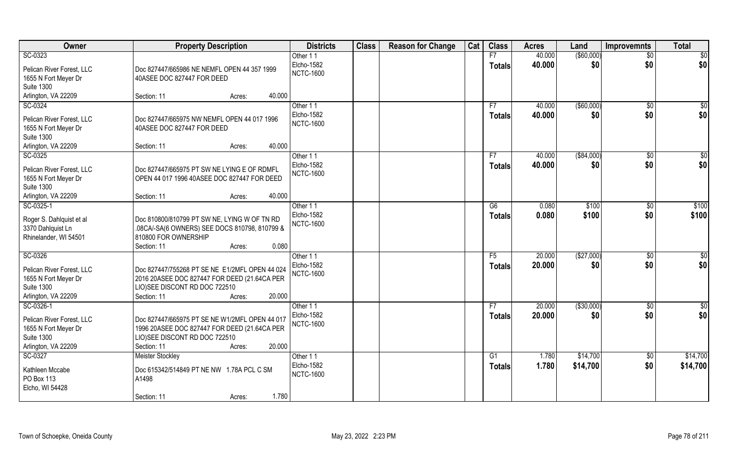| Owner | Property Description | Districts | Class | Reason for Change | Cat | Class | Acres | Land | Improvemnts | Total |
|---|---|---|---|---|---|---|---|---|---|---|
| SC-0323<br><br>Pelican River Forest, LLC<br>1655 N Fort Meyer Dr<br>Suite 1300<br>Arlington, VA 22209 | Doc 827447/665986 NE NEMFL OPEN 44 357 1999 40ASEE DOC 827447 FOR DEED<br><br>Section: 11 Acres: 40.000 | Other 1 1<br>Elcho-1582<br>NCTC-1600 | | | | F7<br>**Totals** | 40.000<br>**40.000** | ($60,000)<br>**$0** | $0<br>**$0** | $0<br>**$0** |
| SC-0324<br><br>Pelican River Forest, LLC<br>1655 N Fort Meyer Dr<br>Suite 1300<br>Arlington, VA 22209 | Doc 827447/665975 NW NEMFL OPEN 44 017 1996 40ASEE DOC 827447 FOR DEED<br><br>Section: 11 Acres: 40.000 | Other 1 1<br>Elcho-1582<br>NCTC-1600 | | | | F7<br>**Totals** | 40.000<br>**40.000** | ($60,000)<br>**$0** | $0<br>**$0** | $0<br>**$0** |
| SC-0325<br><br>Pelican River Forest, LLC<br>1655 N Fort Meyer Dr<br>Suite 1300<br>Arlington, VA 22209 | Doc 827447/665975 PT SW NE LYING E OF RDMFL OPEN 44 017 1996 40ASEE DOC 827447 FOR DEED<br><br>Section: 11 Acres: 40.000 | Other 1 1<br>Elcho-1582<br>NCTC-1600 | | | | F7<br>**Totals** | 40.000<br>**40.000** | ($84,000)<br>**$0** | $0<br>**$0** | $0<br>**$0** |
| SC-0325-1<br><br>Roger S. Dahlquist et al<br>3370 Dahlquist Ln<br>Rhinelander, WI 54501 | Doc 810800/810799 PT SW NE, LYING W OF TN RD .08CA/-SA(6 OWNERS) SEE DOCS 810798, 810799 & 810800 FOR OWNERSHIP<br>Section: 11 Acres: 0.080 | Other 1 1<br>Elcho-1582<br>NCTC-1600 | | | | G6<br>**Totals** | 0.080<br>**0.080** | $100<br>**$100** | $0<br>**$0** | $100<br>**$100** |
| SC-0326<br><br>Pelican River Forest, LLC<br>1655 N Fort Meyer Dr<br>Suite 1300<br>Arlington, VA 22209 | Doc 827447/755268 PT SE NE E1/2MFL OPEN 44 024 2016 20ASEE DOC 827447 FOR DEED (21.64CA PER LIO)SEE DISCONT RD DOC 722510<br>Section: 11 Acres: 20.000 | Other 1 1<br>Elcho-1582<br>NCTC-1600 | | | | F5<br>**Totals** | 20.000<br>**20.000** | ($27,000)<br>**$0** | $0<br>**$0** | $0<br>**$0** |
| SC-0326-1<br><br>Pelican River Forest, LLC<br>1655 N Fort Meyer Dr<br>Suite 1300<br>Arlington, VA 22209 | Doc 827447/665975 PT SE NE W1/2MFL OPEN 44 017 1996 20ASEE DOC 827447 FOR DEED (21.64CA PER LIO)SEE DISCONT RD DOC 722510<br>Section: 11 Acres: 20.000 | Other 1 1<br>Elcho-1582<br>NCTC-1600 | | | | F7<br>**Totals** | 20.000<br>**20.000** | ($30,000)<br>**$0** | $0<br>**$0** | $0<br>**$0** |
| SC-0327<br><br>Kathleen Mccabe<br>PO Box 113<br>Elcho, WI 54428 | Meister Stockley<br>Doc 615342/514849 PT NE NW 1.78A PCL C SM A1498<br><br>Section: 11 Acres: 1.780 | Other 1 1<br>Elcho-1582<br>NCTC-1600 | | | | G1<br>**Totals** | 1.780<br>**1.780** | $14,700<br>**$14,700** | $0<br>**$0** | $14,700<br>**$14,700** |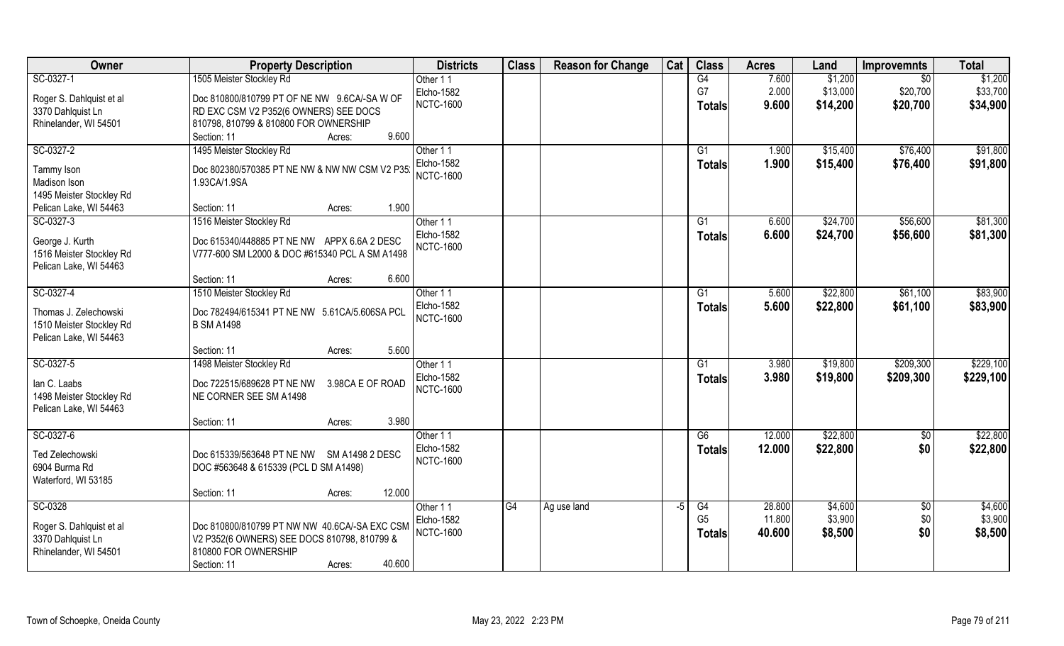| Owner | Property Description | Districts | Class | Reason for Change | Cat | Class | Acres | Land | Improvemnts | Total |
|---|---|---|---|---|---|---|---|---|---|---|
| SC-0327-1<br><br>Roger S. Dahlquist et al<br>3370 Dahlquist Ln<br>Rhinelander, WI 54501 | 1505 Meister Stockley Rd<br><br>Doc 810800/810799 PT OF NE NW 9.6CA/-SA W OF RD EXC CSM V2 P352(6 OWNERS) SEE DOCS 810798, 810799 & 810800 FOR OWNERSHIP<br>Section: 11 Acres: 9.600 | Other 1 1<br>Elcho-1582<br>NCTC-1600 | | | | G4<br>G7<br>**Totals** | 7.600<br>2.000<br>**9.600** | $1,200<br>$13,000<br>**$14,200** | $0<br>$20,700<br>**$20,700** | $1,200<br>$33,700<br>**$34,900** |
| SC-0327-2<br><br>Tammy Ison<br>Madison Ison<br>1495 Meister Stockley Rd<br>Pelican Lake, WI 54463 | 1495 Meister Stockley Rd<br><br>Doc 802380/570385 PT NE NW & NW NW CSM V2 P35 1.93CA/1.9SA<br><br>Section: 11 Acres: 1.900 | Other 1 1<br>Elcho-1582<br>NCTC-1600 | | | | G1<br>**Totals** | 1.900<br>**1.900** | $15,400<br>**$15,400** | $76,400<br>**$76,400** | $91,800<br>**$91,800** |
| SC-0327-3<br><br>George J. Kurth<br>1516 Meister Stockley Rd<br>Pelican Lake, WI 54463 | 1516 Meister Stockley Rd<br><br>Doc 615340/448885 PT NE NW APPX 6.6A 2 DESC V777-600 SM L2000 & DOC #615340 PCL A SM A1498<br><br>Section: 11 Acres: 6.600 | Other 1 1<br>Elcho-1582<br>NCTC-1600 | | | | G1<br>**Totals** | 6.600<br>**6.600** | $24,700<br>**$24,700** | $56,600<br>**$56,600** | $81,300<br>**$81,300** |
| SC-0327-4<br><br>Thomas J. Zelechowski<br>1510 Meister Stockley Rd<br>Pelican Lake, WI 54463 | 1510 Meister Stockley Rd<br><br>Doc 782494/615341 PT NE NW 5.61CA/5.606SA PCL B SM A1498<br><br>Section: 11 Acres: 5.600 | Other 1 1<br>Elcho-1582<br>NCTC-1600 | | | | G1<br>**Totals** | 5.600<br>**5.600** | $22,800<br>**$22,800** | $61,100<br>**$61,100** | $83,900<br>**$83,900** |
| SC-0327-5<br><br>Ian C. Laabs<br>1498 Meister Stockley Rd<br>Pelican Lake, WI 54463 | 1498 Meister Stockley Rd<br><br>Doc 722515/689628 PT NE NW 3.98CA E OF ROAD NE CORNER SEE SM A1498<br><br>Section: 11 Acres: 3.980 | Other 1 1<br>Elcho-1582<br>NCTC-1600 | | | | G1<br>**Totals** | 3.980<br>**3.980** | $19,800<br>**$19,800** | $209,300<br>**$209,300** | $229,100<br>**$229,100** |
| SC-0327-6<br><br>Ted Zelechowski<br>6904 Burma Rd<br>Waterford, WI 53185 | Doc 615339/563648 PT NE NW SM A1498 2 DESC DOC #563648 & 615339 (PCL D SM A1498)<br><br>Section: 11 Acres: 12.000 | Other 1 1<br>Elcho-1582<br>NCTC-1600 | | | | G6<br>**Totals** | 12.000<br>**12.000** | $22,800<br>**$22,800** | $0<br>**$0** | $22,800<br>**$22,800** |
| SC-0328<br><br>Roger S. Dahlquist et al<br>3370 Dahlquist Ln<br>Rhinelander, WI 54501 | Doc 810800/810799 PT NW NW 40.6CA/-SA EXC CSM V2 P352(6 OWNERS) SEE DOCS 810798, 810799 & 810800 FOR OWNERSHIP<br>Section: 11 Acres: 40.600 | Other 1 1<br>Elcho-1582<br>NCTC-1600 | G4 | Ag use land | -5 | G4<br>G5<br>**Totals** | 28.800<br>11.800<br>**40.600** | $4,600<br>$3,900<br>**$8,500** | $0<br>$0<br>**$0** | $4,600<br>$3,900<br>**$8,500** |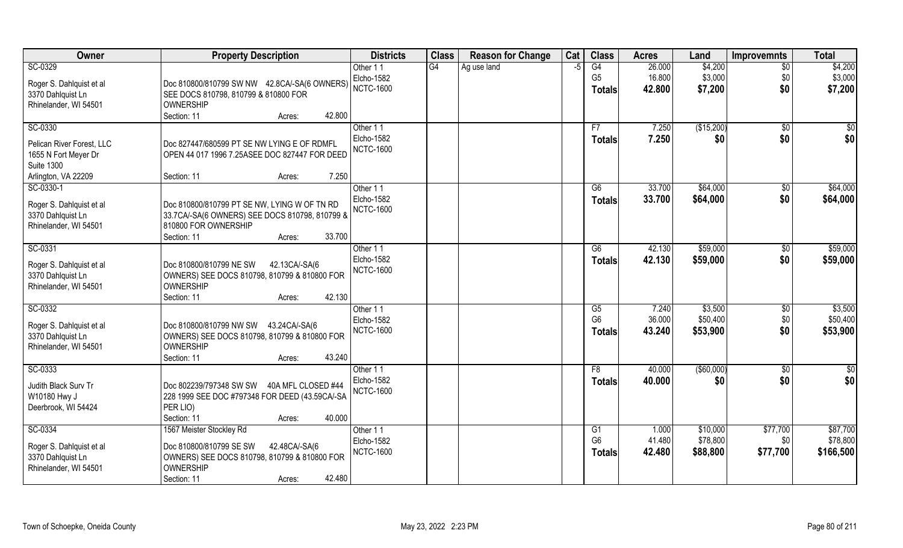| Owner | Property Description | Districts | Class | Reason for Change | Cat | Class | Acres | Land | Improvemnts | Total |
|---|---|---|---|---|---|---|---|---|---|---|
| SC-0329<br><br>Roger S. Dahlquist et al<br>3370 Dahlquist Ln<br>Rhinelander, WI 54501 | Doc 810800/810799 SW NW 42.8CA/-SA(6 OWNERS) SEE DOCS 810798, 810799 & 810800 FOR OWNERSHIP<br>Section: 11 Acres: 42.800 | Other 1 1<br>Elcho-1582<br>NCTC-1600 | G4 | Ag use land | -5 | G4<br>G5<br>**Totals** | 26.000<br>16.800<br>**42.800** | $4,200<br>$3,000<br>**$7,200** | $0<br>$0<br>**$0** | $4,200<br>$3,000<br>**$7,200** |
| SC-0330<br><br>Pelican River Forest, LLC<br>1655 N Fort Meyer Dr<br>Suite 1300<br>Arlington, VA 22209 | Doc 827447/680599 PT SE NW LYING E OF RDMFL OPEN 44 017 1996 7.25ASEE DOC 827447 FOR DEED<br>Section: 11 Acres: 7.250 | Other 1 1<br>Elcho-1582<br>NCTC-1600 | | | | F7<br>**Totals** | 7.250<br>**7.250** | ($15,200)<br>**$0** | $0<br>**$0** | $0<br>**$0** |
| SC-0330-1<br><br>Roger S. Dahlquist et al<br>3370 Dahlquist Ln<br>Rhinelander, WI 54501 | Doc 810800/810799 PT SE NW, LYING W OF TN RD 33.7CA/-SA(6 OWNERS) SEE DOCS 810798, 810799 & 810800 FOR OWNERSHIP<br>Section: 11 Acres: 33.700 | Other 1 1<br>Elcho-1582<br>NCTC-1600 | | | | G6<br>**Totals** | 33.700<br>**33.700** | $64,000<br>**$64,000** | $0<br>**$0** | $64,000<br>**$64,000** |
| SC-0331<br><br>Roger S. Dahlquist et al<br>3370 Dahlquist Ln<br>Rhinelander, WI 54501 | Doc 810800/810799 NE SW 42.13CA/-SA(6 OWNERS) SEE DOCS 810798, 810799 & 810800 FOR OWNERSHIP<br>Section: 11 Acres: 42.130 | Other 1 1<br>Elcho-1582<br>NCTC-1600 | | | | G6<br>**Totals** | 42.130<br>**42.130** | $59,000<br>**$59,000** | $0<br>**$0** | $59,000<br>**$59,000** |
| SC-0332<br><br>Roger S. Dahlquist et al<br>3370 Dahlquist Ln<br>Rhinelander, WI 54501 | Doc 810800/810799 NW SW 43.24CA/-SA(6 OWNERS) SEE DOCS 810798, 810799 & 810800 FOR OWNERSHIP<br>Section: 11 Acres: 43.240 | Other 1 1<br>Elcho-1582<br>NCTC-1600 | | | | G5<br>G6<br>**Totals** | 7.240<br>36.000<br>**43.240** | $3,500<br>$50,400<br>**$53,900** | $0<br>$0<br>**$0** | $3,500<br>$50,400<br>**$53,900** |
| SC-0333<br><br>Judith Black Surv Tr<br>W10180 Hwy J<br>Deerbrook, WI 54424 | Doc 802239/797348 SW SW 40A MFL CLOSED #44 228 1999 SEE DOC #797348 FOR DEED (43.59CA/-SA PER LIO)<br>Section: 11 Acres: 40.000 | Other 1 1<br>Elcho-1582<br>NCTC-1600 | | | | F8<br>**Totals** | 40.000<br>**40.000** | ($60,000)<br>**$0** | $0<br>**$0** | $0<br>**$0** |
| SC-0334<br><br>Roger S. Dahlquist et al<br>3370 Dahlquist Ln<br>Rhinelander, WI 54501 | 1567 Meister Stockley Rd<br>Doc 810800/810799 SE SW 42.48CA/-SA(6 OWNERS) SEE DOCS 810798, 810799 & 810800 FOR OWNERSHIP<br>Section: 11 Acres: 42.480 | Other 1 1<br>Elcho-1582<br>NCTC-1600 | | | | G1<br>G6<br>**Totals** | 1.000<br>41.480<br>**42.480** | $10,000<br>$78,800<br>**$88,800** | $77,700<br>$0<br>**$77,700** | $87,700<br>$78,800<br>**$166,500** |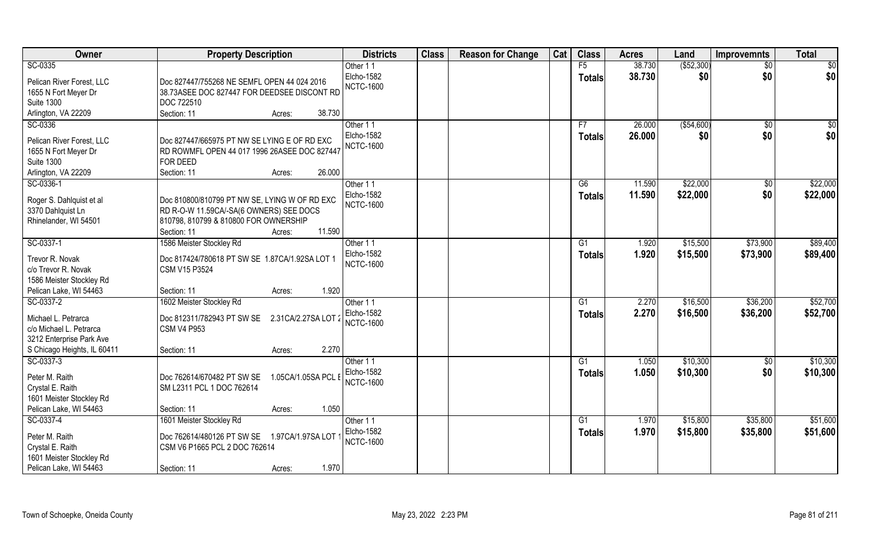| Owner | Property Description | Districts | Class | Reason for Change | Cat | Class | Acres | Land | Improvemnts | Total |
|---|---|---|---|---|---|---|---|---|---|---|
| SC-0335<br>Pelican River Forest, LLC<br>1655 N Fort Meyer Dr<br>Suite 1300<br>Arlington, VA 22209 | Doc 827447/755268 NE SEMFL OPEN 44 024 2016 38.73ASEE DOC 827447 FOR DEEDSEE DISCOUNT RD DOC 722510<br>Section: 11 Acres: 38.730 | Other 1 1<br>Elcho-1582<br>NCTC-1600 | | | | F5<br>**Totals** | 38.730<br>**38.730** | ($52,300)<br>**$0** | $0<br>**$0** | $0<br>**$0** |
| SC-0336<br>Pelican River Forest, LLC<br>1655 N Fort Meyer Dr<br>Suite 1300<br>Arlington, VA 22209 | Doc 827447/665975 PT NW SE LYING E OF RD EXC RD ROWMFL OPEN 44 017 1996 26ASEE DOC 827447 FOR DEED<br>Section: 11 Acres: 26.000 | Other 1 1<br>Elcho-1582<br>NCTC-1600 | | | | F7<br>**Totals** | 26.000<br>**26.000** | ($54,600)<br>**$0** | $0<br>**$0** | $0<br>**$0** |
| SC-0336-1<br>Roger S. Dahlquist et al<br>3370 Dahlquist Ln<br>Rhinelander, WI 54501 | Doc 810800/810799 PT NW SE, LYING W OF RD EXC RD R-O-W 11.59CA/-SA(6 OWNERS) SEE DOCS 810798, 810799 & 810800 FOR OWNERSHIP<br>Section: 11 Acres: 11.590 | Other 1 1<br>Elcho-1582<br>NCTC-1600 | | | | G6<br>**Totals** | 11.590<br>**11.590** | $22,000<br>**$22,000** | $0<br>**$0** | $22,000<br>**$22,000** |
| SC-0337-1<br>Trevor R. Novak<br>c/o Trevor R. Novak<br>1586 Meister Stockley Rd<br>Pelican Lake, WI 54463 | 1586 Meister Stockley Rd<br>Doc 817424/780618 PT SW SE 1.87CA/1.92SA LOT 1 CSM V15 P3524<br>Section: 11 Acres: 1.920 | Other 1 1<br>Elcho-1582<br>NCTC-1600 | | | | G1<br>**Totals** | 1.920<br>**1.920** | $15,500<br>**$15,500** | $73,900<br>**$73,900** | $89,400<br>**$89,400** |
| SC-0337-2<br>Michael L. Petrarca<br>c/o Michael L. Petrarca<br>3212 Enterprise Park Ave<br>S Chicago Heights, IL 60411 | 1602 Meister Stockley Rd<br>Doc 812311/782943 PT SW SE 2.31CA/2.27SA LOT 2 CSM V4 P953<br>Section: 11 Acres: 2.270 | Other 1 1<br>Elcho-1582<br>NCTC-1600 | | | | G1<br>**Totals** | 2.270<br>**2.270** | $16,500<br>**$16,500** | $36,200<br>**$36,200** | $52,700<br>**$52,700** |
| SC-0337-3<br>Peter M. Raith<br>Crystal E. Raith<br>1601 Meister Stockley Rd<br>Pelican Lake, WI 54463 | Doc 762614/670482 PT SW SE 1.05CA/1.05SA PCL E SM L2311 PCL 1 DOC 762614<br>Section: 11 Acres: 1.050 | Other 1 1<br>Elcho-1582<br>NCTC-1600 | | | | G1<br>**Totals** | 1.050<br>**1.050** | $10,300<br>**$10,300** | $0<br>**$0** | $10,300<br>**$10,300** |
| SC-0337-4<br>Peter M. Raith<br>Crystal E. Raith<br>1601 Meister Stockley Rd<br>Pelican Lake, WI 54463 | 1601 Meister Stockley Rd<br>Doc 762614/480126 PT SW SE 1.97CA/1.97SA LOT 1 CSM V6 P1665 PCL 2 DOC 762614<br>Section: 11 Acres: 1.970 | Other 1 1<br>Elcho-1582<br>NCTC-1600 | | | | G1<br>**Totals** | 1.970<br>**1.970** | $15,800<br>**$15,800** | $35,800<br>**$35,800** | $51,600<br>**$51,600** |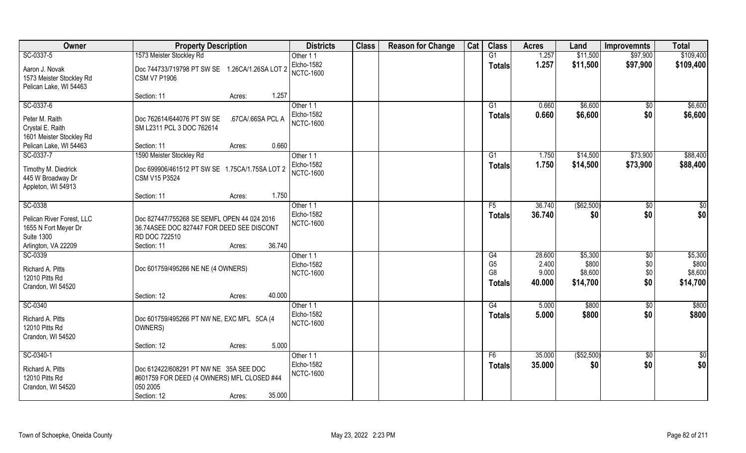| Owner | Property Description | Districts | Class | Reason for Change | Cat | Class | Acres | Land | Improvemnts | Total |
|---|---|---|---|---|---|---|---|---|---|---|
| SC-0337-5 | 1573 Meister Stockley Rd | Other 1 1 | | | | G1 | 1.257 | $11,500 | $97,900 | $109,400 |
| Aaron J. Novak | Doc 744733/719798 PT SW SE 1.26CA/1.26SA LOT 2 | Elcho-1582 | | | | **Totals** | **1.257** | **$11,500** | **$97,900** | **$109,400** |
| 1573 Meister Stockley Rd | CSM V7 P1906 | NCTC-1600 | | | | | | | | |
| Pelican Lake, WI 54463 | | | | | | | | | | |
| | Section: 11 Acres: 1.257 | | | | | | | | | |
| SC-0337-6 | | Other 1 1 | | | | G1 | 0.660 | $6,600 | $0 | $6,600 |
| Peter M. Raith | Doc 762614/644076 PT SW SE .67CA/.66SA PCL A | Elcho-1582 | | | | **Totals** | **0.660** | **$6,600** | **$0** | **$6,600** |
| Crystal E. Raith | SM L2311 PCL 3 DOC 762614 | NCTC-1600 | | | | | | | | |
| 1601 Meister Stockley Rd | | | | | | | | | | |
| Pelican Lake, WI 54463 | Section: 11 Acres: 0.660 | | | | | | | | | |
| SC-0337-7 | 1590 Meister Stockley Rd | Other 1 1 | | | | G1 | 1.750 | $14,500 | $73,900 | $88,400 |
| Timothy M. Diedrick | Doc 699906/461512 PT SW SE 1.75CA/1.75SA LOT 2 | Elcho-1582 | | | | **Totals** | **1.750** | **$14,500** | **$73,900** | **$88,400** |
| 445 W Broadway Dr | CSM V15 P3524 | NCTC-1600 | | | | | | | | |
| Appleton, WI 54913 | | | | | | | | | | |
| | Section: 11 Acres: 1.750 | | | | | | | | | |
| SC-0338 | | Other 1 1 | | | | F5 | 36.740 | ($62,500) | $0 | $0 |
| Pelican River Forest, LLC | Doc 827447/755268 SE SEMFL OPEN 44 024 2016 | Elcho-1582 | | | | **Totals** | **36.740** | **$0** | **$0** | **$0** |
| 1655 N Fort Meyer Dr | 36.74ASEE DOC 827447 FOR DEED SEE DISCONT | NCTC-1600 | | | | | | | | |
| Suite 1300 | RD DOC 722510 | | | | | | | | | |
| Arlington, VA 22209 | Section: 11 Acres: 36.740 | | | | | | | | | |
| SC-0339 | | Other 1 1 | | | | G4 | 28.600 | $5,300 | $0 | $5,300 |
| Richard A. Pitts | Doc 601759/495266 NE NE (4 OWNERS) | Elcho-1582 | | | | G5 | 2.400 | $800 | $0 | $800 |
| 12010 Pitts Rd | | NCTC-1600 | | | | G8 | 9.000 | $8,600 | $0 | $8,600 |
| Crandon, WI 54520 | | | | | | **Totals** | **40.000** | **$14,700** | **$0** | **$14,700** |
| | Section: 12 Acres: 40.000 | | | | | | | | | |
| SC-0340 | | Other 1 1 | | | | G4 | 5.000 | $800 | $0 | $800 |
| Richard A. Pitts | Doc 601759/495266 PT NW NE, EXC MFL 5CA (4 | Elcho-1582 | | | | **Totals** | **5.000** | **$800** | **$0** | **$800** |
| 12010 Pitts Rd | OWNERS) | NCTC-1600 | | | | | | | | |
| Crandon, WI 54520 | | | | | | | | | | |
| | Section: 12 Acres: 5.000 | | | | | | | | | |
| SC-0340-1 | | Other 1 1 | | | | F6 | 35.000 | ($52,500) | $0 | $0 |
| Richard A. Pitts | Doc 612422/608291 PT NW NE 35A SEE DOC | Elcho-1582 | | | | **Totals** | **35.000** | **$0** | **$0** | **$0** |
| 12010 Pitts Rd | #601759 FOR DEED (4 OWNERS) MFL CLOSED #44 | NCTC-1600 | | | | | | | | |
| Crandon, WI 54520 | 050 2005 | | | | | | | | | |
| | Section: 12 Acres: 35.000 | | | | | | | | | |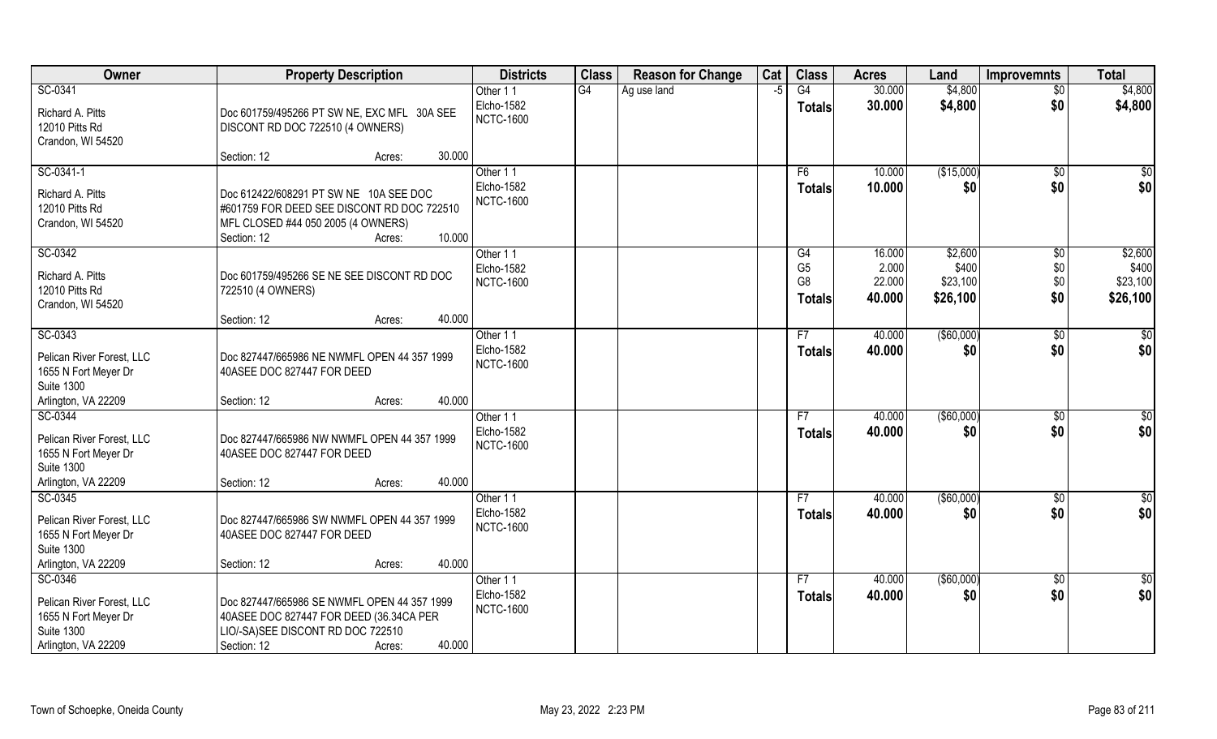| Owner | Property Description | Districts | Class | Reason for Change | Cat | Class | Acres | Land | Improvemnts | Total |
|---|---|---|---|---|---|---|---|---|---|---|
| SC-0341<br>Richard A. Pitts<br>12010 Pitts Rd<br>Crandon, WI 54520 | Doc 601759/495266 PT SW NE, EXC MFL 30A SEE DISCONT RD DOC 722510 (4 OWNERS)<br>Section: 12 Acres: 30.000 | Other 1 1<br>Elcho-1582<br>NCTC-1600 | G4 | Ag use land | -5 | G4<br>**Totals** | 30.000<br>**30.000** | $4,800<br>**$4,800** | $0<br>**$0** | $4,800<br>**$4,800** |
| SC-0341-1<br>Richard A. Pitts<br>12010 Pitts Rd<br>Crandon, WI 54520 | Doc 612422/608291 PT SW NE 10A SEE DOC #601759 FOR DEED SEE DISCONT RD DOC 722510 MFL CLOSED #44 050 2005 (4 OWNERS)<br>Section: 12 Acres: 10.000 | Other 1 1<br>Elcho-1582<br>NCTC-1600 | | | | F6<br>**Totals** | 10.000<br>**10.000** | ($15,000)<br>**$0** | $0<br>**$0** | $0<br>**$0** |
| SC-0342<br>Richard A. Pitts<br>12010 Pitts Rd<br>Crandon, WI 54520 | Doc 601759/495266 SE NE SEE DISCONT RD DOC 722510 (4 OWNERS)<br>Section: 12 Acres: 40.000 | Other 1 1<br>Elcho-1582<br>NCTC-1600 | | | | G4<br>G5<br>G8<br>**Totals** | 16.000<br>2.000<br>22.000<br>**40.000** | $2,600<br>$400<br>$23,100<br>**$26,100** | $0<br>$0<br>$0<br>**$0** | $2,600<br>$400<br>$23,100<br>**$26,100** |
| SC-0343<br>Pelican River Forest, LLC<br>1655 N Fort Meyer Dr<br>Suite 1300<br>Arlington, VA 22209 | Doc 827447/665986 NE NWMFL OPEN 44 357 1999 40ASEE DOC 827447 FOR DEED<br>Section: 12 Acres: 40.000 | Other 1 1<br>Elcho-1582<br>NCTC-1600 | | | | F7<br>**Totals** | 40.000<br>**40.000** | ($60,000)<br>**$0** | $0<br>**$0** | $0<br>**$0** |
| SC-0344<br>Pelican River Forest, LLC<br>1655 N Fort Meyer Dr<br>Suite 1300<br>Arlington, VA 22209 | Doc 827447/665986 NW NWMFL OPEN 44 357 1999 40ASEE DOC 827447 FOR DEED<br>Section: 12 Acres: 40.000 | Other 1 1<br>Elcho-1582<br>NCTC-1600 | | | | F7<br>**Totals** | 40.000<br>**40.000** | ($60,000)<br>**$0** | $0<br>**$0** | $0<br>**$0** |
| SC-0345<br>Pelican River Forest, LLC<br>1655 N Fort Meyer Dr<br>Suite 1300<br>Arlington, VA 22209 | Doc 827447/665986 SW NWMFL OPEN 44 357 1999 40ASEE DOC 827447 FOR DEED<br>Section: 12 Acres: 40.000 | Other 1 1<br>Elcho-1582<br>NCTC-1600 | | | | F7<br>**Totals** | 40.000<br>**40.000** | ($60,000)<br>**$0** | $0<br>**$0** | $0<br>**$0** |
| SC-0346<br>Pelican River Forest, LLC<br>1655 N Fort Meyer Dr<br>Suite 1300<br>Arlington, VA 22209 | Doc 827447/665986 SE NWMFL OPEN 44 357 1999 40ASEE DOC 827447 FOR DEED (36.34CA PER LIO/-SA)SEE DISCONT RD DOC 722510<br>Section: 12 Acres: 40.000 | Other 1 1<br>Elcho-1582<br>NCTC-1600 | | | | F7<br>**Totals** | 40.000<br>**40.000** | ($60,000)<br>**$0** | $0<br>**$0** | $0<br>**$0** |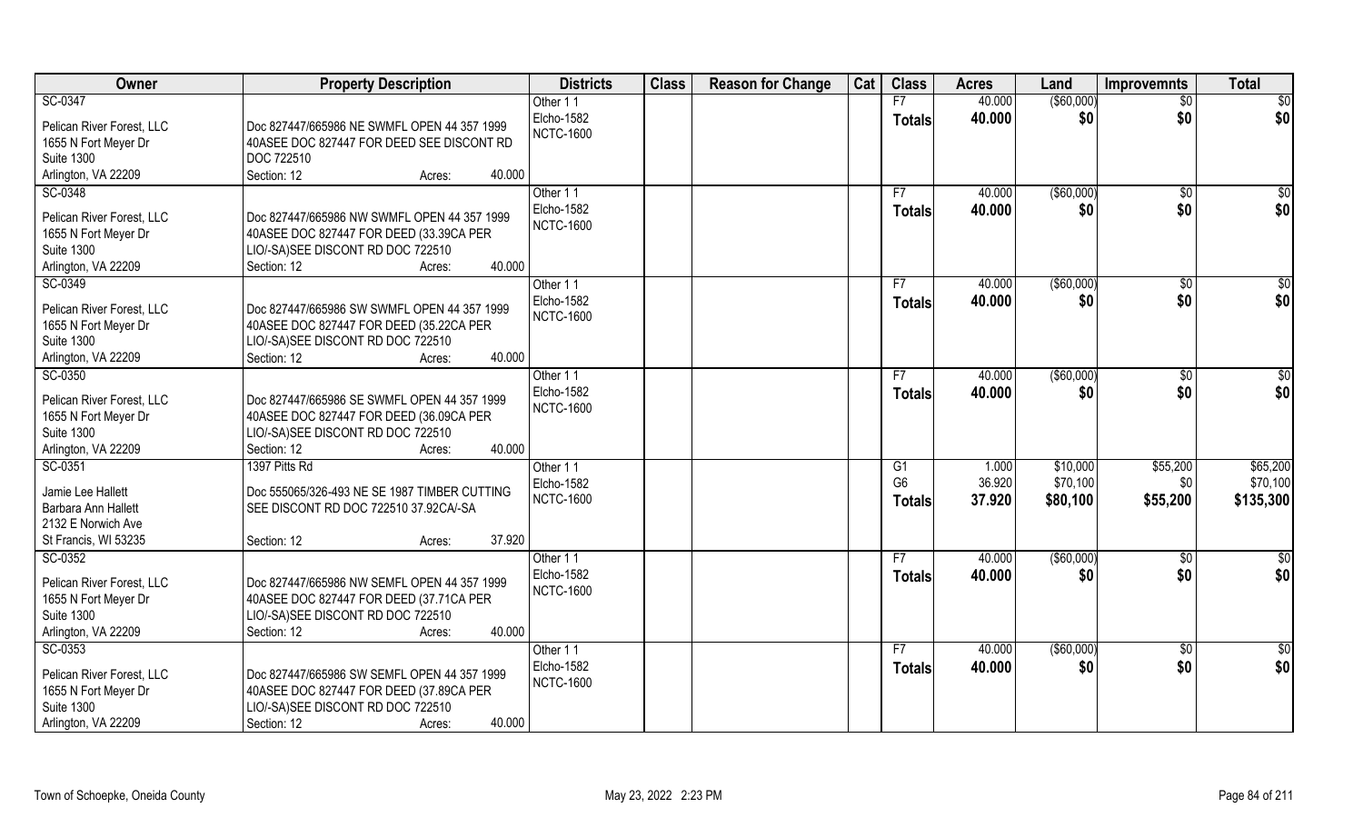| Owner | Property Description | Districts | Class | Reason for Change | Cat | Class | Acres | Land | Improvemnts | Total |
|---|---|---|---|---|---|---|---|---|---|---|
| SC-0347 | | Other 1 1 | | | | F7 | 40.000 | ($60,000) | $0 | $0 |
| Pelican River Forest, LLC | Doc 827447/665986 NE SWMFL OPEN 44 357 1999 | Elcho-1582 | | | | **Totals** | **40.000** | **$0** | **$0** | **$0** |
| 1655 N Fort Meyer Dr | 40ASEE DOC 827447 FOR DEED SEE DISCONT RD | NCTC-1600 | | | | | | | | |
| Suite 1300 | DOC 722510 | | | | | | | | | |
| Arlington, VA 22209 | Section: 12 Acres: 40.000 | | | | | | | | | |
| SC-0348 | | Other 1 1 | | | | F7 | 40.000 | ($60,000) | $0 | $0 |
| Pelican River Forest, LLC | Doc 827447/665986 NW SWMFL OPEN 44 357 1999 | Elcho-1582 | | | | **Totals** | **40.000** | **$0** | **$0** | **$0** |
| 1655 N Fort Meyer Dr | 40ASEE DOC 827447 FOR DEED (33.39CA PER | NCTC-1600 | | | | | | | | |
| Suite 1300 | LIO/-SA)SEE DISCONT RD DOC 722510 | | | | | | | | | |
| Arlington, VA 22209 | Section: 12 Acres: 40.000 | | | | | | | | | |
| SC-0349 | | Other 1 1 | | | | F7 | 40.000 | ($60,000) | $0 | $0 |
| Pelican River Forest, LLC | Doc 827447/665986 SW SWMFL OPEN 44 357 1999 | Elcho-1582 | | | | **Totals** | **40.000** | **$0** | **$0** | **$0** |
| 1655 N Fort Meyer Dr | 40ASEE DOC 827447 FOR DEED (35.22CA PER | NCTC-1600 | | | | | | | | |
| Suite 1300 | LIO/-SA)SEE DISCONT RD DOC 722510 | | | | | | | | | |
| Arlington, VA 22209 | Section: 12 Acres: 40.000 | | | | | | | | | |
| SC-0350 | | Other 1 1 | | | | F7 | 40.000 | ($60,000) | $0 | $0 |
| Pelican River Forest, LLC | Doc 827447/665986 SE SWMFL OPEN 44 357 1999 | Elcho-1582 | | | | **Totals** | **40.000** | **$0** | **$0** | **$0** |
| 1655 N Fort Meyer Dr | 40ASEE DOC 827447 FOR DEED (36.09CA PER | NCTC-1600 | | | | | | | | |
| Suite 1300 | LIO/-SA)SEE DISCONT RD DOC 722510 | | | | | | | | | |
| Arlington, VA 22209 | Section: 12 Acres: 40.000 | | | | | | | | | |
| SC-0351 | 1397 Pitts Rd | Other 1 1 | | | | G1 | 1.000 | $10,000 | $55,200 | $65,200 |
| Jamie Lee Hallett | Doc 555065/326-493 NE SE 1987 TIMBER CUTTING | Elcho-1582 | | | | G6 | 36.920 | $70,100 | $0 | $70,100 |
| Barbara Ann Hallett | SEE DISCONT RD DOC 722510 37.92CA/-SA | NCTC-1600 | | | | **Totals** | **37.920** | **$80,100** | **$55,200** | **$135,300** |
| 2132 E Norwich Ave | | | | | | | | | | |
| St Francis, WI 53235 | Section: 12 Acres: 37.920 | | | | | | | | | |
| SC-0352 | | Other 1 1 | | | | F7 | 40.000 | ($60,000) | $0 | $0 |
| Pelican River Forest, LLC | Doc 827447/665986 NW SEMFL OPEN 44 357 1999 | Elcho-1582 | | | | **Totals** | **40.000** | **$0** | **$0** | **$0** |
| 1655 N Fort Meyer Dr | 40ASEE DOC 827447 FOR DEED (37.71CA PER | NCTC-1600 | | | | | | | | |
| Suite 1300 | LIO/-SA)SEE DISCONT RD DOC 722510 | | | | | | | | | |
| Arlington, VA 22209 | Section: 12 Acres: 40.000 | | | | | | | | | |
| SC-0353 | | Other 1 1 | | | | F7 | 40.000 | ($60,000) | $0 | $0 |
| Pelican River Forest, LLC | Doc 827447/665986 SW SEMFL OPEN 44 357 1999 | Elcho-1582 | | | | **Totals** | **40.000** | **$0** | **$0** | **$0** |
| 1655 N Fort Meyer Dr | 40ASEE DOC 827447 FOR DEED (37.89CA PER | NCTC-1600 | | | | | | | | |
| Suite 1300 | LIO/-SA)SEE DISCONT RD DOC 722510 | | | | | | | | | |
| Arlington, VA 22209 | Section: 12 Acres: 40.000 | | | | | | | | | |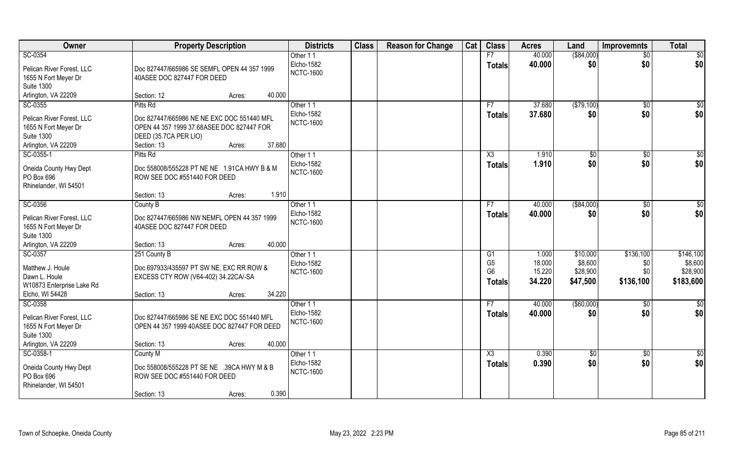| Owner | Property Description | Districts | Class | Reason for Change | Cat | Class | Acres | Land | Improvemnts | Total |
|---|---|---|---|---|---|---|---|---|---|---|
| SC-0354<br>Pelican River Forest, LLC<br>1655 N Fort Meyer Dr<br>Suite 1300<br>Arlington, VA 22209 | Doc 827447/665986 SE SEMFL OPEN 44 357 1999 40ASEE DOC 827447 FOR DEED<br>Section: 12 Acres: 40.000 | Other 1 1<br>Elcho-1582<br>NCTC-1600 | | | | F7<br>**Totals** | 40.000<br>**40.000** | ($84,000)<br>**$0** | $0<br>**$0** | $0<br>**$0** |
| SC-0355<br>Pelican River Forest, LLC<br>1655 N Fort Meyer Dr<br>Suite 1300<br>Arlington, VA 22209 | Pitts Rd<br>Doc 827447/665986 NE NE EXC DOC 551440 MFL OPEN 44 357 1999 37.68ASEE DOC 827447 FOR DEED (35.7CA PER LIO)<br>Section: 13 Acres: 37.680 | Other 1 1<br>Elcho-1582<br>NCTC-1600 | | | | F7<br>**Totals** | 37.680<br>**37.680** | ($79,100)<br>**$0** | $0<br>**$0** | $0<br>**$0** |
| SC-0355-1<br>Oneida County Hwy Dept<br>PO Box 696<br>Rhinelander, WI 54501 | Pitts Rd<br>Doc 558008/555228 PT NE NE 1.91CA HWY B & M ROW SEE DOC #551440 FOR DEED<br>Section: 13 Acres: 1.910 | Other 1 1<br>Elcho-1582<br>NCTC-1600 | | | | X3<br>**Totals** | 1.910<br>**1.910** | $0<br>**$0** | $0<br>**$0** | $0<br>**$0** |
| SC-0356<br>Pelican River Forest, LLC<br>1655 N Fort Meyer Dr<br>Suite 1300<br>Arlington, VA 22209 | County B<br>Doc 827447/665986 NW NEMFL OPEN 44 357 1999 40ASEE DOC 827447 FOR DEED<br>Section: 13 Acres: 40.000 | Other 1 1<br>Elcho-1582<br>NCTC-1600 | | | | F7<br>**Totals** | 40.000<br>**40.000** | ($84,000)<br>**$0** | $0<br>**$0** | $0<br>**$0** |
| SC-0357<br>Matthew J. Houle<br>Dawn L. Houle<br>W10873 Enterprise Lake Rd<br>Elcho, WI 54428 | 251 County B<br>Doc 697933/435597 PT SW NE, EXC RR ROW & EXCESS CTY ROW (V64-402) 34.22CA/-SA<br>Section: 13 Acres: 34.220 | Other 1 1<br>Elcho-1582<br>NCTC-1600 | | | | G1<br>G5<br>G6<br>**Totals** | 1.000<br>18.000<br>15.220<br>**34.220** | $10,000<br>$8,600<br>$28,900<br>**$47,500** | $136,100<br>$0<br>$0<br>**$136,100** | $146,100<br>$8,600<br>$28,900<br>**$183,600** |
| SC-0358<br>Pelican River Forest, LLC<br>1655 N Fort Meyer Dr<br>Suite 1300<br>Arlington, VA 22209 | Doc 827447/665986 SE NE EXC DOC 551440 MFL OPEN 44 357 1999 40ASEE DOC 827447 FOR DEED<br>Section: 13 Acres: 40.000 | Other 1 1<br>Elcho-1582<br>NCTC-1600 | | | | F7<br>**Totals** | 40.000<br>**40.000** | ($60,000)<br>**$0** | $0<br>**$0** | $0<br>**$0** |
| SC-0358-1<br>Oneida County Hwy Dept<br>PO Box 696<br>Rhinelander, WI 54501 | County M<br>Doc 558008/555228 PT SE NE .39CA HWY M & B ROW SEE DOC #551440 FOR DEED<br>Section: 13 Acres: 0.390 | Other 1 1<br>Elcho-1582<br>NCTC-1600 | | | | X3<br>**Totals** | 0.390<br>**0.390** | $0<br>**$0** | $0<br>**$0** | $0<br>**$0** |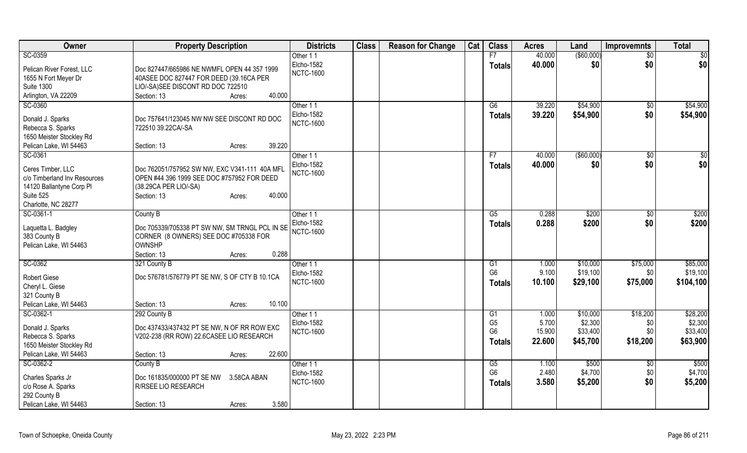| Owner | Property Description | Districts | Class | Reason for Change | Cat | Class | Acres | Land | Improvemnts | Total |
|---|---|---|---|---|---|---|---|---|---|---|
| SC-0359<br><br>Pelican River Forest, LLC<br>1655 N Fort Meyer Dr<br>Suite 1300<br>Arlington, VA 22209 | Doc 827447/665986 NE NWMFL OPEN 44 357 1999 40ASEE DOC 827447 FOR DEED (39.16CA PER LIO/-SA)SEE DISCONT RD DOC 722510<br>Section: 13 Acres: 40.000 | Other 1 1<br>Elcho-1582<br>NCTC-1600 | | | | F7<br>**Totals** | 40.000<br>**40.000** | ($60,000)<br>**$0** | $0<br>**$0** | $0<br>**$0** |
| SC-0360<br><br>Donald J. Sparks<br>Rebecca S. Sparks<br>1650 Meister Stockley Rd<br>Pelican Lake, WI 54463 | Doc 757641/123045 NW NW SEE DISCONT RD DOC 722510 39.22CA/-SA<br>Section: 13 Acres: 39.220 | Other 1 1<br>Elcho-1582<br>NCTC-1600 | | | | G6<br>**Totals** | 39.220<br>**39.220** | $54,900<br>**$54,900** | $0<br>**$0** | $54,900<br>**$54,900** |
| SC-0361<br><br>Ceres Timber, LLC<br>c/o Timberland Inv Resources<br>14120 Ballantyne Corp Pl<br>Suite 525<br>Charlotte, NC 28277 | Doc 762051/757952 SW NW, EXC V341-111 40A MFL OPEN #44 396 1999 SEE DOC #757952 FOR DEED (38.29CA PER LIO/-SA)<br>Section: 13 Acres: 40.000 | Other 1 1<br>Elcho-1582<br>NCTC-1600 | | | | F7<br>**Totals** | 40.000<br>**40.000** | ($60,000)<br>**$0** | $0<br>**$0** | $0<br>**$0** |
| SC-0361-1<br><br>Laquetta L. Badgley<br>383 County B<br>Pelican Lake, WI 54463 | County B<br>Doc 705339/705338 PT SW NW, SM TRNGL PCL IN SE CORNER (8 OWNERS) SEE DOC #705338 FOR OWNSHP<br>Section: 13 Acres: 0.288 | Other 1 1<br>Elcho-1582<br>NCTC-1600 | | | | G5<br>**Totals** | 0.288<br>**0.288** | $200<br>**$200** | $0<br>**$0** | $200<br>**$200** |
| SC-0362<br><br>Robert Giese<br>Cheryl L. Giese<br>321 County B<br>Pelican Lake, WI 54463 | 321 County B<br>Doc 576781/576779 PT SE NW, S OF CTY B 10.1CA<br>Section: 13 Acres: 10.100 | Other 1 1<br>Elcho-1582<br>NCTC-1600 | | | | G1<br>G6<br>**Totals** | 1.000<br>9.100<br>**10.100** | $10,000<br>$19,100<br>**$29,100** | $75,000<br>$0<br>**$75,000** | $85,000<br>$19,100<br>**$104,100** |
| SC-0362-1<br><br>Donald J. Sparks<br>Rebecca S. Sparks<br>1650 Meister Stockley Rd<br>Pelican Lake, WI 54463 | 292 County B<br>Doc 437433/437432 PT SE NW, N OF RR ROW EXC V202-238 (RR ROW) 22.6CASEE LIO RESEARCH<br>Section: 13 Acres: 22.600 | Other 1 1<br>Elcho-1582<br>NCTC-1600 | | | | G1<br>G5<br>G6<br>**Totals** | 1.000<br>5.700<br>15.900<br>**22.600** | $10,000<br>$2,300<br>$33,400<br>**$45,700** | $18,200<br>$0<br>$0<br>**$18,200** | $28,200<br>$2,300<br>$33,400<br>**$63,900** |
| SC-0362-2<br><br>Charles Sparks Jr<br>c/o Rose A. Sparks<br>292 County B<br>Pelican Lake, WI 54463 | County B<br>Doc 161835/000000 PT SE NW 3.58CA ABAN R/RSEE LIO RESEARCH<br>Section: 13 Acres: 3.580 | Other 1 1<br>Elcho-1582<br>NCTC-1600 | | | | G5<br>G6<br>**Totals** | 1.100<br>2.480<br>**3.580** | $500<br>$4,700<br>**$5,200** | $0<br>$0<br>**$0** | $500<br>$4,700<br>**$5,200** |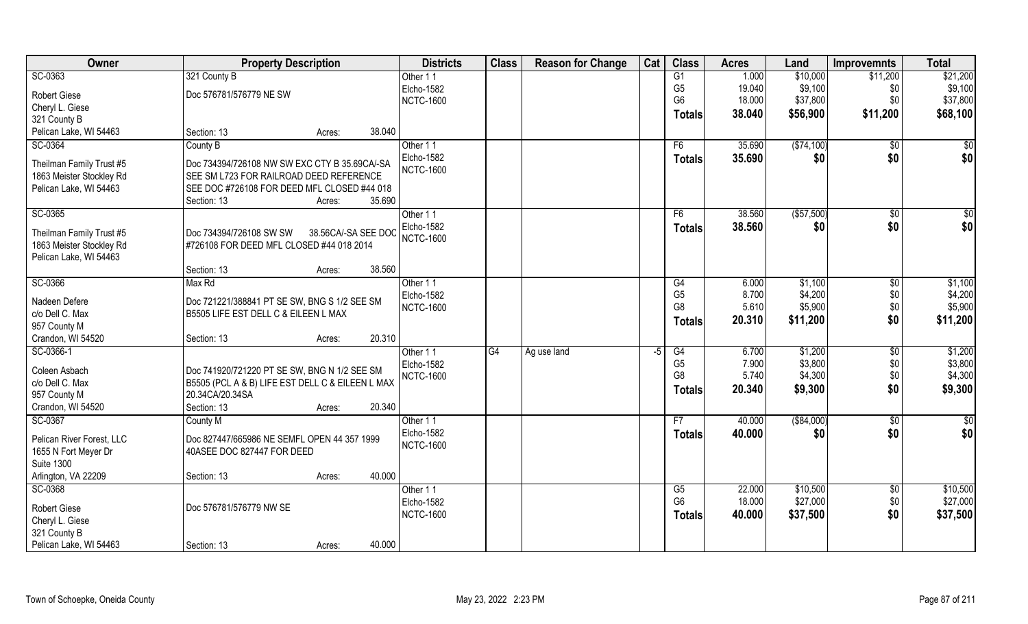| Owner | Property Description | Districts | Class | Reason for Change | Cat | Class | Acres | Land | Improvemnts | Total |
|---|---|---|---|---|---|---|---|---|---|---|
| SC-0363<br>Robert Giese<br>Cheryl L. Giese<br>321 County B<br>Pelican Lake, WI 54463 | 321 County B<br>Doc 576781/576779 NE SW<br>Section: 13 Acres: 38.040 | Other 1 1<br>Elcho-1582<br>NCTC-1600 | | | | G1<br>G5<br>G6<br>**Totals** | 1.000<br>19.040<br>18.000<br>**38.040** | $10,000<br>$9,100<br>$37,800<br>**$56,900** | $11,200<br>$0<br>$0<br>**$11,200** | $21,200<br>$9,100<br>$37,800<br>**$68,100** |
| SC-0364<br>Theilman Family Trust #5<br>1863 Meister Stockley Rd<br>Pelican Lake, WI 54463 | County B<br>Doc 734394/726108 NW SW EXC CTY B 35.69CA/-SA SEE SM L723 FOR RAILROAD DEED REFERENCE SEE DOC #726108 FOR DEED MFL CLOSED #44 018<br>Section: 13 Acres: 35.690 | Other 1 1<br>Elcho-1582<br>NCTC-1600 | | | | F6<br>**Totals** | 35.690<br>**35.690** | ($74,100)<br>**$0** | $0<br>**$0** | $0<br>**$0** |
| SC-0365<br>Theilman Family Trust #5<br>1863 Meister Stockley Rd<br>Pelican Lake, WI 54463 | Doc 734394/726108 SW SW 38.56CA/-SA SEE DOC #726108 FOR DEED MFL CLOSED #44 018 2014<br>Section: 13 Acres: 38.560 | Other 1 1<br>Elcho-1582<br>NCTC-1600 | | | | F6<br>**Totals** | 38.560<br>**38.560** | ($57,500)<br>**$0** | $0<br>**$0** | $0<br>**$0** |
| SC-0366<br>Nadeen Defere<br>c/o Dell C. Max<br>957 County M<br>Crandon, WI 54520 | Max Rd<br>Doc 721221/388841 PT SE SW, BNG S 1/2 SEE SM B5505 LIFE EST DELL C & EILEEN L MAX<br>Section: 13 Acres: 20.310 | Other 1 1<br>Elcho-1582<br>NCTC-1600 | | | | G4<br>G5<br>G8<br>**Totals** | 6.000<br>8.700<br>5.610<br>**20.310** | $1,100<br>$4,200<br>$5,900<br>**$11,200** | $0<br>$0<br>$0<br>**$0** | $1,100<br>$4,200<br>$5,900<br>**$11,200** |
| SC-0366-1<br>Coleen Asbach<br>c/o Dell C. Max<br>957 County M<br>Crandon, WI 54520 | Doc 741920/721220 PT SE SW, BNG N 1/2 SEE SM B5505 (PCL A & B) LIFE EST DELL C & EILEEN L MAX 20.34CA/20.34SA<br>Section: 13 Acres: 20.340 | Other 1 1<br>Elcho-1582<br>NCTC-1600 | G4 | Ag use land | -5 | G4<br>G5<br>G8<br>**Totals** | 6.700<br>7.900<br>5.740<br>**20.340** | $1,200<br>$3,800<br>$4,300<br>**$9,300** | $0<br>$0<br>$0<br>**$0** | $1,200<br>$3,800<br>$4,300<br>**$9,300** |
| SC-0367<br>Pelican River Forest, LLC<br>1655 N Fort Meyer Dr<br>Suite 1300<br>Arlington, VA 22209 | County M<br>Doc 827447/665986 NE SEMFL OPEN 44 357 1999 40ASEE DOC 827447 FOR DEED<br>Section: 13 Acres: 40.000 | Other 1 1<br>Elcho-1582<br>NCTC-1600 | | | | F7<br>**Totals** | 40.000<br>**40.000** | ($84,000)<br>**$0** | $0<br>**$0** | $0<br>**$0** |
| SC-0368<br>Robert Giese<br>Cheryl L. Giese<br>321 County B<br>Pelican Lake, WI 54463 | Doc 576781/576779 NW SE<br>Section: 13 Acres: 40.000 | Other 1 1<br>Elcho-1582<br>NCTC-1600 | | | | G5<br>G6<br>**Totals** | 22.000<br>18.000<br>**40.000** | $10,500<br>$27,000<br>**$37,500** | $0<br>$0<br>**$0** | $10,500<br>$27,000<br>**$37,500** |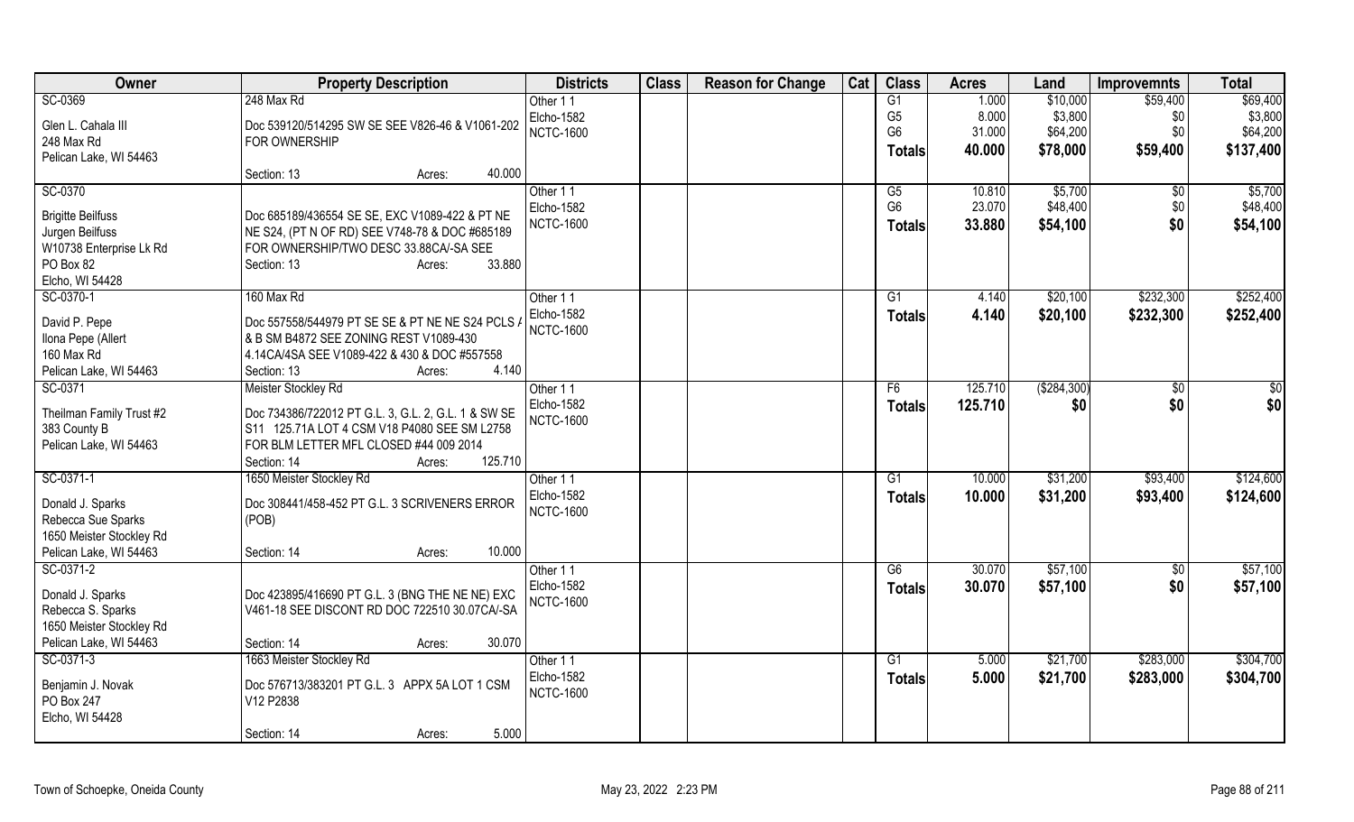| Owner | Property Description | Districts | Class | Reason for Change | Cat | Class | Acres | Land | Improvemnts | Total |
|---|---|---|---|---|---|---|---|---|---|---|
| SC-0369<br>Glen L. Cahala III<br>248 Max Rd<br>Pelican Lake, WI 54463 | 248 Max Rd<br>Doc 539120/514295 SW SE SEE V826-46 & V1061-202 FOR OWNERSHIP<br>Section: 13 Acres: 40.000 | Other 1 1<br>Elcho-1582<br>NCTC-1600 | | | | G1<br>G5<br>G6<br>**Totals** | 1.000<br>8.000<br>31.000<br>**40.000** | $10,000<br>$3,800<br>$64,200<br>**$78,000** | $59,400<br>$0<br>$0<br>**$59,400** | $69,400<br>$3,800<br>$64,200<br>**$137,400** |
| SC-0370<br>Brigitte Beilfuss<br>Jurgen Beilfuss<br>W10738 Enterprise Lk Rd<br>PO Box 82<br>Elcho, WI 54428 | Doc 685189/436554 SE SE, EXC V1089-422 & PT NE NE S24, (PT N OF RD) SEE V748-78 & DOC #685189 FOR OWNERSHIP/TWO DESC 33.88CA/-SA SEE<br>Section: 13 Acres: 33.880 | Other 1 1<br>Elcho-1582<br>NCTC-1600 | | | | G5<br>G6<br>**Totals** | 10.810<br>23.070<br>**33.880** | $5,700<br>$48,400<br>**$54,100** | $0<br>$0<br>**$0** | $5,700<br>$48,400<br>**$54,100** |
| SC-0370-1<br>David P. Pepe<br>Ilona Pepe (Allert<br>160 Max Rd<br>Pelican Lake, WI 54463 | 160 Max Rd<br>Doc 557558/544979 PT SE SE & PT NE NE S24 PCLS A & B SM B4872 SEE ZONING REST V1089-430 4.14CA/4SA SEE V1089-422 & 430 & DOC #557558<br>Section: 13 Acres: 4.140 | Other 1 1<br>Elcho-1582<br>NCTC-1600 | | | | G1<br>**Totals** | 4.140<br>**4.140** | $20,100<br>**$20,100** | $232,300<br>**$232,300** | $252,400<br>**$252,400** |
| SC-0371<br>Theilman Family Trust #2<br>383 County B<br>Pelican Lake, WI 54463 | Meister Stockley Rd<br>Doc 734386/722012 PT G.L. 3, G.L. 2, G.L. 1 & SW SE S11 125.71A LOT 4 CSM V18 P4080 SEE SM L2758 FOR BLM LETTER MFL CLOSED #44 009 2014<br>Section: 14 Acres: 125.710 | Other 1 1<br>Elcho-1582<br>NCTC-1600 | | | | F6<br>**Totals** | 125.710<br>**125.710** | ($284,300)<br>**$0** | $0<br>**$0** | $0<br>**$0** |
| SC-0371-1<br>Donald J. Sparks<br>Rebecca Sue Sparks<br>1650 Meister Stockley Rd<br>Pelican Lake, WI 54463 | 1650 Meister Stockley Rd<br>Doc 308441/458-452 PT G.L. 3 SCRIVENERS ERROR (POB)<br>Section: 14 Acres: 10.000 | Other 1 1<br>Elcho-1582<br>NCTC-1600 | | | | G1<br>**Totals** | 10.000<br>**10.000** | $31,200<br>**$31,200** | $93,400<br>**$93,400** | $124,600<br>**$124,600** |
| SC-0371-2<br>Donald J. Sparks<br>Rebecca S. Sparks<br>1650 Meister Stockley Rd<br>Pelican Lake, WI 54463 | Doc 423895/416690 PT G.L. 3 (BNG THE NE NE) EXC V461-18 SEE DISCONT RD DOC 722510 30.07CA/-SA<br>Section: 14 Acres: 30.070 | Other 1 1<br>Elcho-1582<br>NCTC-1600 | | | | G6<br>**Totals** | 30.070<br>**30.070** | $57,100<br>**$57,100** | $0<br>**$0** | $57,100<br>**$57,100** |
| SC-0371-3<br>Benjamin J. Novak<br>PO Box 247<br>Elcho, WI 54428 | 1663 Meister Stockley Rd<br>Doc 576713/383201 PT G.L. 3 APPX 5A LOT 1 CSM V12 P2838<br>Section: 14 Acres: 5.000 | Other 1 1<br>Elcho-1582<br>NCTC-1600 | | | | G1<br>**Totals** | 5.000<br>**5.000** | $21,700<br>**$21,700** | $283,000<br>**$283,000** | $304,700<br>**$304,700** |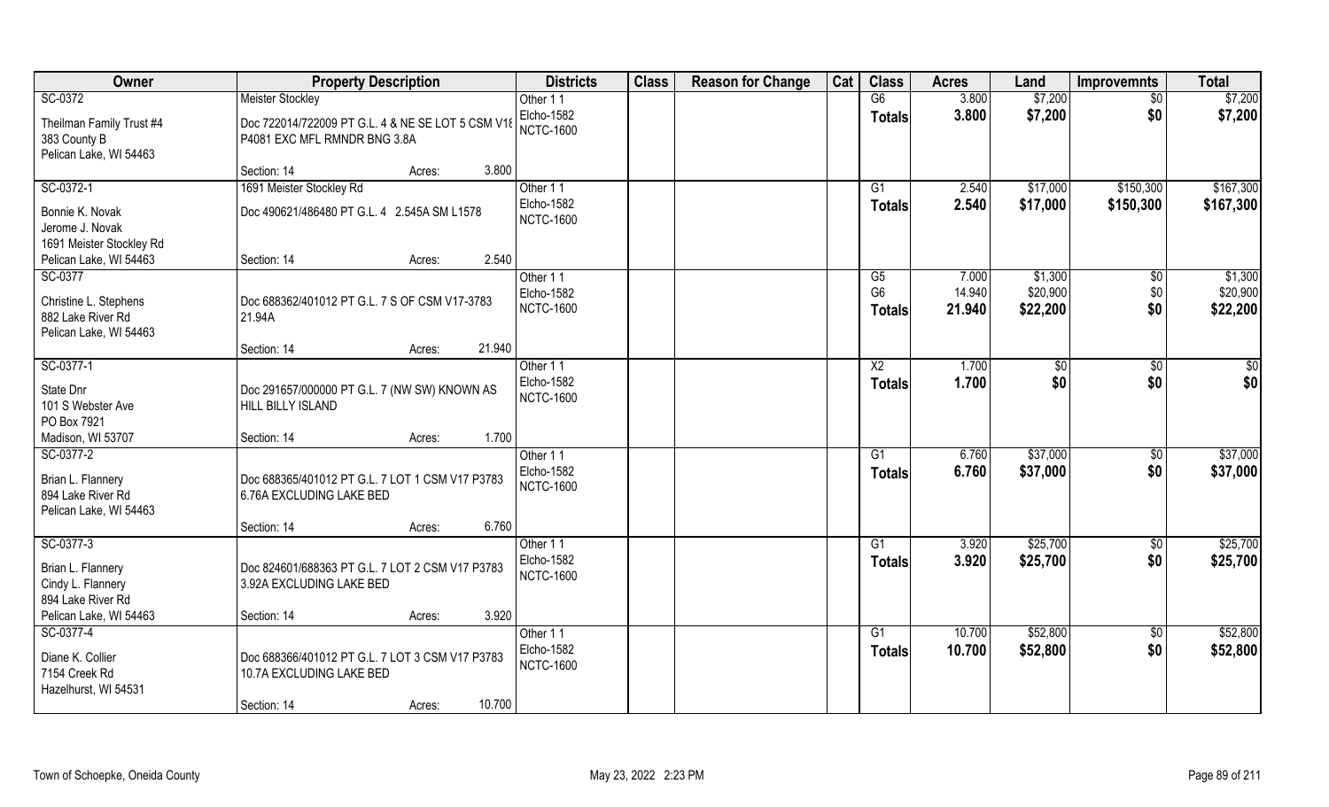| Owner | Property Description | | | Districts | Class | Reason for Change | Cat | Class | Acres | Land | Improvemnts | Total |
|---|---|---|---|---|---|---|---|---|---|---|---|---|
| SC-0372 | Meister Stockley | | | Other 1 1 | | | | G6 | 3.800 | $7,200 | $0 | $7,200 |
| Theilman Family Trust #4<br>383 County B<br>Pelican Lake, WI 54463 | Doc 722014/722009 PT G.L. 4 & NE SE LOT 5 CSM V18 P4081 EXC MFL RMNDR BNG 3.8A | | | Elcho-1582<br>NCTC-1600 | | | | Totals | 3.800 | $7,200 | $0 | $7,200 |
| | Section: 14 | Acres: | 3.800 | | | | | | | | | |
| SC-0372-1 | 1691 Meister Stockley Rd | | | Other 1 1 | | | | G1 | 2.540 | $17,000 | $150,300 | $167,300 |
| Bonnie K. Novak<br>Jerome J. Novak<br>1691 Meister Stockley Rd<br>Pelican Lake, WI 54463 | Doc 490621/486480 PT G.L. 4 2.545A SM L1578 | | | Elcho-1582<br>NCTC-1600 | | | | Totals | 2.540 | $17,000 | $150,300 | $167,300 |
| | Section: 14 | Acres: | 2.540 | | | | | | | | | |
| SC-0377 | | | | Other 1 1 | | | | G5 | 7.000 | $1,300 | $0 | $1,300 |
| Christine L. Stephens<br>882 Lake River Rd<br>Pelican Lake, WI 54463 | Doc 688362/401012 PT G.L. 7 S OF CSM V17-3783 21.94A | | | Elcho-1582<br>NCTC-1600 | | | | G6 | 14.940 | $20,900 | $0 | $20,900 |
| | | | | | | | | Totals | 21.940 | $22,200 | $0 | $22,200 |
| | Section: 14 | Acres: | 21.940 | | | | | | | | | |
| SC-0377-1 | | | | Other 1 1 | | | | X2 | 1.700 | $0 | $0 | $0 |
| State Dnr<br>101 S Webster Ave<br>PO Box 7921<br>Madison, WI 53707 | Doc 291657/000000 PT G.L. 7 (NW SW) KNOWN AS HILL BILLY ISLAND | | | Elcho-1582<br>NCTC-1600 | | | | Totals | 1.700 | $0 | $0 | $0 |
| | Section: 14 | Acres: | 1.700 | | | | | | | | | |
| SC-0377-2 | | | | Other 1 1 | | | | G1 | 6.760 | $37,000 | $0 | $37,000 |
| Brian L. Flannery<br>894 Lake River Rd<br>Pelican Lake, WI 54463 | Doc 688365/401012 PT G.L. 7 LOT 1 CSM V17 P3783 6.76A EXCLUDING LAKE BED | | | Elcho-1582<br>NCTC-1600 | | | | Totals | 6.760 | $37,000 | $0 | $37,000 |
| | Section: 14 | Acres: | 6.760 | | | | | | | | | |
| SC-0377-3 | | | | Other 1 1 | | | | G1 | 3.920 | $25,700 | $0 | $25,700 |
| Brian L. Flannery<br>Cindy L. Flannery<br>894 Lake River Rd<br>Pelican Lake, WI 54463 | Doc 824601/688363 PT G.L. 7 LOT 2 CSM V17 P3783 3.92A EXCLUDING LAKE BED | | | Elcho-1582<br>NCTC-1600 | | | | Totals | 3.920 | $25,700 | $0 | $25,700 |
| | Section: 14 | Acres: | 3.920 | | | | | | | | | |
| SC-0377-4 | | | | Other 1 1 | | | | G1 | 10.700 | $52,800 | $0 | $52,800 |
| Diane K. Collier<br>7154 Creek Rd<br>Hazelhurst, WI 54531 | Doc 688366/401012 PT G.L. 7 LOT 3 CSM V17 P3783 10.7A EXCLUDING LAKE BED | | | Elcho-1582<br>NCTC-1600 | | | | Totals | 10.700 | $52,800 | $0 | $52,800 |
| | Section: 14 | Acres: | 10.700 | | | | | | | | | |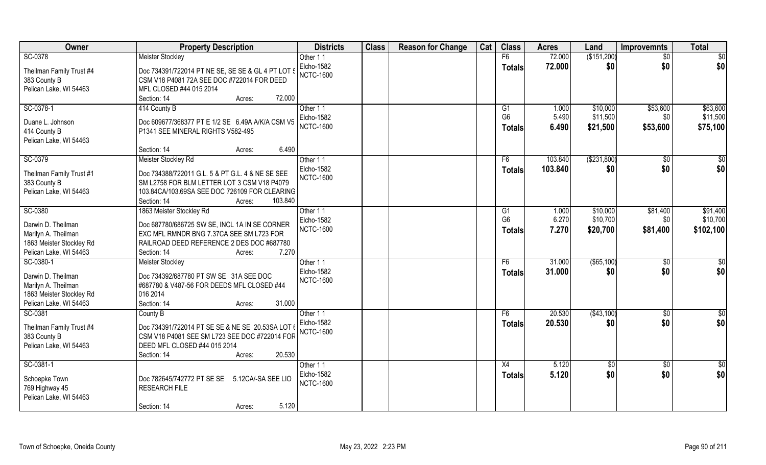| Owner | Property Description | Districts | Class | Reason for Change | Cat | Class | Acres | Land | Improvemnts | Total |
|---|---|---|---|---|---|---|---|---|---|---|
| SC-0378<br>Theilman Family Trust #4<br>383 County B<br>Pelican Lake, WI 54463 | Meister Stockley<br>Doc 734391/722014 PT NE SE, SE SE & GL 4 PT LOT 5 CSM V18 P4081 72A SEE DOC #722014 FOR DEED MFL CLOSED #44 015 2014<br>Section: 14 Acres: 72.000 | Other 1 1<br>Elcho-1582<br>NCTC-1600 | | | | F6<br>**Totals** | 72.000<br>**72.000** | ($151,200)<br>**$0** | $0<br>**$0** | $0<br>**$0** |
| SC-0378-1<br>Duane L. Johnson<br>414 County B<br>Pelican Lake, WI 54463 | 414 County B<br>Doc 609677/368377 PT E 1/2 SE 6.49A A/K/A CSM V5 P1341 SEE MINERAL RIGHTS V582-495<br>Section: 14 Acres: 6.490 | Other 1 1<br>Elcho-1582<br>NCTC-1600 | | | | G1<br>G6<br>**Totals** | 1.000<br>5.490<br>**6.490** | $10,000<br>$11,500<br>**$21,500** | $53,600<br>$0<br>**$53,600** | $63,600<br>$11,500<br>**$75,100** |
| SC-0379<br>Theilman Family Trust #1<br>383 County B<br>Pelican Lake, WI 54463 | Meister Stockley Rd<br>Doc 734388/722011 G.L. 5 & PT G.L. 4 & NE SE SEE SM L2758 FOR BLM LETTER LOT 3 CSM V18 P4079 103.84CA/103.69SA SEE DOC 726109 FOR CLEARING<br>Section: 14 Acres: 103.840 | Other 1 1<br>Elcho-1582<br>NCTC-1600 | | | | F6<br>**Totals** | 103.840<br>**103.840** | ($231,800)<br>**$0** | $0<br>**$0** | $0<br>**$0** |
| SC-0380<br>Darwin D. Theilman<br>Marilyn A. Theilman<br>1863 Meister Stockley Rd<br>Pelican Lake, WI 54463 | 1863 Meister Stockley Rd<br>Doc 687780/686725 SW SE, INCL 1A IN SE CORNER EXC MFL RMNDR BNG 7.37CA SEE SM L723 FOR RAILROAD DEED REFERENCE 2 DES DOC #687780<br>Section: 14 Acres: 7.270 | Other 1 1<br>Elcho-1582<br>NCTC-1600 | | | | G1<br>G6<br>**Totals** | 1.000<br>6.270<br>**7.270** | $10,000<br>$10,700<br>**$20,700** | $81,400<br>$0<br>**$81,400** | $91,400<br>$10,700<br>**$102,100** |
| SC-0380-1<br>Darwin D. Theilman<br>Marilyn A. Theilman<br>1863 Meister Stockley Rd<br>Pelican Lake, WI 54463 | Meister Stockley<br>Doc 734392/687780 PT SW SE 31A SEE DOC #687780 & V487-56 FOR DEEDS MFL CLOSED #44 016 2014<br>Section: 14 Acres: 31.000 | Other 1 1<br>Elcho-1582<br>NCTC-1600 | | | | F6<br>**Totals** | 31.000<br>**31.000** | ($65,100)<br>**$0** | $0<br>**$0** | $0<br>**$0** |
| SC-0381<br>Theilman Family Trust #4<br>383 County B<br>Pelican Lake, WI 54463 | County B<br>Doc 734391/722014 PT SE SE & NE SE 20.53SA LOT 6 CSM V18 P4081 SEE SM L723 SEE DOC #722014 FOR DEED MFL CLOSED #44 015 2014<br>Section: 14 Acres: 20.530 | Other 1 1<br>Elcho-1582<br>NCTC-1600 | | | | F6<br>**Totals** | 20.530<br>**20.530** | ($43,100)<br>**$0** | $0<br>**$0** | $0<br>**$0** |
| SC-0381-1<br>Schoepke Town<br>769 Highway 45<br>Pelican Lake, WI 54463 | Doc 782645/742772 PT SE SE 5.12CA/-SA SEE LIO RESEARCH FILE<br>Section: 14 Acres: 5.120 | Other 1 1<br>Elcho-1582<br>NCTC-1600 | | | | X4<br>**Totals** | 5.120<br>**5.120** | $0<br>**$0** | $0<br>**$0** | $0<br>**$0** |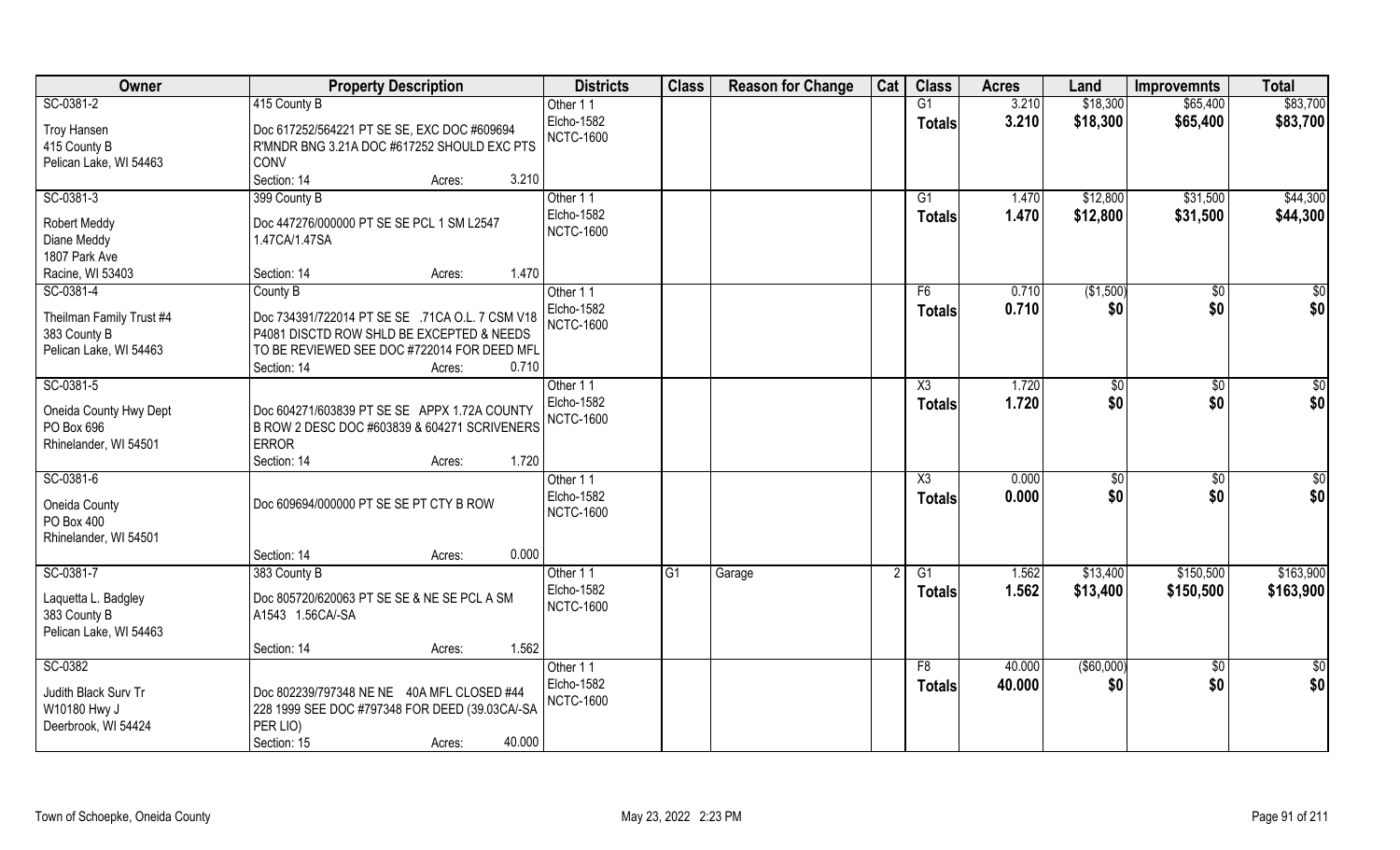| Owner | Property Description | Districts | Class | Reason for Change | Cat | Class | Acres | Land | Improvemnts | Total |
|---|---|---|---|---|---|---|---|---|---|---|
| SC-0381-2 | 415 County B | Other 1 1 | | | | G1 | 3.210 | $18,300 | $65,400 | $83,700 |
| Troy Hansen<br>415 County B<br>Pelican Lake, WI 54463 | Doc 617252/564221 PT SE SE, EXC DOC #609694 R'MNDR BNG 3.21A DOC #617252 SHOULD EXC PTS CONV<br>Section: 14 Acres: 3.210 | Elcho-1582<br>NCTC-1600 | | | | **Totals** | **3.210** | **$18,300** | **$65,400** | **$83,700** |
| SC-0381-3 | 399 County B | Other 1 1 | | | | G1 | 1.470 | $12,800 | $31,500 | $44,300 |
| Robert Meddy<br>Diane Meddy<br>1807 Park Ave<br>Racine, WI 53403 | Doc 447276/000000 PT SE SE PCL 1 SM L2547 1.47CA/1.47SA<br>Section: 14 Acres: 1.470 | Elcho-1582<br>NCTC-1600 | | | | **Totals** | **1.470** | **$12,800** | **$31,500** | **$44,300** |
| SC-0381-4 | County B | Other 1 1 | | | | F6 | 0.710 | ($1,500) | $0 | $0 |
| Theilman Family Trust #4<br>383 County B<br>Pelican Lake, WI 54463 | Doc 734391/722014 PT SE SE .71CA O.L. 7 CSM V18 P4081 DISCTD ROW SHLD BE EXCEPTED & NEEDS TO BE REVIEWED SEE DOC #722014 FOR DEED MFL<br>Section: 14 Acres: 0.710 | Elcho-1582<br>NCTC-1600 | | | | **Totals** | **0.710** | **$0** | **$0** | **$0** |
| SC-0381-5 | | Other 1 1 | | | | X3 | 1.720 | $0 | $0 | $0 |
| Oneida County Hwy Dept<br>PO Box 696<br>Rhinelander, WI 54501 | Doc 604271/603839 PT SE SE APPX 1.72A COUNTY B ROW 2 DESC DOC #603839 & 604271 SCRIVENERS ERROR<br>Section: 14 Acres: 1.720 | Elcho-1582<br>NCTC-1600 | | | | **Totals** | **1.720** | **$0** | **$0** | **$0** |
| SC-0381-6 | | Other 1 1 | | | | X3 | 0.000 | $0 | $0 | $0 |
| Oneida County<br>PO Box 400<br>Rhinelander, WI 54501 | Doc 609694/000000 PT SE SE PT CTY B ROW<br>Section: 14 Acres: 0.000 | Elcho-1582<br>NCTC-1600 | | | | **Totals** | **0.000** | **$0** | **$0** | **$0** |
| SC-0381-7 | 383 County B | Other 1 1 | G1 | Garage | 2 | G1 | 1.562 | $13,400 | $150,500 | $163,900 |
| Laquetta L. Badgley<br>383 County B<br>Pelican Lake, WI 54463 | Doc 805720/620063 PT SE SE & NE SE PCL A SM A1543 1.56CA/-SA<br>Section: 14 Acres: 1.562 | Elcho-1582<br>NCTC-1600 | | | | **Totals** | **1.562** | **$13,400** | **$150,500** | **$163,900** |
| SC-0382 | | Other 1 1 | | | | F8 | 40.000 | ($60,000) | $0 | $0 |
| Judith Black Surv Tr<br>W10180 Hwy J<br>Deerbrook, WI 54424 | Doc 802239/797348 NE NE 40A MFL CLOSED #44 228 1999 SEE DOC #797348 FOR DEED (39.03CA/-SA PER LIO)<br>Section: 15 Acres: 40.000 | Elcho-1582<br>NCTC-1600 | | | | **Totals** | **40.000** | **$0** | **$0** | **$0** |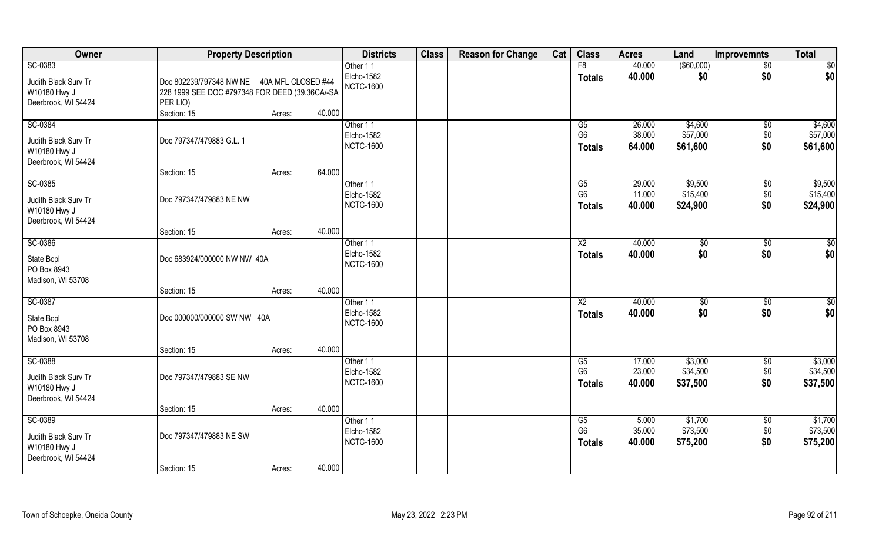| Owner | Property Description | Districts | Class | Reason for Change | Cat | Class | Acres | Land | Improvemnts | Total |
|---|---|---|---|---|---|---|---|---|---|---|
| SC-0383<br>Judith Black Surv Tr<br>W10180 Hwy J<br>Deerbrook, WI 54424 | Doc 802239/797348 NW NE 40A MFL CLOSED #44 228 1999 SEE DOC #797348 FOR DEED (39.36CA/-SA PER LIO)<br>Section: 15 Acres: 40.000 | Other 1 1<br>Elcho-1582<br>NCTC-1600 | | | | F8<br>**Totals** | 40.000<br>**40.000** | ($60,000)<br>**$0** | $0<br>**$0** | $0<br>**$0** |
| SC-0384<br>Judith Black Surv Tr<br>W10180 Hwy J<br>Deerbrook, WI 54424 | Doc 797347/479883 G.L. 1<br>Section: 15 Acres: 64.000 | Other 1 1<br>Elcho-1582<br>NCTC-1600 | | | | G5<br>G6<br>**Totals** | 26.000<br>38.000<br>**64.000** | $4,600<br>$57,000<br>**$61,600** | $0<br>$0<br>**$0** | $4,600<br>$57,000<br>**$61,600** |
| SC-0385<br>Judith Black Surv Tr<br>W10180 Hwy J<br>Deerbrook, WI 54424 | Doc 797347/479883 NE NW<br>Section: 15 Acres: 40.000 | Other 1 1<br>Elcho-1582<br>NCTC-1600 | | | | G5<br>G6<br>**Totals** | 29.000<br>11.000<br>**40.000** | $9,500<br>$15,400<br>**$24,900** | $0<br>$0<br>**$0** | $9,500<br>$15,400<br>**$24,900** |
| SC-0386<br>State Bcpl<br>PO Box 8943<br>Madison, WI 53708 | Doc 683924/000000 NW NW 40A<br>Section: 15 Acres: 40.000 | Other 1 1<br>Elcho-1582<br>NCTC-1600 | | | | X2<br>**Totals** | 40.000<br>**40.000** | $0<br>**$0** | $0<br>**$0** | $0<br>**$0** |
| SC-0387<br>State Bcpl<br>PO Box 8943<br>Madison, WI 53708 | Doc 000000/000000 SW NW 40A<br>Section: 15 Acres: 40.000 | Other 1 1<br>Elcho-1582<br>NCTC-1600 | | | | X2<br>**Totals** | 40.000<br>**40.000** | $0<br>**$0** | $0<br>**$0** | $0<br>**$0** |
| SC-0388<br>Judith Black Surv Tr<br>W10180 Hwy J<br>Deerbrook, WI 54424 | Doc 797347/479883 SE NW<br>Section: 15 Acres: 40.000 | Other 1 1<br>Elcho-1582<br>NCTC-1600 | | | | G5<br>G6<br>**Totals** | 17.000<br>23.000<br>**40.000** | $3,000<br>$34,500<br>**$37,500** | $0<br>$0<br>**$0** | $3,000<br>$34,500<br>**$37,500** |
| SC-0389<br>Judith Black Surv Tr<br>W10180 Hwy J<br>Deerbrook, WI 54424 | Doc 797347/479883 NE SW<br>Section: 15 Acres: 40.000 | Other 1 1<br>Elcho-1582<br>NCTC-1600 | | | | G5<br>G6<br>**Totals** | 5.000<br>35.000<br>**40.000** | $1,700<br>$73,500<br>**$75,200** | $0<br>$0<br>**$0** | $1,700<br>$73,500<br>**$75,200** |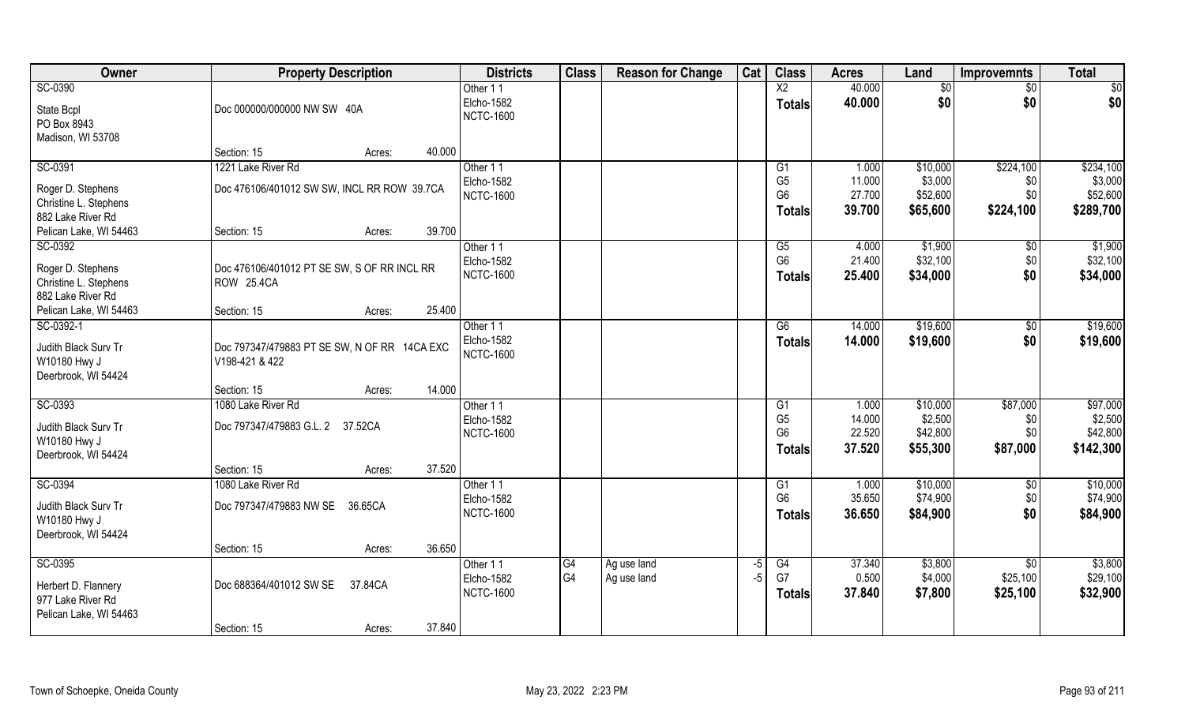| Owner | Property Description | Districts | Class | Reason for Change | Cat | Class | Acres | Land | Improvemnts | Total |
|---|---|---|---|---|---|---|---|---|---|---|
| SC-0390<br>State Bcpl<br>PO Box 8943<br>Madison, WI 53708 | Doc 000000/000000 NW SW 40A<br>Section: 15 Acres: 40.000 | Other 1 1<br>Elcho-1582<br>NCTC-1600 | | | | X2<br>**Totals** | 40.000<br>**40.000** | $0<br>**$0** | $0<br>**$0** | $0<br>**$0** |
| SC-0391<br>Roger D. Stephens<br>Christine L. Stephens<br>882 Lake River Rd<br>Pelican Lake, WI 54463 | 1221 Lake River Rd<br>Doc 476106/401012 SW SW, INCL RR ROW 39.7CA<br>Section: 15 Acres: 39.700 | Other 1 1<br>Elcho-1582<br>NCTC-1600 | | | | G1<br>G5<br>G6<br>**Totals** | 1.000<br>11.000<br>27.700<br>**39.700** | $10,000<br>$3,000<br>$52,600<br>**$65,600** | $224,100<br>$0<br>$0<br>**$224,100** | $234,100<br>$3,000<br>$52,600<br>**$289,700** |
| SC-0392<br>Roger D. Stephens<br>Christine L. Stephens<br>882 Lake River Rd<br>Pelican Lake, WI 54463 | Doc 476106/401012 PT SE SW, S OF RR INCL RR ROW 25.4CA<br>Section: 15 Acres: 25.400 | Other 1 1<br>Elcho-1582<br>NCTC-1600 | | | | G5<br>G6<br>**Totals** | 4.000<br>21.400<br>**25.400** | $1,900<br>$32,100<br>**$34,000** | $0<br>$0<br>**$0** | $1,900<br>$32,100<br>**$34,000** |
| SC-0392-1<br>Judith Black Surv Tr<br>W10180 Hwy J<br>Deerbrook, WI 54424 | Doc 797347/479883 PT SE SW, N OF RR 14CA EXC V198-421 & 422<br>Section: 15 Acres: 14.000 | Other 1 1<br>Elcho-1582<br>NCTC-1600 | | | | G6<br>**Totals** | 14.000<br>**14.000** | $19,600<br>**$19,600** | $0<br>**$0** | $19,600<br>**$19,600** |
| SC-0393<br>Judith Black Surv Tr<br>W10180 Hwy J<br>Deerbrook, WI 54424 | 1080 Lake River Rd<br>Doc 797347/479883 G.L. 2 37.52CA<br>Section: 15 Acres: 37.520 | Other 1 1<br>Elcho-1582<br>NCTC-1600 | | | | G1<br>G5<br>G6<br>**Totals** | 1.000<br>14.000<br>22.520<br>**37.520** | $10,000<br>$2,500<br>$42,800<br>**$55,300** | $87,000<br>$0<br>$0<br>**$87,000** | $97,000<br>$2,500<br>$42,800<br>**$142,300** |
| SC-0394<br>Judith Black Surv Tr<br>W10180 Hwy J<br>Deerbrook, WI 54424 | 1080 Lake River Rd<br>Doc 797347/479883 NW SE 36.65CA<br>Section: 15 Acres: 36.650 | Other 1 1<br>Elcho-1582<br>NCTC-1600 | | | | G1<br>G6<br>**Totals** | 1.000<br>35.650<br>**36.650** | $10,000<br>$74,900<br>**$84,900** | $0<br>$0<br>**$0** | $10,000<br>$74,900<br>**$84,900** |
| SC-0395<br>Herbert D. Flannery<br>977 Lake River Rd<br>Pelican Lake, WI 54463 | Doc 688364/401012 SW SE 37.84CA<br>Section: 15 Acres: 37.840 | Other 1 1<br>Elcho-1582<br>NCTC-1600 | G4<br>G4 | Ag use land<br>Ag use land | -5<br>-5 | G4<br>G7<br>**Totals** | 37.340<br>0.500<br>**37.840** | $3,800<br>$4,000<br>**$7,800** | $0<br>$25,100<br>**$25,100** | $3,800<br>$29,100<br>**$32,900** |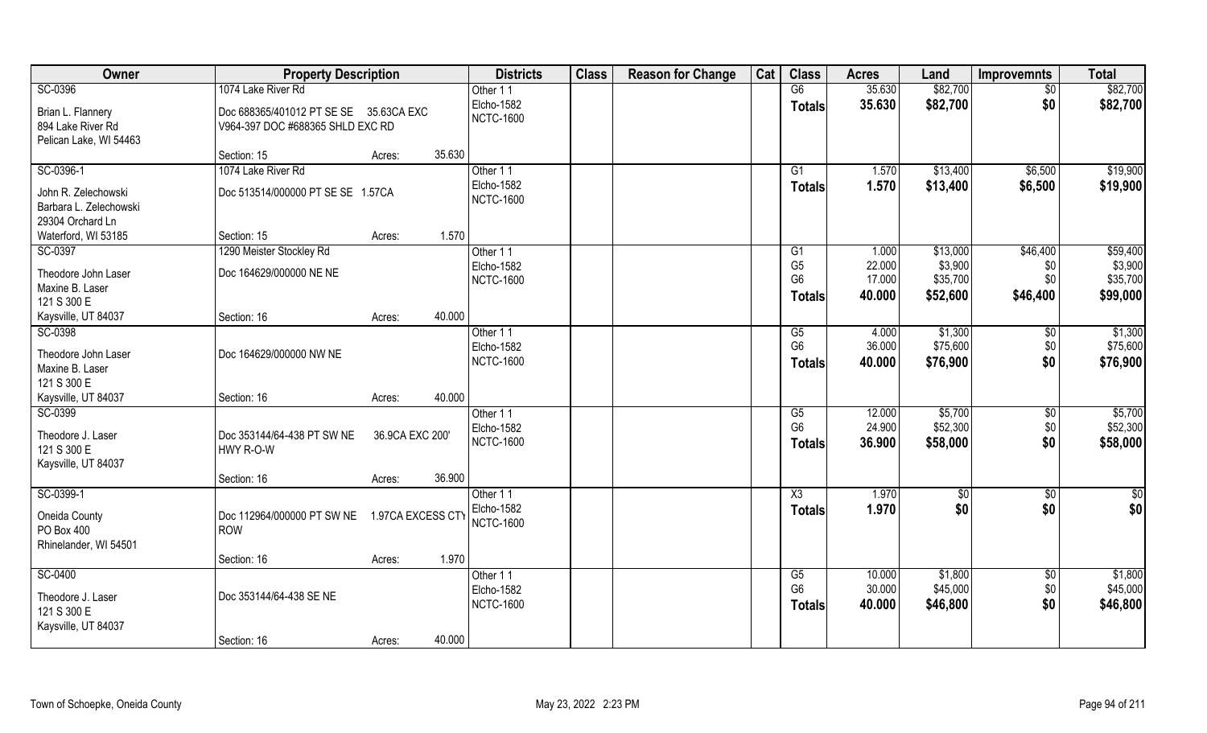| Owner | Property Description | | | Districts | Class | Reason for Change | Cat | Class | Acres | Land | Improvemnts | Total |
|---|---|---|---|---|---|---|---|---|---|---|---|---|
| SC-0396 | 1074 Lake River Rd | | | Other 1 1 | | | | G6 | 35.630 | $82,700 | $0 | $82,700 |
| Brian L. Flannery | Doc 688365/401012 PT SE SE 35.63CA EXC | | | Elcho-1582 | | | | **Totals** | **35.630** | **$82,700** | **$0** | **$82,700** |
| 894 Lake River Rd | V964-397 DOC #688365 SHLD EXC RD | | | NCTC-1600 | | | | | | | | |
| Pelican Lake, WI 54463 | | | | | | | | | | | | |
| | Section: 15 | Acres: | 35.630 | | | | | | | | | |
| SC-0396-1 | 1074 Lake River Rd | | | Other 1 1 | | | | G1 | 1.570 | $13,400 | $6,500 | $19,900 |
| John R. Zelechowski | Doc 513514/000000 PT SE SE 1.57CA | | | Elcho-1582 | | | | **Totals** | **1.570** | **$13,400** | **$6,500** | **$19,900** |
| Barbara L. Zelechowski | | | | NCTC-1600 | | | | | | | | |
| 29304 Orchard Ln | | | | | | | | | | | | |
| Waterford, WI 53185 | Section: 15 | Acres: | 1.570 | | | | | | | | | |
| SC-0397 | 1290 Meister Stockley Rd | | | Other 1 1 | | | | G1 | 1.000 | $13,000 | $46,400 | $59,400 |
| Theodore John Laser | Doc 164629/000000 NE NE | | | Elcho-1582 | | | | G5 | 22.000 | $3,900 | $0 | $3,900 |
| Maxine B. Laser | | | | NCTC-1600 | | | | G6 | 17.000 | $35,700 | $0 | $35,700 |
| 121 S 300 E | | | | | | | | **Totals** | **40.000** | **$52,600** | **$46,400** | **$99,000** |
| Kaysville, UT 84037 | Section: 16 | Acres: | 40.000 | | | | | | | | | |
| SC-0398 | | | | Other 1 1 | | | | G5 | 4.000 | $1,300 | $0 | $1,300 |
| Theodore John Laser | Doc 164629/000000 NW NE | | | Elcho-1582 | | | | G6 | 36.000 | $75,600 | $0 | $75,600 |
| Maxine B. Laser | | | | NCTC-1600 | | | | **Totals** | **40.000** | **$76,900** | **$0** | **$76,900** |
| 121 S 300 E | | | | | | | | | | | | |
| Kaysville, UT 84037 | Section: 16 | Acres: | 40.000 | | | | | | | | | |
| SC-0399 | | | | Other 1 1 | | | | G5 | 12.000 | $5,700 | $0 | $5,700 |
| Theodore J. Laser | Doc 353144/64-438 PT SW NE 36.9CA EXC 200' | | | Elcho-1582 | | | | G6 | 24.900 | $52,300 | $0 | $52,300 |
| 121 S 300 E | HWY R-O-W | | | NCTC-1600 | | | | **Totals** | **36.900** | **$58,000** | **$0** | **$58,000** |
| Kaysville, UT 84037 | | | | | | | | | | | | |
| | Section: 16 | Acres: | 36.900 | | | | | | | | | |
| SC-0399-1 | | | | Other 1 1 | | | | X3 | 1.970 | $0 | $0 | $0 |
| Oneida County | Doc 112964/000000 PT SW NE 1.97CA EXCESS CTY | | | Elcho-1582 | | | | **Totals** | **1.970** | **$0** | **$0** | **$0** |
| PO Box 400 | ROW | | | NCTC-1600 | | | | | | | | |
| Rhinelander, WI 54501 | | | | | | | | | | | | |
| | Section: 16 | Acres: | 1.970 | | | | | | | | | |
| SC-0400 | | | | Other 1 1 | | | | G5 | 10.000 | $1,800 | $0 | $1,800 |
| Theodore J. Laser | Doc 353144/64-438 SE NE | | | Elcho-1582 | | | | G6 | 30.000 | $45,000 | $0 | $45,000 |
| 121 S 300 E | | | | NCTC-1600 | | | | **Totals** | **40.000** | **$46,800** | **$0** | **$46,800** |
| Kaysville, UT 84037 | | | | | | | | | | | | |
| | Section: 16 | Acres: | 40.000 | | | | | | | | | |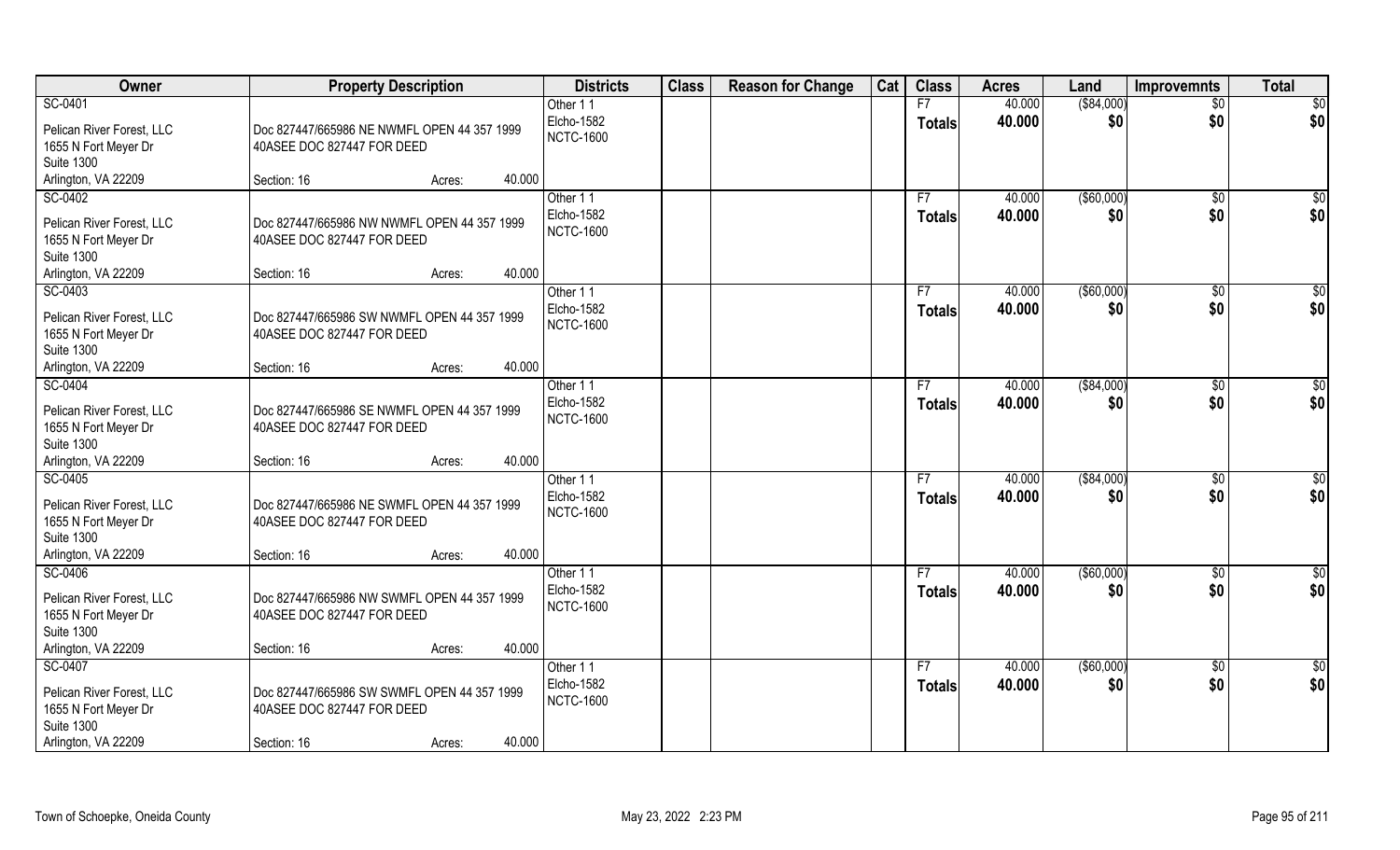| Owner | Property Description | Districts | Class | Reason for Change | Cat | Class | Acres | Land | Improvemnts | Total |
|---|---|---|---|---|---|---|---|---|---|---|
| SC-0401<br>Pelican River Forest, LLC<br>1655 N Fort Meyer Dr<br>Suite 1300<br>Arlington, VA 22209 | Doc 827447/665986 NE NWMFL OPEN 44 357 1999 40ASEE DOC 827447 FOR DEED<br>Section: 16 Acres: 40.000 | Other 1 1<br>Elcho-1582<br>NCTC-1600 | | | | F7<br>**Totals** | 40.000<br>**40.000** | ($84,000)<br>**$0** | $0<br>**$0** | $0<br>**$0** |
| SC-0402<br>Pelican River Forest, LLC<br>1655 N Fort Meyer Dr<br>Suite 1300<br>Arlington, VA 22209 | Doc 827447/665986 NW NWMFL OPEN 44 357 1999 40ASEE DOC 827447 FOR DEED<br>Section: 16 Acres: 40.000 | Other 1 1<br>Elcho-1582<br>NCTC-1600 | | | | F7<br>**Totals** | 40.000<br>**40.000** | ($60,000)<br>**$0** | $0<br>**$0** | $0<br>**$0** |
| SC-0403<br>Pelican River Forest, LLC<br>1655 N Fort Meyer Dr<br>Suite 1300<br>Arlington, VA 22209 | Doc 827447/665986 SW NWMFL OPEN 44 357 1999 40ASEE DOC 827447 FOR DEED<br>Section: 16 Acres: 40.000 | Other 1 1<br>Elcho-1582<br>NCTC-1600 | | | | F7<br>**Totals** | 40.000<br>**40.000** | ($60,000)<br>**$0** | $0<br>**$0** | $0<br>**$0** |
| SC-0404<br>Pelican River Forest, LLC<br>1655 N Fort Meyer Dr<br>Suite 1300<br>Arlington, VA 22209 | Doc 827447/665986 SE NWMFL OPEN 44 357 1999 40ASEE DOC 827447 FOR DEED<br>Section: 16 Acres: 40.000 | Other 1 1<br>Elcho-1582<br>NCTC-1600 | | | | F7<br>**Totals** | 40.000<br>**40.000** | ($84,000)<br>**$0** | $0<br>**$0** | $0<br>**$0** |
| SC-0405<br>Pelican River Forest, LLC<br>1655 N Fort Meyer Dr<br>Suite 1300<br>Arlington, VA 22209 | Doc 827447/665986 NE SWMFL OPEN 44 357 1999 40ASEE DOC 827447 FOR DEED<br>Section: 16 Acres: 40.000 | Other 1 1<br>Elcho-1582<br>NCTC-1600 | | | | F7<br>**Totals** | 40.000<br>**40.000** | ($84,000)<br>**$0** | $0<br>**$0** | $0<br>**$0** |
| SC-0406<br>Pelican River Forest, LLC<br>1655 N Fort Meyer Dr<br>Suite 1300<br>Arlington, VA 22209 | Doc 827447/665986 NW SWMFL OPEN 44 357 1999 40ASEE DOC 827447 FOR DEED<br>Section: 16 Acres: 40.000 | Other 1 1<br>Elcho-1582<br>NCTC-1600 | | | | F7<br>**Totals** | 40.000<br>**40.000** | ($60,000)<br>**$0** | $0<br>**$0** | $0<br>**$0** |
| SC-0407<br>Pelican River Forest, LLC<br>1655 N Fort Meyer Dr<br>Suite 1300<br>Arlington, VA 22209 | Doc 827447/665986 SW SWMFL OPEN 44 357 1999 40ASEE DOC 827447 FOR DEED<br>Section: 16 Acres: 40.000 | Other 1 1<br>Elcho-1582<br>NCTC-1600 | | | | F7<br>**Totals** | 40.000<br>**40.000** | ($60,000)<br>**$0** | $0<br>**$0** | $0<br>**$0** |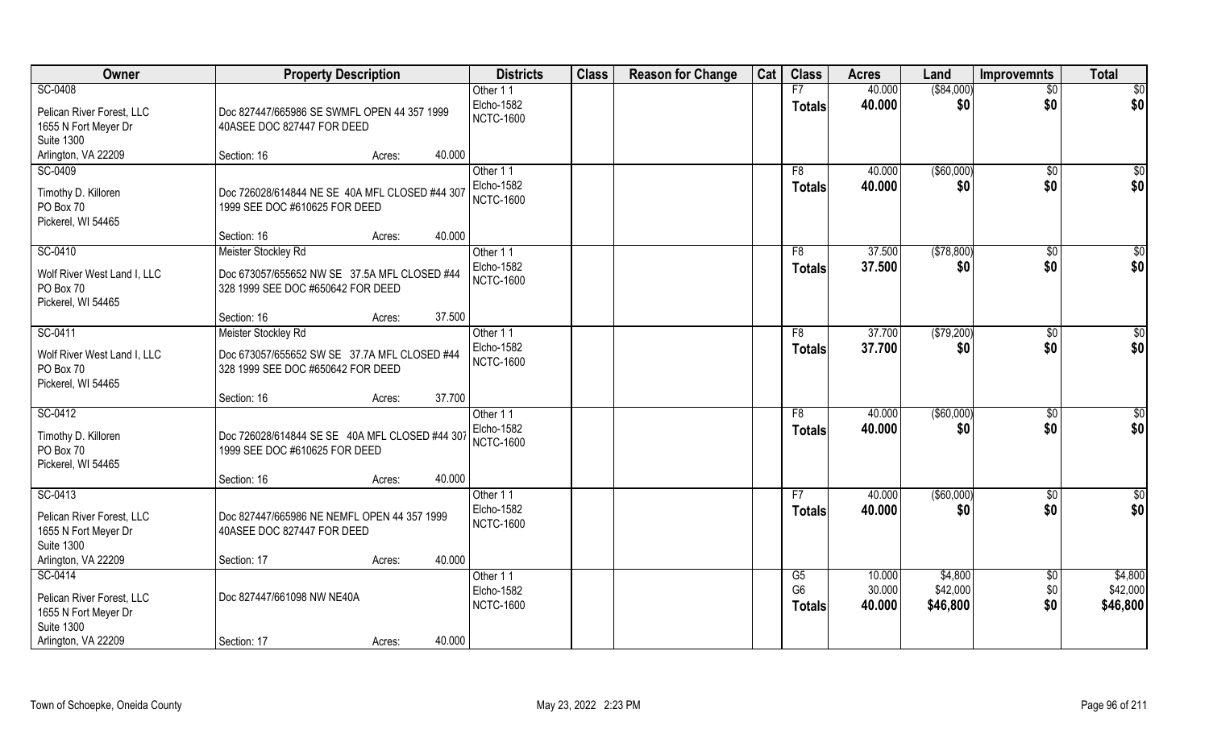| Owner | Property Description | | | Districts | Class | Reason for Change | Cat | Class | Acres | Land | Improvemnts | Total |
|---|---|---|---|---|---|---|---|---|---|---|---|---|
| SC-0408 | | | | Other 1 1 | | | | F7 | 40.000 | ($84,000) | $0 | $0 |
| Pelican River Forest, LLC<br>1655 N Fort Meyer Dr<br>Suite 1300<br>Arlington, VA 22209 | Doc 827447/665986 SE SWMFL OPEN 44 357 1999 40ASEE DOC 827447 FOR DEED | | | Elcho-1582<br>NCTC-1600 | | | | **Totals** | **40.000** | **$0** | **$0** | **$0** |
| | Section: 16 | Acres: | 40.000 | | | | | | | | | |
| SC-0409 | | | | Other 1 1 | | | | F8 | 40.000 | ($60,000) | $0 | $0 |
| Timothy D. Killoren<br>PO Box 70<br>Pickerel, WI 54465 | Doc 726028/614844 NE SE 40A MFL CLOSED #44 307 1999 SEE DOC #610625 FOR DEED | | | Elcho-1582<br>NCTC-1600 | | | | **Totals** | **40.000** | **$0** | **$0** | **$0** |
| | Section: 16 | Acres: | 40.000 | | | | | | | | | |
| SC-0410 | Meister Stockley Rd | | | Other 1 1 | | | | F8 | 37.500 | ($78,800) | $0 | $0 |
| Wolf River West Land I, LLC<br>PO Box 70<br>Pickerel, WI 54465 | Doc 673057/655652 NW SE 37.5A MFL CLOSED #44 328 1999 SEE DOC #650642 FOR DEED | | | Elcho-1582<br>NCTC-1600 | | | | **Totals** | **37.500** | **$0** | **$0** | **$0** |
| | Section: 16 | Acres: | 37.500 | | | | | | | | | |
| SC-0411 | Meister Stockley Rd | | | Other 1 1 | | | | F8 | 37.700 | ($79,200) | $0 | $0 |
| Wolf River West Land I, LLC<br>PO Box 70<br>Pickerel, WI 54465 | Doc 673057/655652 SW SE 37.7A MFL CLOSED #44 328 1999 SEE DOC #650642 FOR DEED | | | Elcho-1582<br>NCTC-1600 | | | | **Totals** | **37.700** | **$0** | **$0** | **$0** |
| | Section: 16 | Acres: | 37.700 | | | | | | | | | |
| SC-0412 | | | | Other 1 1 | | | | F8 | 40.000 | ($60,000) | $0 | $0 |
| Timothy D. Killoren<br>PO Box 70<br>Pickerel, WI 54465 | Doc 726028/614844 SE SE 40A MFL CLOSED #44 307 1999 SEE DOC #610625 FOR DEED | | | Elcho-1582<br>NCTC-1600 | | | | **Totals** | **40.000** | **$0** | **$0** | **$0** |
| | Section: 16 | Acres: | 40.000 | | | | | | | | | |
| SC-0413 | | | | Other 1 1 | | | | F7 | 40.000 | ($60,000) | $0 | $0 |
| Pelican River Forest, LLC<br>1655 N Fort Meyer Dr<br>Suite 1300<br>Arlington, VA 22209 | Doc 827447/665986 NE NEMFL OPEN 44 357 1999 40ASEE DOC 827447 FOR DEED | | | Elcho-1582<br>NCTC-1600 | | | | **Totals** | **40.000** | **$0** | **$0** | **$0** |
| | Section: 17 | Acres: | 40.000 | | | | | | | | | |
| SC-0414 | | | | Other 1 1 | | | | G5 | 10.000 | $4,800 | $0 | $4,800 |
| Pelican River Forest, LLC<br>1655 N Fort Meyer Dr<br>Suite 1300<br>Arlington, VA 22209 | Doc 827447/661098 NW NE40A | | | Elcho-1582<br>NCTC-1600 | | | | G6 | 30.000 | $42,000 | $0 | $42,000 |
| | | | | | | | | **Totals** | **40.000** | **$46,800** | **$0** | **$46,800** |
| | Section: 17 | Acres: | 40.000 | | | | | | | | | |

Town of Schoepke, Oneida County    May 23, 2022 2:23 PM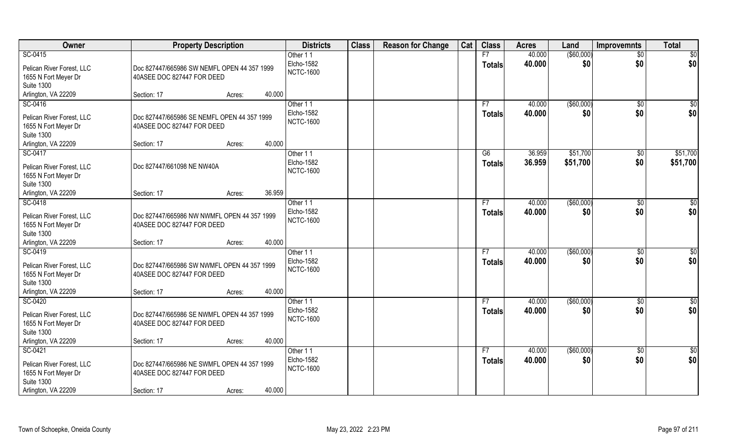| Owner | Property Description | | Districts | Class | Reason for Change | Cat | Class | Acres | Land | Improvemnts | Total |
|---|---|---|---|---|---|---|---|---|---|---|---|
| SC-0415 | | | Other 1 1 | | | | F7 | 40.000 | ($60,000) | $0 | $0 |
| Pelican River Forest, LLC<br>1655 N Fort Meyer Dr<br>Suite 1300<br>Arlington, VA 22209 | Doc 827447/665986 SW NEMFL OPEN 44 357 1999 40ASEE DOC 827447 FOR DEED<br>Section: 17 | Acres: 40.000 | Elcho-1582<br>NCTC-1600 | | | | **Totals** | **40.000** | **$0** | **$0** | **$0** |
| SC-0416 | | | Other 1 1 | | | | F7 | 40.000 | ($60,000) | $0 | $0 |
| Pelican River Forest, LLC<br>1655 N Fort Meyer Dr<br>Suite 1300<br>Arlington, VA 22209 | Doc 827447/665986 SE NEMFL OPEN 44 357 1999 40ASEE DOC 827447 FOR DEED<br>Section: 17 | Acres: 40.000 | Elcho-1582<br>NCTC-1600 | | | | **Totals** | **40.000** | **$0** | **$0** | **$0** |
| SC-0417 | | | Other 1 1 | | | | G6 | 36.959 | $51,700 | $0 | $51,700 |
| Pelican River Forest, LLC<br>1655 N Fort Meyer Dr<br>Suite 1300<br>Arlington, VA 22209 | Doc 827447/661098 NE NW40A<br>Section: 17 | Acres: 36.959 | Elcho-1582<br>NCTC-1600 | | | | **Totals** | **36.959** | **$51,700** | **$0** | **$51,700** |
| SC-0418 | | | Other 1 1 | | | | F7 | 40.000 | ($60,000) | $0 | $0 |
| Pelican River Forest, LLC<br>1655 N Fort Meyer Dr<br>Suite 1300<br>Arlington, VA 22209 | Doc 827447/665986 NW NWMFL OPEN 44 357 1999 40ASEE DOC 827447 FOR DEED<br>Section: 17 | Acres: 40.000 | Elcho-1582<br>NCTC-1600 | | | | **Totals** | **40.000** | **$0** | **$0** | **$0** |
| SC-0419 | | | Other 1 1 | | | | F7 | 40.000 | ($60,000) | $0 | $0 |
| Pelican River Forest, LLC<br>1655 N Fort Meyer Dr<br>Suite 1300<br>Arlington, VA 22209 | Doc 827447/665986 SW NWMFL OPEN 44 357 1999 40ASEE DOC 827447 FOR DEED<br>Section: 17 | Acres: 40.000 | Elcho-1582<br>NCTC-1600 | | | | **Totals** | **40.000** | **$0** | **$0** | **$0** |
| SC-0420 | | | Other 1 1 | | | | F7 | 40.000 | ($60,000) | $0 | $0 |
| Pelican River Forest, LLC<br>1655 N Fort Meyer Dr<br>Suite 1300<br>Arlington, VA 22209 | Doc 827447/665986 SE NWMFL OPEN 44 357 1999 40ASEE DOC 827447 FOR DEED<br>Section: 17 | Acres: 40.000 | Elcho-1582<br>NCTC-1600 | | | | **Totals** | **40.000** | **$0** | **$0** | **$0** |
| SC-0421 | | | Other 1 1 | | | | F7 | 40.000 | ($60,000) | $0 | $0 |
| Pelican River Forest, LLC<br>1655 N Fort Meyer Dr<br>Suite 1300<br>Arlington, VA 22209 | Doc 827447/665986 NE SWMFL OPEN 44 357 1999 40ASEE DOC 827447 FOR DEED<br>Section: 17 | Acres: 40.000 | Elcho-1582<br>NCTC-1600 | | | | **Totals** | **40.000** | **$0** | **$0** | **$0** |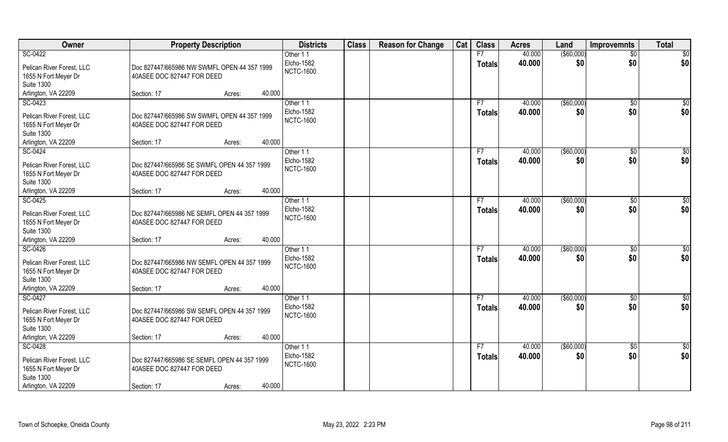| Owner | Property Description | | | Districts | Class | Reason for Change | Cat | Class | Acres | Land | Improvemnts | Total |
|---|---|---|---|---|---|---|---|---|---|---|---|---|
| SC-0422<br>Pelican River Forest, LLC<br>1655 N Fort Meyer Dr<br>Suite 1300<br>Arlington, VA 22209 | Doc 827447/665986 NW SWMFL OPEN 44 357 1999 40ASEE DOC 827447 FOR DEED<br>Section: 17 | Acres: | 40.000 | Other 1 1<br>Elcho-1582<br>NCTC-1600 | | | | F7<br>Totals | 40.000<br>40.000 | ($60,000)<br>$0 | $0<br>$0 | $0<br>$0 |
| SC-0423<br>Pelican River Forest, LLC<br>1655 N Fort Meyer Dr<br>Suite 1300<br>Arlington, VA 22209 | Doc 827447/665986 SW SWMFL OPEN 44 357 1999 40ASEE DOC 827447 FOR DEED<br>Section: 17 | Acres: | 40.000 | Other 1 1<br>Elcho-1582<br>NCTC-1600 | | | | F7<br>Totals | 40.000<br>40.000 | ($60,000)<br>$0 | $0<br>$0 | $0<br>$0 |
| SC-0424<br>Pelican River Forest, LLC<br>1655 N Fort Meyer Dr<br>Suite 1300<br>Arlington, VA 22209 | Doc 827447/665986 SE SWMFL OPEN 44 357 1999 40ASEE DOC 827447 FOR DEED<br>Section: 17 | Acres: | 40.000 | Other 1 1<br>Elcho-1582<br>NCTC-1600 | | | | F7<br>Totals | 40.000<br>40.000 | ($60,000)<br>$0 | $0<br>$0 | $0<br>$0 |
| SC-0425<br>Pelican River Forest, LLC<br>1655 N Fort Meyer Dr<br>Suite 1300<br>Arlington, VA 22209 | Doc 827447/665986 NE SEMFL OPEN 44 357 1999 40ASEE DOC 827447 FOR DEED<br>Section: 17 | Acres: | 40.000 | Other 1 1<br>Elcho-1582<br>NCTC-1600 | | | | F7<br>Totals | 40.000<br>40.000 | ($60,000)<br>$0 | $0<br>$0 | $0<br>$0 |
| SC-0426<br>Pelican River Forest, LLC<br>1655 N Fort Meyer Dr<br>Suite 1300<br>Arlington, VA 22209 | Doc 827447/665986 NW SEMFL OPEN 44 357 1999 40ASEE DOC 827447 FOR DEED<br>Section: 17 | Acres: | 40.000 | Other 1 1<br>Elcho-1582<br>NCTC-1600 | | | | F7<br>Totals | 40.000<br>40.000 | ($60,000)<br>$0 | $0<br>$0 | $0<br>$0 |
| SC-0427<br>Pelican River Forest, LLC<br>1655 N Fort Meyer Dr<br>Suite 1300<br>Arlington, VA 22209 | Doc 827447/665986 SW SEMFL OPEN 44 357 1999 40ASEE DOC 827447 FOR DEED<br>Section: 17 | Acres: | 40.000 | Other 1 1<br>Elcho-1582<br>NCTC-1600 | | | | F7<br>Totals | 40.000<br>40.000 | ($60,000)<br>$0 | $0<br>$0 | $0<br>$0 |
| SC-0428<br>Pelican River Forest, LLC<br>1655 N Fort Meyer Dr<br>Suite 1300<br>Arlington, VA 22209 | Doc 827447/665986 SE SEMFL OPEN 44 357 1999 40ASEE DOC 827447 FOR DEED<br>Section: 17 | Acres: | 40.000 | Other 1 1<br>Elcho-1582<br>NCTC-1600 | | | | F7<br>Totals | 40.000<br>40.000 | ($60,000)<br>$0 | $0<br>$0 | $0<br>$0 |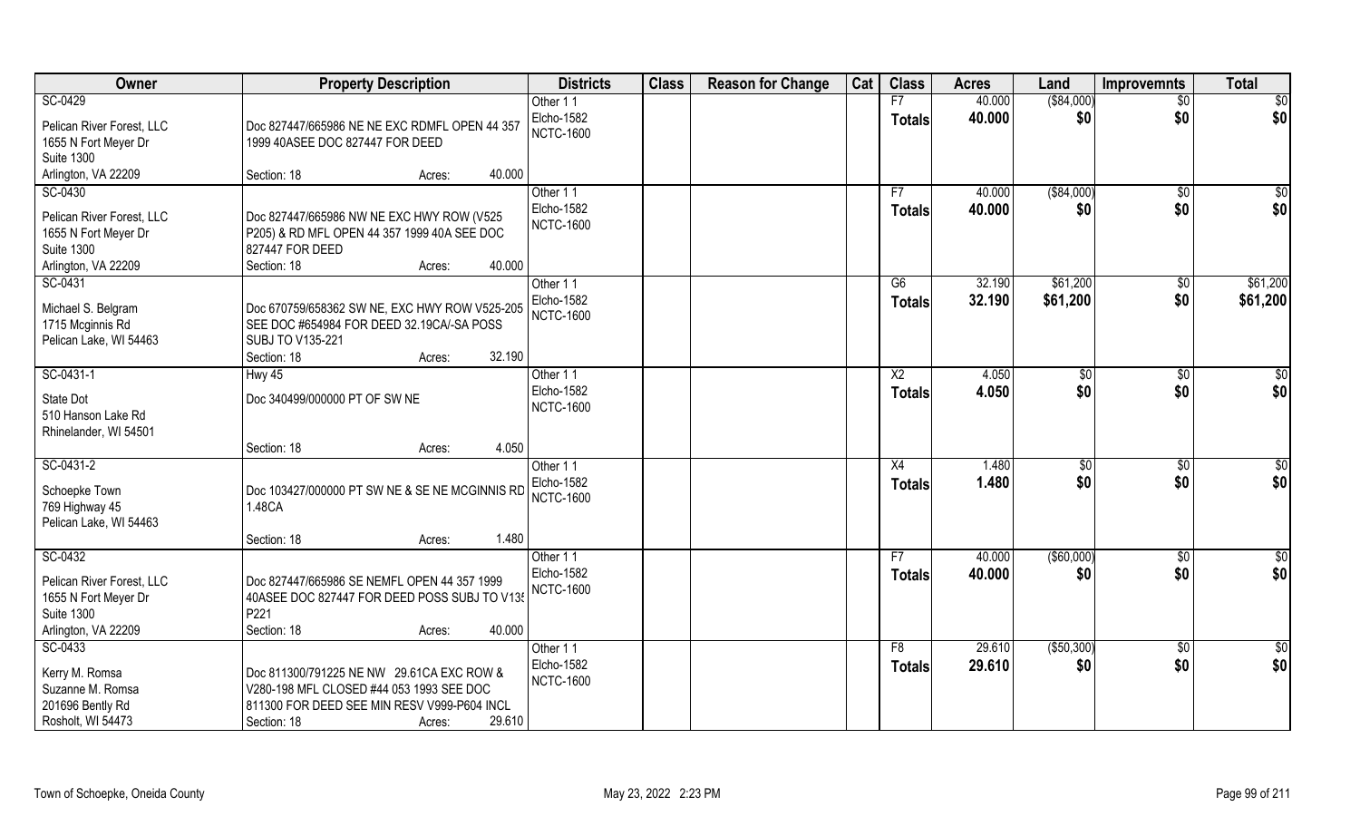| Owner | Property Description | Districts | Class | Reason for Change | Cat | Class | Acres | Land | Improvemnts | Total |
|---|---|---|---|---|---|---|---|---|---|---|
| SC-0429<br>Pelican River Forest, LLC<br>1655 N Fort Meyer Dr<br>Suite 1300<br>Arlington, VA 22209 | Doc 827447/665986 NE NE EXC RDMFL OPEN 44 357 1999 40ASEE DOC 827447 FOR DEED<br>Section: 18 Acres: 40.000 | Other 1 1<br>Elcho-1582<br>NCTC-1600 | | | | F7<br>**Totals** | 40.000<br>**40.000** | ($84,000)<br>**$0** | $0<br>**$0** | $0<br>**$0** |
| SC-0430<br>Pelican River Forest, LLC<br>1655 N Fort Meyer Dr<br>Suite 1300<br>Arlington, VA 22209 | Doc 827447/665986 NW NE EXC HWY ROW (V525 P205) & RD MFL OPEN 44 357 1999 40A SEE DOC 827447 FOR DEED<br>Section: 18 Acres: 40.000 | Other 1 1<br>Elcho-1582<br>NCTC-1600 | | | | F7<br>**Totals** | 40.000<br>**40.000** | ($84,000)<br>**$0** | $0<br>**$0** | $0<br>**$0** |
| SC-0431<br>Michael S. Belgram<br>1715 Mcginnis Rd<br>Pelican Lake, WI 54463 | Doc 670759/658362 SW NE, EXC HWY ROW V525-205 SEE DOC #654984 FOR DEED 32.19CA/-SA POSS SUBJ TO V135-221<br>Section: 18 Acres: 32.190 | Other 1 1<br>Elcho-1582<br>NCTC-1600 | | | | G6<br>**Totals** | 32.190<br>**32.190** | $61,200<br>**$61,200** | $0<br>**$0** | $61,200<br>**$61,200** |
| SC-0431-1<br>State Dot<br>510 Hanson Lake Rd<br>Rhinelander, WI 54501 | Hwy 45<br>Doc 340499/000000 PT OF SW NE<br>Section: 18 Acres: 4.050 | Other 1 1<br>Elcho-1582<br>NCTC-1600 | | | | X2<br>**Totals** | 4.050<br>**4.050** | $0<br>**$0** | $0<br>**$0** | $0<br>**$0** |
| SC-0431-2<br>Schoepke Town<br>769 Highway 45<br>Pelican Lake, WI 54463 | Doc 103427/000000 PT SW NE & SE NE MCGINNIS RD 1.48CA<br>Section: 18 Acres: 1.480 | Other 1 1<br>Elcho-1582<br>NCTC-1600 | | | | X4<br>**Totals** | 1.480<br>**1.480** | $0<br>**$0** | $0<br>**$0** | $0<br>**$0** |
| SC-0432<br>Pelican River Forest, LLC<br>1655 N Fort Meyer Dr<br>Suite 1300<br>Arlington, VA 22209 | Doc 827447/665986 SE NEMFL OPEN 44 357 1999 40ASEE DOC 827447 FOR DEED POSS SUBJ TO V135 P221<br>Section: 18 Acres: 40.000 | Other 1 1<br>Elcho-1582<br>NCTC-1600 | | | | F7<br>**Totals** | 40.000<br>**40.000** | ($60,000)<br>**$0** | $0<br>**$0** | $0<br>**$0** |
| SC-0433<br>Kerry M. Romsa<br>Suzanne M. Romsa<br>201696 Bently Rd<br>Rosholt, WI 54473 | Doc 811300/791225 NE NW 29.61CA EXC ROW & V280-198 MFL CLOSED #44 053 1993 SEE DOC 811300 FOR DEED SEE MIN RESV V999-P604 INCL<br>Section: 18 Acres: 29.610 | Other 1 1<br>Elcho-1582<br>NCTC-1600 | | | | F8<br>**Totals** | 29.610<br>**29.610** | ($50,300)<br>**$0** | $0<br>**$0** | $0<br>**$0** |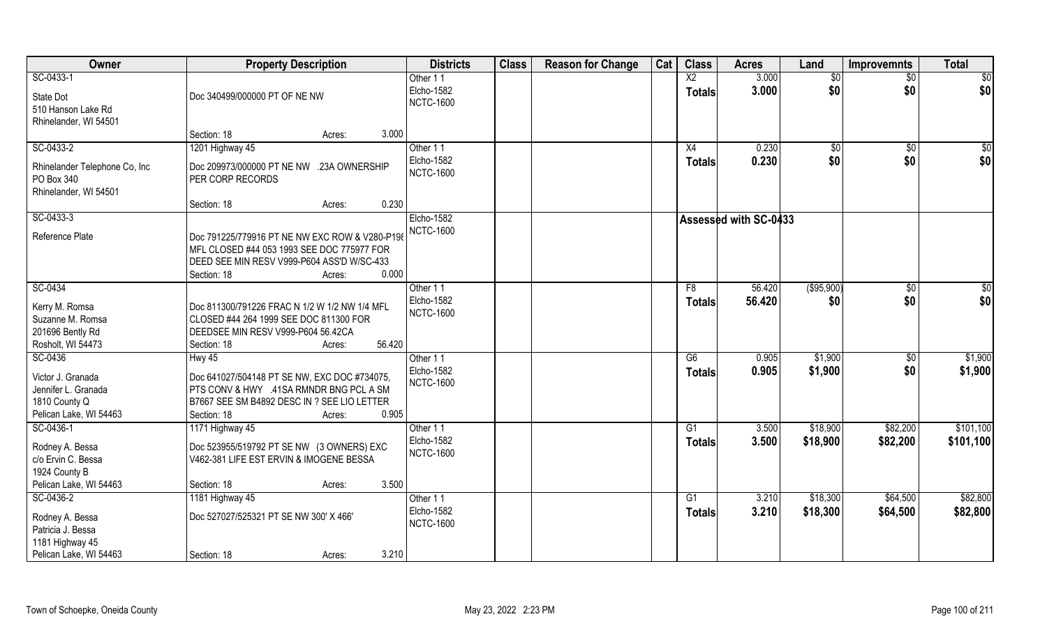| Owner | Property Description | Districts | Class | Reason for Change | Cat | Class | Acres | Land | Improvemnts | Total |
|---|---|---|---|---|---|---|---|---|---|---|
| SC-0433-1<br>State Dot<br>510 Hanson Lake Rd<br>Rhinelander, WI 54501 | Doc 340499/000000 PT OF NE NW<br>Section: 18 Acres: 3.000 | Other 1 1<br>Elcho-1582<br>NCTC-1600 | | | | X2<br>**Totals** | 3.000<br>**3.000** | $0<br>**$0** | $0<br>**$0** | $0<br>**$0** |
| SC-0433-2<br>Rhinelander Telephone Co, Inc<br>PO Box 340<br>Rhinelander, WI 54501 | 1201 Highway 45<br>Doc 209973/000000 PT NE NW .23A OWNERSHIP PER CORP RECORDS<br>Section: 18 Acres: 0.230 | Other 1 1<br>Elcho-1582<br>NCTC-1600 | | | | X4<br>**Totals** | 0.230<br>**0.230** | $0<br>**$0** | $0<br>**$0** | $0<br>**$0** |
| SC-0433-3<br>Reference Plate | Doc 791225/779916 PT NE NW EXC ROW & V280-P196 MFL CLOSED #44 053 1993 SEE DOC 775977 FOR DEED SEE MIN RESV V999-P604 ASS'D W/SC-433<br>Section: 18 Acres: 0.000 | Elcho-1582<br>NCTC-1600 | | | | Assessed with SC-0433 | | | | |
| SC-0434<br>Kerry M. Romsa<br>Suzanne M. Romsa<br>201696 Bently Rd<br>Rosholt, WI 54473 | Doc 811300/791226 FRAC N 1/2 W 1/2 NW 1/4 MFL CLOSED #44 264 1999 SEE DOC 811300 FOR DEEDSEE MIN RESV V999-P604 56.42CA<br>Section: 18 Acres: 56.420 | Other 1 1<br>Elcho-1582<br>NCTC-1600 | | | | F8<br>**Totals** | 56.420<br>**56.420** | ($95,900)<br>**$0** | $0<br>**$0** | $0<br>**$0** |
| SC-0436<br>Victor J. Granada<br>Jennifer L. Granada<br>1810 County Q<br>Pelican Lake, WI 54463 | Hwy 45<br>Doc 641027/504148 PT SE NW, EXC DOC #734075, PTS CONV & HWY .41SA RMNDR BNG PCL A SM B7667 SEE SM B4892 DESC IN ? SEE LIO LETTER<br>Section: 18 Acres: 0.905 | Other 1 1<br>Elcho-1582<br>NCTC-1600 | | | | G6<br>**Totals** | 0.905<br>**0.905** | $1,900<br>**$1,900** | $0<br>**$0** | $1,900<br>**$1,900** |
| SC-0436-1<br>Rodney A. Bessa<br>c/o Ervin C. Bessa<br>1924 County B<br>Pelican Lake, WI 54463 | 1171 Highway 45<br>Doc 523955/519792 PT SE NW (3 OWNERS) EXC V462-381 LIFE EST ERVIN & IMOGENE BESSA<br>Section: 18 Acres: 3.500 | Other 1 1<br>Elcho-1582<br>NCTC-1600 | | | | G1<br>**Totals** | 3.500<br>**3.500** | $18,900<br>**$18,900** | $82,200<br>**$82,200** | $101,100<br>**$101,100** |
| SC-0436-2<br>Rodney A. Bessa<br>Patricia J. Bessa<br>1181 Highway 45<br>Pelican Lake, WI 54463 | 1181 Highway 45<br>Doc 527027/525321 PT SE NW 300' X 466'<br>Section: 18 Acres: 3.210 | Other 1 1<br>Elcho-1582<br>NCTC-1600 | | | | G1<br>**Totals** | 3.210<br>**3.210** | $18,300<br>**$18,300** | $64,500<br>**$64,500** | $82,800<br>**$82,800** |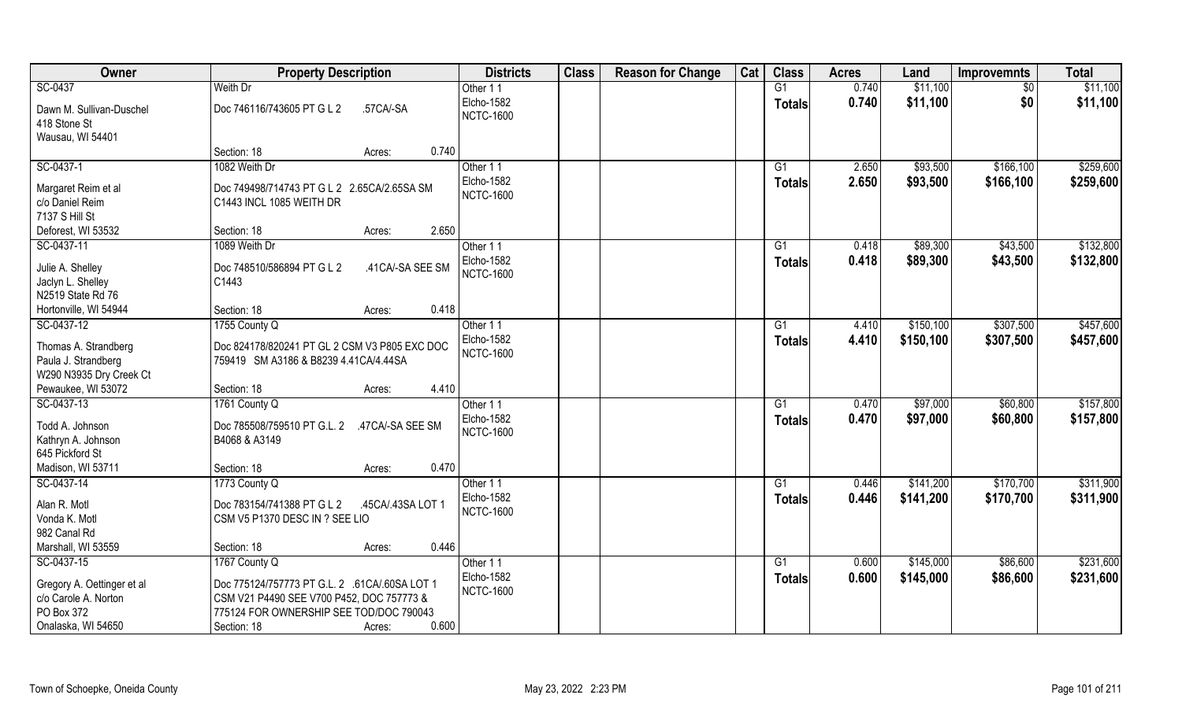| Owner | Property Description | Districts | Class | Reason for Change | Cat | Class | Acres | Land | Improvemnts | Total |
|---|---|---|---|---|---|---|---|---|---|---|
| SC-0437<br>Dawn M. Sullivan-Duschel<br>418 Stone St<br>Wausau, WI 54401 | Weith Dr<br>Doc 746116/743605 PT G L 2 .57CA/-SA<br>Section: 18 Acres: 0.740 | Other 1 1<br>Elcho-1582<br>NCTC-1600 | | | | G1<br>Totals | 0.740<br>0.740 | $11,100<br>$11,100 | $0<br>$0 | $11,100<br>$11,100 |
| SC-0437-1<br>Margaret Reim et al<br>c/o Daniel Reim<br>7137 S Hill St<br>Deforest, WI 53532 | 1082 Weith Dr<br>Doc 749498/714743 PT G L 2 2.65CA/2.65SA SM C1443 INCL 1085 WEITH DR<br>Section: 18 Acres: 2.650 | Other 1 1<br>Elcho-1582<br>NCTC-1600 | | | | G1<br>Totals | 2.650<br>2.650 | $93,500<br>$93,500 | $166,100<br>$166,100 | $259,600<br>$259,600 |
| SC-0437-11<br>Julie A. Shelley<br>Jaclyn L. Shelley<br>N2519 State Rd 76<br>Hortonville, WI 54944 | 1089 Weith Dr<br>Doc 748510/586894 PT G L 2 .41CA/-SA SEE SM C1443<br>Section: 18 Acres: 0.418 | Other 1 1<br>Elcho-1582<br>NCTC-1600 | | | | G1<br>Totals | 0.418<br>0.418 | $89,300<br>$89,300 | $43,500<br>$43,500 | $132,800<br>$132,800 |
| SC-0437-12<br>Thomas A. Strandberg<br>Paula J. Strandberg<br>W290 N3935 Dry Creek Ct<br>Pewaukee, WI 53072 | 1755 County Q<br>Doc 824178/820241 PT GL 2 CSM V3 P805 EXC DOC 759419 SM A3186 & B8239 4.41CA/4.44SA<br>Section: 18 Acres: 4.410 | Other 1 1<br>Elcho-1582<br>NCTC-1600 | | | | G1<br>Totals | 4.410<br>4.410 | $150,100<br>$150,100 | $307,500<br>$307,500 | $457,600<br>$457,600 |
| SC-0437-13<br>Todd A. Johnson<br>Kathryn A. Johnson<br>645 Pickford St<br>Madison, WI 53711 | 1761 County Q<br>Doc 785508/759510 PT G.L. 2 .47CA/-SA SEE SM B4068 & A3149<br>Section: 18 Acres: 0.470 | Other 1 1<br>Elcho-1582<br>NCTC-1600 | | | | G1<br>Totals | 0.470<br>0.470 | $97,000<br>$97,000 | $60,800<br>$60,800 | $157,800<br>$157,800 |
| SC-0437-14<br>Alan R. Motl<br>Vonda K. Motl<br>982 Canal Rd<br>Marshall, WI 53559 | 1773 County Q<br>Doc 783154/741388 PT G L 2 .45CA/.43SA LOT 1 CSM V5 P1370 DESC IN ? SEE LIO<br>Section: 18 Acres: 0.446 | Other 1 1<br>Elcho-1582<br>NCTC-1600 | | | | G1<br>Totals | 0.446<br>0.446 | $141,200<br>$141,200 | $170,700<br>$170,700 | $311,900<br>$311,900 |
| SC-0437-15<br>Gregory A. Oettinger et al<br>c/o Carole A. Norton<br>PO Box 372<br>Onalaska, WI 54650 | 1767 County Q<br>Doc 775124/757773 PT G.L. 2 .61CA/.60SA LOT 1 CSM V21 P4490 SEE V700 P452, DOC 757773 & 775124 FOR OWNERSHIP SEE TOD/DOC 790043<br>Section: 18 Acres: 0.600 | Other 1 1<br>Elcho-1582<br>NCTC-1600 | | | | G1<br>Totals | 0.600<br>0.600 | $145,000<br>$145,000 | $86,600<br>$86,600 | $231,600<br>$231,600 |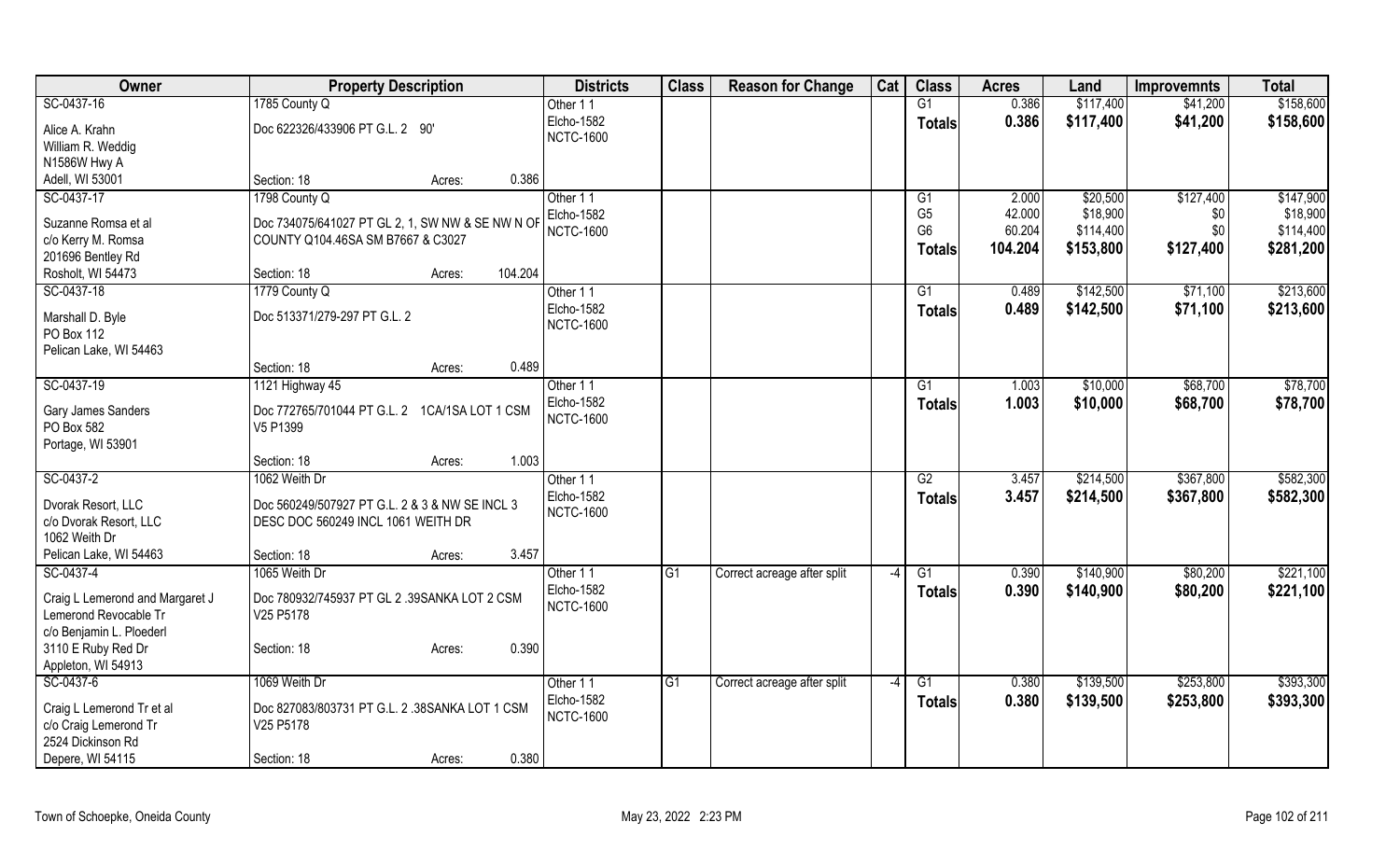| Owner | Property Description | Districts | Class | Reason for Change | Cat | Class | Acres | Land | Improvemnts | Total |
|---|---|---|---|---|---|---|---|---|---|---|
| SC-0437-16<br>Alice A. Krahn<br>William R. Weddig<br>N1586W Hwy A<br>Adell, WI 53001 | 1785 County Q<br>Doc 622326/433906 PT G.L. 2 90'<br>Section: 18 Acres: 0.386 | Other 1 1<br>Elcho-1582<br>NCTC-1600 | | | | G1<br>**Totals** | 0.386<br>**0.386** | $117,400<br>**$117,400** | $41,200<br>**$41,200** | $158,600<br>**$158,600** |
| SC-0437-17<br>Suzanne Romsa et al<br>c/o Kerry M. Romsa<br>201696 Bentley Rd<br>Rosholt, WI 54473 | 1798 County Q<br>Doc 734075/641027 PT GL 2, 1, SW NW & SE NW N OF COUNTY Q104.46SA SM B7667 & C3027<br>Section: 18 Acres: 104.204 | Other 1 1<br>Elcho-1582<br>NCTC-1600 | | | | G1<br>G5<br>G6<br>**Totals** | 2.000<br>42.000<br>60.204<br>**104.204** | $20,500<br>$18,900<br>$114,400<br>**$153,800** | $127,400<br>$0<br>$0<br>**$127,400** | $147,900<br>$18,900<br>$114,400<br>**$281,200** |
| SC-0437-18<br>Marshall D. Byle<br>PO Box 112<br>Pelican Lake, WI 54463 | 1779 County Q<br>Doc 513371/279-297 PT G.L. 2<br>Section: 18 Acres: 0.489 | Other 1 1<br>Elcho-1582<br>NCTC-1600 | | | | G1<br>**Totals** | 0.489<br>**0.489** | $142,500<br>**$142,500** | $71,100<br>**$71,100** | $213,600<br>**$213,600** |
| SC-0437-19<br>Gary James Sanders<br>PO Box 582<br>Portage, WI 53901 | 1121 Highway 45<br>Doc 772765/701044 PT G.L. 2 1CA/1SA LOT 1 CSM V5 P1399<br>Section: 18 Acres: 1.003 | Other 1 1<br>Elcho-1582<br>NCTC-1600 | | | | G1<br>**Totals** | 1.003<br>**1.003** | $10,000<br>**$10,000** | $68,700<br>**$68,700** | $78,700<br>**$78,700** |
| SC-0437-2<br>Dvorak Resort, LLC<br>c/o Dvorak Resort, LLC<br>1062 Weith Dr<br>Pelican Lake, WI 54463 | 1062 Weith Dr<br>Doc 560249/507927 PT G.L. 2 & 3 & NW SE INCL 3 DESC DOC 560249 INCL 1061 WEITH DR<br>Section: 18 Acres: 3.457 | Other 1 1<br>Elcho-1582<br>NCTC-1600 | | | | G2<br>**Totals** | 3.457<br>**3.457** | $214,500<br>**$214,500** | $367,800<br>**$367,800** | $582,300<br>**$582,300** |
| SC-0437-4<br>Craig L Lemerond and Margaret J Lemerond Revocable Tr<br>c/o Benjamin L. Ploederl<br>3110 E Ruby Red Dr<br>Appleton, WI 54913 | 1065 Weith Dr<br>Doc 780932/745937 PT GL 2 .39SANKA LOT 2 CSM V25 P5178<br>Section: 18 Acres: 0.390 | Other 1 1<br>Elcho-1582<br>NCTC-1600 | G1 | Correct acreage after split | -4 | G1<br>**Totals** | 0.390<br>**0.390** | $140,900<br>**$140,900** | $80,200<br>**$80,200** | $221,100<br>**$221,100** |
| SC-0437-6<br>Craig L Lemerond Tr et al<br>c/o Craig Lemerond Tr<br>2524 Dickinson Rd<br>Depere, WI 54115 | 1069 Weith Dr<br>Doc 827083/803731 PT G.L. 2 .38SANKA LOT 1 CSM V25 P5178<br>Section: 18 Acres: 0.380 | Other 1 1<br>Elcho-1582<br>NCTC-1600 | G1 | Correct acreage after split | -4 | G1<br>**Totals** | 0.380<br>**0.380** | $139,500<br>**$139,500** | $253,800<br>**$253,800** | $393,300<br>**$393,300** |

Town of Schoepke, Oneida County May 23, 2022 2:23 PM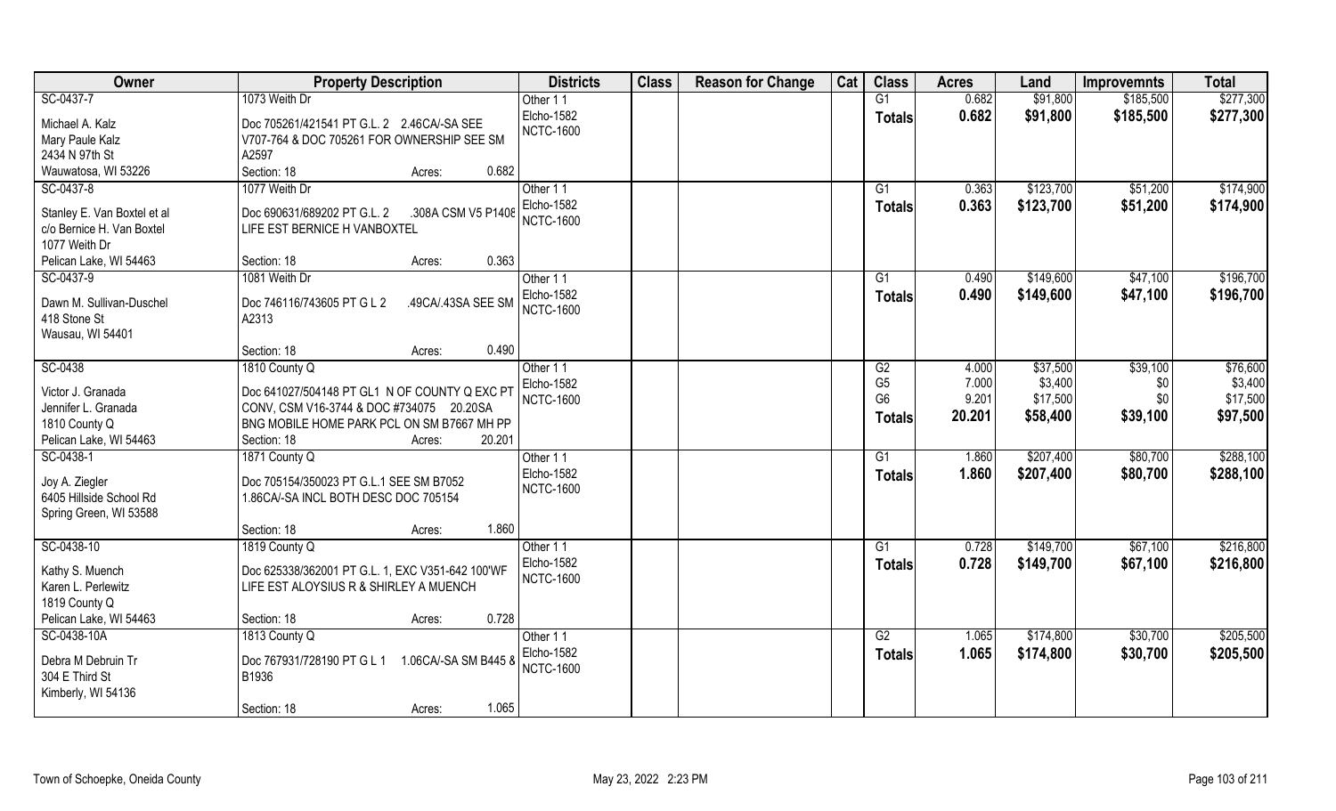| Owner | Property Description | | Districts | Class | Reason for Change | Cat | Class | Acres | Land | Improvemnts | Total |
|---|---|---|---|---|---|---|---|---|---|---|---|
| SC-0437-7 | 1073 Weith Dr | | Other 1 1 | | | | G1 | 0.682 | $91,800 | $185,500 | $277,300 |
| Michael A. Kalz<br>Mary Paule Kalz<br>2434 N 97th St<br>Wauwatosa, WI 53226 | Doc 705261/421541 PT G.L. 2 2.46CA/-SA SEE V707-764 & DOC 705261 FOR OWNERSHIP SEE SM A2597 | | Elcho-1582<br>NCTC-1600 | | | | **Totals** | **0.682** | **$91,800** | **$185,500** | **$277,300** |
| | Section: 18 | Acres: 0.682 | | | | | | | | | |
| SC-0437-8 | 1077 Weith Dr | | Other 1 1 | | | | G1 | 0.363 | $123,700 | $51,200 | $174,900 |
| Stanley E. Van Boxtel et al<br>c/o Bernice H. Van Boxtel<br>1077 Weith Dr<br>Pelican Lake, WI 54463 | Doc 690631/689202 PT G.L. 2 .308A CSM V5 P1408 LIFE EST BERNICE H VANBOXTEL | | Elcho-1582<br>NCTC-1600 | | | | **Totals** | **0.363** | **$123,700** | **$51,200** | **$174,900** |
| | Section: 18 | Acres: 0.363 | | | | | | | | | |
| SC-0437-9 | 1081 Weith Dr | | Other 1 1 | | | | G1 | 0.490 | $149,600 | $47,100 | $196,700 |
| Dawn M. Sullivan-Duschel<br>418 Stone St<br>Wausau, WI 54401 | Doc 746116/743605 PT G L 2 .49CA/.43SA SEE SM A2313 | | Elcho-1582<br>NCTC-1600 | | | | **Totals** | **0.490** | **$149,600** | **$47,100** | **$196,700** |
| | Section: 18 | Acres: 0.490 | | | | | | | | | |
| SC-0438 | 1810 County Q | | Other 1 1 | | | | G2 | 4.000 | $37,500 | $39,100 | $76,600 |
| Victor J. Granada<br>Jennifer L. Granada<br>1810 County Q<br>Pelican Lake, WI 54463 | Doc 641027/504148 PT GL1 N OF COUNTY Q EXC PT CONV, CSM V16-3744 & DOC #734075 20.20SA BNG MOBILE HOME PARK PCL ON SM B7667 MH PP | | Elcho-1582<br>NCTC-1600 | | | | G5 | 7.000 | $3,400 | $0 | $3,400 |
| | | | | | | | G6 | 9.201 | $17,500 | $0 | $17,500 |
| | | | | | | | **Totals** | **20.201** | **$58,400** | **$39,100** | **$97,500** |
| | Section: 18 | Acres: 20.201 | | | | | | | | | |
| SC-0438-1 | 1871 County Q | | Other 1 1 | | | | G1 | 1.860 | $207,400 | $80,700 | $288,100 |
| Joy A. Ziegler<br>6405 Hillside School Rd<br>Spring Green, WI 53588 | Doc 705154/350023 PT G.L.1 SEE SM B7052 1.86CA/-SA INCL BOTH DESC DOC 705154 | | Elcho-1582<br>NCTC-1600 | | | | **Totals** | **1.860** | **$207,400** | **$80,700** | **$288,100** |
| | Section: 18 | Acres: 1.860 | | | | | | | | | |
| SC-0438-10 | 1819 County Q | | Other 1 1 | | | | G1 | 0.728 | $149,700 | $67,100 | $216,800 |
| Kathy S. Muench<br>Karen L. Perlewitz<br>1819 County Q<br>Pelican Lake, WI 54463 | Doc 625338/362001 PT G.L. 1, EXC V351-642 100'WF LIFE EST ALOYSIUS R & SHIRLEY A MUENCH | | Elcho-1582<br>NCTC-1600 | | | | **Totals** | **0.728** | **$149,700** | **$67,100** | **$216,800** |
| | Section: 18 | Acres: 0.728 | | | | | | | | | |
| SC-0438-10A | 1813 County Q | | Other 1 1 | | | | G2 | 1.065 | $174,800 | $30,700 | $205,500 |
| Debra M Debruin Tr<br>304 E Third St<br>Kimberly, WI 54136 | Doc 767931/728190 PT G L 1 1.06CA/-SA SM B445 & B1936 | | Elcho-1582<br>NCTC-1600 | | | | **Totals** | **1.065** | **$174,800** | **$30,700** | **$205,500** |
| | Section: 18 | Acres: 1.065 | | | | | | | | | |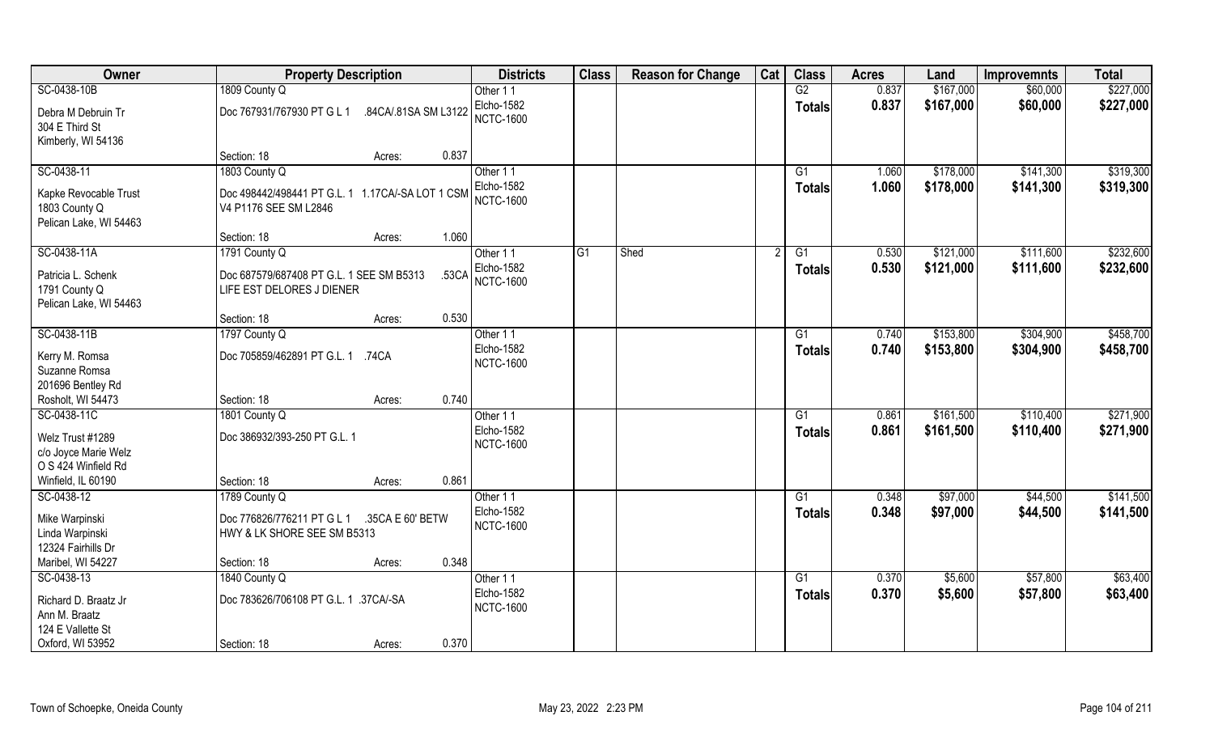| Owner | Property Description | | Districts | Class | Reason for Change | Cat | Class | Acres | Land | Improvemnts | Total |
|---|---|---|---|---|---|---|---|---|---|---|---|
| SC-0438-10B | 1809 County Q | | Other 1 1 | | | | G2 | 0.837 | $167,000 | $60,000 | $227,000 |
| Debra M Debruin Tr<br>304 E Third St<br>Kimberly, WI 54136 | Doc 767931/767930 PT G L 1 .84CA/.81SA SM L3122 | | Elcho-1582<br>NCTC-1600 | | | | **Totals** | **0.837** | **$167,000** | **$60,000** | **$227,000** |
| | Section: 18 | Acres: 0.837 | | | | | | | | | |
| SC-0438-11 | 1803 County Q | | Other 1 1 | | | | G1 | 1.060 | $178,000 | $141,300 | $319,300 |
| Kapke Revocable Trust<br>1803 County Q<br>Pelican Lake, WI 54463 | Doc 498442/498441 PT G.L. 1 1.17CA/-SA LOT 1 CSM V4 P1176 SEE SM L2846 | | Elcho-1582<br>NCTC-1600 | | | | **Totals** | **1.060** | **$178,000** | **$141,300** | **$319,300** |
| | Section: 18 | Acres: 1.060 | | | | | | | | | |
| SC-0438-11A | 1791 County Q | | Other 1 1 | G1 | Shed | 2 | G1 | 0.530 | $121,000 | $111,600 | $232,600 |
| Patricia L. Schenk<br>1791 County Q<br>Pelican Lake, WI 54463 | Doc 687579/687408 PT G.L. 1 SEE SM B5313 .53CA LIFE EST DELORES J DIENER | | Elcho-1582<br>NCTC-1600 | | | | **Totals** | **0.530** | **$121,000** | **$111,600** | **$232,600** |
| | Section: 18 | Acres: 0.530 | | | | | | | | | |
| SC-0438-11B | 1797 County Q | | Other 1 1 | | | | G1 | 0.740 | $153,800 | $304,900 | $458,700 |
| Kerry M. Romsa<br>Suzanne Romsa<br>201696 Bentley Rd<br>Rosholt, WI 54473 | Doc 705859/462891 PT G.L. 1 .74CA | | Elcho-1582<br>NCTC-1600 | | | | **Totals** | **0.740** | **$153,800** | **$304,900** | **$458,700** |
| | Section: 18 | Acres: 0.740 | | | | | | | | | |
| SC-0438-11C | 1801 County Q | | Other 1 1 | | | | G1 | 0.861 | $161,500 | $110,400 | $271,900 |
| Welz Trust #1289<br>c/o Joyce Marie Welz<br>O S 424 Winfield Rd<br>Winfield, IL 60190 | Doc 386932/393-250 PT G.L. 1 | | Elcho-1582<br>NCTC-1600 | | | | **Totals** | **0.861** | **$161,500** | **$110,400** | **$271,900** |
| | Section: 18 | Acres: 0.861 | | | | | | | | | |
| SC-0438-12 | 1789 County Q | | Other 1 1 | | | | G1 | 0.348 | $97,000 | $44,500 | $141,500 |
| Mike Warpinski<br>Linda Warpinski<br>12324 Fairhills Dr<br>Maribel, WI 54227 | Doc 776826/776211 PT G L 1 .35CA E 60' BETW HWY & LK SHORE SEE SM B5313 | | Elcho-1582<br>NCTC-1600 | | | | **Totals** | **0.348** | **$97,000** | **$44,500** | **$141,500** |
| | Section: 18 | Acres: 0.348 | | | | | | | | | |
| SC-0438-13 | 1840 County Q | | Other 1 1 | | | | G1 | 0.370 | $5,600 | $57,800 | $63,400 |
| Richard D. Braatz Jr<br>Ann M. Braatz<br>124 E Vallette St<br>Oxford, WI 53952 | Doc 783626/706108 PT G.L. 1 .37CA/-SA | | Elcho-1582<br>NCTC-1600 | | | | **Totals** | **0.370** | **$5,600** | **$57,800** | **$63,400** |
| | Section: 18 | Acres: 0.370 | | | | | | | | | |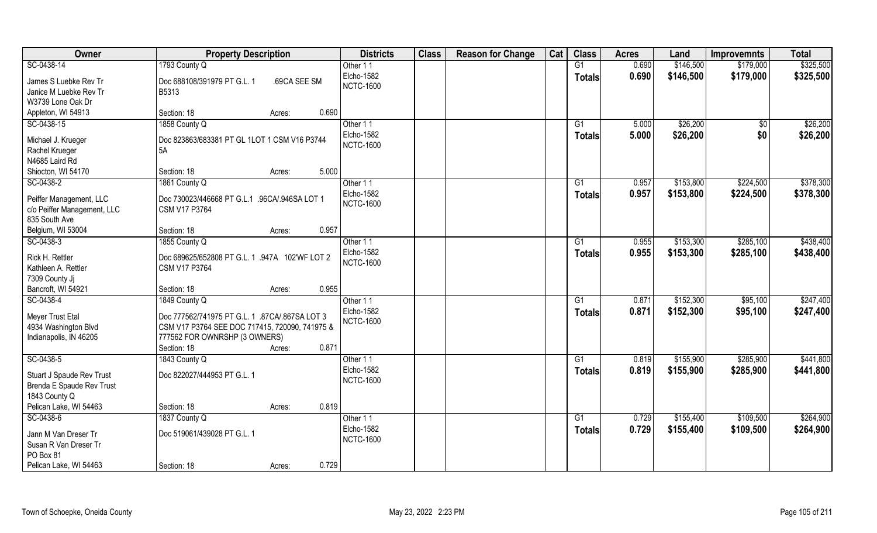| Owner | Property Description | Districts | Class | Reason for Change | Cat | Class | Acres | Land | Improvemnts | Total |
|---|---|---|---|---|---|---|---|---|---|---|
| SC-0438-14 | 1793 County Q | Other 1 1 | | | | G1 | 0.690 | $146,500 | $179,000 | $325,500 |
| James S Luebke Rev Tr<br>Janice M Luebke Rev Tr<br>W3739 Lone Oak Dr<br>Appleton, WI 54913 | Doc 688108/391979 PT G.L. 1 .69CA SEE SM B5313<br>Section: 18 Acres: 0.690 | Elcho-1582<br>NCTC-1600 | | | | **Totals** | **0.690** | **$146,500** | **$179,000** | **$325,500** |
| SC-0438-15 | 1858 County Q | Other 1 1 | | | | G1 | 5.000 | $26,200 | $0 | $26,200 |
| Michael J. Krueger<br>Rachel Krueger<br>N4685 Laird Rd<br>Shiocton, WI 54170 | Doc 823863/683381 PT GL 1LOT 1 CSM V16 P3744 5A<br>Section: 18 Acres: 5.000 | Elcho-1582<br>NCTC-1600 | | | | **Totals** | **5.000** | **$26,200** | **$0** | **$26,200** |
| SC-0438-2 | 1861 County Q | Other 1 1 | | | | G1 | 0.957 | $153,800 | $224,500 | $378,300 |
| Peiffer Management, LLC<br>c/o Peiffer Management, LLC<br>835 South Ave<br>Belgium, WI 53004 | Doc 730023/446668 PT G.L.1 .96CA/.946SA LOT 1 CSM V17 P3764<br>Section: 18 Acres: 0.957 | Elcho-1582<br>NCTC-1600 | | | | **Totals** | **0.957** | **$153,800** | **$224,500** | **$378,300** |
| SC-0438-3 | 1855 County Q | Other 1 1 | | | | G1 | 0.955 | $153,300 | $285,100 | $438,400 |
| Rick H. Rettler<br>Kathleen A. Rettler<br>7309 County Jj<br>Bancroft, WI 54921 | Doc 689625/652808 PT G.L. 1 .947A 102'WF LOT 2 CSM V17 P3764<br>Section: 18 Acres: 0.955 | Elcho-1582<br>NCTC-1600 | | | | **Totals** | **0.955** | **$153,300** | **$285,100** | **$438,400** |
| SC-0438-4 | 1849 County Q | Other 1 1 | | | | G1 | 0.871 | $152,300 | $95,100 | $247,400 |
| Meyer Trust Etal<br>4934 Washington Blvd<br>Indianapolis, IN 46205 | Doc 777562/741975 PT G.L. 1 .87CA/.867SA LOT 3 CSM V17 P3764 SEE DOC 717415, 720090, 741975 & 777562 FOR OWNRSHP (3 OWNERS)<br>Section: 18 Acres: 0.871 | Elcho-1582<br>NCTC-1600 | | | | **Totals** | **0.871** | **$152,300** | **$95,100** | **$247,400** |
| SC-0438-5 | 1843 County Q | Other 1 1 | | | | G1 | 0.819 | $155,900 | $285,900 | $441,800 |
| Stuart J Spaude Rev Trust<br>Brenda E Spaude Rev Trust<br>1843 County Q<br>Pelican Lake, WI 54463 | Doc 822027/444953 PT G.L. 1<br>Section: 18 Acres: 0.819 | Elcho-1582<br>NCTC-1600 | | | | **Totals** | **0.819** | **$155,900** | **$285,900** | **$441,800** |
| SC-0438-6 | 1837 County Q | Other 1 1 | | | | G1 | 0.729 | $155,400 | $109,500 | $264,900 |
| Jann M Van Dreser Tr<br>Susan R Van Dreser Tr<br>PO Box 81<br>Pelican Lake, WI 54463 | Doc 519061/439028 PT G.L. 1<br>Section: 18 Acres: 0.729 | Elcho-1582<br>NCTC-1600 | | | | **Totals** | **0.729** | **$155,400** | **$109,500** | **$264,900** |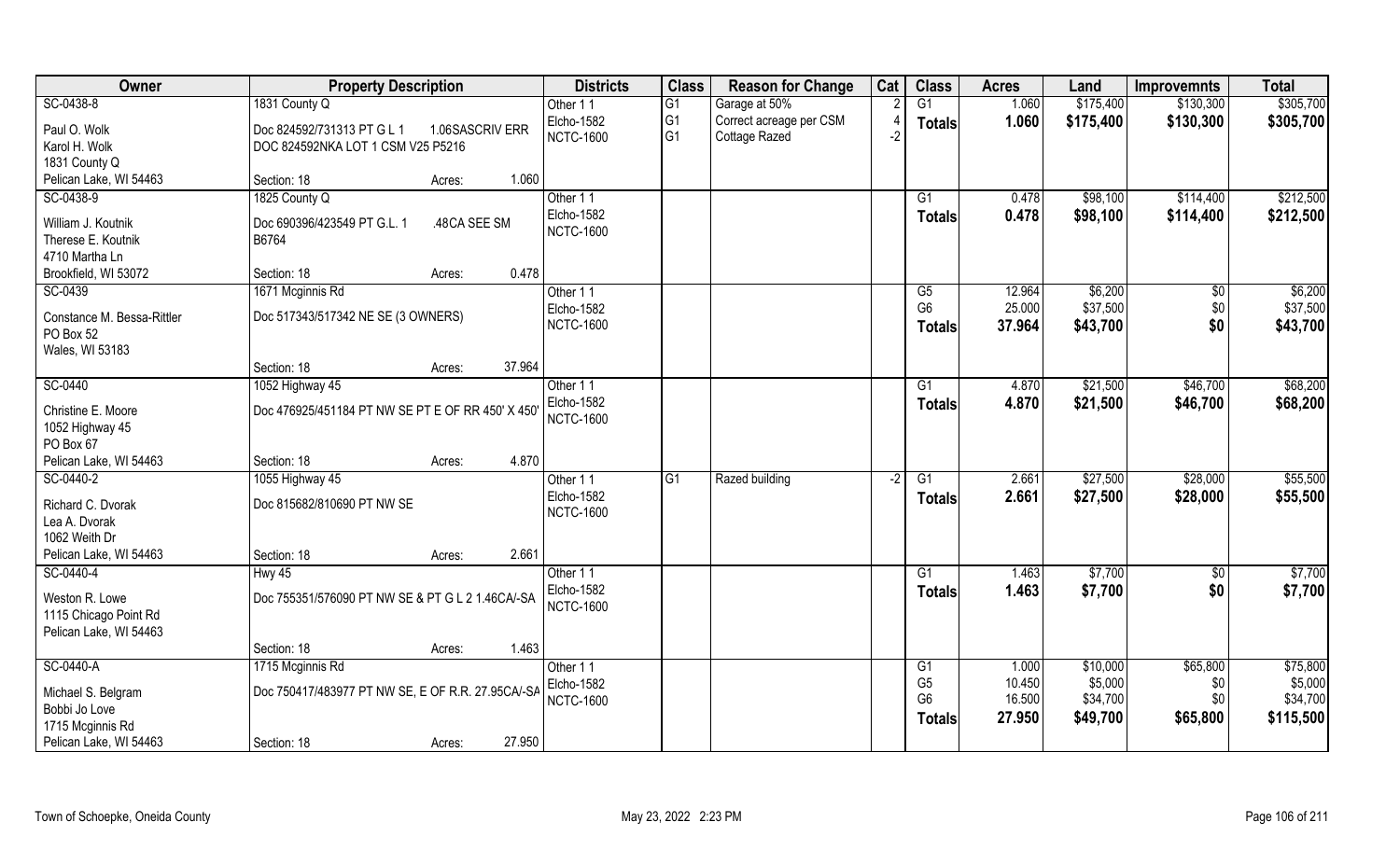| Owner | Property Description | | | Districts | Class | Reason for Change | Cat | Class | Acres | Land | Improvemnts | Total |
|---|---|---|---|---|---|---|---|---|---|---|---|---|
| SC-0438-8 | 1831 County Q | | | Other 1 1 | G1 | Garage at 50% | 2 | G1 | 1.060 | $175,400 | $130,300 | $305,700 |
| Paul O. Wolk | Doc 824592/731313 PT G L 1 | 1.06SASCRIV ERR | | Elcho-1582 | G1 | Correct acreage per CSM | 4 | **Totals** | **1.060** | **$175,400** | **$130,300** | **$305,700** |
| Karol H. Wolk | DOC 824592NKA LOT 1 CSM V25 P5216 | | | NCTC-1600 | G1 | Cottage Razed | -2 | | | | | |
| 1831 County Q | | | | | | | | | | | | |
| Pelican Lake, WI 54463 | Section: 18 | Acres: | 1.060 | | | | | | | | | |
| SC-0438-9 | 1825 County Q | | | Other 1 1 | | | | G1 | 0.478 | $98,100 | $114,400 | $212,500 |
| William J. Koutnik | Doc 690396/423549 PT G.L. 1 | .48CA SEE SM | | Elcho-1582 | | | | **Totals** | **0.478** | **$98,100** | **$114,400** | **$212,500** |
| Therese E. Koutnik | B6764 | | | NCTC-1600 | | | | | | | | |
| 4710 Martha Ln | | | | | | | | | | | | |
| Brookfield, WI 53072 | Section: 18 | Acres: | 0.478 | | | | | | | | | |
| SC-0439 | 1671 Mcginnis Rd | | | Other 1 1 | | | | G5 | 12.964 | $6,200 | $0 | $6,200 |
| Constance M. Bessa-Rittler | Doc 517343/517342 NE SE (3 OWNERS) | | | Elcho-1582 | | | | G6 | 25.000 | $37,500 | $0 | $37,500 |
| PO Box 52 | | | | NCTC-1600 | | | | **Totals** | **37.964** | **$43,700** | **$0** | **$43,700** |
| Wales, WI 53183 | | | | | | | | | | | | |
| | Section: 18 | Acres: | 37.964 | | | | | | | | | |
| SC-0440 | 1052 Highway 45 | | | Other 1 1 | | | | G1 | 4.870 | $21,500 | $46,700 | $68,200 |
| Christine E. Moore | Doc 476925/451184 PT NW SE PT E OF RR 450' X 450' | | | Elcho-1582 | | | | **Totals** | **4.870** | **$21,500** | **$46,700** | **$68,200** |
| 1052 Highway 45 | | | | NCTC-1600 | | | | | | | | |
| PO Box 67 | | | | | | | | | | | | |
| Pelican Lake, WI 54463 | Section: 18 | Acres: | 4.870 | | | | | | | | | |
| SC-0440-2 | 1055 Highway 45 | | | Other 1 1 | G1 | Razed building | -2 | G1 | 2.661 | $27,500 | $28,000 | $55,500 |
| Richard C. Dvorak | Doc 815682/810690 PT NW SE | | | Elcho-1582 | | | | **Totals** | **2.661** | **$27,500** | **$28,000** | **$55,500** |
| Lea A. Dvorak | | | | NCTC-1600 | | | | | | | | |
| 1062 Weith Dr | | | | | | | | | | | | |
| Pelican Lake, WI 54463 | Section: 18 | Acres: | 2.661 | | | | | | | | | |
| SC-0440-4 | Hwy 45 | | | Other 1 1 | | | | G1 | 1.463 | $7,700 | $0 | $7,700 |
| Weston R. Lowe | Doc 755351/576090 PT NW SE & PT G L 2 1.46CA/-SA | | | Elcho-1582 | | | | **Totals** | **1.463** | **$7,700** | **$0** | **$7,700** |
| 1115 Chicago Point Rd | | | | NCTC-1600 | | | | | | | | |
| Pelican Lake, WI 54463 | | | | | | | | | | | | |
| | Section: 18 | Acres: | 1.463 | | | | | | | | | |
| SC-0440-A | 1715 Mcginnis Rd | | | Other 1 1 | | | | G1 | 1.000 | $10,000 | $65,800 | $75,800 |
| Michael S. Belgram | Doc 750417/483977 PT NW SE, E OF R.R. 27.95CA/-SA | | | Elcho-1582 | | | | G5 | 10.450 | $5,000 | $0 | $5,000 |
| Bobbi Jo Love | | | | NCTC-1600 | | | | G6 | 16.500 | $34,700 | $0 | $34,700 |
| 1715 Mcginnis Rd | | | | | | | | **Totals** | **27.950** | **$49,700** | **$65,800** | **$115,500** |
| Pelican Lake, WI 54463 | Section: 18 | Acres: | 27.950 | | | | | | | | | |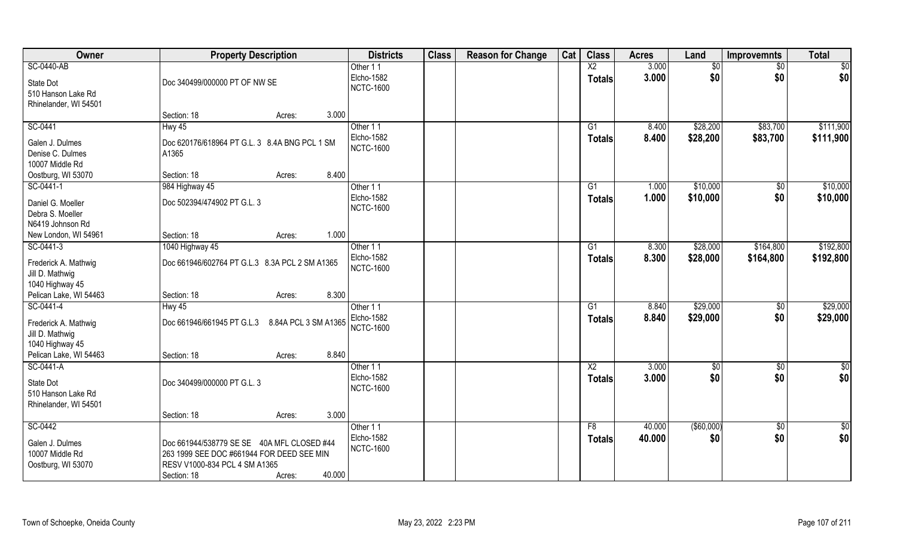| Owner | Property Description | Districts | Class | Reason for Change | Cat | Class | Acres | Land | Improvemnts | Total |
|---|---|---|---|---|---|---|---|---|---|---|
| SC-0440-AB<br>State Dot<br>510 Hanson Lake Rd<br>Rhinelander, WI 54501 | Doc 340499/000000 PT OF NW SE<br>Section: 18 Acres: 3.000 | Other 1 1<br>Elcho-1582<br>NCTC-1600 | | | | X2<br>**Totals** | 3.000<br>**3.000** | $0<br>**$0** | $0<br>**$0** | $0<br>**$0** |
| SC-0441<br>Galen J. Dulmes<br>Denise C. Dulmes<br>10007 Middle Rd<br>Oostburg, WI 53070 | Hwy 45<br>Doc 620176/618964 PT G.L. 3 8.4A BNG PCL 1 SM A1365<br>Section: 18 Acres: 8.400 | Other 1 1<br>Elcho-1582<br>NCTC-1600 | | | | G1<br>**Totals** | 8.400<br>**8.400** | $28,200<br>**$28,200** | $83,700<br>**$83,700** | $111,900<br>**$111,900** |
| SC-0441-1<br>Daniel G. Moeller<br>Debra S. Moeller<br>N6419 Johnson Rd<br>New London, WI 54961 | 984 Highway 45<br>Doc 502394/474902 PT G.L. 3<br>Section: 18 Acres: 1.000 | Other 1 1<br>Elcho-1582<br>NCTC-1600 | | | | G1<br>**Totals** | 1.000<br>**1.000** | $10,000<br>**$10,000** | $0<br>**$0** | $10,000<br>**$10,000** |
| SC-0441-3<br>Frederick A. Mathwig<br>Jill D. Mathwig<br>1040 Highway 45<br>Pelican Lake, WI 54463 | 1040 Highway 45<br>Doc 661946/602764 PT G.L.3 8.3A PCL 2 SM A1365<br>Section: 18 Acres: 8.300 | Other 1 1<br>Elcho-1582<br>NCTC-1600 | | | | G1<br>**Totals** | 8.300<br>**8.300** | $28,000<br>**$28,000** | $164,800<br>**$164,800** | $192,800<br>**$192,800** |
| SC-0441-4<br>Frederick A. Mathwig<br>Jill D. Mathwig<br>1040 Highway 45<br>Pelican Lake, WI 54463 | Hwy 45<br>Doc 661946/661945 PT G.L.3 8.84A PCL 3 SM A1365<br>Section: 18 Acres: 8.840 | Other 1 1<br>Elcho-1582<br>NCTC-1600 | | | | G1<br>**Totals** | 8.840<br>**8.840** | $29,000<br>**$29,000** | $0<br>**$0** | $29,000<br>**$29,000** |
| SC-0441-A<br>State Dot<br>510 Hanson Lake Rd<br>Rhinelander, WI 54501 | Doc 340499/000000 PT G.L. 3<br>Section: 18 Acres: 3.000 | Other 1 1<br>Elcho-1582<br>NCTC-1600 | | | | X2<br>**Totals** | 3.000<br>**3.000** | $0<br>**$0** | $0<br>**$0** | $0<br>**$0** |
| SC-0442<br>Galen J. Dulmes<br>10007 Middle Rd<br>Oostburg, WI 53070 | Doc 661944/538779 SE SE 40A MFL CLOSED #44 263 1999 SEE DOC #661944 FOR DEED SEE MIN RESV V1000-834 PCL 4 SM A1365<br>Section: 18 Acres: 40.000 | Other 1 1<br>Elcho-1582<br>NCTC-1600 | | | | F8<br>**Totals** | 40.000<br>**40.000** | ($60,000)<br>**$0** | $0<br>**$0** | $0<br>**$0** |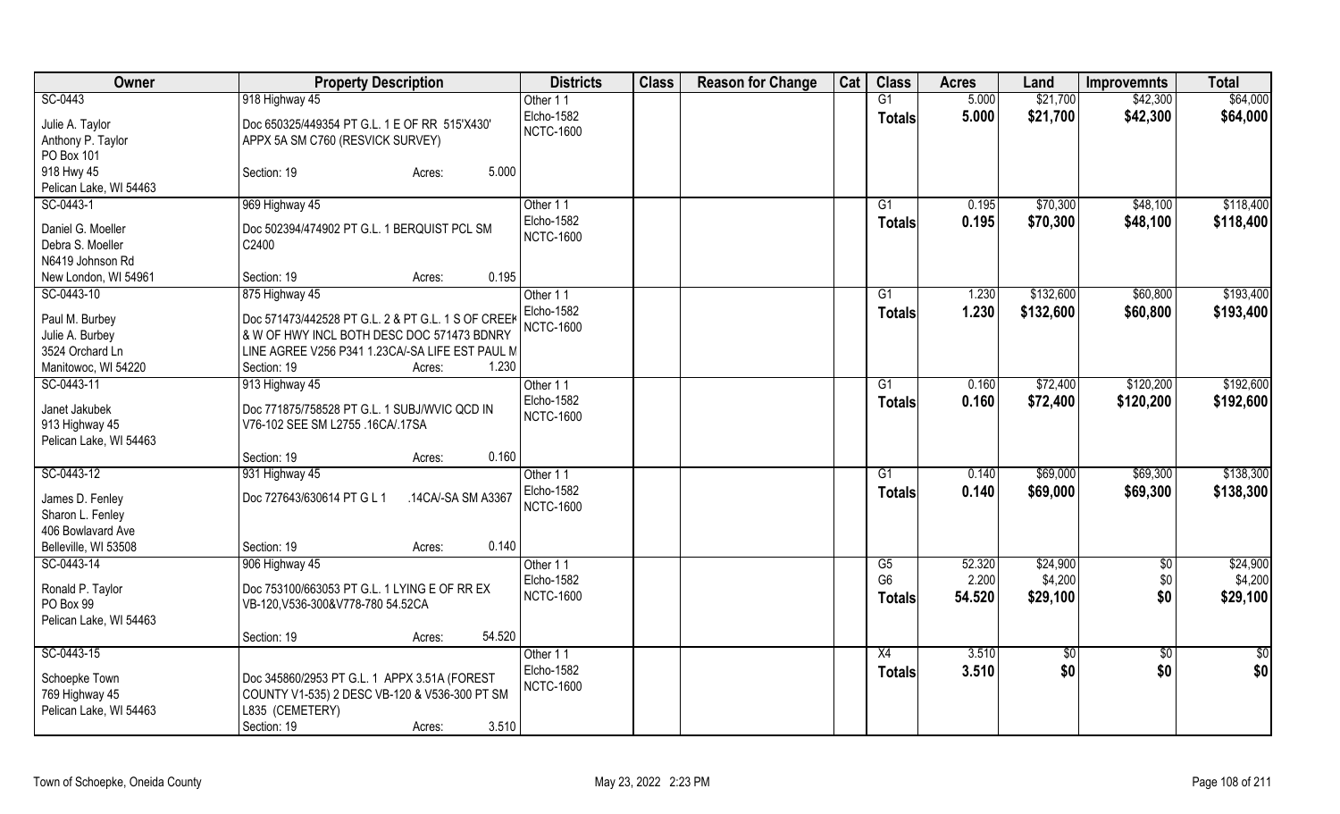| Owner | Property Description | Districts | Class | Reason for Change | Cat | Class | Acres | Land | Improvemnts | Total |
|---|---|---|---|---|---|---|---|---|---|---|
| SC-0443 | 918 Highway 45 | Other 1 1 | | | | G1 | 5.000 | $21,700 | $42,300 | $64,000 |
| Julie A. Taylor<br>Anthony P. Taylor<br>PO Box 101<br>918 Hwy 45<br>Pelican Lake, WI 54463 | Doc 650325/449354 PT G.L. 1 E OF RR 515'X430' APPX 5A SM C760 (RESVICK SURVEY)<br>Section: 19 Acres: 5.000 | Elcho-1582<br>NCTC-1600 | | | | Totals | 5.000 | $21,700 | $42,300 | $64,000 |
| SC-0443-1 | 969 Highway 45 | Other 1 1 | | | | G1 | 0.195 | $70,300 | $48,100 | $118,400 |
| Daniel G. Moeller<br>Debra S. Moeller<br>N6419 Johnson Rd<br>New London, WI 54961 | Doc 502394/474902 PT G.L. 1 BERQUIST PCL SM C2400<br>Section: 19 Acres: 0.195 | Elcho-1582<br>NCTC-1600 | | | | Totals | 0.195 | $70,300 | $48,100 | $118,400 |
| SC-0443-10 | 875 Highway 45 | Other 1 1 | | | | G1 | 1.230 | $132,600 | $60,800 | $193,400 |
| Paul M. Burbey<br>Julie A. Burbey<br>3524 Orchard Ln<br>Manitowoc, WI 54220 | Doc 571473/442528 PT G.L. 2 & PT G.L. 1 S OF CREEK & W OF HWY INCL BOTH DESC DOC 571473 BDNRY LINE AGREE V256 P341 1.23CA/-SA LIFE EST PAUL M<br>Section: 19 Acres: 1.230 | Elcho-1582<br>NCTC-1600 | | | | Totals | 1.230 | $132,600 | $60,800 | $193,400 |
| SC-0443-11 | 913 Highway 45 | Other 1 1 | | | | G1 | 0.160 | $72,400 | $120,200 | $192,600 |
| Janet Jakubek<br>913 Highway 45<br>Pelican Lake, WI 54463 | Doc 771875/758528 PT G.L. 1 SUBJ/WVIC QCD IN V76-102 SEE SM L2755 .16CA/.17SA<br>Section: 19 Acres: 0.160 | Elcho-1582<br>NCTC-1600 | | | | Totals | 0.160 | $72,400 | $120,200 | $192,600 |
| SC-0443-12 | 931 Highway 45 | Other 1 1 | | | | G1 | 0.140 | $69,000 | $69,300 | $138,300 |
| James D. Fenley<br>Sharon L. Fenley<br>406 Bowlavard Ave<br>Belleville, WI 53508 | Doc 727643/630614 PT G L 1 .14CA/-SA SM A3367<br>Section: 19 Acres: 0.140 | Elcho-1582<br>NCTC-1600 | | | | Totals | 0.140 | $69,000 | $69,300 | $138,300 |
| SC-0443-14 | 906 Highway 45 | Other 1 1 | | | | G5 | 52.320 | $24,900 | $0 | $24,900 |
| Ronald P. Taylor<br>PO Box 99<br>Pelican Lake, WI 54463 | Doc 753100/663053 PT G.L. 1 LYING E OF RR EX VB-120,V536-300&V778-780 54.52CA<br>Section: 19 Acres: 54.520 | Elcho-1582<br>NCTC-1600 | | | | G6 | 2.200 | $4,200 | $0 | $4,200 |
| | | | | | | Totals | 54.520 | $29,100 | $0 | $29,100 |
| SC-0443-15 | | Other 1 1 | | | | X4 | 3.510 | $0 | $0 | $0 |
| Schoepke Town<br>769 Highway 45<br>Pelican Lake, WI 54463 | Doc 345860/2953 PT G.L. 1 APPX 3.51A (FOREST COUNTY V1-535) 2 DESC VB-120 & V536-300 PT SM L835 (CEMETERY)<br>Section: 19 Acres: 3.510 | Elcho-1582<br>NCTC-1600 | | | | Totals | 3.510 | $0 | $0 | $0 |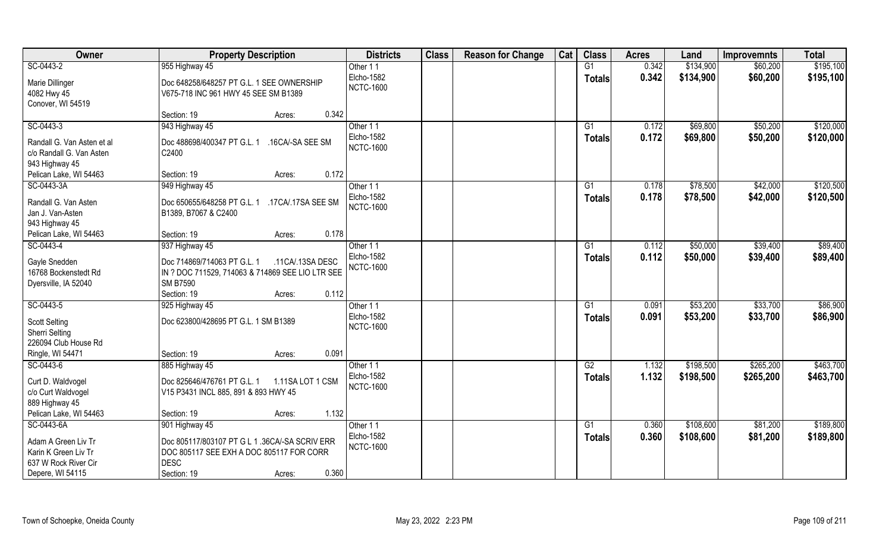| Owner | Property Description | | Districts | Class | Reason for Change | Cat | Class | Acres | Land | Improvemnts | Total |
|---|---|---|---|---|---|---|---|---|---|---|---|
| SC-0443-2 | 955 Highway 45 | | Other 1 1 | | | | G1 | 0.342 | $134,900 | $60,200 | $195,100 |
| Marie Dillinger<br>4082 Hwy 45<br>Conover, WI 54519 | Doc 648258/648257 PT G.L. 1 SEE OWNERSHIP V675-718 INC 961 HWY 45 SEE SM B1389 | | Elcho-1582<br>NCTC-1600 | | | | Totals | 0.342 | $134,900 | $60,200 | $195,100 |
| | Section: 19 | Acres: 0.342 | | | | | | | | | |
| SC-0443-3 | 943 Highway 45 | | Other 1 1 | | | | G1 | 0.172 | $69,800 | $50,200 | $120,000 |
| Randall G. Van Asten et al<br>c/o Randall G. Van Asten<br>943 Highway 45<br>Pelican Lake, WI 54463 | Doc 488698/400347 PT G.L. 1 .16CA/-SA SEE SM C2400 | | Elcho-1582<br>NCTC-1600 | | | | Totals | 0.172 | $69,800 | $50,200 | $120,000 |
| | Section: 19 | Acres: 0.172 | | | | | | | | | |
| SC-0443-3A | 949 Highway 45 | | Other 1 1 | | | | G1 | 0.178 | $78,500 | $42,000 | $120,500 |
| Randall G. Van Asten<br>Jan J. Van-Asten<br>943 Highway 45<br>Pelican Lake, WI 54463 | Doc 650655/648258 PT G.L. 1 .17CA/.17SA SEE SM B1389, B7067 & C2400 | | Elcho-1582<br>NCTC-1600 | | | | Totals | 0.178 | $78,500 | $42,000 | $120,500 |
| | Section: 19 | Acres: 0.178 | | | | | | | | | |
| SC-0443-4 | 937 Highway 45 | | Other 1 1 | | | | G1 | 0.112 | $50,000 | $39,400 | $89,400 |
| Gayle Snedden<br>16768 Bockenstedt Rd<br>Dyersville, IA 52040 | Doc 714869/714063 PT G.L. 1 .11CA/.13SA DESC IN ? DOC 711529, 714063 & 714869 SEE LIO LTR SEE SM B7590 | | Elcho-1582<br>NCTC-1600 | | | | Totals | 0.112 | $50,000 | $39,400 | $89,400 |
| | Section: 19 | Acres: 0.112 | | | | | | | | | |
| SC-0443-5 | 925 Highway 45 | | Other 1 1 | | | | G1 | 0.091 | $53,200 | $33,700 | $86,900 |
| Scott Selting<br>Sherri Selting<br>226094 Club House Rd<br>Ringle, WI 54471 | Doc 623800/428695 PT G.L. 1 SM B1389 | | Elcho-1582<br>NCTC-1600 | | | | Totals | 0.091 | $53,200 | $33,700 | $86,900 |
| | Section: 19 | Acres: 0.091 | | | | | | | | | |
| SC-0443-6 | 885 Highway 45 | | Other 1 1 | | | | G2 | 1.132 | $198,500 | $265,200 | $463,700 |
| Curt D. Waldvogel<br>c/o Curt Waldvogel<br>889 Highway 45<br>Pelican Lake, WI 54463 | Doc 825646/476761 PT G.L. 1 1.11SA LOT 1 CSM V15 P3431 INCL 885, 891 & 893 HWY 45 | | Elcho-1582<br>NCTC-1600 | | | | Totals | 1.132 | $198,500 | $265,200 | $463,700 |
| | Section: 19 | Acres: 1.132 | | | | | | | | | |
| SC-0443-6A | 901 Highway 45 | | Other 1 1 | | | | G1 | 0.360 | $108,600 | $81,200 | $189,800 |
| Adam A Green Liv Tr<br>Karin K Green Liv Tr<br>637 W Rock River Cir<br>Depere, WI 54115 | Doc 805117/803107 PT G L 1 .36CA/-SA SCRIV ERR DOC 805117 SEE EXH A DOC 805117 FOR CORR DESC | | Elcho-1582<br>NCTC-1600 | | | | Totals | 0.360 | $108,600 | $81,200 | $189,800 |
| | Section: 19 | Acres: 0.360 | | | | | | | | | |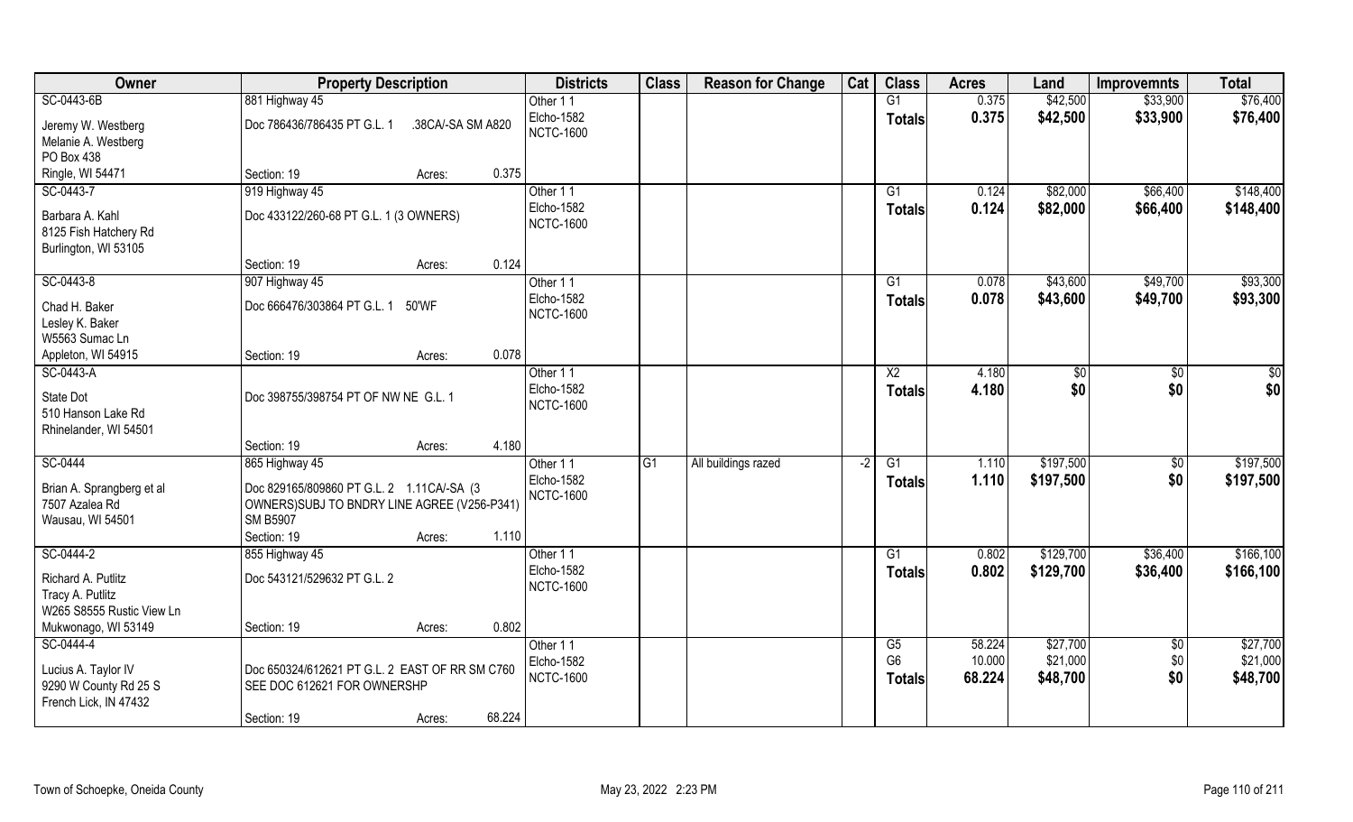| Owner | Property Description | | | Districts | Class | Reason for Change | Cat | Class | Acres | Land | Improvemnts | Total |
|---|---|---|---|---|---|---|---|---|---|---|---|---|
| SC-0443-6B | 881 Highway 45 | | | Other 1 1 | | | | G1 | 0.375 | $42,500 | $33,900 | $76,400 |
| Jeremy W. Westberg | Doc 786436/786435 PT G.L. 1 .38CA/-SA SM A820 | | | Elcho-1582 | | | | **Totals** | **0.375** | **$42,500** | **$33,900** | **$76,400** |
| Melanie A. Westberg | | | | NCTC-1600 | | | | | | | | |
| PO Box 438 | | | | | | | | | | | | |
| Ringle, WI 54471 | Section: 19 | Acres: | 0.375 | | | | | | | | | |
| SC-0443-7 | 919 Highway 45 | | | Other 1 1 | | | | G1 | 0.124 | $82,000 | $66,400 | $148,400 |
| Barbara A. Kahl | Doc 433122/260-68 PT G.L. 1 (3 OWNERS) | | | Elcho-1582 | | | | **Totals** | **0.124** | **$82,000** | **$66,400** | **$148,400** |
| 8125 Fish Hatchery Rd | | | | NCTC-1600 | | | | | | | | |
| Burlington, WI 53105 | | | | | | | | | | | | |
| | Section: 19 | Acres: | 0.124 | | | | | | | | | |
| SC-0443-8 | 907 Highway 45 | | | Other 1 1 | | | | G1 | 0.078 | $43,600 | $49,700 | $93,300 |
| Chad H. Baker | Doc 666476/303864 PT G.L. 1 50'WF | | | Elcho-1582 | | | | **Totals** | **0.078** | **$43,600** | **$49,700** | **$93,300** |
| Lesley K. Baker | | | | NCTC-1600 | | | | | | | | |
| W5563 Sumac Ln | | | | | | | | | | | | |
| Appleton, WI 54915 | Section: 19 | Acres: | 0.078 | | | | | | | | | |
| SC-0443-A | | | | Other 1 1 | | | | X2 | 4.180 | $0 | $0 | $0 |
| State Dot | Doc 398755/398754 PT OF NW NE G.L. 1 | | | Elcho-1582 | | | | **Totals** | **4.180** | **$0** | **$0** | **$0** |
| 510 Hanson Lake Rd | | | | NCTC-1600 | | | | | | | | |
| Rhinelander, WI 54501 | | | | | | | | | | | | |
| | Section: 19 | Acres: | 4.180 | | | | | | | | | |
| SC-0444 | 865 Highway 45 | | | Other 1 1 | G1 | All buildings razed | -2 | G1 | 1.110 | $197,500 | $0 | $197,500 |
| Brian A. Sprangberg et al | Doc 829165/809860 PT G.L. 2 1.11CA/-SA (3 OWNERS)SUBJ TO BNDRY LINE AGREE (V256-P341) SM B5907 | | | Elcho-1582 | | | | **Totals** | **1.110** | **$197,500** | **$0** | **$197,500** |
| 7507 Azalea Rd | | | | NCTC-1600 | | | | | | | | |
| Wausau, WI 54501 | | | | | | | | | | | | |
| | Section: 19 | Acres: | 1.110 | | | | | | | | | |
| SC-0444-2 | 855 Highway 45 | | | Other 1 1 | | | | G1 | 0.802 | $129,700 | $36,400 | $166,100 |
| Richard A. Putlitz | Doc 543121/529632 PT G.L. 2 | | | Elcho-1582 | | | | **Totals** | **0.802** | **$129,700** | **$36,400** | **$166,100** |
| Tracy A. Putlitz | | | | NCTC-1600 | | | | | | | | |
| W265 S8555 Rustic View Ln | | | | | | | | | | | | |
| Mukwonago, WI 53149 | Section: 19 | Acres: | 0.802 | | | | | | | | | |
| SC-0444-4 | | | | Other 1 1 | | | | G5 | 58.224 | $27,700 | $0 | $27,700 |
| Lucius A. Taylor IV | Doc 650324/612621 PT G.L. 2 EAST OF RR SM C760 SEE DOC 612621 FOR OWNERSHP | | | Elcho-1582 | | | | G6 | 10.000 | $21,000 | $0 | $21,000 |
| 9290 W County Rd 25 S | | | | NCTC-1600 | | | | **Totals** | **68.224** | **$48,700** | **$0** | **$48,700** |
| French Lick, IN 47432 | | | | | | | | | | | | |
| | Section: 19 | Acres: | 68.224 | | | | | | | | | |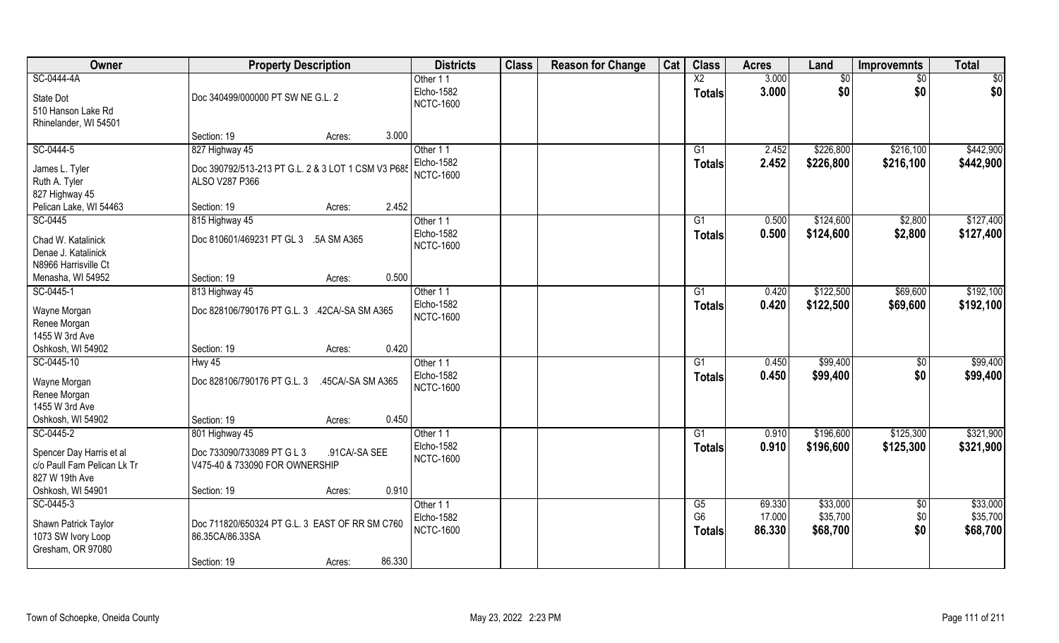| Owner | Property Description | | | Districts | Class | Reason for Change | Cat | Class | Acres | Land | Improvemnts | Total |
|---|---|---|---|---|---|---|---|---|---|---|---|---|
| SC-0444-4A | | | | Other 1 1 | | | | X2 | 3.000 | $0 | $0 | $0 |
| State Dot | Doc 340499/000000 PT SW NE G.L. 2 | | | Elcho-1582 | | | | **Totals** | **3.000** | **$0** | **$0** | **$0** |
| 510 Hanson Lake Rd | | | | NCTC-1600 | | | | | | | | |
| Rhinelander, WI 54501 | | | | | | | | | | | | |
| | Section: 19 | Acres: | 3.000 | | | | | | | | | |
| SC-0444-5 | 827 Highway 45 | | | Other 1 1 | | | | G1 | 2.452 | $226,800 | $216,100 | $442,900 |
| James L. Tyler | Doc 390792/513-213 PT G.L. 2 & 3 LOT 1 CSM V3 P685 | | | Elcho-1582 | | | | **Totals** | **2.452** | **$226,800** | **$216,100** | **$442,900** |
| Ruth A. Tyler | ALSO V287 P366 | | | NCTC-1600 | | | | | | | | |
| 827 Highway 45 | | | | | | | | | | | | |
| Pelican Lake, WI 54463 | Section: 19 | Acres: | 2.452 | | | | | | | | | |
| SC-0445 | 815 Highway 45 | | | Other 1 1 | | | | G1 | 0.500 | $124,600 | $2,800 | $127,400 |
| Chad W. Katalinick | Doc 810601/469231 PT GL 3 .5A SM A365 | | | Elcho-1582 | | | | **Totals** | **0.500** | **$124,600** | **$2,800** | **$127,400** |
| Denae J. Katalinick | | | | NCTC-1600 | | | | | | | | |
| N8966 Harrisville Ct | | | | | | | | | | | | |
| Menasha, WI 54952 | Section: 19 | Acres: | 0.500 | | | | | | | | | |
| SC-0445-1 | 813 Highway 45 | | | Other 1 1 | | | | G1 | 0.420 | $122,500 | $69,600 | $192,100 |
| Wayne Morgan | Doc 828106/790176 PT G.L. 3 .42CA/-SA SM A365 | | | Elcho-1582 | | | | **Totals** | **0.420** | **$122,500** | **$69,600** | **$192,100** |
| Renee Morgan | | | | NCTC-1600 | | | | | | | | |
| 1455 W 3rd Ave | | | | | | | | | | | | |
| Oshkosh, WI 54902 | Section: 19 | Acres: | 0.420 | | | | | | | | | |
| SC-0445-10 | Hwy 45 | | | Other 1 1 | | | | G1 | 0.450 | $99,400 | $0 | $99,400 |
| Wayne Morgan | Doc 828106/790176 PT G.L. 3 .45CA/-SA SM A365 | | | Elcho-1582 | | | | **Totals** | **0.450** | **$99,400** | **$0** | **$99,400** |
| Renee Morgan | | | | NCTC-1600 | | | | | | | | |
| 1455 W 3rd Ave | | | | | | | | | | | | |
| Oshkosh, WI 54902 | Section: 19 | Acres: | 0.450 | | | | | | | | | |
| SC-0445-2 | 801 Highway 45 | | | Other 1 1 | | | | G1 | 0.910 | $196,600 | $125,300 | $321,900 |
| Spencer Day Harris et al | Doc 733090/733089 PT G L 3 .91CA/-SA SEE | | | Elcho-1582 | | | | **Totals** | **0.910** | **$196,600** | **$125,300** | **$321,900** |
| c/o Paull Fam Pelican Lk Tr | V475-40 & 733090 FOR OWNERSHIP | | | NCTC-1600 | | | | | | | | |
| 827 W 19th Ave | | | | | | | | | | | | |
| Oshkosh, WI 54901 | Section: 19 | Acres: | 0.910 | | | | | | | | | |
| SC-0445-3 | | | | Other 1 1 | | | | G5 | 69.330 | $33,000 | $0 | $33,000 |
| Shawn Patrick Taylor | Doc 711820/650324 PT G.L. 3 EAST OF RR SM C760 | | | Elcho-1582 | | | | G6 | 17.000 | $35,700 | $0 | $35,700 |
| 1073 SW Ivory Loop | 86.35CA/86.33SA | | | NCTC-1600 | | | | **Totals** | **86.330** | **$68,700** | **$0** | **$68,700** |
| Gresham, OR 97080 | | | | | | | | | | | | |
| | Section: 19 | Acres: | 86.330 | | | | | | | | | |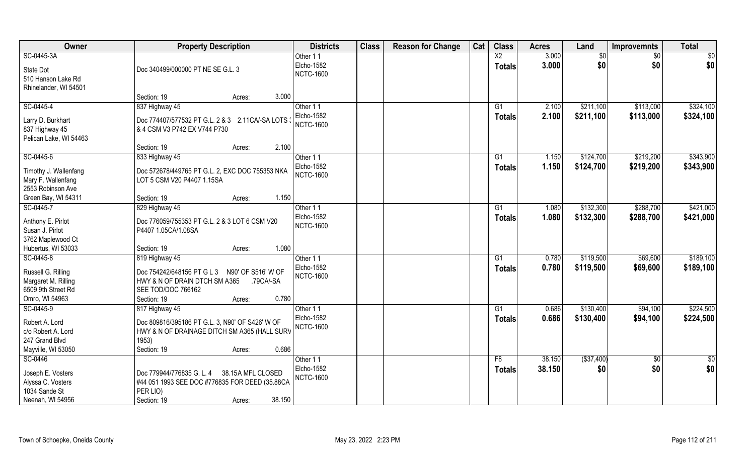| Owner | Property Description | Districts | Class | Reason for Change | Cat | Class | Acres | Land | Improvemnts | Total |
|---|---|---|---|---|---|---|---|---|---|---|
| SC-0445-3A<br><br>State Dot<br>510 Hanson Lake Rd<br>Rhinelander, WI 54501 | Doc 340499/000000 PT NE SE G.L. 3<br><br>Section: 19 Acres: 3.000 | Other 1 1<br>Elcho-1582<br>NCTC-1600 | | | | X2<br>**Totals** | 3.000<br>**3.000** | $0<br>**$0** | $0<br>**$0** | $0<br>**$0** |
| SC-0445-4<br><br>Larry D. Burkhart<br>837 Highway 45<br>Pelican Lake, WI 54463 | 837 Highway 45<br>Doc 774407/577532 PT G.L. 2 & 3 2.11CA/-SA LOTS 3 & 4 CSM V3 P742 EX V744 P730<br><br>Section: 19 Acres: 2.100 | Other 1 1<br>Elcho-1582<br>NCTC-1600 | | | | G1<br>**Totals** | 2.100<br>**2.100** | $211,100<br>**$211,100** | $113,000<br>**$113,000** | $324,100<br>**$324,100** |
| SC-0445-6<br><br>Timothy J. Wallenfang<br>Mary F. Wallenfang<br>2553 Robinson Ave<br>Green Bay, WI 54311 | 833 Highway 45<br>Doc 572678/449765 PT G.L. 2, EXC DOC 755353 NKA LOT 5 CSM V20 P4407 1.15SA<br><br>Section: 19 Acres: 1.150 | Other 1 1<br>Elcho-1582<br>NCTC-1600 | | | | G1<br>**Totals** | 1.150<br>**1.150** | $124,700<br>**$124,700** | $219,200<br>**$219,200** | $343,900<br>**$343,900** |
| SC-0445-7<br><br>Anthony E. Pirlot<br>Susan J. Pirlot<br>3762 Maplewood Ct<br>Hubertus, WI 53033 | 829 Highway 45<br>Doc 776059/755353 PT G.L. 2 & 3 LOT 6 CSM V20 P4407 1.05CA/1.08SA<br><br>Section: 19 Acres: 1.080 | Other 1 1<br>Elcho-1582<br>NCTC-1600 | | | | G1<br>**Totals** | 1.080<br>**1.080** | $132,300<br>**$132,300** | $288,700<br>**$288,700** | $421,000<br>**$421,000** |
| SC-0445-8<br><br>Russell G. Rilling<br>Margaret M. Rilling<br>6509 9th Street Rd<br>Omro, WI 54963 | 819 Highway 45<br>Doc 754242/648156 PT G L 3 N90' OF S516' W OF HWY & N OF DRAIN DTCH SM A365 .79CA/-SA SEE TOD/DOC 766162<br>Section: 19 Acres: 0.780 | Other 1 1<br>Elcho-1582<br>NCTC-1600 | | | | G1<br>**Totals** | 0.780<br>**0.780** | $119,500<br>**$119,500** | $69,600<br>**$69,600** | $189,100<br>**$189,100** |
| SC-0445-9<br><br>Robert A. Lord<br>c/o Robert A. Lord<br>247 Grand Blvd<br>Mayville, WI 53050 | 817 Highway 45<br>Doc 809816/395186 PT G.L. 3, N90' OF S426' W OF HWY & N OF DRAINAGE DITCH SM A365 (HALL SURV 1953)<br>Section: 19 Acres: 0.686 | Other 1 1<br>Elcho-1582<br>NCTC-1600 | | | | G1<br>**Totals** | 0.686<br>**0.686** | $130,400<br>**$130,400** | $94,100<br>**$94,100** | $224,500<br>**$224,500** |
| SC-0446<br><br>Joseph E. Vosters<br>Alyssa C. Vosters<br>1034 Sande St<br>Neenah, WI 54956 | Doc 779944/776835 G. L. 4 38.15A MFL CLOSED #44 051 1993 SEE DOC #776835 FOR DEED (35.88CA PER LIO)<br>Section: 19 Acres: 38.150 | Other 1 1<br>Elcho-1582<br>NCTC-1600 | | | | F8<br>**Totals** | 38.150<br>**38.150** | ($37,400)<br>**$0** | $0<br>**$0** | $0<br>**$0** |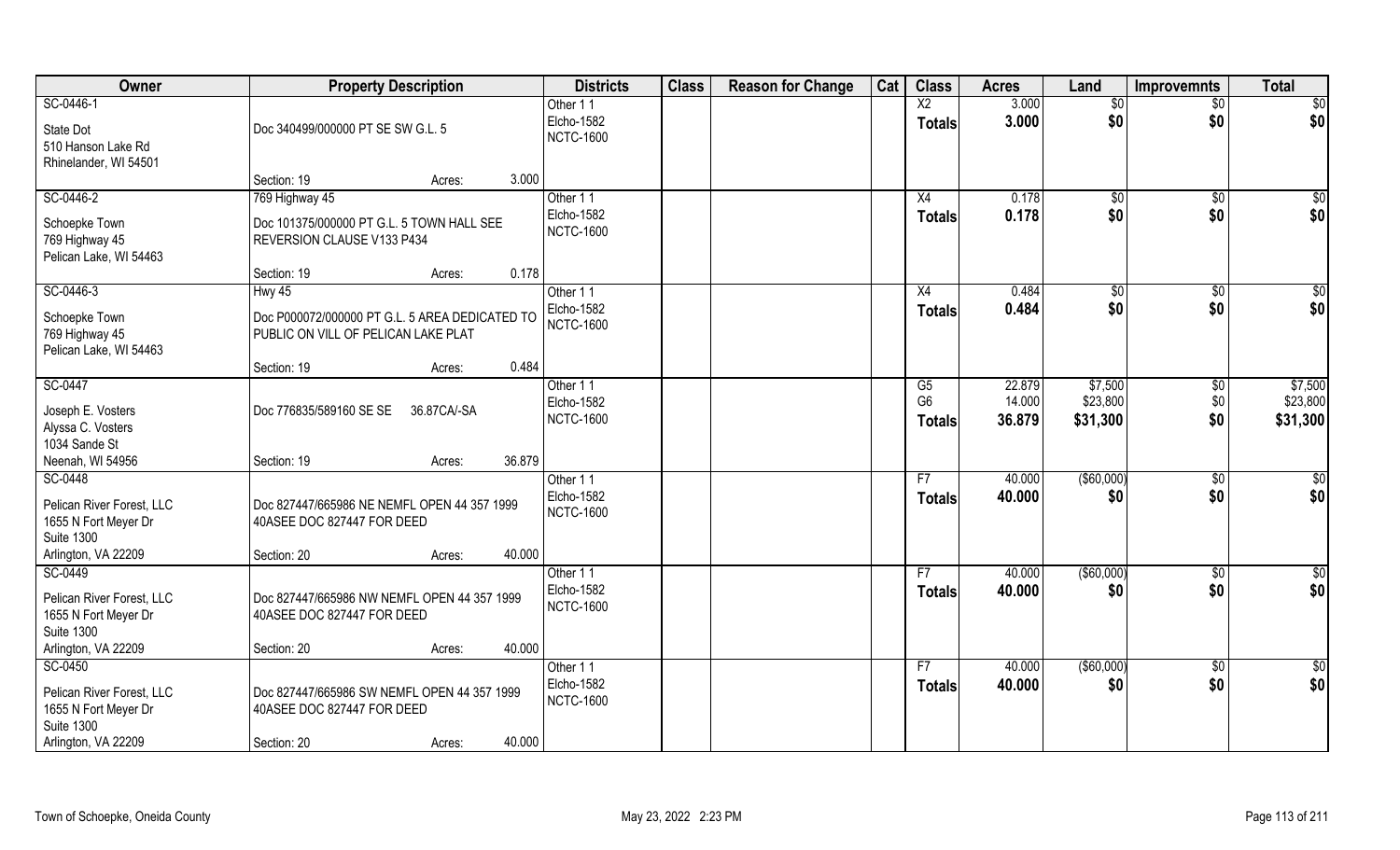| Owner | Property Description | Districts | Class | Reason for Change | Cat | Class | Acres | Land | Improvemnts | Total |
|---|---|---|---|---|---|---|---|---|---|---|
| SC-0446-1<br>State Dot<br>510 Hanson Lake Rd<br>Rhinelander, WI 54501 | Doc 340499/000000 PT SE SW G.L. 5<br>Section: 19 Acres: 3.000 | Other 1 1<br>Elcho-1582<br>NCTC-1600 | | | | X2<br>**Totals** | 3.000<br>**3.000** | $0<br>**$0** | $0<br>**$0** | $0<br>**$0** |
| SC-0446-2<br>Schoepke Town<br>769 Highway 45<br>Pelican Lake, WI 54463 | 769 Highway 45<br>Doc 101375/000000 PT G.L. 5 TOWN HALL SEE REVERSION CLAUSE V133 P434<br>Section: 19 Acres: 0.178 | Other 1 1<br>Elcho-1582<br>NCTC-1600 | | | | X4<br>**Totals** | 0.178<br>**0.178** | $0<br>**$0** | $0<br>**$0** | $0<br>**$0** |
| SC-0446-3<br>Schoepke Town<br>769 Highway 45<br>Pelican Lake, WI 54463 | Hwy 45<br>Doc P000072/000000 PT G.L. 5 AREA DEDICATED TO PUBLIC ON VILL OF PELICAN LAKE PLAT<br>Section: 19 Acres: 0.484 | Other 1 1<br>Elcho-1582<br>NCTC-1600 | | | | X4<br>**Totals** | 0.484<br>**0.484** | $0<br>**$0** | $0<br>**$0** | $0<br>**$0** |
| SC-0447<br>Joseph E. Vosters<br>Alyssa C. Vosters<br>1034 Sande St<br>Neenah, WI 54956 | Doc 776835/589160 SE SE 36.87CA/-SA<br>Section: 19 Acres: 36.879 | Other 1 1<br>Elcho-1582<br>NCTC-1600 | | | | G5<br>G6<br>**Totals** | 22.879<br>14.000<br>**36.879** | $7,500<br>$23,800<br>**$31,300** | $0<br>$0<br>**$0** | $7,500<br>$23,800<br>**$31,300** |
| SC-0448<br>Pelican River Forest, LLC<br>1655 N Fort Meyer Dr<br>Suite 1300<br>Arlington, VA 22209 | Doc 827447/665986 NE NEMFL OPEN 44 357 1999 40ASEE DOC 827447 FOR DEED<br>Section: 20 Acres: 40.000 | Other 1 1<br>Elcho-1582<br>NCTC-1600 | | | | F7<br>**Totals** | 40.000<br>**40.000** | ($60,000)<br>**$0** | $0<br>**$0** | $0<br>**$0** |
| SC-0449<br>Pelican River Forest, LLC<br>1655 N Fort Meyer Dr<br>Suite 1300<br>Arlington, VA 22209 | Doc 827447/665986 NW NEMFL OPEN 44 357 1999 40ASEE DOC 827447 FOR DEED<br>Section: 20 Acres: 40.000 | Other 1 1<br>Elcho-1582<br>NCTC-1600 | | | | F7<br>**Totals** | 40.000<br>**40.000** | ($60,000)<br>**$0** | $0<br>**$0** | $0<br>**$0** |
| SC-0450<br>Pelican River Forest, LLC<br>1655 N Fort Meyer Dr<br>Suite 1300<br>Arlington, VA 22209 | Doc 827447/665986 SW NEMFL OPEN 44 357 1999 40ASEE DOC 827447 FOR DEED<br>Section: 20 Acres: 40.000 | Other 1 1<br>Elcho-1582<br>NCTC-1600 | | | | F7<br>**Totals** | 40.000<br>**40.000** | ($60,000)<br>**$0** | $0<br>**$0** | $0<br>**$0** |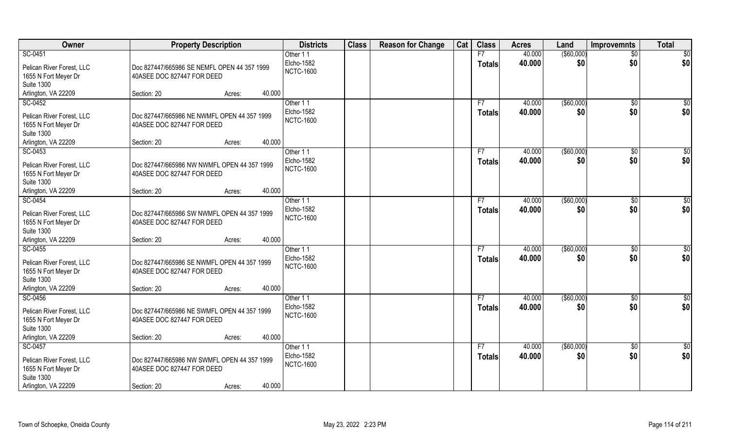| Owner | Property Description | Districts | Class | Reason for Change | Cat | Class | Acres | Land | Improvemnts | Total |
|---|---|---|---|---|---|---|---|---|---|---|
| SC-0451<br>Pelican River Forest, LLC<br>1655 N Fort Meyer Dr<br>Suite 1300<br>Arlington, VA 22209 | Doc 827447/665986 SE NEMFL OPEN 44 357 1999<br>40ASEE DOC 827447 FOR DEED<br>Section: 20 Acres: 40.000 | Other 1 1<br>Elcho-1582<br>NCTC-1600 | | | | F7<br>**Totals** | 40.000<br>**40.000** | ($60,000)<br>**$0** | $0<br>**$0** | $0<br>**$0** |
| SC-0452<br>Pelican River Forest, LLC<br>1655 N Fort Meyer Dr<br>Suite 1300<br>Arlington, VA 22209 | Doc 827447/665986 NE NWMFL OPEN 44 357 1999<br>40ASEE DOC 827447 FOR DEED<br>Section: 20 Acres: 40.000 | Other 1 1<br>Elcho-1582<br>NCTC-1600 | | | | F7<br>**Totals** | 40.000<br>**40.000** | ($60,000)<br>**$0** | $0<br>**$0** | $0<br>**$0** |
| SC-0453<br>Pelican River Forest, LLC<br>1655 N Fort Meyer Dr<br>Suite 1300<br>Arlington, VA 22209 | Doc 827447/665986 NW NWMFL OPEN 44 357 1999<br>40ASEE DOC 827447 FOR DEED<br>Section: 20 Acres: 40.000 | Other 1 1<br>Elcho-1582<br>NCTC-1600 | | | | F7<br>**Totals** | 40.000<br>**40.000** | ($60,000)<br>**$0** | $0<br>**$0** | $0<br>**$0** |
| SC-0454<br>Pelican River Forest, LLC<br>1655 N Fort Meyer Dr<br>Suite 1300<br>Arlington, VA 22209 | Doc 827447/665986 SW NWMFL OPEN 44 357 1999<br>40ASEE DOC 827447 FOR DEED<br>Section: 20 Acres: 40.000 | Other 1 1<br>Elcho-1582<br>NCTC-1600 | | | | F7<br>**Totals** | 40.000<br>**40.000** | ($60,000)<br>**$0** | $0<br>**$0** | $0<br>**$0** |
| SC-0455<br>Pelican River Forest, LLC<br>1655 N Fort Meyer Dr<br>Suite 1300<br>Arlington, VA 22209 | Doc 827447/665986 SE NWMFL OPEN 44 357 1999<br>40ASEE DOC 827447 FOR DEED<br>Section: 20 Acres: 40.000 | Other 1 1<br>Elcho-1582<br>NCTC-1600 | | | | F7<br>**Totals** | 40.000<br>**40.000** | ($60,000)<br>**$0** | $0<br>**$0** | $0<br>**$0** |
| SC-0456<br>Pelican River Forest, LLC<br>1655 N Fort Meyer Dr<br>Suite 1300<br>Arlington, VA 22209 | Doc 827447/665986 NE SWMFL OPEN 44 357 1999<br>40ASEE DOC 827447 FOR DEED<br>Section: 20 Acres: 40.000 | Other 1 1<br>Elcho-1582<br>NCTC-1600 | | | | F7<br>**Totals** | 40.000<br>**40.000** | ($60,000)<br>**$0** | $0<br>**$0** | $0<br>**$0** |
| SC-0457<br>Pelican River Forest, LLC<br>1655 N Fort Meyer Dr<br>Suite 1300<br>Arlington, VA 22209 | Doc 827447/665986 NW SWMFL OPEN 44 357 1999<br>40ASEE DOC 827447 FOR DEED<br>Section: 20 Acres: 40.000 | Other 1 1<br>Elcho-1582<br>NCTC-1600 | | | | F7<br>**Totals** | 40.000<br>**40.000** | ($60,000)<br>**$0** | $0<br>**$0** | $0<br>**$0** |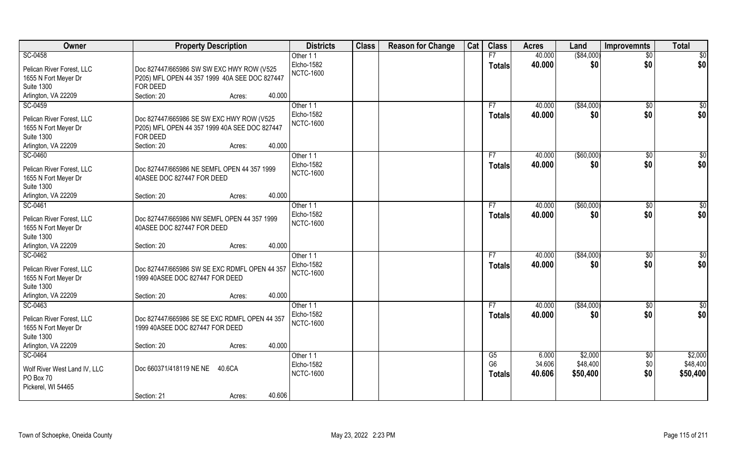| Owner | Property Description | Districts | Class | Reason for Change | Cat | Class | Acres | Land | Improvemnts | Total |
|---|---|---|---|---|---|---|---|---|---|---|
| SC-0458<br>Pelican River Forest, LLC<br>1655 N Fort Meyer Dr<br>Suite 1300<br>Arlington, VA 22209 | Doc 827447/665986 SW SW EXC HWY ROW (V525 P205) MFL OPEN 44 357 1999 40A SEE DOC 827447 FOR DEED<br>Section: 20 Acres: 40.000 | Other 1 1<br>Elcho-1582<br>NCTC-1600 | | | | F7<br>**Totals** | 40.000<br>**40.000** | ($84,000)<br>**$0** | $0<br>**$0** | $0<br>**$0** |
| SC-0459<br>Pelican River Forest, LLC<br>1655 N Fort Meyer Dr<br>Suite 1300<br>Arlington, VA 22209 | Doc 827447/665986 SE SW EXC HWY ROW (V525 P205) MFL OPEN 44 357 1999 40A SEE DOC 827447 FOR DEED<br>Section: 20 Acres: 40.000 | Other 1 1<br>Elcho-1582<br>NCTC-1600 | | | | F7<br>**Totals** | 40.000<br>**40.000** | ($84,000)<br>**$0** | $0<br>**$0** | $0<br>**$0** |
| SC-0460<br>Pelican River Forest, LLC<br>1655 N Fort Meyer Dr<br>Suite 1300<br>Arlington, VA 22209 | Doc 827447/665986 NE SEMFL OPEN 44 357 1999 40ASEE DOC 827447 FOR DEED<br>Section: 20 Acres: 40.000 | Other 1 1<br>Elcho-1582<br>NCTC-1600 | | | | F7<br>**Totals** | 40.000<br>**40.000** | ($60,000)<br>**$0** | $0<br>**$0** | $0<br>**$0** |
| SC-0461<br>Pelican River Forest, LLC<br>1655 N Fort Meyer Dr<br>Suite 1300<br>Arlington, VA 22209 | Doc 827447/665986 NW SEMFL OPEN 44 357 1999 40ASEE DOC 827447 FOR DEED<br>Section: 20 Acres: 40.000 | Other 1 1<br>Elcho-1582<br>NCTC-1600 | | | | F7<br>**Totals** | 40.000<br>**40.000** | ($60,000)<br>**$0** | $0<br>**$0** | $0<br>**$0** |
| SC-0462<br>Pelican River Forest, LLC<br>1655 N Fort Meyer Dr<br>Suite 1300<br>Arlington, VA 22209 | Doc 827447/665986 SW SE EXC RDMFL OPEN 44 357 1999 40ASEE DOC 827447 FOR DEED<br>Section: 20 Acres: 40.000 | Other 1 1<br>Elcho-1582<br>NCTC-1600 | | | | F7<br>**Totals** | 40.000<br>**40.000** | ($84,000)<br>**$0** | $0<br>**$0** | $0<br>**$0** |
| SC-0463<br>Pelican River Forest, LLC<br>1655 N Fort Meyer Dr<br>Suite 1300<br>Arlington, VA 22209 | Doc 827447/665986 SE SE EXC RDMFL OPEN 44 357 1999 40ASEE DOC 827447 FOR DEED<br>Section: 20 Acres: 40.000 | Other 1 1<br>Elcho-1582<br>NCTC-1600 | | | | F7<br>**Totals** | 40.000<br>**40.000** | ($84,000)<br>**$0** | $0<br>**$0** | $0<br>**$0** |
| SC-0464<br>Wolf River West Land IV, LLC<br>PO Box 70<br>Pickerel, WI 54465 | Doc 660371/418119 NE NE 40.6CA<br>Section: 21 Acres: 40.606 | Other 1 1<br>Elcho-1582<br>NCTC-1600 | | | | G5<br>G6<br>**Totals** | 6.000<br>34.606<br>**40.606** | $2,000<br>$48,400<br>**$50,400** | $0<br>$0<br>**$0** | $2,000<br>$48,400<br>**$50,400** |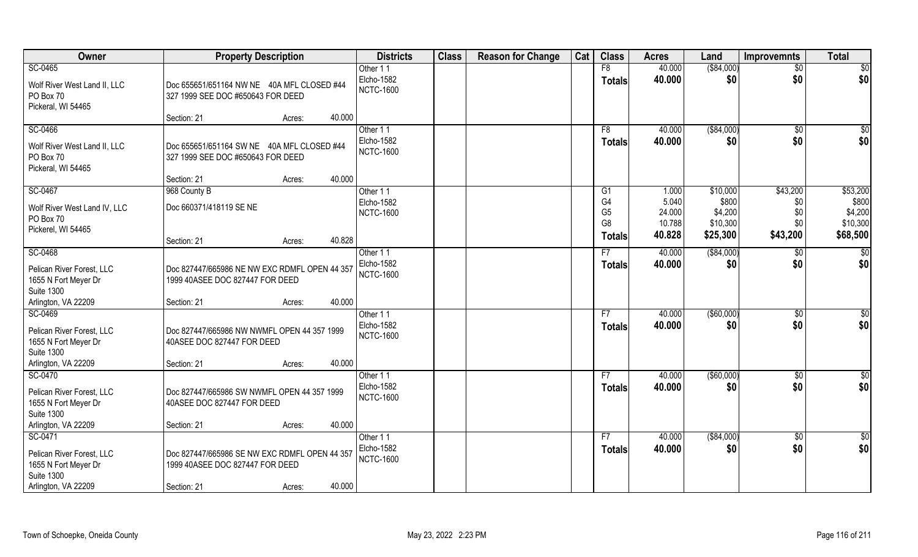| Owner | Property Description | Districts | Class | Reason for Change | Cat | Class | Acres | Land | Improvemnts | Total |
|---|---|---|---|---|---|---|---|---|---|---|
| SC-0465<br>Wolf River West Land II, LLC<br>PO Box 70<br>Pickeral, WI 54465 | Doc 655651/651164 NW NE 40A MFL CLOSED #44 327 1999 SEE DOC #650643 FOR DEED<br>Section: 21 Acres: 40.000 | Other 1 1<br>Elcho-1582<br>NCTC-1600 | | | | F8<br>**Totals** | 40.000<br>**40.000** | ($84,000)<br>**$0** | $0<br>**$0** | $0<br>**$0** |
| SC-0466<br>Wolf River West Land II, LLC<br>PO Box 70<br>Pickeral, WI 54465 | Doc 655651/651164 SW NE 40A MFL CLOSED #44 327 1999 SEE DOC #650643 FOR DEED<br>Section: 21 Acres: 40.000 | Other 1 1<br>Elcho-1582<br>NCTC-1600 | | | | F8<br>**Totals** | 40.000<br>**40.000** | ($84,000)<br>**$0** | $0<br>**$0** | $0<br>**$0** |
| SC-0467<br>Wolf River West Land IV, LLC<br>PO Box 70<br>Pickerel, WI 54465 | 968 County B<br>Doc 660371/418119 SE NE<br>Section: 21 Acres: 40.828 | Other 1 1<br>Elcho-1582<br>NCTC-1600 | | | | G1<br>G4<br>G5<br>G8<br>**Totals** | 1.000<br>5.040<br>24.000<br>10.788<br>**40.828** | $10,000<br>$800<br>$4,200<br>$10,300<br>**$25,300** | $43,200<br>$0<br>$0<br>$0<br>**$43,200** | $53,200<br>$800<br>$4,200<br>$10,300<br>**$68,500** |
| SC-0468<br>Pelican River Forest, LLC<br>1655 N Fort Meyer Dr<br>Suite 1300<br>Arlington, VA 22209 | Doc 827447/665986 NE NW EXC RDMFL OPEN 44 357 1999 40ASEE DOC 827447 FOR DEED<br>Section: 21 Acres: 40.000 | Other 1 1<br>Elcho-1582<br>NCTC-1600 | | | | F7<br>**Totals** | 40.000<br>**40.000** | ($84,000)<br>**$0** | $0<br>**$0** | $0<br>**$0** |
| SC-0469<br>Pelican River Forest, LLC<br>1655 N Fort Meyer Dr<br>Suite 1300<br>Arlington, VA 22209 | Doc 827447/665986 NW NWMFL OPEN 44 357 1999 40ASEE DOC 827447 FOR DEED<br>Section: 21 Acres: 40.000 | Other 1 1<br>Elcho-1582<br>NCTC-1600 | | | | F7<br>**Totals** | 40.000<br>**40.000** | ($60,000)<br>**$0** | $0<br>**$0** | $0<br>**$0** |
| SC-0470<br>Pelican River Forest, LLC<br>1655 N Fort Meyer Dr<br>Suite 1300<br>Arlington, VA 22209 | Doc 827447/665986 SW NWMFL OPEN 44 357 1999 40ASEE DOC 827447 FOR DEED<br>Section: 21 Acres: 40.000 | Other 1 1<br>Elcho-1582<br>NCTC-1600 | | | | F7<br>**Totals** | 40.000<br>**40.000** | ($60,000)<br>**$0** | $0<br>**$0** | $0<br>**$0** |
| SC-0471<br>Pelican River Forest, LLC<br>1655 N Fort Meyer Dr<br>Suite 1300<br>Arlington, VA 22209 | Doc 827447/665986 SE NW EXC RDMFL OPEN 44 357 1999 40ASEE DOC 827447 FOR DEED<br>Section: 21 Acres: 40.000 | Other 1 1<br>Elcho-1582<br>NCTC-1600 | | | | F7<br>**Totals** | 40.000<br>**40.000** | ($84,000)<br>**$0** | $0<br>**$0** | $0<br>**$0** |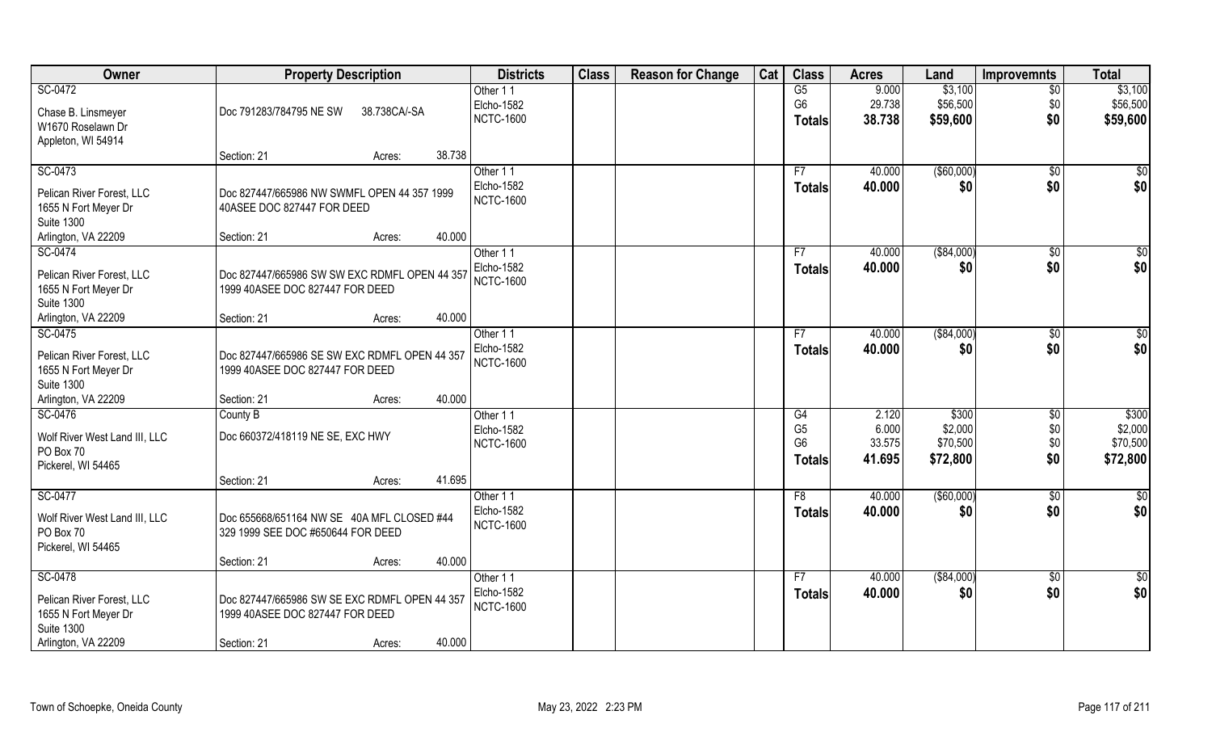| Owner | Property Description | | | Districts | Class | Reason for Change | Cat | Class | Acres | Land | Improvemnts | Total |
|---|---|---|---|---|---|---|---|---|---|---|---|---|
| SC-0472 | | | | Other 1 1 | | | | G5 | 9.000 | $3,100 | $0 | $3,100 |
| Chase B. Linsmeyer | Doc 791283/784795 NE SW 38.738CA/-SA | | | Elcho-1582 | | | | G6 | 29.738 | $56,500 | $0 | $56,500 |
| W1670 Roselawn Dr | | | | NCTC-1600 | | | | **Totals** | **38.738** | **$59,600** | **$0** | **$59,600** |
| Appleton, WI 54914 | | | | | | | | | | | | |
| | Section: 21 | Acres: | 38.738 | | | | | | | | | |
| SC-0473 | | | | Other 1 1 | | | | F7 | 40.000 | ($60,000) | $0 | $0 |
| Pelican River Forest, LLC | Doc 827447/665986 NW SWMFL OPEN 44 357 1999 | | | Elcho-1582 | | | | **Totals** | **40.000** | **$0** | **$0** | **$0** |
| 1655 N Fort Meyer Dr | 40ASEE DOC 827447 FOR DEED | | | NCTC-1600 | | | | | | | | |
| Suite 1300 | | | | | | | | | | | | |
| Arlington, VA 22209 | Section: 21 | Acres: | 40.000 | | | | | | | | | |
| SC-0474 | | | | Other 1 1 | | | | F7 | 40.000 | ($84,000) | $0 | $0 |
| Pelican River Forest, LLC | Doc 827447/665986 SW SW EXC RDMFL OPEN 44 357 | | | Elcho-1582 | | | | **Totals** | **40.000** | **$0** | **$0** | **$0** |
| 1655 N Fort Meyer Dr | 1999 40ASEE DOC 827447 FOR DEED | | | NCTC-1600 | | | | | | | | |
| Suite 1300 | | | | | | | | | | | | |
| Arlington, VA 22209 | Section: 21 | Acres: | 40.000 | | | | | | | | | |
| SC-0475 | | | | Other 1 1 | | | | F7 | 40.000 | ($84,000) | $0 | $0 |
| Pelican River Forest, LLC | Doc 827447/665986 SE SW EXC RDMFL OPEN 44 357 | | | Elcho-1582 | | | | **Totals** | **40.000** | **$0** | **$0** | **$0** |
| 1655 N Fort Meyer Dr | 1999 40ASEE DOC 827447 FOR DEED | | | NCTC-1600 | | | | | | | | |
| Suite 1300 | | | | | | | | | | | | |
| Arlington, VA 22209 | Section: 21 | Acres: | 40.000 | | | | | | | | | |
| SC-0476 | County B | | | Other 1 1 | | | | G4 | 2.120 | $300 | $0 | $300 |
| Wolf River West Land III, LLC | Doc 660372/418119 NE SE, EXC HWY | | | Elcho-1582 | | | | G5 | 6.000 | $2,000 | $0 | $2,000 |
| PO Box 70 | | | | NCTC-1600 | | | | G6 | 33.575 | $70,500 | $0 | $70,500 |
| Pickerel, WI 54465 | | | | | | | | **Totals** | **41.695** | **$72,800** | **$0** | **$72,800** |
| | Section: 21 | Acres: | 41.695 | | | | | | | | | |
| SC-0477 | | | | Other 1 1 | | | | F8 | 40.000 | ($60,000) | $0 | $0 |
| Wolf River West Land III, LLC | Doc 655668/651164 NW SE 40A MFL CLOSED #44 | | | Elcho-1582 | | | | **Totals** | **40.000** | **$0** | **$0** | **$0** |
| PO Box 70 | 329 1999 SEE DOC #650644 FOR DEED | | | NCTC-1600 | | | | | | | | |
| Pickerel, WI 54465 | | | | | | | | | | | | |
| | Section: 21 | Acres: | 40.000 | | | | | | | | | |
| SC-0478 | | | | Other 1 1 | | | | F7 | 40.000 | ($84,000) | $0 | $0 |
| Pelican River Forest, LLC | Doc 827447/665986 SW SE EXC RDMFL OPEN 44 357 | | | Elcho-1582 | | | | **Totals** | **40.000** | **$0** | **$0** | **$0** |
| 1655 N Fort Meyer Dr | 1999 40ASEE DOC 827447 FOR DEED | | | NCTC-1600 | | | | | | | | |
| Suite 1300 | | | | | | | | | | | | |
| Arlington, VA 22209 | Section: 21 | Acres: | 40.000 | | | | | | | | | |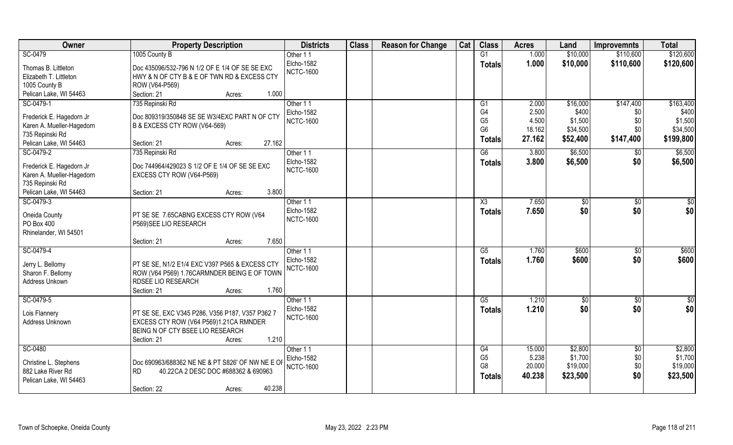| Owner | Property Description | Districts | Class | Reason for Change | Cat | Class | Acres | Land | Improvemnts | Total |
|---|---|---|---|---|---|---|---|---|---|---|
| SC-0479<br><br>Thomas B. Littleton<br>Elizabeth T. Littleton<br>1005 County B<br>Pelican Lake, WI 54463 | 1005 County B<br><br>Doc 435096/532-796 N 1/2 OF E 1/4 OF SE SE EXC HWY & N OF CTY B & E OF TWN RD & EXCESS CTY ROW (V64-P569)<br>Section: 21 Acres: 1.000 | Other 1 1<br>Elcho-1582<br>NCTC-1600 | | | | G1<br>**Totals** | 1.000<br>**1.000** | $10,000<br>**$10,000** | $110,600<br>**$110,600** | $120,600<br>**$120,600** |
| SC-0479-1<br><br>Frederick E. Hagedorn Jr<br>Karen A. Mueller-Hagedorn<br>735 Repinski Rd<br>Pelican Lake, WI 54463 | 735 Repinski Rd<br><br>Doc 809319/350848 SE SE W3/4EXC PART N OF CTY B & EXCESS CTY ROW (V64-569)<br>Section: 21 Acres: 27.162 | Other 1 1<br>Elcho-1582<br>NCTC-1600 | | | | G1<br>G4<br>G5<br>G6<br>**Totals** | 2.000<br>2.500<br>4.500<br>18.162<br>**27.162** | $16,000<br>$400<br>$1,500<br>$34,500<br>**$52,400** | $147,400<br>$0<br>$0<br>$0<br>**$147,400** | $163,400<br>$400<br>$1,500<br>$34,500<br>**$199,800** |
| SC-0479-2<br><br>Frederick E. Hagedorn Jr<br>Karen A. Mueller-Hagedorn<br>735 Repinski Rd<br>Pelican Lake, WI 54463 | 735 Repinski Rd<br><br>Doc 744964/429023 S 1/2 OF E 1/4 OF SE SE EXC EXCESS CTY ROW (V64-P569)<br>Section: 21 Acres: 3.800 | Other 1 1<br>Elcho-1582<br>NCTC-1600 | | | | G6<br>**Totals** | 3.800<br>**3.800** | $6,500<br>**$6,500** | $0<br>**$0** | $6,500<br>**$6,500** |
| SC-0479-3<br><br>Oneida County<br>PO Box 400<br>Rhinelander, WI 54501 | PT SE SE 7.65CABNG EXCESS CTY ROW (V64 P569)SEE LIO RESEARCH<br>Section: 21 Acres: 7.650 | Other 1 1<br>Elcho-1582<br>NCTC-1600 | | | | X3<br>**Totals** | 7.650<br>**7.650** | $0<br>**$0** | $0<br>**$0** | $0<br>**$0** |
| SC-0479-4<br><br>Jerry L. Bellomy<br>Sharon F. Bellomy<br>Address Unkown | PT SE SE, N1/2 E1/4 EXC V397 P565 & EXCESS CTY ROW (V64 P569) 1.76CARMNDER BEING E OF TOWN RDSEE LIO RESEARCH<br>Section: 21 Acres: 1.760 | Other 1 1<br>Elcho-1582<br>NCTC-1600 | | | | G5<br>**Totals** | 1.760<br>**1.760** | $600<br>**$600** | $0<br>**$0** | $600<br>**$600** |
| SC-0479-5<br><br>Lois Flannery<br>Address Unknown | PT SE SE, EXC V345 P286, V356 P187, V357 P362 7 EXCESS CTY ROW (V64 P569)1.21CA RMNDER BEING N OF CTY BSEE LIO RESEARCH<br>Section: 21 Acres: 1.210 | Other 1 1<br>Elcho-1582<br>NCTC-1600 | | | | G5<br>**Totals** | 1.210<br>**1.210** | $0<br>**$0** | $0<br>**$0** | $0<br>**$0** |
| SC-0480<br><br>Christine L. Stephens<br>882 Lake River Rd<br>Pelican Lake, WI 54463 | Doc 690963/688362 NE NE & PT S826' OF NW NE E OF RD 40.22CA 2 DESC DOC #688362 & 690963<br>Section: 22 Acres: 40.238 | Other 1 1<br>Elcho-1582<br>NCTC-1600 | | | | G4<br>G5<br>G8<br>**Totals** | 15.000<br>5.238<br>20.000<br>**40.238** | $2,800<br>$1,700<br>$19,000<br>**$23,500** | $0<br>$0<br>$0<br>**$0** | $2,800<br>$1,700<br>$19,000<br>**$23,500** |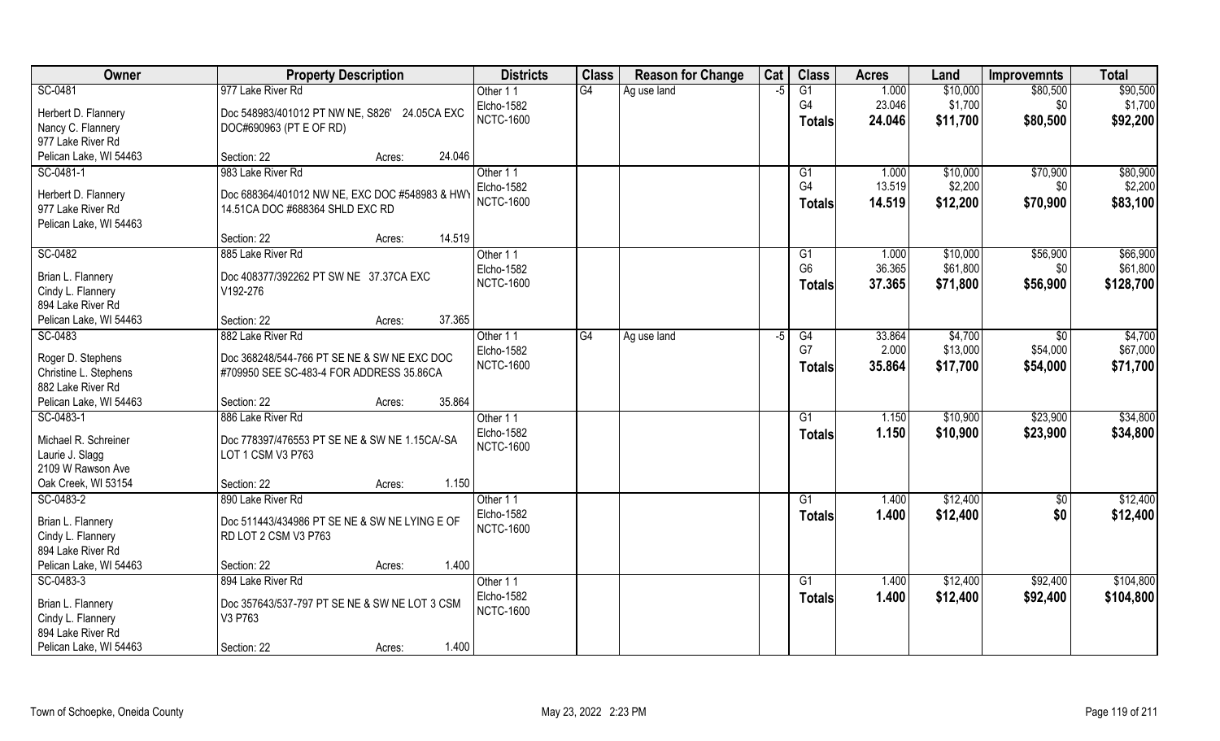| Owner | Property Description | | Districts | Class | Reason for Change | Cat | Class | Acres | Land | Improvemnts | Total |
|---|---|---|---|---|---|---|---|---|---|---|---|
| SC-0481 | 977 Lake River Rd | | Other 1 1 | G4 | Ag use land | -5 | G1 | 1.000 | $10,000 | $80,500 | $90,500 |
| Herbert D. Flannery | Doc 548983/401012 PT NW NE, S826' 24.05CA EXC | | Elcho-1582 | | | | G4 | 23.046 | $1,700 | $0 | $1,700 |
| Nancy C. Flannery | DOC#690963 (PT E OF RD) | | NCTC-1600 | | | | Totals | 24.046 | $11,700 | $80,500 | $92,200 |
| 977 Lake River Rd | | | | | | | | | | | |
| Pelican Lake, WI 54463 | Section: 22 | Acres: 24.046 | | | | | | | | | |
| SC-0481-1 | 983 Lake River Rd | | Other 1 1 | | | | G1 | 1.000 | $10,000 | $70,900 | $80,900 |
| Herbert D. Flannery | Doc 688364/401012 NW NE, EXC DOC #548983 & HWY | | Elcho-1582 | | | | G4 | 13.519 | $2,200 | $0 | $2,200 |
| 977 Lake River Rd | 14.51CA DOC #688364 SHLD EXC RD | | NCTC-1600 | | | | Totals | 14.519 | $12,200 | $70,900 | $83,100 |
| Pelican Lake, WI 54463 | | | | | | | | | | | |
| | Section: 22 | Acres: 14.519 | | | | | | | | | |
| SC-0482 | 885 Lake River Rd | | Other 1 1 | | | | G1 | 1.000 | $10,000 | $56,900 | $66,900 |
| Brian L. Flannery | Doc 408377/392262 PT SW NE 37.37CA EXC | | Elcho-1582 | | | | G6 | 36.365 | $61,800 | $0 | $61,800 |
| Cindy L. Flannery | V192-276 | | NCTC-1600 | | | | Totals | 37.365 | $71,800 | $56,900 | $128,700 |
| 894 Lake River Rd | | | | | | | | | | | |
| Pelican Lake, WI 54463 | Section: 22 | Acres: 37.365 | | | | | | | | | |
| SC-0483 | 882 Lake River Rd | | Other 1 1 | G4 | Ag use land | -5 | G4 | 33.864 | $4,700 | $0 | $4,700 |
| Roger D. Stephens | Doc 368248/544-766 PT SE NE & SW NE EXC DOC | | Elcho-1582 | | | | G7 | 2.000 | $13,000 | $54,000 | $67,000 |
| Christine L. Stephens | #709950 SEE SC-483-4 FOR ADDRESS 35.86CA | | NCTC-1600 | | | | Totals | 35.864 | $17,700 | $54,000 | $71,700 |
| 882 Lake River Rd | | | | | | | | | | | |
| Pelican Lake, WI 54463 | Section: 22 | Acres: 35.864 | | | | | | | | | |
| SC-0483-1 | 886 Lake River Rd | | Other 1 1 | | | | G1 | 1.150 | $10,900 | $23,900 | $34,800 |
| Michael R. Schreiner | Doc 778397/476553 PT SE NE & SW NE 1.15CA/-SA | | Elcho-1582 | | | | Totals | 1.150 | $10,900 | $23,900 | $34,800 |
| Laurie J. Slagg | LOT 1 CSM V3 P763 | | NCTC-1600 | | | | | | | | |
| 2109 W Rawson Ave | | | | | | | | | | | |
| Oak Creek, WI 53154 | Section: 22 | Acres: 1.150 | | | | | | | | | |
| SC-0483-2 | 890 Lake River Rd | | Other 1 1 | | | | G1 | 1.400 | $12,400 | $0 | $12,400 |
| Brian L. Flannery | Doc 511443/434986 PT SE NE & SW NE LYING E OF | | Elcho-1582 | | | | Totals | 1.400 | $12,400 | $0 | $12,400 |
| Cindy L. Flannery | RD LOT 2 CSM V3 P763 | | NCTC-1600 | | | | | | | | |
| 894 Lake River Rd | | | | | | | | | | | |
| Pelican Lake, WI 54463 | Section: 22 | Acres: 1.400 | | | | | | | | | |
| SC-0483-3 | 894 Lake River Rd | | Other 1 1 | | | | G1 | 1.400 | $12,400 | $92,400 | $104,800 |
| Brian L. Flannery | Doc 357643/537-797 PT SE NE & SW NE LOT 3 CSM | | Elcho-1582 | | | | Totals | 1.400 | $12,400 | $92,400 | $104,800 |
| Cindy L. Flannery | V3 P763 | | NCTC-1600 | | | | | | | | |
| 894 Lake River Rd | | | | | | | | | | | |
| Pelican Lake, WI 54463 | Section: 22 | Acres: 1.400 | | | | | | | | | |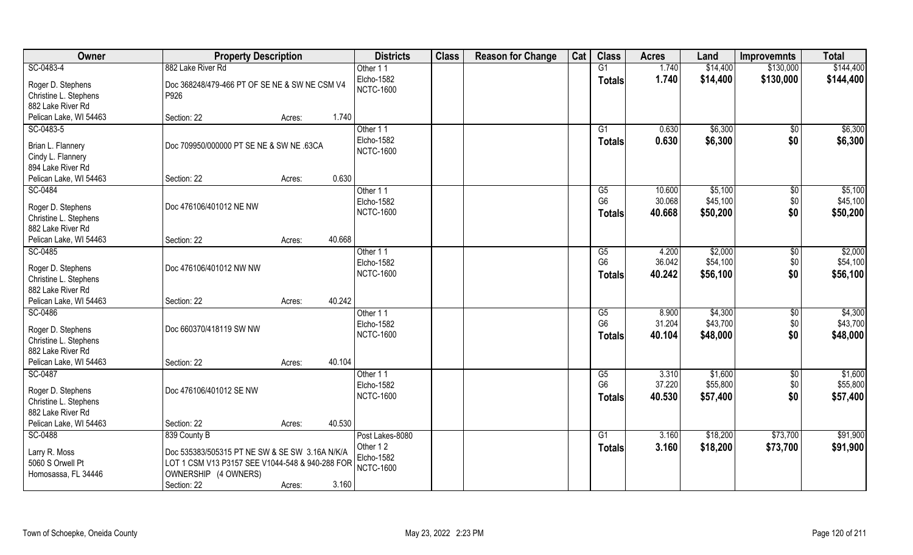| Owner | Property Description | | | Districts | Class | Reason for Change | Cat | Class | Acres | Land | Improvemnts | Total |
|---|---|---|---|---|---|---|---|---|---|---|---|---|
| SC-0483-4 | 882 Lake River Rd | | | Other 1 1 | | | | G1 | 1.740 | $14,400 | $130,000 | $144,400 |
| Roger D. Stephens | Doc 368248/479-466 PT OF SE NE & SW NE CSM V4 | | | Elcho-1582 | | | | **Totals** | **1.740** | **$14,400** | **$130,000** | **$144,400** |
| Christine L. Stephens | P926 | | | NCTC-1600 | | | | | | | | |
| 882 Lake River Rd | | | | | | | | | | | | |
| Pelican Lake, WI 54463 | Section: 22 | Acres: | 1.740 | | | | | | | | | |
| SC-0483-5 | | | | Other 1 1 | | | | G1 | 0.630 | $6,300 | $0 | $6,300 |
| Brian L. Flannery | Doc 709950/000000 PT SE NE & SW NE .63CA | | | Elcho-1582 | | | | **Totals** | **0.630** | **$6,300** | **$0** | **$6,300** |
| Cindy L. Flannery | | | | NCTC-1600 | | | | | | | | |
| 894 Lake River Rd | | | | | | | | | | | | |
| Pelican Lake, WI 54463 | Section: 22 | Acres: | 0.630 | | | | | | | | | |
| SC-0484 | | | | Other 1 1 | | | | G5 | 10.600 | $5,100 | $0 | $5,100 |
| Roger D. Stephens | Doc 476106/401012 NE NW | | | Elcho-1582 | | | | G6 | 30.068 | $45,100 | $0 | $45,100 |
| Christine L. Stephens | | | | NCTC-1600 | | | | **Totals** | **40.668** | **$50,200** | **$0** | **$50,200** |
| 882 Lake River Rd | | | | | | | | | | | | |
| Pelican Lake, WI 54463 | Section: 22 | Acres: | 40.668 | | | | | | | | | |
| SC-0485 | | | | Other 1 1 | | | | G5 | 4.200 | $2,000 | $0 | $2,000 |
| Roger D. Stephens | Doc 476106/401012 NW NW | | | Elcho-1582 | | | | G6 | 36.042 | $54,100 | $0 | $54,100 |
| Christine L. Stephens | | | | NCTC-1600 | | | | **Totals** | **40.242** | **$56,100** | **$0** | **$56,100** |
| 882 Lake River Rd | | | | | | | | | | | | |
| Pelican Lake, WI 54463 | Section: 22 | Acres: | 40.242 | | | | | | | | | |
| SC-0486 | | | | Other 1 1 | | | | G5 | 8.900 | $4,300 | $0 | $4,300 |
| Roger D. Stephens | Doc 660370/418119 SW NW | | | Elcho-1582 | | | | G6 | 31.204 | $43,700 | $0 | $43,700 |
| Christine L. Stephens | | | | NCTC-1600 | | | | **Totals** | **40.104** | **$48,000** | **$0** | **$48,000** |
| 882 Lake River Rd | | | | | | | | | | | | |
| Pelican Lake, WI 54463 | Section: 22 | Acres: | 40.104 | | | | | | | | | |
| SC-0487 | | | | Other 1 1 | | | | G5 | 3.310 | $1,600 | $0 | $1,600 |
| Roger D. Stephens | Doc 476106/401012 SE NW | | | Elcho-1582 | | | | G6 | 37.220 | $55,800 | $0 | $55,800 |
| Christine L. Stephens | | | | NCTC-1600 | | | | **Totals** | **40.530** | **$57,400** | **$0** | **$57,400** |
| 882 Lake River Rd | | | | | | | | | | | | |
| Pelican Lake, WI 54463 | Section: 22 | Acres: | 40.530 | | | | | | | | | |
| SC-0488 | 839 County B | | | Post Lakes-8080 | | | | G1 | 3.160 | $18,200 | $73,700 | $91,900 |
| Larry R. Moss | Doc 535383/505315 PT NE SW & SE SW 3.16A N/K/A | | | Other 1 2 | | | | **Totals** | **3.160** | **$18,200** | **$73,700** | **$91,900** |
| 5060 S Orwell Pt | LOT 1 CSM V13 P3157 SEE V1044-548 & 940-288 FOR | | | Elcho-1582 | | | | | | | | |
| Homosassa, FL 34446 | OWNERSHIP (4 OWNERS) | | | NCTC-1600 | | | | | | | | |
| | Section: 22 | Acres: | 3.160 | | | | | | | | | |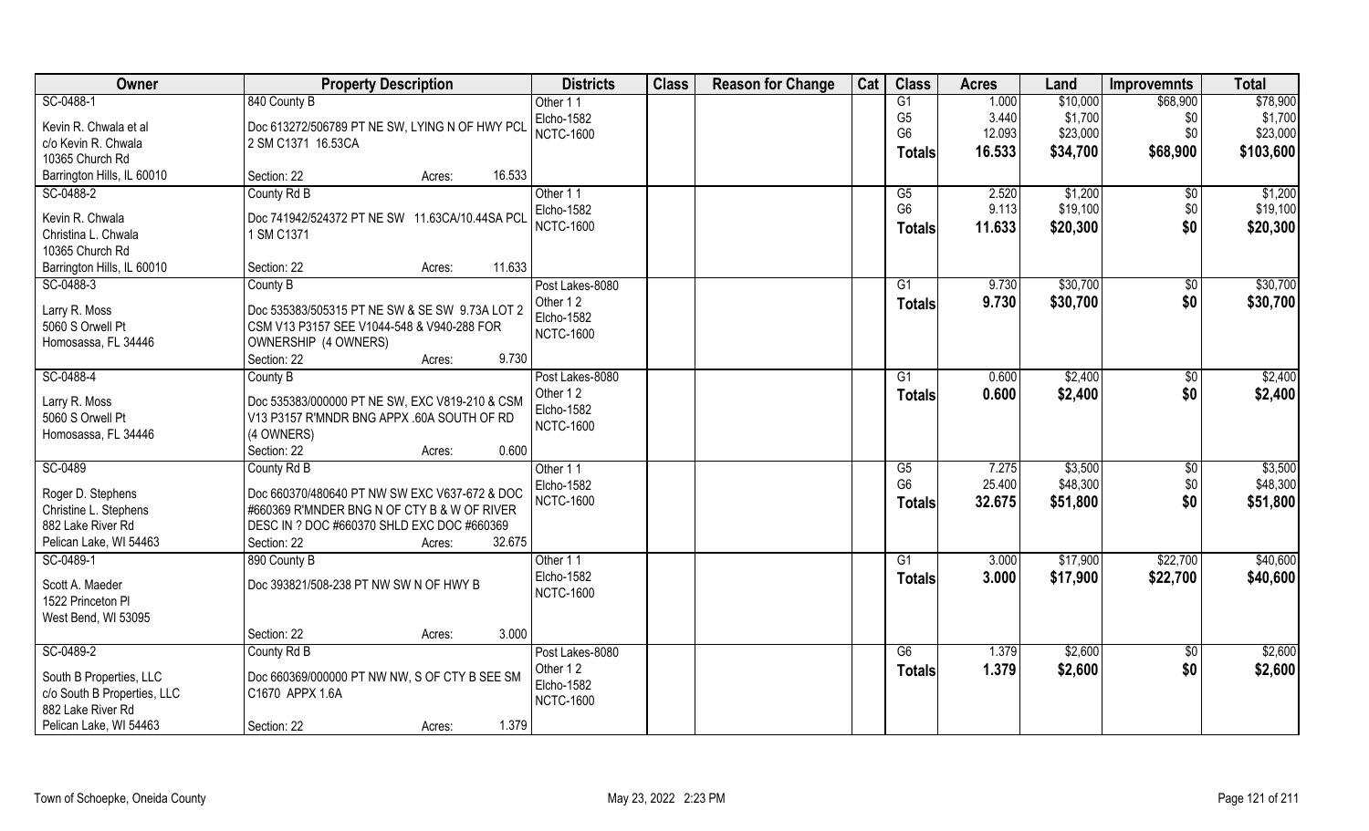| Owner | Property Description | Districts | Class | Reason for Change | Cat | Class | Acres | Land | Improvemnts | Total |
|---|---|---|---|---|---|---|---|---|---|---|
| SC-0488-1<br>Kevin R. Chwala et al<br>c/o Kevin R. Chwala<br>10365 Church Rd<br>Barrington Hills, IL 60010 | 840 County B<br>Doc 613272/506789 PT NE SW, LYING N OF HWY PCL 2 SM C1371 16.53CA<br>Section: 22 Acres: 16.533 | Other 1 1<br>Elcho-1582<br>NCTC-1600 | | | | G1<br>G5<br>G6<br>**Totals** | 1.000<br>3.440<br>12.093<br>**16.533** | $10,000<br>$1,700<br>$23,000<br>**$34,700** | $68,900<br>$0<br>$0<br>**$68,900** | $78,900<br>$1,700<br>$23,000<br>**$103,600** |
| SC-0488-2<br>Kevin R. Chwala<br>Christina L. Chwala<br>10365 Church Rd<br>Barrington Hills, IL 60010 | County Rd B<br>Doc 741942/524372 PT NE SW 11.63CA/10.44SA PCL 1 SM C1371<br>Section: 22 Acres: 11.633 | Other 1 1<br>Elcho-1582<br>NCTC-1600 | | | | G5<br>G6<br>**Totals** | 2.520<br>9.113<br>**11.633** | $1,200<br>$19,100<br>**$20,300** | $0<br>$0<br>**$0** | $1,200<br>$19,100<br>**$20,300** |
| SC-0488-3<br>Larry R. Moss<br>5060 S Orwell Pt<br>Homosassa, FL 34446 | County B<br>Doc 535383/505315 PT NE SW & SE SW 9.73A LOT 2 CSM V13 P3157 SEE V1044-548 & V940-288 FOR OWNERSHIP (4 OWNERS)<br>Section: 22 Acres: 9.730 | Post Lakes-8080<br>Other 1 2<br>Elcho-1582<br>NCTC-1600 | | | | G1<br>**Totals** | 9.730<br>**9.730** | $30,700<br>**$30,700** | $0<br>**$0** | $30,700<br>**$30,700** |
| SC-0488-4<br>Larry R. Moss<br>5060 S Orwell Pt<br>Homosassa, FL 34446 | County B<br>Doc 535383/000000 PT NE SW, EXC V819-210 & CSM V13 P3157 R'MNDR BNG APPX .60A SOUTH OF RD (4 OWNERS)<br>Section: 22 Acres: 0.600 | Post Lakes-8080<br>Other 1 2<br>Elcho-1582<br>NCTC-1600 | | | | G1<br>**Totals** | 0.600<br>**0.600** | $2,400<br>**$2,400** | $0<br>**$0** | $2,400<br>**$2,400** |
| SC-0489<br>Roger D. Stephens<br>Christine L. Stephens<br>882 Lake River Rd<br>Pelican Lake, WI 54463 | County Rd B<br>Doc 660370/480640 PT NW SW EXC V637-672 & DOC #660369 R'MNDER BNG N OF CTY B & W OF RIVER DESC IN ? DOC #660370 SHLD EXC DOC #660369<br>Section: 22 Acres: 32.675 | Other 1 1<br>Elcho-1582<br>NCTC-1600 | | | | G5<br>G6<br>**Totals** | 7.275<br>25.400<br>**32.675** | $3,500<br>$48,300<br>**$51,800** | $0<br>$0<br>**$0** | $3,500<br>$48,300<br>**$51,800** |
| SC-0489-1<br>Scott A. Maeder<br>1522 Princeton Pl<br>West Bend, WI 53095 | 890 County B<br>Doc 393821/508-238 PT NW SW N OF HWY B<br>Section: 22 Acres: 3.000 | Other 1 1<br>Elcho-1582<br>NCTC-1600 | | | | G1<br>**Totals** | 3.000<br>**3.000** | $17,900<br>**$17,900** | $22,700<br>**$22,700** | $40,600<br>**$40,600** |
| SC-0489-2<br>South B Properties, LLC<br>c/o South B Properties, LLC<br>882 Lake River Rd<br>Pelican Lake, WI 54463 | County Rd B<br>Doc 660369/000000 PT NW NW, S OF CTY B SEE SM C1670 APPX 1.6A<br>Section: 22 Acres: 1.379 | Post Lakes-8080<br>Other 1 2<br>Elcho-1582<br>NCTC-1600 | | | | G6<br>**Totals** | 1.379<br>**1.379** | $2,600<br>**$2,600** | $0<br>**$0** | $2,600<br>**$2,600** |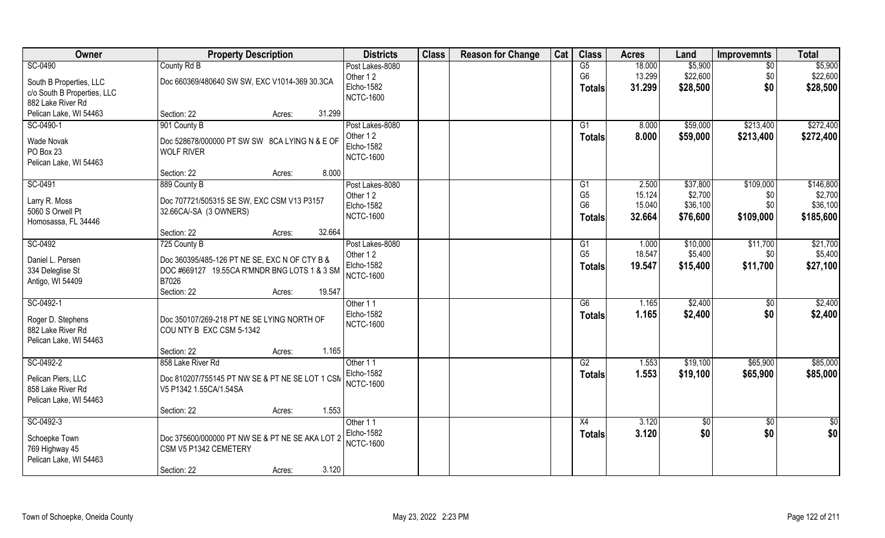| Owner | Property Description | Districts | Class | Reason for Change | Cat | Class | Acres | Land | Improvemnts | Total |
|---|---|---|---|---|---|---|---|---|---|---|
| SC-0490<br>South B Properties, LLC<br>c/o South B Properties, LLC<br>882 Lake River Rd<br>Pelican Lake, WI 54463 | County Rd B<br>Doc 660369/480640 SW SW, EXC V1014-369 30.3CA<br>Section: 22 Acres: 31.299 | Post Lakes-8080<br>Other 1 2<br>Elcho-1582<br>NCTC-1600 | | | | G5<br>G6<br>**Totals** | 18.000<br>13.299<br>**31.299** | $5,900<br>$22,600<br>**$28,500** | $0<br>$0<br>**$0** | $5,900<br>$22,600<br>**$28,500** |
| SC-0490-1<br>Wade Novak<br>PO Box 23<br>Pelican Lake, WI 54463 | 901 County B<br>Doc 528678/000000 PT SW SW 8CA LYING N & E OF WOLF RIVER<br>Section: 22 Acres: 8.000 | Post Lakes-8080<br>Other 1 2<br>Elcho-1582<br>NCTC-1600 | | | | G1<br>**Totals** | 8.000<br>**8.000** | $59,000<br>**$59,000** | $213,400<br>**$213,400** | $272,400<br>**$272,400** |
| SC-0491<br>Larry R. Moss<br>5060 S Orwell Pt<br>Homosassa, FL 34446 | 889 County B<br>Doc 707721/505315 SE SW, EXC CSM V13 P3157 32.66CA/-SA (3 OWNERS)<br>Section: 22 Acres: 32.664 | Post Lakes-8080<br>Other 1 2<br>Elcho-1582<br>NCTC-1600 | | | | G1<br>G5<br>G6<br>**Totals** | 2.500<br>15.124<br>15.040<br>**32.664** | $37,800<br>$2,700<br>$36,100<br>**$76,600** | $109,000<br>$0<br>$0<br>**$109,000** | $146,800<br>$2,700<br>$36,100<br>**$185,600** |
| SC-0492<br>Daniel L. Persen<br>334 Deleglise St<br>Antigo, WI 54409 | 725 County B<br>Doc 360395/485-126 PT NE SE, EXC N OF CTY B & DOC #669127 19.55CA R'MNDR BNG LOTS 1 & 3 SM B7026<br>Section: 22 Acres: 19.547 | Post Lakes-8080<br>Other 1 2<br>Elcho-1582<br>NCTC-1600 | | | | G1<br>G5<br>**Totals** | 1.000<br>18.547<br>**19.547** | $10,000<br>$5,400<br>**$15,400** | $11,700<br>$0<br>**$11,700** | $21,700<br>$5,400<br>**$27,100** |
| SC-0492-1<br>Roger D. Stephens<br>882 Lake River Rd<br>Pelican Lake, WI 54463 | Doc 350107/269-218 PT NE SE LYING NORTH OF COU NTY B EXC CSM 5-1342<br>Section: 22 Acres: 1.165 | Other 1 1<br>Elcho-1582<br>NCTC-1600 | | | | G6<br>**Totals** | 1.165<br>**1.165** | $2,400<br>**$2,400** | $0<br>**$0** | $2,400<br>**$2,400** |
| SC-0492-2<br>Pelican Piers, LLC<br>858 Lake River Rd<br>Pelican Lake, WI 54463 | 858 Lake River Rd<br>Doc 810207/755145 PT NW SE & PT NE SE LOT 1 CSM V5 P1342 1.55CA/1.54SA<br>Section: 22 Acres: 1.553 | Other 1 1<br>Elcho-1582<br>NCTC-1600 | | | | G2<br>**Totals** | 1.553<br>**1.553** | $19,100<br>**$19,100** | $65,900<br>**$65,900** | $85,000<br>**$85,000** |
| SC-0492-3<br>Schoepke Town<br>769 Highway 45<br>Pelican Lake, WI 54463 | Doc 375600/000000 PT NW SE & PT NE SE AKA LOT 2 CSM V5 P1342 CEMETERY<br>Section: 22 Acres: 3.120 | Other 1 1<br>Elcho-1582<br>NCTC-1600 | | | | X4<br>**Totals** | 3.120<br>**3.120** | $0<br>**$0** | $0<br>**$0** | $0<br>**$0** |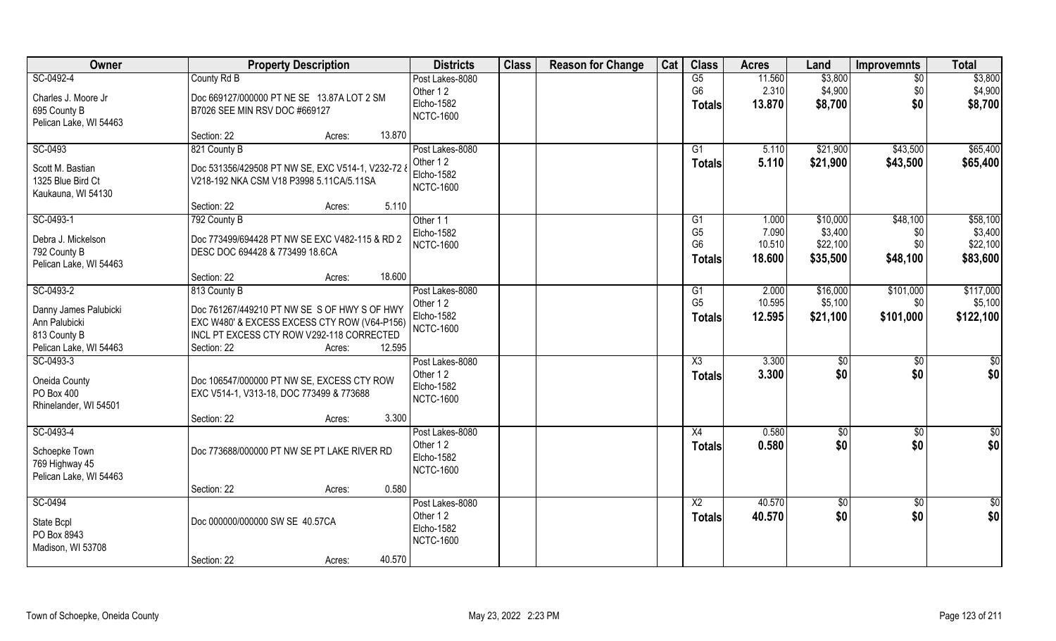| Owner | Property Description | Districts | Class | Reason for Change | Cat | Class | Acres | Land | Improvemnts | Total |
|---|---|---|---|---|---|---|---|---|---|---|
| SC-0492-4 | County Rd B | Post Lakes-8080 | | | | G5 | 11.560 | $3,800 | $0 | $3,800 |
| Charles J. Moore Jr | Doc 669127/000000 PT NE SE 13.87A LOT 2 SM | Other 1 2 | | | | G6 | 2.310 | $4,900 | $0 | $4,900 |
| 695 County B | B7026 SEE MIN RSV DOC #669127 | Elcho-1582 | | | | **Totals** | **13.870** | **$8,700** | **$0** | **$8,700** |
| Pelican Lake, WI 54463 | | NCTC-1600 | | | | | | | | |
| | Section: 22 Acres: 13.870 | | | | | | | | | |
| SC-0493 | 821 County B | Post Lakes-8080 | | | | G1 | 5.110 | $21,900 | $43,500 | $65,400 |
| Scott M. Bastian | Doc 531356/429508 PT NW SE, EXC V514-1, V232-72 & | Other 1 2 | | | | **Totals** | **5.110** | **$21,900** | **$43,500** | **$65,400** |
| 1325 Blue Bird Ct | V218-192 NKA CSM V18 P3998 5.11CA/5.11SA | Elcho-1582 | | | | | | | | |
| Kaukauna, WI 54130 | | NCTC-1600 | | | | | | | | |
| | Section: 22 Acres: 5.110 | | | | | | | | | |
| SC-0493-1 | 792 County B | Other 1 1 | | | | G1 | 1.000 | $10,000 | $48,100 | $58,100 |
| Debra J. Mickelson | Doc 773499/694428 PT NW SE EXC V482-115 & RD 2 | Elcho-1582 | | | | G5 | 7.090 | $3,400 | $0 | $3,400 |
| 792 County B | DESC DOC 694428 & 773499 18.6CA | NCTC-1600 | | | | G6 | 10.510 | $22,100 | $0 | $22,100 |
| Pelican Lake, WI 54463 | | | | | | **Totals** | **18.600** | **$35,500** | **$48,100** | **$83,600** |
| | Section: 22 Acres: 18.600 | | | | | | | | | |
| SC-0493-2 | 813 County B | Post Lakes-8080 | | | | G1 | 2.000 | $16,000 | $101,000 | $117,000 |
| Danny James Palubicki | Doc 761267/449210 PT NW SE S OF HWY S OF HWY | Other 1 2 | | | | G5 | 10.595 | $5,100 | $0 | $5,100 |
| Ann Palubicki | EXC W480' & EXCESS EXCESS CTY ROW (V64-P156) | Elcho-1582 | | | | **Totals** | **12.595** | **$21,100** | **$101,000** | **$122,100** |
| 813 County B | INCL PT EXCESS CTY ROW V292-118 CORRECTED | NCTC-1600 | | | | | | | | |
| Pelican Lake, WI 54463 | Section: 22 Acres: 12.595 | | | | | | | | | |
| SC-0493-3 | | Post Lakes-8080 | | | | X3 | 3.300 | $0 | $0 | $0 |
| Oneida County | Doc 106547/000000 PT NW SE, EXCESS CTY ROW | Other 1 2 | | | | **Totals** | **3.300** | **$0** | **$0** | **$0** |
| PO Box 400 | EXC V514-1, V313-18, DOC 773499 & 773688 | Elcho-1582 | | | | | | | | |
| Rhinelander, WI 54501 | | NCTC-1600 | | | | | | | | |
| | Section: 22 Acres: 3.300 | | | | | | | | | |
| SC-0493-4 | | Post Lakes-8080 | | | | X4 | 0.580 | $0 | $0 | $0 |
| Schoepke Town | Doc 773688/000000 PT NW SE PT LAKE RIVER RD | Other 1 2 | | | | **Totals** | **0.580** | **$0** | **$0** | **$0** |
| 769 Highway 45 | | Elcho-1582 | | | | | | | | |
| Pelican Lake, WI 54463 | | NCTC-1600 | | | | | | | | |
| | Section: 22 Acres: 0.580 | | | | | | | | | |
| SC-0494 | | Post Lakes-8080 | | | | X2 | 40.570 | $0 | $0 | $0 |
| State Bcpl | Doc 000000/000000 SW SE 40.57CA | Other 1 2 | | | | **Totals** | **40.570** | **$0** | **$0** | **$0** |
| PO Box 8943 | | Elcho-1582 | | | | | | | | |
| Madison, WI 53708 | | NCTC-1600 | | | | | | | | |
| | Section: 22 Acres: 40.570 | | | | | | | | | |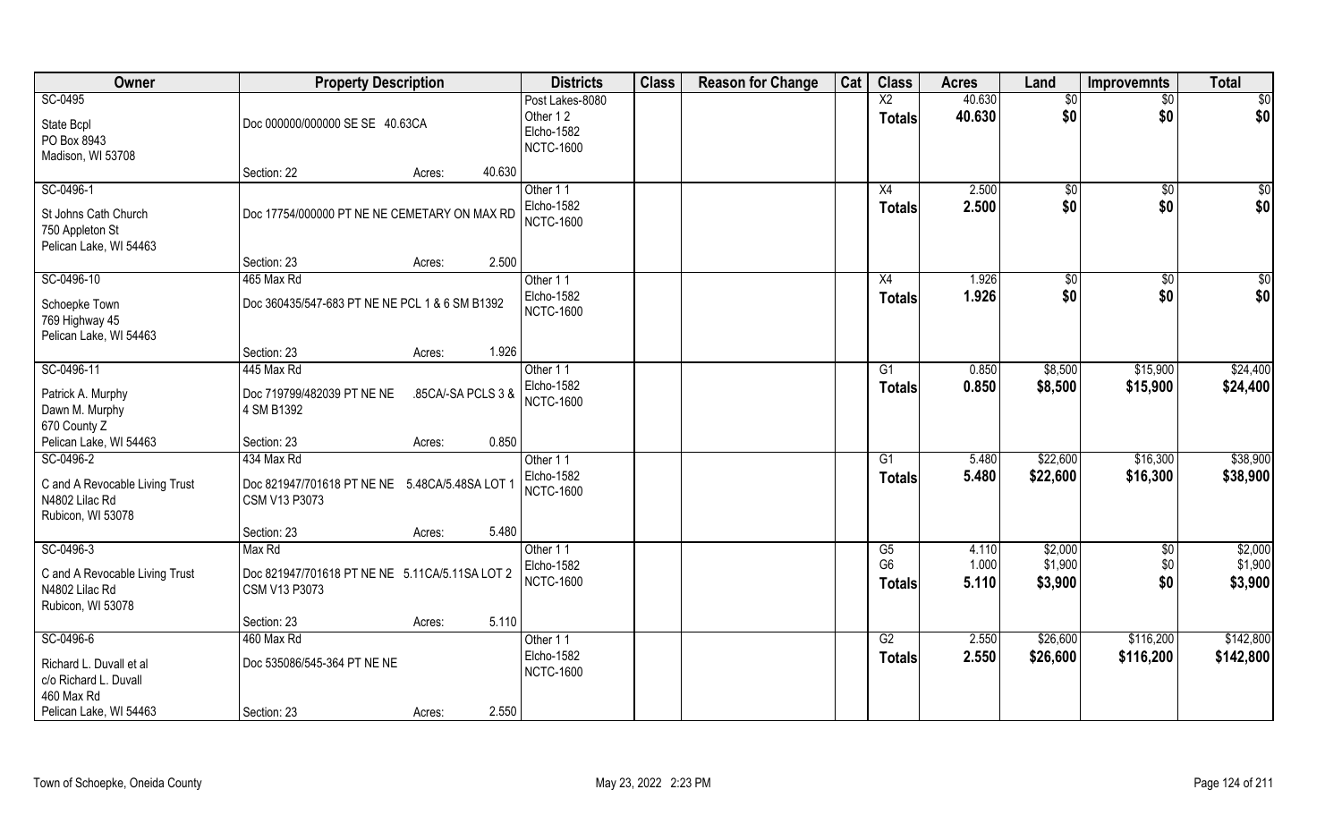| Owner | Property Description | | Districts | Class | Reason for Change | Cat | Class | Acres | Land | Improvemnts | Total |
|---|---|---|---|---|---|---|---|---|---|---|---|
| SC-0495<br>State Bcpl<br>PO Box 8943<br>Madison, WI 53708 | Doc 000000/000000 SE SE 40.63CA<br>Section: 22 | Acres: 40.630 | Post Lakes-8080<br>Other 1 2<br>Elcho-1582<br>NCTC-1600 | | | | X2<br>**Totals** | 40.630<br>**40.630** | $0<br>**$0** | $0<br>**$0** | $0<br>**$0** |
| SC-0496-1<br>St Johns Cath Church<br>750 Appleton St<br>Pelican Lake, WI 54463 | Doc 17754/000000 PT NE NE CEMETARY ON MAX RD<br>Section: 23 | Acres: 2.500 | Other 1 1<br>Elcho-1582<br>NCTC-1600 | | | | X4<br>**Totals** | 2.500<br>**2.500** | $0<br>**$0** | $0<br>**$0** | $0<br>**$0** |
| SC-0496-10<br>Schoepke Town<br>769 Highway 45<br>Pelican Lake, WI 54463 | 465 Max Rd<br>Doc 360435/547-683 PT NE NE PCL 1 & 6 SM B1392<br>Section: 23 | Acres: 1.926 | Other 1 1<br>Elcho-1582<br>NCTC-1600 | | | | X4<br>**Totals** | 1.926<br>**1.926** | $0<br>**$0** | $0<br>**$0** | $0<br>**$0** |
| SC-0496-11<br>Patrick A. Murphy<br>Dawn M. Murphy<br>670 County Z<br>Pelican Lake, WI 54463 | 445 Max Rd<br>Doc 719799/482039 PT NE NE .85CA/-SA PCLS 3 & 4 SM B1392<br>Section: 23 | Acres: 0.850 | Other 1 1<br>Elcho-1582<br>NCTC-1600 | | | | G1<br>**Totals** | 0.850<br>**0.850** | $8,500<br>**$8,500** | $15,900<br>**$15,900** | $24,400<br>**$24,400** |
| SC-0496-2<br>C and A Revocable Living Trust<br>N4802 Lilac Rd<br>Rubicon, WI 53078 | 434 Max Rd<br>Doc 821947/701618 PT NE NE 5.48CA/5.48SA LOT 1 CSM V13 P3073<br>Section: 23 | Acres: 5.480 | Other 1 1<br>Elcho-1582<br>NCTC-1600 | | | | G1<br>**Totals** | 5.480<br>**5.480** | $22,600<br>**$22,600** | $16,300<br>**$16,300** | $38,900<br>**$38,900** |
| SC-0496-3<br>C and A Revocable Living Trust<br>N4802 Lilac Rd<br>Rubicon, WI 53078 | Max Rd<br>Doc 821947/701618 PT NE NE 5.11CA/5.11SA LOT 2 CSM V13 P3073<br>Section: 23 | Acres: 5.110 | Other 1 1<br>Elcho-1582<br>NCTC-1600 | | | | G5<br>G6<br>**Totals** | 4.110<br>1.000<br>**5.110** | $2,000<br>$1,900<br>**$3,900** | $0<br>$0<br>**$0** | $2,000<br>$1,900<br>**$3,900** |
| SC-0496-6<br>Richard L. Duvall et al<br>c/o Richard L. Duvall<br>460 Max Rd<br>Pelican Lake, WI 54463 | 460 Max Rd<br>Doc 535086/545-364 PT NE NE<br>Section: 23 | Acres: 2.550 | Other 1 1<br>Elcho-1582<br>NCTC-1600 | | | | G2<br>**Totals** | 2.550<br>**2.550** | $26,600<br>**$26,600** | $116,200<br>**$116,200** | $142,800<br>**$142,800** |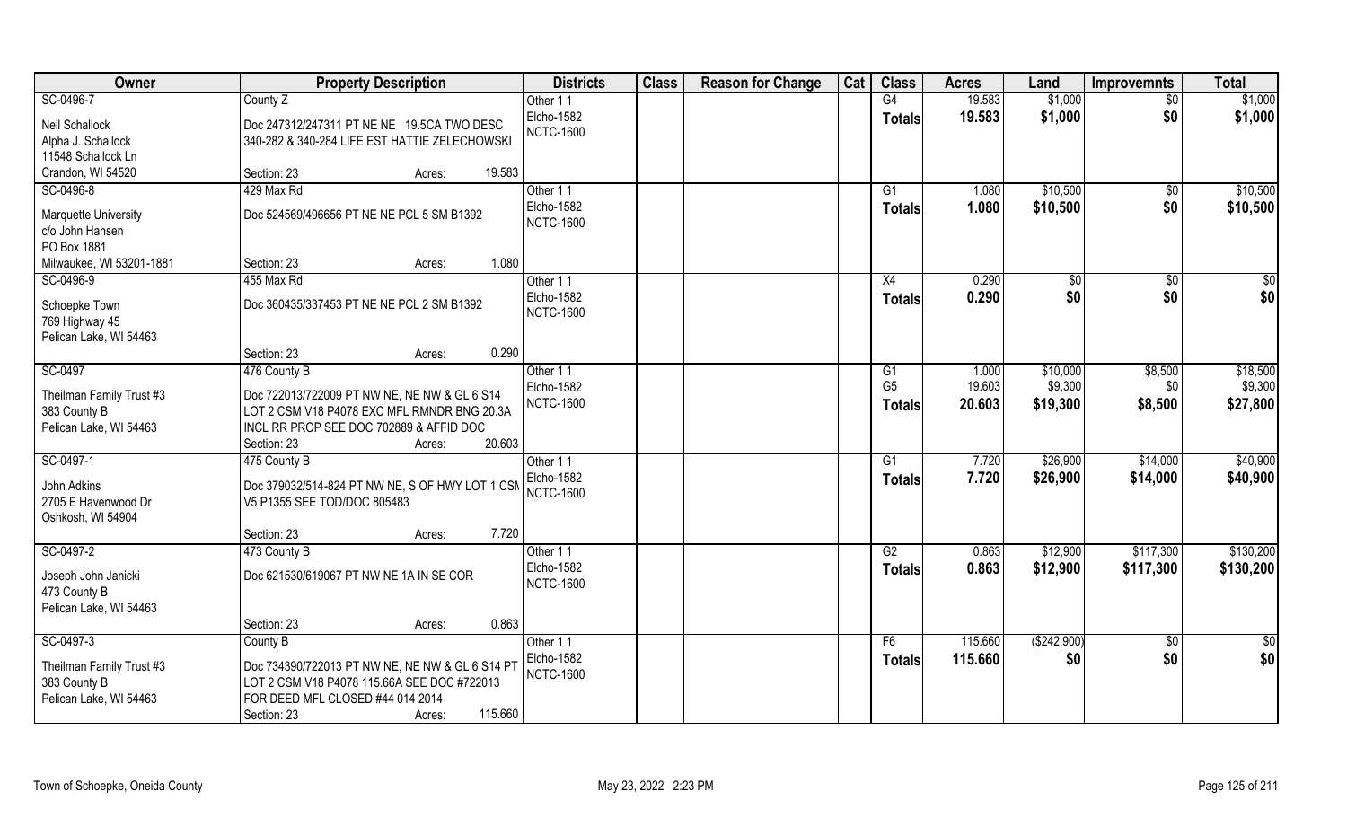| Owner | Property Description | Districts | Class | Reason for Change | Cat | Class | Acres | Land | Improvemnts | Total |
|---|---|---|---|---|---|---|---|---|---|---|
| SC-0496-7 | County Z | Other 1 1 | | | | G4 | 19.583 | $1,000 | $0 | $1,000 |
| Neil Schallock | Doc 247312/247311 PT NE NE 19.5CA TWO DESC | Elcho-1582 | | | | **Totals** | **19.583** | **$1,000** | **$0** | **$1,000** |
| Alpha J. Schallock | 340-282 & 340-284 LIFE EST HATTIE ZELECHOWSKI | NCTC-1600 | | | | | | | | |
| 11548 Schallock Ln | | | | | | | | | | |
| Crandon, WI 54520 | Section: 23 Acres: 19.583 | | | | | | | | | |
| SC-0496-8 | 429 Max Rd | Other 1 1 | | | | G1 | 1.080 | $10,500 | $0 | $10,500 |
| Marquette University | Doc 524569/496656 PT NE NE PCL 5 SM B1392 | Elcho-1582 | | | | **Totals** | **1.080** | **$10,500** | **$0** | **$10,500** |
| c/o John Hansen | | NCTC-1600 | | | | | | | | |
| PO Box 1881 | | | | | | | | | | |
| Milwaukee, WI 53201-1881 | Section: 23 Acres: 1.080 | | | | | | | | | |
| SC-0496-9 | 455 Max Rd | Other 1 1 | | | | X4 | 0.290 | $0 | $0 | $0 |
| Schoepke Town | Doc 360435/337453 PT NE NE PCL 2 SM B1392 | Elcho-1582 | | | | **Totals** | **0.290** | **$0** | **$0** | **$0** |
| 769 Highway 45 | | NCTC-1600 | | | | | | | | |
| Pelican Lake, WI 54463 | | | | | | | | | | |
| | Section: 23 Acres: 0.290 | | | | | | | | | |
| SC-0497 | 476 County B | Other 1 1 | | | | G1 | 1.000 | $10,000 | $8,500 | $18,500 |
| Theilman Family Trust #3 | Doc 722013/722009 PT NW NE, NE NW & GL 6 S14 | Elcho-1582 | | | | G5 | 19.603 | $9,300 | $0 | $9,300 |
| 383 County B | LOT 2 CSM V18 P4078 EXC MFL RMNDR BNG 20.3A | NCTC-1600 | | | | **Totals** | **20.603** | **$19,300** | **$8,500** | **$27,800** |
| Pelican Lake, WI 54463 | INCL RR PROP SEE DOC 702889 & AFFID DOC | | | | | | | | | |
| | Section: 23 Acres: 20.603 | | | | | | | | | |
| SC-0497-1 | 475 County B | Other 1 1 | | | | G1 | 7.720 | $26,900 | $14,000 | $40,900 |
| John Adkins | Doc 379032/514-824 PT NW NE, S OF HWY LOT 1 CSM | Elcho-1582 | | | | **Totals** | **7.720** | **$26,900** | **$14,000** | **$40,900** |
| 2705 E Havenwood Dr | V5 P1355 SEE TOD/DOC 805483 | NCTC-1600 | | | | | | | | |
| Oshkosh, WI 54904 | | | | | | | | | | |
| | Section: 23 Acres: 7.720 | | | | | | | | | |
| SC-0497-2 | 473 County B | Other 1 1 | | | | G2 | 0.863 | $12,900 | $117,300 | $130,200 |
| Joseph John Janicki | Doc 621530/619067 PT NW NE 1A IN SE COR | Elcho-1582 | | | | **Totals** | **0.863** | **$12,900** | **$117,300** | **$130,200** |
| 473 County B | | NCTC-1600 | | | | | | | | |
| Pelican Lake, WI 54463 | | | | | | | | | | |
| | Section: 23 Acres: 0.863 | | | | | | | | | |
| SC-0497-3 | County B | Other 1 1 | | | | F6 | 115.660 | ($242,900) | $0 | $0 |
| Theilman Family Trust #3 | Doc 734390/722013 PT NW NE, NE NW & GL 6 S14 PT | Elcho-1582 | | | | **Totals** | **115.660** | **$0** | **$0** | **$0** |
| 383 County B | LOT 2 CSM V18 P4078 115.66A SEE DOC #722013 | NCTC-1600 | | | | | | | | |
| Pelican Lake, WI 54463 | FOR DEED MFL CLOSED #44 014 2014 | | | | | | | | | |
| | Section: 23 Acres: 115.660 | | | | | | | | | |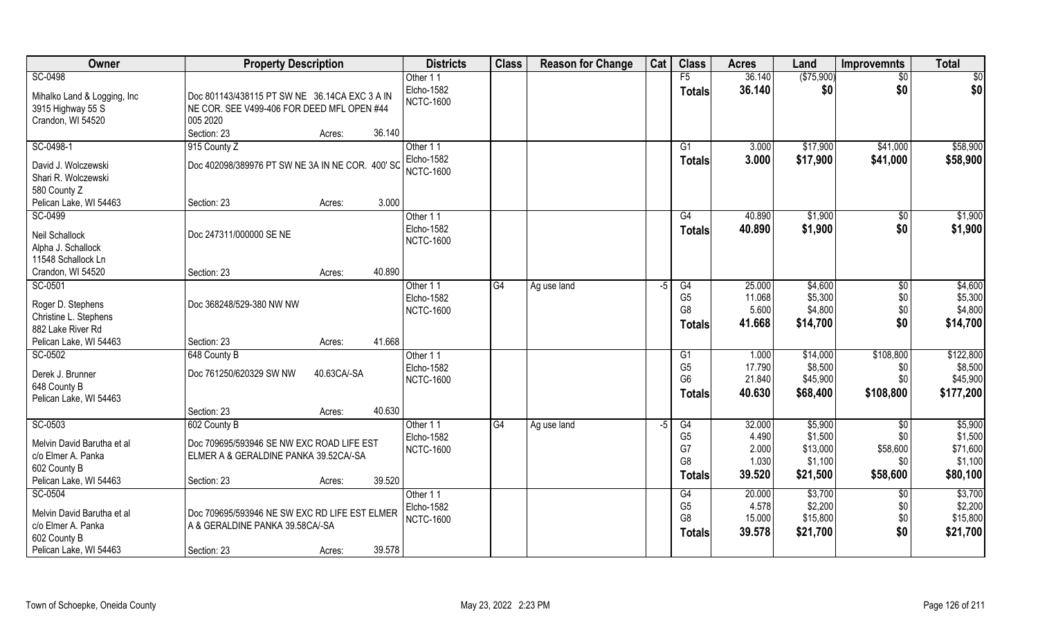| Owner | Property Description | Districts | Class | Reason for Change | Cat | Class | Acres | Land | Improvemnts | Total |
|---|---|---|---|---|---|---|---|---|---|---|
| SC-0498<br><br>Mihalko Land & Logging, Inc<br>3915 Highway 55 S<br>Crandon, WI 54520 | Doc 801143/438115 PT SW NE 36.14CA EXC 3 A IN NE COR. SEE V499-406 FOR DEED MFL OPEN #44 005 2020<br>Section: 23 Acres: 36.140 | Other 1 1<br>Elcho-1582<br>NCTC-1600 | | | | F5<br>**Totals** | 36.140<br>**36.140** | ($75,900)<br>**$0** | $0<br>**$0** | $0<br>**$0** |
| SC-0498-1<br><br>David J. Wolczewski<br>Shari R. Wolczewski<br>580 County Z<br>Pelican Lake, WI 54463 | 915 County Z<br>Doc 402098/389976 PT SW NE 3A IN NE COR. 400' SC<br>Section: 23 Acres: 3.000 | Other 1 1<br>Elcho-1582<br>NCTC-1600 | | | | G1<br>**Totals** | 3.000<br>**3.000** | $17,900<br>**$17,900** | $41,000<br>**$41,000** | $58,900<br>**$58,900** |
| SC-0499<br><br>Neil Schallock<br>Alpha J. Schallock<br>11548 Schallock Ln<br>Crandon, WI 54520 | Doc 247311/000000 SE NE<br>Section: 23 Acres: 40.890 | Other 1 1<br>Elcho-1582<br>NCTC-1600 | | | | G4<br>**Totals** | 40.890<br>**40.890** | $1,900<br>**$1,900** | $0<br>**$0** | $1,900<br>**$1,900** |
| SC-0501<br><br>Roger D. Stephens<br>Christine L. Stephens<br>882 Lake River Rd<br>Pelican Lake, WI 54463 | Doc 368248/529-380 NW NW<br>Section: 23 Acres: 41.668 | Other 1 1<br>Elcho-1582<br>NCTC-1600 | G4 | Ag use land | -5 | G4<br>G5<br>G8<br>**Totals** | 25.000<br>11.068<br>5.600<br>**41.668** | $4,600<br>$5,300<br>$4,800<br>**$14,700** | $0<br>$0<br>$0<br>**$0** | $4,600<br>$5,300<br>$4,800<br>**$14,700** |
| SC-0502<br><br>Derek J. Brunner<br>648 County B<br>Pelican Lake, WI 54463 | 648 County B<br>Doc 761250/620329 SW NW 40.63CA/-SA<br>Section: 23 Acres: 40.630 | Other 1 1<br>Elcho-1582<br>NCTC-1600 | | | | G1<br>G5<br>G6<br>**Totals** | 1.000<br>17.790<br>21.840<br>**40.630** | $14,000<br>$8,500<br>$45,900<br>**$68,400** | $108,800<br>$0<br>$0<br>**$108,800** | $122,800<br>$8,500<br>$45,900<br>**$177,200** |
| SC-0503<br><br>Melvin David Barutha et al<br>c/o Elmer A. Panka<br>602 County B<br>Pelican Lake, WI 54463 | 602 County B<br>Doc 709695/593946 SE NW EXC ROAD LIFE EST ELMER A & GERALDINE PANKA 39.52CA/-SA<br>Section: 23 Acres: 39.520 | Other 1 1<br>Elcho-1582<br>NCTC-1600 | G4 | Ag use land | -5 | G4<br>G5<br>G7<br>G8<br>**Totals** | 32.000<br>4.490<br>2.000<br>1.030<br>**39.520** | $5,900<br>$1,500<br>$13,000<br>$1,100<br>**$21,500** | $0<br>$0<br>$58,600<br>$0<br>**$58,600** | $5,900<br>$1,500<br>$71,600<br>$1,100<br>**$80,100** |
| SC-0504<br><br>Melvin David Barutha et al<br>c/o Elmer A. Panka<br>602 County B<br>Pelican Lake, WI 54463 | Doc 709695/593946 NE SW EXC RD LIFE EST ELMER A & GERALDINE PANKA 39.58CA/-SA<br>Section: 23 Acres: 39.578 | Other 1 1<br>Elcho-1582<br>NCTC-1600 | | | | G4<br>G5<br>G8<br>**Totals** | 20.000<br>4.578<br>15.000<br>**39.578** | $3,700<br>$2,200<br>$15,800<br>**$21,700** | $0<br>$0<br>$0<br>**$0** | $3,700<br>$2,200<br>$15,800<br>**$21,700** |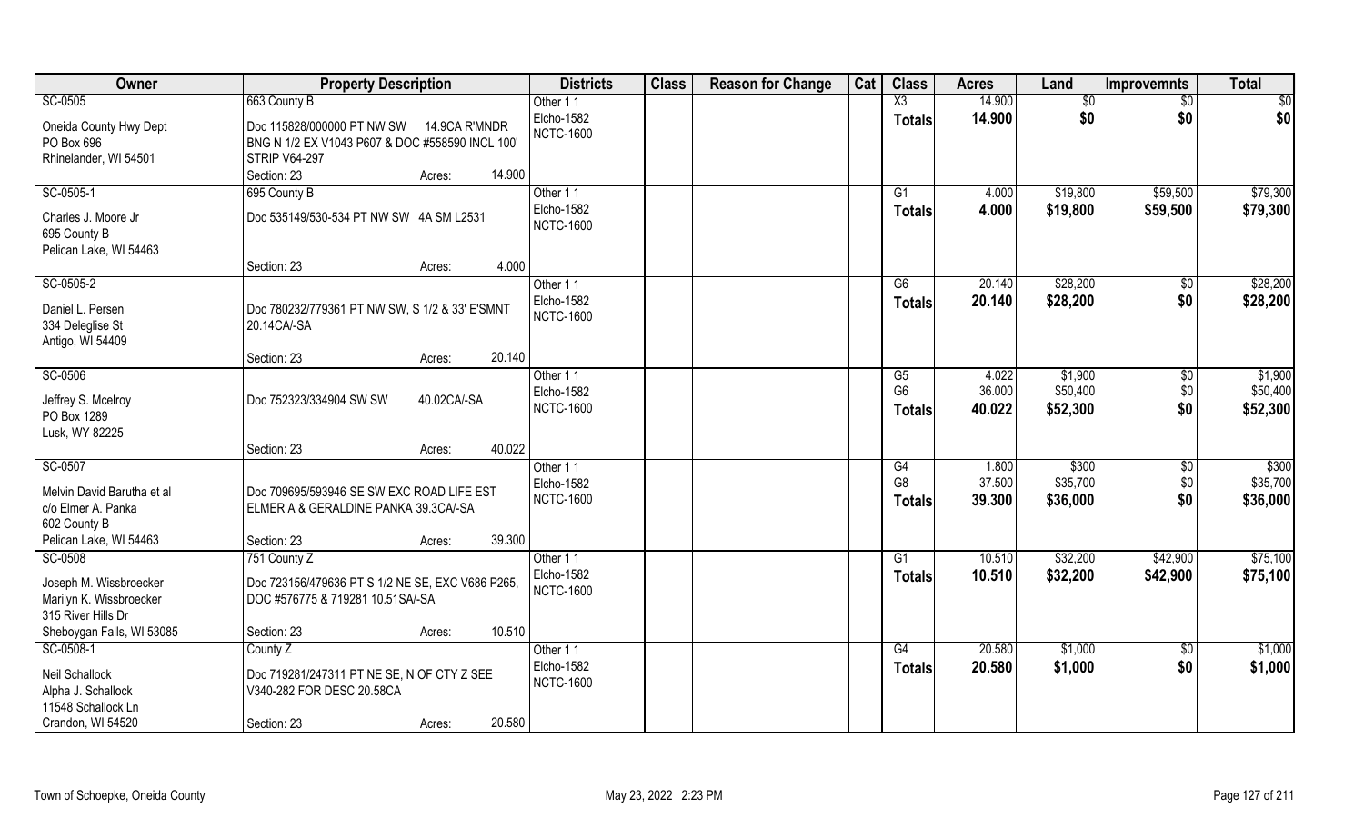| Owner | Property Description | Districts | Class | Reason for Change | Cat | Class | Acres | Land | Improvemnts | Total |
|---|---|---|---|---|---|---|---|---|---|---|
| SC-0505<br>Oneida County Hwy Dept<br>PO Box 696<br>Rhinelander, WI 54501 | 663 County B<br>Doc 115828/000000 PT NW SW 14.9CA R'MNDR BNG N 1/2 EX V1043 P607 & DOC #558590 INCL 100' STRIP V64-297<br>Section: 23 Acres: 14.900 | Other 1 1<br>Elcho-1582<br>NCTC-1600 | | | | X3<br>**Totals** | 14.900<br>**14.900** | $0<br>**$0** | $0<br>**$0** | $0<br>**$0** |
| SC-0505-1<br>Charles J. Moore Jr<br>695 County B<br>Pelican Lake, WI 54463 | 695 County B<br>Doc 535149/530-534 PT NW SW 4A SM L2531<br>Section: 23 Acres: 4.000 | Other 1 1<br>Elcho-1582<br>NCTC-1600 | | | | G1<br>**Totals** | 4.000<br>**4.000** | $19,800<br>**$19,800** | $59,500<br>**$59,500** | $79,300<br>**$79,300** |
| SC-0505-2<br>Daniel L. Persen<br>334 Deleglise St<br>Antigo, WI 54409 | Doc 780232/779361 PT NW SW, S 1/2 & 33' E'SMNT 20.14CA/-SA<br>Section: 23 Acres: 20.140 | Other 1 1<br>Elcho-1582<br>NCTC-1600 | | | | G6<br>**Totals** | 20.140<br>**20.140** | $28,200<br>**$28,200** | $0<br>**$0** | $28,200<br>**$28,200** |
| SC-0506<br>Jeffrey S. Mcelroy<br>PO Box 1289<br>Lusk, WY 82225 | Doc 752323/334904 SW SW 40.02CA/-SA<br>Section: 23 Acres: 40.022 | Other 1 1<br>Elcho-1582<br>NCTC-1600 | | | | G5<br>G6<br>**Totals** | 4.022<br>36.000<br>**40.022** | $1,900<br>$50,400<br>**$52,300** | $0<br>$0<br>**$0** | $1,900<br>$50,400<br>**$52,300** |
| SC-0507<br>Melvin David Barutha et al<br>c/o Elmer A. Panka<br>602 County B<br>Pelican Lake, WI 54463 | Doc 709695/593946 SE SW EXC ROAD LIFE EST ELMER A & GERALDINE PANKA 39.3CA/-SA<br>Section: 23 Acres: 39.300 | Other 1 1<br>Elcho-1582<br>NCTC-1600 | | | | G4<br>G8<br>**Totals** | 1.800<br>37.500<br>**39.300** | $300<br>$35,700<br>**$36,000** | $0<br>$0<br>**$0** | $300<br>$35,700<br>**$36,000** |
| SC-0508<br>Joseph M. Wissbroecker<br>Marilyn K. Wissbroecker<br>315 River Hills Dr<br>Sheboygan Falls, WI 53085 | 751 County Z<br>Doc 723156/479636 PT S 1/2 NE SE, EXC V686 P265, DOC #576775 & 719281 10.51SA/-SA<br>Section: 23 Acres: 10.510 | Other 1 1<br>Elcho-1582<br>NCTC-1600 | | | | G1<br>**Totals** | 10.510<br>**10.510** | $32,200<br>**$32,200** | $42,900<br>**$42,900** | $75,100<br>**$75,100** |
| SC-0508-1<br>Neil Schallock<br>Alpha J. Schallock<br>11548 Schallock Ln<br>Crandon, WI 54520 | County Z<br>Doc 719281/247311 PT NE SE, N OF CTY Z SEE V340-282 FOR DESC 20.58CA<br>Section: 23 Acres: 20.580 | Other 1 1<br>Elcho-1582<br>NCTC-1600 | | | | G4<br>**Totals** | 20.580<br>**20.580** | $1,000<br>**$1,000** | $0<br>**$0** | $1,000<br>**$1,000** |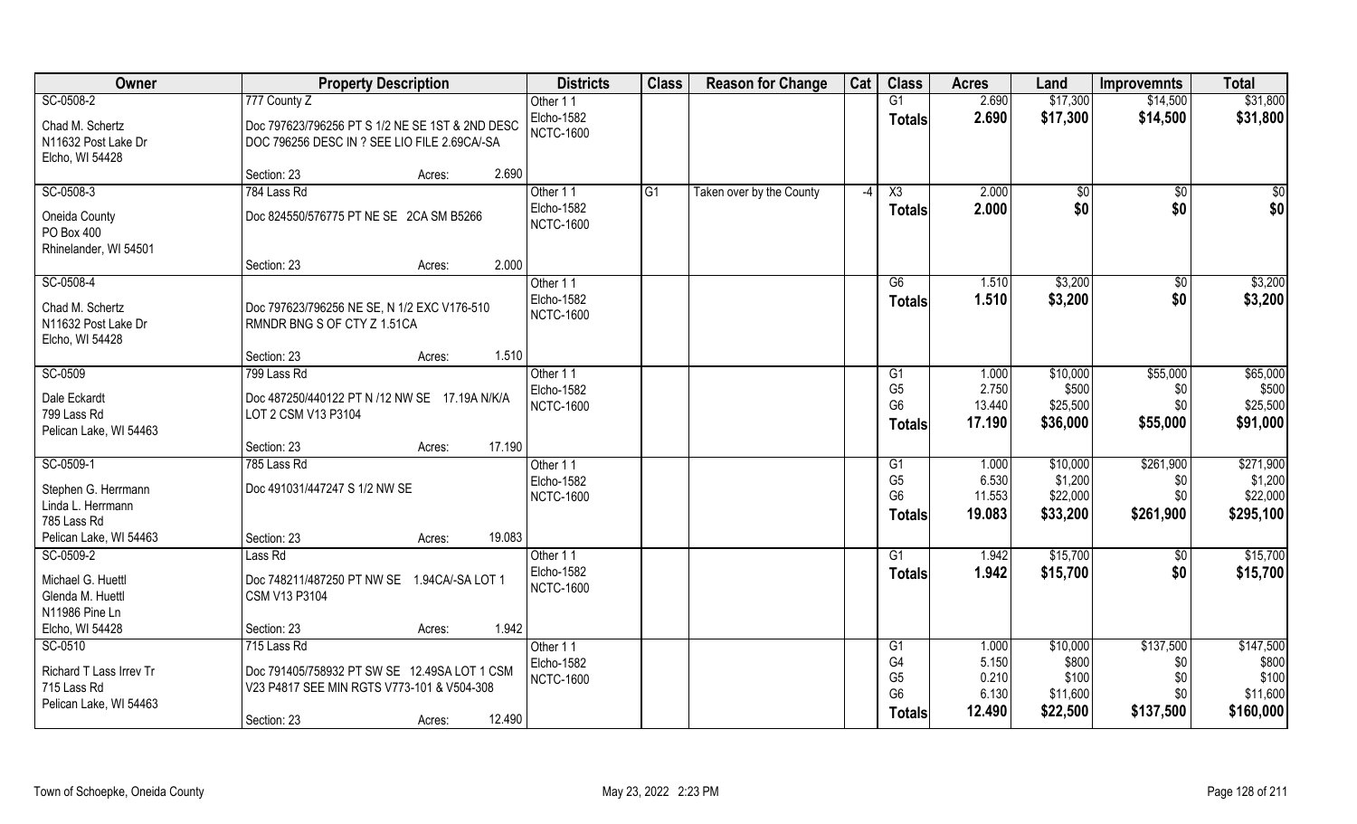| Owner | Property Description | Districts | Class | Reason for Change | Cat | Class | Acres | Land | Improvemnts | Total |
|---|---|---|---|---|---|---|---|---|---|---|
| SC-0508-2 | 777 County Z | Other 1 1 | | | | G1 | 2.690 | $17,300 | $14,500 | $31,800 |
| Chad M. Schertz<br>N11632 Post Lake Dr<br>Elcho, WI 54428 | Doc 797623/796256 PT S 1/2 NE SE 1ST & 2ND DESC DOC 796256 DESC IN ? SEE LIO FILE 2.69CA/-SA | Elcho-1582<br>NCTC-1600 | | | | **Totals** | **2.690** | **$17,300** | **$14,500** | **$31,800** |
| | Section: 23 Acres: 2.690 | | | | | | | | | |
| SC-0508-3 | 784 Lass Rd | Other 1 1 | G1 | Taken over by the County | -4 | X3 | 2.000 | $0 | $0 | $0 |
| Oneida County<br>PO Box 400<br>Rhinelander, WI 54501 | Doc 824550/576775 PT NE SE 2CA SM B5266 | Elcho-1582<br>NCTC-1600 | | | | **Totals** | **2.000** | **$0** | **$0** | **$0** |
| | Section: 23 Acres: 2.000 | | | | | | | | | |
| SC-0508-4 | | Other 1 1 | | | | G6 | 1.510 | $3,200 | $0 | $3,200 |
| Chad M. Schertz<br>N11632 Post Lake Dr<br>Elcho, WI 54428 | Doc 797623/796256 NE SE, N 1/2 EXC V176-510 RMNDR BNG S OF CTY Z 1.51CA | Elcho-1582<br>NCTC-1600 | | | | **Totals** | **1.510** | **$3,200** | **$0** | **$3,200** |
| | Section: 23 Acres: 1.510 | | | | | | | | | |
| SC-0509 | 799 Lass Rd | Other 1 1 | | | | G1 | 1.000 | $10,000 | $55,000 | $65,000 |
| Dale Eckardt<br>799 Lass Rd<br>Pelican Lake, WI 54463 | Doc 487250/440122 PT N /12 NW SE 17.19A N/K/A LOT 2 CSM V13 P3104 | Elcho-1582<br>NCTC-1600 | | | | G5 | 2.750 | $500 | $0 | $500 |
| | | | | | | G6 | 13.440 | $25,500 | $0 | $25,500 |
| | | | | | | **Totals** | **17.190** | **$36,000** | **$55,000** | **$91,000** |
| | Section: 23 Acres: 17.190 | | | | | | | | | |
| SC-0509-1 | 785 Lass Rd | Other 1 1 | | | | G1 | 1.000 | $10,000 | $261,900 | $271,900 |
| Stephen G. Herrmann<br>Linda L. Herrmann<br>785 Lass Rd<br>Pelican Lake, WI 54463 | Doc 491031/447247 S 1/2 NW SE | Elcho-1582<br>NCTC-1600 | | | | G5 | 6.530 | $1,200 | $0 | $1,200 |
| | | | | | | G6 | 11.553 | $22,000 | $0 | $22,000 |
| | | | | | | **Totals** | **19.083** | **$33,200** | **$261,900** | **$295,100** |
| | Section: 23 Acres: 19.083 | | | | | | | | | |
| SC-0509-2 | Lass Rd | Other 1 1 | | | | G1 | 1.942 | $15,700 | $0 | $15,700 |
| Michael G. Huettl<br>Glenda M. Huettl<br>N11986 Pine Ln<br>Elcho, WI 54428 | Doc 748211/487250 PT NW SE 1.94CA/-SA LOT 1 CSM V13 P3104 | Elcho-1582<br>NCTC-1600 | | | | **Totals** | **1.942** | **$15,700** | **$0** | **$15,700** |
| | Section: 23 Acres: 1.942 | | | | | | | | | |
| SC-0510 | 715 Lass Rd | Other 1 1 | | | | G1 | 1.000 | $10,000 | $137,500 | $147,500 |
| Richard T Lass Irrev Tr<br>715 Lass Rd<br>Pelican Lake, WI 54463 | Doc 791405/758932 PT SW SE 12.49SA LOT 1 CSM V23 P4817 SEE MIN RGTS V773-101 & V504-308 | Elcho-1582<br>NCTC-1600 | | | | G4 | 5.150 | $800 | $0 | $800 |
| | | | | | | G5 | 0.210 | $100 | $0 | $100 |
| | | | | | | G6 | 6.130 | $11,600 | $0 | $11,600 |
| | Section: 23 Acres: 12.490 | | | | | **Totals** | **12.490** | **$22,500** | **$137,500** | **$160,000** |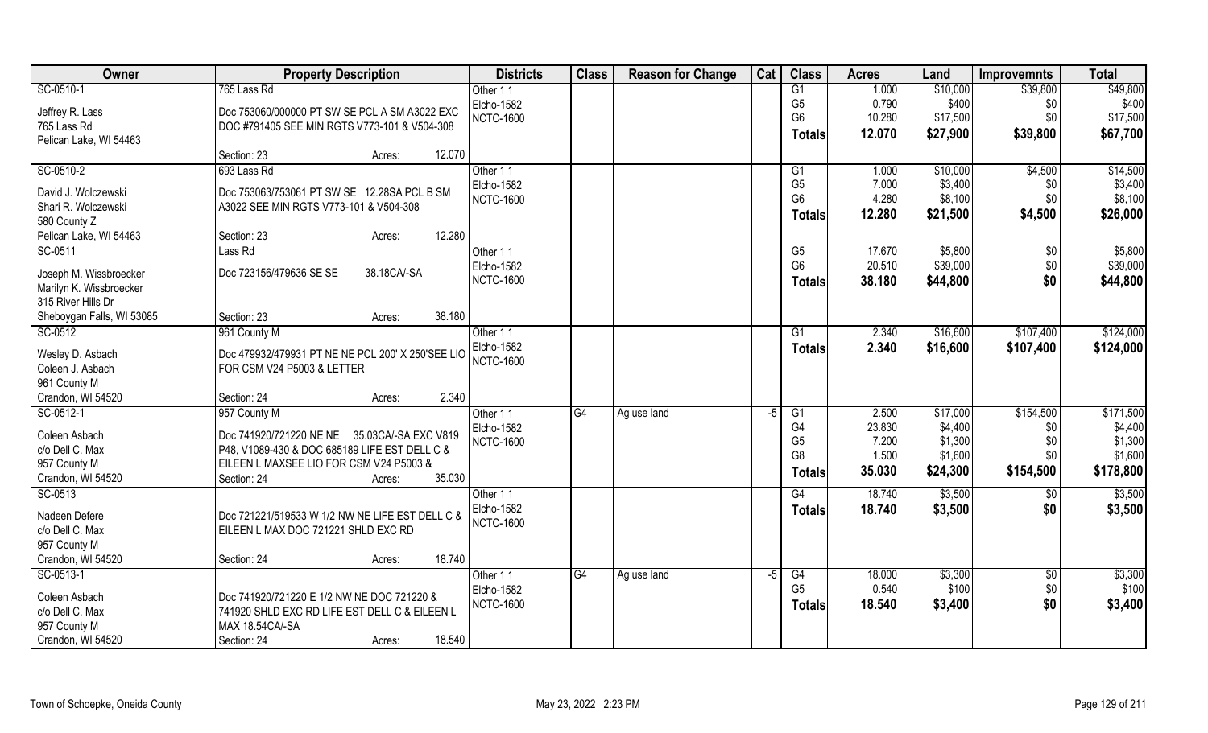| Owner | Property Description | Districts | Class | Reason for Change | Cat | Class | Acres | Land | Improvemnts | Total |
|---|---|---|---|---|---|---|---|---|---|---|
| SC-0510-1 | 765 Lass Rd | Other 1 1 | | | | G1 | 1.000 | $10,000 | $39,800 | $49,800 |
| Jeffrey R. Lass | Doc 753060/000000 PT SW SE PCL A SM A3022 EXC | Elcho-1582 | | | | G5 | 0.790 | $400 | $0 | $400 |
| 765 Lass Rd | DOC #791405 SEE MIN RGTS V773-101 & V504-308 | NCTC-1600 | | | | G6 | 10.280 | $17,500 | $0 | $17,500 |
| Pelican Lake, WI 54463 | | | | | | **Totals** | **12.070** | **$27,900** | **$39,800** | **$67,700** |
| | Section: 23 Acres: 12.070 | | | | | | | | | |
| SC-0510-2 | 693 Lass Rd | Other 1 1 | | | | G1 | 1.000 | $10,000 | $4,500 | $14,500 |
| David J. Wolczewski | Doc 753063/753061 PT SW SE 12.28SA PCL B SM | Elcho-1582 | | | | G5 | 7.000 | $3,400 | $0 | $3,400 |
| Shari R. Wolczewski | A3022 SEE MIN RGTS V773-101 & V504-308 | NCTC-1600 | | | | G6 | 4.280 | $8,100 | $0 | $8,100 |
| 580 County Z | | | | | | **Totals** | **12.280** | **$21,500** | **$4,500** | **$26,000** |
| Pelican Lake, WI 54463 | Section: 23 Acres: 12.280 | | | | | | | | | |
| SC-0511 | Lass Rd | Other 1 1 | | | | G5 | 17.670 | $5,800 | $0 | $5,800 |
| Joseph M. Wissbroecker | Doc 723156/479636 SE SE 38.18CA/-SA | Elcho-1582 | | | | G6 | 20.510 | $39,000 | $0 | $39,000 |
| Marilyn K. Wissbroecker | | NCTC-1600 | | | | **Totals** | **38.180** | **$44,800** | **$0** | **$44,800** |
| 315 River Hills Dr | | | | | | | | | | |
| Sheboygan Falls, WI 53085 | Section: 23 Acres: 38.180 | | | | | | | | | |
| SC-0512 | 961 County M | Other 1 1 | | | | G1 | 2.340 | $16,600 | $107,400 | $124,000 |
| Wesley D. Asbach | Doc 479932/479931 PT NE NE PCL 200' X 250'SEE LIO | Elcho-1582 | | | | **Totals** | **2.340** | **$16,600** | **$107,400** | **$124,000** |
| Coleen J. Asbach | FOR CSM V24 P5003 & LETTER | NCTC-1600 | | | | | | | | |
| 961 County M | | | | | | | | | | |
| Crandon, WI 54520 | Section: 24 Acres: 2.340 | | | | | | | | | |
| SC-0512-1 | 957 County M | Other 1 1 | G4 | Ag use land | -5 | G1 | 2.500 | $17,000 | $154,500 | $171,500 |
| Coleen Asbach | Doc 741920/721220 NE NE 35.03CA/-SA EXC V819 | Elcho-1582 | | | | G4 | 23.830 | $4,400 | $0 | $4,400 |
| c/o Dell C. Max | P48, V1089-430 & DOC 685189 LIFE EST DELL C & | NCTC-1600 | | | | G5 | 7.200 | $1,300 | $0 | $1,300 |
| 957 County M | EILEEN L MAXSEE LIO FOR CSM V24 P5003 & | | | | | G8 | 1.500 | $1,600 | $0 | $1,600 |
| Crandon, WI 54520 | Section: 24 Acres: 35.030 | | | | | **Totals** | **35.030** | **$24,300** | **$154,500** | **$178,800** |
| SC-0513 | | Other 1 1 | | | | G4 | 18.740 | $3,500 | $0 | $3,500 |
| Nadeen Defere | Doc 721221/519533 W 1/2 NW NE LIFE EST DELL C & | Elcho-1582 | | | | **Totals** | **18.740** | **$3,500** | **$0** | **$3,500** |
| c/o Dell C. Max | EILEEN L MAX DOC 721221 SHLD EXC RD | NCTC-1600 | | | | | | | | |
| 957 County M | | | | | | | | | | |
| Crandon, WI 54520 | Section: 24 Acres: 18.740 | | | | | | | | | |
| SC-0513-1 | | Other 1 1 | G4 | Ag use land | -5 | G4 | 18.000 | $3,300 | $0 | $3,300 |
| Coleen Asbach | Doc 741920/721220 E 1/2 NW NE DOC 721220 & | Elcho-1582 | | | | G5 | 0.540 | $100 | $0 | $100 |
| c/o Dell C. Max | 741920 SHLD EXC RD LIFE EST DELL C & EILEEN L | NCTC-1600 | | | | **Totals** | **18.540** | **$3,400** | **$0** | **$3,400** |
| 957 County M | MAX 18.54CA/-SA | | | | | | | | | |
| Crandon, WI 54520 | Section: 24 Acres: 18.540 | | | | | | | | | |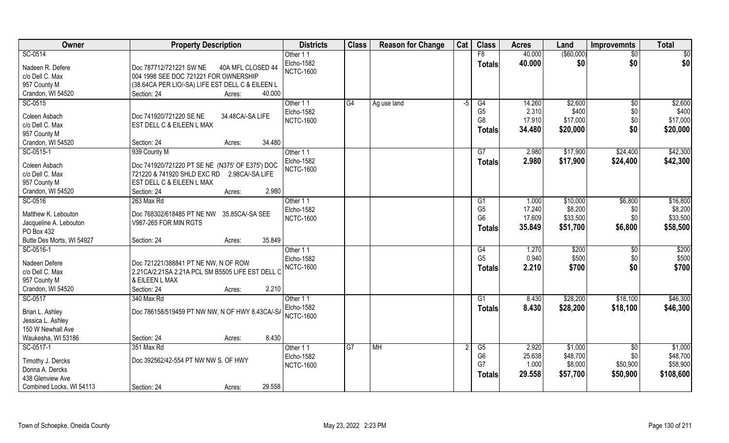| Owner | Property Description | Districts | Class | Reason for Change | Cat | Class | Acres | Land | Improvemnts | Total |
|---|---|---|---|---|---|---|---|---|---|---|
| SC-0514<br>Nadeen R. Defere<br>c/o Dell C. Max<br>957 County M<br>Crandon, WI 54520 | Doc 787712/721221 SW NE 40A MFL CLOSED 44 004 1998 SEE DOC 721221 FOR OWNERSHIP (38.64CA PER LIO/-SA) LIFE EST DELL C & EILEEN L<br>Section: 24 Acres: 40.000 | Other 1 1<br>Elcho-1582<br>NCTC-1600 | | | | F8<br>**Totals** | 40.000<br>**40.000** | ($60,000)<br>**$0** | $0<br>**$0** | $0<br>**$0** |
| SC-0515<br>Coleen Asbach<br>c/o Dell C. Max<br>957 County M<br>Crandon, WI 54520 | Doc 741920/721220 SE NE 34.48CA/-SA LIFE EST DELL C & EILEEN L MAX<br>Section: 24 Acres: 34.480 | Other 1 1<br>Elcho-1582<br>NCTC-1600 | G4 | Ag use land | -5 | G4<br>G5<br>G8<br>**Totals** | 14.260<br>2.310<br>17.910<br>**34.480** | $2,600<br>$400<br>$17,000<br>**$20,000** | $0<br>$0<br>$0<br>**$0** | $2,600<br>$400<br>$17,000<br>**$20,000** |
| SC-0515-1<br>Coleen Asbach<br>c/o Dell C. Max<br>957 County M<br>Crandon, WI 54520 | 939 County M<br>Doc 741920/721220 PT SE NE (N375' OF E375') DOC 721220 & 741920 SHLD EXC RD 2.98CA/-SA LIFE EST DELL C & EILEEN L MAX<br>Section: 24 Acres: 2.980 | Other 1 1<br>Elcho-1582<br>NCTC-1600 | | | | G7<br>**Totals** | 2.980<br>**2.980** | $17,900<br>**$17,900** | $24,400<br>**$24,400** | $42,300<br>**$42,300** |
| SC-0516<br>Matthew K. Lebouton<br>Jacqueline A. Lebouton<br>PO Box 432<br>Butte Des Morts, WI 54927 | 263 Max Rd<br>Doc 768302/618485 PT NE NW 35.85CA/-SA SEE V987-265 FOR MIN RGTS<br>Section: 24 Acres: 35.849 | Other 1 1<br>Elcho-1582<br>NCTC-1600 | | | | G1<br>G5<br>G6<br>**Totals** | 1.000<br>17.240<br>17.609<br>**35.849** | $10,000<br>$8,200<br>$33,500<br>**$51,700** | $6,800<br>$0<br>$0<br>**$6,800** | $16,800<br>$8,200<br>$33,500<br>**$58,500** |
| SC-0516-1<br>Nadeen Defere<br>c/o Dell C. Max<br>957 County M<br>Crandon, WI 54520 | Doc 721221/388841 PT NE NW, N OF ROW 2.21CA/2.21SA 2.21A PCL SM B5505 LIFE EST DELL C & EILEEN L MAX<br>Section: 24 Acres: 2.210 | Other 1 1<br>Elcho-1582<br>NCTC-1600 | | | | G4<br>G5<br>**Totals** | 1.270<br>0.940<br>**2.210** | $200<br>$500<br>**$700** | $0<br>$0<br>**$0** | $200<br>$500<br>**$700** |
| SC-0517<br>Brian L. Ashley<br>Jessica L. Ashley<br>150 W Newhall Ave<br>Waukesha, WI 53186 | 340 Max Rd<br>Doc 786158/519459 PT NW NW, N OF HWY 8.43CA/-SA<br>Section: 24 Acres: 8.430 | Other 1 1<br>Elcho-1582<br>NCTC-1600 | | | | G1<br>**Totals** | 8.430<br>**8.430** | $28,200<br>**$28,200** | $18,100<br>**$18,100** | $46,300<br>**$46,300** |
| SC-0517-1<br>Timothy J. Dercks<br>Donna A. Dercks<br>438 Glenview Ave<br>Combined Locks, WI 54113 | 351 Max Rd<br>Doc 392562/42-554 PT NW NW S. OF HWY<br>Section: 24 Acres: 29.558 | Other 1 1<br>Elcho-1582<br>NCTC-1600 | G7 | MH | 2 | G5<br>G6<br>G7<br>**Totals** | 2.920<br>25.638<br>1.000<br>**29.558** | $1,000<br>$48,700<br>$8,000<br>**$57,700** | $0<br>$0<br>$50,900<br>**$50,900** | $1,000<br>$48,700<br>$58,900<br>**$108,600** |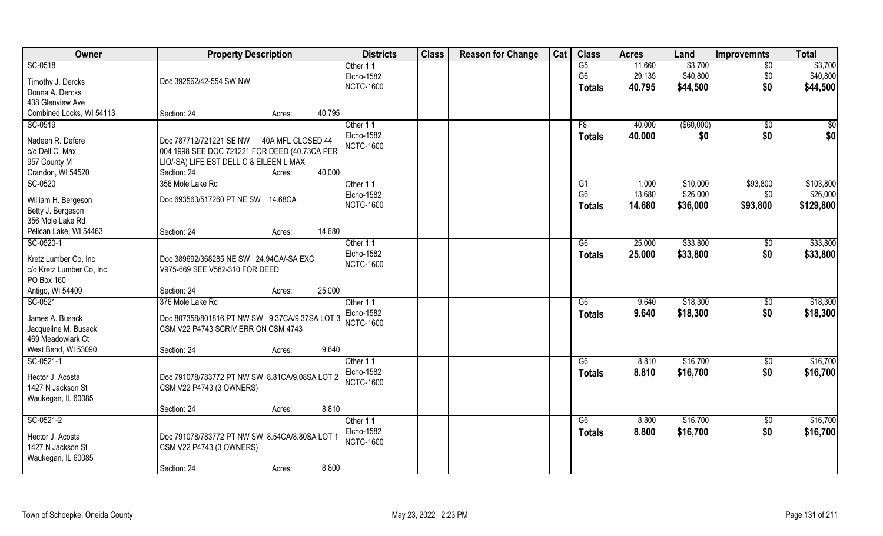| Owner | Property Description | Districts | Class | Reason for Change | Cat | Class | Acres | Land | Improvemnts | Total |
|---|---|---|---|---|---|---|---|---|---|---|
| SC-0518<br>Timothy J. Dercks<br>Donna A. Dercks<br>438 Glenview Ave<br>Combined Locks, WI 54113 | Doc 392562/42-554 SW NW<br>Section: 24 Acres: 40.795 | Other 1 1<br>Elcho-1582<br>NCTC-1600 | | | | G5<br>G6<br>**Totals** | 11.660<br>29.135<br>**40.795** | $3,700<br>$40,800<br>**$44,500** | $0<br>$0<br>**$0** | $3,700<br>$40,800<br>**$44,500** |
| SC-0519<br>Nadeen R. Defere<br>c/o Dell C. Max<br>957 County M<br>Crandon, WI 54520 | Doc 787712/721221 SE NW 40A MFL CLOSED 44 004 1998 SEE DOC 721221 FOR DEED (40.73CA PER LIO/-SA) LIFE EST DELL C & EILEEN L MAX<br>Section: 24 Acres: 40.000 | Other 1 1<br>Elcho-1582<br>NCTC-1600 | | | | F8<br>**Totals** | 40.000<br>**40.000** | ($60,000)<br>**$0** | $0<br>**$0** | $0<br>**$0** |
| SC-0520<br>William H. Bergeson<br>Betty J. Bergeson<br>356 Mole Lake Rd<br>Pelican Lake, WI 54463 | 356 Mole Lake Rd<br>Doc 693563/517260 PT NE SW 14.68CA<br>Section: 24 Acres: 14.680 | Other 1 1<br>Elcho-1582<br>NCTC-1600 | | | | G1<br>G6<br>**Totals** | 1.000<br>13.680<br>**14.680** | $10,000<br>$26,000<br>**$36,000** | $93,800<br>$0<br>**$93,800** | $103,800<br>$26,000<br>**$129,800** |
| SC-0520-1<br>Kretz Lumber Co, Inc<br>c/o Kretz Lumber Co, Inc<br>PO Box 160<br>Antigo, WI 54409 | Doc 389692/368285 NE SW 24.94CA/-SA EXC V975-669 SEE V582-310 FOR DEED<br>Section: 24 Acres: 25.000 | Other 1 1<br>Elcho-1582<br>NCTC-1600 | | | | G6<br>**Totals** | 25.000<br>**25.000** | $33,800<br>**$33,800** | $0<br>**$0** | $33,800<br>**$33,800** |
| SC-0521<br>James A. Busack<br>Jacqueline M. Busack<br>469 Meadowlark Ct<br>West Bend, WI 53090 | 376 Mole Lake Rd<br>Doc 807358/801816 PT NW SW 9.37CA/9.37SA LOT 3 CSM V22 P4743 SCRIV ERR ON CSM 4743<br>Section: 24 Acres: 9.640 | Other 1 1<br>Elcho-1582<br>NCTC-1600 | | | | G6<br>**Totals** | 9.640<br>**9.640** | $18,300<br>**$18,300** | $0<br>**$0** | $18,300<br>**$18,300** |
| SC-0521-1<br>Hector J. Acosta<br>1427 N Jackson St<br>Waukegan, IL 60085 | Doc 791078/783772 PT NW SW 8.81CA/9.08SA LOT 2 CSM V22 P4743 (3 OWNERS)<br>Section: 24 Acres: 8.810 | Other 1 1<br>Elcho-1582<br>NCTC-1600 | | | | G6<br>**Totals** | 8.810<br>**8.810** | $16,700<br>**$16,700** | $0<br>**$0** | $16,700<br>**$16,700** |
| SC-0521-2<br>Hector J. Acosta<br>1427 N Jackson St<br>Waukegan, IL 60085 | Doc 791078/783772 PT NW SW 8.54CA/8.80SA LOT 1 CSM V22 P4743 (3 OWNERS)<br>Section: 24 Acres: 8.800 | Other 1 1<br>Elcho-1582<br>NCTC-1600 | | | | G6<br>**Totals** | 8.800<br>**8.800** | $16,700<br>**$16,700** | $0<br>**$0** | $16,700<br>**$16,700** |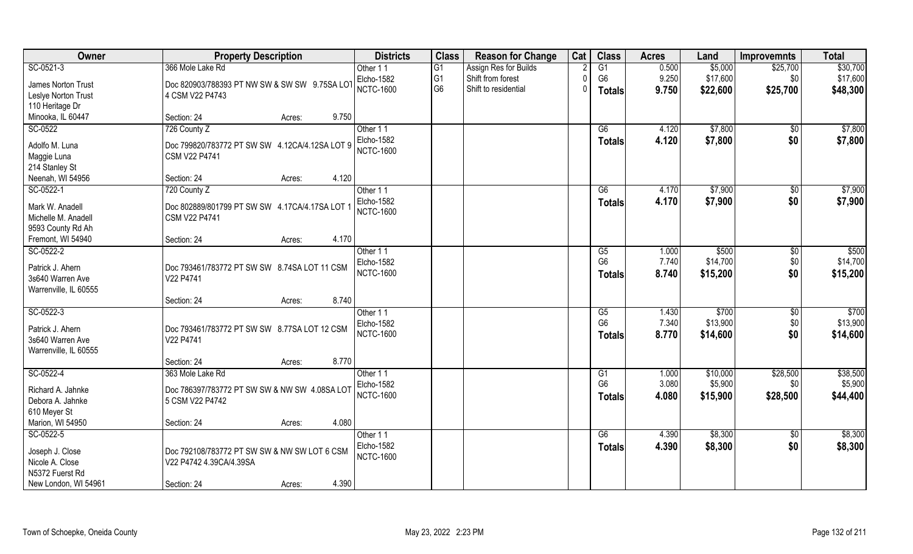| Owner | Property Description | | | Districts | Class | Reason for Change | Cat | Class | Acres | Land | Improvemnts | Total |
|---|---|---|---|---|---|---|---|---|---|---|---|---|
| SC-0521-3 | 366 Mole Lake Rd | | | Other 1 1 | G1 | Assign Res for Builds | 2 | G1 | 0.500 | $5,000 | $25,700 | $30,700 |
| James Norton Trust | Doc 820903/788393 PT NW SW & SW SW 9.75SA LOT 4 CSM V22 P4743 | | | Elcho-1582 | G1 | Shift from forest | 0 | G6 | 9.250 | $17,600 | $0 | $17,600 |
| Leslye Norton Trust | | | | NCTC-1600 | G6 | Shift to residential | 0 | **Totals** | **9.750** | **$22,600** | **$25,700** | **$48,300** |
| 110 Heritage Dr | | | | | | | | | | | | |
| Minooka, IL 60447 | Section: 24 | Acres: | 9.750 | | | | | | | | | |
| SC-0522 | 726 County Z | | | Other 1 1 | | | | G6 | 4.120 | $7,800 | $0 | $7,800 |
| Adolfo M. Luna | Doc 799820/783772 PT SW SW 4.12CA/4.12SA LOT 9 CSM V22 P4741 | | | Elcho-1582 | | | | **Totals** | **4.120** | **$7,800** | **$0** | **$7,800** |
| Maggie Luna | | | | NCTC-1600 | | | | | | | | |
| 214 Stanley St | | | | | | | | | | | | |
| Neenah, WI 54956 | Section: 24 | Acres: | 4.120 | | | | | | | | | |
| SC-0522-1 | 720 County Z | | | Other 1 1 | | | | G6 | 4.170 | $7,900 | $0 | $7,900 |
| Mark W. Anadell | Doc 802889/801799 PT SW SW 4.17CA/4.17SA LOT 1 CSM V22 P4741 | | | Elcho-1582 | | | | **Totals** | **4.170** | **$7,900** | **$0** | **$7,900** |
| Michelle M. Anadell | | | | NCTC-1600 | | | | | | | | |
| 9593 County Rd Ah | | | | | | | | | | | | |
| Fremont, WI 54940 | Section: 24 | Acres: | 4.170 | | | | | | | | | |
| SC-0522-2 | | | | Other 1 1 | | | | G5 | 1.000 | $500 | $0 | $500 |
| Patrick J. Ahern | Doc 793461/783772 PT SW SW 8.74SA LOT 11 CSM V22 P4741 | | | Elcho-1582 | | | | G6 | 7.740 | $14,700 | $0 | $14,700 |
| 3s640 Warren Ave | | | | NCTC-1600 | | | | **Totals** | **8.740** | **$15,200** | **$0** | **$15,200** |
| Warrenville, IL 60555 | | | | | | | | | | | | |
| | Section: 24 | Acres: | 8.740 | | | | | | | | | |
| SC-0522-3 | | | | Other 1 1 | | | | G5 | 1.430 | $700 | $0 | $700 |
| Patrick J. Ahern | Doc 793461/783772 PT SW SW 8.77SA LOT 12 CSM V22 P4741 | | | Elcho-1582 | | | | G6 | 7.340 | $13,900 | $0 | $13,900 |
| 3s640 Warren Ave | | | | NCTC-1600 | | | | **Totals** | **8.770** | **$14,600** | **$0** | **$14,600** |
| Warrenville, IL 60555 | | | | | | | | | | | | |
| | Section: 24 | Acres: | 8.770 | | | | | | | | | |
| SC-0522-4 | 363 Mole Lake Rd | | | Other 1 1 | | | | G1 | 1.000 | $10,000 | $28,500 | $38,500 |
| Richard A. Jahnke | Doc 786397/783772 PT SW SW & NW SW 4.08SA LOT 5 CSM V22 P4742 | | | Elcho-1582 | | | | G6 | 3.080 | $5,900 | $0 | $5,900 |
| Debora A. Jahnke | | | | NCTC-1600 | | | | **Totals** | **4.080** | **$15,900** | **$28,500** | **$44,400** |
| 610 Meyer St | | | | | | | | | | | | |
| Marion, WI 54950 | Section: 24 | Acres: | 4.080 | | | | | | | | | |
| SC-0522-5 | | | | Other 1 1 | | | | G6 | 4.390 | $8,300 | $0 | $8,300 |
| Joseph J. Close | Doc 792108/783772 PT SW SW & NW SW LOT 6 CSM V22 P4742 4.39CA/4.39SA | | | Elcho-1582 | | | | **Totals** | **4.390** | **$8,300** | **$0** | **$8,300** |
| Nicole A. Close | | | | NCTC-1600 | | | | | | | | |
| N5372 Fuerst Rd | | | | | | | | | | | | |
| New London, WI 54961 | Section: 24 | Acres: | 4.390 | | | | | | | | | |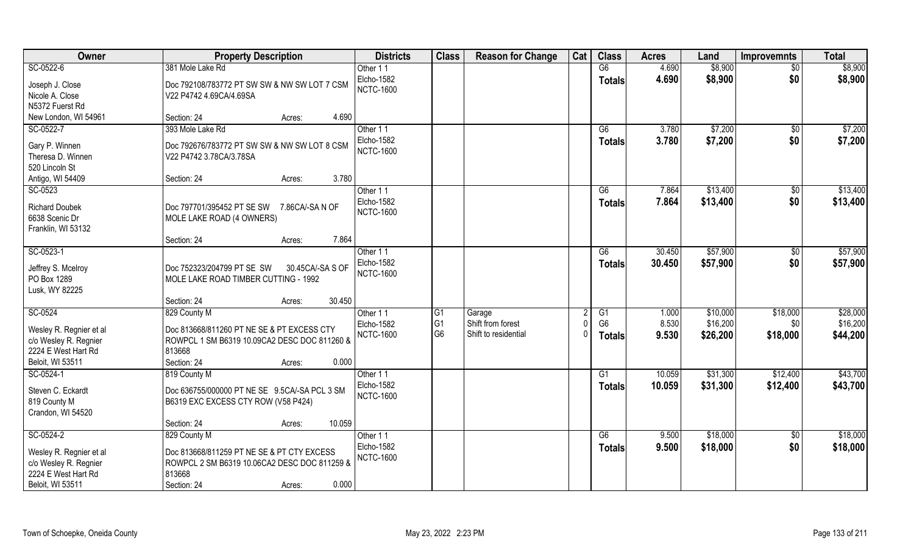| Owner | Property Description | Districts | Class | Reason for Change | Cat | Class | Acres | Land | Improvemnts | Total |
|---|---|---|---|---|---|---|---|---|---|---|
| SC-0522-6<br>Joseph J. Close<br>Nicole A. Close<br>N5372 Fuerst Rd<br>New London, WI 54961 | 381 Mole Lake Rd<br>Doc 792108/783772 PT SW SW & NW SW LOT 7 CSM V22 P4742 4.69CA/4.69SA<br>Section: 24 Acres: 4.690 | Other 1 1<br>Elcho-1582<br>NCTC-1600 | | | | G6<br>**Totals** | 4.690<br>**4.690** | \$8,900<br>**\$8,900** | \$0<br>**\$0** | \$8,900<br>**\$8,900** |
| SC-0522-7<br>Gary P. Winnen<br>Theresa D. Winnen<br>520 Lincoln St<br>Antigo, WI 54409 | 393 Mole Lake Rd<br>Doc 792676/783772 PT SW SW & NW SW LOT 8 CSM V22 P4742 3.78CA/3.78SA<br>Section: 24 Acres: 3.780 | Other 1 1<br>Elcho-1582<br>NCTC-1600 | | | | G6<br>**Totals** | 3.780<br>**3.780** | \$7,200<br>**\$7,200** | \$0<br>**\$0** | \$7,200<br>**\$7,200** |
| SC-0523<br>Richard Doubek<br>6638 Scenic Dr<br>Franklin, WI 53132 | Doc 797701/395452 PT SE SW 7.86CA/-SA N OF MOLE LAKE ROAD (4 OWNERS)<br>Section: 24 Acres: 7.864 | Other 1 1<br>Elcho-1582<br>NCTC-1600 | | | | G6<br>**Totals** | 7.864<br>**7.864** | \$13,400<br>**\$13,400** | \$0<br>**\$0** | \$13,400<br>**\$13,400** |
| SC-0523-1<br>Jeffrey S. Mcelroy<br>PO Box 1289<br>Lusk, WY 82225 | Doc 752323/204799 PT SE SW 30.45CA/-SA S OF MOLE LAKE ROAD TIMBER CUTTING - 1992<br>Section: 24 Acres: 30.450 | Other 1 1<br>Elcho-1582<br>NCTC-1600 | | | | G6<br>**Totals** | 30.450<br>**30.450** | \$57,900<br>**\$57,900** | \$0<br>**\$0** | \$57,900<br>**\$57,900** |
| SC-0524<br>Wesley R. Regnier et al<br>c/o Wesley R. Regnier<br>2224 E West Hart Rd<br>Beloit, WI 53511 | 829 County M<br>Doc 813668/811260 PT NE SE & PT EXCESS CTY ROWPCL 1 SM B6319 10.09CA2 DESC DOC 811260 & 813668<br>Section: 24 Acres: 0.000 | Other 1 1<br>Elcho-1582<br>NCTC-1600 | G1<br>G1<br>G6 | Garage<br>Shift from forest<br>Shift to residential | 2<br>0<br>0 | G1<br>G6<br>**Totals** | 1.000<br>8.530<br>**9.530** | \$10,000<br>\$16,200<br>**\$26,200** | \$18,000<br>\$0<br>**\$18,000** | \$28,000<br>\$16,200<br>**\$44,200** |
| SC-0524-1<br>Steven C. Eckardt<br>819 County M<br>Crandon, WI 54520 | 819 County M<br>Doc 636755/000000 PT NE SE 9.5CA/-SA PCL 3 SM B6319 EXC EXCESS CTY ROW (V58 P424)<br>Section: 24 Acres: 10.059 | Other 1 1<br>Elcho-1582<br>NCTC-1600 | | | | G1<br>**Totals** | 10.059<br>**10.059** | \$31,300<br>**\$31,300** | \$12,400<br>**\$12,400** | \$43,700<br>**\$43,700** |
| SC-0524-2<br>Wesley R. Regnier et al<br>c/o Wesley R. Regnier<br>2224 E West Hart Rd<br>Beloit, WI 53511 | 829 County M<br>Doc 813668/811259 PT NE SE & PT CTY EXCESS ROWPCL 2 SM B6319 10.06CA2 DESC DOC 811259 & 813668<br>Section: 24 Acres: 0.000 | Other 1 1<br>Elcho-1582<br>NCTC-1600 | | | | G6<br>**Totals** | 9.500<br>**9.500** | \$18,000<br>**\$18,000** | \$0<br>**\$0** | \$18,000<br>**\$18,000** |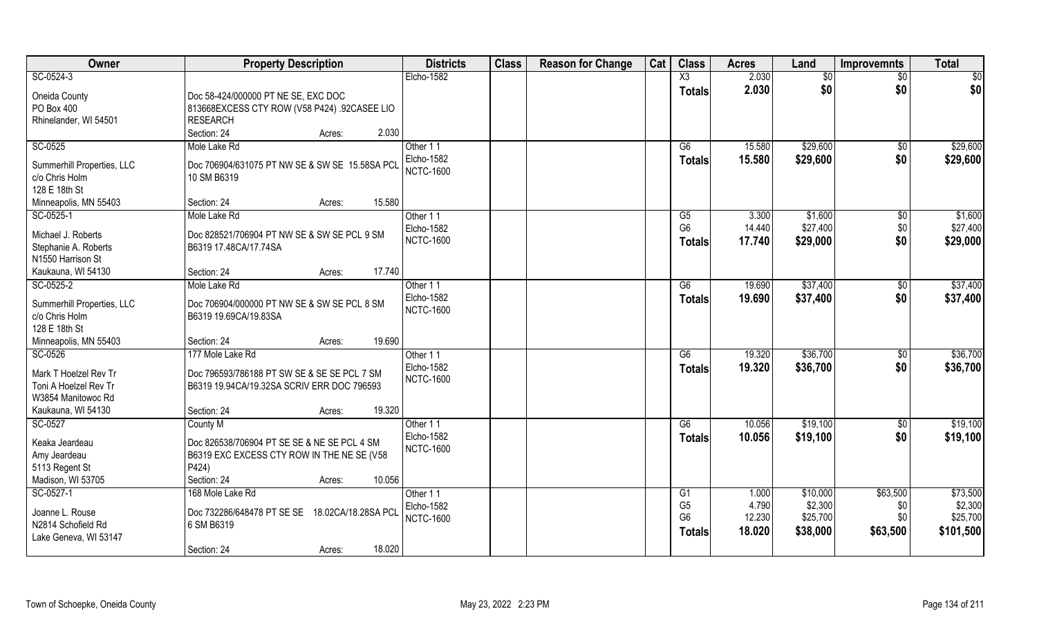| Owner | Property Description | Districts | Class | Reason for Change | Cat | Class | Acres | Land | Improvemnts | Total |
|---|---|---|---|---|---|---|---|---|---|---|
| SC-0524-3 | | Elcho-1582 | | | | X3 | 2.030 | $0 | $0 | $0 |
| Oneida County<br>PO Box 400<br>Rhinelander, WI 54501 | Doc 58-424/000000 PT NE SE, EXC DOC 813668EXCESS CTY ROW (V58 P424) .92CASEE LIO RESEARCH<br>Section: 24 Acres: 2.030 | | | | | Totals | 2.030 | $0 | $0 | $0 |
| SC-0525 | Mole Lake Rd | Other 1 1<br>Elcho-1582<br>NCTC-1600 | | | | G6 | 15.580 | $29,600 | $0 | $29,600 |
| Summerhill Properties, LLC<br>c/o Chris Holm<br>128 E 18th St<br>Minneapolis, MN 55403 | Doc 706904/631075 PT NW SE & SW SE 15.58SA PCL 10 SM B6319<br>Section: 24 Acres: 15.580 | | | | | Totals | 15.580 | $29,600 | $0 | $29,600 |
| SC-0525-1 | Mole Lake Rd | Other 1 1<br>Elcho-1582<br>NCTC-1600 | | | | G5<br>G6 | 3.300<br>14.440 | $1,600<br>$27,400 | $0<br>$0 | $1,600<br>$27,400 |
| Michael J. Roberts<br>Stephanie A. Roberts<br>N1550 Harrison St<br>Kaukauna, WI 54130 | Doc 828521/706904 PT NW SE & SW SE PCL 9 SM B6319 17.48CA/17.74SA<br>Section: 24 Acres: 17.740 | | | | | Totals | 17.740 | $29,000 | $0 | $29,000 |
| SC-0525-2 | Mole Lake Rd | Other 1 1<br>Elcho-1582<br>NCTC-1600 | | | | G6 | 19.690 | $37,400 | $0 | $37,400 |
| Summerhill Properties, LLC<br>c/o Chris Holm<br>128 E 18th St<br>Minneapolis, MN 55403 | Doc 706904/000000 PT NW SE & SW SE PCL 8 SM B6319 19.69CA/19.83SA<br>Section: 24 Acres: 19.690 | | | | | Totals | 19.690 | $37,400 | $0 | $37,400 |
| SC-0526 | 177 Mole Lake Rd | Other 1 1<br>Elcho-1582<br>NCTC-1600 | | | | G6 | 19.320 | $36,700 | $0 | $36,700 |
| Mark T Hoelzel Rev Tr<br>Toni A Hoelzel Rev Tr<br>W3854 Manitowoc Rd<br>Kaukauna, WI 54130 | Doc 796593/786188 PT SW SE & SE SE PCL 7 SM B6319 19.94CA/19.32SA SCRIV ERR DOC 796593<br>Section: 24 Acres: 19.320 | | | | | Totals | 19.320 | $36,700 | $0 | $36,700 |
| SC-0527 | County M | Other 1 1<br>Elcho-1582<br>NCTC-1600 | | | | G6 | 10.056 | $19,100 | $0 | $19,100 |
| Keaka Jeardeau<br>Amy Jeardeau<br>5113 Regent St<br>Madison, WI 53705 | Doc 826538/706904 PT SE SE & NE SE PCL 4 SM B6319 EXC EXCESS CTY ROW IN THE NE SE (V58 P424)<br>Section: 24 Acres: 10.056 | | | | | Totals | 10.056 | $19,100 | $0 | $19,100 |
| SC-0527-1 | 168 Mole Lake Rd | Other 1 1<br>Elcho-1582<br>NCTC-1600 | | | | G1<br>G5<br>G6 | 1.000<br>4.790<br>12.230 | $10,000<br>$2,300<br>$25,700 | $63,500<br>$0<br>$0 | $73,500<br>$2,300<br>$25,700 |
| Joanne L. Rouse<br>N2814 Schofield Rd<br>Lake Geneva, WI 53147 | Doc 732286/648478 PT SE SE 18.02CA/18.28SA PCL 6 SM B6319<br>Section: 24 Acres: 18.020 | | | | | Totals | 18.020 | $38,000 | $63,500 | $101,500 |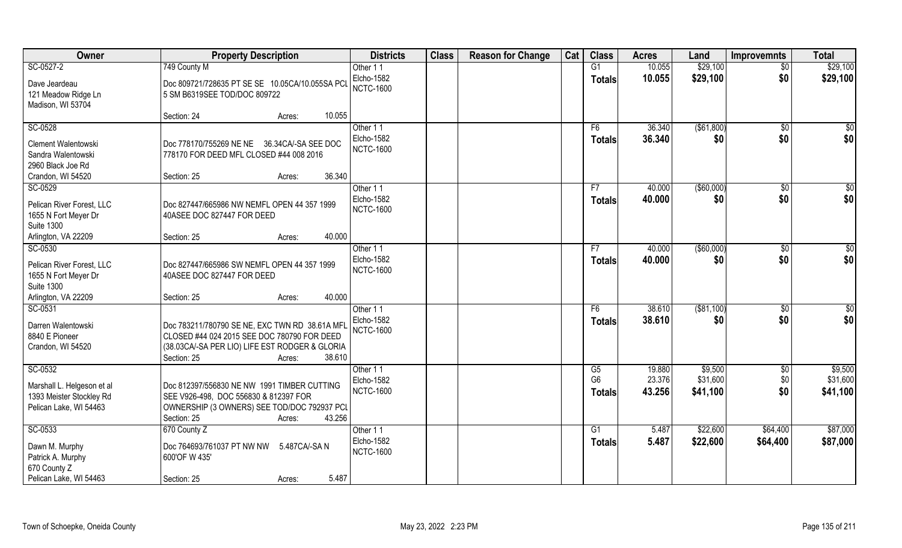| Owner | Property Description | Districts | Class | Reason for Change | Cat | Class | Acres | Land | Improvemnts | Total |
|---|---|---|---|---|---|---|---|---|---|---|
| SC-0527-2<br>Dave Jeardeau<br>121 Meadow Ridge Ln<br>Madison, WI 53704 | 749 County M<br>Doc 809721/728635 PT SE SE 10.05CA/10.055SA PCL 5 SM B6319SEE TOD/DOC 809722<br>Section: 24 Acres: 10.055 | Other 1 1<br>Elcho-1582<br>NCTC-1600 | | | | G1<br>**Totals** | 10.055<br>**10.055** | $29,100<br>**$29,100** | $0<br>**$0** | $29,100<br>**$29,100** |
| SC-0528<br>Clement Walentowski<br>Sandra Walentowski<br>2960 Black Joe Rd<br>Crandon, WI 54520 | Doc 778170/755269 NE NE 36.34CA/-SA SEE DOC 778170 FOR DEED MFL CLOSED #44 008 2016<br>Section: 25 Acres: 36.340 | Other 1 1<br>Elcho-1582<br>NCTC-1600 | | | | F6<br>**Totals** | 36.340<br>**36.340** | ($61,800)<br>**$0** | $0<br>**$0** | $0<br>**$0** |
| SC-0529<br>Pelican River Forest, LLC<br>1655 N Fort Meyer Dr<br>Suite 1300<br>Arlington, VA 22209 | Doc 827447/665986 NW NEMFL OPEN 44 357 1999 40ASEE DOC 827447 FOR DEED<br>Section: 25 Acres: 40.000 | Other 1 1<br>Elcho-1582<br>NCTC-1600 | | | | F7<br>**Totals** | 40.000<br>**40.000** | ($60,000)<br>**$0** | $0<br>**$0** | $0<br>**$0** |
| SC-0530<br>Pelican River Forest, LLC<br>1655 N Fort Meyer Dr<br>Suite 1300<br>Arlington, VA 22209 | Doc 827447/665986 SW NEMFL OPEN 44 357 1999 40ASEE DOC 827447 FOR DEED<br>Section: 25 Acres: 40.000 | Other 1 1<br>Elcho-1582<br>NCTC-1600 | | | | F7<br>**Totals** | 40.000<br>**40.000** | ($60,000)<br>**$0** | $0<br>**$0** | $0<br>**$0** |
| SC-0531<br>Darren Walentowski<br>8840 E Pioneer<br>Crandon, WI 54520 | Doc 783211/780790 SE NE, EXC TWN RD 38.61A MFL CLOSED #44 024 2015 SEE DOC 780790 FOR DEED (38.03CA/-SA PER LIO) LIFE EST RODGER & GLORIA<br>Section: 25 Acres: 38.610 | Other 1 1<br>Elcho-1582<br>NCTC-1600 | | | | F6<br>**Totals** | 38.610<br>**38.610** | ($81,100)<br>**$0** | $0<br>**$0** | $0<br>**$0** |
| SC-0532<br>Marshall L. Helgeson et al<br>1393 Meister Stockley Rd<br>Pelican Lake, WI 54463 | Doc 812397/556830 NE NW 1991 TIMBER CUTTING SEE V926-498, DOC 556830 & 812397 FOR OWNERSHIP (3 OWNERS) SEE TOD/DOC 792937 PCL<br>Section: 25 Acres: 43.256 | Other 1 1<br>Elcho-1582<br>NCTC-1600 | | | | G5<br>G6<br>**Totals** | 19.880<br>23.376<br>**43.256** | $9,500<br>$31,600<br>**$41,100** | $0<br>$0<br>**$0** | $9,500<br>$31,600<br>**$41,100** |
| SC-0533<br>Dawn M. Murphy<br>Patrick A. Murphy<br>670 County Z<br>Pelican Lake, WI 54463 | 670 County Z<br>Doc 764693/761037 PT NW NW 5.487CA/-SA N 600'OF W 435'<br>Section: 25 Acres: 5.487 | Other 1 1<br>Elcho-1582<br>NCTC-1600 | | | | G1<br>**Totals** | 5.487<br>**5.487** | $22,600<br>**$22,600** | $64,400<br>**$64,400** | $87,000<br>**$87,000** |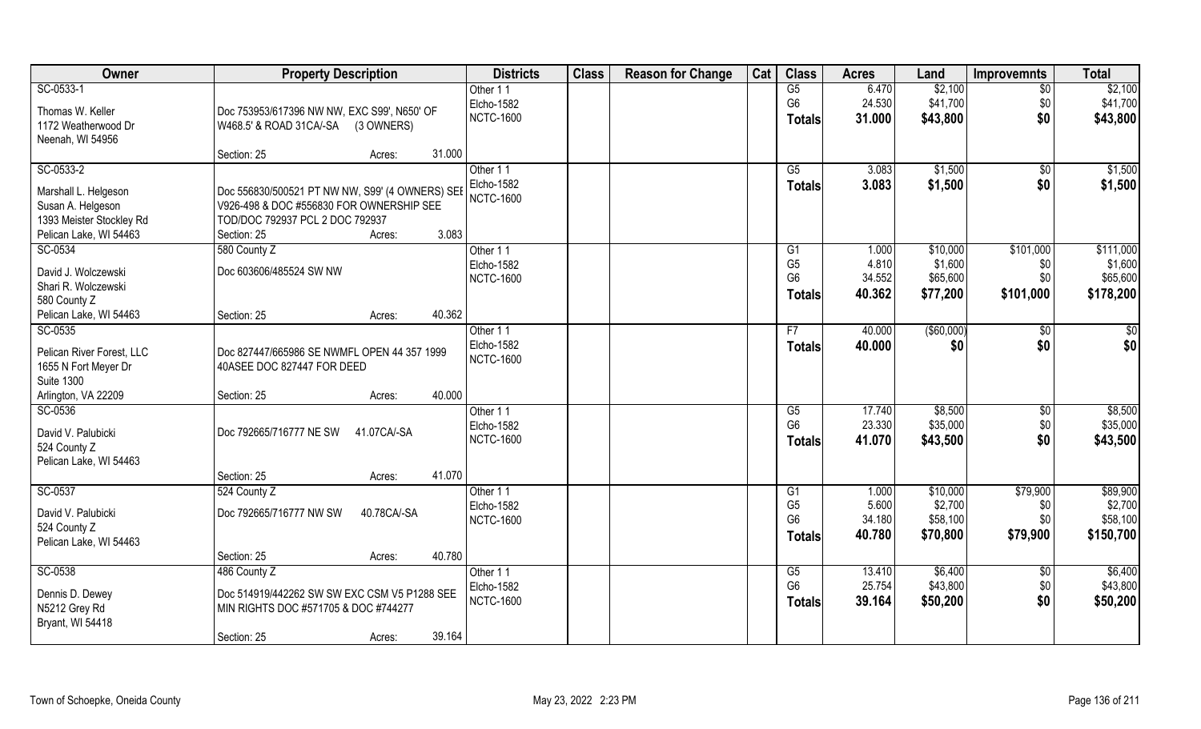| Owner | Property Description | Districts | Class | Reason for Change | Cat | Class | Acres | Land | Improvemnts | Total |
|---|---|---|---|---|---|---|---|---|---|---|
| SC-0533-1<br><br>Thomas W. Keller<br>1172 Weatherwood Dr<br>Neenah, WI 54956 | Doc 753953/617396 NW NW, EXC S99', N650' OF W468.5' & ROAD 31CA/-SA (3 OWNERS)<br><br>Section: 25 Acres: 31.000 | Other 1 1<br>Elcho-1582<br>NCTC-1600 | | | | G5<br>G6<br>**Totals** | 6.470<br>24.530<br>**31.000** | \$2,100<br>\$41,700<br>**\$43,800** | \$0<br>\$0<br>**\$0** | \$2,100<br>\$41,700<br>**\$43,800** |
| SC-0533-2<br><br>Marshall L. Helgeson<br>Susan A. Helgeson<br>1393 Meister Stockley Rd<br>Pelican Lake, WI 54463 | Doc 556830/500521 PT NW NW, S99' (4 OWNERS) SEE V926-498 & DOC #556830 FOR OWNERSHIP SEE TOD/DOC 792937 PCL 2 DOC 792937<br>Section: 25 Acres: 3.083 | Other 1 1<br>Elcho-1582<br>NCTC-1600 | | | | G5<br>**Totals** | 3.083<br>**3.083** | \$1,500<br>**\$1,500** | \$0<br>**\$0** | \$1,500<br>**\$1,500** |
| SC-0534<br><br>David J. Wolczewski<br>Shari R. Wolczewski<br>580 County Z<br>Pelican Lake, WI 54463 | 580 County Z<br>Doc 603606/485524 SW NW<br><br>Section: 25 Acres: 40.362 | Other 1 1<br>Elcho-1582<br>NCTC-1600 | | | | G1<br>G5<br>G6<br>**Totals** | 1.000<br>4.810<br>34.552<br>**40.362** | \$10,000<br>\$1,600<br>\$65,600<br>**\$77,200** | \$101,000<br>\$0<br>\$0<br>**\$101,000** | \$111,000<br>\$1,600<br>\$65,600<br>**\$178,200** |
| SC-0535<br><br>Pelican River Forest, LLC<br>1655 N Fort Meyer Dr<br>Suite 1300<br>Arlington, VA 22209 | Doc 827447/665986 SE NWMFL OPEN 44 357 1999 40ASEE DOC 827447 FOR DEED<br><br>Section: 25 Acres: 40.000 | Other 1 1<br>Elcho-1582<br>NCTC-1600 | | | | F7<br>**Totals** | 40.000<br>**40.000** | (\$60,000)<br>**\$0** | \$0<br>**\$0** | \$0<br>**\$0** |
| SC-0536<br><br>David V. Palubicki<br>524 County Z<br>Pelican Lake, WI 54463 | Doc 792665/716777 NE SW 41.07CA/-SA<br><br>Section: 25 Acres: 41.070 | Other 1 1<br>Elcho-1582<br>NCTC-1600 | | | | G5<br>G6<br>**Totals** | 17.740<br>23.330<br>**41.070** | \$8,500<br>\$35,000<br>**\$43,500** | \$0<br>\$0<br>**\$0** | \$8,500<br>\$35,000<br>**\$43,500** |
| SC-0537<br><br>David V. Palubicki<br>524 County Z<br>Pelican Lake, WI 54463 | 524 County Z<br>Doc 792665/716777 NW SW 40.78CA/-SA<br><br>Section: 25 Acres: 40.780 | Other 1 1<br>Elcho-1582<br>NCTC-1600 | | | | G1<br>G5<br>G6<br>**Totals** | 1.000<br>5.600<br>34.180<br>**40.780** | \$10,000<br>\$2,700<br>\$58,100<br>**\$70,800** | \$79,900<br>\$0<br>\$0<br>**\$79,900** | \$89,900<br>\$2,700<br>\$58,100<br>**\$150,700** |
| SC-0538<br><br>Dennis D. Dewey<br>N5212 Grey Rd<br>Bryant, WI 54418 | 486 County Z<br>Doc 514919/442262 SW SW EXC CSM V5 P1288 SEE MIN RIGHTS DOC #571705 & DOC #744277<br><br>Section: 25 Acres: 39.164 | Other 1 1<br>Elcho-1582<br>NCTC-1600 | | | | G5<br>G6<br>**Totals** | 13.410<br>25.754<br>**39.164** | \$6,400<br>\$43,800<br>**\$50,200** | \$0<br>\$0<br>**\$0** | \$6,400<br>\$43,800<br>**\$50,200** |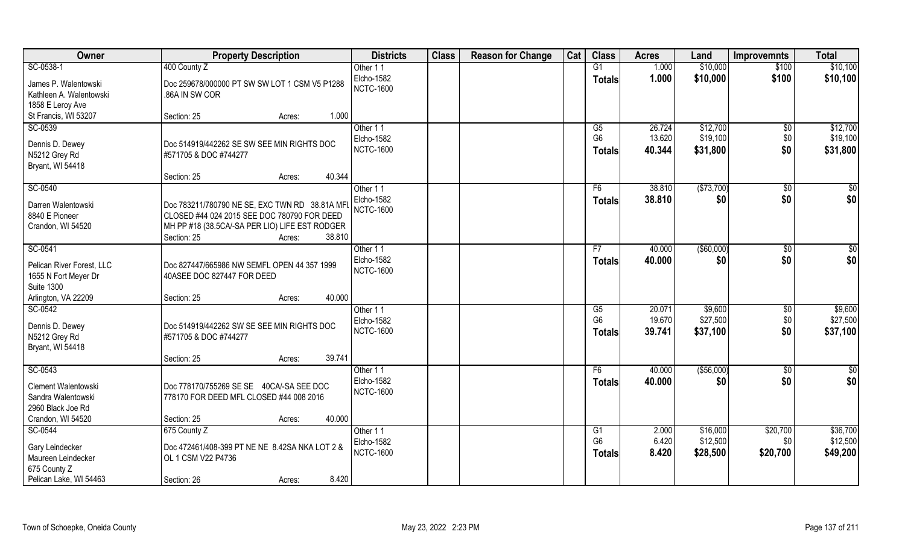| Owner | Property Description | Districts | Class | Reason for Change | Cat | Class | Acres | Land | Improvemnts | Total |
|---|---|---|---|---|---|---|---|---|---|---|
| SC-0538-1<br>James P. Walentowski<br>Kathleen A. Walentowski<br>1858 E Leroy Ave<br>St Francis, WI 53207 | 400 County Z<br>Doc 259678/000000 PT SW SW LOT 1 CSM V5 P1288 .86A IN SW COR<br>Section: 25 Acres: 1.000 | Other 1 1<br>Elcho-1582<br>NCTC-1600 | | | | G1<br>**Totals** | 1.000<br>**1.000** | $10,000<br>**$10,000** | $100<br>**$100** | $10,100<br>**$10,100** |
| SC-0539<br>Dennis D. Dewey<br>N5212 Grey Rd<br>Bryant, WI 54418 | Doc 514919/442262 SE SW SEE MIN RIGHTS DOC #571705 & DOC #744277<br>Section: 25 Acres: 40.344 | Other 1 1<br>Elcho-1582<br>NCTC-1600 | | | | G5<br>G6<br>**Totals** | 26.724<br>13.620<br>**40.344** | $12,700<br>$19,100<br>**$31,800** | $0<br>$0<br>**$0** | $12,700<br>$19,100<br>**$31,800** |
| SC-0540<br>Darren Walentowski<br>8840 E Pioneer<br>Crandon, WI 54520 | Doc 783211/780790 NE SE, EXC TWN RD 38.81A MFL CLOSED #44 024 2015 SEE DOC 780790 FOR DEED MH PP #18 (38.5CA/-SA PER LIO) LIFE EST RODGER<br>Section: 25 Acres: 38.810 | Other 1 1<br>Elcho-1582<br>NCTC-1600 | | | | F6<br>**Totals** | 38.810<br>**38.810** | ($73,700)<br>**$0** | $0<br>**$0** | $0<br>**$0** |
| SC-0541<br>Pelican River Forest, LLC<br>1655 N Fort Meyer Dr<br>Suite 1300<br>Arlington, VA 22209 | Doc 827447/665986 NW SEMFL OPEN 44 357 1999 40ASEE DOC 827447 FOR DEED<br>Section: 25 Acres: 40.000 | Other 1 1<br>Elcho-1582<br>NCTC-1600 | | | | F7<br>**Totals** | 40.000<br>**40.000** | ($60,000)<br>**$0** | $0<br>**$0** | $0<br>**$0** |
| SC-0542<br>Dennis D. Dewey<br>N5212 Grey Rd<br>Bryant, WI 54418 | Doc 514919/442262 SW SE SEE MIN RIGHTS DOC #571705 & DOC #744277<br>Section: 25 Acres: 39.741 | Other 1 1<br>Elcho-1582<br>NCTC-1600 | | | | G5<br>G6<br>**Totals** | 20.071<br>19.670<br>**39.741** | $9,600<br>$27,500<br>**$37,100** | $0<br>$0<br>**$0** | $9,600<br>$27,500<br>**$37,100** |
| SC-0543<br>Clement Walentowski<br>Sandra Walentowski<br>2960 Black Joe Rd<br>Crandon, WI 54520 | Doc 778170/755269 SE SE 40CA/-SA SEE DOC 778170 FOR DEED MFL CLOSED #44 008 2016<br>Section: 25 Acres: 40.000 | Other 1 1<br>Elcho-1582<br>NCTC-1600 | | | | F6<br>**Totals** | 40.000<br>**40.000** | ($56,000)<br>**$0** | $0<br>**$0** | $0<br>**$0** |
| SC-0544<br>Gary Leindecker<br>Maureen Leindecker<br>675 County Z<br>Pelican Lake, WI 54463 | 675 County Z<br>Doc 472461/408-399 PT NE NE 8.42SA NKA LOT 2 & OL 1 CSM V22 P4736<br>Section: 26 Acres: 8.420 | Other 1 1<br>Elcho-1582<br>NCTC-1600 | | | | G1<br>G6<br>**Totals** | 2.000<br>6.420<br>**8.420** | $16,000<br>$12,500<br>**$28,500** | $20,700<br>$0<br>**$20,700** | $36,700<br>$12,500<br>**$49,200** |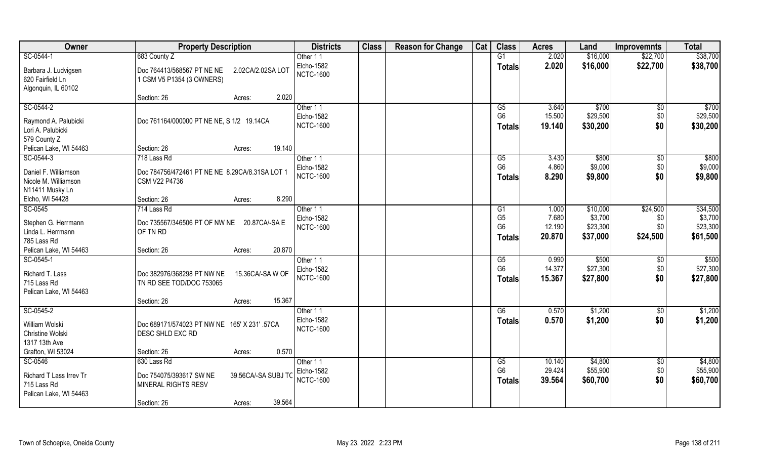| Owner | Property Description | | Districts | Class | Reason for Change | Cat | Class | Acres | Land | Improvemnts | Total |
|---|---|---|---|---|---|---|---|---|---|---|---|
| SC-0544-1 | 683 County Z | | Other 1 1 | | | | G1 | 2.020 | $16,000 | $22,700 | $38,700 |
| Barbara J. Ludvigsen | Doc 764413/568567 PT NE NE | 2.02CA/2.02SA LOT | Elcho-1582 | | | | **Totals** | **2.020** | **$16,000** | **$22,700** | **$38,700** |
| 620 Fairfield Ln | 1 CSM V5 P1354 (3 OWNERS) | | NCTC-1600 | | | | | | | | |
| Algonquin, IL 60102 | | | | | | | | | | | |
| | Section: 26 | Acres: 2.020 | | | | | | | | | |
| SC-0544-2 | | | Other 1 1 | | | | G5 | 3.640 | $700 | $0 | $700 |
| Raymond A. Palubicki | Doc 761164/000000 PT NE NE, S 1/2 19.14CA | | Elcho-1582 | | | | G6 | 15.500 | $29,500 | $0 | $29,500 |
| Lori A. Palubicki | | | NCTC-1600 | | | | **Totals** | **19.140** | **$30,200** | **$0** | **$30,200** |
| 579 County Z | | | | | | | | | | | |
| Pelican Lake, WI 54463 | Section: 26 | Acres: 19.140 | | | | | | | | | |
| SC-0544-3 | 718 Lass Rd | | Other 1 1 | | | | G5 | 3.430 | $800 | $0 | $800 |
| Daniel F. Williamson | Doc 784756/472461 PT NE NE 8.29CA/8.31SA LOT 1 | | Elcho-1582 | | | | G6 | 4.860 | $9,000 | $0 | $9,000 |
| Nicole M. Williamson | CSM V22 P4736 | | NCTC-1600 | | | | **Totals** | **8.290** | **$9,800** | **$0** | **$9,800** |
| N11411 Musky Ln | | | | | | | | | | | |
| Elcho, WI 54428 | Section: 26 | Acres: 8.290 | | | | | | | | | |
| SC-0545 | 714 Lass Rd | | Other 1 1 | | | | G1 | 1.000 | $10,000 | $24,500 | $34,500 |
| Stephen G. Herrmann | Doc 735567/346506 PT OF NW NE | 20.87CA/-SA E | Elcho-1582 | | | | G5 | 7.680 | $3,700 | $0 | $3,700 |
| Linda L. Herrmann | OF TN RD | | NCTC-1600 | | | | G6 | 12.190 | $23,300 | $0 | $23,300 |
| 785 Lass Rd | | | | | | | **Totals** | **20.870** | **$37,000** | **$24,500** | **$61,500** |
| Pelican Lake, WI 54463 | Section: 26 | Acres: 20.870 | | | | | | | | | |
| SC-0545-1 | | | Other 1 1 | | | | G5 | 0.990 | $500 | $0 | $500 |
| Richard T. Lass | Doc 382976/368298 PT NW NE | 15.36CA/-SA W OF | Elcho-1582 | | | | G6 | 14.377 | $27,300 | $0 | $27,300 |
| 715 Lass Rd | TN RD SEE TOD/DOC 753065 | | NCTC-1600 | | | | **Totals** | **15.367** | **$27,800** | **$0** | **$27,800** |
| Pelican Lake, WI 54463 | | | | | | | | | | | |
| | Section: 26 | Acres: 15.367 | | | | | | | | | |
| SC-0545-2 | | | Other 1 1 | | | | G6 | 0.570 | $1,200 | $0 | $1,200 |
| William Wolski | Doc 689171/574023 PT NW NE 165' X 231' .57CA | | Elcho-1582 | | | | **Totals** | **0.570** | **$1,200** | **$0** | **$1,200** |
| Christine Wolski | DESC SHLD EXC RD | | NCTC-1600 | | | | | | | | |
| 1317 13th Ave | | | | | | | | | | | |
| Grafton, WI 53024 | Section: 26 | Acres: 0.570 | | | | | | | | | |
| SC-0546 | 630 Lass Rd | | Other 1 1 | | | | G5 | 10.140 | $4,800 | $0 | $4,800 |
| Richard T Lass Irrev Tr | Doc 754075/393617 SW NE | 39.56CA/-SA SUBJ TO | Elcho-1582 | | | | G6 | 29.424 | $55,900 | $0 | $55,900 |
| 715 Lass Rd | MINERAL RIGHTS RESV | | NCTC-1600 | | | | **Totals** | **39.564** | **$60,700** | **$0** | **$60,700** |
| Pelican Lake, WI 54463 | | | | | | | | | | | |
| | Section: 26 | Acres: 39.564 | | | | | | | | | |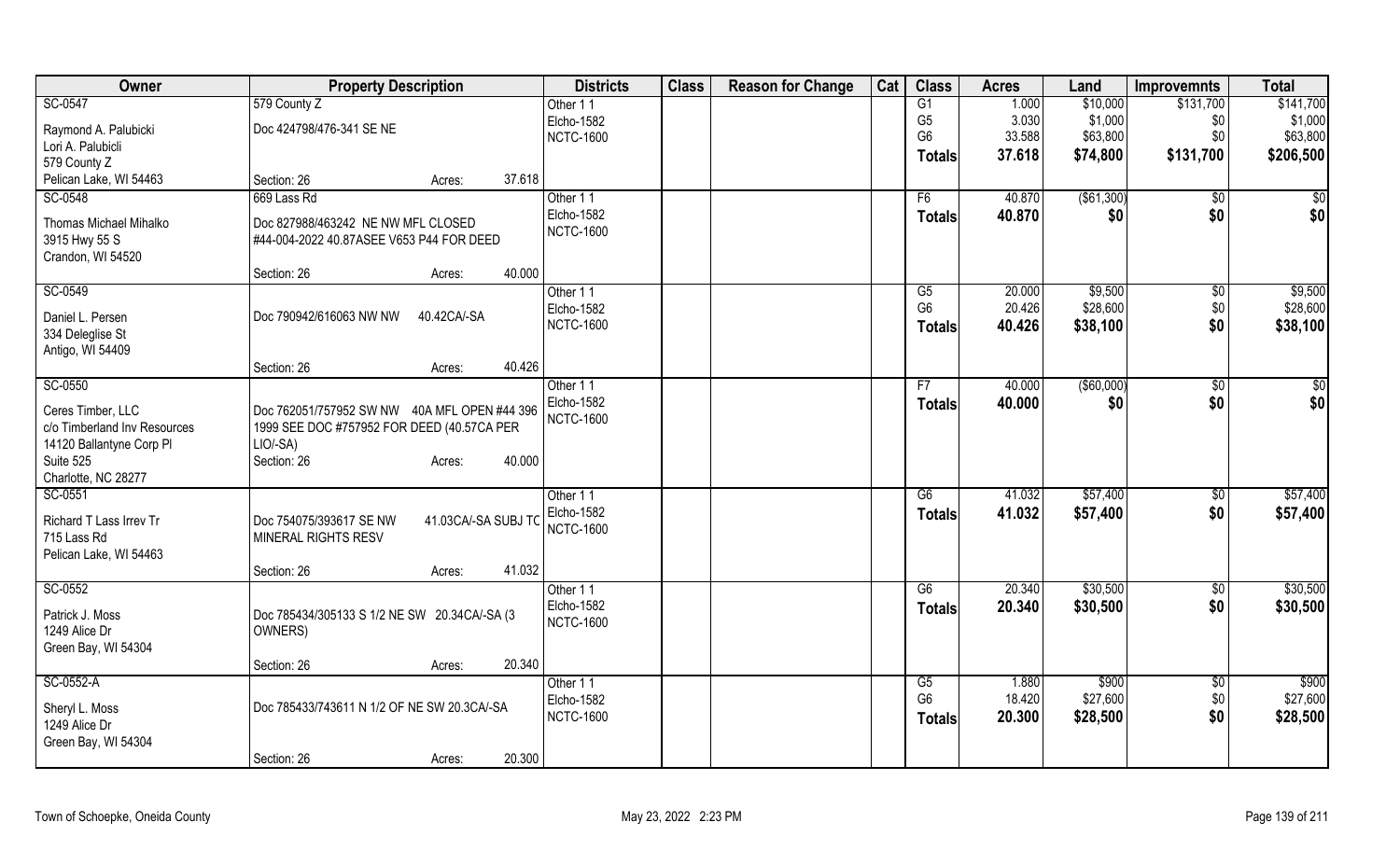| Owner | Property Description | Districts | Class | Reason for Change | Cat | Class | Acres | Land | Improvemnts | Total |
|---|---|---|---|---|---|---|---|---|---|---|
| SC-0547<br>Raymond A. Palubicki<br>Lori A. Palubicli<br>579 County Z<br>Pelican Lake, WI 54463 | 579 County Z<br>Doc 424798/476-341 SE NE<br>Section: 26 Acres: 37.618 | Other 1 1<br>Elcho-1582<br>NCTC-1600 | | | | G1<br>G5<br>G6<br>**Totals** | 1.000<br>3.030<br>33.588<br>**37.618** | $10,000<br>$1,000<br>$63,800<br>**$74,800** | $131,700<br>$0<br>$0<br>**$131,700** | $141,700<br>$1,000<br>$63,800<br>**$206,500** |
| SC-0548<br>Thomas Michael Mihalko<br>3915 Hwy 55 S<br>Crandon, WI 54520 | 669 Lass Rd<br>Doc 827988/463242 NE NW MFL CLOSED #44-004-2022 40.87ASEE V653 P44 FOR DEED<br>Section: 26 Acres: 40.000 | Other 1 1<br>Elcho-1582<br>NCTC-1600 | | | | F6<br>**Totals** | 40.870<br>**40.870** | ($61,300)<br>**$0** | $0<br>**$0** | $0<br>**$0** |
| SC-0549<br>Daniel L. Persen<br>334 Deleglise St<br>Antigo, WI 54409 | Doc 790942/616063 NW NW 40.42CA/-SA<br>Section: 26 Acres: 40.426 | Other 1 1<br>Elcho-1582<br>NCTC-1600 | | | | G5<br>G6<br>**Totals** | 20.000<br>20.426<br>**40.426** | $9,500<br>$28,600<br>**$38,100** | $0<br>$0<br>**$0** | $9,500<br>$28,600<br>**$38,100** |
| SC-0550<br>Ceres Timber, LLC<br>c/o Timberland Inv Resources<br>14120 Ballantyne Corp Pl<br>Suite 525<br>Charlotte, NC 28277 | Doc 762051/757952 SW NW 40A MFL OPEN #44 396 1999 SEE DOC #757952 FOR DEED (40.57CA PER LIO/-SA)<br>Section: 26 Acres: 40.000 | Other 1 1<br>Elcho-1582<br>NCTC-1600 | | | | F7<br>**Totals** | 40.000<br>**40.000** | ($60,000)<br>**$0** | $0<br>**$0** | $0<br>**$0** |
| SC-0551<br>Richard T Lass Irrev Tr<br>715 Lass Rd<br>Pelican Lake, WI 54463 | Doc 754075/393617 SE NW 41.03CA/-SA SUBJ TO MINERAL RIGHTS RESV<br>Section: 26 Acres: 41.032 | Other 1 1<br>Elcho-1582<br>NCTC-1600 | | | | G6<br>**Totals** | 41.032<br>**41.032** | $57,400<br>**$57,400** | $0<br>**$0** | $57,400<br>**$57,400** |
| SC-0552<br>Patrick J. Moss<br>1249 Alice Dr<br>Green Bay, WI 54304 | Doc 785434/305133 S 1/2 NE SW 20.34CA/-SA (3 OWNERS)<br>Section: 26 Acres: 20.340 | Other 1 1<br>Elcho-1582<br>NCTC-1600 | | | | G6<br>**Totals** | 20.340<br>**20.340** | $30,500<br>**$30,500** | $0<br>**$0** | $30,500<br>**$30,500** |
| SC-0552-A<br>Sheryl L. Moss<br>1249 Alice Dr<br>Green Bay, WI 54304 | Doc 785433/743611 N 1/2 OF NE SW 20.3CA/-SA<br>Section: 26 Acres: 20.300 | Other 1 1<br>Elcho-1582<br>NCTC-1600 | | | | G5<br>G6<br>**Totals** | 1.880<br>18.420<br>**20.300** | $900<br>$27,600<br>**$28,500** | $0<br>$0<br>**$0** | $900<br>$27,600<br>**$28,500** |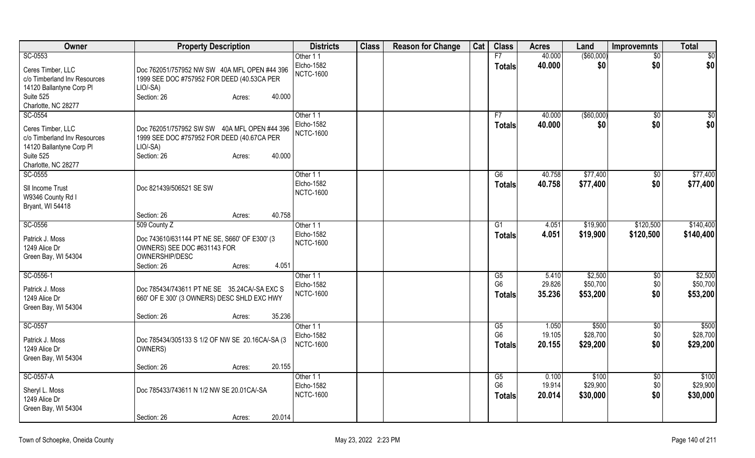| Owner | Property Description | Districts | Class | Reason for Change | Cat | Class | Acres | Land | Improvemnts | Total |
|---|---|---|---|---|---|---|---|---|---|---|
| SC-0553<br>Ceres Timber, LLC<br>c/o Timberland Inv Resources<br>14120 Ballantyne Corp Pl<br>Suite 525<br>Charlotte, NC 28277 | Doc 762051/757952 NW SW 40A MFL OPEN #44 396 1999 SEE DOC #757952 FOR DEED (40.53CA PER LIO/-SA)<br>Section: 26 Acres: 40.000 | Other 1 1<br>Elcho-1582<br>NCTC-1600 | | | | F7<br>**Totals** | 40.000<br>**40.000** | ($60,000)<br>**$0** | $0<br>**$0** | $0<br>**$0** |
| SC-0554<br>Ceres Timber, LLC<br>c/o Timberland Inv Resources<br>14120 Ballantyne Corp Pl<br>Suite 525<br>Charlotte, NC 28277 | Doc 762051/757952 SW SW 40A MFL OPEN #44 396 1999 SEE DOC #757952 FOR DEED (40.67CA PER LIO/-SA)<br>Section: 26 Acres: 40.000 | Other 1 1<br>Elcho-1582<br>NCTC-1600 | | | | F7<br>**Totals** | 40.000<br>**40.000** | ($60,000)<br>**$0** | $0<br>**$0** | $0<br>**$0** |
| SC-0555<br>SII Income Trust<br>W9346 County Rd I<br>Bryant, WI 54418 | Doc 821439/506521 SE SW<br>Section: 26 Acres: 40.758 | Other 1 1<br>Elcho-1582<br>NCTC-1600 | | | | G6<br>**Totals** | 40.758<br>**40.758** | $77,400<br>**$77,400** | $0<br>**$0** | $77,400<br>**$77,400** |
| SC-0556<br>Patrick J. Moss<br>1249 Alice Dr<br>Green Bay, WI 54304 | 509 County Z<br>Doc 743610/631144 PT NE SE, S660' OF E300' (3 OWNERS) SEE DOC #631143 FOR OWNERSHIP/DESC<br>Section: 26 Acres: 4.051 | Other 1 1<br>Elcho-1582<br>NCTC-1600 | | | | G1<br>**Totals** | 4.051<br>**4.051** | $19,900<br>**$19,900** | $120,500<br>**$120,500** | $140,400<br>**$140,400** |
| SC-0556-1<br>Patrick J. Moss<br>1249 Alice Dr<br>Green Bay, WI 54304 | Doc 785434/743611 PT NE SE 35.24CA/-SA EXC S 660' OF E 300' (3 OWNERS) DESC SHLD EXC HWY<br>Section: 26 Acres: 35.236 | Other 1 1<br>Elcho-1582<br>NCTC-1600 | | | | G5<br>G6<br>**Totals** | 5.410<br>29.826<br>**35.236** | $2,500<br>$50,700<br>**$53,200** | $0<br>$0<br>**$0** | $2,500<br>$50,700<br>**$53,200** |
| SC-0557<br>Patrick J. Moss<br>1249 Alice Dr<br>Green Bay, WI 54304 | Doc 785434/305133 S 1/2 OF NW SE 20.16CA/-SA (3 OWNERS)<br>Section: 26 Acres: 20.155 | Other 1 1<br>Elcho-1582<br>NCTC-1600 | | | | G5<br>G6<br>**Totals** | 1.050<br>19.105<br>**20.155** | $500<br>$28,700<br>**$29,200** | $0<br>$0<br>**$0** | $500<br>$28,700<br>**$29,200** |
| SC-0557-A<br>Sheryl L. Moss<br>1249 Alice Dr<br>Green Bay, WI 54304 | Doc 785433/743611 N 1/2 NW SE 20.01CA/-SA<br>Section: 26 Acres: 20.014 | Other 1 1<br>Elcho-1582<br>NCTC-1600 | | | | G5<br>G6<br>**Totals** | 0.100<br>19.914<br>**20.014** | $100<br>$29,900<br>**$30,000** | $0<br>$0<br>**$0** | $100<br>$29,900<br>**$30,000** |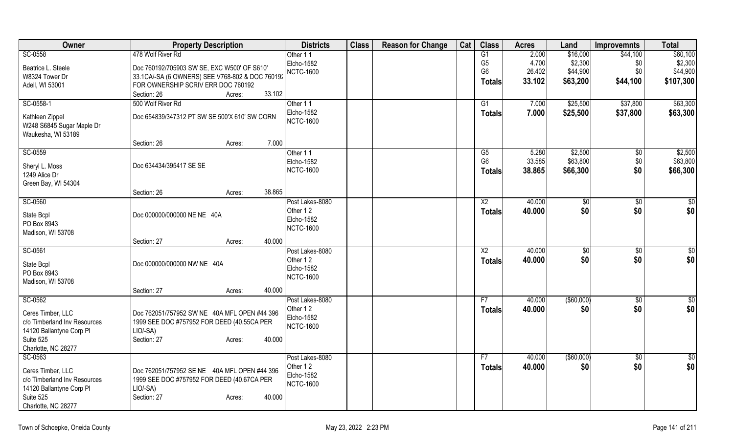| Owner | Property Description | Districts | Class | Reason for Change | Cat | Class | Acres | Land | Improvemnts | Total |
|---|---|---|---|---|---|---|---|---|---|---|
| SC-0558<br>Beatrice L. Steele<br>W8324 Tower Dr<br>Adell, WI 53001 | 478 Wolf River Rd<br>Doc 760192/705903 SW SE, EXC W500' OF S610' 33.1CA/-SA (6 OWNERS) SEE V768-802 & DOC 760192 FOR OWNERSHIP SCRIV ERR DOC 760192<br>Section: 26 Acres: 33.102 | Other 1 1<br>Elcho-1582<br>NCTC-1600 | | | | G1<br>G5<br>G6<br>**Totals** | 2.000<br>4.700<br>26.402<br>**33.102** | $16,000<br>$2,300<br>$44,900<br>**$63,200** | $44,100<br>$0<br>$0<br>**$44,100** | $60,100<br>$2,300<br>$44,900<br>**$107,300** |
| SC-0558-1<br>Kathleen Zippel<br>W248 S6845 Sugar Maple Dr<br>Waukesha, WI 53189 | 500 Wolf River Rd<br>Doc 654839/347312 PT SW SE 500'X 610' SW CORN<br>Section: 26 Acres: 7.000 | Other 1 1<br>Elcho-1582<br>NCTC-1600 | | | | G1<br>**Totals** | 7.000<br>**7.000** | $25,500<br>**$25,500** | $37,800<br>**$37,800** | $63,300<br>**$63,300** |
| SC-0559<br>Sheryl L. Moss<br>1249 Alice Dr<br>Green Bay, WI 54304 | Doc 634434/395417 SE SE<br>Section: 26 Acres: 38.865 | Other 1 1<br>Elcho-1582<br>NCTC-1600 | | | | G5<br>G6<br>**Totals** | 5.280<br>33.585<br>**38.865** | $2,500<br>$63,800<br>**$66,300** | $0<br>$0<br>**$0** | $2,500<br>$63,800<br>**$66,300** |
| SC-0560<br>State Bcpl<br>PO Box 8943<br>Madison, WI 53708 | Doc 000000/000000 NE NE 40A<br>Section: 27 Acres: 40.000 | Post Lakes-8080<br>Other 1 2<br>Elcho-1582<br>NCTC-1600 | | | | X2<br>**Totals** | 40.000<br>**40.000** | $0<br>**$0** | $0<br>**$0** | $0<br>**$0** |
| SC-0561<br>State Bcpl<br>PO Box 8943<br>Madison, WI 53708 | Doc 000000/000000 NW NE 40A<br>Section: 27 Acres: 40.000 | Post Lakes-8080<br>Other 1 2<br>Elcho-1582<br>NCTC-1600 | | | | X2<br>**Totals** | 40.000<br>**40.000** | $0<br>**$0** | $0<br>**$0** | $0<br>**$0** |
| SC-0562<br>Ceres Timber, LLC<br>c/o Timberland Inv Resources<br>14120 Ballantyne Corp Pl<br>Suite 525<br>Charlotte, NC 28277 | Doc 762051/757952 SW NE 40A MFL OPEN #44 396 1999 SEE DOC #757952 FOR DEED (40.55CA PER LIO/-SA)<br>Section: 27 Acres: 40.000 | Post Lakes-8080<br>Other 1 2<br>Elcho-1582<br>NCTC-1600 | | | | F7<br>**Totals** | 40.000<br>**40.000** | ($60,000)<br>**$0** | $0<br>**$0** | $0<br>**$0** |
| SC-0563<br>Ceres Timber, LLC<br>c/o Timberland Inv Resources<br>14120 Ballantyne Corp Pl<br>Suite 525<br>Charlotte, NC 28277 | Doc 762051/757952 SE NE 40A MFL OPEN #44 396 1999 SEE DOC #757952 FOR DEED (40.67CA PER LIO/-SA)<br>Section: 27 Acres: 40.000 | Post Lakes-8080<br>Other 1 2<br>Elcho-1582<br>NCTC-1600 | | | | F7<br>**Totals** | 40.000<br>**40.000** | ($60,000)<br>**$0** | $0<br>**$0** | $0<br>**$0** |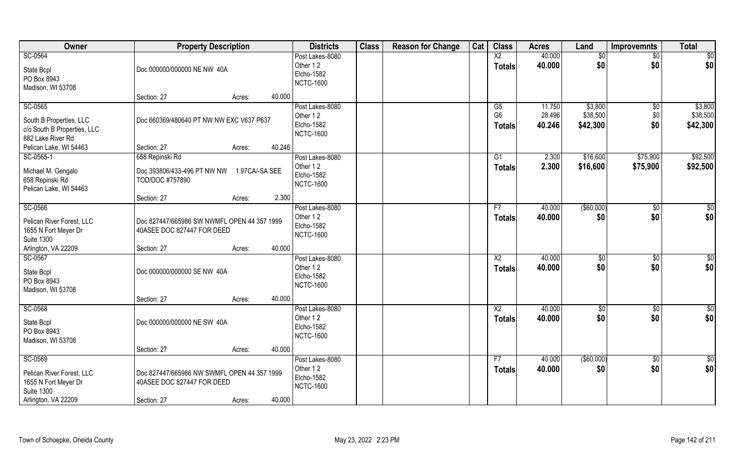| Owner | Property Description | | Districts | Class | Reason for Change | Cat | Class | Acres | Land | Improvemnts | Total |
|---|---|---|---|---|---|---|---|---|---|---|---|
| SC-0564 | | | Post Lakes-8080 | | | | X2 | 40.000 | $0 | $0 | $0 |
| State Bcpl | Doc 000000/000000 NE NW 40A | | Other 1 2 | | | | Totals | 40.000 | $0 | $0 | $0 |
| PO Box 8943 | | | Elcho-1582 | | | | | | | | |
| Madison, WI 53708 | | | NCTC-1600 | | | | | | | | |
| | Section: 27 | Acres: 40.000 | | | | | | | | | |
| SC-0565 | | | Post Lakes-8080 | | | | G5 | 11.750 | $3,800 | $0 | $3,800 |
| South B Properties, LLC | Doc 660369/480640 PT NW NW EXC V637 P637 | | Other 1 2 | | | | G6 | 28.496 | $38,500 | $0 | $38,500 |
| c/o South B Properties, LLC | | | Elcho-1582 | | | | Totals | 40.246 | $42,300 | $0 | $42,300 |
| 882 Lake River Rd | | | NCTC-1600 | | | | | | | | |
| Pelican Lake, WI 54463 | Section: 27 | Acres: 40.246 | | | | | | | | | |
| SC-0565-1 | 658 Repinski Rd | | Post Lakes-8080 | | | | G1 | 2.300 | $16,600 | $75,900 | $92,500 |
| Michael M. Gengalo | Doc 393806/433-496 PT NW NW 1.97CA/-SA SEE TOD/DOC #757890 | | Other 1 2 | | | | Totals | 2.300 | $16,600 | $75,900 | $92,500 |
| 658 Repinski Rd | | | Elcho-1582 | | | | | | | | |
| Pelican Lake, WI 54463 | | | NCTC-1600 | | | | | | | | |
| | Section: 27 | Acres: 2.300 | | | | | | | | | |
| SC-0566 | | | Post Lakes-8080 | | | | F7 | 40.000 | ($60,000) | $0 | $0 |
| Pelican River Forest, LLC | Doc 827447/665986 SW NWMFL OPEN 44 357 1999 40ASEE DOC 827447 FOR DEED | | Other 1 2 | | | | Totals | 40.000 | $0 | $0 | $0 |
| 1655 N Fort Meyer Dr | | | Elcho-1582 | | | | | | | | |
| Suite 1300 | | | NCTC-1600 | | | | | | | | |
| Arlington, VA 22209 | Section: 27 | Acres: 40.000 | | | | | | | | | |
| SC-0567 | | | Post Lakes-8080 | | | | X2 | 40.000 | $0 | $0 | $0 |
| State Bcpl | Doc 000000/000000 SE NW 40A | | Other 1 2 | | | | Totals | 40.000 | $0 | $0 | $0 |
| PO Box 8943 | | | Elcho-1582 | | | | | | | | |
| Madison, WI 53708 | | | NCTC-1600 | | | | | | | | |
| | Section: 27 | Acres: 40.000 | | | | | | | | | |
| SC-0568 | | | Post Lakes-8080 | | | | X2 | 40.000 | $0 | $0 | $0 |
| State Bcpl | Doc 000000/000000 NE SW 40A | | Other 1 2 | | | | Totals | 40.000 | $0 | $0 | $0 |
| PO Box 8943 | | | Elcho-1582 | | | | | | | | |
| Madison, WI 53708 | | | NCTC-1600 | | | | | | | | |
| | Section: 27 | Acres: 40.000 | | | | | | | | | |
| SC-0569 | | | Post Lakes-8080 | | | | F7 | 40.000 | ($60,000) | $0 | $0 |
| Pelican River Forest, LLC | Doc 827447/665986 NW SWMFL OPEN 44 357 1999 40ASEE DOC 827447 FOR DEED | | Other 1 2 | | | | Totals | 40.000 | $0 | $0 | $0 |
| 1655 N Fort Meyer Dr | | | Elcho-1582 | | | | | | | | |
| Suite 1300 | | | NCTC-1600 | | | | | | | | |
| Arlington, VA 22209 | Section: 27 | Acres: 40.000 | | | | | | | | | |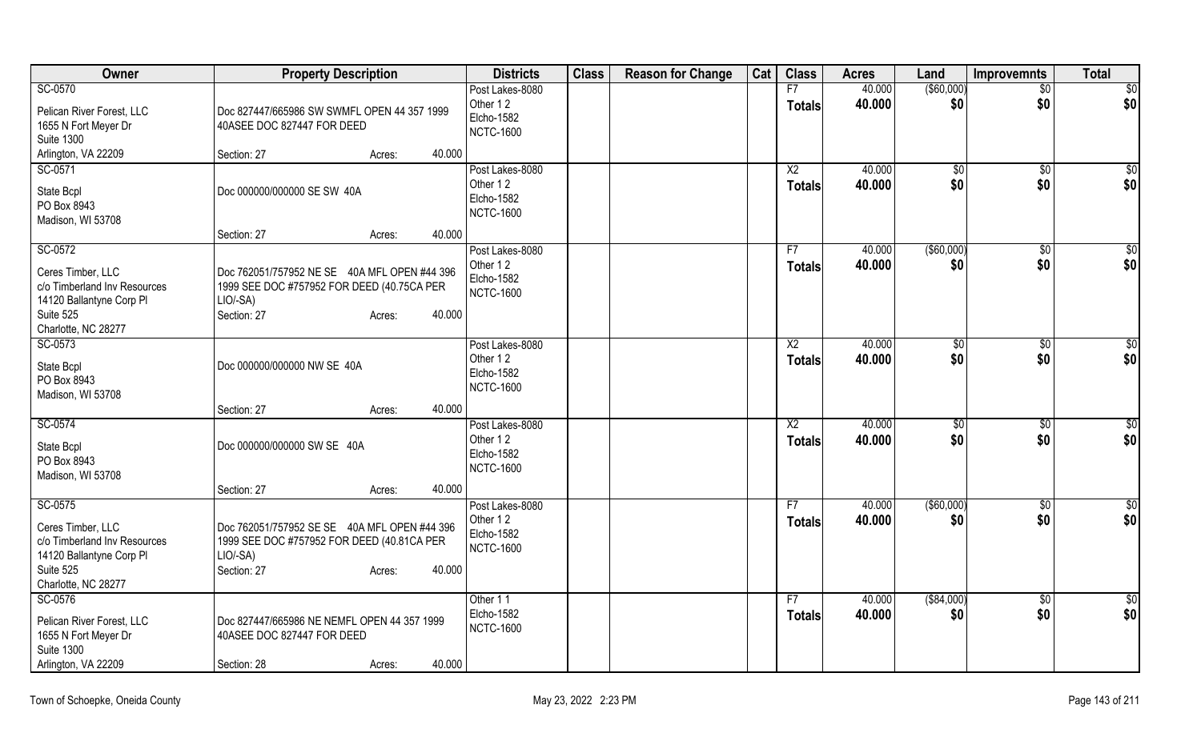| Owner | Property Description | Districts | Class | Reason for Change | Cat | Class | Acres | Land | Improvemnts | Total |
|---|---|---|---|---|---|---|---|---|---|---|
| SC-0570<br><br>Pelican River Forest, LLC<br>1655 N Fort Meyer Dr<br>Suite 1300<br>Arlington, VA 22209 | Doc 827447/665986 SW SWMFL OPEN 44 357 1999 40ASEE DOC 827447 FOR DEED<br><br>Section: 27 Acres: 40.000 | Post Lakes-8080<br>Other 1 2<br>Elcho-1582<br>NCTC-1600 | | | | F7<br>**Totals** | 40.000<br>**40.000** | ($60,000)<br>**$0** | $0<br>**$0** | $0<br>**$0** |
| SC-0571<br><br>State Bcpl<br>PO Box 8943<br>Madison, WI 53708 | Doc 000000/000000 SE SW 40A<br><br>Section: 27 Acres: 40.000 | Post Lakes-8080<br>Other 1 2<br>Elcho-1582<br>NCTC-1600 | | | | X2<br>**Totals** | 40.000<br>**40.000** | $0<br>**$0** | $0<br>**$0** | $0<br>**$0** |
| SC-0572<br><br>Ceres Timber, LLC<br>c/o Timberland Inv Resources<br>14120 Ballantyne Corp Pl<br>Suite 525<br>Charlotte, NC 28277 | Doc 762051/757952 NE SE 40A MFL OPEN #44 396 1999 SEE DOC #757952 FOR DEED (40.75CA PER LIO/-SA)<br>Section: 27 Acres: 40.000 | Post Lakes-8080<br>Other 1 2<br>Elcho-1582<br>NCTC-1600 | | | | F7<br>**Totals** | 40.000<br>**40.000** | ($60,000)<br>**$0** | $0<br>**$0** | $0<br>**$0** |
| SC-0573<br><br>State Bcpl<br>PO Box 8943<br>Madison, WI 53708 | Doc 000000/000000 NW SE 40A<br><br>Section: 27 Acres: 40.000 | Post Lakes-8080<br>Other 1 2<br>Elcho-1582<br>NCTC-1600 | | | | X2<br>**Totals** | 40.000<br>**40.000** | $0<br>**$0** | $0<br>**$0** | $0<br>**$0** |
| SC-0574<br><br>State Bcpl<br>PO Box 8943<br>Madison, WI 53708 | Doc 000000/000000 SW SE 40A<br><br>Section: 27 Acres: 40.000 | Post Lakes-8080<br>Other 1 2<br>Elcho-1582<br>NCTC-1600 | | | | X2<br>**Totals** | 40.000<br>**40.000** | $0<br>**$0** | $0<br>**$0** | $0<br>**$0** |
| SC-0575<br><br>Ceres Timber, LLC<br>c/o Timberland Inv Resources<br>14120 Ballantyne Corp Pl<br>Suite 525<br>Charlotte, NC 28277 | Doc 762051/757952 SE SE 40A MFL OPEN #44 396 1999 SEE DOC #757952 FOR DEED (40.81CA PER LIO/-SA)<br>Section: 27 Acres: 40.000 | Post Lakes-8080<br>Other 1 2<br>Elcho-1582<br>NCTC-1600 | | | | F7<br>**Totals** | 40.000<br>**40.000** | ($60,000)<br>**$0** | $0<br>**$0** | $0<br>**$0** |
| SC-0576<br><br>Pelican River Forest, LLC<br>1655 N Fort Meyer Dr<br>Suite 1300<br>Arlington, VA 22209 | Doc 827447/665986 NE NEMFL OPEN 44 357 1999 40ASEE DOC 827447 FOR DEED<br><br>Section: 28 Acres: 40.000 | Other 1 1<br>Elcho-1582<br>NCTC-1600 | | | | F7<br>**Totals** | 40.000<br>**40.000** | ($84,000)<br>**$0** | $0<br>**$0** | $0<br>**$0** |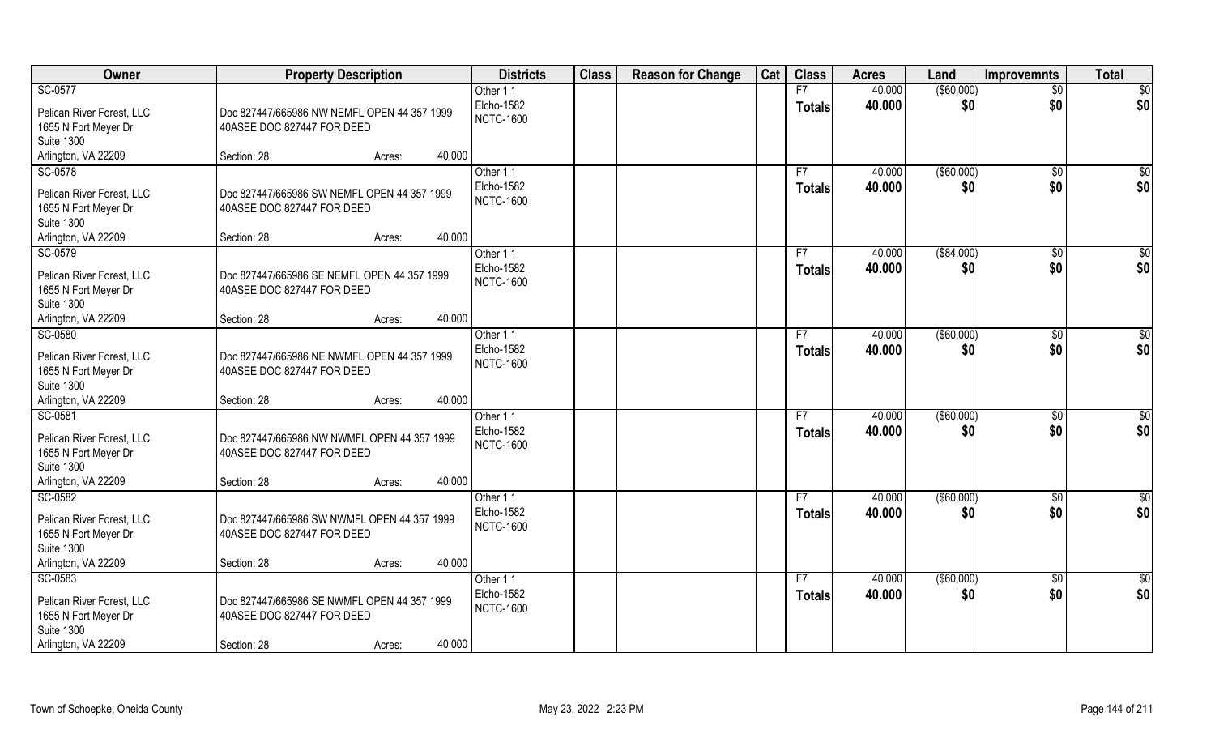| Owner | Property Description | | | Districts | Class | Reason for Change | Cat | Class | Acres | Land | Improvemnts | Total |
|---|---|---|---|---|---|---|---|---|---|---|---|---|
| SC-0577 | | | | Other 1 1 | | | | F7 | 40.000 | ($60,000) | $0 | $0 |
| Pelican River Forest, LLC | Doc 827447/665986 NW NEMFL OPEN 44 357 1999 | | | Elcho-1582 | | | | Totals | 40.000 | $0 | $0 | $0 |
| 1655 N Fort Meyer Dr | 40ASEE DOC 827447 FOR DEED | | | NCTC-1600 | | | | | | | | |
| Suite 1300 | | | | | | | | | | | | |
| Arlington, VA 22209 | Section: 28 | Acres: | 40.000 | | | | | | | | | |
| SC-0578 | | | | Other 1 1 | | | | F7 | 40.000 | ($60,000) | $0 | $0 |
| Pelican River Forest, LLC | Doc 827447/665986 SW NEMFL OPEN 44 357 1999 | | | Elcho-1582 | | | | Totals | 40.000 | $0 | $0 | $0 |
| 1655 N Fort Meyer Dr | 40ASEE DOC 827447 FOR DEED | | | NCTC-1600 | | | | | | | | |
| Suite 1300 | | | | | | | | | | | | |
| Arlington, VA 22209 | Section: 28 | Acres: | 40.000 | | | | | | | | | |
| SC-0579 | | | | Other 1 1 | | | | F7 | 40.000 | ($84,000) | $0 | $0 |
| Pelican River Forest, LLC | Doc 827447/665986 SE NEMFL OPEN 44 357 1999 | | | Elcho-1582 | | | | Totals | 40.000 | $0 | $0 | $0 |
| 1655 N Fort Meyer Dr | 40ASEE DOC 827447 FOR DEED | | | NCTC-1600 | | | | | | | | |
| Suite 1300 | | | | | | | | | | | | |
| Arlington, VA 22209 | Section: 28 | Acres: | 40.000 | | | | | | | | | |
| SC-0580 | | | | Other 1 1 | | | | F7 | 40.000 | ($60,000) | $0 | $0 |
| Pelican River Forest, LLC | Doc 827447/665986 NE NWMFL OPEN 44 357 1999 | | | Elcho-1582 | | | | Totals | 40.000 | $0 | $0 | $0 |
| 1655 N Fort Meyer Dr | 40ASEE DOC 827447 FOR DEED | | | NCTC-1600 | | | | | | | | |
| Suite 1300 | | | | | | | | | | | | |
| Arlington, VA 22209 | Section: 28 | Acres: | 40.000 | | | | | | | | | |
| SC-0581 | | | | Other 1 1 | | | | F7 | 40.000 | ($60,000) | $0 | $0 |
| Pelican River Forest, LLC | Doc 827447/665986 NW NWMFL OPEN 44 357 1999 | | | Elcho-1582 | | | | Totals | 40.000 | $0 | $0 | $0 |
| 1655 N Fort Meyer Dr | 40ASEE DOC 827447 FOR DEED | | | NCTC-1600 | | | | | | | | |
| Suite 1300 | | | | | | | | | | | | |
| Arlington, VA 22209 | Section: 28 | Acres: | 40.000 | | | | | | | | | |
| SC-0582 | | | | Other 1 1 | | | | F7 | 40.000 | ($60,000) | $0 | $0 |
| Pelican River Forest, LLC | Doc 827447/665986 SW NWMFL OPEN 44 357 1999 | | | Elcho-1582 | | | | Totals | 40.000 | $0 | $0 | $0 |
| 1655 N Fort Meyer Dr | 40ASEE DOC 827447 FOR DEED | | | NCTC-1600 | | | | | | | | |
| Suite 1300 | | | | | | | | | | | | |
| Arlington, VA 22209 | Section: 28 | Acres: | 40.000 | | | | | | | | | |
| SC-0583 | | | | Other 1 1 | | | | F7 | 40.000 | ($60,000) | $0 | $0 |
| Pelican River Forest, LLC | Doc 827447/665986 SE NWMFL OPEN 44 357 1999 | | | Elcho-1582 | | | | Totals | 40.000 | $0 | $0 | $0 |
| 1655 N Fort Meyer Dr | 40ASEE DOC 827447 FOR DEED | | | NCTC-1600 | | | | | | | | |
| Suite 1300 | | | | | | | | | | | | |
| Arlington, VA 22209 | Section: 28 | Acres: | 40.000 | | | | | | | | | |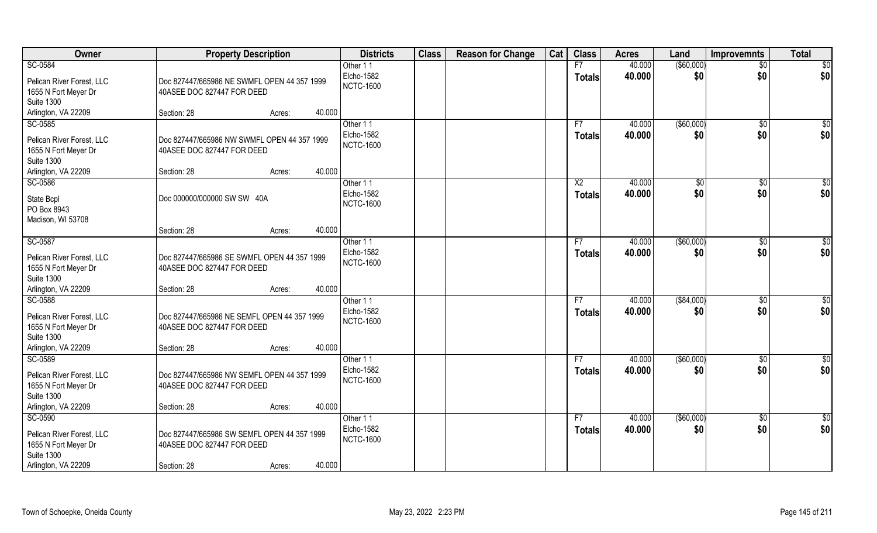| Owner | Property Description | | | Districts | Class | Reason for Change | Cat | Class | Acres | Land | Improvemnts | Total |
|---|---|---|---|---|---|---|---|---|---|---|---|---|
| SC-0584 | | | | Other 1 1 | | | | F7 | 40.000 | ($60,000) | $0 | $0 |
| Pelican River Forest, LLC | Doc 827447/665986 NE SWMFL OPEN 44 357 1999 | | | Elcho-1582 | | | | **Totals** | **40.000** | **$0** | **$0** | **$0** |
| 1655 N Fort Meyer Dr | 40ASEE DOC 827447 FOR DEED | | | NCTC-1600 | | | | | | | | |
| Suite 1300 | | | | | | | | | | | | |
| Arlington, VA 22209 | Section: 28 | Acres: | 40.000 | | | | | | | | | |
| SC-0585 | | | | Other 1 1 | | | | F7 | 40.000 | ($60,000) | $0 | $0 |
| Pelican River Forest, LLC | Doc 827447/665986 NW SWMFL OPEN 44 357 1999 | | | Elcho-1582 | | | | **Totals** | **40.000** | **$0** | **$0** | **$0** |
| 1655 N Fort Meyer Dr | 40ASEE DOC 827447 FOR DEED | | | NCTC-1600 | | | | | | | | |
| Suite 1300 | | | | | | | | | | | | |
| Arlington, VA 22209 | Section: 28 | Acres: | 40.000 | | | | | | | | | |
| SC-0586 | | | | Other 1 1 | | | | X2 | 40.000 | $0 | $0 | $0 |
| State Bcpl | Doc 000000/000000 SW SW 40A | | | Elcho-1582 | | | | **Totals** | **40.000** | **$0** | **$0** | **$0** |
| PO Box 8943 | | | | NCTC-1600 | | | | | | | | |
| Madison, WI 53708 | | | | | | | | | | | | |
| | Section: 28 | Acres: | 40.000 | | | | | | | | | |
| SC-0587 | | | | Other 1 1 | | | | F7 | 40.000 | ($60,000) | $0 | $0 |
| Pelican River Forest, LLC | Doc 827447/665986 SE SWMFL OPEN 44 357 1999 | | | Elcho-1582 | | | | **Totals** | **40.000** | **$0** | **$0** | **$0** |
| 1655 N Fort Meyer Dr | 40ASEE DOC 827447 FOR DEED | | | NCTC-1600 | | | | | | | | |
| Suite 1300 | | | | | | | | | | | | |
| Arlington, VA 22209 | Section: 28 | Acres: | 40.000 | | | | | | | | | |
| SC-0588 | | | | Other 1 1 | | | | F7 | 40.000 | ($84,000) | $0 | $0 |
| Pelican River Forest, LLC | Doc 827447/665986 NE SEMFL OPEN 44 357 1999 | | | Elcho-1582 | | | | **Totals** | **40.000** | **$0** | **$0** | **$0** |
| 1655 N Fort Meyer Dr | 40ASEE DOC 827447 FOR DEED | | | NCTC-1600 | | | | | | | | |
| Suite 1300 | | | | | | | | | | | | |
| Arlington, VA 22209 | Section: 28 | Acres: | 40.000 | | | | | | | | | |
| SC-0589 | | | | Other 1 1 | | | | F7 | 40.000 | ($60,000) | $0 | $0 |
| Pelican River Forest, LLC | Doc 827447/665986 NW SEMFL OPEN 44 357 1999 | | | Elcho-1582 | | | | **Totals** | **40.000** | **$0** | **$0** | **$0** |
| 1655 N Fort Meyer Dr | 40ASEE DOC 827447 FOR DEED | | | NCTC-1600 | | | | | | | | |
| Suite 1300 | | | | | | | | | | | | |
| Arlington, VA 22209 | Section: 28 | Acres: | 40.000 | | | | | | | | | |
| SC-0590 | | | | Other 1 1 | | | | F7 | 40.000 | ($60,000) | $0 | $0 |
| Pelican River Forest, LLC | Doc 827447/665986 SW SEMFL OPEN 44 357 1999 | | | Elcho-1582 | | | | **Totals** | **40.000** | **$0** | **$0** | **$0** |
| 1655 N Fort Meyer Dr | 40ASEE DOC 827447 FOR DEED | | | NCTC-1600 | | | | | | | | |
| Suite 1300 | | | | | | | | | | | | |
| Arlington, VA 22209 | Section: 28 | Acres: | 40.000 | | | | | | | | | |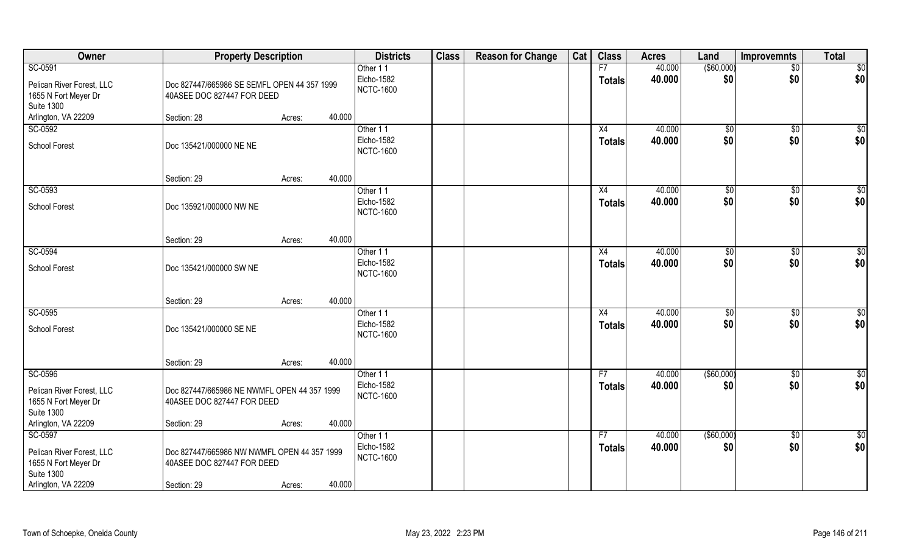| Owner | Property Description | | | Districts | Class | Reason for Change | Cat | Class | Acres | Land | Improvemnts | Total |
|---|---|---|---|---|---|---|---|---|---|---|---|---|
| SC-0591<br>Pelican River Forest, LLC<br>1655 N Fort Meyer Dr<br>Suite 1300<br>Arlington, VA 22209 | Doc 827447/665986 SE SEMFL OPEN 44 357 1999 40ASEE DOC 827447 FOR DEED<br>Section: 28 | Acres: | 40.000 | Other 1 1<br>Elcho-1582<br>NCTC-1600 | | | | F7<br>**Totals** | 40.000<br>**40.000** | ($60,000)<br>**$0** | $0<br>**$0** | $0<br>**$0** |
| SC-0592<br>School Forest | Doc 135421/000000 NE NE<br>Section: 29 | Acres: | 40.000 | Other 1 1<br>Elcho-1582<br>NCTC-1600 | | | | X4<br>**Totals** | 40.000<br>**40.000** | $0<br>**$0** | $0<br>**$0** | $0<br>**$0** |
| SC-0593<br>School Forest | Doc 135921/000000 NW NE<br>Section: 29 | Acres: | 40.000 | Other 1 1<br>Elcho-1582<br>NCTC-1600 | | | | X4<br>**Totals** | 40.000<br>**40.000** | $0<br>**$0** | $0<br>**$0** | $0<br>**$0** |
| SC-0594<br>School Forest | Doc 135421/000000 SW NE<br>Section: 29 | Acres: | 40.000 | Other 1 1<br>Elcho-1582<br>NCTC-1600 | | | | X4<br>**Totals** | 40.000<br>**40.000** | $0<br>**$0** | $0<br>**$0** | $0<br>**$0** |
| SC-0595<br>School Forest | Doc 135421/000000 SE NE<br>Section: 29 | Acres: | 40.000 | Other 1 1<br>Elcho-1582<br>NCTC-1600 | | | | X4<br>**Totals** | 40.000<br>**40.000** | $0<br>**$0** | $0<br>**$0** | $0<br>**$0** |
| SC-0596<br>Pelican River Forest, LLC<br>1655 N Fort Meyer Dr<br>Suite 1300<br>Arlington, VA 22209 | Doc 827447/665986 NE NWMFL OPEN 44 357 1999 40ASEE DOC 827447 FOR DEED<br>Section: 29 | Acres: | 40.000 | Other 1 1<br>Elcho-1582<br>NCTC-1600 | | | | F7<br>**Totals** | 40.000<br>**40.000** | ($60,000)<br>**$0** | $0<br>**$0** | $0<br>**$0** |
| SC-0597<br>Pelican River Forest, LLC<br>1655 N Fort Meyer Dr<br>Suite 1300<br>Arlington, VA 22209 | Doc 827447/665986 NW NWMFL OPEN 44 357 1999 40ASEE DOC 827447 FOR DEED<br>Section: 29 | Acres: | 40.000 | Other 1 1<br>Elcho-1582<br>NCTC-1600 | | | | F7<br>**Totals** | 40.000<br>**40.000** | ($60,000)<br>**$0** | $0<br>**$0** | $0<br>**$0** |

Town of Schoepke, Oneida County May 23, 2022 2:23 PM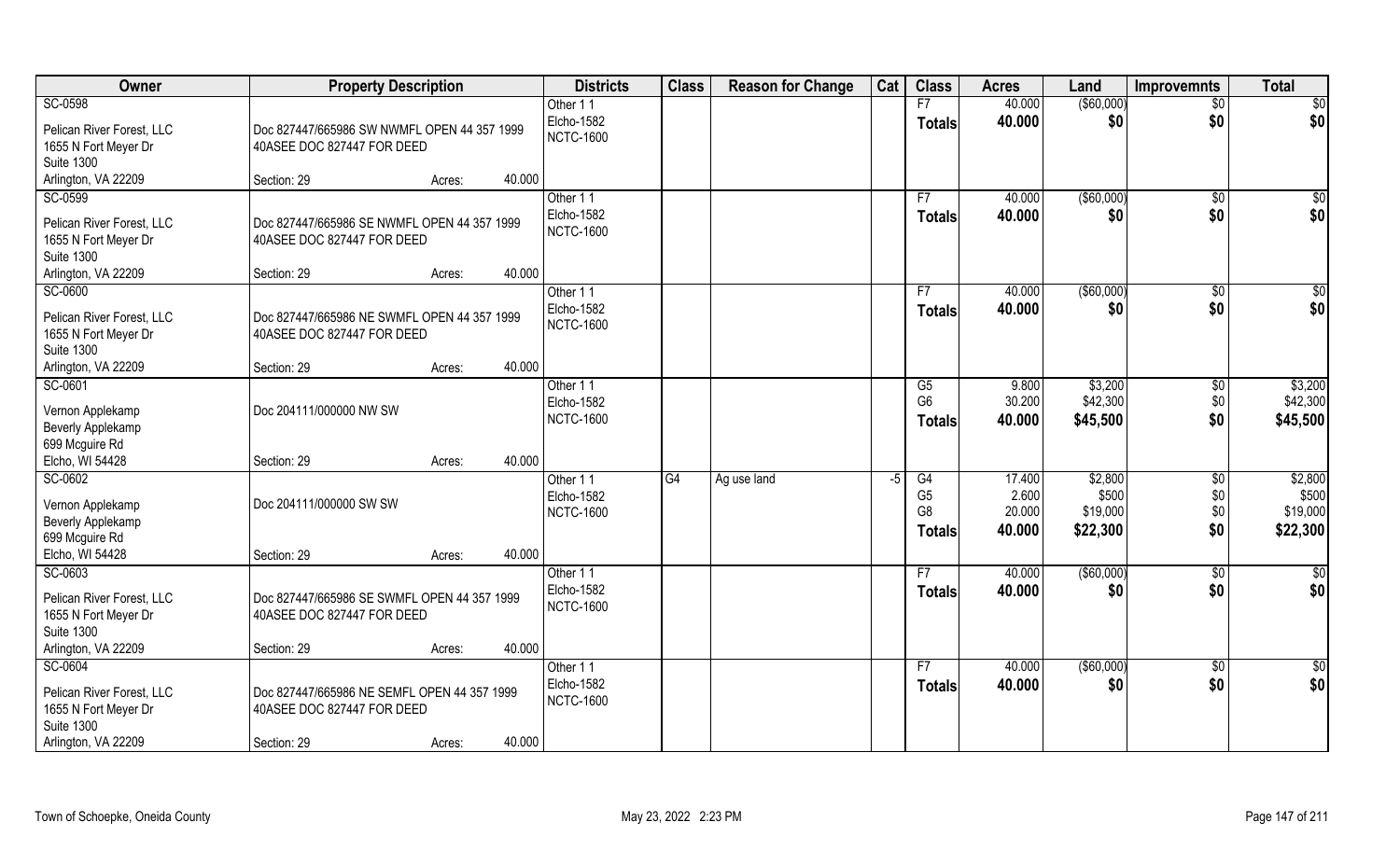| Owner | Property Description | | | Districts | Class | Reason for Change | Cat | Class | Acres | Land | Improvemnts | Total |
|---|---|---|---|---|---|---|---|---|---|---|---|---|
| SC-0598 | | | | Other 1 1 | | | | F7 | 40.000 | ($60,000) | $0 | $0 |
| Pelican River Forest, LLC | Doc 827447/665986 SW NWMFL OPEN 44 357 1999 | | | Elcho-1582 | | | | **Totals** | **40.000** | **$0** | **$0** | **$0** |
| 1655 N Fort Meyer Dr | 40ASEE DOC 827447 FOR DEED | | | NCTC-1600 | | | | | | | | |
| Suite 1300 | | | | | | | | | | | | |
| Arlington, VA 22209 | Section: 29 | Acres: | 40.000 | | | | | | | | | |
| SC-0599 | | | | Other 1 1 | | | | F7 | 40.000 | ($60,000) | $0 | $0 |
| Pelican River Forest, LLC | Doc 827447/665986 SE NWMFL OPEN 44 357 1999 | | | Elcho-1582 | | | | **Totals** | **40.000** | **$0** | **$0** | **$0** |
| 1655 N Fort Meyer Dr | 40ASEE DOC 827447 FOR DEED | | | NCTC-1600 | | | | | | | | |
| Suite 1300 | | | | | | | | | | | | |
| Arlington, VA 22209 | Section: 29 | Acres: | 40.000 | | | | | | | | | |
| SC-0600 | | | | Other 1 1 | | | | F7 | 40.000 | ($60,000) | $0 | $0 |
| Pelican River Forest, LLC | Doc 827447/665986 NE SWMFL OPEN 44 357 1999 | | | Elcho-1582 | | | | **Totals** | **40.000** | **$0** | **$0** | **$0** |
| 1655 N Fort Meyer Dr | 40ASEE DOC 827447 FOR DEED | | | NCTC-1600 | | | | | | | | |
| Suite 1300 | | | | | | | | | | | | |
| Arlington, VA 22209 | Section: 29 | Acres: | 40.000 | | | | | | | | | |
| SC-0601 | | | | Other 1 1 | | | | G5 | 9.800 | $3,200 | $0 | $3,200 |
| Vernon Applekamp | Doc 204111/000000 NW SW | | | Elcho-1582 | | | | G6 | 30.200 | $42,300 | $0 | $42,300 |
| Beverly Applekamp | | | | NCTC-1600 | | | | **Totals** | **40.000** | **$45,500** | **$0** | **$45,500** |
| 699 Mcguire Rd | | | | | | | | | | | | |
| Elcho, WI 54428 | Section: 29 | Acres: | 40.000 | | | | | | | | | |
| SC-0602 | | | | Other 1 1 | G4 | Ag use land | -5 | G4 | 17.400 | $2,800 | $0 | $2,800 |
| Vernon Applekamp | Doc 204111/000000 SW SW | | | Elcho-1582 | | | | G5 | 2.600 | $500 | $0 | $500 |
| Beverly Applekamp | | | | NCTC-1600 | | | | G8 | 20.000 | $19,000 | $0 | $19,000 |
| 699 Mcguire Rd | | | | | | | | **Totals** | **40.000** | **$22,300** | **$0** | **$22,300** |
| Elcho, WI 54428 | Section: 29 | Acres: | 40.000 | | | | | | | | | |
| SC-0603 | | | | Other 1 1 | | | | F7 | 40.000 | ($60,000) | $0 | $0 |
| Pelican River Forest, LLC | Doc 827447/665986 SE SWMFL OPEN 44 357 1999 | | | Elcho-1582 | | | | **Totals** | **40.000** | **$0** | **$0** | **$0** |
| 1655 N Fort Meyer Dr | 40ASEE DOC 827447 FOR DEED | | | NCTC-1600 | | | | | | | | |
| Suite 1300 | | | | | | | | | | | | |
| Arlington, VA 22209 | Section: 29 | Acres: | 40.000 | | | | | | | | | |
| SC-0604 | | | | Other 1 1 | | | | F7 | 40.000 | ($60,000) | $0 | $0 |
| Pelican River Forest, LLC | Doc 827447/665986 NE SEMFL OPEN 44 357 1999 | | | Elcho-1582 | | | | **Totals** | **40.000** | **$0** | **$0** | **$0** |
| 1655 N Fort Meyer Dr | 40ASEE DOC 827447 FOR DEED | | | NCTC-1600 | | | | | | | | |
| Suite 1300 | | | | | | | | | | | | |
| Arlington, VA 22209 | Section: 29 | Acres: | 40.000 | | | | | | | | | |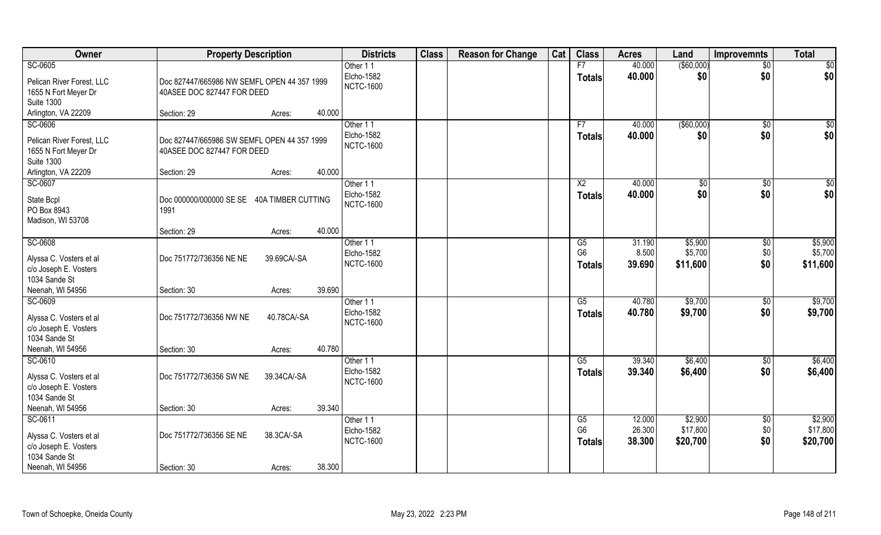| Owner | Property Description | | Districts | Class | Reason for Change | Cat | Class | Acres | Land | Improvemnts | Total |
|---|---|---|---|---|---|---|---|---|---|---|---|
| SC-0605<br><br>Pelican River Forest, LLC<br>1655 N Fort Meyer Dr<br>Suite 1300<br>Arlington, VA 22209 | Doc 827447/665986 NW SEMFL OPEN 44 357 1999 40ASEE DOC 827447 FOR DEED<br><br>Section: 29 | Acres: 40.000 | Other 1 1<br>Elcho-1582<br>NCTC-1600 | | | | F7<br>**Totals** | 40.000<br>**40.000** | ($60,000)<br>**$0** | $0<br>**$0** | $0<br>**$0** |
| SC-0606<br><br>Pelican River Forest, LLC<br>1655 N Fort Meyer Dr<br>Suite 1300<br>Arlington, VA 22209 | Doc 827447/665986 SW SEMFL OPEN 44 357 1999 40ASEE DOC 827447 FOR DEED<br><br>Section: 29 | Acres: 40.000 | Other 1 1<br>Elcho-1582<br>NCTC-1600 | | | | F7<br>**Totals** | 40.000<br>**40.000** | ($60,000)<br>**$0** | $0<br>**$0** | $0<br>**$0** |
| SC-0607<br><br>State Bcpl<br>PO Box 8943<br>Madison, WI 53708 | Doc 000000/000000 SE SE 40A TIMBER CUTTING 1991<br><br>Section: 29 | Acres: 40.000 | Other 1 1<br>Elcho-1582<br>NCTC-1600 | | | | X2<br>**Totals** | 40.000<br>**40.000** | $0<br>**$0** | $0<br>**$0** | $0<br>**$0** |
| SC-0608<br><br>Alyssa C. Vosters et al<br>c/o Joseph E. Vosters<br>1034 Sande St<br>Neenah, WI 54956 | Doc 751772/736356 NE NE 39.69CA/-SA<br><br>Section: 30 | Acres: 39.690 | Other 1 1<br>Elcho-1582<br>NCTC-1600 | | | | G5<br>G6<br>**Totals** | 31.190<br>8.500<br>**39.690** | $5,900<br>$5,700<br>**$11,600** | $0<br>$0<br>**$0** | $5,900<br>$5,700<br>**$11,600** |
| SC-0609<br><br>Alyssa C. Vosters et al<br>c/o Joseph E. Vosters<br>1034 Sande St<br>Neenah, WI 54956 | Doc 751772/736356 NW NE 40.78CA/-SA<br><br>Section: 30 | Acres: 40.780 | Other 1 1<br>Elcho-1582<br>NCTC-1600 | | | | G5<br>**Totals** | 40.780<br>**40.780** | $9,700<br>**$9,700** | $0<br>**$0** | $9,700<br>**$9,700** |
| SC-0610<br><br>Alyssa C. Vosters et al<br>c/o Joseph E. Vosters<br>1034 Sande St<br>Neenah, WI 54956 | Doc 751772/736356 SW NE 39.34CA/-SA<br><br>Section: 30 | Acres: 39.340 | Other 1 1<br>Elcho-1582<br>NCTC-1600 | | | | G5<br>**Totals** | 39.340<br>**39.340** | $6,400<br>**$6,400** | $0<br>**$0** | $6,400<br>**$6,400** |
| SC-0611<br><br>Alyssa C. Vosters et al<br>c/o Joseph E. Vosters<br>1034 Sande St<br>Neenah, WI 54956 | Doc 751772/736356 SE NE 38.3CA/-SA<br><br>Section: 30 | Acres: 38.300 | Other 1 1<br>Elcho-1582<br>NCTC-1600 | | | | G5<br>G6<br>**Totals** | 12.000<br>26.300<br>**38.300** | $2,900<br>$17,800<br>**$20,700** | $0<br>$0<br>**$0** | $2,900<br>$17,800<br>**$20,700** |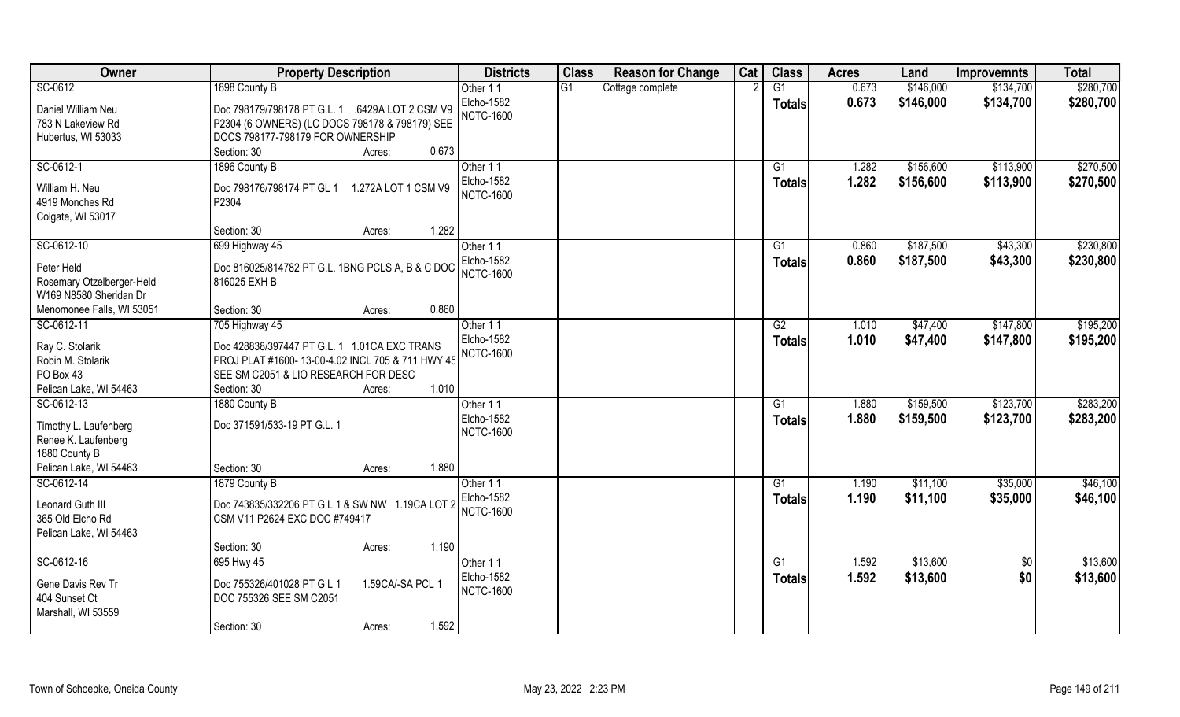| Owner | Property Description | Districts | Class | Reason for Change | Cat | Class | Acres | Land | Improvemnts | Total |
|---|---|---|---|---|---|---|---|---|---|---|
| SC-0612<br>Daniel William Neu<br>783 N Lakeview Rd<br>Hubertus, WI 53033 | 1898 County B<br>Doc 798179/798178 PT G.L. 1 .6429A LOT 2 CSM V9 P2304 (6 OWNERS) (LC DOCS 798178 & 798179) SEE DOCS 798177-798179 FOR OWNERSHIP<br>Section: 30 Acres: 0.673 | Other 1 1<br>Elcho-1582<br>NCTC-1600 | G1 | Cottage complete | 2 | G1<br>**Totals** | 0.673<br>**0.673** | $146,000<br>**$146,000** | $134,700<br>**$134,700** | $280,700<br>**$280,700** |
| SC-0612-1<br>William H. Neu<br>4919 Monches Rd<br>Colgate, WI 53017 | 1896 County B<br>Doc 798176/798174 PT GL 1 1.272A LOT 1 CSM V9 P2304<br>Section: 30 Acres: 1.282 | Other 1 1<br>Elcho-1582<br>NCTC-1600 | | | | G1<br>**Totals** | 1.282<br>**1.282** | $156,600<br>**$156,600** | $113,900<br>**$113,900** | $270,500<br>**$270,500** |
| SC-0612-10<br>Peter Held<br>Rosemary Otzelberger-Held<br>W169 N8580 Sheridan Dr<br>Menomonee Falls, WI 53051 | 699 Highway 45<br>Doc 816025/814782 PT G.L. 1BNG PCLS A, B & C DOC 816025 EXH B<br>Section: 30 Acres: 0.860 | Other 1 1<br>Elcho-1582<br>NCTC-1600 | | | | G1<br>**Totals** | 0.860<br>**0.860** | $187,500<br>**$187,500** | $43,300<br>**$43,300** | $230,800<br>**$230,800** |
| SC-0612-11<br>Ray C. Stolarik<br>Robin M. Stolarik<br>PO Box 43<br>Pelican Lake, WI 54463 | 705 Highway 45<br>Doc 428838/397447 PT G.L. 1 1.01CA EXC TRANS PROJ PLAT #1600- 13-00-4.02 INCL 705 & 711 HWY 45 SEE SM C2051 & LIO RESEARCH FOR DESC<br>Section: 30 Acres: 1.010 | Other 1 1<br>Elcho-1582<br>NCTC-1600 | | | | G2<br>**Totals** | 1.010<br>**1.010** | $47,400<br>**$47,400** | $147,800<br>**$147,800** | $195,200<br>**$195,200** |
| SC-0612-13<br>Timothy L. Laufenberg<br>Renee K. Laufenberg<br>1880 County B<br>Pelican Lake, WI 54463 | 1880 County B<br>Doc 371591/533-19 PT G.L. 1<br>Section: 30 Acres: 1.880 | Other 1 1<br>Elcho-1582<br>NCTC-1600 | | | | G1<br>**Totals** | 1.880<br>**1.880** | $159,500<br>**$159,500** | $123,700<br>**$123,700** | $283,200<br>**$283,200** |
| SC-0612-14<br>Leonard Guth III<br>365 Old Elcho Rd<br>Pelican Lake, WI 54463 | 1879 County B<br>Doc 743835/332206 PT G L 1 & SW NW 1.19CA LOT 2 CSM V11 P2624 EXC DOC #749417<br>Section: 30 Acres: 1.190 | Other 1 1<br>Elcho-1582<br>NCTC-1600 | | | | G1<br>**Totals** | 1.190<br>**1.190** | $11,100<br>**$11,100** | $35,000<br>**$35,000** | $46,100<br>**$46,100** |
| SC-0612-16<br>Gene Davis Rev Tr<br>404 Sunset Ct<br>Marshall, WI 53559 | 695 Hwy 45<br>Doc 755326/401028 PT G L 1 1.59CA/-SA PCL 1 DOC 755326 SEE SM C2051<br>Section: 30 Acres: 1.592 | Other 1 1<br>Elcho-1582<br>NCTC-1600 | | | | G1<br>**Totals** | 1.592<br>**1.592** | $13,600<br>**$13,600** | $0<br>**$0** | $13,600<br>**$13,600** |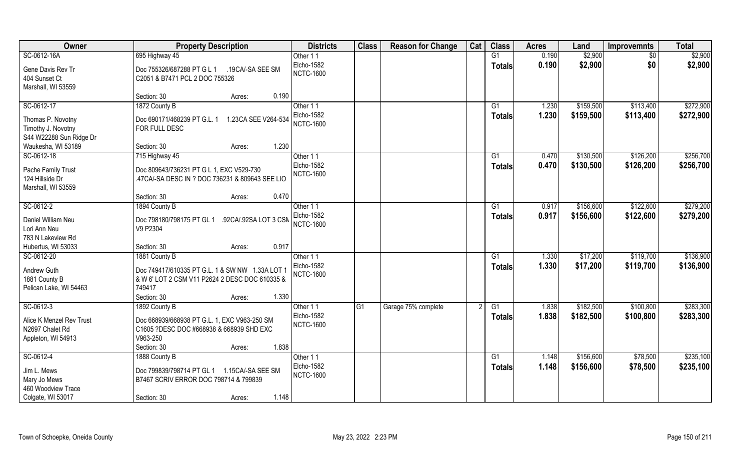| Owner | Property Description | Districts | Class | Reason for Change | Cat | Class | Acres | Land | Improvemnts | Total |
|---|---|---|---|---|---|---|---|---|---|---|
| SC-0612-16A<br>Gene Davis Rev Tr<br>404 Sunset Ct<br>Marshall, WI 53559 | 695 Highway 45<br>Doc 755326/687288 PT G L 1 .19CA/-SA SEE SM C2051 & B7471 PCL 2 DOC 755326<br>Section: 30 Acres: 0.190 | Other 1 1<br>Elcho-1582<br>NCTC-1600 | | | | G1<br>**Totals** | 0.190<br>**0.190** | $2,900<br>**$2,900** | $0<br>**$0** | $2,900<br>**$2,900** |
| SC-0612-17<br>Thomas P. Novotny<br>Timothy J. Novotny<br>S44 W22288 Sun Ridge Dr<br>Waukesha, WI 53189 | 1872 County B<br>Doc 690171/468239 PT G.L. 1 1.23CA SEE V264-534 FOR FULL DESC<br>Section: 30 Acres: 1.230 | Other 1 1<br>Elcho-1582<br>NCTC-1600 | | | | G1<br>**Totals** | 1.230<br>**1.230** | $159,500<br>**$159,500** | $113,400<br>**$113,400** | $272,900<br>**$272,900** |
| SC-0612-18<br>Pache Family Trust<br>124 Hillside Dr<br>Marshall, WI 53559 | 715 Highway 45<br>Doc 809643/736231 PT G L 1, EXC V529-730 .47CA/-SA DESC IN ? DOC 736231 & 809643 SEE LIO<br>Section: 30 Acres: 0.470 | Other 1 1<br>Elcho-1582<br>NCTC-1600 | | | | G1<br>**Totals** | 0.470<br>**0.470** | $130,500<br>**$130,500** | $126,200<br>**$126,200** | $256,700<br>**$256,700** |
| SC-0612-2<br>Daniel William Neu<br>Lori Ann Neu<br>783 N Lakeview Rd<br>Hubertus, WI 53033 | 1894 County B<br>Doc 798180/798175 PT GL 1 .92CA/.92SA LOT 3 CSM V9 P2304<br>Section: 30 Acres: 0.917 | Other 1 1<br>Elcho-1582<br>NCTC-1600 | | | | G1<br>**Totals** | 0.917<br>**0.917** | $156,600<br>**$156,600** | $122,600<br>**$122,600** | $279,200<br>**$279,200** |
| SC-0612-20<br>Andrew Guth<br>1881 County B<br>Pelican Lake, WI 54463 | 1881 County B<br>Doc 749417/610335 PT G.L. 1 & SW NW 1.33A LOT 1 & W 6' LOT 2 CSM V11 P2624 2 DESC DOC 610335 & 749417<br>Section: 30 Acres: 1.330 | Other 1 1<br>Elcho-1582<br>NCTC-1600 | | | | G1<br>**Totals** | 1.330<br>**1.330** | $17,200<br>**$17,200** | $119,700<br>**$119,700** | $136,900<br>**$136,900** |
| SC-0612-3<br>Alice K Menzel Rev Trust<br>N2697 Chalet Rd<br>Appleton, WI 54913 | 1892 County B<br>Doc 668939/668938 PT G.L. 1, EXC V963-250 SM C1605 ?DESC DOC #668938 & 668939 SHD EXC V963-250<br>Section: 30 Acres: 1.838 | Other 1 1<br>Elcho-1582<br>NCTC-1600 | G1 | Garage 75% complete | 2 | G1<br>**Totals** | 1.838<br>**1.838** | $182,500<br>**$182,500** | $100,800<br>**$100,800** | $283,300<br>**$283,300** |
| SC-0612-4<br>Jim L. Mews<br>Mary Jo Mews<br>460 Woodview Trace<br>Colgate, WI 53017 | 1888 County B<br>Doc 799839/798714 PT GL 1 1.15CA/-SA SEE SM B7467 SCRIV ERROR DOC 798714 & 799839<br>Section: 30 Acres: 1.148 | Other 1 1<br>Elcho-1582<br>NCTC-1600 | | | | G1<br>**Totals** | 1.148<br>**1.148** | $156,600<br>**$156,600** | $78,500<br>**$78,500** | $235,100<br>**$235,100** |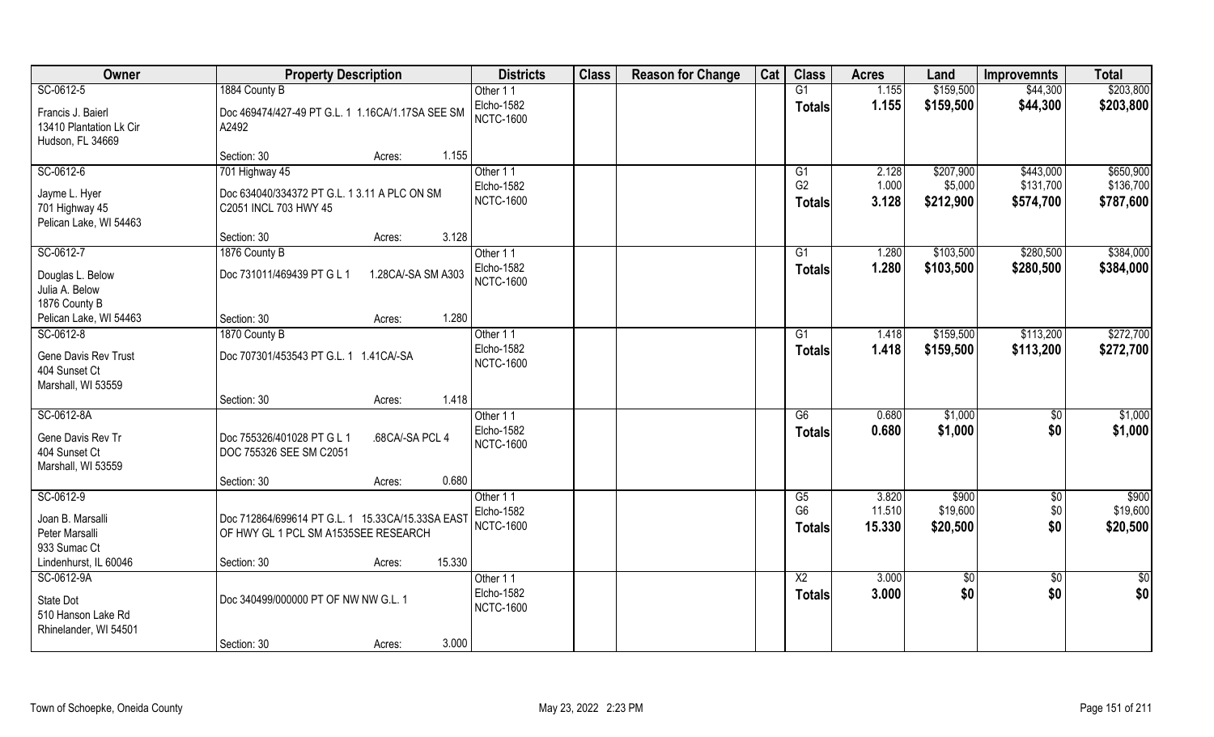| Owner | Property Description | | Districts | Class | Reason for Change | Cat | Class | Acres | Land | Improvemnts | Total |
|---|---|---|---|---|---|---|---|---|---|---|---|
| SC-0612-5 | 1884 County B | | Other 1 1 | | | | G1 | 1.155 | $159,500 | $44,300 | $203,800 |
| Francis J. Baierl<br>13410 Plantation Lk Cir<br>Hudson, FL 34669 | Doc 469474/427-49 PT G.L. 1 1.16CA/1.17SA SEE SM A2492 | | Elcho-1582<br>NCTC-1600 | | | | Totals | 1.155 | $159,500 | $44,300 | $203,800 |
| | Section: 30 | Acres: 1.155 | | | | | | | | | |
| SC-0612-6 | 701 Highway 45 | | Other 1 1 | | | | G1 | 2.128 | $207,900 | $443,000 | $650,900 |
| Jayme L. Hyer<br>701 Highway 45<br>Pelican Lake, WI 54463 | Doc 634040/334372 PT G.L. 1 3.11 A PLC ON SM C2051 INCL 703 HWY 45 | | Elcho-1582<br>NCTC-1600 | | | | G2 | 1.000 | $5,000 | $131,700 | $136,700 |
| | | | | | | | Totals | 3.128 | $212,900 | $574,700 | $787,600 |
| | Section: 30 | Acres: 3.128 | | | | | | | | | |
| SC-0612-7 | 1876 County B | | Other 1 1 | | | | G1 | 1.280 | $103,500 | $280,500 | $384,000 |
| Douglas L. Below<br>Julia A. Below<br>1876 County B<br>Pelican Lake, WI 54463 | Doc 731011/469439 PT G L 1 1.28CA/-SA SM A303 | | Elcho-1582<br>NCTC-1600 | | | | Totals | 1.280 | $103,500 | $280,500 | $384,000 |
| | Section: 30 | Acres: 1.280 | | | | | | | | | |
| SC-0612-8 | 1870 County B | | Other 1 1 | | | | G1 | 1.418 | $159,500 | $113,200 | $272,700 |
| Gene Davis Rev Trust<br>404 Sunset Ct<br>Marshall, WI 53559 | Doc 707301/453543 PT G.L. 1 1.41CA/-SA | | Elcho-1582<br>NCTC-1600 | | | | Totals | 1.418 | $159,500 | $113,200 | $272,700 |
| | Section: 30 | Acres: 1.418 | | | | | | | | | |
| SC-0612-8A | | | Other 1 1 | | | | G6 | 0.680 | $1,000 | $0 | $1,000 |
| Gene Davis Rev Tr<br>404 Sunset Ct<br>Marshall, WI 53559 | Doc 755326/401028 PT G L 1 .68CA/-SA PCL 4 DOC 755326 SEE SM C2051 | | Elcho-1582<br>NCTC-1600 | | | | Totals | 0.680 | $1,000 | $0 | $1,000 |
| | Section: 30 | Acres: 0.680 | | | | | | | | | |
| SC-0612-9 | | | Other 1 1 | | | | G5 | 3.820 | $900 | $0 | $900 |
| Joan B. Marsalli<br>Peter Marsalli<br>933 Sumac Ct<br>Lindenhurst, IL 60046 | Doc 712864/699614 PT G.L. 1 15.33CA/15.33SA EAST OF HWY GL 1 PCL SM A1535SEE RESEARCH | | Elcho-1582<br>NCTC-1600 | | | | G6 | 11.510 | $19,600 | $0 | $19,600 |
| | | | | | | | Totals | 15.330 | $20,500 | $0 | $20,500 |
| | Section: 30 | Acres: 15.330 | | | | | | | | | |
| SC-0612-9A | | | Other 1 1 | | | | X2 | 3.000 | $0 | $0 | $0 |
| State Dot<br>510 Hanson Lake Rd<br>Rhinelander, WI 54501 | Doc 340499/000000 PT OF NW NW G.L. 1 | | Elcho-1582<br>NCTC-1600 | | | | Totals | 3.000 | $0 | $0 | $0 |
| | Section: 30 | Acres: 3.000 | | | | | | | | | |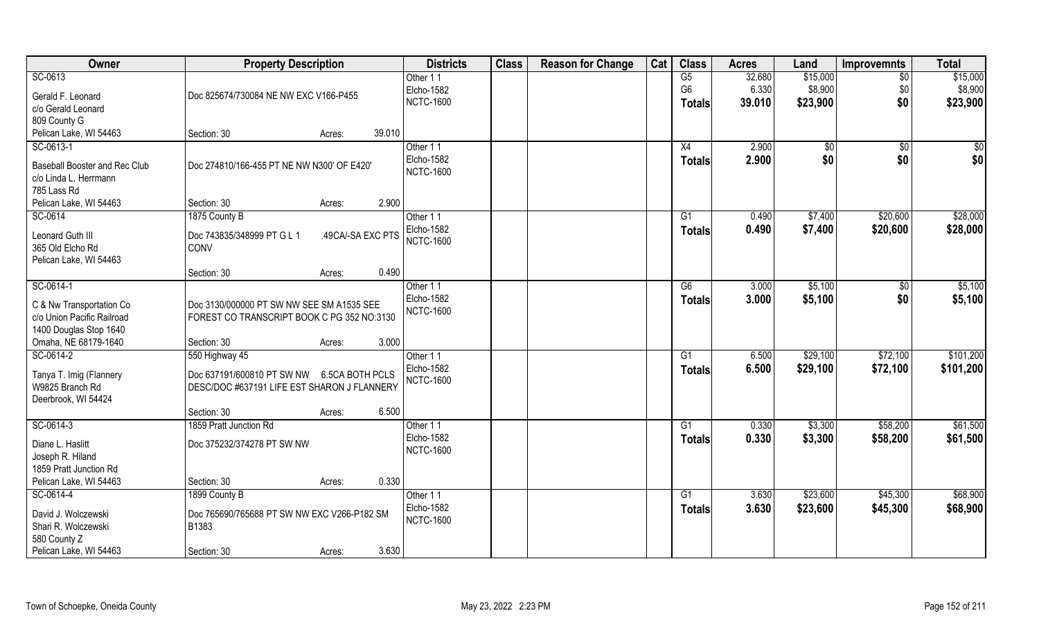| Owner | Property Description | Districts | Class | Reason for Change | Cat | Class | Acres | Land | Improvemnts | Total |
|---|---|---|---|---|---|---|---|---|---|---|
| SC-0613<br>Gerald F. Leonard<br>c/o Gerald Leonard<br>809 County G<br>Pelican Lake, WI 54463 | Doc 825674/730084 NE NW EXC V166-P455<br>Section: 30 Acres: 39.010 | Other 1 1<br>Elcho-1582<br>NCTC-1600 | | | | G5<br>G6<br>**Totals** | 32.680<br>6.330<br>**39.010** | $15,000<br>$8,900<br>**$23,900** | $0<br>$0<br>**$0** | $15,000<br>$8,900<br>**$23,900** |
| SC-0613-1<br>Baseball Booster and Rec Club<br>c/o Linda L. Herrmann<br>785 Lass Rd<br>Pelican Lake, WI 54463 | Doc 274810/166-455 PT NE NW N300' OF E420'<br>Section: 30 Acres: 2.900 | Other 1 1<br>Elcho-1582<br>NCTC-1600 | | | | X4<br>**Totals** | 2.900<br>**2.900** | $0<br>**$0** | $0<br>**$0** | $0<br>**$0** |
| SC-0614<br>Leonard Guth III<br>365 Old Elcho Rd<br>Pelican Lake, WI 54463 | 1875 County B<br>Doc 743835/348999 PT G L 1 .49CA/-SA EXC PTS CONV<br>Section: 30 Acres: 0.490 | Other 1 1<br>Elcho-1582<br>NCTC-1600 | | | | G1<br>**Totals** | 0.490<br>**0.490** | $7,400<br>**$7,400** | $20,600<br>**$20,600** | $28,000<br>**$28,000** |
| SC-0614-1<br>C & Nw Transportation Co<br>c/o Union Pacific Railroad<br>1400 Douglas Stop 1640<br>Omaha, NE 68179-1640 | Doc 3130/000000 PT SW NW SEE SM A1535 SEE FOREST CO TRANSCRIPT BOOK C PG 352 NO:3130<br>Section: 30 Acres: 3.000 | Other 1 1<br>Elcho-1582<br>NCTC-1600 | | | | G6<br>**Totals** | 3.000<br>**3.000** | $5,100<br>**$5,100** | $0<br>**$0** | $5,100<br>**$5,100** |
| SC-0614-2<br>Tanya T. Imig (Flannery<br>W9825 Branch Rd<br>Deerbrook, WI 54424 | 550 Highway 45<br>Doc 637191/600810 PT SW NW 6.5CA BOTH PCLS DESC/DOC #637191 LIFE EST SHARON J FLANNERY<br>Section: 30 Acres: 6.500 | Other 1 1<br>Elcho-1582<br>NCTC-1600 | | | | G1<br>**Totals** | 6.500<br>**6.500** | $29,100<br>**$29,100** | $72,100<br>**$72,100** | $101,200<br>**$101,200** |
| SC-0614-3<br>Diane L. Haslitt<br>Joseph R. Hiland<br>1859 Pratt Junction Rd<br>Pelican Lake, WI 54463 | 1859 Pratt Junction Rd<br>Doc 375232/374278 PT SW NW<br>Section: 30 Acres: 0.330 | Other 1 1<br>Elcho-1582<br>NCTC-1600 | | | | G1<br>**Totals** | 0.330<br>**0.330** | $3,300<br>**$3,300** | $58,200<br>**$58,200** | $61,500<br>**$61,500** |
| SC-0614-4<br>David J. Wolczewski<br>Shari R. Wolczewski<br>580 County Z<br>Pelican Lake, WI 54463 | 1899 County B<br>Doc 765690/765688 PT SW NW EXC V266-P182 SM B1383<br>Section: 30 Acres: 3.630 | Other 1 1<br>Elcho-1582<br>NCTC-1600 | | | | G1<br>**Totals** | 3.630<br>**3.630** | $23,600<br>**$23,600** | $45,300<br>**$45,300** | $68,900<br>**$68,900** |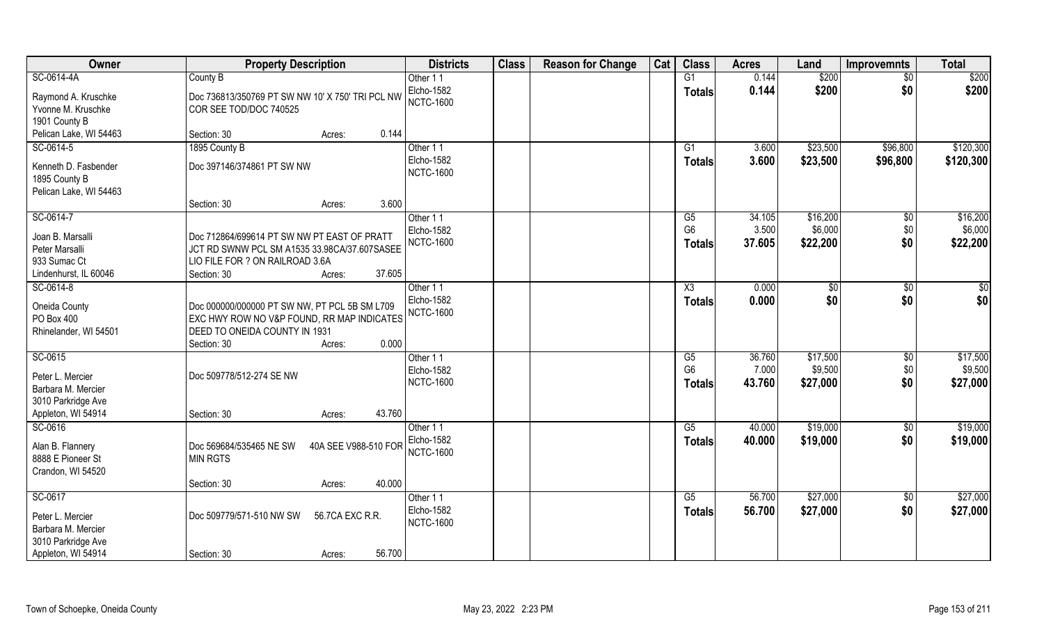| Owner | Property Description | | | Districts | Class | Reason for Change | Cat | Class | Acres | Land | Improvemnts | Total |
|---|---|---|---|---|---|---|---|---|---|---|---|---|
| SC-0614-4A | County B | | | Other 1 1 | | | | G1 | 0.144 | $200 | $0 | $200 |
| Raymond A. Kruschke | Doc 736813/350769 PT SW NW 10' X 750' TRI PCL NW COR SEE TOD/DOC 740525 | | | Elcho-1582 | | | | **Totals** | **0.144** | **$200** | **$0** | **$200** |
| Yvonne M. Kruschke | | | | NCTC-1600 | | | | | | | | |
| 1901 County B | | | | | | | | | | | | |
| Pelican Lake, WI 54463 | Section: 30 | Acres: | 0.144 | | | | | | | | | |
| SC-0614-5 | 1895 County B | | | Other 1 1 | | | | G1 | 3.600 | $23,500 | $96,800 | $120,300 |
| Kenneth D. Fasbender | Doc 397146/374861 PT SW NW | | | Elcho-1582 | | | | **Totals** | **3.600** | **$23,500** | **$96,800** | **$120,300** |
| 1895 County B | | | | NCTC-1600 | | | | | | | | |
| Pelican Lake, WI 54463 | | | | | | | | | | | | |
| | Section: 30 | Acres: | 3.600 | | | | | | | | | |
| SC-0614-7 | | | | Other 1 1 | | | | G5 | 34.105 | $16,200 | $0 | $16,200 |
| Joan B. Marsalli | Doc 712864/699614 PT SW NW PT EAST OF PRATT JCT RD SWNW PCL SM A1535 33.98CA/37.607SASEE LIO FILE FOR ? ON RAILROAD 3.6A | | | Elcho-1582 | | | | G6 | 3.500 | $6,000 | $0 | $6,000 |
| Peter Marsalli | | | | NCTC-1600 | | | | **Totals** | **37.605** | **$22,200** | **$0** | **$22,200** |
| 933 Sumac Ct | | | | | | | | | | | | |
| Lindenhurst, IL 60046 | Section: 30 | Acres: | 37.605 | | | | | | | | | |
| SC-0614-8 | | | | Other 1 1 | | | | X3 | 0.000 | $0 | $0 | $0 |
| Oneida County | Doc 000000/000000 PT SW NW, PT PCL 5B SM L709 EXC HWY ROW NO V&P FOUND, RR MAP INDICATES DEED TO ONEIDA COUNTY IN 1931 | | | Elcho-1582 | | | | **Totals** | **0.000** | **$0** | **$0** | **$0** |
| PO Box 400 | | | | NCTC-1600 | | | | | | | | |
| Rhinelander, WI 54501 | Section: 30 | Acres: | 0.000 | | | | | | | | | |
| SC-0615 | | | | Other 1 1 | | | | G5 | 36.760 | $17,500 | $0 | $17,500 |
| Peter L. Mercier | Doc 509778/512-274 SE NW | | | Elcho-1582 | | | | G6 | 7.000 | $9,500 | $0 | $9,500 |
| Barbara M. Mercier | | | | NCTC-1600 | | | | **Totals** | **43.760** | **$27,000** | **$0** | **$27,000** |
| 3010 Parkridge Ave | | | | | | | | | | | | |
| Appleton, WI 54914 | Section: 30 | Acres: | 43.760 | | | | | | | | | |
| SC-0616 | | | | Other 1 1 | | | | G5 | 40.000 | $19,000 | $0 | $19,000 |
| Alan B. Flannery | Doc 569684/535465 NE SW 40A SEE V988-510 FOR MIN RGTS | | | Elcho-1582 | | | | **Totals** | **40.000** | **$19,000** | **$0** | **$19,000** |
| 8888 E Pioneer St | | | | NCTC-1600 | | | | | | | | |
| Crandon, WI 54520 | | | | | | | | | | | | |
| | Section: 30 | Acres: | 40.000 | | | | | | | | | |
| SC-0617 | | | | Other 1 1 | | | | G5 | 56.700 | $27,000 | $0 | $27,000 |
| Peter L. Mercier | Doc 509779/571-510 NW SW 56.7CA EXC R.R. | | | Elcho-1582 | | | | **Totals** | **56.700** | **$27,000** | **$0** | **$27,000** |
| Barbara M. Mercier | | | | NCTC-1600 | | | | | | | | |
| 3010 Parkridge Ave | | | | | | | | | | | | |
| Appleton, WI 54914 | Section: 30 | Acres: | 56.700 | | | | | | | | | |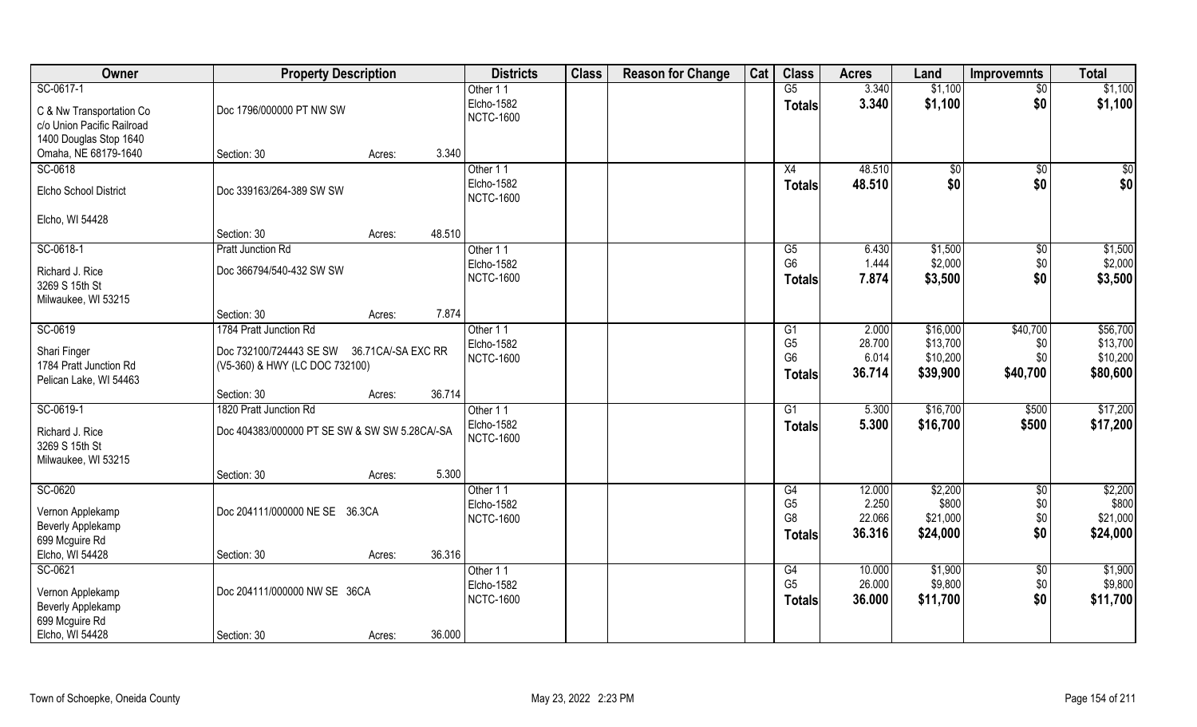| Owner | Property Description | | | Districts | Class | Reason for Change | Cat | Class | Acres | Land | Improvemnts | Total |
|---|---|---|---|---|---|---|---|---|---|---|---|---|
| SC-0617-1 | | | | Other 1 1 | | | | G5 | 3.340 | $1,100 | $0 | $1,100 |
| C & Nw Transportation Co | Doc 1796/000000 PT NW SW | | | Elcho-1582 | | | | **Totals** | **3.340** | **$1,100** | **$0** | **$1,100** |
| c/o Union Pacific Railroad | | | | NCTC-1600 | | | | | | | | |
| 1400 Douglas Stop 1640 | | | | | | | | | | | | |
| Omaha, NE 68179-1640 | Section: 30 | Acres: | 3.340 | | | | | | | | | |
| SC-0618 | | | | Other 1 1 | | | | X4 | 48.510 | $0 | $0 | $0 |
| Elcho School District | Doc 339163/264-389 SW SW | | | Elcho-1582 | | | | **Totals** | **48.510** | **$0** | **$0** | **$0** |
| | | | | NCTC-1600 | | | | | | | | |
| Elcho, WI 54428 | | | | | | | | | | | | |
| | Section: 30 | Acres: | 48.510 | | | | | | | | | |
| SC-0618-1 | Pratt Junction Rd | | | Other 1 1 | | | | G5 | 6.430 | $1,500 | $0 | $1,500 |
| Richard J. Rice | Doc 366794/540-432 SW SW | | | Elcho-1582 | | | | G6 | 1.444 | $2,000 | $0 | $2,000 |
| 3269 S 15th St | | | | NCTC-1600 | | | | **Totals** | **7.874** | **$3,500** | **$0** | **$3,500** |
| Milwaukee, WI 53215 | | | | | | | | | | | | |
| | Section: 30 | Acres: | 7.874 | | | | | | | | | |
| SC-0619 | 1784 Pratt Junction Rd | | | Other 1 1 | | | | G1 | 2.000 | $16,000 | $40,700 | $56,700 |
| Shari Finger | Doc 732100/724443 SE SW 36.71CA/-SA EXC RR | | | Elcho-1582 | | | | G5 | 28.700 | $13,700 | $0 | $13,700 |
| 1784 Pratt Junction Rd | (V5-360) & HWY (LC DOC 732100) | | | NCTC-1600 | | | | G6 | 6.014 | $10,200 | $0 | $10,200 |
| Pelican Lake, WI 54463 | | | | | | | | **Totals** | **36.714** | **$39,900** | **$40,700** | **$80,600** |
| | Section: 30 | Acres: | 36.714 | | | | | | | | | |
| SC-0619-1 | 1820 Pratt Junction Rd | | | Other 1 1 | | | | G1 | 5.300 | $16,700 | $500 | $17,200 |
| Richard J. Rice | Doc 404383/000000 PT SE SW & SW SW 5.28CA/-SA | | | Elcho-1582 | | | | **Totals** | **5.300** | **$16,700** | **$500** | **$17,200** |
| 3269 S 15th St | | | | NCTC-1600 | | | | | | | | |
| Milwaukee, WI 53215 | | | | | | | | | | | | |
| | Section: 30 | Acres: | 5.300 | | | | | | | | | |
| SC-0620 | | | | Other 1 1 | | | | G4 | 12.000 | $2,200 | $0 | $2,200 |
| Vernon Applekamp | Doc 204111/000000 NE SE 36.3CA | | | Elcho-1582 | | | | G5 | 2.250 | $800 | $0 | $800 |
| Beverly Applekamp | | | | NCTC-1600 | | | | G8 | 22.066 | $21,000 | $0 | $21,000 |
| 699 Mcguire Rd | | | | | | | | **Totals** | **36.316** | **$24,000** | **$0** | **$24,000** |
| Elcho, WI 54428 | Section: 30 | Acres: | 36.316 | | | | | | | | | |
| SC-0621 | | | | Other 1 1 | | | | G4 | 10.000 | $1,900 | $0 | $1,900 |
| Vernon Applekamp | Doc 204111/000000 NW SE 36CA | | | Elcho-1582 | | | | G5 | 26.000 | $9,800 | $0 | $9,800 |
| Beverly Applekamp | | | | NCTC-1600 | | | | **Totals** | **36.000** | **$11,700** | **$0** | **$11,700** |
| 699 Mcguire Rd | | | | | | | | | | | | |
| Elcho, WI 54428 | Section: 30 | Acres: | 36.000 | | | | | | | | | |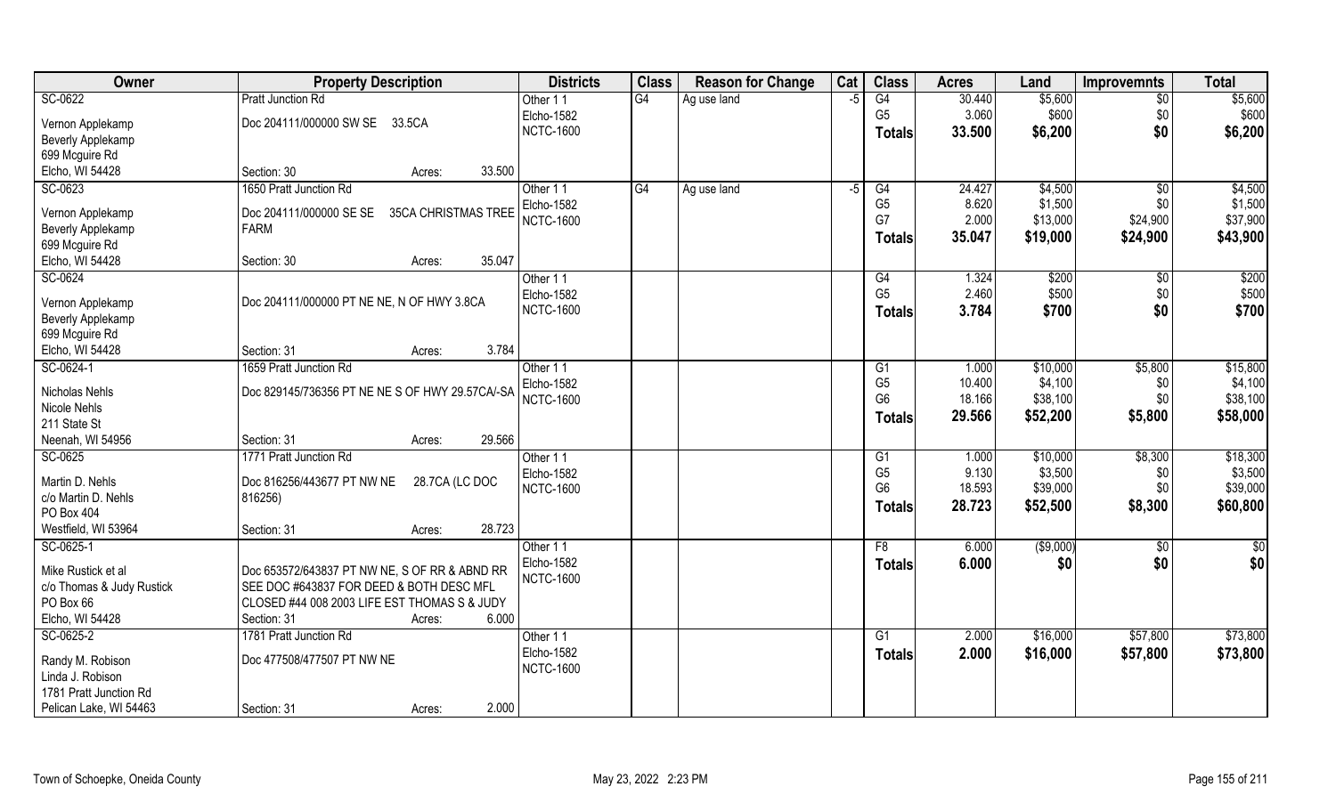| Owner | Property Description | Districts | Class | Reason for Change | Cat | Class | Acres | Land | Improvemnts | Total |
|---|---|---|---|---|---|---|---|---|---|---|
| SC-0622 | Pratt Junction Rd | Other 1 1 | G4 | Ag use land | -5 | G4 | 30.440 | $5,600 | $0 | $5,600 |
| Vernon Applekamp | Doc 204111/000000 SW SE 33.5CA | Elcho-1582 | | | | G5 | 3.060 | $600 | $0 | $600 |
| Beverly Applekamp | | NCTC-1600 | | | | Totals | 33.500 | $6,200 | $0 | $6,200 |
| 699 Mcguire Rd | | | | | | | | | | |
| Elcho, WI 54428 | Section: 30 Acres: 33.500 | | | | | | | | | |
| SC-0623 | 1650 Pratt Junction Rd | Other 1 1 | G4 | Ag use land | -5 | G4 | 24.427 | $4,500 | $0 | $4,500 |
| Vernon Applekamp | Doc 204111/000000 SE SE 35CA CHRISTMAS TREE | Elcho-1582 | | | | G5 | 8.620 | $1,500 | $0 | $1,500 |
| Beverly Applekamp | FARM | NCTC-1600 | | | | G7 | 2.000 | $13,000 | $24,900 | $37,900 |
| 699 Mcguire Rd | | | | | | Totals | 35.047 | $19,000 | $24,900 | $43,900 |
| Elcho, WI 54428 | Section: 30 Acres: 35.047 | | | | | | | | | |
| SC-0624 | | Other 1 1 | | | | G4 | 1.324 | $200 | $0 | $200 |
| Vernon Applekamp | Doc 204111/000000 PT NE NE, N OF HWY 3.8CA | Elcho-1582 | | | | G5 | 2.460 | $500 | $0 | $500 |
| Beverly Applekamp | | NCTC-1600 | | | | Totals | 3.784 | $700 | $0 | $700 |
| 699 Mcguire Rd | | | | | | | | | | |
| Elcho, WI 54428 | Section: 31 Acres: 3.784 | | | | | | | | | |
| SC-0624-1 | 1659 Pratt Junction Rd | Other 1 1 | | | | G1 | 1.000 | $10,000 | $5,800 | $15,800 |
| Nicholas Nehls | Doc 829145/736356 PT NE NE S OF HWY 29.57CA/-SA | Elcho-1582 | | | | G5 | 10.400 | $4,100 | $0 | $4,100 |
| Nicole Nehls | | NCTC-1600 | | | | G6 | 18.166 | $38,100 | $0 | $38,100 |
| 211 State St | | | | | | Totals | 29.566 | $52,200 | $5,800 | $58,000 |
| Neenah, WI 54956 | Section: 31 Acres: 29.566 | | | | | | | | | |
| SC-0625 | 1771 Pratt Junction Rd | Other 1 1 | | | | G1 | 1.000 | $10,000 | $8,300 | $18,300 |
| Martin D. Nehls | Doc 816256/443677 PT NW NE 28.7CA (LC DOC | Elcho-1582 | | | | G5 | 9.130 | $3,500 | $0 | $3,500 |
| c/o Martin D. Nehls | 816256) | NCTC-1600 | | | | G6 | 18.593 | $39,000 | $0 | $39,000 |
| PO Box 404 | | | | | | Totals | 28.723 | $52,500 | $8,300 | $60,800 |
| Westfield, WI 53964 | Section: 31 Acres: 28.723 | | | | | | | | | |
| SC-0625-1 | | Other 1 1 | | | | F8 | 6.000 | ($9,000) | $0 | $0 |
| Mike Rustick et al | Doc 653572/643837 PT NW NE, S OF RR & ABND RR | Elcho-1582 | | | | Totals | 6.000 | $0 | $0 | $0 |
| c/o Thomas & Judy Rustick | SEE DOC #643837 FOR DEED & BOTH DESC MFL | NCTC-1600 | | | | | | | | |
| PO Box 66 | CLOSED #44 008 2003 LIFE EST THOMAS S & JUDY | | | | | | | | | |
| Elcho, WI 54428 | Section: 31 Acres: 6.000 | | | | | | | | | |
| SC-0625-2 | 1781 Pratt Junction Rd | Other 1 1 | | | | G1 | 2.000 | $16,000 | $57,800 | $73,800 |
| Randy M. Robison | Doc 477508/477507 PT NW NE | Elcho-1582 | | | | Totals | 2.000 | $16,000 | $57,800 | $73,800 |
| Linda J. Robison | | NCTC-1600 | | | | | | | | |
| 1781 Pratt Junction Rd | | | | | | | | | | |
| Pelican Lake, WI 54463 | Section: 31 Acres: 2.000 | | | | | | | | | |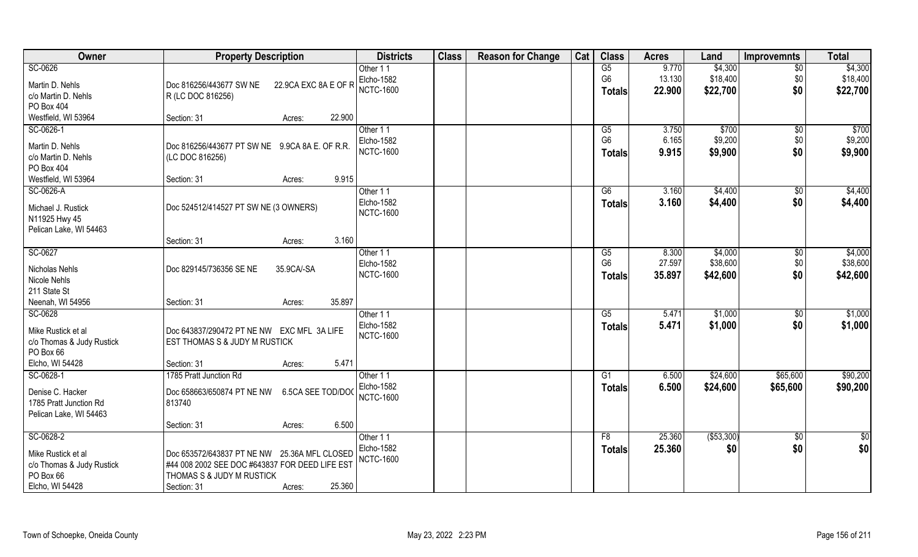| Owner | Property Description | Districts | Class | Reason for Change | Cat | Class | Acres | Land | Improvemnts | Total |
|---|---|---|---|---|---|---|---|---|---|---|
| SC-0626<br>Martin D. Nehls<br>c/o Martin D. Nehls<br>PO Box 404<br>Westfield, WI 53964 | Doc 816256/443677 SW NE 22.9CA EXC 8A E OF R R (LC DOC 816256)<br>Section: 31 Acres: 22.900 | Other 1 1<br>Elcho-1582<br>NCTC-1600 | | | | G5<br>G6<br>**Totals** | 9.770<br>13.130<br>**22.900** | $4,300<br>$18,400<br>**$22,700** | $0<br>$0<br>**$0** | $4,300<br>$18,400<br>**$22,700** |
| SC-0626-1<br>Martin D. Nehls<br>c/o Martin D. Nehls<br>PO Box 404<br>Westfield, WI 53964 | Doc 816256/443677 PT SW NE 9.9CA 8A E. OF R.R. (LC DOC 816256)<br>Section: 31 Acres: 9.915 | Other 1 1<br>Elcho-1582<br>NCTC-1600 | | | | G5<br>G6<br>**Totals** | 3.750<br>6.165<br>**9.915** | $700<br>$9,200<br>**$9,900** | $0<br>$0<br>**$0** | $700<br>$9,200<br>**$9,900** |
| SC-0626-A<br>Michael J. Rustick<br>N11925 Hwy 45<br>Pelican Lake, WI 54463 | Doc 524512/414527 PT SW NE (3 OWNERS)<br>Section: 31 Acres: 3.160 | Other 1 1<br>Elcho-1582<br>NCTC-1600 | | | | G6<br>**Totals** | 3.160<br>**3.160** | $4,400<br>**$4,400** | $0<br>**$0** | $4,400<br>**$4,400** |
| SC-0627<br>Nicholas Nehls<br>Nicole Nehls<br>211 State St<br>Neenah, WI 54956 | Doc 829145/736356 SE NE 35.9CA/-SA<br>Section: 31 Acres: 35.897 | Other 1 1<br>Elcho-1582<br>NCTC-1600 | | | | G5<br>G6<br>**Totals** | 8.300<br>27.597<br>**35.897** | $4,000<br>$38,600<br>**$42,600** | $0<br>$0<br>**$0** | $4,000<br>$38,600<br>**$42,600** |
| SC-0628<br>Mike Rustick et al<br>c/o Thomas & Judy Rustick<br>PO Box 66<br>Elcho, WI 54428 | Doc 643837/290472 PT NE NW EXC MFL 3A LIFE EST THOMAS S & JUDY M RUSTICK<br>Section: 31 Acres: 5.471 | Other 1 1<br>Elcho-1582<br>NCTC-1600 | | | | G5<br>**Totals** | 5.471<br>**5.471** | $1,000<br>**$1,000** | $0<br>**$0** | $1,000<br>**$1,000** |
| SC-0628-1<br>Denise C. Hacker<br>1785 Pratt Junction Rd<br>Pelican Lake, WI 54463 | 1785 Pratt Junction Rd<br>Doc 658663/650874 PT NE NW 6.5CA SEE TOD/DOC 813740<br>Section: 31 Acres: 6.500 | Other 1 1<br>Elcho-1582<br>NCTC-1600 | | | | G1<br>**Totals** | 6.500<br>**6.500** | $24,600<br>**$24,600** | $65,600<br>**$65,600** | $90,200<br>**$90,200** |
| SC-0628-2<br>Mike Rustick et al<br>c/o Thomas & Judy Rustick<br>PO Box 66<br>Elcho, WI 54428 | Doc 653572/643837 PT NE NW 25.36A MFL CLOSED #44 008 2002 SEE DOC #643837 FOR DEED LIFE EST THOMAS S & JUDY M RUSTICK<br>Section: 31 Acres: 25.360 | Other 1 1<br>Elcho-1582<br>NCTC-1600 | | | | F8<br>**Totals** | 25.360<br>**25.360** | ($53,300)<br>**$0** | $0<br>**$0** | $0<br>**$0** |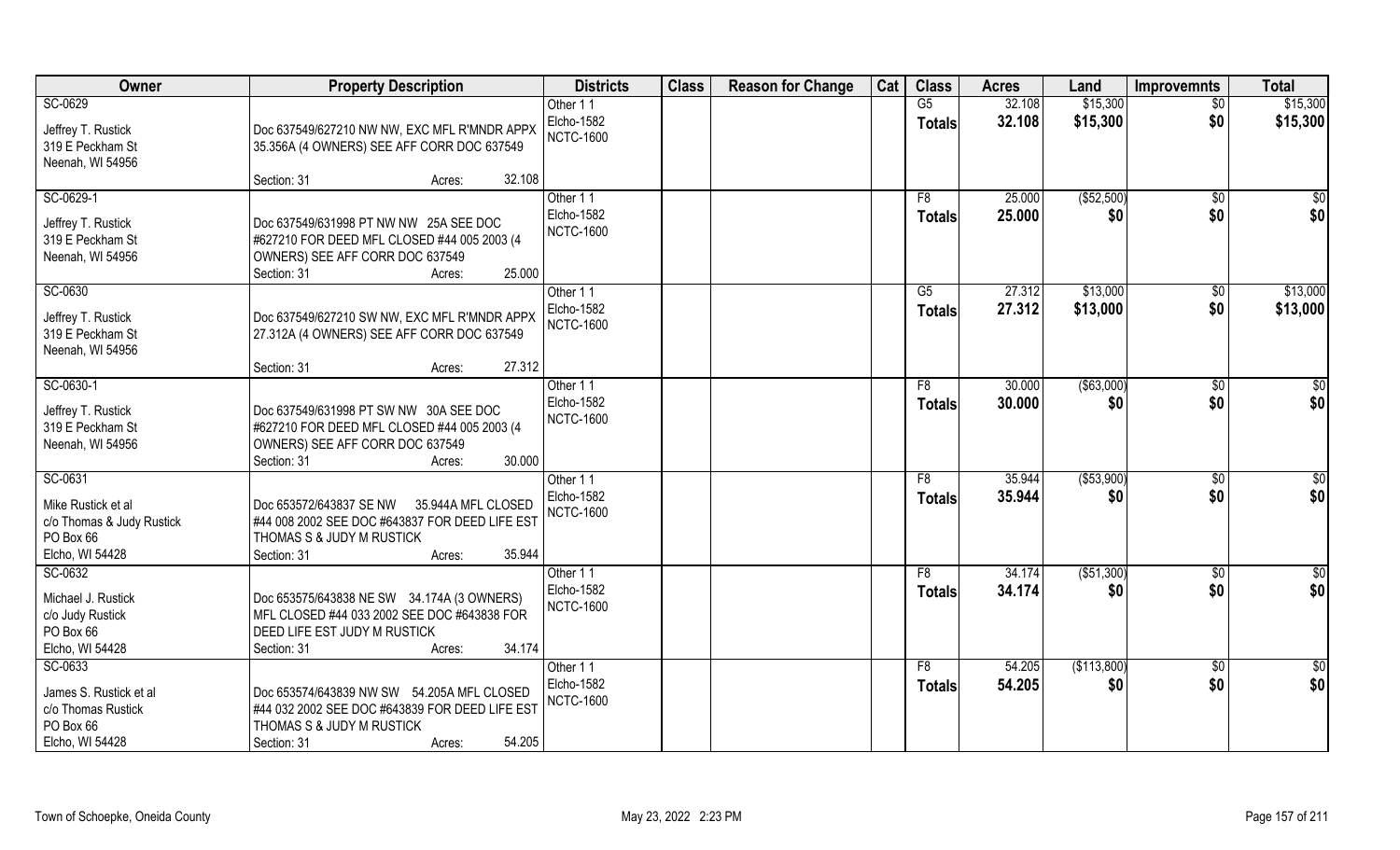| Owner | Property Description | Districts | Class | Reason for Change | Cat | Class | Acres | Land | Improvemnts | Total |
|---|---|---|---|---|---|---|---|---|---|---|
| SC-0629<br>Jeffrey T. Rustick<br>319 E Peckham St<br>Neenah, WI 54956 | Doc 637549/627210 NW NW, EXC MFL R'MNDR APPX 35.356A (4 OWNERS) SEE AFF CORR DOC 637549<br>Section: 31 Acres: 32.108 | Other 1 1<br>Elcho-1582<br>NCTC-1600 | | | | G5<br>**Totals** | 32.108<br>**32.108** | $15,300<br>**$15,300** | $0<br>**$0** | $15,300<br>**$15,300** |
| SC-0629-1<br>Jeffrey T. Rustick<br>319 E Peckham St<br>Neenah, WI 54956 | Doc 637549/631998 PT NW NW 25A SEE DOC #627210 FOR DEED MFL CLOSED #44 005 2003 (4 OWNERS) SEE AFF CORR DOC 637549<br>Section: 31 Acres: 25.000 | Other 1 1<br>Elcho-1582<br>NCTC-1600 | | | | F8<br>**Totals** | 25.000<br>**25.000** | ($52,500)<br>**$0** | $0<br>**$0** | $0<br>**$0** |
| SC-0630<br>Jeffrey T. Rustick<br>319 E Peckham St<br>Neenah, WI 54956 | Doc 637549/627210 SW NW, EXC MFL R'MNDR APPX 27.312A (4 OWNERS) SEE AFF CORR DOC 637549<br>Section: 31 Acres: 27.312 | Other 1 1<br>Elcho-1582<br>NCTC-1600 | | | | G5<br>**Totals** | 27.312<br>**27.312** | $13,000<br>**$13,000** | $0<br>**$0** | $13,000<br>**$13,000** |
| SC-0630-1<br>Jeffrey T. Rustick<br>319 E Peckham St<br>Neenah, WI 54956 | Doc 637549/631998 PT SW NW 30A SEE DOC #627210 FOR DEED MFL CLOSED #44 005 2003 (4 OWNERS) SEE AFF CORR DOC 637549<br>Section: 31 Acres: 30.000 | Other 1 1<br>Elcho-1582<br>NCTC-1600 | | | | F8<br>**Totals** | 30.000<br>**30.000** | ($63,000)<br>**$0** | $0<br>**$0** | $0<br>**$0** |
| SC-0631<br>Mike Rustick et al<br>c/o Thomas & Judy Rustick<br>PO Box 66<br>Elcho, WI 54428 | Doc 653572/643837 SE NW 35.944A MFL CLOSED #44 008 2002 SEE DOC #643837 FOR DEED LIFE EST THOMAS S & JUDY M RUSTICK<br>Section: 31 Acres: 35.944 | Other 1 1<br>Elcho-1582<br>NCTC-1600 | | | | F8<br>**Totals** | 35.944<br>**35.944** | ($53,900)<br>**$0** | $0<br>**$0** | $0<br>**$0** |
| SC-0632<br>Michael J. Rustick<br>c/o Judy Rustick<br>PO Box 66<br>Elcho, WI 54428 | Doc 653575/643838 NE SW 34.174A (3 OWNERS) MFL CLOSED #44 033 2002 SEE DOC #643838 FOR DEED LIFE EST JUDY M RUSTICK<br>Section: 31 Acres: 34.174 | Other 1 1<br>Elcho-1582<br>NCTC-1600 | | | | F8<br>**Totals** | 34.174<br>**34.174** | ($51,300)<br>**$0** | $0<br>**$0** | $0<br>**$0** |
| SC-0633<br>James S. Rustick et al<br>c/o Thomas Rustick<br>PO Box 66<br>Elcho, WI 54428 | Doc 653574/643839 NW SW 54.205A MFL CLOSED #44 032 2002 SEE DOC #643839 FOR DEED LIFE EST THOMAS S & JUDY M RUSTICK<br>Section: 31 Acres: 54.205 | Other 1 1<br>Elcho-1582<br>NCTC-1600 | | | | F8<br>**Totals** | 54.205<br>**54.205** | ($113,800)<br>**$0** | $0<br>**$0** | $0<br>**$0** |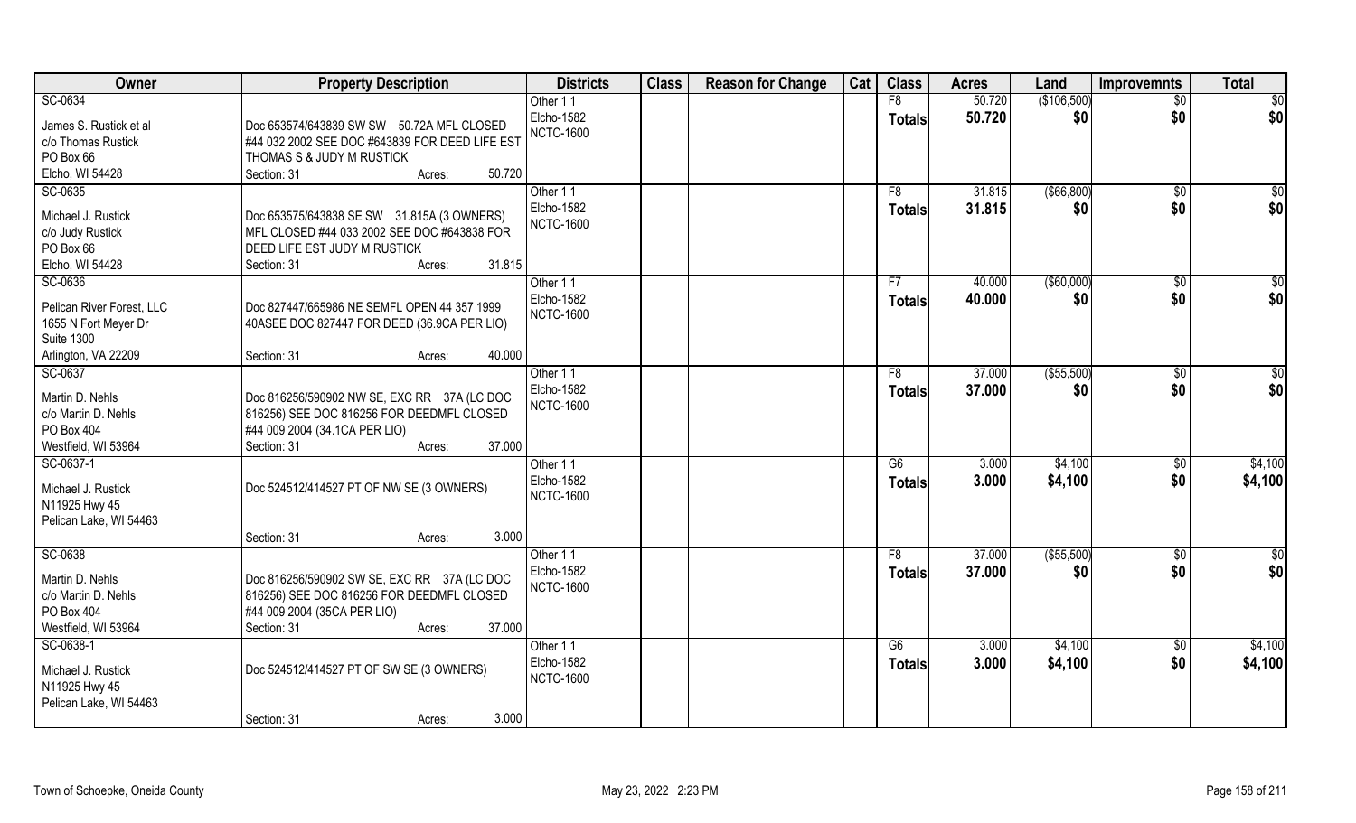| Owner | Property Description | Districts | Class | Reason for Change | Cat | Class | Acres | Land | Improvemnts | Total |
|---|---|---|---|---|---|---|---|---|---|---|
| SC-0634<br>James S. Rustick et al<br>c/o Thomas Rustick<br>PO Box 66<br>Elcho, WI 54428 | Doc 653574/643839 SW SW 50.72A MFL CLOSED #44 032 2002 SEE DOC #643839 FOR DEED LIFE EST THOMAS S & JUDY M RUSTICK<br>Section: 31 Acres: 50.720 | Other 1 1<br>Elcho-1582<br>NCTC-1600 | | | | F8<br>**Totals** | 50.720<br>**50.720** | ($106,500)<br>**$0** | $0<br>**$0** | $0<br>**$0** |
| SC-0635<br>Michael J. Rustick<br>c/o Judy Rustick<br>PO Box 66<br>Elcho, WI 54428 | Doc 653575/643838 SE SW 31.815A (3 OWNERS) MFL CLOSED #44 033 2002 SEE DOC #643838 FOR DEED LIFE EST JUDY M RUSTICK<br>Section: 31 Acres: 31.815 | Other 1 1<br>Elcho-1582<br>NCTC-1600 | | | | F8<br>**Totals** | 31.815<br>**31.815** | ($66,800)<br>**$0** | $0<br>**$0** | $0<br>**$0** |
| SC-0636<br>Pelican River Forest, LLC<br>1655 N Fort Meyer Dr<br>Suite 1300<br>Arlington, VA 22209 | Doc 827447/665986 NE SEMFL OPEN 44 357 1999 40ASEE DOC 827447 FOR DEED (36.9CA PER LIO)<br>Section: 31 Acres: 40.000 | Other 1 1<br>Elcho-1582<br>NCTC-1600 | | | | F7<br>**Totals** | 40.000<br>**40.000** | ($60,000)<br>**$0** | $0<br>**$0** | $0<br>**$0** |
| SC-0637<br>Martin D. Nehls<br>c/o Martin D. Nehls<br>PO Box 404<br>Westfield, WI 53964 | Doc 816256/590902 NW SE, EXC RR 37A (LC DOC 816256) SEE DOC 816256 FOR DEEDMFL CLOSED #44 009 2004 (34.1CA PER LIO)<br>Section: 31 Acres: 37.000 | Other 1 1<br>Elcho-1582<br>NCTC-1600 | | | | F8<br>**Totals** | 37.000<br>**37.000** | ($55,500)<br>**$0** | $0<br>**$0** | $0<br>**$0** |
| SC-0637-1<br>Michael J. Rustick<br>N11925 Hwy 45<br>Pelican Lake, WI 54463 | Doc 524512/414527 PT OF NW SE (3 OWNERS)<br>Section: 31 Acres: 3.000 | Other 1 1<br>Elcho-1582<br>NCTC-1600 | | | | G6<br>**Totals** | 3.000<br>**3.000** | $4,100<br>**$4,100** | $0<br>**$0** | $4,100<br>**$4,100** |
| SC-0638<br>Martin D. Nehls<br>c/o Martin D. Nehls<br>PO Box 404<br>Westfield, WI 53964 | Doc 816256/590902 SW SE, EXC RR 37A (LC DOC 816256) SEE DOC 816256 FOR DEEDMFL CLOSED #44 009 2004 (35CA PER LIO)<br>Section: 31 Acres: 37.000 | Other 1 1<br>Elcho-1582<br>NCTC-1600 | | | | F8<br>**Totals** | 37.000<br>**37.000** | ($55,500)<br>**$0** | $0<br>**$0** | $0<br>**$0** |
| SC-0638-1<br>Michael J. Rustick<br>N11925 Hwy 45<br>Pelican Lake, WI 54463 | Doc 524512/414527 PT OF SW SE (3 OWNERS)<br>Section: 31 Acres: 3.000 | Other 1 1<br>Elcho-1582<br>NCTC-1600 | | | | G6<br>**Totals** | 3.000<br>**3.000** | $4,100<br>**$4,100** | $0<br>**$0** | $4,100<br>**$4,100** |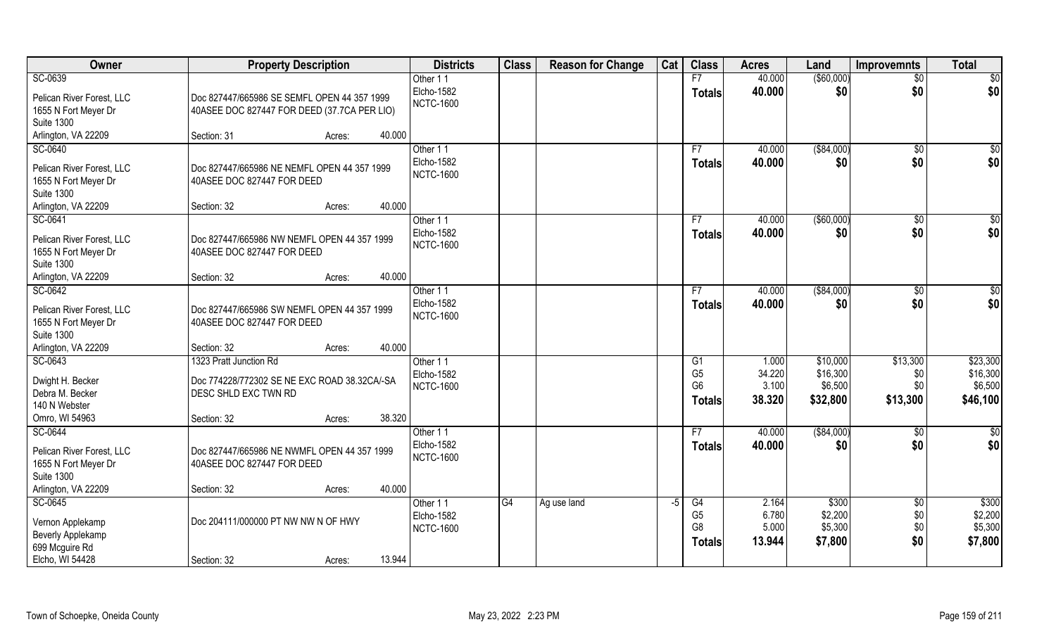| Owner | Property Description | | | Districts | Class | Reason for Change | Cat | Class | Acres | Land | Improvemnts | Total |
|---|---|---|---|---|---|---|---|---|---|---|---|---|
| SC-0639 | | | | Other 1 1 | | | | F7 | 40.000 | ($60,000) | $0 | $0 |
| Pelican River Forest, LLC | Doc 827447/665986 SE SEMFL OPEN 44 357 1999 | | | Elcho-1582 | | | | **Totals** | **40.000** | **$0** | **$0** | **$0** |
| 1655 N Fort Meyer Dr | 40ASEE DOC 827447 FOR DEED (37.7CA PER LIO) | | | NCTC-1600 | | | | | | | | |
| Suite 1300 | | | | | | | | | | | | |
| Arlington, VA 22209 | Section: 31 | Acres: | 40.000 | | | | | | | | | |
| SC-0640 | | | | Other 1 1 | | | | F7 | 40.000 | ($84,000) | $0 | $0 |
| Pelican River Forest, LLC | Doc 827447/665986 NE NEMFL OPEN 44 357 1999 | | | Elcho-1582 | | | | **Totals** | **40.000** | **$0** | **$0** | **$0** |
| 1655 N Fort Meyer Dr | 40ASEE DOC 827447 FOR DEED | | | NCTC-1600 | | | | | | | | |
| Suite 1300 | | | | | | | | | | | | |
| Arlington, VA 22209 | Section: 32 | Acres: | 40.000 | | | | | | | | | |
| SC-0641 | | | | Other 1 1 | | | | F7 | 40.000 | ($60,000) | $0 | $0 |
| Pelican River Forest, LLC | Doc 827447/665986 NW NEMFL OPEN 44 357 1999 | | | Elcho-1582 | | | | **Totals** | **40.000** | **$0** | **$0** | **$0** |
| 1655 N Fort Meyer Dr | 40ASEE DOC 827447 FOR DEED | | | NCTC-1600 | | | | | | | | |
| Suite 1300 | | | | | | | | | | | | |
| Arlington, VA 22209 | Section: 32 | Acres: | 40.000 | | | | | | | | | |
| SC-0642 | | | | Other 1 1 | | | | F7 | 40.000 | ($84,000) | $0 | $0 |
| Pelican River Forest, LLC | Doc 827447/665986 SW NEMFL OPEN 44 357 1999 | | | Elcho-1582 | | | | **Totals** | **40.000** | **$0** | **$0** | **$0** |
| 1655 N Fort Meyer Dr | 40ASEE DOC 827447 FOR DEED | | | NCTC-1600 | | | | | | | | |
| Suite 1300 | | | | | | | | | | | | |
| Arlington, VA 22209 | Section: 32 | Acres: | 40.000 | | | | | | | | | |
| SC-0643 | 1323 Pratt Junction Rd | | | Other 1 1 | | | | G1 | 1.000 | $10,000 | $13,300 | $23,300 |
| Dwight H. Becker | Doc 774228/772302 SE NE EXC ROAD 38.32CA/-SA | | | Elcho-1582 | | | | G5 | 34.220 | $16,300 | $0 | $16,300 |
| Debra M. Becker | DESC SHLD EXC TWN RD | | | NCTC-1600 | | | | G6 | 3.100 | $6,500 | $0 | $6,500 |
| 140 N Webster | | | | | | | | **Totals** | **38.320** | **$32,800** | **$13,300** | **$46,100** |
| Omro, WI 54963 | Section: 32 | Acres: | 38.320 | | | | | | | | | |
| SC-0644 | | | | Other 1 1 | | | | F7 | 40.000 | ($84,000) | $0 | $0 |
| Pelican River Forest, LLC | Doc 827447/665986 NE NWMFL OPEN 44 357 1999 | | | Elcho-1582 | | | | **Totals** | **40.000** | **$0** | **$0** | **$0** |
| 1655 N Fort Meyer Dr | 40ASEE DOC 827447 FOR DEED | | | NCTC-1600 | | | | | | | | |
| Suite 1300 | | | | | | | | | | | | |
| Arlington, VA 22209 | Section: 32 | Acres: | 40.000 | | | | | | | | | |
| SC-0645 | | | | Other 1 1 | G4 | Ag use land | -5 | G4 | 2.164 | $300 | $0 | $300 |
| Vernon Applekamp | Doc 204111/000000 PT NW NW N OF HWY | | | Elcho-1582 | | | | G5 | 6.780 | $2,200 | $0 | $2,200 |
| Beverly Applekamp | | | | NCTC-1600 | | | | G8 | 5.000 | $5,300 | $0 | $5,300 |
| 699 Mcguire Rd | | | | | | | | **Totals** | **13.944** | **$7,800** | **$0** | **$7,800** |
| Elcho, WI 54428 | Section: 32 | Acres: | 13.944 | | | | | | | | | |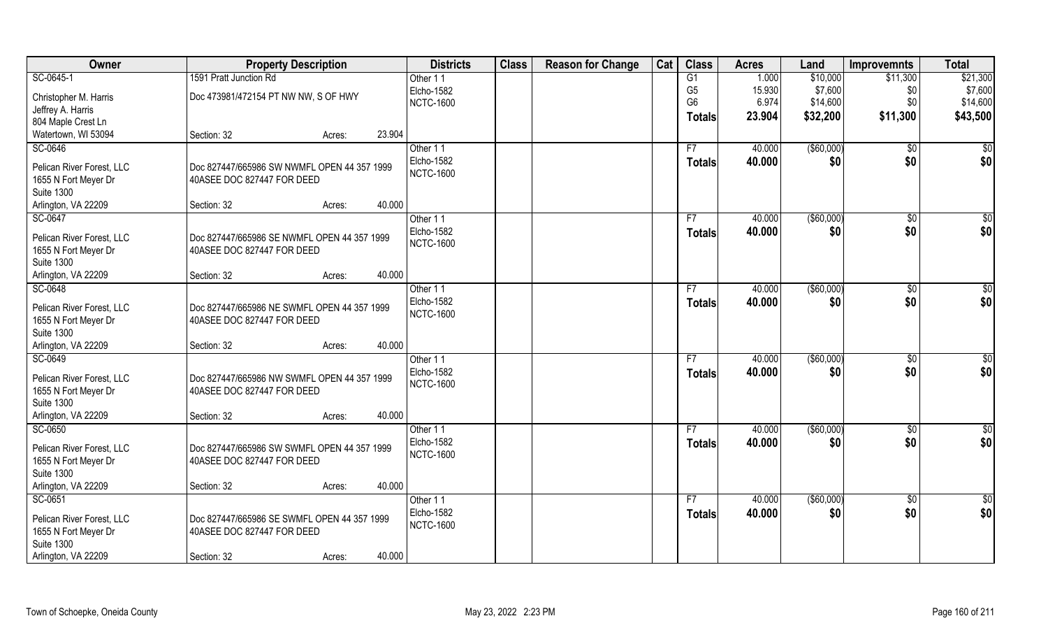| Owner | Property Description | | Districts | Class | Reason for Change | Cat | Class | Acres | Land | Improvemnts | Total |
|---|---|---|---|---|---|---|---|---|---|---|---|
| SC-0645-1 | 1591 Pratt Junction Rd | | Other 1 1 | | | | G1 | 1.000 | $10,000 | $11,300 | $21,300 |
| Christopher M. Harris | Doc 473981/472154 PT NW NW, S OF HWY | | Elcho-1582 | | | | G5 | 15.930 | $7,600 | $0 | $7,600 |
| Jeffrey A. Harris | | | NCTC-1600 | | | | G6 | 6.974 | $14,600 | $0 | $14,600 |
| 804 Maple Crest Ln | | | | | | | **Totals** | **23.904** | **$32,200** | **$11,300** | **$43,500** |
| Watertown, WI 53094 | Section: 32 | Acres: 23.904 | | | | | | | | | |
| SC-0646 | | | Other 1 1 | | | | F7 | 40.000 | ($60,000) | $0 | $0 |
| Pelican River Forest, LLC | Doc 827447/665986 SW NWMFL OPEN 44 357 1999 | | Elcho-1582 | | | | **Totals** | **40.000** | **$0** | **$0** | **$0** |
| 1655 N Fort Meyer Dr | 40ASEE DOC 827447 FOR DEED | | NCTC-1600 | | | | | | | | |
| Suite 1300 | | | | | | | | | | | |
| Arlington, VA 22209 | Section: 32 | Acres: 40.000 | | | | | | | | | |
| SC-0647 | | | Other 1 1 | | | | F7 | 40.000 | ($60,000) | $0 | $0 |
| Pelican River Forest, LLC | Doc 827447/665986 SE NWMFL OPEN 44 357 1999 | | Elcho-1582 | | | | **Totals** | **40.000** | **$0** | **$0** | **$0** |
| 1655 N Fort Meyer Dr | 40ASEE DOC 827447 FOR DEED | | NCTC-1600 | | | | | | | | |
| Suite 1300 | | | | | | | | | | | |
| Arlington, VA 22209 | Section: 32 | Acres: 40.000 | | | | | | | | | |
| SC-0648 | | | Other 1 1 | | | | F7 | 40.000 | ($60,000) | $0 | $0 |
| Pelican River Forest, LLC | Doc 827447/665986 NE SWMFL OPEN 44 357 1999 | | Elcho-1582 | | | | **Totals** | **40.000** | **$0** | **$0** | **$0** |
| 1655 N Fort Meyer Dr | 40ASEE DOC 827447 FOR DEED | | NCTC-1600 | | | | | | | | |
| Suite 1300 | | | | | | | | | | | |
| Arlington, VA 22209 | Section: 32 | Acres: 40.000 | | | | | | | | | |
| SC-0649 | | | Other 1 1 | | | | F7 | 40.000 | ($60,000) | $0 | $0 |
| Pelican River Forest, LLC | Doc 827447/665986 NW SWMFL OPEN 44 357 1999 | | Elcho-1582 | | | | **Totals** | **40.000** | **$0** | **$0** | **$0** |
| 1655 N Fort Meyer Dr | 40ASEE DOC 827447 FOR DEED | | NCTC-1600 | | | | | | | | |
| Suite 1300 | | | | | | | | | | | |
| Arlington, VA 22209 | Section: 32 | Acres: 40.000 | | | | | | | | | |
| SC-0650 | | | Other 1 1 | | | | F7 | 40.000 | ($60,000) | $0 | $0 |
| Pelican River Forest, LLC | Doc 827447/665986 SW SWMFL OPEN 44 357 1999 | | Elcho-1582 | | | | **Totals** | **40.000** | **$0** | **$0** | **$0** |
| 1655 N Fort Meyer Dr | 40ASEE DOC 827447 FOR DEED | | NCTC-1600 | | | | | | | | |
| Suite 1300 | | | | | | | | | | | |
| Arlington, VA 22209 | Section: 32 | Acres: 40.000 | | | | | | | | | |
| SC-0651 | | | Other 1 1 | | | | F7 | 40.000 | ($60,000) | $0 | $0 |
| Pelican River Forest, LLC | Doc 827447/665986 SE SWMFL OPEN 44 357 1999 | | Elcho-1582 | | | | **Totals** | **40.000** | **$0** | **$0** | **$0** |
| 1655 N Fort Meyer Dr | 40ASEE DOC 827447 FOR DEED | | NCTC-1600 | | | | | | | | |
| Suite 1300 | | | | | | | | | | | |
| Arlington, VA 22209 | Section: 32 | Acres: 40.000 | | | | | | | | | |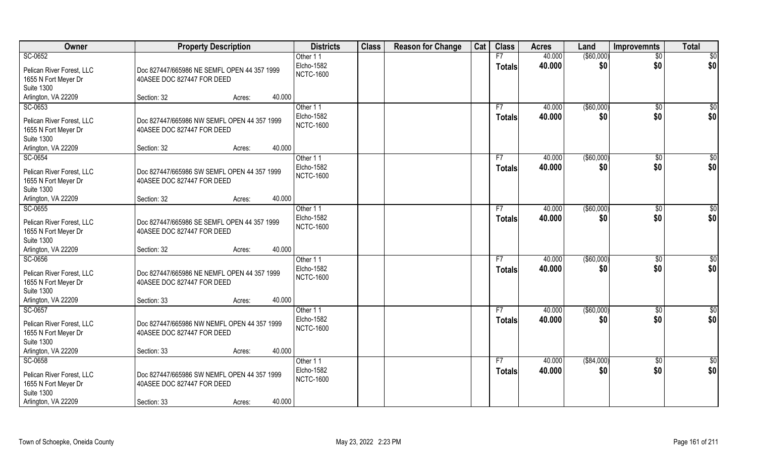| Owner | Property Description | | | Districts | Class | Reason for Change | Cat | Class | Acres | Land | Improvemnts | Total |
|---|---|---|---|---|---|---|---|---|---|---|---|---|
| SC-0652 | | | | Other 1 1 | | | | F7 | 40.000 | ($60,000) | $0 | $0 |
| Pelican River Forest, LLC | Doc 827447/665986 NE SEMFL OPEN 44 357 1999 | | | Elcho-1582 | | | | **Totals** | **40.000** | **$0** | **$0** | **$0** |
| 1655 N Fort Meyer Dr | 40ASEE DOC 827447 FOR DEED | | | NCTC-1600 | | | | | | | | |
| Suite 1300 | | | | | | | | | | | | |
| Arlington, VA 22209 | Section: 32 | Acres: | 40.000 | | | | | | | | | |
| SC-0653 | | | | Other 1 1 | | | | F7 | 40.000 | ($60,000) | $0 | $0 |
| Pelican River Forest, LLC | Doc 827447/665986 NW SEMFL OPEN 44 357 1999 | | | Elcho-1582 | | | | **Totals** | **40.000** | **$0** | **$0** | **$0** |
| 1655 N Fort Meyer Dr | 40ASEE DOC 827447 FOR DEED | | | NCTC-1600 | | | | | | | | |
| Suite 1300 | | | | | | | | | | | | |
| Arlington, VA 22209 | Section: 32 | Acres: | 40.000 | | | | | | | | | |
| SC-0654 | | | | Other 1 1 | | | | F7 | 40.000 | ($60,000) | $0 | $0 |
| Pelican River Forest, LLC | Doc 827447/665986 SW SEMFL OPEN 44 357 1999 | | | Elcho-1582 | | | | **Totals** | **40.000** | **$0** | **$0** | **$0** |
| 1655 N Fort Meyer Dr | 40ASEE DOC 827447 FOR DEED | | | NCTC-1600 | | | | | | | | |
| Suite 1300 | | | | | | | | | | | | |
| Arlington, VA 22209 | Section: 32 | Acres: | 40.000 | | | | | | | | | |
| SC-0655 | | | | Other 1 1 | | | | F7 | 40.000 | ($60,000) | $0 | $0 |
| Pelican River Forest, LLC | Doc 827447/665986 SE SEMFL OPEN 44 357 1999 | | | Elcho-1582 | | | | **Totals** | **40.000** | **$0** | **$0** | **$0** |
| 1655 N Fort Meyer Dr | 40ASEE DOC 827447 FOR DEED | | | NCTC-1600 | | | | | | | | |
| Suite 1300 | | | | | | | | | | | | |
| Arlington, VA 22209 | Section: 32 | Acres: | 40.000 | | | | | | | | | |
| SC-0656 | | | | Other 1 1 | | | | F7 | 40.000 | ($60,000) | $0 | $0 |
| Pelican River Forest, LLC | Doc 827447/665986 NE NEMFL OPEN 44 357 1999 | | | Elcho-1582 | | | | **Totals** | **40.000** | **$0** | **$0** | **$0** |
| 1655 N Fort Meyer Dr | 40ASEE DOC 827447 FOR DEED | | | NCTC-1600 | | | | | | | | |
| Suite 1300 | | | | | | | | | | | | |
| Arlington, VA 22209 | Section: 33 | Acres: | 40.000 | | | | | | | | | |
| SC-0657 | | | | Other 1 1 | | | | F7 | 40.000 | ($60,000) | $0 | $0 |
| Pelican River Forest, LLC | Doc 827447/665986 NW NEMFL OPEN 44 357 1999 | | | Elcho-1582 | | | | **Totals** | **40.000** | **$0** | **$0** | **$0** |
| 1655 N Fort Meyer Dr | 40ASEE DOC 827447 FOR DEED | | | NCTC-1600 | | | | | | | | |
| Suite 1300 | | | | | | | | | | | | |
| Arlington, VA 22209 | Section: 33 | Acres: | 40.000 | | | | | | | | | |
| SC-0658 | | | | Other 1 1 | | | | F7 | 40.000 | ($84,000) | $0 | $0 |
| Pelican River Forest, LLC | Doc 827447/665986 SW NEMFL OPEN 44 357 1999 | | | Elcho-1582 | | | | **Totals** | **40.000** | **$0** | **$0** | **$0** |
| 1655 N Fort Meyer Dr | 40ASEE DOC 827447 FOR DEED | | | NCTC-1600 | | | | | | | | |
| Suite 1300 | | | | | | | | | | | | |
| Arlington, VA 22209 | Section: 33 | Acres: | 40.000 | | | | | | | | | |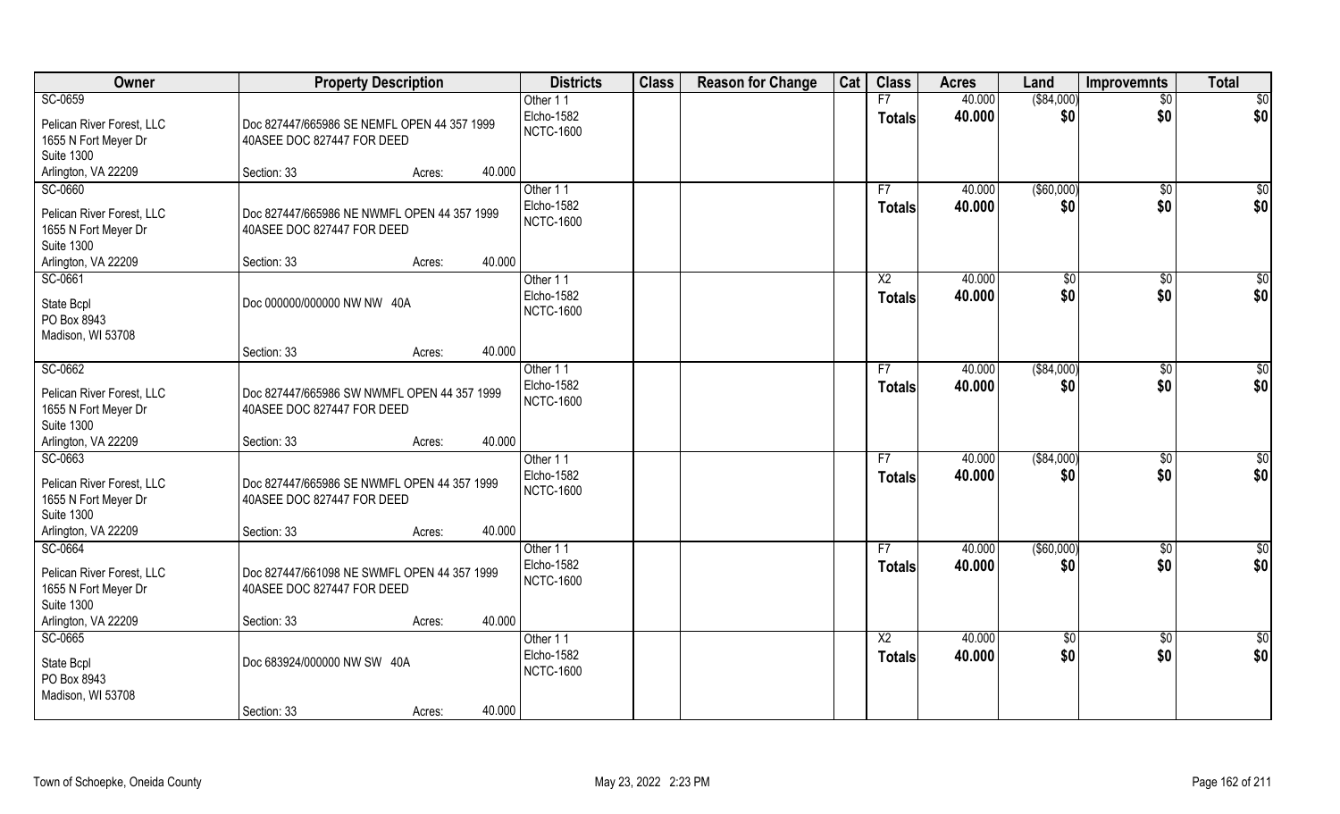| Owner | Property Description | Districts | Class | Reason for Change | Cat | Class | Acres | Land | Improvemnts | Total |
|---|---|---|---|---|---|---|---|---|---|---|
| SC-0659<br>Pelican River Forest, LLC<br>1655 N Fort Meyer Dr<br>Suite 1300<br>Arlington, VA 22209 | Doc 827447/665986 SE NEMFL OPEN 44 357 1999 40ASEE DOC 827447 FOR DEED<br>Section: 33 Acres: 40.000 | Other 1 1<br>Elcho-1582<br>NCTC-1600 | | | | F7<br>**Totals** | 40.000<br>**40.000** | ($84,000)<br>**$0** | $0<br>**$0** | $0<br>**$0** |
| SC-0660<br>Pelican River Forest, LLC<br>1655 N Fort Meyer Dr<br>Suite 1300<br>Arlington, VA 22209 | Doc 827447/665986 NE NWMFL OPEN 44 357 1999 40ASEE DOC 827447 FOR DEED<br>Section: 33 Acres: 40.000 | Other 1 1<br>Elcho-1582<br>NCTC-1600 | | | | F7<br>**Totals** | 40.000<br>**40.000** | ($60,000)<br>**$0** | $0<br>**$0** | $0<br>**$0** |
| SC-0661<br>State Bcpl<br>PO Box 8943<br>Madison, WI 53708 | Doc 000000/000000 NW NW 40A<br>Section: 33 Acres: 40.000 | Other 1 1<br>Elcho-1582<br>NCTC-1600 | | | | X2<br>**Totals** | 40.000<br>**40.000** | $0<br>**$0** | $0<br>**$0** | $0<br>**$0** |
| SC-0662<br>Pelican River Forest, LLC<br>1655 N Fort Meyer Dr<br>Suite 1300<br>Arlington, VA 22209 | Doc 827447/665986 SW NWMFL OPEN 44 357 1999 40ASEE DOC 827447 FOR DEED<br>Section: 33 Acres: 40.000 | Other 1 1<br>Elcho-1582<br>NCTC-1600 | | | | F7<br>**Totals** | 40.000<br>**40.000** | ($84,000)<br>**$0** | $0<br>**$0** | $0<br>**$0** |
| SC-0663<br>Pelican River Forest, LLC<br>1655 N Fort Meyer Dr<br>Suite 1300<br>Arlington, VA 22209 | Doc 827447/665986 SE NWMFL OPEN 44 357 1999 40ASEE DOC 827447 FOR DEED<br>Section: 33 Acres: 40.000 | Other 1 1<br>Elcho-1582<br>NCTC-1600 | | | | F7<br>**Totals** | 40.000<br>**40.000** | ($84,000)<br>**$0** | $0<br>**$0** | $0<br>**$0** |
| SC-0664<br>Pelican River Forest, LLC<br>1655 N Fort Meyer Dr<br>Suite 1300<br>Arlington, VA 22209 | Doc 827447/661098 NE SWMFL OPEN 44 357 1999 40ASEE DOC 827447 FOR DEED<br>Section: 33 Acres: 40.000 | Other 1 1<br>Elcho-1582<br>NCTC-1600 | | | | F7<br>**Totals** | 40.000<br>**40.000** | ($60,000)<br>**$0** | $0<br>**$0** | $0<br>**$0** |
| SC-0665<br>State Bcpl<br>PO Box 8943<br>Madison, WI 53708 | Doc 683924/000000 NW SW 40A<br>Section: 33 Acres: 40.000 | Other 1 1<br>Elcho-1582<br>NCTC-1600 | | | | X2<br>**Totals** | 40.000<br>**40.000** | $0<br>**$0** | $0<br>**$0** | $0<br>**$0** |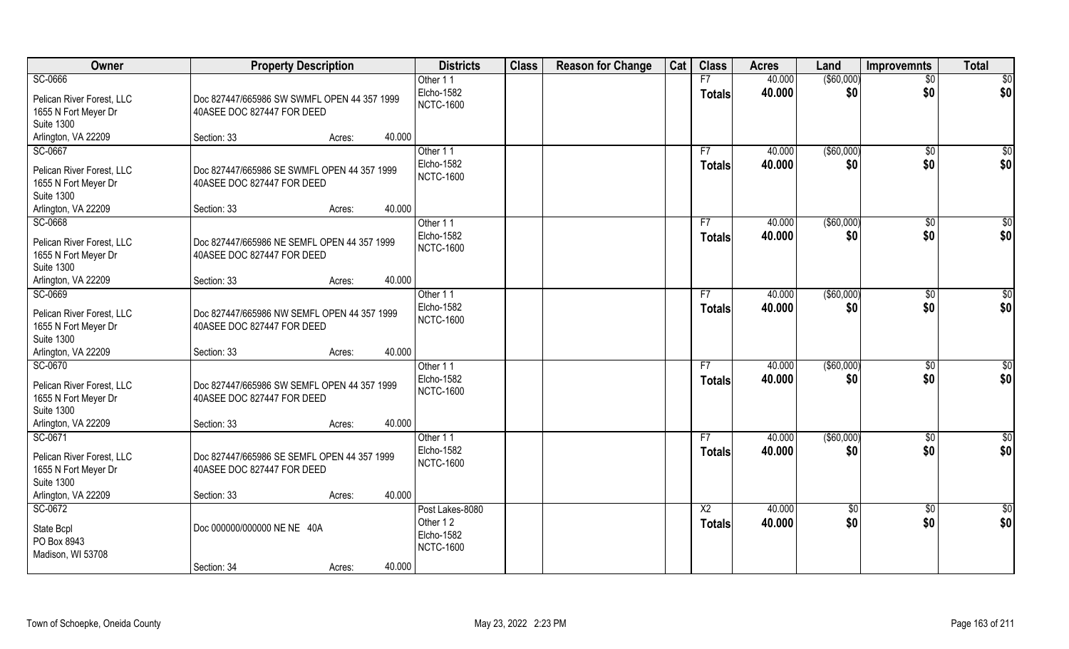| Owner | Property Description | | | Districts | Class | Reason for Change | Cat | Class | Acres | Land | Improvemnts | Total |
|---|---|---|---|---|---|---|---|---|---|---|---|---|
| SC-0666<br>Pelican River Forest, LLC<br>1655 N Fort Meyer Dr<br>Suite 1300<br>Arlington, VA 22209 | Doc 827447/665986 SW SWMFL OPEN 44 357 1999 40ASEE DOC 827447 FOR DEED<br>Section: 33 | Acres: | 40.000 | Other 1 1<br>Elcho-1582<br>NCTC-1600 | | | | F7<br>**Totals** | 40.000<br>**40.000** | ($60,000)<br>**$0** | $0<br>**$0** | $0<br>**$0** |
| SC-0667<br>Pelican River Forest, LLC<br>1655 N Fort Meyer Dr<br>Suite 1300<br>Arlington, VA 22209 | Doc 827447/665986 SE SWMFL OPEN 44 357 1999 40ASEE DOC 827447 FOR DEED<br>Section: 33 | Acres: | 40.000 | Other 1 1<br>Elcho-1582<br>NCTC-1600 | | | | F7<br>**Totals** | 40.000<br>**40.000** | ($60,000)<br>**$0** | $0<br>**$0** | $0<br>**$0** |
| SC-0668<br>Pelican River Forest, LLC<br>1655 N Fort Meyer Dr<br>Suite 1300<br>Arlington, VA 22209 | Doc 827447/665986 NE SEMFL OPEN 44 357 1999 40ASEE DOC 827447 FOR DEED<br>Section: 33 | Acres: | 40.000 | Other 1 1<br>Elcho-1582<br>NCTC-1600 | | | | F7<br>**Totals** | 40.000<br>**40.000** | ($60,000)<br>**$0** | $0<br>**$0** | $0<br>**$0** |
| SC-0669<br>Pelican River Forest, LLC<br>1655 N Fort Meyer Dr<br>Suite 1300<br>Arlington, VA 22209 | Doc 827447/665986 NW SEMFL OPEN 44 357 1999 40ASEE DOC 827447 FOR DEED<br>Section: 33 | Acres: | 40.000 | Other 1 1<br>Elcho-1582<br>NCTC-1600 | | | | F7<br>**Totals** | 40.000<br>**40.000** | ($60,000)<br>**$0** | $0<br>**$0** | $0<br>**$0** |
| SC-0670<br>Pelican River Forest, LLC<br>1655 N Fort Meyer Dr<br>Suite 1300<br>Arlington, VA 22209 | Doc 827447/665986 SW SEMFL OPEN 44 357 1999 40ASEE DOC 827447 FOR DEED<br>Section: 33 | Acres: | 40.000 | Other 1 1<br>Elcho-1582<br>NCTC-1600 | | | | F7<br>**Totals** | 40.000<br>**40.000** | ($60,000)<br>**$0** | $0<br>**$0** | $0<br>**$0** |
| SC-0671<br>Pelican River Forest, LLC<br>1655 N Fort Meyer Dr<br>Suite 1300<br>Arlington, VA 22209 | Doc 827447/665986 SE SEMFL OPEN 44 357 1999 40ASEE DOC 827447 FOR DEED<br>Section: 33 | Acres: | 40.000 | Other 1 1<br>Elcho-1582<br>NCTC-1600 | | | | F7<br>**Totals** | 40.000<br>**40.000** | ($60,000)<br>**$0** | $0<br>**$0** | $0<br>**$0** |
| SC-0672<br>State Bcpl<br>PO Box 8943<br>Madison, WI 53708 | Doc 000000/000000 NE NE 40A<br>Section: 34 | Acres: | 40.000 | Post Lakes-8080<br>Other 1 2<br>Elcho-1582<br>NCTC-1600 | | | | X2<br>**Totals** | 40.000<br>**40.000** | $0<br>**$0** | $0<br>**$0** | $0<br>**$0** |

Town of Schoepke, Oneida County | May 23, 2022 2:23 PM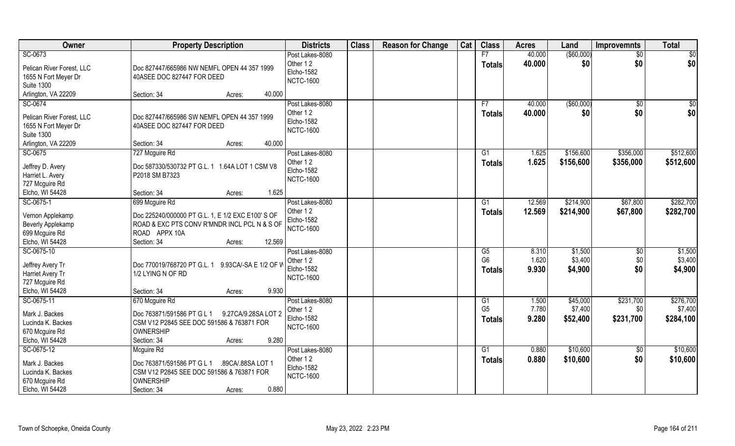| Owner | Property Description | Districts | Class | Reason for Change | Cat | Class | Acres | Land | Improvemnts | Total |
|---|---|---|---|---|---|---|---|---|---|---|
| SC-0673<br>Pelican River Forest, LLC<br>1655 N Fort Meyer Dr<br>Suite 1300<br>Arlington, VA 22209 | Doc 827447/665986 NW NEMFL OPEN 44 357 1999 40ASEE DOC 827447 FOR DEED<br>Section: 34 Acres: 40.000 | Post Lakes-8080<br>Other 1 2<br>Elcho-1582<br>NCTC-1600 | | | | F7<br>**Totals** | 40.000<br>**40.000** | ($60,000)<br>**$0** | $0<br>**$0** | $0<br>**$0** |
| SC-0674<br>Pelican River Forest, LLC<br>1655 N Fort Meyer Dr<br>Suite 1300<br>Arlington, VA 22209 | Doc 827447/665986 SW NEMFL OPEN 44 357 1999 40ASEE DOC 827447 FOR DEED<br>Section: 34 Acres: 40.000 | Post Lakes-8080<br>Other 1 2<br>Elcho-1582<br>NCTC-1600 | | | | F7<br>**Totals** | 40.000<br>**40.000** | ($60,000)<br>**$0** | $0<br>**$0** | $0<br>**$0** |
| SC-0675<br>Jeffrey D. Avery<br>Harriet L. Avery<br>727 Mcguire Rd<br>Elcho, WI 54428 | 727 Mcguire Rd<br>Doc 587330/530732 PT G.L. 1 1.64A LOT 1 CSM V8 P2018 SM B7323<br>Section: 34 Acres: 1.625 | Post Lakes-8080<br>Other 1 2<br>Elcho-1582<br>NCTC-1600 | | | | G1<br>**Totals** | 1.625<br>**1.625** | $156,600<br>**$156,600** | $356,000<br>**$356,000** | $512,600<br>**$512,600** |
| SC-0675-1<br>Vernon Applekamp<br>Beverly Applekamp<br>699 Mcguire Rd<br>Elcho, WI 54428 | 699 Mcguire Rd<br>Doc 225240/000000 PT G.L. 1, E 1/2 EXC E100' S OF ROAD & EXC PTS CONV R'MNDR INCL PCL N & S OF ROAD APPX 10A<br>Section: 34 Acres: 12.569 | Post Lakes-8080<br>Other 1 2<br>Elcho-1582<br>NCTC-1600 | | | | G1<br>**Totals** | 12.569<br>**12.569** | $214,900<br>**$214,900** | $67,800<br>**$67,800** | $282,700<br>**$282,700** |
| SC-0675-10<br>Jeffrey Avery Tr<br>Harriet Avery Tr<br>727 Mcguire Rd<br>Elcho, WI 54428 | Doc 770019/768720 PT G.L. 1 9.93CA/-SA E 1/2 OF W 1/2 LYING N OF RD<br>Section: 34 Acres: 9.930 | Post Lakes-8080<br>Other 1 2<br>Elcho-1582<br>NCTC-1600 | | | | G5<br>G6<br>**Totals** | 8.310<br>1.620<br>**9.930** | $1,500<br>$3,400<br>**$4,900** | $0<br>$0<br>**$0** | $1,500<br>$3,400<br>**$4,900** |
| SC-0675-11<br>Mark J. Backes<br>Lucinda K. Backes<br>670 Mcguire Rd<br>Elcho, WI 54428 | 670 Mcguire Rd<br>Doc 763871/591586 PT G L 1 9.27CA/9.28SA LOT 2 CSM V12 P2845 SEE DOC 591586 & 763871 FOR OWNERSHIP<br>Section: 34 Acres: 9.280 | Post Lakes-8080<br>Other 1 2<br>Elcho-1582<br>NCTC-1600 | | | | G1<br>G5<br>**Totals** | 1.500<br>7.780<br>**9.280** | $45,000<br>$7,400<br>**$52,400** | $231,700<br>$0<br>**$231,700** | $276,700<br>$7,400<br>**$284,100** |
| SC-0675-12<br>Mark J. Backes<br>Lucinda K. Backes<br>670 Mcguire Rd<br>Elcho, WI 54428 | Mcguire Rd<br>Doc 763871/591586 PT G L 1 .89CA/.88SA LOT 1 CSM V12 P2845 SEE DOC 591586 & 763871 FOR OWNERSHIP<br>Section: 34 Acres: 0.880 | Post Lakes-8080<br>Other 1 2<br>Elcho-1582<br>NCTC-1600 | | | | G1<br>**Totals** | 0.880<br>**0.880** | $10,600<br>**$10,600** | $0<br>**$0** | $10,600<br>**$10,600** |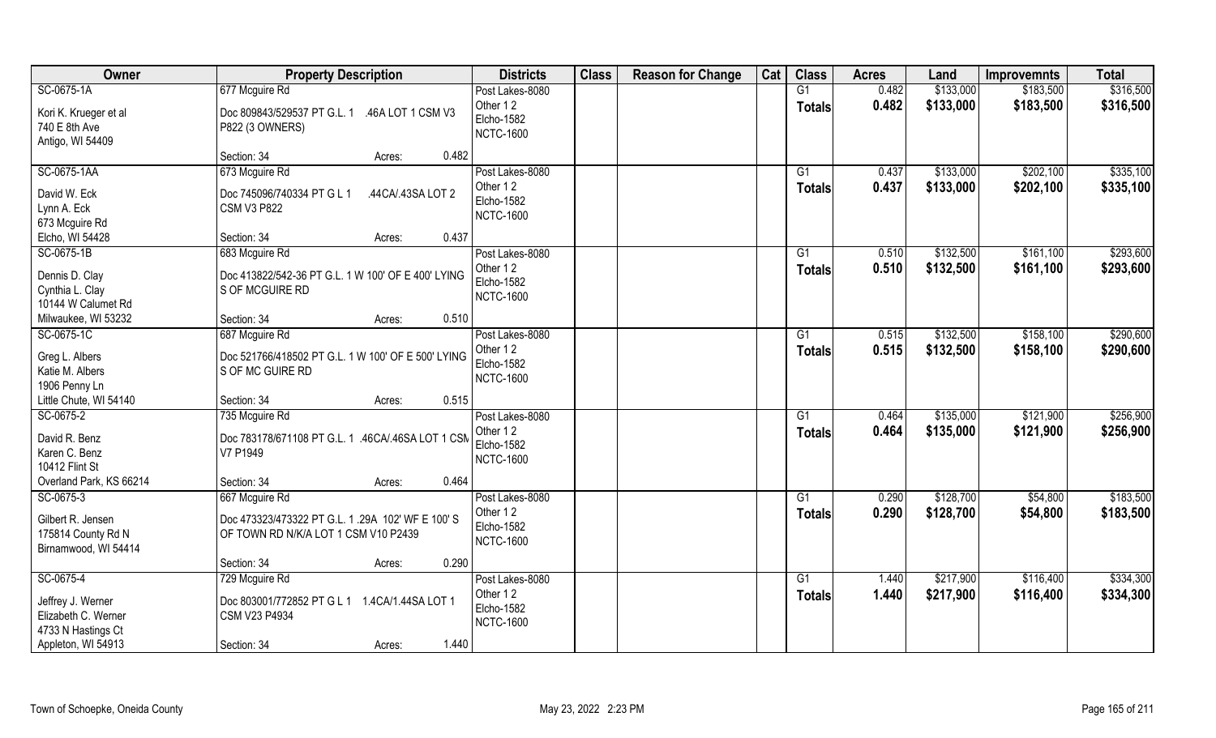| Owner | Property Description | | | Districts | Class | Reason for Change | Cat | Class | Acres | Land | Improvemnts | Total |
|---|---|---|---|---|---|---|---|---|---|---|---|---|
| SC-0675-1A<br>Kori K. Krueger et al<br>740 E 8th Ave<br>Antigo, WI 54409 | 677 Mcguire Rd<br>Doc 809843/529537 PT G.L. 1 .46A LOT 1 CSM V3 P822 (3 OWNERS)<br>Section: 34 | Acres: | 0.482 | Post Lakes-8080<br>Other 1 2<br>Elcho-1582<br>NCTC-1600 | | | | G1<br>**Totals** | 0.482<br>**0.482** | \$133,000<br>**\$133,000** | \$183,500<br>**\$183,500** | \$316,500<br>**\$316,500** |
| SC-0675-1AA<br>David W. Eck<br>Lynn A. Eck<br>673 Mcguire Rd<br>Elcho, WI 54428 | 673 Mcguire Rd<br>Doc 745096/740334 PT G L 1 .44CA/.43SA LOT 2 CSM V3 P822<br>Section: 34 | Acres: | 0.437 | Post Lakes-8080<br>Other 1 2<br>Elcho-1582<br>NCTC-1600 | | | | G1<br>**Totals** | 0.437<br>**0.437** | \$133,000<br>**\$133,000** | \$202,100<br>**\$202,100** | \$335,100<br>**\$335,100** |
| SC-0675-1B<br>Dennis D. Clay<br>Cynthia L. Clay<br>10144 W Calumet Rd<br>Milwaukee, WI 53232 | 683 Mcguire Rd<br>Doc 413822/542-36 PT G.L. 1 W 100' OF E 400' LYING S OF MCGUIRE RD<br>Section: 34 | Acres: | 0.510 | Post Lakes-8080<br>Other 1 2<br>Elcho-1582<br>NCTC-1600 | | | | G1<br>**Totals** | 0.510<br>**0.510** | \$132,500<br>**\$132,500** | \$161,100<br>**\$161,100** | \$293,600<br>**\$293,600** |
| SC-0675-1C<br>Greg L. Albers<br>Katie M. Albers<br>1906 Penny Ln<br>Little Chute, WI 54140 | 687 Mcguire Rd<br>Doc 521766/418502 PT G.L. 1 W 100' OF E 500' LYING S OF MC GUIRE RD<br>Section: 34 | Acres: | 0.515 | Post Lakes-8080<br>Other 1 2<br>Elcho-1582<br>NCTC-1600 | | | | G1<br>**Totals** | 0.515<br>**0.515** | \$132,500<br>**\$132,500** | \$158,100<br>**\$158,100** | \$290,600<br>**\$290,600** |
| SC-0675-2<br>David R. Benz<br>Karen C. Benz<br>10412 Flint St<br>Overland Park, KS 66214 | 735 Mcguire Rd<br>Doc 783178/671108 PT G.L. 1 .46CA/.46SA LOT 1 CSM V7 P1949<br>Section: 34 | Acres: | 0.464 | Post Lakes-8080<br>Other 1 2<br>Elcho-1582<br>NCTC-1600 | | | | G1<br>**Totals** | 0.464<br>**0.464** | \$135,000<br>**\$135,000** | \$121,900<br>**\$121,900** | \$256,900<br>**\$256,900** |
| SC-0675-3<br>Gilbert R. Jensen<br>175814 County Rd N<br>Birnamwood, WI 54414 | 667 Mcguire Rd<br>Doc 473323/473322 PT G.L. 1 .29A 102' WF E 100' S OF TOWN RD N/K/A LOT 1 CSM V10 P2439<br>Section: 34 | Acres: | 0.290 | Post Lakes-8080<br>Other 1 2<br>Elcho-1582<br>NCTC-1600 | | | | G1<br>**Totals** | 0.290<br>**0.290** | \$128,700<br>**\$128,700** | \$54,800<br>**\$54,800** | \$183,500<br>**\$183,500** |
| SC-0675-4<br>Jeffrey J. Werner<br>Elizabeth C. Werner<br>4733 N Hastings Ct<br>Appleton, WI 54913 | 729 Mcguire Rd<br>Doc 803001/772852 PT G L 1 1.4CA/1.44SA LOT 1 CSM V23 P4934<br>Section: 34 | Acres: | 1.440 | Post Lakes-8080<br>Other 1 2<br>Elcho-1582<br>NCTC-1600 | | | | G1<br>**Totals** | 1.440<br>**1.440** | \$217,900<br>**\$217,900** | \$116,400<br>**\$116,400** | \$334,300<br>**\$334,300** |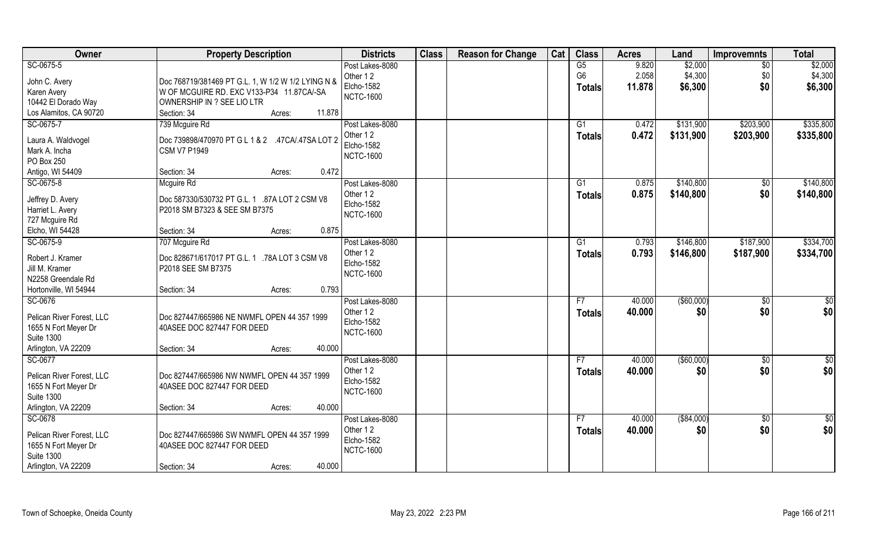| Owner | Property Description | Districts | Class | Reason for Change | Cat | Class | Acres | Land | Improvemnts | Total |
|---|---|---|---|---|---|---|---|---|---|---|
| SC-0675-5<br>John C. Avery<br>Karen Avery<br>10442 El Dorado Way<br>Los Alamitos, CA 90720 | Doc 768719/381469 PT G.L. 1, W 1/2 W 1/2 LYING N & W OF MCGUIRE RD. EXC V133-P34 11.87CA/-SA OWNERSHIP IN ? SEE LIO LTR<br>Section: 34 Acres: 11.878 | Post Lakes-8080<br>Other 1 2<br>Elcho-1582<br>NCTC-1600 | | | | G5<br>G6<br>**Totals** | 9.820<br>2.058<br>**11.878** | \$2,000<br>\$4,300<br>**\$6,300** | \$0<br>\$0<br>**\$0** | \$2,000<br>\$4,300<br>**\$6,300** |
| SC-0675-7<br>Laura A. Waldvogel<br>Mark A. Incha<br>PO Box 250<br>Antigo, WI 54409 | 739 Mcguire Rd<br>Doc 739898/470970 PT G L 1 & 2 .47CA/.47SA LOT 2 CSM V7 P1949<br>Section: 34 Acres: 0.472 | Post Lakes-8080<br>Other 1 2<br>Elcho-1582<br>NCTC-1600 | | | | G1<br>**Totals** | 0.472<br>**0.472** | \$131,900<br>**\$131,900** | \$203,900<br>**\$203,900** | \$335,800<br>**\$335,800** |
| SC-0675-8<br>Jeffrey D. Avery<br>Harriet L. Avery<br>727 Mcguire Rd<br>Elcho, WI 54428 | Mcguire Rd<br>Doc 587330/530732 PT G.L. 1 .87A LOT 2 CSM V8 P2018 SM B7323 & SEE SM B7375<br>Section: 34 Acres: 0.875 | Post Lakes-8080<br>Other 1 2<br>Elcho-1582<br>NCTC-1600 | | | | G1<br>**Totals** | 0.875<br>**0.875** | \$140,800<br>**\$140,800** | \$0<br>**\$0** | \$140,800<br>**\$140,800** |
| SC-0675-9<br>Robert J. Kramer<br>Jill M. Kramer<br>N2258 Greendale Rd<br>Hortonville, WI 54944 | 707 Mcguire Rd<br>Doc 828671/617017 PT G.L. 1 .78A LOT 3 CSM V8 P2018 SEE SM B7375<br>Section: 34 Acres: 0.793 | Post Lakes-8080<br>Other 1 2<br>Elcho-1582<br>NCTC-1600 | | | | G1<br>**Totals** | 0.793<br>**0.793** | \$146,800<br>**\$146,800** | \$187,900<br>**\$187,900** | \$334,700<br>**\$334,700** |
| SC-0676<br>Pelican River Forest, LLC<br>1655 N Fort Meyer Dr<br>Suite 1300<br>Arlington, VA 22209 | Doc 827447/665986 NE NWMFL OPEN 44 357 1999 40ASEE DOC 827447 FOR DEED<br>Section: 34 Acres: 40.000 | Post Lakes-8080<br>Other 1 2<br>Elcho-1582<br>NCTC-1600 | | | | F7<br>**Totals** | 40.000<br>**40.000** | (\$60,000)<br>**\$0** | \$0<br>**\$0** | \$0<br>**\$0** |
| SC-0677<br>Pelican River Forest, LLC<br>1655 N Fort Meyer Dr<br>Suite 1300<br>Arlington, VA 22209 | Doc 827447/665986 NW NWMFL OPEN 44 357 1999 40ASEE DOC 827447 FOR DEED<br>Section: 34 Acres: 40.000 | Post Lakes-8080<br>Other 1 2<br>Elcho-1582<br>NCTC-1600 | | | | F7<br>**Totals** | 40.000<br>**40.000** | (\$60,000)<br>**\$0** | \$0<br>**\$0** | \$0<br>**\$0** |
| SC-0678<br>Pelican River Forest, LLC<br>1655 N Fort Meyer Dr<br>Suite 1300<br>Arlington, VA 22209 | Doc 827447/665986 SW NWMFL OPEN 44 357 1999 40ASEE DOC 827447 FOR DEED<br>Section: 34 Acres: 40.000 | Post Lakes-8080<br>Other 1 2<br>Elcho-1582<br>NCTC-1600 | | | | F7<br>**Totals** | 40.000<br>**40.000** | (\$84,000)<br>**\$0** | \$0<br>**\$0** | \$0<br>**\$0** |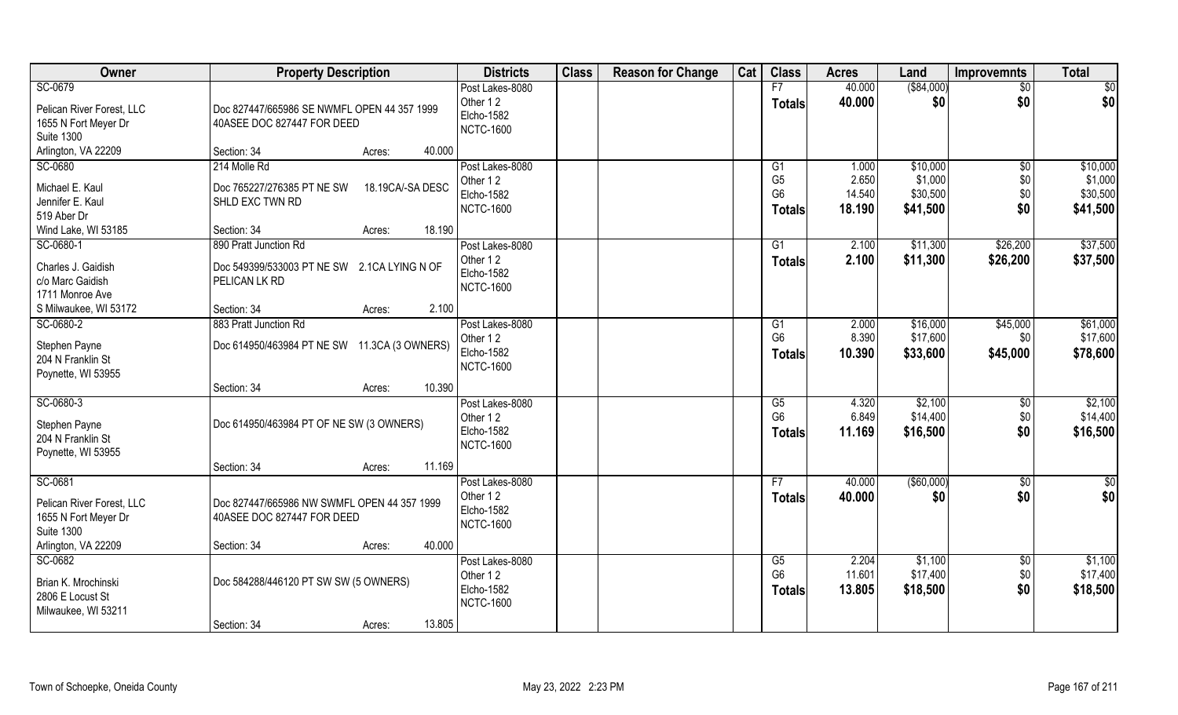| Owner | Property Description | | Districts | Class | Reason for Change | Cat | Class | Acres | Land | Improvemnts | Total |
|---|---|---|---|---|---|---|---|---|---|---|---|
| SC-0679<br><br>Pelican River Forest, LLC<br>1655 N Fort Meyer Dr<br>Suite 1300<br>Arlington, VA 22209 | Doc 827447/665986 SE NWMFL OPEN 44 357 1999 40ASEE DOC 827447 FOR DEED<br><br>Section: 34 | Acres: 40.000 | Post Lakes-8080<br>Other 1 2<br>Elcho-1582<br>NCTC-1600 | | | | F7<br>**Totals** | 40.000<br>**40.000** | ($84,000)<br>**$0** | $0<br>**$0** | $0<br>**$0** |
| SC-0680<br><br>Michael E. Kaul<br>Jennifer E. Kaul<br>519 Aber Dr<br>Wind Lake, WI 53185 | 214 Molle Rd<br>Doc 765227/276385 PT NE SW 18.19CA/-SA DESC SHLD EXC TWN RD<br><br>Section: 34 | Acres: 18.190 | Post Lakes-8080<br>Other 1 2<br>Elcho-1582<br>NCTC-1600 | | | | G1<br>G5<br>G6<br>**Totals** | 1.000<br>2.650<br>14.540<br>**18.190** | $10,000<br>$1,000<br>$30,500<br>**$41,500** | $0<br>$0<br>$0<br>**$0** | $10,000<br>$1,000<br>$30,500<br>**$41,500** |
| SC-0680-1<br><br>Charles J. Gaidish<br>c/o Marc Gaidish<br>1711 Monroe Ave<br>S Milwaukee, WI 53172 | 890 Pratt Junction Rd<br>Doc 549399/533003 PT NE SW 2.1CA LYING N OF PELICAN LK RD<br><br>Section: 34 | Acres: 2.100 | Post Lakes-8080<br>Other 1 2<br>Elcho-1582<br>NCTC-1600 | | | | G1<br>**Totals** | 2.100<br>**2.100** | $11,300<br>**$11,300** | $26,200<br>**$26,200** | $37,500<br>**$37,500** |
| SC-0680-2<br><br>Stephen Payne<br>204 N Franklin St<br>Poynette, WI 53955 | 883 Pratt Junction Rd<br>Doc 614950/463984 PT NE SW 11.3CA (3 OWNERS)<br><br>Section: 34 | Acres: 10.390 | Post Lakes-8080<br>Other 1 2<br>Elcho-1582<br>NCTC-1600 | | | | G1<br>G6<br>**Totals** | 2.000<br>8.390<br>**10.390** | $16,000<br>$17,600<br>**$33,600** | $45,000<br>$0<br>**$45,000** | $61,000<br>$17,600<br>**$78,600** |
| SC-0680-3<br><br>Stephen Payne<br>204 N Franklin St<br>Poynette, WI 53955 | Doc 614950/463984 PT OF NE SW (3 OWNERS)<br><br>Section: 34 | Acres: 11.169 | Post Lakes-8080<br>Other 1 2<br>Elcho-1582<br>NCTC-1600 | | | | G5<br>G6<br>**Totals** | 4.320<br>6.849<br>**11.169** | $2,100<br>$14,400<br>**$16,500** | $0<br>$0<br>**$0** | $2,100<br>$14,400<br>**$16,500** |
| SC-0681<br><br>Pelican River Forest, LLC<br>1655 N Fort Meyer Dr<br>Suite 1300<br>Arlington, VA 22209 | Doc 827447/665986 NW SWMFL OPEN 44 357 1999 40ASEE DOC 827447 FOR DEED<br><br>Section: 34 | Acres: 40.000 | Post Lakes-8080<br>Other 1 2<br>Elcho-1582<br>NCTC-1600 | | | | F7<br>**Totals** | 40.000<br>**40.000** | ($60,000)<br>**$0** | $0<br>**$0** | $0<br>**$0** |
| SC-0682<br><br>Brian K. Mrochinski<br>2806 E Locust St<br>Milwaukee, WI 53211 | Doc 584288/446120 PT SW SW (5 OWNERS)<br><br>Section: 34 | Acres: 13.805 | Post Lakes-8080<br>Other 1 2<br>Elcho-1582<br>NCTC-1600 | | | | G5<br>G6<br>**Totals** | 2.204<br>11.601<br>**13.805** | $1,100<br>$17,400<br>**$18,500** | $0<br>$0<br>**$0** | $1,100<br>$17,400<br>**$18,500** |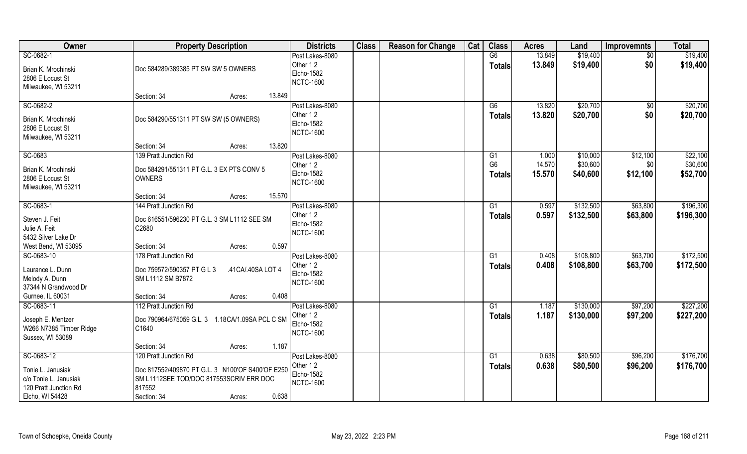| Owner | Property Description | Districts | Class | Reason for Change | Cat | Class | Acres | Land | Improvemnts | Total |
|---|---|---|---|---|---|---|---|---|---|---|
| SC-0682-1<br>Brian K. Mrochinski<br>2806 E Locust St<br>Milwaukee, WI 53211 | Doc 584289/389385 PT SW SW 5 OWNERS<br>Section: 34 Acres: 13.849 | Post Lakes-8080<br>Other 1 2<br>Elcho-1582<br>NCTC-1600 | | | | G6<br>**Totals** | 13.849<br>**13.849** | $19,400<br>**$19,400** | $0<br>**$0** | $19,400<br>**$19,400** |
| SC-0682-2<br>Brian K. Mrochinski<br>2806 E Locust St<br>Milwaukee, WI 53211 | Doc 584290/551311 PT SW SW (5 OWNERS)<br>Section: 34 Acres: 13.820 | Post Lakes-8080<br>Other 1 2<br>Elcho-1582<br>NCTC-1600 | | | | G6<br>**Totals** | 13.820<br>**13.820** | $20,700<br>**$20,700** | $0<br>**$0** | $20,700<br>**$20,700** |
| SC-0683<br>Brian K. Mrochinski<br>2806 E Locust St<br>Milwaukee, WI 53211 | 139 Pratt Junction Rd<br>Doc 584291/551311 PT G.L. 3 EX PTS CONV 5 OWNERS<br>Section: 34 Acres: 15.570 | Post Lakes-8080<br>Other 1 2<br>Elcho-1582<br>NCTC-1600 | | | | G1<br>G6<br>**Totals** | 1.000<br>14.570<br>**15.570** | $10,000<br>$30,600<br>**$40,600** | $12,100<br>$0<br>**$12,100** | $22,100<br>$30,600<br>**$52,700** |
| SC-0683-1<br>Steven J. Feit<br>Julie A. Feit<br>5432 Silver Lake Dr<br>West Bend, WI 53095 | 144 Pratt Junction Rd<br>Doc 616551/596230 PT G.L. 3 SM L1112 SEE SM C2680<br>Section: 34 Acres: 0.597 | Post Lakes-8080<br>Other 1 2<br>Elcho-1582<br>NCTC-1600 | | | | G1<br>**Totals** | 0.597<br>**0.597** | $132,500<br>**$132,500** | $63,800<br>**$63,800** | $196,300<br>**$196,300** |
| SC-0683-10<br>Laurance L. Dunn<br>Melody A. Dunn<br>37344 N Grandwood Dr<br>Gurnee, IL 60031 | 178 Pratt Junction Rd<br>Doc 759572/590357 PT G L 3 .41CA/.40SA LOT 4 SM L1112 SM B7872<br>Section: 34 Acres: 0.408 | Post Lakes-8080<br>Other 1 2<br>Elcho-1582<br>NCTC-1600 | | | | G1<br>**Totals** | 0.408<br>**0.408** | $108,800<br>**$108,800** | $63,700<br>**$63,700** | $172,500<br>**$172,500** |
| SC-0683-11<br>Joseph E. Mentzer<br>W266 N7385 Timber Ridge<br>Sussex, WI 53089 | 112 Pratt Junction Rd<br>Doc 790964/675059 G.L. 3 1.18CA/1.09SA PCL C SM C1640<br>Section: 34 Acres: 1.187 | Post Lakes-8080<br>Other 1 2<br>Elcho-1582<br>NCTC-1600 | | | | G1<br>**Totals** | 1.187<br>**1.187** | $130,000<br>**$130,000** | $97,200<br>**$97,200** | $227,200<br>**$227,200** |
| SC-0683-12<br>Tonie L. Janusiak<br>c/o Tonie L. Janusiak<br>120 Pratt Junction Rd<br>Elcho, WI 54428 | 120 Pratt Junction Rd<br>Doc 817552/409870 PT G.L. 3 N100'OF S400'OF E250 SM L1112SEE TOD/DOC 817553SCRIV ERR DOC 817552<br>Section: 34 Acres: 0.638 | Post Lakes-8080<br>Other 1 2<br>Elcho-1582<br>NCTC-1600 | | | | G1<br>**Totals** | 0.638<br>**0.638** | $80,500<br>**$80,500** | $96,200<br>**$96,200** | $176,700<br>**$176,700** |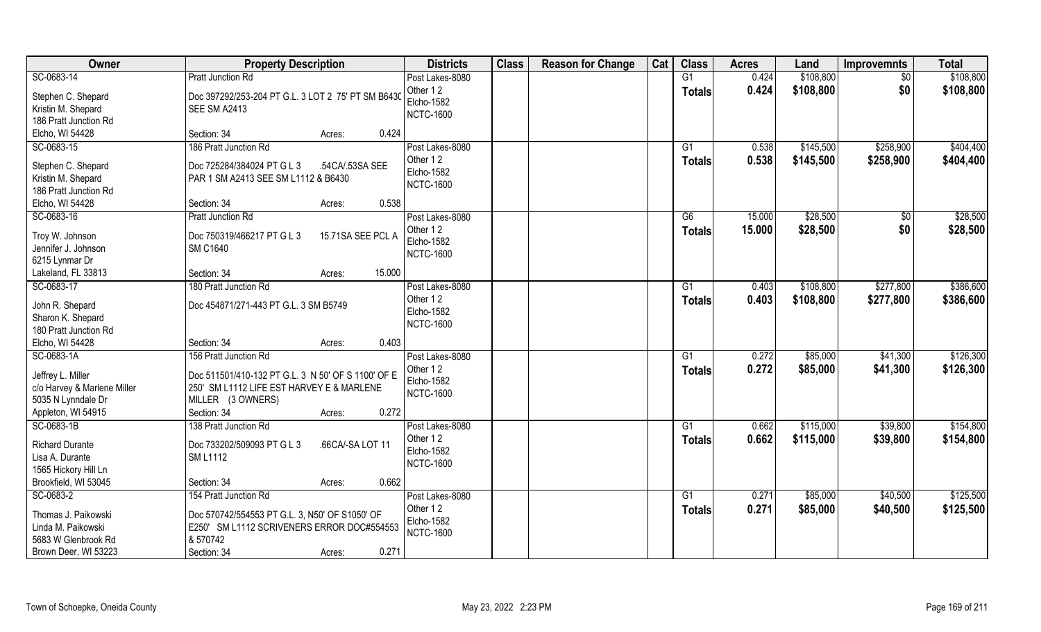| Owner | Property Description | | Districts | Class | Reason for Change | Cat | Class | Acres | Land | Improvemnts | Total |
|---|---|---|---|---|---|---|---|---|---|---|---|
| SC-0683-14 | Pratt Junction Rd | | Post Lakes-8080 | | | | G1 | 0.424 | $108,800 | $0 | $108,800 |
| Stephen C. Shepard<br>Kristin M. Shepard<br>186 Pratt Junction Rd<br>Elcho, WI 54428 | Doc 397292/253-204 PT G.L. 3 LOT 2 75' PT SM B6430 SEE SM A2413<br>Section: 34 | Acres: 0.424 | Other 1 2<br>Elcho-1582<br>NCTC-1600 | | | | Totals | 0.424 | $108,800 | $0 | $108,800 |
| SC-0683-15 | 186 Pratt Junction Rd | | Post Lakes-8080 | | | | G1 | 0.538 | $145,500 | $258,900 | $404,400 |
| Stephen C. Shepard<br>Kristin M. Shepard<br>186 Pratt Junction Rd<br>Elcho, WI 54428 | Doc 725284/384024 PT G L 3 .54CA/.53SA SEE PAR 1 SM A2413 SEE SM L1112 & B6430<br>Section: 34 | Acres: 0.538 | Other 1 2<br>Elcho-1582<br>NCTC-1600 | | | | Totals | 0.538 | $145,500 | $258,900 | $404,400 |
| SC-0683-16 | Pratt Junction Rd | | Post Lakes-8080 | | | | G6 | 15.000 | $28,500 | $0 | $28,500 |
| Troy W. Johnson<br>Jennifer J. Johnson<br>6215 Lynmar Dr<br>Lakeland, FL 33813 | Doc 750319/466217 PT G L 3 15.71SA SEE PCL A SM C1640<br>Section: 34 | Acres: 15.000 | Other 1 2<br>Elcho-1582<br>NCTC-1600 | | | | Totals | 15.000 | $28,500 | $0 | $28,500 |
| SC-0683-17 | 180 Pratt Junction Rd | | Post Lakes-8080 | | | | G1 | 0.403 | $108,800 | $277,800 | $386,600 |
| John R. Shepard<br>Sharon K. Shepard<br>180 Pratt Junction Rd<br>Elcho, WI 54428 | Doc 454871/271-443 PT G.L. 3 SM B5749<br>Section: 34 | Acres: 0.403 | Other 1 2<br>Elcho-1582<br>NCTC-1600 | | | | Totals | 0.403 | $108,800 | $277,800 | $386,600 |
| SC-0683-1A | 156 Pratt Junction Rd | | Post Lakes-8080 | | | | G1 | 0.272 | $85,000 | $41,300 | $126,300 |
| Jeffrey L. Miller<br>c/o Harvey & Marlene Miller<br>5035 N Lynndale Dr<br>Appleton, WI 54915 | Doc 511501/410-132 PT G.L. 3 N 50' OF S 1100' OF E 250' SM L1112 LIFE EST HARVEY E & MARLENE MILLER (3 OWNERS)<br>Section: 34 | Acres: 0.272 | Other 1 2<br>Elcho-1582<br>NCTC-1600 | | | | Totals | 0.272 | $85,000 | $41,300 | $126,300 |
| SC-0683-1B | 138 Pratt Junction Rd | | Post Lakes-8080 | | | | G1 | 0.662 | $115,000 | $39,800 | $154,800 |
| Richard Durante<br>Lisa A. Durante<br>1565 Hickory Hill Ln<br>Brookfield, WI 53045 | Doc 733202/509093 PT G L 3 .66CA/-SA LOT 11 SM L1112<br>Section: 34 | Acres: 0.662 | Other 1 2<br>Elcho-1582<br>NCTC-1600 | | | | Totals | 0.662 | $115,000 | $39,800 | $154,800 |
| SC-0683-2 | 154 Pratt Junction Rd | | Post Lakes-8080 | | | | G1 | 0.271 | $85,000 | $40,500 | $125,500 |
| Thomas J. Paikowski<br>Linda M. Paikowski<br>5683 W Glenbrook Rd<br>Brown Deer, WI 53223 | Doc 570742/554553 PT G.L. 3, N50' OF S1050' OF E250' SM L1112 SCRIVENERS ERROR DOC#554553 & 570742<br>Section: 34 | Acres: 0.271 | Other 1 2<br>Elcho-1582<br>NCTC-1600 | | | | Totals | 0.271 | $85,000 | $40,500 | $125,500 |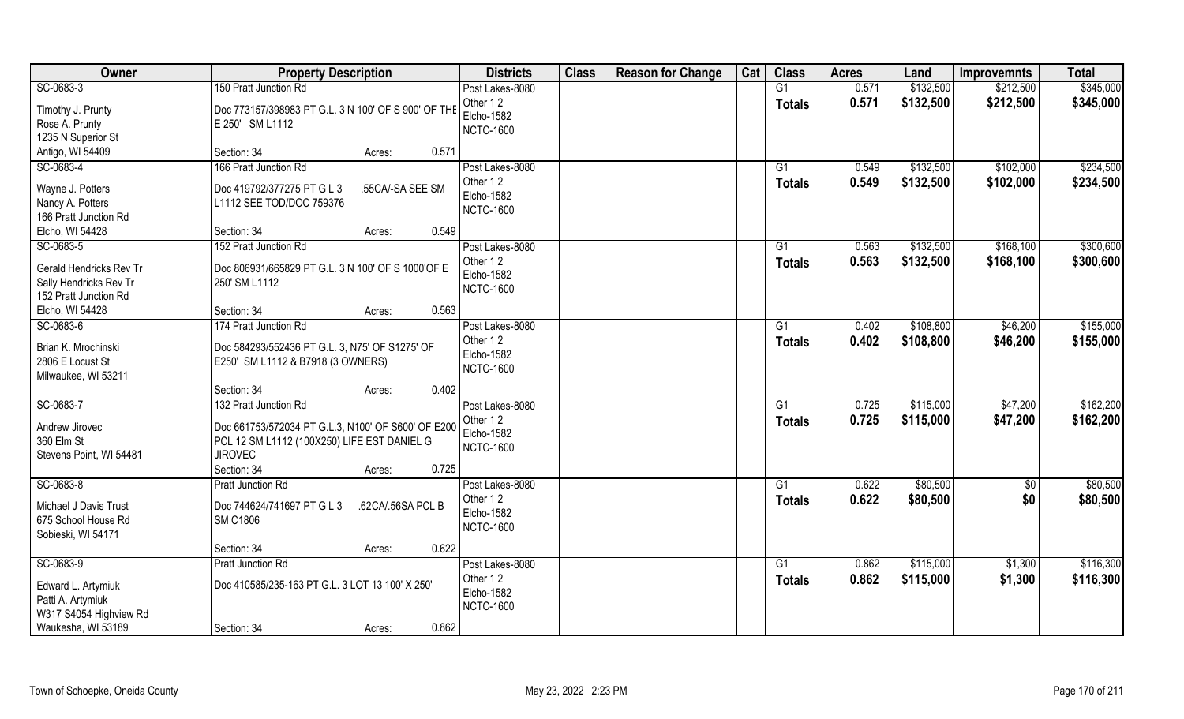| Owner | Property Description | | Districts | Class | Reason for Change | Cat | Class | Acres | Land | Improvemnts | Total |
|---|---|---|---|---|---|---|---|---|---|---|---|
| SC-0683-3 | 150 Pratt Junction Rd | | Post Lakes-8080 | | | | G1 | 0.571 | $132,500 | $212,500 | $345,000 |
| Timothy J. Prunty<br>Rose A. Prunty<br>1235 N Superior St<br>Antigo, WI 54409 | Doc 773157/398983 PT G.L. 3 N 100' OF S 900' OF THE E 250' SM L1112 | | Other 1 2<br>Elcho-1582<br>NCTC-1600 | | | | Totals | 0.571 | $132,500 | $212,500 | $345,000 |
| | Section: 34 | Acres: 0.571 | | | | | | | | | |
| SC-0683-4 | 166 Pratt Junction Rd | | Post Lakes-8080 | | | | G1 | 0.549 | $132,500 | $102,000 | $234,500 |
| Wayne J. Potters<br>Nancy A. Potters<br>166 Pratt Junction Rd<br>Elcho, WI 54428 | Doc 419792/377275 PT G L 3 .55CA/-SA SEE SM L1112 SEE TOD/DOC 759376 | | Other 1 2<br>Elcho-1582<br>NCTC-1600 | | | | Totals | 0.549 | $132,500 | $102,000 | $234,500 |
| | Section: 34 | Acres: 0.549 | | | | | | | | | |
| SC-0683-5 | 152 Pratt Junction Rd | | Post Lakes-8080 | | | | G1 | 0.563 | $132,500 | $168,100 | $300,600 |
| Gerald Hendricks Rev Tr<br>Sally Hendricks Rev Tr<br>152 Pratt Junction Rd<br>Elcho, WI 54428 | Doc 806931/665829 PT G.L. 3 N 100' OF S 1000'OF E 250' SM L1112 | | Other 1 2<br>Elcho-1582<br>NCTC-1600 | | | | Totals | 0.563 | $132,500 | $168,100 | $300,600 |
| | Section: 34 | Acres: 0.563 | | | | | | | | | |
| SC-0683-6 | 174 Pratt Junction Rd | | Post Lakes-8080 | | | | G1 | 0.402 | $108,800 | $46,200 | $155,000 |
| Brian K. Mrochinski<br>2806 E Locust St<br>Milwaukee, WI 53211 | Doc 584293/552436 PT G.L. 3, N75' OF S1275' OF E250' SM L1112 & B7918 (3 OWNERS) | | Other 1 2<br>Elcho-1582<br>NCTC-1600 | | | | Totals | 0.402 | $108,800 | $46,200 | $155,000 |
| | Section: 34 | Acres: 0.402 | | | | | | | | | |
| SC-0683-7 | 132 Pratt Junction Rd | | Post Lakes-8080 | | | | G1 | 0.725 | $115,000 | $47,200 | $162,200 |
| Andrew Jirovec<br>360 Elm St<br>Stevens Point, WI 54481 | Doc 661753/572034 PT G.L.3, N100' OF S600' OF E200 PCL 12 SM L1112 (100X250) LIFE EST DANIEL G JIROVEC | | Other 1 2<br>Elcho-1582<br>NCTC-1600 | | | | Totals | 0.725 | $115,000 | $47,200 | $162,200 |
| | Section: 34 | Acres: 0.725 | | | | | | | | | |
| SC-0683-8 | Pratt Junction Rd | | Post Lakes-8080 | | | | G1 | 0.622 | $80,500 | $0 | $80,500 |
| Michael J Davis Trust<br>675 School House Rd<br>Sobieski, WI 54171 | Doc 744624/741697 PT G L 3 .62CA/.56SA PCL B SM C1806 | | Other 1 2<br>Elcho-1582<br>NCTC-1600 | | | | Totals | 0.622 | $80,500 | $0 | $80,500 |
| | Section: 34 | Acres: 0.622 | | | | | | | | | |
| SC-0683-9 | Pratt Junction Rd | | Post Lakes-8080 | | | | G1 | 0.862 | $115,000 | $1,300 | $116,300 |
| Edward L. Artymiuk<br>Patti A. Artymiuk<br>W317 S4054 Highview Rd<br>Waukesha, WI 53189 | Doc 410585/235-163 PT G.L. 3 LOT 13 100' X 250' | | Other 1 2<br>Elcho-1582<br>NCTC-1600 | | | | Totals | 0.862 | $115,000 | $1,300 | $116,300 |
| | Section: 34 | Acres: 0.862 | | | | | | | | | |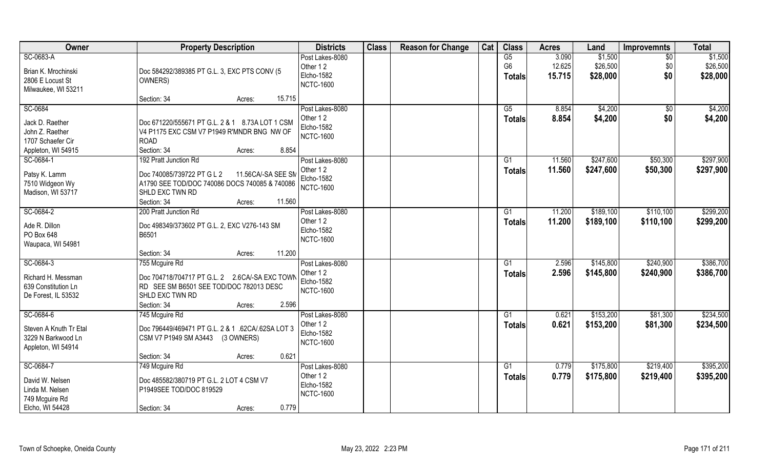| Owner | Property Description | Districts | Class | Reason for Change | Cat | Class | Acres | Land | Improvemnts | Total |
|---|---|---|---|---|---|---|---|---|---|---|
| SC-0683-A<br>Brian K. Mrochinski<br>2806 E Locust St<br>Milwaukee, WI 53211 | Doc 584292/389385 PT G.L. 3, EXC PTS CONV (5 OWNERS)<br>Section: 34 Acres: 15.715 | Post Lakes-8080<br>Other 1 2<br>Elcho-1582<br>NCTC-1600 | | | | G5<br>G6<br>**Totals** | 3.090<br>12.625<br>**15.715** | $1,500<br>$26,500<br>**$28,000** | $0<br>$0<br>**$0** | $1,500<br>$26,500<br>**$28,000** |
| SC-0684<br>Jack D. Raether<br>John Z. Raether<br>1707 Schaefer Cir<br>Appleton, WI 54915 | Doc 671220/555671 PT G.L. 2 & 1 8.73A LOT 1 CSM V4 P1175 EXC CSM V7 P1949 R'MNDR BNG NW OF ROAD<br>Section: 34 Acres: 8.854 | Post Lakes-8080<br>Other 1 2<br>Elcho-1582<br>NCTC-1600 | | | | G5<br>**Totals** | 8.854<br>**8.854** | $4,200<br>**$4,200** | $0<br>**$0** | $4,200<br>**$4,200** |
| SC-0684-1<br>Patsy K. Lamm<br>7510 Widgeon Wy<br>Madison, WI 53717 | 192 Pratt Junction Rd<br>Doc 740085/739722 PT G L 2 11.56CA/-SA SEE SM A1790 SEE TOD/DOC 740086 DOCS 740085 & 740086 SHLD EXC TWN RD<br>Section: 34 Acres: 11.560 | Post Lakes-8080<br>Other 1 2<br>Elcho-1582<br>NCTC-1600 | | | | G1<br>**Totals** | 11.560<br>**11.560** | $247,600<br>**$247,600** | $50,300<br>**$50,300** | $297,900<br>**$297,900** |
| SC-0684-2<br>Ade R. Dillon<br>PO Box 648<br>Waupaca, WI 54981 | 200 Pratt Junction Rd<br>Doc 498349/373602 PT G.L. 2, EXC V276-143 SM B6501<br>Section: 34 Acres: 11.200 | Post Lakes-8080<br>Other 1 2<br>Elcho-1582<br>NCTC-1600 | | | | G1<br>**Totals** | 11.200<br>**11.200** | $189,100<br>**$189,100** | $110,100<br>**$110,100** | $299,200<br>**$299,200** |
| SC-0684-3<br>Richard H. Messman<br>639 Constitution Ln<br>De Forest, IL 53532 | 755 Mcguire Rd<br>Doc 704718/704717 PT G.L. 2 2.6CA/-SA EXC TOWN RD SEE SM B6501 SEE TOD/DOC 782013 DESC SHLD EXC TWN RD<br>Section: 34 Acres: 2.596 | Post Lakes-8080<br>Other 1 2<br>Elcho-1582<br>NCTC-1600 | | | | G1<br>**Totals** | 2.596<br>**2.596** | $145,800<br>**$145,800** | $240,900<br>**$240,900** | $386,700<br>**$386,700** |
| SC-0684-6<br>Steven A Knuth Tr Etal<br>3229 N Barkwood Ln<br>Appleton, WI 54914 | 745 Mcguire Rd<br>Doc 796449/469471 PT G.L. 2 & 1 .62CA/.62SA LOT 3 CSM V7 P1949 SM A3443 (3 OWNERS)<br>Section: 34 Acres: 0.621 | Post Lakes-8080<br>Other 1 2<br>Elcho-1582<br>NCTC-1600 | | | | G1<br>**Totals** | 0.621<br>**0.621** | $153,200<br>**$153,200** | $81,300<br>**$81,300** | $234,500<br>**$234,500** |
| SC-0684-7<br>David W. Nelsen<br>Linda M. Nelsen<br>749 Mcguire Rd<br>Elcho, WI 54428 | 749 Mcguire Rd<br>Doc 485582/380719 PT G.L. 2 LOT 4 CSM V7 P1949SEE TOD/DOC 819529<br>Section: 34 Acres: 0.779 | Post Lakes-8080<br>Other 1 2<br>Elcho-1582<br>NCTC-1600 | | | | G1<br>**Totals** | 0.779<br>**0.779** | $175,800<br>**$175,800** | $219,400<br>**$219,400** | $395,200<br>**$395,200** |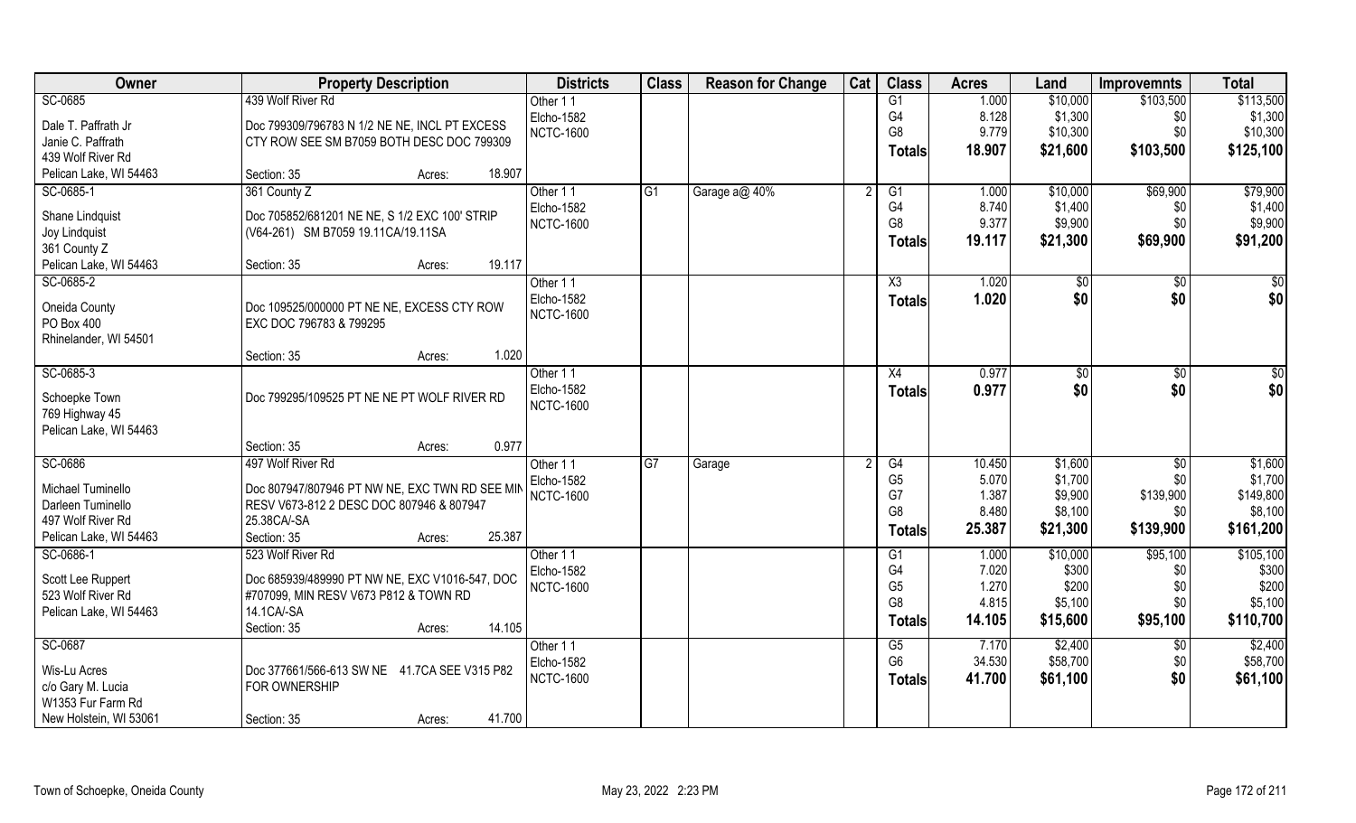| Owner | Property Description | Districts | Class | Reason for Change | Cat | Class | Acres | Land | Improvemnts | Total |
|---|---|---|---|---|---|---|---|---|---|---|
| SC-0685 | 439 Wolf River Rd | Other 1 1 | | | | G1 | 1.000 | $10,000 | $103,500 | $113,500 |
| Dale T. Paffrath Jr | Doc 799309/796783 N 1/2 NE NE, INCL PT EXCESS | Elcho-1582 | | | | G4 | 8.128 | $1,300 | $0 | $1,300 |
| Janie C. Paffrath | CTY ROW SEE SM B7059 BOTH DESC DOC 799309 | NCTC-1600 | | | | G8 | 9.779 | $10,300 | $0 | $10,300 |
| 439 Wolf River Rd | | | | | | **Totals** | **18.907** | **$21,600** | **$103,500** | **$125,100** |
| Pelican Lake, WI 54463 | Section: 35 Acres: 18.907 | | | | | | | | | |
| SC-0685-1 | 361 County Z | Other 1 1 | G1 | Garage a@ 40% | 2 | G1 | 1.000 | $10,000 | $69,900 | $79,900 |
| Shane Lindquist | Doc 705852/681201 NE NE, S 1/2 EXC 100' STRIP | Elcho-1582 | | | | G4 | 8.740 | $1,400 | $0 | $1,400 |
| Joy Lindquist | (V64-261) SM B7059 19.11CA/19.11SA | NCTC-1600 | | | | G8 | 9.377 | $9,900 | $0 | $9,900 |
| 361 County Z | | | | | | **Totals** | **19.117** | **$21,300** | **$69,900** | **$91,200** |
| Pelican Lake, WI 54463 | Section: 35 Acres: 19.117 | | | | | | | | | |
| SC-0685-2 | | Other 1 1 | | | | X3 | 1.020 | $0 | $0 | $0 |
| Oneida County | Doc 109525/000000 PT NE NE, EXCESS CTY ROW | Elcho-1582 | | | | **Totals** | **1.020** | **$0** | **$0** | **$0** |
| PO Box 400 | EXC DOC 796783 & 799295 | NCTC-1600 | | | | | | | | |
| Rhinelander, WI 54501 | | | | | | | | | | |
| | Section: 35 Acres: 1.020 | | | | | | | | | |
| SC-0685-3 | | Other 1 1 | | | | X4 | 0.977 | $0 | $0 | $0 |
| Schoepke Town | Doc 799295/109525 PT NE NE PT WOLF RIVER RD | Elcho-1582 | | | | **Totals** | **0.977** | **$0** | **$0** | **$0** |
| 769 Highway 45 | | NCTC-1600 | | | | | | | | |
| Pelican Lake, WI 54463 | | | | | | | | | | |
| | Section: 35 Acres: 0.977 | | | | | | | | | |
| SC-0686 | 497 Wolf River Rd | Other 1 1 | G7 | Garage | 2 | G4 | 10.450 | $1,600 | $0 | $1,600 |
| Michael Tuminello | Doc 807947/807946 PT NW NE, EXC TWN RD SEE MIN | Elcho-1582 | | | | G5 | 5.070 | $1,700 | $0 | $1,700 |
| Darleen Tuminello | RESV V673-812 2 DESC DOC 807946 & 807947 | NCTC-1600 | | | | G7 | 1.387 | $9,900 | $139,900 | $149,800 |
| 497 Wolf River Rd | 25.38CA/-SA | | | | | G8 | 8.480 | $8,100 | $0 | $8,100 |
| Pelican Lake, WI 54463 | Section: 35 Acres: 25.387 | | | | | **Totals** | **25.387** | **$21,300** | **$139,900** | **$161,200** |
| SC-0686-1 | 523 Wolf River Rd | Other 1 1 | | | | G1 | 1.000 | $10,000 | $95,100 | $105,100 |
| Scott Lee Ruppert | Doc 685939/489990 PT NW NE, EXC V1016-547, DOC | Elcho-1582 | | | | G4 | 7.020 | $300 | $0 | $300 |
| 523 Wolf River Rd | #707099, MIN RESV V673 P812 & TOWN RD | NCTC-1600 | | | | G5 | 1.270 | $200 | $0 | $200 |
| Pelican Lake, WI 54463 | 14.1CA/-SA | | | | | G8 | 4.815 | $5,100 | $0 | $5,100 |
| | Section: 35 Acres: 14.105 | | | | | **Totals** | **14.105** | **$15,600** | **$95,100** | **$110,700** |
| SC-0687 | | Other 1 1 | | | | G5 | 7.170 | $2,400 | $0 | $2,400 |
| Wis-Lu Acres | Doc 377661/566-613 SW NE 41.7CA SEE V315 P82 | Elcho-1582 | | | | G6 | 34.530 | $58,700 | $0 | $58,700 |
| c/o Gary M. Lucia | FOR OWNERSHIP | NCTC-1600 | | | | **Totals** | **41.700** | **$61,100** | **$0** | **$61,100** |
| W1353 Fur Farm Rd | | | | | | | | | | |
| New Holstein, WI 53061 | Section: 35 Acres: 41.700 | | | | | | | | | |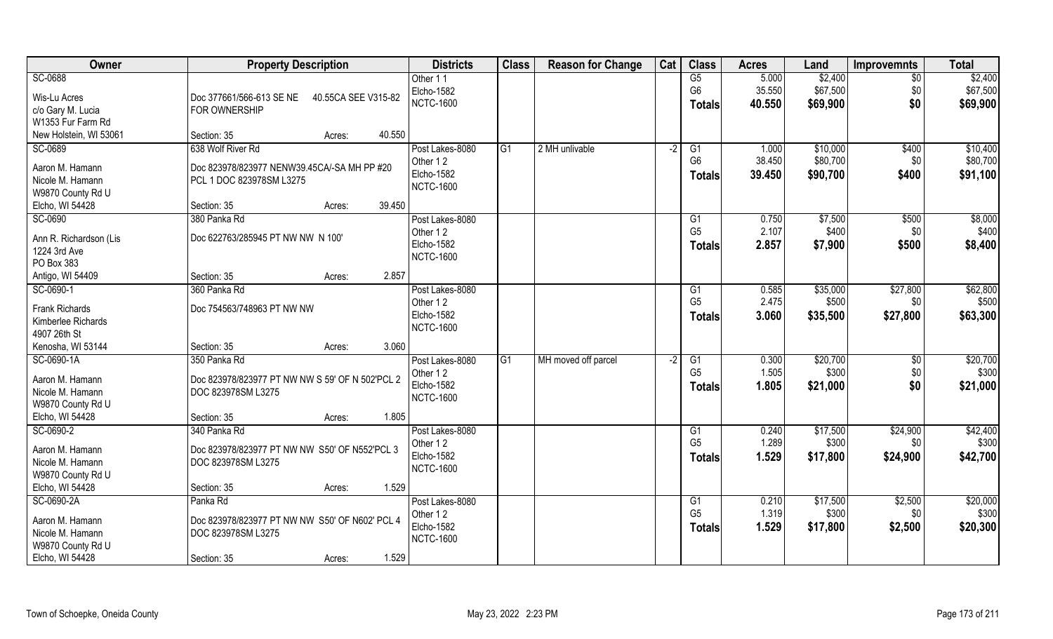| Owner | Property Description | Districts | Class | Reason for Change | Cat | Class | Acres | Land | Improvemnts | Total |
|---|---|---|---|---|---|---|---|---|---|---|
| SC-0688<br><br>Wis-Lu Acres<br>c/o Gary M. Lucia<br>W1353 Fur Farm Rd<br>New Holstein, WI 53061 | Doc 377661/566-613 SE NE 40.55CA SEE V315-82 FOR OWNERSHIP<br><br>Section: 35 Acres: 40.550 | Other 1 1<br>Elcho-1582<br>NCTC-1600 | | | | G5<br>G6<br>**Totals** | 5.000<br>35.550<br>**40.550** | $2,400<br>$67,500<br>**$69,900** | $0<br>$0<br>**$0** | $2,400<br>$67,500<br>**$69,900** |
| SC-0689<br><br>Aaron M. Hamann<br>Nicole M. Hamann<br>W9870 County Rd U<br>Elcho, WI 54428 | 638 Wolf River Rd<br>Doc 823978/823977 NENW39.45CA/-SA MH PP #20 PCL 1 DOC 823978SM L3275<br><br>Section: 35 Acres: 39.450 | Post Lakes-8080<br>Other 1 2<br>Elcho-1582<br>NCTC-1600 | G1 | 2 MH unlivable | -2 | G1<br>G6<br>**Totals** | 1.000<br>38.450<br>**39.450** | $10,000<br>$80,700<br>**$90,700** | $400<br>$0<br>**$400** | $10,400<br>$80,700<br>**$91,100** |
| SC-0690<br><br>Ann R. Richardson (Lis<br>1224 3rd Ave<br>PO Box 383<br>Antigo, WI 54409 | 380 Panka Rd<br>Doc 622763/285945 PT NW NW N 100'<br><br>Section: 35 Acres: 2.857 | Post Lakes-8080<br>Other 1 2<br>Elcho-1582<br>NCTC-1600 | | | | G1<br>G5<br>**Totals** | 0.750<br>2.107<br>**2.857** | $7,500<br>$400<br>**$7,900** | $500<br>$0<br>**$500** | $8,000<br>$400<br>**$8,400** |
| SC-0690-1<br><br>Frank Richards<br>Kimberlee Richards<br>4907 26th St<br>Kenosha, WI 53144 | 360 Panka Rd<br>Doc 754563/748963 PT NW NW<br><br>Section: 35 Acres: 3.060 | Post Lakes-8080<br>Other 1 2<br>Elcho-1582<br>NCTC-1600 | | | | G1<br>G5<br>**Totals** | 0.585<br>2.475<br>**3.060** | $35,000<br>$500<br>**$35,500** | $27,800<br>$0<br>**$27,800** | $62,800<br>$500<br>**$63,300** |
| SC-0690-1A<br><br>Aaron M. Hamann<br>Nicole M. Hamann<br>W9870 County Rd U<br>Elcho, WI 54428 | 350 Panka Rd<br>Doc 823978/823977 PT NW NW S 59' OF N 502'PCL 2 DOC 823978SM L3275<br><br>Section: 35 Acres: 1.805 | Post Lakes-8080<br>Other 1 2<br>Elcho-1582<br>NCTC-1600 | G1 | MH moved off parcel | -2 | G1<br>G5<br>**Totals** | 0.300<br>1.505<br>**1.805** | $20,700<br>$300<br>**$21,000** | $0<br>$0<br>**$0** | $20,700<br>$300<br>**$21,000** |
| SC-0690-2<br><br>Aaron M. Hamann<br>Nicole M. Hamann<br>W9870 County Rd U<br>Elcho, WI 54428 | 340 Panka Rd<br>Doc 823978/823977 PT NW NW S50' OF N552'PCL 3 DOC 823978SM L3275<br><br>Section: 35 Acres: 1.529 | Post Lakes-8080<br>Other 1 2<br>Elcho-1582<br>NCTC-1600 | | | | G1<br>G5<br>**Totals** | 0.240<br>1.289<br>**1.529** | $17,500<br>$300<br>**$17,800** | $24,900<br>$0<br>**$24,900** | $42,400<br>$300<br>**$42,700** |
| SC-0690-2A<br><br>Aaron M. Hamann<br>Nicole M. Hamann<br>W9870 County Rd U<br>Elcho, WI 54428 | Panka Rd<br>Doc 823978/823977 PT NW NW S50' OF N602' PCL 4 DOC 823978SM L3275<br><br>Section: 35 Acres: 1.529 | Post Lakes-8080<br>Other 1 2<br>Elcho-1582<br>NCTC-1600 | | | | G1<br>G5<br>**Totals** | 0.210<br>1.319<br>**1.529** | $17,500<br>$300<br>**$17,800** | $2,500<br>$0<br>**$2,500** | $20,000<br>$300<br>**$20,300** |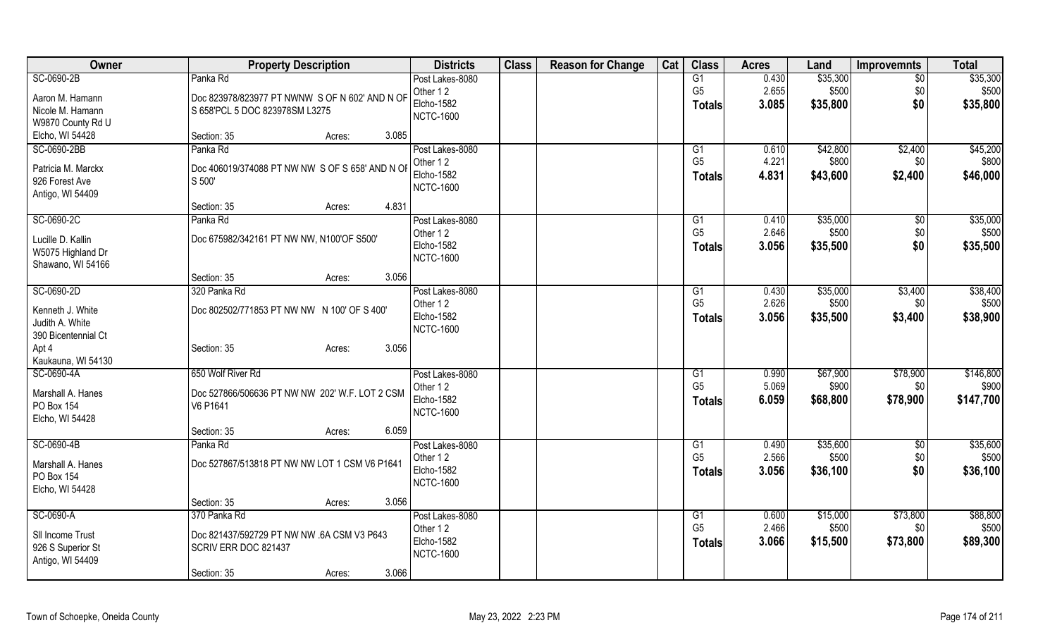| Owner | Property Description | | | Districts | Class | Reason for Change | Cat | Class | Acres | Land | Improvemnts | Total |
|---|---|---|---|---|---|---|---|---|---|---|---|---|
| SC-0690-2B | Panka Rd | | | Post Lakes-8080 | | | | G1 | 0.430 | $35,300 | $0 | $35,300 |
| Aaron M. Hamann | Doc 823978/823977 PT NWNW S OF N 602' AND N OF | | | Other 1 2 | | | | G5 | 2.655 | $500 | $0 | $500 |
| Nicole M. Hamann | S 658'PCL 5 DOC 823978SM L3275 | | | Elcho-1582 | | | | **Totals** | **3.085** | **$35,800** | **$0** | **$35,800** |
| W9870 County Rd U | | | | NCTC-1600 | | | | | | | | |
| Elcho, WI 54428 | Section: 35 | Acres: | 3.085 | | | | | | | | | |
| SC-0690-2BB | Panka Rd | | | Post Lakes-8080 | | | | G1 | 0.610 | $42,800 | $2,400 | $45,200 |
| Patricia M. Marckx | Doc 406019/374088 PT NW NW S OF S 658' AND N OF | | | Other 1 2 | | | | G5 | 4.221 | $800 | $0 | $800 |
| 926 Forest Ave | S 500' | | | Elcho-1582 | | | | **Totals** | **4.831** | **$43,600** | **$2,400** | **$46,000** |
| Antigo, WI 54409 | | | | NCTC-1600 | | | | | | | | |
| | Section: 35 | Acres: | 4.831 | | | | | | | | | |
| SC-0690-2C | Panka Rd | | | Post Lakes-8080 | | | | G1 | 0.410 | $35,000 | $0 | $35,000 |
| Lucille D. Kallin | Doc 675982/342161 PT NW NW, N100'OF S500' | | | Other 1 2 | | | | G5 | 2.646 | $500 | $0 | $500 |
| W5075 Highland Dr | | | | Elcho-1582 | | | | **Totals** | **3.056** | **$35,500** | **$0** | **$35,500** |
| Shawano, WI 54166 | | | | NCTC-1600 | | | | | | | | |
| | Section: 35 | Acres: | 3.056 | | | | | | | | | |
| SC-0690-2D | 320 Panka Rd | | | Post Lakes-8080 | | | | G1 | 0.430 | $35,000 | $3,400 | $38,400 |
| Kenneth J. White | Doc 802502/771853 PT NW NW N 100' OF S 400' | | | Other 1 2 | | | | G5 | 2.626 | $500 | $0 | $500 |
| Judith A. White | | | | Elcho-1582 | | | | **Totals** | **3.056** | **$35,500** | **$3,400** | **$38,900** |
| 390 Bicentennial Ct | | | | NCTC-1600 | | | | | | | | |
| Apt 4 | Section: 35 | Acres: | 3.056 | | | | | | | | | |
| Kaukauna, WI 54130 | | | | | | | | | | | | |
| SC-0690-4A | 650 Wolf River Rd | | | Post Lakes-8080 | | | | G1 | 0.990 | $67,900 | $78,900 | $146,800 |
| Marshall A. Hanes | Doc 527866/506636 PT NW NW 202' W.F. LOT 2 CSM | | | Other 1 2 | | | | G5 | 5.069 | $900 | $0 | $900 |
| PO Box 154 | V6 P1641 | | | Elcho-1582 | | | | **Totals** | **6.059** | **$68,800** | **$78,900** | **$147,700** |
| Elcho, WI 54428 | | | | NCTC-1600 | | | | | | | | |
| | Section: 35 | Acres: | 6.059 | | | | | | | | | |
| SC-0690-4B | Panka Rd | | | Post Lakes-8080 | | | | G1 | 0.490 | $35,600 | $0 | $35,600 |
| Marshall A. Hanes | Doc 527867/513818 PT NW NW LOT 1 CSM V6 P1641 | | | Other 1 2 | | | | G5 | 2.566 | $500 | $0 | $500 |
| PO Box 154 | | | | Elcho-1582 | | | | **Totals** | **3.056** | **$36,100** | **$0** | **$36,100** |
| Elcho, WI 54428 | | | | NCTC-1600 | | | | | | | | |
| | Section: 35 | Acres: | 3.056 | | | | | | | | | |
| SC-0690-A | 370 Panka Rd | | | Post Lakes-8080 | | | | G1 | 0.600 | $15,000 | $73,800 | $88,800 |
| SII Income Trust | Doc 821437/592729 PT NW NW .6A CSM V3 P643 | | | Other 1 2 | | | | G5 | 2.466 | $500 | $0 | $500 |
| 926 S Superior St | SCRIV ERR DOC 821437 | | | Elcho-1582 | | | | **Totals** | **3.066** | **$15,500** | **$73,800** | **$89,300** |
| Antigo, WI 54409 | | | | NCTC-1600 | | | | | | | | |
| | Section: 35 | Acres: | 3.066 | | | | | | | | | |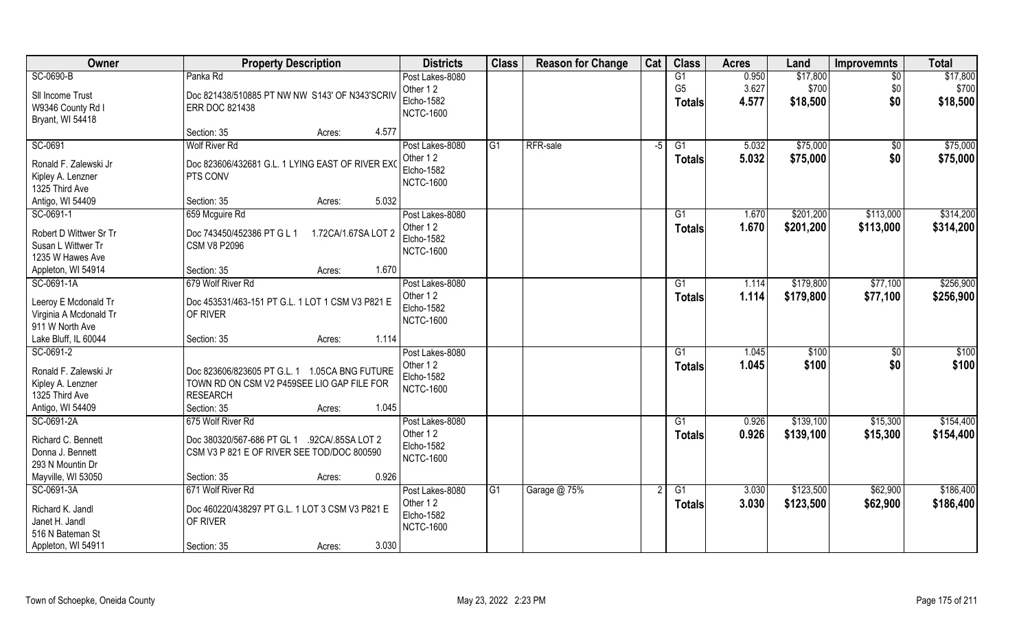| Owner | Property Description | Districts | Class | Reason for Change | Cat | Class | Acres | Land | Improvemnts | Total |
|---|---|---|---|---|---|---|---|---|---|---|
| SC-0690-B<br>SII Income Trust<br>W9346 County Rd I<br>Bryant, WI 54418 | Panka Rd<br>Doc 821438/510885 PT NW NW S143' OF N343'SCRIV ERR DOC 821438<br>Section: 35 Acres: 4.577 | Post Lakes-8080<br>Other 1 2<br>Elcho-1582<br>NCTC-1600 | | | | G1<br>G5<br>**Totals** | 0.950<br>3.627<br>**4.577** | \$17,800<br>\$700<br>**\$18,500** | \$0<br>\$0<br>**\$0** | \$17,800<br>\$700<br>**\$18,500** |
| SC-0691<br>Ronald F. Zalewski Jr<br>Kipley A. Lenzner<br>1325 Third Ave<br>Antigo, WI 54409 | Wolf River Rd<br>Doc 823606/432681 G.L. 1 LYING EAST OF RIVER EXC PTS CONV<br>Section: 35 Acres: 5.032 | Post Lakes-8080<br>Other 1 2<br>Elcho-1582<br>NCTC-1600 | G1 | RFR-sale | -5 | G1<br>**Totals** | 5.032<br>**5.032** | \$75,000<br>**\$75,000** | \$0<br>**\$0** | \$75,000<br>**\$75,000** |
| SC-0691-1<br>Robert D Wittwer Sr Tr<br>Susan L Wittwer Tr<br>1235 W Hawes Ave<br>Appleton, WI 54914 | 659 Mcguire Rd<br>Doc 743450/452386 PT G L 1 1.72CA/1.67SA LOT 2 CSM V8 P2096<br>Section: 35 Acres: 1.670 | Post Lakes-8080<br>Other 1 2<br>Elcho-1582<br>NCTC-1600 | | | | G1<br>**Totals** | 1.670<br>**1.670** | \$201,200<br>**\$201,200** | \$113,000<br>**\$113,000** | \$314,200<br>**\$314,200** |
| SC-0691-1A<br>Leeroy E Mcdonald Tr<br>Virginia A Mcdonald Tr<br>911 W North Ave<br>Lake Bluff, IL 60044 | 679 Wolf River Rd<br>Doc 453531/463-151 PT G.L. 1 LOT 1 CSM V3 P821 E OF RIVER<br>Section: 35 Acres: 1.114 | Post Lakes-8080<br>Other 1 2<br>Elcho-1582<br>NCTC-1600 | | | | G1<br>**Totals** | 1.114<br>**1.114** | \$179,800<br>**\$179,800** | \$77,100<br>**\$77,100** | \$256,900<br>**\$256,900** |
| SC-0691-2<br>Ronald F. Zalewski Jr<br>Kipley A. Lenzner<br>1325 Third Ave<br>Antigo, WI 54409 | Doc 823606/823605 PT G.L. 1 1.05CA BNG FUTURE TOWN RD ON CSM V2 P459SEE LIO GAP FILE FOR RESEARCH<br>Section: 35 Acres: 1.045 | Post Lakes-8080<br>Other 1 2<br>Elcho-1582<br>NCTC-1600 | | | | G1<br>**Totals** | 1.045<br>**1.045** | \$100<br>**\$100** | \$0<br>**\$0** | \$100<br>**\$100** |
| SC-0691-2A<br>Richard C. Bennett<br>Donna J. Bennett<br>293 N Mountin Dr<br>Mayville, WI 53050 | 675 Wolf River Rd<br>Doc 380320/567-686 PT GL 1 .92CA/.85SA LOT 2 CSM V3 P 821 E OF RIVER SEE TOD/DOC 800590<br>Section: 35 Acres: 0.926 | Post Lakes-8080<br>Other 1 2<br>Elcho-1582<br>NCTC-1600 | | | | G1<br>**Totals** | 0.926<br>**0.926** | \$139,100<br>**\$139,100** | \$15,300<br>**\$15,300** | \$154,400<br>**\$154,400** |
| SC-0691-3A<br>Richard K. Jandl<br>Janet H. Jandl<br>516 N Bateman St<br>Appleton, WI 54911 | 671 Wolf River Rd<br>Doc 460220/438297 PT G.L. 1 LOT 3 CSM V3 P821 E OF RIVER<br>Section: 35 Acres: 3.030 | Post Lakes-8080<br>Other 1 2<br>Elcho-1582<br>NCTC-1600 | G1 | Garage @ 75% | 2 | G1<br>**Totals** | 3.030<br>**3.030** | \$123,500<br>**\$123,500** | \$62,900<br>**\$62,900** | \$186,400<br>**\$186,400** |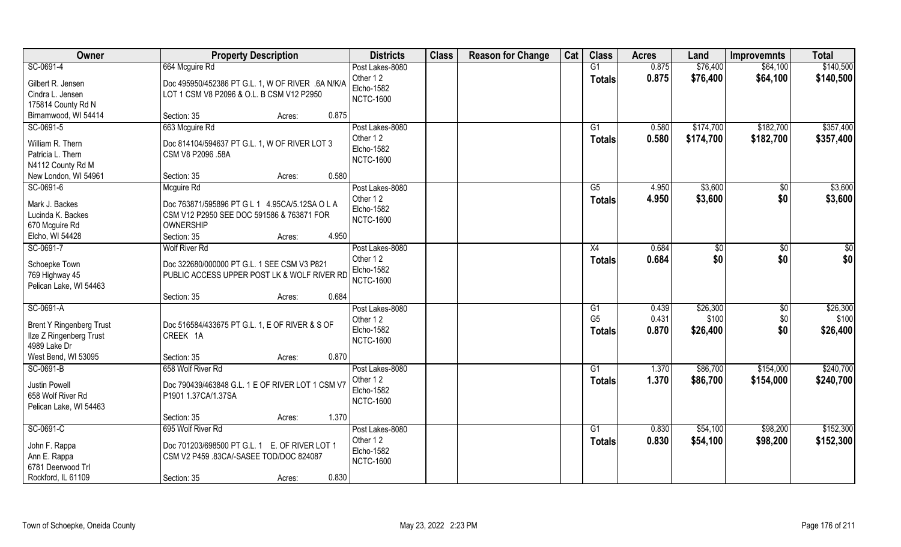| Owner | Property Description | Districts | Class | Reason for Change | Cat | Class | Acres | Land | Improvemnts | Total |
|---|---|---|---|---|---|---|---|---|---|---|
| SC-0691-4<br>Gilbert R. Jensen<br>Cindra L. Jensen<br>175814 County Rd N<br>Birnamwood, WI 54414 | 664 Mcguire Rd<br>Doc 495950/452386 PT G.L. 1, W OF RIVER .6A N/K/A LOT 1 CSM V8 P2096 & O.L. B CSM V12 P2950<br>Section: 35 Acres: 0.875 | Post Lakes-8080<br>Other 1 2<br>Elcho-1582<br>NCTC-1600 | | | | G1<br>**Totals** | 0.875<br>**0.875** | $76,400<br>**$76,400** | $64,100<br>**$64,100** | $140,500<br>**$140,500** |
| SC-0691-5<br>William R. Thern<br>Patricia L. Thern<br>N4112 County Rd M<br>New London, WI 54961 | 663 Mcguire Rd<br>Doc 814104/594637 PT G.L. 1, W OF RIVER LOT 3 CSM V8 P2096 .58A<br>Section: 35 Acres: 0.580 | Post Lakes-8080<br>Other 1 2<br>Elcho-1582<br>NCTC-1600 | | | | G1<br>**Totals** | 0.580<br>**0.580** | $174,700<br>**$174,700** | $182,700<br>**$182,700** | $357,400<br>**$357,400** |
| SC-0691-6<br>Mark J. Backes<br>Lucinda K. Backes<br>670 Mcguire Rd<br>Elcho, WI 54428 | Mcguire Rd<br>Doc 763871/595896 PT G L 1 4.95CA/5.12SA O L A CSM V12 P2950 SEE DOC 591586 & 763871 FOR OWNERSHIP<br>Section: 35 Acres: 4.950 | Post Lakes-8080<br>Other 1 2<br>Elcho-1582<br>NCTC-1600 | | | | G5<br>**Totals** | 4.950<br>**4.950** | $3,600<br>**$3,600** | $0<br>**$0** | $3,600<br>**$3,600** |
| SC-0691-7<br>Schoepke Town<br>769 Highway 45<br>Pelican Lake, WI 54463 | Wolf River Rd<br>Doc 322680/000000 PT G.L. 1 SEE CSM V3 P821 PUBLIC ACCESS UPPER POST LK & WOLF RIVER RD<br>Section: 35 Acres: 0.684 | Post Lakes-8080<br>Other 1 2<br>Elcho-1582<br>NCTC-1600 | | | | X4<br>**Totals** | 0.684<br>**0.684** | $0<br>**$0** | $0<br>**$0** | $0<br>**$0** |
| SC-0691-A<br>Brent Y Ringenberg Trust<br>Ilze Z Ringenberg Trust<br>4989 Lake Dr<br>West Bend, WI 53095 | Doc 516584/433675 PT G.L. 1, E OF RIVER & S OF CREEK 1A<br>Section: 35 Acres: 0.870 | Post Lakes-8080<br>Other 1 2<br>Elcho-1582<br>NCTC-1600 | | | | G1<br>G5<br>**Totals** | 0.439<br>0.431<br>**0.870** | $26,300<br>$100<br>**$26,400** | $0<br>$0<br>**$0** | $26,300<br>$100<br>**$26,400** |
| SC-0691-B<br>Justin Powell<br>658 Wolf River Rd<br>Pelican Lake, WI 54463 | 658 Wolf River Rd<br>Doc 790439/463848 G.L. 1 E OF RIVER LOT 1 CSM V7 P1901 1.37CA/1.37SA<br>Section: 35 Acres: 1.370 | Post Lakes-8080<br>Other 1 2<br>Elcho-1582<br>NCTC-1600 | | | | G1<br>**Totals** | 1.370<br>**1.370** | $86,700<br>**$86,700** | $154,000<br>**$154,000** | $240,700<br>**$240,700** |
| SC-0691-C<br>John F. Rappa<br>Ann E. Rappa<br>6781 Deerwood Trl<br>Rockford, IL 61109 | 695 Wolf River Rd<br>Doc 701203/698500 PT G.L. 1 E. OF RIVER LOT 1 CSM V2 P459 .83CA/-SASEE TOD/DOC 824087<br>Section: 35 Acres: 0.830 | Post Lakes-8080<br>Other 1 2<br>Elcho-1582<br>NCTC-1600 | | | | G1<br>**Totals** | 0.830<br>**0.830** | $54,100<br>**$54,100** | $98,200<br>**$98,200** | $152,300<br>**$152,300** |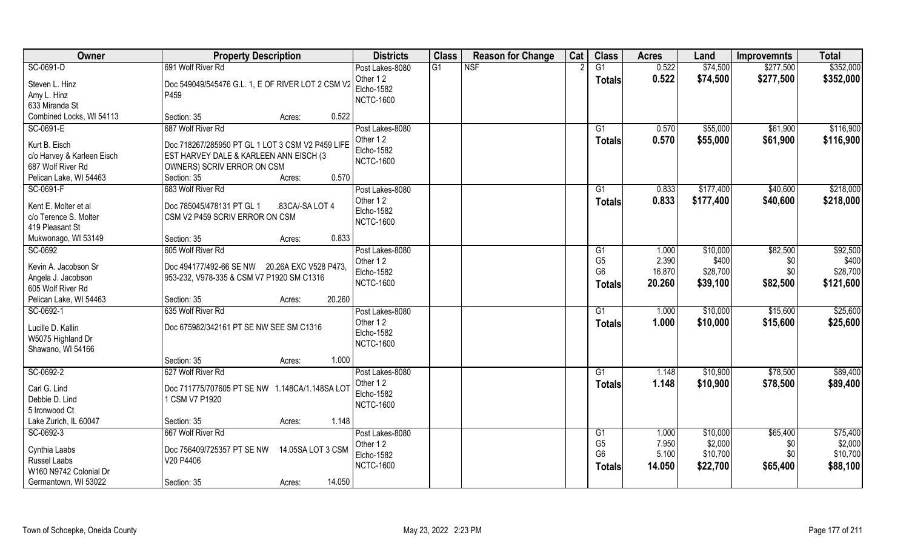| Owner | Property Description | Districts | Class | Reason for Change | Cat | Class | Acres | Land | Improvemnts | Total |
|---|---|---|---|---|---|---|---|---|---|---|
| SC-0691-D | 691 Wolf River Rd | Post Lakes-8080 | G1 | NSF | 2 | G1 | 0.522 | $74,500 | $277,500 | $352,000 |
| Steven L. Hinz | Doc 549049/545476 G.L. 1, E OF RIVER LOT 2 CSM V2 | Other 1 2 | | | | Totals | 0.522 | $74,500 | $277,500 | $352,000 |
| Amy L. Hinz | P459 | Elcho-1582 | | | | | | | | |
| 633 Miranda St | | NCTC-1600 | | | | | | | | |
| Combined Locks, WI 54113 | Section: 35 Acres: 0.522 | | | | | | | | | |
| SC-0691-E | 687 Wolf River Rd | Post Lakes-8080 | | | | G1 | 0.570 | $55,000 | $61,900 | $116,900 |
| Kurt B. Eisch | Doc 718267/285950 PT GL 1 LOT 3 CSM V2 P459 LIFE | Other 1 2 | | | | Totals | 0.570 | $55,000 | $61,900 | $116,900 |
| c/o Harvey & Karleen Eisch | EST HARVEY DALE & KARLEEN ANN EISCH (3 | Elcho-1582 | | | | | | | | |
| 687 Wolf River Rd | OWNERS) SCRIV ERROR ON CSM | NCTC-1600 | | | | | | | | |
| Pelican Lake, WI 54463 | Section: 35 Acres: 0.570 | | | | | | | | | |
| SC-0691-F | 683 Wolf River Rd | Post Lakes-8080 | | | | G1 | 0.833 | $177,400 | $40,600 | $218,000 |
| Kent E. Molter et al | Doc 785045/478131 PT GL 1 .83CA/-SA LOT 4 | Other 1 2 | | | | Totals | 0.833 | $177,400 | $40,600 | $218,000 |
| c/o Terence S. Molter | CSM V2 P459 SCRIV ERROR ON CSM | Elcho-1582 | | | | | | | | |
| 419 Pleasant St | | NCTC-1600 | | | | | | | | |
| Mukwonago, WI 53149 | Section: 35 Acres: 0.833 | | | | | | | | | |
| SC-0692 | 605 Wolf River Rd | Post Lakes-8080 | | | | G1 | 1.000 | $10,000 | $82,500 | $92,500 |
| Kevin A. Jacobson Sr | Doc 494177/492-66 SE NW 20.26A EXC V528 P473, | Other 1 2 | | | | G5 | 2.390 | $400 | $0 | $400 |
| Angela J. Jacobson | 953-232, V978-335 & CSM V7 P1920 SM C1316 | Elcho-1582 | | | | G6 | 16.870 | $28,700 | $0 | $28,700 |
| 605 Wolf River Rd | | NCTC-1600 | | | | Totals | 20.260 | $39,100 | $82,500 | $121,600 |
| Pelican Lake, WI 54463 | Section: 35 Acres: 20.260 | | | | | | | | | |
| SC-0692-1 | 635 Wolf River Rd | Post Lakes-8080 | | | | G1 | 1.000 | $10,000 | $15,600 | $25,600 |
| Lucille D. Kallin | Doc 675982/342161 PT SE NW SEE SM C1316 | Other 1 2 | | | | Totals | 1.000 | $10,000 | $15,600 | $25,600 |
| W5075 Highland Dr | | Elcho-1582 | | | | | | | | |
| Shawano, WI 54166 | | NCTC-1600 | | | | | | | | |
| | Section: 35 Acres: 1.000 | | | | | | | | | |
| SC-0692-2 | 627 Wolf River Rd | Post Lakes-8080 | | | | G1 | 1.148 | $10,900 | $78,500 | $89,400 |
| Carl G. Lind | Doc 711775/707605 PT SE NW 1.148CA/1.148SA LOT | Other 1 2 | | | | Totals | 1.148 | $10,900 | $78,500 | $89,400 |
| Debbie D. Lind | 1 CSM V7 P1920 | Elcho-1582 | | | | | | | | |
| 5 Ironwood Ct | | NCTC-1600 | | | | | | | | |
| Lake Zurich, IL 60047 | Section: 35 Acres: 1.148 | | | | | | | | | |
| SC-0692-3 | 667 Wolf River Rd | Post Lakes-8080 | | | | G1 | 1.000 | $10,000 | $65,400 | $75,400 |
| Cynthia Laabs | Doc 756409/725357 PT SE NW 14.05SA LOT 3 CSM | Other 1 2 | | | | G5 | 7.950 | $2,000 | $0 | $2,000 |
| Russel Laabs | V20 P4406 | Elcho-1582 | | | | G6 | 5.100 | $10,700 | $0 | $10,700 |
| W160 N9742 Colonial Dr | | NCTC-1600 | | | | Totals | 14.050 | $22,700 | $65,400 | $88,100 |
| Germantown, WI 53022 | Section: 35 Acres: 14.050 | | | | | | | | | |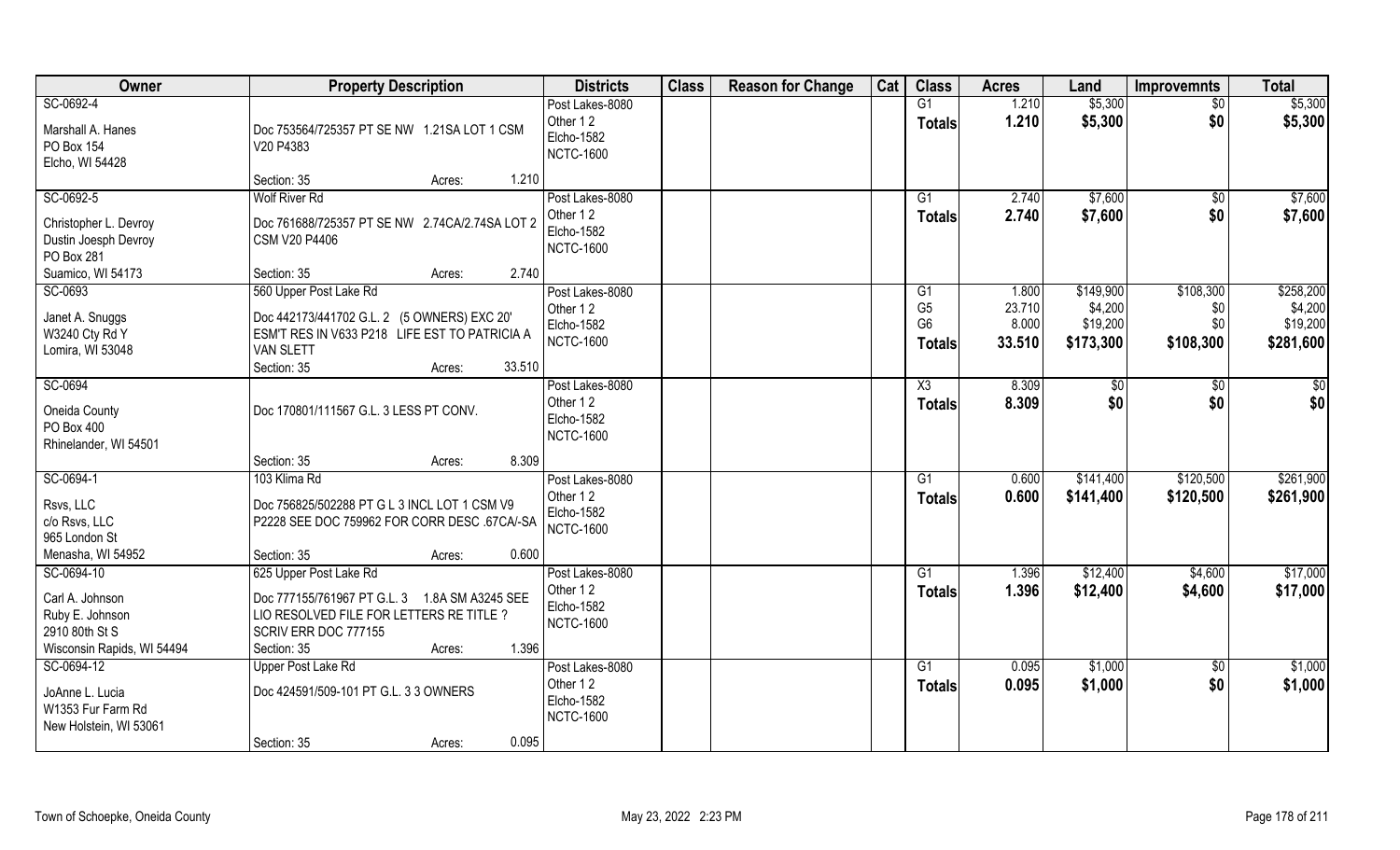| Owner | Property Description | Districts | Class | Reason for Change | Cat | Class | Acres | Land | Improvemnts | Total |
|---|---|---|---|---|---|---|---|---|---|---|
| SC-0692-4<br>Marshall A. Hanes<br>PO Box 154<br>Elcho, WI 54428 | Doc 753564/725357 PT SE NW 1.21SA LOT 1 CSM V20 P4383<br>Section: 35 Acres: 1.210 | Post Lakes-8080<br>Other 1 2<br>Elcho-1582<br>NCTC-1600 | | | | G1<br>**Totals** | 1.210<br>**1.210** | \$5,300<br>**\$5,300** | \$0<br>**\$0** | \$5,300<br>**\$5,300** |
| SC-0692-5<br>Christopher L. Devroy<br>Dustin Joesph Devroy<br>PO Box 281<br>Suamico, WI 54173 | Wolf River Rd<br>Doc 761688/725357 PT SE NW 2.74CA/2.74SA LOT 2 CSM V20 P4406<br>Section: 35 Acres: 2.740 | Post Lakes-8080<br>Other 1 2<br>Elcho-1582<br>NCTC-1600 | | | | G1<br>**Totals** | 2.740<br>**2.740** | \$7,600<br>**\$7,600** | \$0<br>**\$0** | \$7,600<br>**\$7,600** |
| SC-0693<br>Janet A. Snuggs<br>W3240 Cty Rd Y<br>Lomira, WI 53048 | 560 Upper Post Lake Rd<br>Doc 442173/441702 G.L. 2 (5 OWNERS) EXC 20' ESM'T RES IN V633 P218 LIFE EST TO PATRICIA A VAN SLETT<br>Section: 35 Acres: 33.510 | Post Lakes-8080<br>Other 1 2<br>Elcho-1582<br>NCTC-1600 | | | | G1<br>G5<br>G6<br>**Totals** | 1.800<br>23.710<br>8.000<br>**33.510** | \$149,900<br>\$4,200<br>\$19,200<br>**\$173,300** | \$108,300<br>\$0<br>\$0<br>**\$108,300** | \$258,200<br>\$4,200<br>\$19,200<br>**\$281,600** |
| SC-0694<br>Oneida County<br>PO Box 400<br>Rhinelander, WI 54501 | Doc 170801/111567 G.L. 3 LESS PT CONV.<br>Section: 35 Acres: 8.309 | Post Lakes-8080<br>Other 1 2<br>Elcho-1582<br>NCTC-1600 | | | | X3<br>**Totals** | 8.309<br>**8.309** | \$0<br>**\$0** | \$0<br>**\$0** | \$0<br>**\$0** |
| SC-0694-1<br>Rsvs, LLC<br>c/o Rsvs, LLC<br>965 London St<br>Menasha, WI 54952 | 103 Klima Rd<br>Doc 756825/502288 PT G L 3 INCL LOT 1 CSM V9 P2228 SEE DOC 759962 FOR CORR DESC .67CA/-SA<br>Section: 35 Acres: 0.600 | Post Lakes-8080<br>Other 1 2<br>Elcho-1582<br>NCTC-1600 | | | | G1<br>**Totals** | 0.600<br>**0.600** | \$141,400<br>**\$141,400** | \$120,500<br>**\$120,500** | \$261,900<br>**\$261,900** |
| SC-0694-10<br>Carl A. Johnson<br>Ruby E. Johnson<br>2910 80th St S<br>Wisconsin Rapids, WI 54494 | 625 Upper Post Lake Rd<br>Doc 777155/761967 PT G.L. 3 1.8A SM A3245 SEE LIO RESOLVED FILE FOR LETTERS RE TITLE ? SCRIV ERR DOC 777155<br>Section: 35 Acres: 1.396 | Post Lakes-8080<br>Other 1 2<br>Elcho-1582<br>NCTC-1600 | | | | G1<br>**Totals** | 1.396<br>**1.396** | \$12,400<br>**\$12,400** | \$4,600<br>**\$4,600** | \$17,000<br>**\$17,000** |
| SC-0694-12<br>JoAnne L. Lucia<br>W1353 Fur Farm Rd<br>New Holstein, WI 53061 | Upper Post Lake Rd<br>Doc 424591/509-101 PT G.L. 3 3 OWNERS<br>Section: 35 Acres: 0.095 | Post Lakes-8080<br>Other 1 2<br>Elcho-1582<br>NCTC-1600 | | | | G1<br>**Totals** | 0.095<br>**0.095** | \$1,000<br>**\$1,000** | \$0<br>**\$0** | \$1,000<br>**\$1,000** |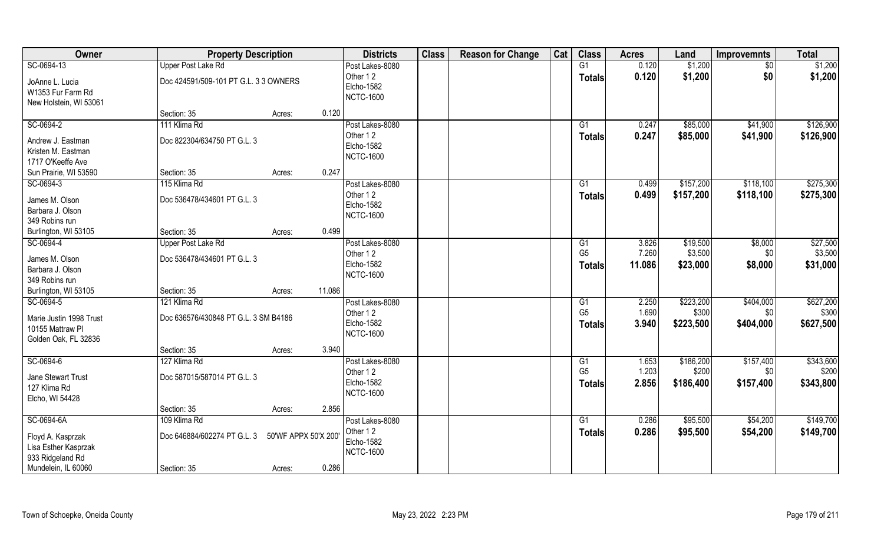| Owner | Property Description | | Districts | Class | Reason for Change | Cat | Class | Acres | Land | Improvemnts | Total |
|---|---|---|---|---|---|---|---|---|---|---|---|
| SC-0694-13 | Upper Post Lake Rd | | Post Lakes-8080 | | | | G1 | 0.120 | $1,200 | $0 | $1,200 |
| JoAnne L. Lucia | Doc 424591/509-101 PT G.L. 3 3 OWNERS | | Other 1 2 | | | | **Totals** | **0.120** | **$1,200** | **$0** | **$1,200** |
| W1353 Fur Farm Rd | | | Elcho-1582 | | | | | | | | |
| New Holstein, WI 53061 | | | NCTC-1600 | | | | | | | | |
| | Section: 35 | Acres: 0.120 | | | | | | | | | |
| SC-0694-2 | 111 Klima Rd | | Post Lakes-8080 | | | | G1 | 0.247 | $85,000 | $41,900 | $126,900 |
| Andrew J. Eastman | Doc 822304/634750 PT G.L. 3 | | Other 1 2 | | | | **Totals** | **0.247** | **$85,000** | **$41,900** | **$126,900** |
| Kristen M. Eastman | | | Elcho-1582 | | | | | | | | |
| 1717 O'Keeffe Ave | | | NCTC-1600 | | | | | | | | |
| Sun Prairie, WI 53590 | Section: 35 | Acres: 0.247 | | | | | | | | | |
| SC-0694-3 | 115 Klima Rd | | Post Lakes-8080 | | | | G1 | 0.499 | $157,200 | $118,100 | $275,300 |
| James M. Olson | Doc 536478/434601 PT G.L. 3 | | Other 1 2 | | | | **Totals** | **0.499** | **$157,200** | **$118,100** | **$275,300** |
| Barbara J. Olson | | | Elcho-1582 | | | | | | | | |
| 349 Robins run | | | NCTC-1600 | | | | | | | | |
| Burlington, WI 53105 | Section: 35 | Acres: 0.499 | | | | | | | | | |
| SC-0694-4 | Upper Post Lake Rd | | Post Lakes-8080 | | | | G1 | 3.826 | $19,500 | $8,000 | $27,500 |
| James M. Olson | Doc 536478/434601 PT G.L. 3 | | Other 1 2 | | | | G5 | 7.260 | $3,500 | $0 | $3,500 |
| Barbara J. Olson | | | Elcho-1582 | | | | **Totals** | **11.086** | **$23,000** | **$8,000** | **$31,000** |
| 349 Robins run | | | NCTC-1600 | | | | | | | | |
| Burlington, WI 53105 | Section: 35 | Acres: 11.086 | | | | | | | | | |
| SC-0694-5 | 121 Klima Rd | | Post Lakes-8080 | | | | G1 | 2.250 | $223,200 | $404,000 | $627,200 |
| Marie Justin 1998 Trust | Doc 636576/430848 PT G.L. 3 SM B4186 | | Other 1 2 | | | | G5 | 1.690 | $300 | $0 | $300 |
| 10155 Mattraw Pl | | | Elcho-1582 | | | | **Totals** | **3.940** | **$223,500** | **$404,000** | **$627,500** |
| Golden Oak, FL 32836 | | | NCTC-1600 | | | | | | | | |
| | Section: 35 | Acres: 3.940 | | | | | | | | | |
| SC-0694-6 | 127 Klima Rd | | Post Lakes-8080 | | | | G1 | 1.653 | $186,200 | $157,400 | $343,600 |
| Jane Stewart Trust | Doc 587015/587014 PT G.L. 3 | | Other 1 2 | | | | G5 | 1.203 | $200 | $0 | $200 |
| 127 Klima Rd | | | Elcho-1582 | | | | **Totals** | **2.856** | **$186,400** | **$157,400** | **$343,800** |
| Elcho, WI 54428 | | | NCTC-1600 | | | | | | | | |
| | Section: 35 | Acres: 2.856 | | | | | | | | | |
| SC-0694-6A | 109 Klima Rd | | Post Lakes-8080 | | | | G1 | 0.286 | $95,500 | $54,200 | $149,700 |
| Floyd A. Kasprzak | Doc 646884/602274 PT G.L. 3 50'WF APPX 50'X 200' | | Other 1 2 | | | | **Totals** | **0.286** | **$95,500** | **$54,200** | **$149,700** |
| Lisa Esther Kasprzak | | | Elcho-1582 | | | | | | | | |
| 933 Ridgeland Rd | | | NCTC-1600 | | | | | | | | |
| Mundelein, IL 60060 | Section: 35 | Acres: 0.286 | | | | | | | | | |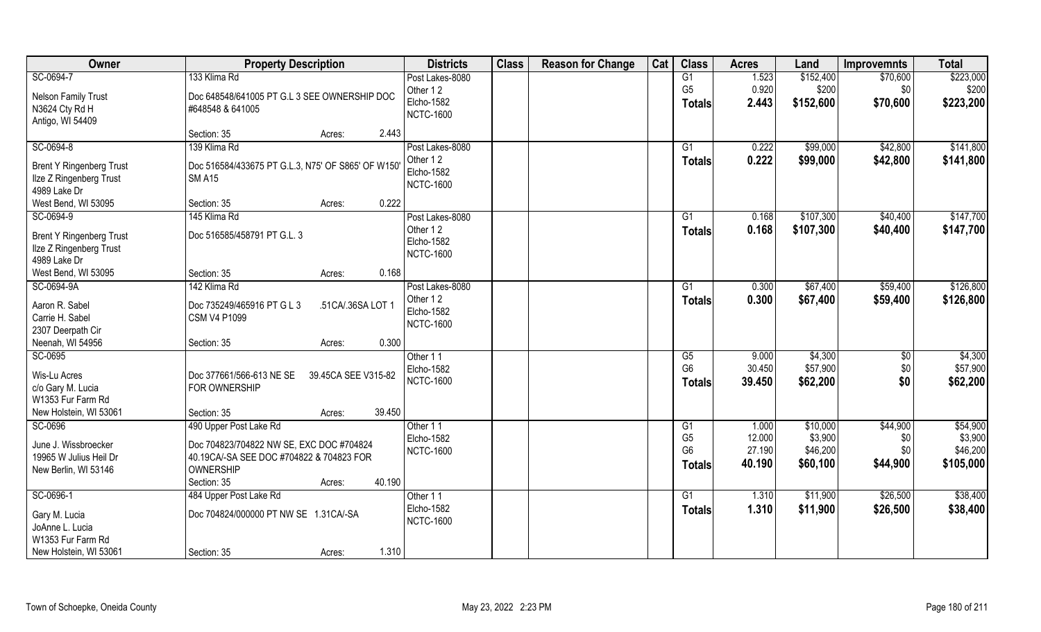| Owner | Property Description | | Districts | Class | Reason for Change | Cat | Class | Acres | Land | Improvemnts | Total |
|---|---|---|---|---|---|---|---|---|---|---|---|
| SC-0694-7 | 133 Klima Rd | | Post Lakes-8080 | | | | G1 | 1.523 | $152,400 | $70,600 | $223,000 |
| Nelson Family Trust | Doc 648548/641005 PT G.L 3 SEE OWNERSHIP DOC #648548 & 641005 | | Other 1 2 | | | | G5 | 0.920 | $200 | $0 | $200 |
| N3624 Cty Rd H | | | Elcho-1582 | | | | **Totals** | **2.443** | **$152,600** | **$70,600** | **$223,200** |
| Antigo, WI 54409 | | | NCTC-1600 | | | | | | | | |
| | Section: 35 | Acres: 2.443 | | | | | | | | | |
| SC-0694-8 | 139 Klima Rd | | Post Lakes-8080 | | | | G1 | 0.222 | $99,000 | $42,800 | $141,800 |
| Brent Y Ringenberg Trust | Doc 516584/433675 PT G.L.3, N75' OF S865' OF W150' SM A15 | | Other 1 2 | | | | **Totals** | **0.222** | **$99,000** | **$42,800** | **$141,800** |
| Ilze Z Ringenberg Trust | | | Elcho-1582 | | | | | | | | |
| 4989 Lake Dr | | | NCTC-1600 | | | | | | | | |
| West Bend, WI 53095 | Section: 35 | Acres: 0.222 | | | | | | | | | |
| SC-0694-9 | 145 Klima Rd | | Post Lakes-8080 | | | | G1 | 0.168 | $107,300 | $40,400 | $147,700 |
| Brent Y Ringenberg Trust | Doc 516585/458791 PT G.L. 3 | | Other 1 2 | | | | **Totals** | **0.168** | **$107,300** | **$40,400** | **$147,700** |
| Ilze Z Ringenberg Trust | | | Elcho-1582 | | | | | | | | |
| 4989 Lake Dr | | | NCTC-1600 | | | | | | | | |
| West Bend, WI 53095 | Section: 35 | Acres: 0.168 | | | | | | | | | |
| SC-0694-9A | 142 Klima Rd | | Post Lakes-8080 | | | | G1 | 0.300 | $67,400 | $59,400 | $126,800 |
| Aaron R. Sabel | Doc 735249/465916 PT G L 3 .51CA/.36SA LOT 1 CSM V4 P1099 | | Other 1 2 | | | | **Totals** | **0.300** | **$67,400** | **$59,400** | **$126,800** |
| Carrie H. Sabel | | | Elcho-1582 | | | | | | | | |
| 2307 Deerpath Cir | | | NCTC-1600 | | | | | | | | |
| Neenah, WI 54956 | Section: 35 | Acres: 0.300 | | | | | | | | | |
| SC-0695 | | | Other 1 1 | | | | G5 | 9.000 | $4,300 | $0 | $4,300 |
| Wis-Lu Acres | Doc 377661/566-613 NE SE 39.45CA SEE V315-82 FOR OWNERSHIP | | Elcho-1582 | | | | G6 | 30.450 | $57,900 | $0 | $57,900 |
| c/o Gary M. Lucia | | | NCTC-1600 | | | | **Totals** | **39.450** | **$62,200** | **$0** | **$62,200** |
| W1353 Fur Farm Rd | | | | | | | | | | | |
| New Holstein, WI 53061 | Section: 35 | Acres: 39.450 | | | | | | | | | |
| SC-0696 | 490 Upper Post Lake Rd | | Other 1 1 | | | | G1 | 1.000 | $10,000 | $44,900 | $54,900 |
| June J. Wissbroecker | Doc 704823/704822 NW SE, EXC DOC #704824 40.19CA/-SA SEE DOC #704822 & 704823 FOR OWNERSHIP | | Elcho-1582 | | | | G5 | 12.000 | $3,900 | $0 | $3,900 |
| 19965 W Julius Heil Dr | | | NCTC-1600 | | | | G6 | 27.190 | $46,200 | $0 | $46,200 |
| New Berlin, WI 53146 | | | | | | | **Totals** | **40.190** | **$60,100** | **$44,900** | **$105,000** |
| | Section: 35 | Acres: 40.190 | | | | | | | | | |
| SC-0696-1 | 484 Upper Post Lake Rd | | Other 1 1 | | | | G1 | 1.310 | $11,900 | $26,500 | $38,400 |
| Gary M. Lucia | Doc 704824/000000 PT NW SE 1.31CA/-SA | | Elcho-1582 | | | | **Totals** | **1.310** | **$11,900** | **$26,500** | **$38,400** |
| JoAnne L. Lucia | | | NCTC-1600 | | | | | | | | |
| W1353 Fur Farm Rd | | | | | | | | | | | |
| New Holstein, WI 53061 | Section: 35 | Acres: 1.310 | | | | | | | | | |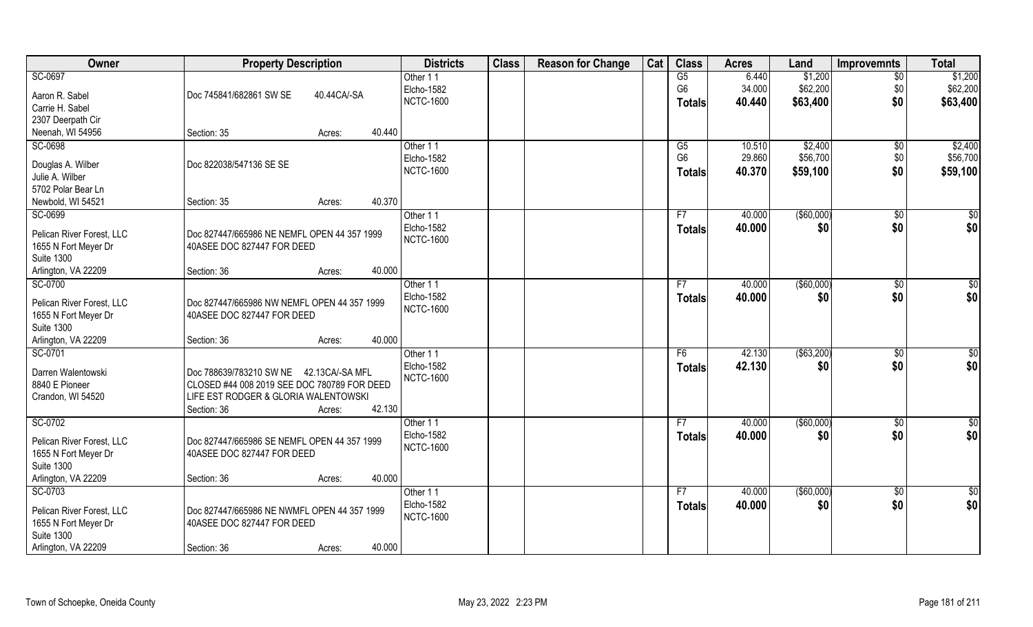| Owner | Property Description | | | Districts | Class | Reason for Change | Cat | Class | Acres | Land | Improvemnts | Total |
|---|---|---|---|---|---|---|---|---|---|---|---|---|
| SC-0697 | | | | Other 1 1 | | | | G5 | 6.440 | $1,200 | $0 | $1,200 |
| Aaron R. Sabel | Doc 745841/682861 SW SE | 40.44CA/-SA | | Elcho-1582 | | | | G6 | 34.000 | $62,200 | $0 | $62,200 |
| Carrie H. Sabel | | | | NCTC-1600 | | | | Totals | 40.440 | $63,400 | $0 | $63,400 |
| 2307 Deerpath Cir | | | | | | | | | | | | |
| Neenah, WI 54956 | Section: 35 | Acres: | 40.440 | | | | | | | | | |
| SC-0698 | | | | Other 1 1 | | | | G5 | 10.510 | $2,400 | $0 | $2,400 |
| Douglas A. Wilber | Doc 822038/547136 SE SE | | | Elcho-1582 | | | | G6 | 29.860 | $56,700 | $0 | $56,700 |
| Julie A. Wilber | | | | NCTC-1600 | | | | Totals | 40.370 | $59,100 | $0 | $59,100 |
| 5702 Polar Bear Ln | | | | | | | | | | | | |
| Newbold, WI 54521 | Section: 35 | Acres: | 40.370 | | | | | | | | | |
| SC-0699 | | | | Other 1 1 | | | | F7 | 40.000 | ($60,000) | $0 | $0 |
| Pelican River Forest, LLC | Doc 827447/665986 NE NEMFL OPEN 44 357 1999 | | | Elcho-1582 | | | | Totals | 40.000 | $0 | $0 | $0 |
| 1655 N Fort Meyer Dr | 40ASEE DOC 827447 FOR DEED | | | NCTC-1600 | | | | | | | | |
| Suite 1300 | | | | | | | | | | | | |
| Arlington, VA 22209 | Section: 36 | Acres: | 40.000 | | | | | | | | | |
| SC-0700 | | | | Other 1 1 | | | | F7 | 40.000 | ($60,000) | $0 | $0 |
| Pelican River Forest, LLC | Doc 827447/665986 NW NEMFL OPEN 44 357 1999 | | | Elcho-1582 | | | | Totals | 40.000 | $0 | $0 | $0 |
| 1655 N Fort Meyer Dr | 40ASEE DOC 827447 FOR DEED | | | NCTC-1600 | | | | | | | | |
| Suite 1300 | | | | | | | | | | | | |
| Arlington, VA 22209 | Section: 36 | Acres: | 40.000 | | | | | | | | | |
| SC-0701 | | | | Other 1 1 | | | | F6 | 42.130 | ($63,200) | $0 | $0 |
| Darren Walentowski | Doc 788639/783210 SW NE 42.13CA/-SA MFL | | | Elcho-1582 | | | | Totals | 42.130 | $0 | $0 | $0 |
| 8840 E Pioneer | CLOSED #44 008 2019 SEE DOC 780789 FOR DEED | | | NCTC-1600 | | | | | | | | |
| Crandon, WI 54520 | LIFE EST RODGER & GLORIA WALENTOWSKI | | | | | | | | | | | |
| | Section: 36 | Acres: | 42.130 | | | | | | | | | |
| SC-0702 | | | | Other 1 1 | | | | F7 | 40.000 | ($60,000) | $0 | $0 |
| Pelican River Forest, LLC | Doc 827447/665986 SE NEMFL OPEN 44 357 1999 | | | Elcho-1582 | | | | Totals | 40.000 | $0 | $0 | $0 |
| 1655 N Fort Meyer Dr | 40ASEE DOC 827447 FOR DEED | | | NCTC-1600 | | | | | | | | |
| Suite 1300 | | | | | | | | | | | | |
| Arlington, VA 22209 | Section: 36 | Acres: | 40.000 | | | | | | | | | |
| SC-0703 | | | | Other 1 1 | | | | F7 | 40.000 | ($60,000) | $0 | $0 |
| Pelican River Forest, LLC | Doc 827447/665986 NE NWMFL OPEN 44 357 1999 | | | Elcho-1582 | | | | Totals | 40.000 | $0 | $0 | $0 |
| 1655 N Fort Meyer Dr | 40ASEE DOC 827447 FOR DEED | | | NCTC-1600 | | | | | | | | |
| Suite 1300 | | | | | | | | | | | | |
| Arlington, VA 22209 | Section: 36 | Acres: | 40.000 | | | | | | | | | |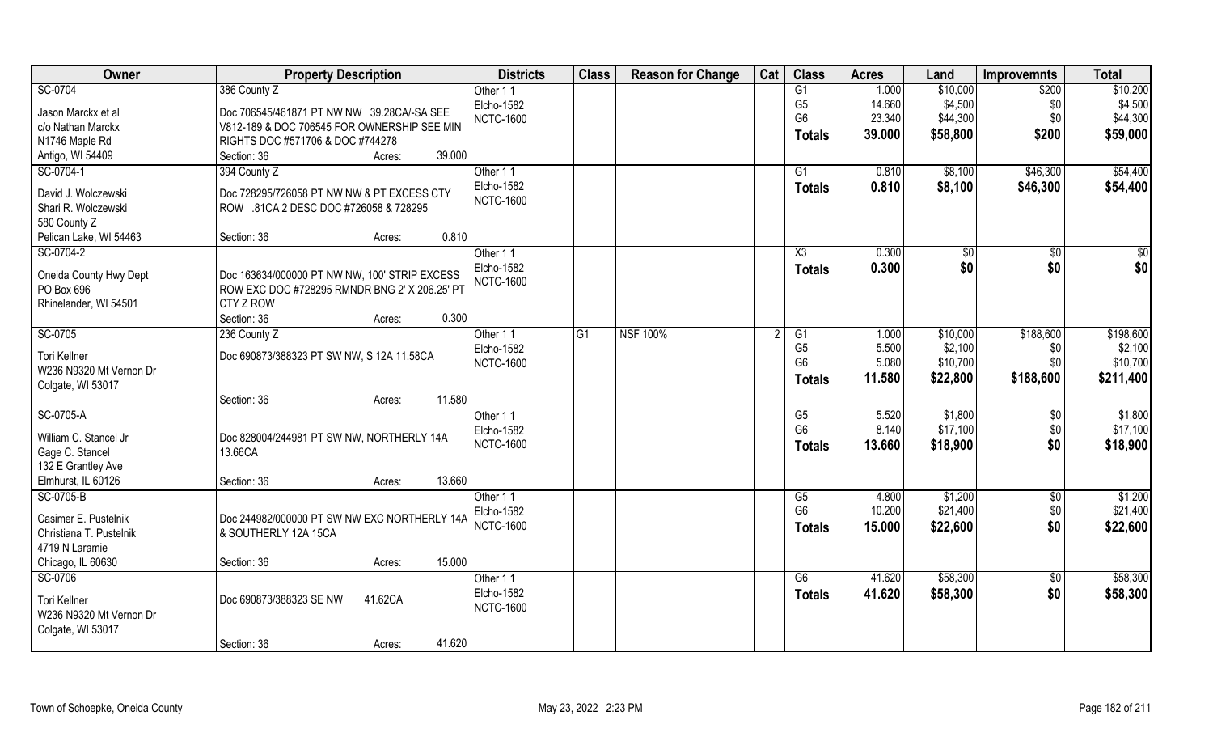| Owner | Property Description | Districts | Class | Reason for Change | Cat | Class | Acres | Land | Improvemnts | Total |
|---|---|---|---|---|---|---|---|---|---|---|
| SC-0704<br>Jason Marckx et al<br>c/o Nathan Marckx<br>N1746 Maple Rd<br>Antigo, WI 54409 | 386 County Z<br>Doc 706545/461871 PT NW NW 39.28CA/-SA SEE V812-189 & DOC 706545 FOR OWNERSHIP SEE MIN RIGHTS DOC #571706 & DOC #744278<br>Section: 36 Acres: 39.000 | Other 1 1<br>Elcho-1582<br>NCTC-1600 | | | | G1<br>G5<br>G6<br>**Totals** | 1.000<br>14.660<br>23.340<br>**39.000** | $10,000<br>$4,500<br>$44,300<br>**$58,800** | $200<br>$0<br>$0<br>**$200** | $10,200<br>$4,500<br>$44,300<br>**$59,000** |
| SC-0704-1<br>David J. Wolczewski<br>Shari R. Wolczewski<br>580 County Z<br>Pelican Lake, WI 54463 | 394 County Z<br>Doc 728295/726058 PT NW NW & PT EXCESS CTY ROW .81CA 2 DESC DOC #726058 & 728295<br>Section: 36 Acres: 0.810 | Other 1 1<br>Elcho-1582<br>NCTC-1600 | | | | G1<br>**Totals** | 0.810<br>**0.810** | $8,100<br>**$8,100** | $46,300<br>**$46,300** | $54,400<br>**$54,400** |
| SC-0704-2<br>Oneida County Hwy Dept<br>PO Box 696<br>Rhinelander, WI 54501 | Doc 163634/000000 PT NW NW, 100' STRIP EXCESS ROW EXC DOC #728295 RMNDR BNG 2' X 206.25' PT CTY Z ROW<br>Section: 36 Acres: 0.300 | Other 1 1<br>Elcho-1582<br>NCTC-1600 | | | | X3<br>**Totals** | 0.300<br>**0.300** | $0<br>**$0** | $0<br>**$0** | $0<br>**$0** |
| SC-0705<br>Tori Kellner<br>W236 N9320 Mt Vernon Dr<br>Colgate, WI 53017 | 236 County Z<br>Doc 690873/388323 PT SW NW, S 12A 11.58CA<br>Section: 36 Acres: 11.580 | Other 1 1<br>Elcho-1582<br>NCTC-1600 | G1 | NSF 100% | 2 | G1<br>G5<br>G6<br>**Totals** | 1.000<br>5.500<br>5.080<br>**11.580** | $10,000<br>$2,100<br>$10,700<br>**$22,800** | $188,600<br>$0<br>$0<br>**$188,600** | $198,600<br>$2,100<br>$10,700<br>**$211,400** |
| SC-0705-A<br>William C. Stancel Jr<br>Gage C. Stancel<br>132 E Grantley Ave<br>Elmhurst, IL 60126 | Doc 828004/244981 PT SW NW, NORTHERLY 14A 13.66CA<br>Section: 36 Acres: 13.660 | Other 1 1<br>Elcho-1582<br>NCTC-1600 | | | | G5<br>G6<br>**Totals** | 5.520<br>8.140<br>**13.660** | $1,800<br>$17,100<br>**$18,900** | $0<br>$0<br>**$0** | $1,800<br>$17,100<br>**$18,900** |
| SC-0705-B<br>Casimer E. Pustelnik<br>Christiana T. Pustelnik<br>4719 N Laramie<br>Chicago, IL 60630 | Doc 244982/000000 PT SW NW EXC NORTHERLY 14A & SOUTHERLY 12A 15CA<br>Section: 36 Acres: 15.000 | Other 1 1<br>Elcho-1582<br>NCTC-1600 | | | | G5<br>G6<br>**Totals** | 4.800<br>10.200<br>**15.000** | $1,200<br>$21,400<br>**$22,600** | $0<br>$0<br>**$0** | $1,200<br>$21,400<br>**$22,600** |
| SC-0706<br>Tori Kellner<br>W236 N9320 Mt Vernon Dr<br>Colgate, WI 53017 | Doc 690873/388323 SE NW 41.62CA<br>Section: 36 Acres: 41.620 | Other 1 1<br>Elcho-1582<br>NCTC-1600 | | | | G6<br>**Totals** | 41.620<br>**41.620** | $58,300<br>**$58,300** | $0<br>**$0** | $58,300<br>**$58,300** |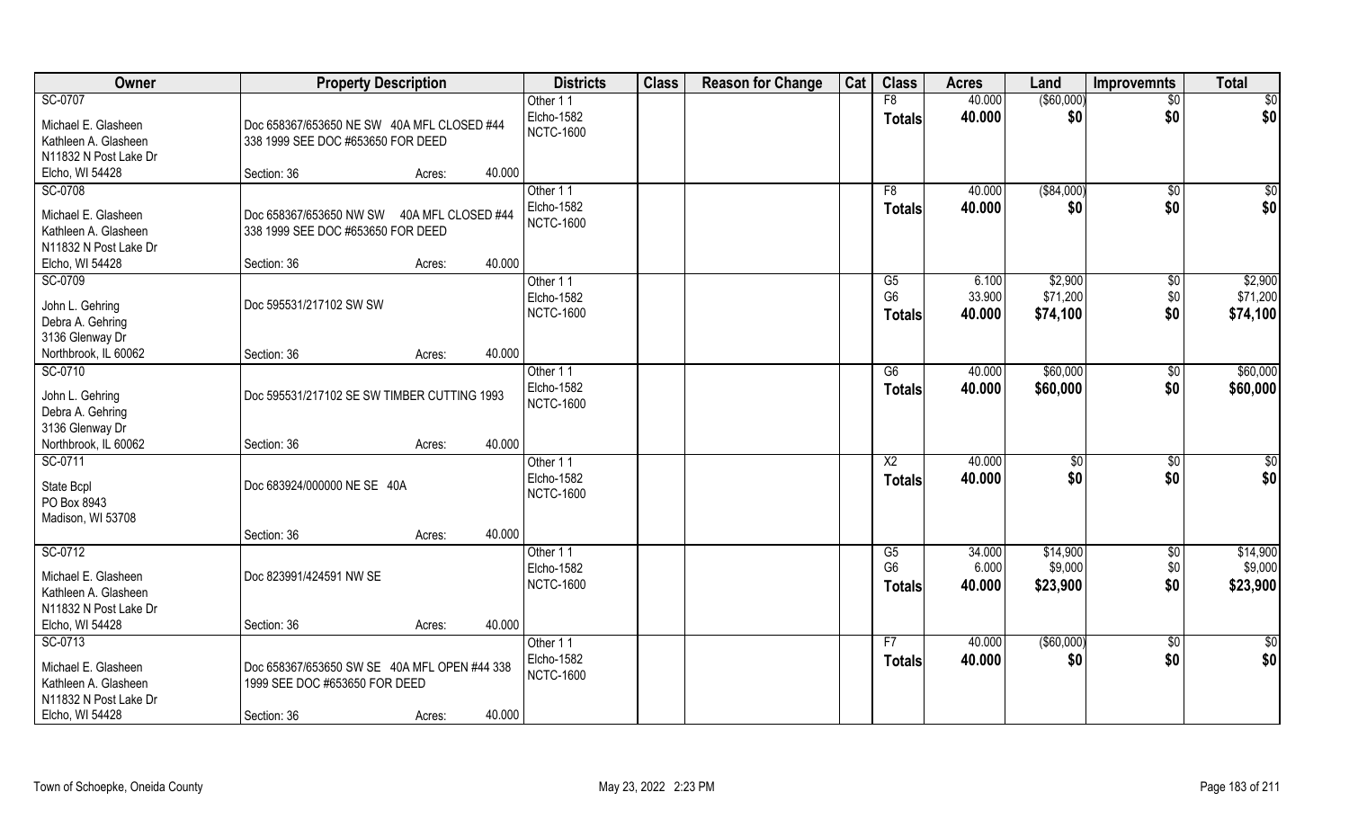| Owner | Property Description | Districts | Class | Reason for Change | Cat | Class | Acres | Land | Improvemnts | Total |
|---|---|---|---|---|---|---|---|---|---|---|
| SC-0707 | | Other 1 1 | | | | F8 | 40.000 | ($60,000) | $0 | $0 |
| Michael E. Glasheen | Doc 658367/653650 NE SW 40A MFL CLOSED #44 | Elcho-1582 | | | | **Totals** | **40.000** | **$0** | **$0** | **$0** |
| Kathleen A. Glasheen | 338 1999 SEE DOC #653650 FOR DEED | NCTC-1600 | | | | | | | | |
| N11832 N Post Lake Dr | | | | | | | | | | |
| Elcho, WI 54428 | Section: 36 Acres: 40.000 | | | | | | | | | |
| SC-0708 | | Other 1 1 | | | | F8 | 40.000 | ($84,000) | $0 | $0 |
| Michael E. Glasheen | Doc 658367/653650 NW SW 40A MFL CLOSED #44 | Elcho-1582 | | | | **Totals** | **40.000** | **$0** | **$0** | **$0** |
| Kathleen A. Glasheen | 338 1999 SEE DOC #653650 FOR DEED | NCTC-1600 | | | | | | | | |
| N11832 N Post Lake Dr | | | | | | | | | | |
| Elcho, WI 54428 | Section: 36 Acres: 40.000 | | | | | | | | | |
| SC-0709 | | Other 1 1 | | | | G5 | 6.100 | $2,900 | $0 | $2,900 |
| John L. Gehring | Doc 595531/217102 SW SW | Elcho-1582 | | | | G6 | 33.900 | $71,200 | $0 | $71,200 |
| Debra A. Gehring | | NCTC-1600 | | | | **Totals** | **40.000** | **$74,100** | **$0** | **$74,100** |
| 3136 Glenway Dr | | | | | | | | | | |
| Northbrook, IL 60062 | Section: 36 Acres: 40.000 | | | | | | | | | |
| SC-0710 | | Other 1 1 | | | | G6 | 40.000 | $60,000 | $0 | $60,000 |
| John L. Gehring | Doc 595531/217102 SE SW TIMBER CUTTING 1993 | Elcho-1582 | | | | **Totals** | **40.000** | **$60,000** | **$0** | **$60,000** |
| Debra A. Gehring | | NCTC-1600 | | | | | | | | |
| 3136 Glenway Dr | | | | | | | | | | |
| Northbrook, IL 60062 | Section: 36 Acres: 40.000 | | | | | | | | | |
| SC-0711 | | Other 1 1 | | | | X2 | 40.000 | $0 | $0 | $0 |
| State Bcpl | Doc 683924/000000 NE SE 40A | Elcho-1582 | | | | **Totals** | **40.000** | **$0** | **$0** | **$0** |
| PO Box 8943 | | NCTC-1600 | | | | | | | | |
| Madison, WI 53708 | | | | | | | | | | |
| | Section: 36 Acres: 40.000 | | | | | | | | | |
| SC-0712 | | Other 1 1 | | | | G5 | 34.000 | $14,900 | $0 | $14,900 |
| Michael E. Glasheen | Doc 823991/424591 NW SE | Elcho-1582 | | | | G6 | 6.000 | $9,000 | $0 | $9,000 |
| Kathleen A. Glasheen | | NCTC-1600 | | | | **Totals** | **40.000** | **$23,900** | **$0** | **$23,900** |
| N11832 N Post Lake Dr | | | | | | | | | | |
| Elcho, WI 54428 | Section: 36 Acres: 40.000 | | | | | | | | | |
| SC-0713 | | Other 1 1 | | | | F7 | 40.000 | ($60,000) | $0 | $0 |
| Michael E. Glasheen | Doc 658367/653650 SW SE 40A MFL OPEN #44 338 | Elcho-1582 | | | | **Totals** | **40.000** | **$0** | **$0** | **$0** |
| Kathleen A. Glasheen | 1999 SEE DOC #653650 FOR DEED | NCTC-1600 | | | | | | | | |
| N11832 N Post Lake Dr | | | | | | | | | | |
| Elcho, WI 54428 | Section: 36 Acres: 40.000 | | | | | | | | | |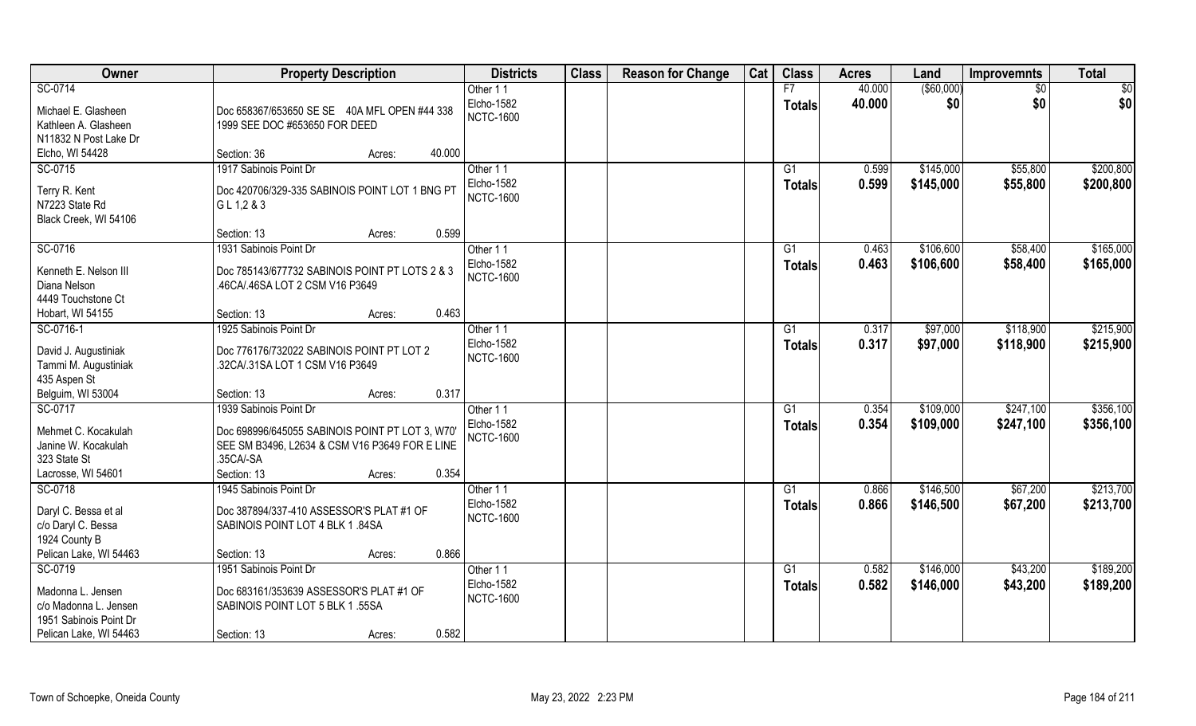| Owner | Property Description | Districts | Class | Reason for Change | Cat | Class | Acres | Land | Improvemnts | Total |
|---|---|---|---|---|---|---|---|---|---|---|
| SC-0714 | | Other 1 1 | | | | F7 | 40.000 | ($60,000) | $0 | $0 |
| Michael E. Glasheen<br>Kathleen A. Glasheen<br>N11832 N Post Lake Dr<br>Elcho, WI 54428 | Doc 658367/653650 SE SE 40A MFL OPEN #44 338 1999 SEE DOC #653650 FOR DEED<br>Section: 36 Acres: 40.000 | Elcho-1582<br>NCTC-1600 | | | | Totals | 40.000 | $0 | $0 | $0 |
| SC-0715 | 1917 Sabinois Point Dr | Other 1 1 | | | | G1 | 0.599 | $145,000 | $55,800 | $200,800 |
| Terry R. Kent<br>N7223 State Rd<br>Black Creek, WI 54106 | Doc 420706/329-335 SABINOIS POINT LOT 1 BNG PT G L 1,2 & 3<br>Section: 13 Acres: 0.599 | Elcho-1582<br>NCTC-1600 | | | | Totals | 0.599 | $145,000 | $55,800 | $200,800 |
| SC-0716 | 1931 Sabinois Point Dr | Other 1 1 | | | | G1 | 0.463 | $106,600 | $58,400 | $165,000 |
| Kenneth E. Nelson III<br>Diana Nelson<br>4449 Touchstone Ct<br>Hobart, WI 54155 | Doc 785143/677732 SABINOIS POINT PT LOTS 2 & 3 .46CA/.46SA LOT 2 CSM V16 P3649<br>Section: 13 Acres: 0.463 | Elcho-1582<br>NCTC-1600 | | | | Totals | 0.463 | $106,600 | $58,400 | $165,000 |
| SC-0716-1 | 1925 Sabinois Point Dr | Other 1 1 | | | | G1 | 0.317 | $97,000 | $118,900 | $215,900 |
| David J. Augustiniak<br>Tammi M. Augustiniak<br>435 Aspen St<br>Belguim, WI 53004 | Doc 776176/732022 SABINOIS POINT PT LOT 2 .32CA/.31SA LOT 1 CSM V16 P3649<br>Section: 13 Acres: 0.317 | Elcho-1582<br>NCTC-1600 | | | | Totals | 0.317 | $97,000 | $118,900 | $215,900 |
| SC-0717 | 1939 Sabinois Point Dr | Other 1 1 | | | | G1 | 0.354 | $109,000 | $247,100 | $356,100 |
| Mehmet C. Kocakulah<br>Janine W. Kocakulah<br>323 State St<br>Lacrosse, WI 54601 | Doc 698996/645055 SABINOIS POINT PT LOT 3, W70' SEE SM B3496, L2634 & CSM V16 P3649 FOR E LINE .35CA/-SA<br>Section: 13 Acres: 0.354 | Elcho-1582<br>NCTC-1600 | | | | Totals | 0.354 | $109,000 | $247,100 | $356,100 |
| SC-0718 | 1945 Sabinois Point Dr | Other 1 1 | | | | G1 | 0.866 | $146,500 | $67,200 | $213,700 |
| Daryl C. Bessa et al<br>c/o Daryl C. Bessa<br>1924 County B<br>Pelican Lake, WI 54463 | Doc 387894/337-410 ASSESSOR'S PLAT #1 OF SABINOIS POINT LOT 4 BLK 1 .84SA<br>Section: 13 Acres: 0.866 | Elcho-1582<br>NCTC-1600 | | | | Totals | 0.866 | $146,500 | $67,200 | $213,700 |
| SC-0719 | 1951 Sabinois Point Dr | Other 1 1 | | | | G1 | 0.582 | $146,000 | $43,200 | $189,200 |
| Madonna L. Jensen<br>c/o Madonna L. Jensen<br>1951 Sabinois Point Dr<br>Pelican Lake, WI 54463 | Doc 683161/353639 ASSESSOR'S PLAT #1 OF SABINOIS POINT LOT 5 BLK 1 .55SA<br>Section: 13 Acres: 0.582 | Elcho-1582<br>NCTC-1600 | | | | Totals | 0.582 | $146,000 | $43,200 | $189,200 |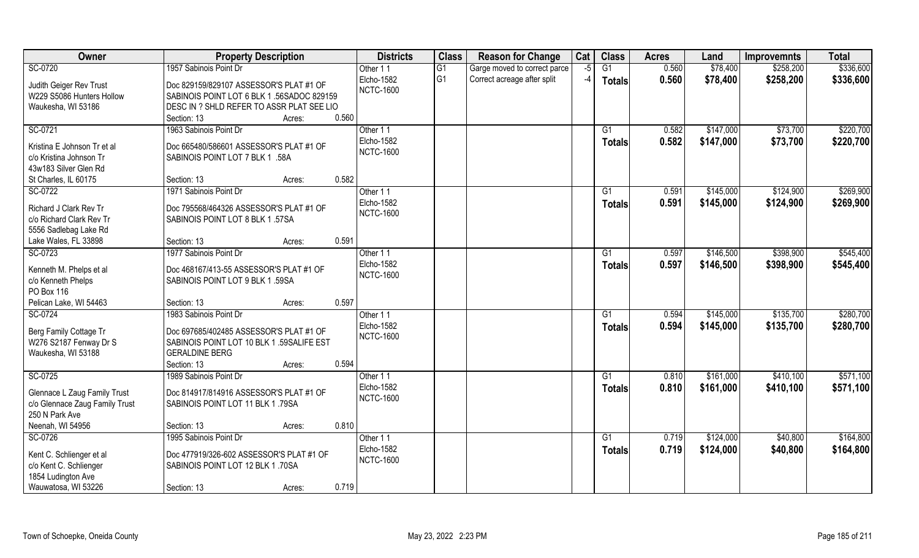| Owner | Property Description | | Districts | Class | Reason for Change | Cat | Class | Acres | Land | Improvemnts | Total |
|---|---|---|---|---|---|---|---|---|---|---|---|
| SC-0720 | 1957 Sabinois Point Dr | | Other 1 1 | G1 | Garge moved to correct parce | -5 | G1 | 0.560 | $78,400 | $258,200 | $336,600 |
| Judith Geiger Rev Trust | Doc 829159/829107 ASSESSOR'S PLAT #1 OF | | Elcho-1582 | G1 | Correct acreage after split | -4 | **Totals** | **0.560** | **$78,400** | **$258,200** | **$336,600** |
| W229 S5086 Hunters Hollow | SABINOIS POINT LOT 6 BLK 1 .56SADOC 829159 | | NCTC-1600 | | | | | | | | |
| Waukesha, WI 53186 | DESC IN ? SHLD REFER TO ASSR PLAT SEE LIO | | | | | | | | | | |
| | Section: 13 | Acres: 0.560 | | | | | | | | | |
| SC-0721 | 1963 Sabinois Point Dr | | Other 1 1 | | | | G1 | 0.582 | $147,000 | $73,700 | $220,700 |
| Kristina E Johnson Tr et al | Doc 665480/586601 ASSESSOR'S PLAT #1 OF | | Elcho-1582 | | | | **Totals** | **0.582** | **$147,000** | **$73,700** | **$220,700** |
| c/o Kristina Johnson Tr | SABINOIS POINT LOT 7 BLK 1 .58A | | NCTC-1600 | | | | | | | | |
| 43w183 Silver Glen Rd | | | | | | | | | | | |
| St Charles, IL 60175 | Section: 13 | Acres: 0.582 | | | | | | | | | |
| SC-0722 | 1971 Sabinois Point Dr | | Other 1 1 | | | | G1 | 0.591 | $145,000 | $124,900 | $269,900 |
| Richard J Clark Rev Tr | Doc 795568/464326 ASSESSOR'S PLAT #1 OF | | Elcho-1582 | | | | **Totals** | **0.591** | **$145,000** | **$124,900** | **$269,900** |
| c/o Richard Clark Rev Tr | SABINOIS POINT LOT 8 BLK 1 .57SA | | NCTC-1600 | | | | | | | | |
| 5556 Sadlebag Lake Rd | | | | | | | | | | | |
| Lake Wales, FL 33898 | Section: 13 | Acres: 0.591 | | | | | | | | | |
| SC-0723 | 1977 Sabinois Point Dr | | Other 1 1 | | | | G1 | 0.597 | $146,500 | $398,900 | $545,400 |
| Kenneth M. Phelps et al | Doc 468167/413-55 ASSESSOR'S PLAT #1 OF | | Elcho-1582 | | | | **Totals** | **0.597** | **$146,500** | **$398,900** | **$545,400** |
| c/o Kenneth Phelps | SABINOIS POINT LOT 9 BLK 1 .59SA | | NCTC-1600 | | | | | | | | |
| PO Box 116 | | | | | | | | | | | |
| Pelican Lake, WI 54463 | Section: 13 | Acres: 0.597 | | | | | | | | | |
| SC-0724 | 1983 Sabinois Point Dr | | Other 1 1 | | | | G1 | 0.594 | $145,000 | $135,700 | $280,700 |
| Berg Family Cottage Tr | Doc 697685/402485 ASSESSOR'S PLAT #1 OF | | Elcho-1582 | | | | **Totals** | **0.594** | **$145,000** | **$135,700** | **$280,700** |
| W276 S2187 Fenway Dr S | SABINOIS POINT LOT 10 BLK 1 .59SALIFE EST | | NCTC-1600 | | | | | | | | |
| Waukesha, WI 53188 | GERALDINE BERG | | | | | | | | | | |
| | Section: 13 | Acres: 0.594 | | | | | | | | | |
| SC-0725 | 1989 Sabinois Point Dr | | Other 1 1 | | | | G1 | 0.810 | $161,000 | $410,100 | $571,100 |
| Glennace L Zaug Family Trust | Doc 814917/814916 ASSESSOR'S PLAT #1 OF | | Elcho-1582 | | | | **Totals** | **0.810** | **$161,000** | **$410,100** | **$571,100** |
| c/o Glennace Zaug Family Trust | SABINOIS POINT LOT 11 BLK 1 .79SA | | NCTC-1600 | | | | | | | | |
| 250 N Park Ave | | | | | | | | | | | |
| Neenah, WI 54956 | Section: 13 | Acres: 0.810 | | | | | | | | | |
| SC-0726 | 1995 Sabinois Point Dr | | Other 1 1 | | | | G1 | 0.719 | $124,000 | $40,800 | $164,800 |
| Kent C. Schlienger et al | Doc 477919/326-602 ASSESSOR'S PLAT #1 OF | | Elcho-1582 | | | | **Totals** | **0.719** | **$124,000** | **$40,800** | **$164,800** |
| c/o Kent C. Schlienger | SABINOIS POINT LOT 12 BLK 1 .70SA | | NCTC-1600 | | | | | | | | |
| 1854 Ludington Ave | | | | | | | | | | | |
| Wauwatosa, WI 53226 | Section: 13 | Acres: 0.719 | | | | | | | | | |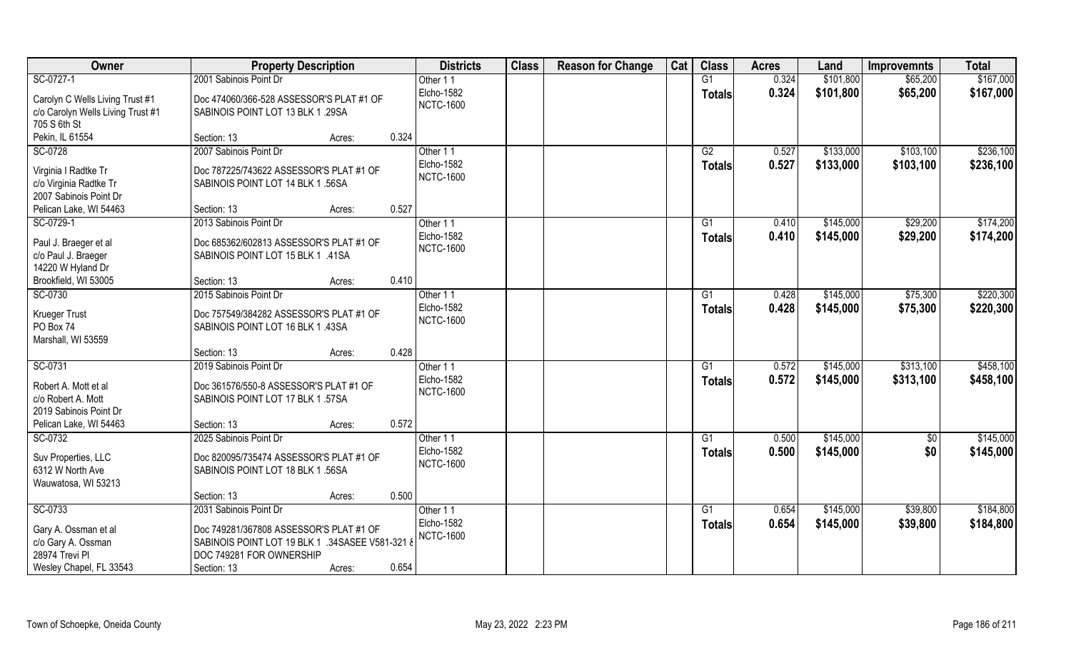| Owner | Property Description | | Districts | Class | Reason for Change | Cat | Class | Acres | Land | Improvemnts | Total |
|---|---|---|---|---|---|---|---|---|---|---|---|
| SC-0727-1<br>Carolyn C Wells Living Trust #1<br>c/o Carolyn Wells Living Trust #1<br>705 S 6th St<br>Pekin, IL 61554 | 2001 Sabinois Point Dr<br>Doc 474060/366-528 ASSESSOR'S PLAT #1 OF SABINOIS POINT LOT 13 BLK 1 .29SA<br>Section: 13 | Acres: 0.324 | Other 1 1<br>Elcho-1582<br>NCTC-1600 | | | | G1<br>Totals | 0.324<br>0.324 | $101,800<br>$101,800 | $65,200<br>$65,200 | $167,000<br>$167,000 |
| SC-0728<br>Virginia I Radtke Tr<br>c/o Virginia Radtke Tr<br>2007 Sabinois Point Dr<br>Pelican Lake, WI 54463 | 2007 Sabinois Point Dr<br>Doc 787225/743622 ASSESSOR'S PLAT #1 OF SABINOIS POINT LOT 14 BLK 1 .56SA<br>Section: 13 | Acres: 0.527 | Other 1 1<br>Elcho-1582<br>NCTC-1600 | | | | G2<br>Totals | 0.527<br>0.527 | $133,000<br>$133,000 | $103,100<br>$103,100 | $236,100<br>$236,100 |
| SC-0729-1<br>Paul J. Braeger et al<br>c/o Paul J. Braeger<br>14220 W Hyland Dr<br>Brookfield, WI 53005 | 2013 Sabinois Point Dr<br>Doc 685362/602813 ASSESSOR'S PLAT #1 OF SABINOIS POINT LOT 15 BLK 1 .41SA<br>Section: 13 | Acres: 0.410 | Other 1 1<br>Elcho-1582<br>NCTC-1600 | | | | G1<br>Totals | 0.410<br>0.410 | $145,000<br>$145,000 | $29,200<br>$29,200 | $174,200<br>$174,200 |
| SC-0730<br>Krueger Trust<br>PO Box 74<br>Marshall, WI 53559 | 2015 Sabinois Point Dr<br>Doc 757549/384282 ASSESSOR'S PLAT #1 OF SABINOIS POINT LOT 16 BLK 1 .43SA<br>Section: 13 | Acres: 0.428 | Other 1 1<br>Elcho-1582<br>NCTC-1600 | | | | G1<br>Totals | 0.428<br>0.428 | $145,000<br>$145,000 | $75,300<br>$75,300 | $220,300<br>$220,300 |
| SC-0731<br>Robert A. Mott et al<br>c/o Robert A. Mott<br>2019 Sabinois Point Dr<br>Pelican Lake, WI 54463 | 2019 Sabinois Point Dr<br>Doc 361576/550-8 ASSESSOR'S PLAT #1 OF SABINOIS POINT LOT 17 BLK 1 .57SA<br>Section: 13 | Acres: 0.572 | Other 1 1<br>Elcho-1582<br>NCTC-1600 | | | | G1<br>Totals | 0.572<br>0.572 | $145,000<br>$145,000 | $313,100<br>$313,100 | $458,100<br>$458,100 |
| SC-0732<br>Suv Properties, LLC<br>6312 W North Ave<br>Wauwatosa, WI 53213 | 2025 Sabinois Point Dr<br>Doc 820095/735474 ASSESSOR'S PLAT #1 OF SABINOIS POINT LOT 18 BLK 1 .56SA<br>Section: 13 | Acres: 0.500 | Other 1 1<br>Elcho-1582<br>NCTC-1600 | | | | G1<br>Totals | 0.500<br>0.500 | $145,000<br>$145,000 | $0<br>$0 | $145,000<br>$145,000 |
| SC-0733<br>Gary A. Ossman et al<br>c/o Gary A. Ossman<br>28974 Trevi Pl<br>Wesley Chapel, FL 33543 | 2031 Sabinois Point Dr<br>Doc 749281/367808 ASSESSOR'S PLAT #1 OF SABINOIS POINT LOT 19 BLK 1 .34SASEE V581-321 & DOC 749281 FOR OWNERSHIP<br>Section: 13 | Acres: 0.654 | Other 1 1<br>Elcho-1582<br>NCTC-1600 | | | | G1<br>Totals | 0.654<br>0.654 | $145,000<br>$145,000 | $39,800<br>$39,800 | $184,800<br>$184,800 |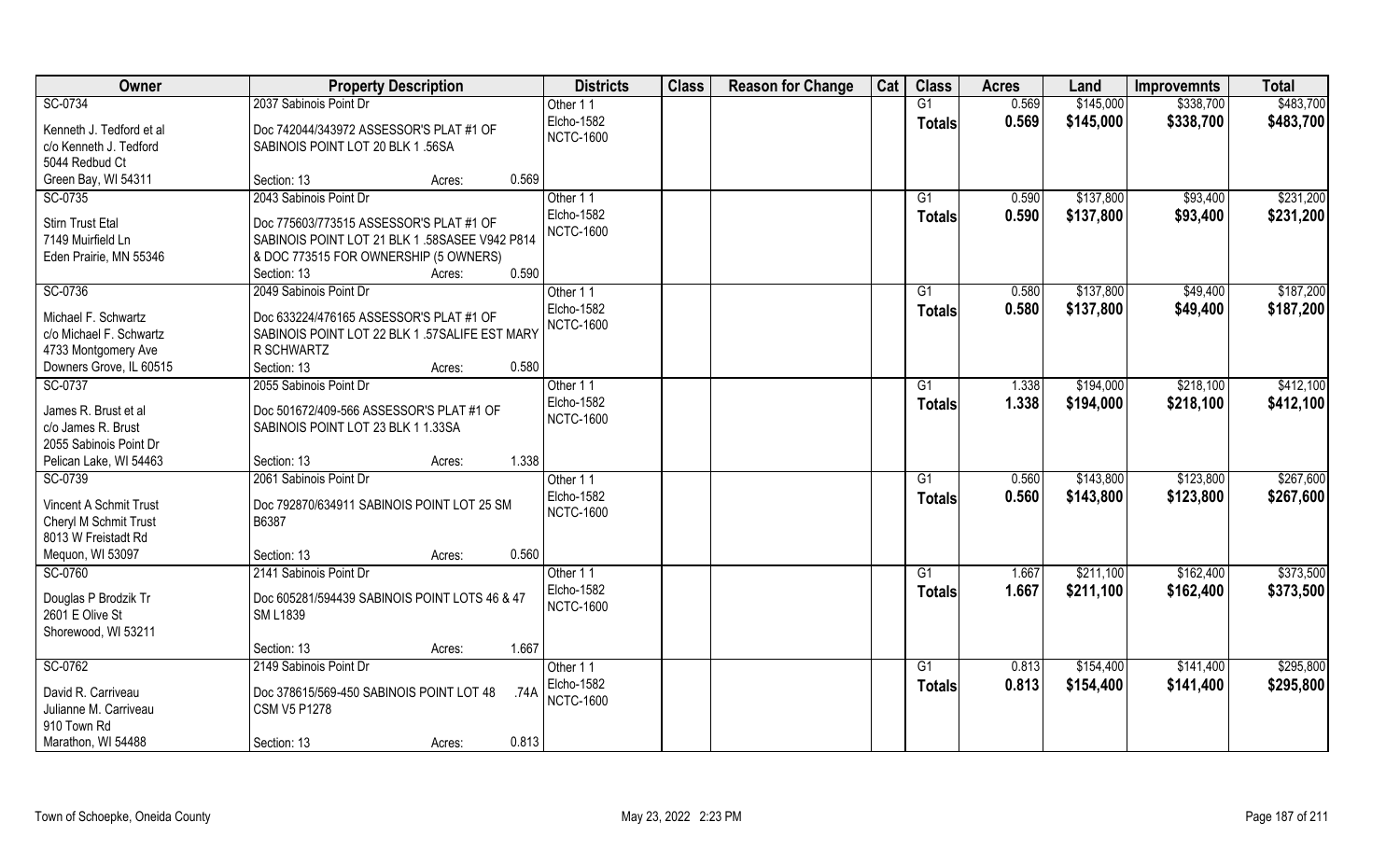| Owner | Property Description | Districts | Class | Reason for Change | Cat | Class | Acres | Land | Improvemnts | Total |
|---|---|---|---|---|---|---|---|---|---|---|
| SC-0734 | 2037 Sabinois Point Dr | Other 1 1 | | | | G1 | 0.569 | $145,000 | $338,700 | $483,700 |
| Kenneth J. Tedford et al<br>c/o Kenneth J. Tedford<br>5044 Redbud Ct<br>Green Bay, WI 54311 | Doc 742044/343972 ASSESSOR'S PLAT #1 OF SABINOIS POINT LOT 20 BLK 1 .56SA<br>Section: 13 Acres: 0.569 | Elcho-1582<br>NCTC-1600 | | | | **Totals** | **0.569** | **$145,000** | **$338,700** | **$483,700** |
| SC-0735 | 2043 Sabinois Point Dr | Other 1 1 | | | | G1 | 0.590 | $137,800 | $93,400 | $231,200 |
| Stirn Trust Etal<br>7149 Muirfield Ln<br>Eden Prairie, MN 55346 | Doc 775603/773515 ASSESSOR'S PLAT #1 OF SABINOIS POINT LOT 21 BLK 1 .58SASEE V942 P814 & DOC 773515 FOR OWNERSHIP (5 OWNERS)<br>Section: 13 Acres: 0.590 | Elcho-1582<br>NCTC-1600 | | | | **Totals** | **0.590** | **$137,800** | **$93,400** | **$231,200** |
| SC-0736 | 2049 Sabinois Point Dr | Other 1 1 | | | | G1 | 0.580 | $137,800 | $49,400 | $187,200 |
| Michael F. Schwartz<br>c/o Michael F. Schwartz<br>4733 Montgomery Ave<br>Downers Grove, IL 60515 | Doc 633224/476165 ASSESSOR'S PLAT #1 OF SABINOIS POINT LOT 22 BLK 1 .57SALIFE EST MARY R SCHWARTZ<br>Section: 13 Acres: 0.580 | Elcho-1582<br>NCTC-1600 | | | | **Totals** | **0.580** | **$137,800** | **$49,400** | **$187,200** |
| SC-0737 | 2055 Sabinois Point Dr | Other 1 1 | | | | G1 | 1.338 | $194,000 | $218,100 | $412,100 |
| James R. Brust et al<br>c/o James R. Brust<br>2055 Sabinois Point Dr<br>Pelican Lake, WI 54463 | Doc 501672/409-566 ASSESSOR'S PLAT #1 OF SABINOIS POINT LOT 23 BLK 1 1.33SA<br>Section: 13 Acres: 1.338 | Elcho-1582<br>NCTC-1600 | | | | **Totals** | **1.338** | **$194,000** | **$218,100** | **$412,100** |
| SC-0739 | 2061 Sabinois Point Dr | Other 1 1 | | | | G1 | 0.560 | $143,800 | $123,800 | $267,600 |
| Vincent A Schmit Trust<br>Cheryl M Schmit Trust<br>8013 W Freistadt Rd<br>Mequon, WI 53097 | Doc 792870/634911 SABINOIS POINT LOT 25 SM B6387<br>Section: 13 Acres: 0.560 | Elcho-1582<br>NCTC-1600 | | | | **Totals** | **0.560** | **$143,800** | **$123,800** | **$267,600** |
| SC-0760 | 2141 Sabinois Point Dr | Other 1 1 | | | | G1 | 1.667 | $211,100 | $162,400 | $373,500 |
| Douglas P Brodzik Tr<br>2601 E Olive St<br>Shorewood, WI 53211 | Doc 605281/594439 SABINOIS POINT LOTS 46 & 47 SM L1839<br>Section: 13 Acres: 1.667 | Elcho-1582<br>NCTC-1600 | | | | **Totals** | **1.667** | **$211,100** | **$162,400** | **$373,500** |
| SC-0762 | 2149 Sabinois Point Dr | Other 1 1 | | | | G1 | 0.813 | $154,400 | $141,400 | $295,800 |
| David R. Carriveau<br>Julianne M. Carriveau<br>910 Town Rd<br>Marathon, WI 54488 | Doc 378615/569-450 SABINOIS POINT LOT 48 .74A CSM V5 P1278<br>Section: 13 Acres: 0.813 | Elcho-1582<br>NCTC-1600 | | | | **Totals** | **0.813** | **$154,400** | **$141,400** | **$295,800** |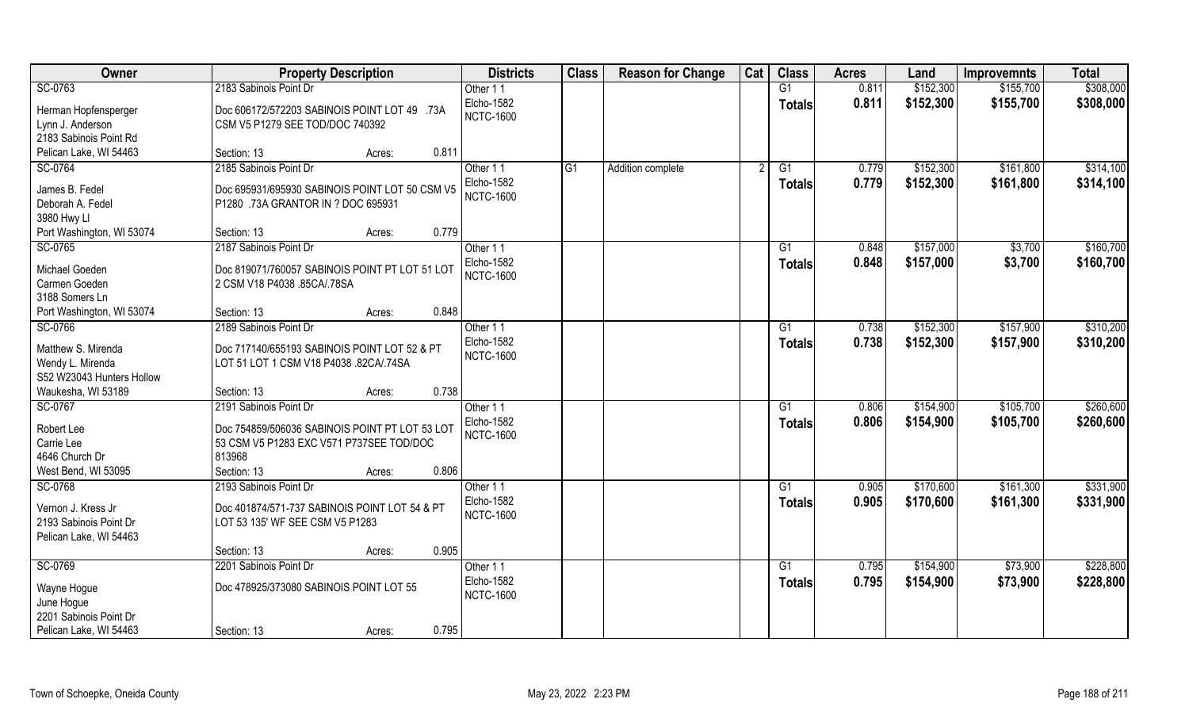| Owner | Property Description | Districts | Class | Reason for Change | Cat | Class | Acres | Land | Improvemnts | Total |
|---|---|---|---|---|---|---|---|---|---|---|
| SC-0763 | 2183 Sabinois Point Dr | Other 1 1 | | | | G1 | 0.811 | \$152,300 | \$155,700 | \$308,000 |
| Herman Hopfensperger<br>Lynn J. Anderson<br>2183 Sabinois Point Rd<br>Pelican Lake, WI 54463 | Doc 606172/572203 SABINOIS POINT LOT 49 .73A CSM V5 P1279 SEE TOD/DOC 740392<br>Section: 13 Acres: 0.811 | Elcho-1582<br>NCTC-1600 | | | | **Totals** | **0.811** | **\$152,300** | **\$155,700** | **\$308,000** |
| SC-0764 | 2185 Sabinois Point Dr | Other 1 1 | G1 | Addition complete | 2 | G1 | 0.779 | \$152,300 | \$161,800 | \$314,100 |
| James B. Fedel<br>Deborah A. Fedel<br>3980 Hwy Ll<br>Port Washington, WI 53074 | Doc 695931/695930 SABINOIS POINT LOT 50 CSM V5 P1280 .73A GRANTOR IN ? DOC 695931<br>Section: 13 Acres: 0.779 | Elcho-1582<br>NCTC-1600 | | | | **Totals** | **0.779** | **\$152,300** | **\$161,800** | **\$314,100** |
| SC-0765 | 2187 Sabinois Point Dr | Other 1 1 | | | | G1 | 0.848 | \$157,000 | \$3,700 | \$160,700 |
| Michael Goeden<br>Carmen Goeden<br>3188 Somers Ln<br>Port Washington, WI 53074 | Doc 819071/760057 SABINOIS POINT PT LOT 51 LOT 2 CSM V18 P4038 .85CA/.78SA<br>Section: 13 Acres: 0.848 | Elcho-1582<br>NCTC-1600 | | | | **Totals** | **0.848** | **\$157,000** | **\$3,700** | **\$160,700** |
| SC-0766 | 2189 Sabinois Point Dr | Other 1 1 | | | | G1 | 0.738 | \$152,300 | \$157,900 | \$310,200 |
| Matthew S. Mirenda<br>Wendy L. Mirenda<br>S52 W23043 Hunters Hollow<br>Waukesha, WI 53189 | Doc 717140/655193 SABINOIS POINT LOT 52 & PT LOT 51 LOT 1 CSM V18 P4038 .82CA/.74SA<br>Section: 13 Acres: 0.738 | Elcho-1582<br>NCTC-1600 | | | | **Totals** | **0.738** | **\$152,300** | **\$157,900** | **\$310,200** |
| SC-0767 | 2191 Sabinois Point Dr | Other 1 1 | | | | G1 | 0.806 | \$154,900 | \$105,700 | \$260,600 |
| Robert Lee<br>Carrie Lee<br>4646 Church Dr<br>West Bend, WI 53095 | Doc 754859/506036 SABINOIS POINT PT LOT 53 LOT 53 CSM V5 P1283 EXC V571 P737SEE TOD/DOC 813968<br>Section: 13 Acres: 0.806 | Elcho-1582<br>NCTC-1600 | | | | **Totals** | **0.806** | **\$154,900** | **\$105,700** | **\$260,600** |
| SC-0768 | 2193 Sabinois Point Dr | Other 1 1 | | | | G1 | 0.905 | \$170,600 | \$161,300 | \$331,900 |
| Vernon J. Kress Jr<br>2193 Sabinois Point Dr<br>Pelican Lake, WI 54463 | Doc 401874/571-737 SABINOIS POINT LOT 54 & PT LOT 53 135' WF SEE CSM V5 P1283<br>Section: 13 Acres: 0.905 | Elcho-1582<br>NCTC-1600 | | | | **Totals** | **0.905** | **\$170,600** | **\$161,300** | **\$331,900** |
| SC-0769 | 2201 Sabinois Point Dr | Other 1 1 | | | | G1 | 0.795 | \$154,900 | \$73,900 | \$228,800 |
| Wayne Hogue<br>June Hogue<br>2201 Sabinois Point Dr<br>Pelican Lake, WI 54463 | Doc 478925/373080 SABINOIS POINT LOT 55<br>Section: 13 Acres: 0.795 | Elcho-1582<br>NCTC-1600 | | | | **Totals** | **0.795** | **\$154,900** | **\$73,900** | **\$228,800** |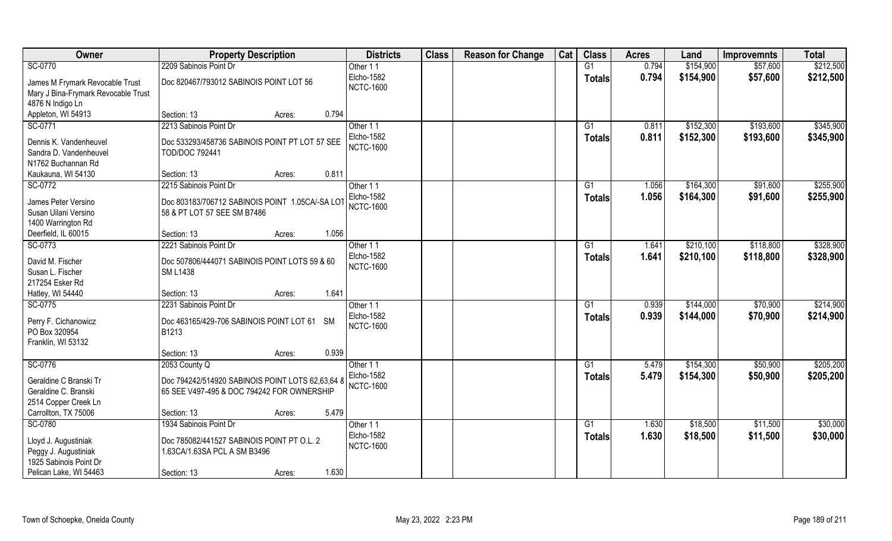| Owner | Property Description | Districts | Class | Reason for Change | Cat | Class | Acres | Land | Improvemnts | Total |
|---|---|---|---|---|---|---|---|---|---|---|
| SC-0770 | 2209 Sabinois Point Dr | Other 1 1 | | | | G1 | 0.794 | $154,900 | $57,600 | $212,500 |
| James M Frymark Revocable Trust<br>Mary J Bina-Frymark Revocable Trust<br>4876 N Indigo Ln<br>Appleton, WI 54913 | Doc 820467/793012 SABINOIS POINT LOT 56<br>Section: 13 Acres: 0.794 | Elcho-1582<br>NCTC-1600 | | | | Totals | 0.794 | $154,900 | $57,600 | $212,500 |
| SC-0771 | 2213 Sabinois Point Dr | Other 1 1 | | | | G1 | 0.811 | $152,300 | $193,600 | $345,900 |
| Dennis K. Vandenheuvel<br>Sandra D. Vandenheuvel<br>N1762 Buchannan Rd<br>Kaukauna, WI 54130 | Doc 533293/458736 SABINOIS POINT PT LOT 57 SEE TOD/DOC 792441<br>Section: 13 Acres: 0.811 | Elcho-1582<br>NCTC-1600 | | | | Totals | 0.811 | $152,300 | $193,600 | $345,900 |
| SC-0772 | 2215 Sabinois Point Dr | Other 1 1 | | | | G1 | 1.056 | $164,300 | $91,600 | $255,900 |
| James Peter Versino<br>Susan Uilani Versino<br>1400 Warrington Rd<br>Deerfield, IL 60015 | Doc 803183/706712 SABINOIS POINT 1.05CA/-SA LOT 58 & PT LOT 57 SEE SM B7486<br>Section: 13 Acres: 1.056 | Elcho-1582<br>NCTC-1600 | | | | Totals | 1.056 | $164,300 | $91,600 | $255,900 |
| SC-0773 | 2221 Sabinois Point Dr | Other 1 1 | | | | G1 | 1.641 | $210,100 | $118,800 | $328,900 |
| David M. Fischer<br>Susan L. Fischer<br>217254 Esker Rd<br>Hatley, WI 54440 | Doc 507806/444071 SABINOIS POINT LOTS 59 & 60 SM L1438<br>Section: 13 Acres: 1.641 | Elcho-1582<br>NCTC-1600 | | | | Totals | 1.641 | $210,100 | $118,800 | $328,900 |
| SC-0775 | 2231 Sabinois Point Dr | Other 1 1 | | | | G1 | 0.939 | $144,000 | $70,900 | $214,900 |
| Perry F. Cichanowicz<br>PO Box 320954<br>Franklin, WI 53132 | Doc 463165/429-706 SABINOIS POINT LOT 61 SM B1213<br>Section: 13 Acres: 0.939 | Elcho-1582<br>NCTC-1600 | | | | Totals | 0.939 | $144,000 | $70,900 | $214,900 |
| SC-0776 | 2053 County Q | Other 1 1 | | | | G1 | 5.479 | $154,300 | $50,900 | $205,200 |
| Geraldine C Branski Tr<br>Geraldine C. Branski<br>2514 Copper Creek Ln<br>Carrollton, TX 75006 | Doc 794242/514920 SABINOIS POINT LOTS 62,63,64 & 65 SEE V497-495 & DOC 794242 FOR OWNERSHIP<br>Section: 13 Acres: 5.479 | Elcho-1582<br>NCTC-1600 | | | | Totals | 5.479 | $154,300 | $50,900 | $205,200 |
| SC-0780 | 1934 Sabinois Point Dr | Other 1 1 | | | | G1 | 1.630 | $18,500 | $11,500 | $30,000 |
| Lloyd J. Augustiniak<br>Peggy J. Augustiniak<br>1925 Sabinois Point Dr<br>Pelican Lake, WI 54463 | Doc 785082/441527 SABINOIS POINT PT O.L. 2 1.63CA/1.63SA PCL A SM B3496<br>Section: 13 Acres: 1.630 | Elcho-1582<br>NCTC-1600 | | | | Totals | 1.630 | $18,500 | $11,500 | $30,000 |

Town of Schoepke, Oneida County | May 23, 2022 2:23 PM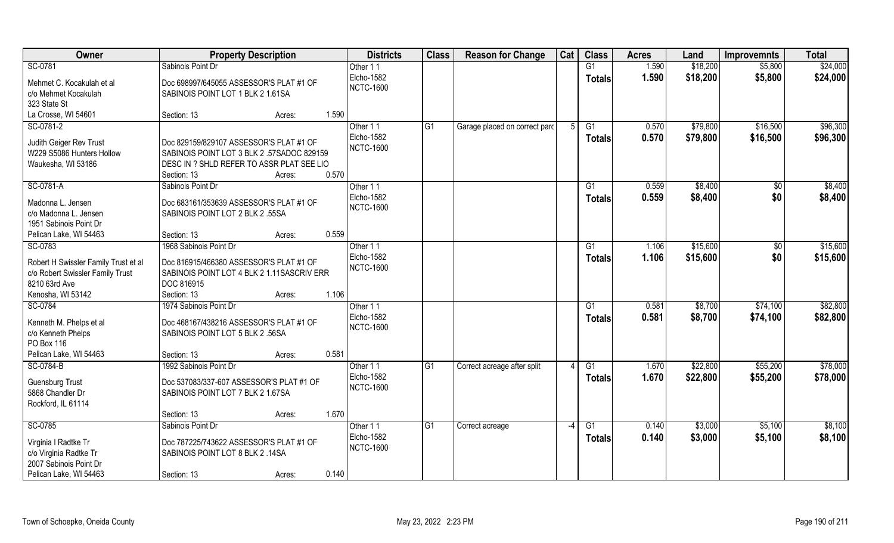| Owner | Property Description | Districts | Class | Reason for Change | Cat | Class | Acres | Land | Improvemnts | Total |
|---|---|---|---|---|---|---|---|---|---|---|
| SC-0781<br>Mehmet C. Kocakulah et al<br>c/o Mehmet Kocakulah<br>323 State St<br>La Crosse, WI 54601 | Sabinois Point Dr<br>Doc 698997/645055 ASSESSOR'S PLAT #1 OF SABINOIS POINT LOT 1 BLK 2 1.61SA<br>Section: 13 Acres: 1.590 | Other 1 1<br>Elcho-1582<br>NCTC-1600 | | | | G1<br>Totals | 1.590<br>1.590 | $18,200<br>$18,200 | $5,800<br>$5,800 | $24,000<br>$24,000 |
| SC-0781-2<br>Judith Geiger Rev Trust<br>W229 S5086 Hunters Hollow<br>Waukesha, WI 53186 | Doc 829159/829107 ASSESSOR'S PLAT #1 OF SABINOIS POINT LOT 3 BLK 2 .57SADOC 829159 DESC IN ? SHLD REFER TO ASSR PLAT SEE LIO<br>Section: 13 Acres: 0.570 | Other 1 1<br>Elcho-1582<br>NCTC-1600 | G1 | Garage placed on correct parc | 5 | G1<br>Totals | 0.570<br>0.570 | $79,800<br>$79,800 | $16,500<br>$16,500 | $96,300<br>$96,300 |
| SC-0781-A<br>Madonna L. Jensen<br>c/o Madonna L. Jensen<br>1951 Sabinois Point Dr<br>Pelican Lake, WI 54463 | Sabinois Point Dr<br>Doc 683161/353639 ASSESSOR'S PLAT #1 OF SABINOIS POINT LOT 2 BLK 2 .55SA<br>Section: 13 Acres: 0.559 | Other 1 1<br>Elcho-1582<br>NCTC-1600 | | | | G1<br>Totals | 0.559<br>0.559 | $8,400<br>$8,400 | $0<br>$0 | $8,400<br>$8,400 |
| SC-0783<br>Robert H Swissler Family Trust et al<br>c/o Robert Swissler Family Trust<br>8210 63rd Ave<br>Kenosha, WI 53142 | 1968 Sabinois Point Dr<br>Doc 816915/466380 ASSESSOR'S PLAT #1 OF SABINOIS POINT LOT 4 BLK 2 1.11SASCRIV ERR DOC 816915<br>Section: 13 Acres: 1.106 | Other 1 1<br>Elcho-1582<br>NCTC-1600 | | | | G1<br>Totals | 1.106<br>1.106 | $15,600<br>$15,600 | $0<br>$0 | $15,600<br>$15,600 |
| SC-0784<br>Kenneth M. Phelps et al<br>c/o Kenneth Phelps<br>PO Box 116<br>Pelican Lake, WI 54463 | 1974 Sabinois Point Dr<br>Doc 468167/438216 ASSESSOR'S PLAT #1 OF SABINOIS POINT LOT 5 BLK 2 .56SA<br>Section: 13 Acres: 0.581 | Other 1 1<br>Elcho-1582<br>NCTC-1600 | | | | G1<br>Totals | 0.581<br>0.581 | $8,700<br>$8,700 | $74,100<br>$74,100 | $82,800<br>$82,800 |
| SC-0784-B<br>Guensburg Trust<br>5868 Chandler Dr<br>Rockford, IL 61114 | 1992 Sabinois Point Dr<br>Doc 537083/337-607 ASSESSOR'S PLAT #1 OF SABINOIS POINT LOT 7 BLK 2 1.67SA<br>Section: 13 Acres: 1.670 | Other 1 1<br>Elcho-1582<br>NCTC-1600 | G1 | Correct acreage after split | 4 | G1<br>Totals | 1.670<br>1.670 | $22,800<br>$22,800 | $55,200<br>$55,200 | $78,000<br>$78,000 |
| SC-0785<br>Virginia I Radtke Tr<br>c/o Virginia Radtke Tr<br>2007 Sabinois Point Dr<br>Pelican Lake, WI 54463 | Sabinois Point Dr<br>Doc 787225/743622 ASSESSOR'S PLAT #1 OF SABINOIS POINT LOT 8 BLK 2 .14SA<br>Section: 13 Acres: 0.140 | Other 1 1<br>Elcho-1582<br>NCTC-1600 | G1 | Correct acreage | -4 | G1<br>Totals | 0.140<br>0.140 | $3,000<br>$3,000 | $5,100<br>$5,100 | $8,100<br>$8,100 |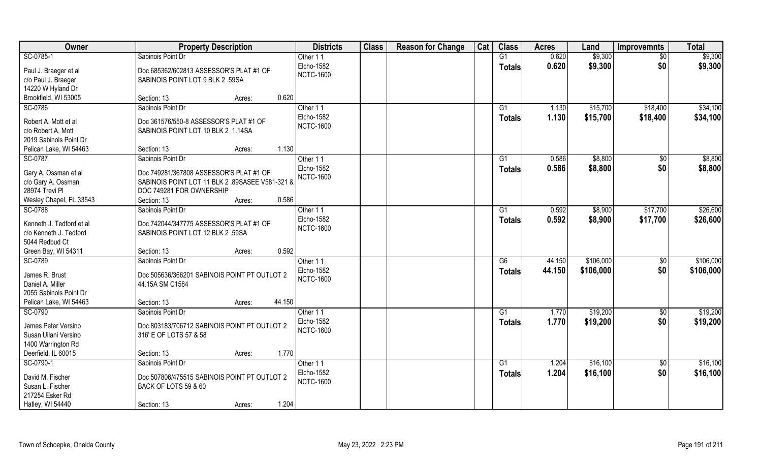| Owner | Property Description | Districts | Class | Reason for Change | Cat | Class | Acres | Land | Improvemnts | Total |
|---|---|---|---|---|---|---|---|---|---|---|
| SC-0785-1 | Sabinois Point Dr | Other 1 1 | | | | G1 | 0.620 | $9,300 | $0 | $9,300 |
| Paul J. Braeger et al | Doc 685362/602813 ASSESSOR'S PLAT #1 OF | Elcho-1582 | | | | Totals | 0.620 | $9,300 | $0 | $9,300 |
| c/o Paul J. Braeger | SABINOIS POINT LOT 9 BLK 2 .59SA | NCTC-1600 | | | | | | | | |
| 14220 W Hyland Dr | | | | | | | | | | |
| Brookfield, WI 53005 | Section: 13 Acres: 0.620 | | | | | | | | | |
| SC-0786 | Sabinois Point Dr | Other 1 1 | | | | G1 | 1.130 | $15,700 | $18,400 | $34,100 |
| Robert A. Mott et al | Doc 361576/550-8 ASSESSOR'S PLAT #1 OF | Elcho-1582 | | | | Totals | 1.130 | $15,700 | $18,400 | $34,100 |
| c/o Robert A. Mott | SABINOIS POINT LOT 10 BLK 2 1.14SA | NCTC-1600 | | | | | | | | |
| 2019 Sabinois Point Dr | | | | | | | | | | |
| Pelican Lake, WI 54463 | Section: 13 Acres: 1.130 | | | | | | | | | |
| SC-0787 | Sabinois Point Dr | Other 1 1 | | | | G1 | 0.586 | $8,800 | $0 | $8,800 |
| Gary A. Ossman et al | Doc 749281/367808 ASSESSOR'S PLAT #1 OF | Elcho-1582 | | | | Totals | 0.586 | $8,800 | $0 | $8,800 |
| c/o Gary A. Ossman | SABINOIS POINT LOT 11 BLK 2 .89SASEE V581-321 & | NCTC-1600 | | | | | | | | |
| 28974 Trevi Pl | DOC 749281 FOR OWNERSHIP | | | | | | | | | |
| Wesley Chapel, FL 33543 | Section: 13 Acres: 0.586 | | | | | | | | | |
| SC-0788 | Sabinois Point Dr | Other 1 1 | | | | G1 | 0.592 | $8,900 | $17,700 | $26,600 |
| Kenneth J. Tedford et al | Doc 742044/347775 ASSESSOR'S PLAT #1 OF | Elcho-1582 | | | | Totals | 0.592 | $8,900 | $17,700 | $26,600 |
| c/o Kenneth J. Tedford | SABINOIS POINT LOT 12 BLK 2 .59SA | NCTC-1600 | | | | | | | | |
| 5044 Redbud Ct | | | | | | | | | | |
| Green Bay, WI 54311 | Section: 13 Acres: 0.592 | | | | | | | | | |
| SC-0789 | Sabinois Point Dr | Other 1 1 | | | | G6 | 44.150 | $106,000 | $0 | $106,000 |
| James R. Brust | Doc 505636/366201 SABINOIS POINT PT OUTLOT 2 | Elcho-1582 | | | | Totals | 44.150 | $106,000 | $0 | $106,000 |
| Daniel A. Miller | 44.15A SM C1584 | NCTC-1600 | | | | | | | | |
| 2055 Sabinois Point Dr | | | | | | | | | | |
| Pelican Lake, WI 54463 | Section: 13 Acres: 44.150 | | | | | | | | | |
| SC-0790 | Sabinois Point Dr | Other 1 1 | | | | G1 | 1.770 | $19,200 | $0 | $19,200 |
| James Peter Versino | Doc 803183/706712 SABINOIS POINT PT OUTLOT 2 | Elcho-1582 | | | | Totals | 1.770 | $19,200 | $0 | $19,200 |
| Susan Uilani Versino | 316' E OF LOTS 57 & 58 | NCTC-1600 | | | | | | | | |
| 1400 Warrington Rd | | | | | | | | | | |
| Deerfield, IL 60015 | Section: 13 Acres: 1.770 | | | | | | | | | |
| SC-0790-1 | Sabinois Point Dr | Other 1 1 | | | | G1 | 1.204 | $16,100 | $0 | $16,100 |
| David M. Fischer | Doc 507806/475515 SABINOIS POINT PT OUTLOT 2 | Elcho-1582 | | | | Totals | 1.204 | $16,100 | $0 | $16,100 |
| Susan L. Fischer | BACK OF LOTS 59 & 60 | NCTC-1600 | | | | | | | | |
| 217254 Esker Rd | | | | | | | | | | |
| Hatley, WI 54440 | Section: 13 Acres: 1.204 | | | | | | | | | |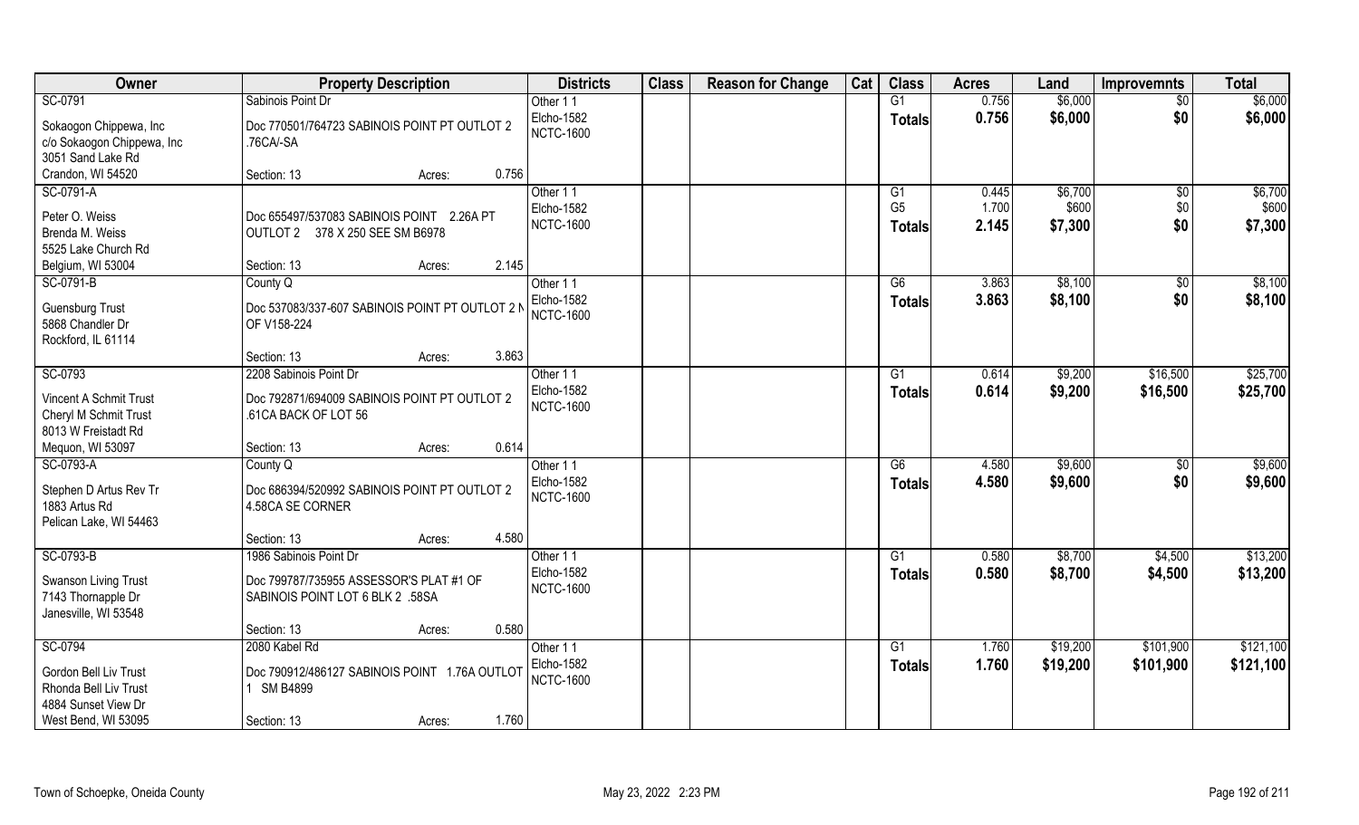| Owner | Property Description | Districts | Class | Reason for Change | Cat | Class | Acres | Land | Improvemnts | Total |
|---|---|---|---|---|---|---|---|---|---|---|
| SC-0791 | Sabinois Point Dr | Other 1 1 | | | | G1 | 0.756 | $6,000 | $0 | $6,000 |
| Sokaogon Chippewa, Inc | Doc 770501/764723 SABINOIS POINT PT OUTLOT 2 | Elcho-1582 | | | | Totals | 0.756 | $6,000 | $0 | $6,000 |
| c/o Sokaogon Chippewa, Inc | .76CA/-SA | NCTC-1600 | | | | | | | | |
| 3051 Sand Lake Rd | | | | | | | | | | |
| Crandon, WI 54520 | Section: 13 Acres: 0.756 | | | | | | | | | |
| SC-0791-A | | Other 1 1 | | | | G1 | 0.445 | $6,700 | $0 | $6,700 |
| Peter O. Weiss | Doc 655497/537083 SABINOIS POINT 2.26A PT | Elcho-1582 | | | | G5 | 1.700 | $600 | $0 | $600 |
| Brenda M. Weiss | OUTLOT 2 378 X 250 SEE SM B6978 | NCTC-1600 | | | | Totals | 2.145 | $7,300 | $0 | $7,300 |
| 5525 Lake Church Rd | | | | | | | | | | |
| Belgium, WI 53004 | Section: 13 Acres: 2.145 | | | | | | | | | |
| SC-0791-B | County Q | Other 1 1 | | | | G6 | 3.863 | $8,100 | $0 | $8,100 |
| Guensburg Trust | Doc 537083/337-607 SABINOIS POINT PT OUTLOT 2 N | Elcho-1582 | | | | Totals | 3.863 | $8,100 | $0 | $8,100 |
| 5868 Chandler Dr | OF V158-224 | NCTC-1600 | | | | | | | | |
| Rockford, IL 61114 | | | | | | | | | | |
| | Section: 13 Acres: 3.863 | | | | | | | | | |
| SC-0793 | 2208 Sabinois Point Dr | Other 1 1 | | | | G1 | 0.614 | $9,200 | $16,500 | $25,700 |
| Vincent A Schmit Trust | Doc 792871/694009 SABINOIS POINT PT OUTLOT 2 | Elcho-1582 | | | | Totals | 0.614 | $9,200 | $16,500 | $25,700 |
| Cheryl M Schmit Trust | .61CA BACK OF LOT 56 | NCTC-1600 | | | | | | | | |
| 8013 W Freistadt Rd | | | | | | | | | | |
| Mequon, WI 53097 | Section: 13 Acres: 0.614 | | | | | | | | | |
| SC-0793-A | County Q | Other 1 1 | | | | G6 | 4.580 | $9,600 | $0 | $9,600 |
| Stephen D Artus Rev Tr | Doc 686394/520992 SABINOIS POINT PT OUTLOT 2 | Elcho-1582 | | | | Totals | 4.580 | $9,600 | $0 | $9,600 |
| 1883 Artus Rd | 4.58CA SE CORNER | NCTC-1600 | | | | | | | | |
| Pelican Lake, WI 54463 | | | | | | | | | | |
| | Section: 13 Acres: 4.580 | | | | | | | | | |
| SC-0793-B | 1986 Sabinois Point Dr | Other 1 1 | | | | G1 | 0.580 | $8,700 | $4,500 | $13,200 |
| Swanson Living Trust | Doc 799787/735955 ASSESSOR'S PLAT #1 OF | Elcho-1582 | | | | Totals | 0.580 | $8,700 | $4,500 | $13,200 |
| 7143 Thornapple Dr | SABINOIS POINT LOT 6 BLK 2 .58SA | NCTC-1600 | | | | | | | | |
| Janesville, WI 53548 | | | | | | | | | | |
| | Section: 13 Acres: 0.580 | | | | | | | | | |
| SC-0794 | 2080 Kabel Rd | Other 1 1 | | | | G1 | 1.760 | $19,200 | $101,900 | $121,100 |
| Gordon Bell Liv Trust | Doc 790912/486127 SABINOIS POINT 1.76A OUTLOT | Elcho-1582 | | | | Totals | 1.760 | $19,200 | $101,900 | $121,100 |
| Rhonda Bell Liv Trust | 1 SM B4899 | NCTC-1600 | | | | | | | | |
| 4884 Sunset View Dr | | | | | | | | | | |
| West Bend, WI 53095 | Section: 13 Acres: 1.760 | | | | | | | | | |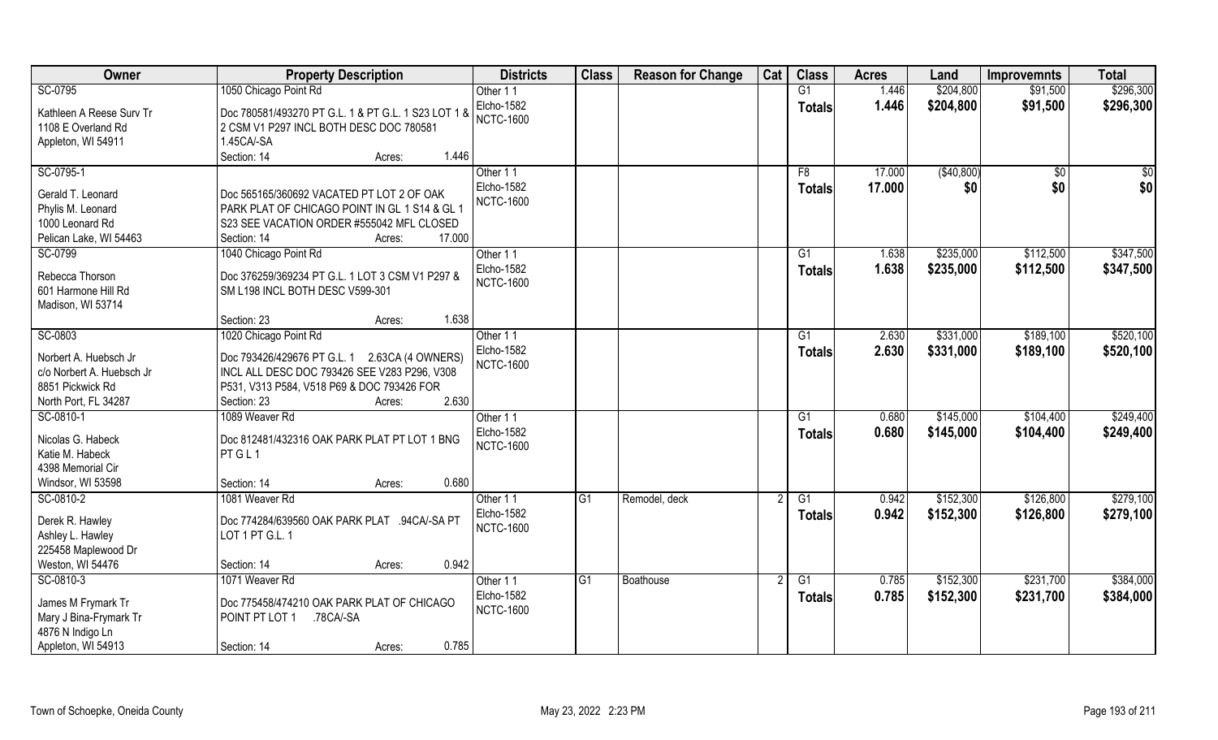| Owner | Property Description | Districts | Class | Reason for Change | Cat | Class | Acres | Land | Improvemnts | Total |
|---|---|---|---|---|---|---|---|---|---|---|
| SC-0795<br>Kathleen A Reese Surv Tr<br>1108 E Overland Rd<br>Appleton, WI 54911 | 1050 Chicago Point Rd<br>Doc 780581/493270 PT G.L. 1 & PT G.L. 1 S23 LOT 1 & 2 CSM V1 P297 INCL BOTH DESC DOC 780581 1.45CA/-SA<br>Section: 14 Acres: 1.446 | Other 1 1<br>Elcho-1582<br>NCTC-1600 | | | | G1<br>**Totals** | 1.446<br>**1.446** | $204,800<br>**$204,800** | $91,500<br>**$91,500** | $296,300<br>**$296,300** |
| SC-0795-1<br>Gerald T. Leonard<br>Phylis M. Leonard<br>1000 Leonard Rd<br>Pelican Lake, WI 54463 | Doc 565165/360692 VACATED PT LOT 2 OF OAK PARK PLAT OF CHICAGO POINT IN GL 1 S14 & GL 1 S23 SEE VACATION ORDER #555042 MFL CLOSED<br>Section: 14 Acres: 17.000 | Other 1 1<br>Elcho-1582<br>NCTC-1600 | | | | F8<br>**Totals** | 17.000<br>**17.000** | ($40,800)<br>**$0** | $0<br>**$0** | $0<br>**$0** |
| SC-0799<br>Rebecca Thorson<br>601 Harmone Hill Rd<br>Madison, WI 53714 | 1040 Chicago Point Rd<br>Doc 376259/369234 PT G.L. 1 LOT 3 CSM V1 P297 & SM L198 INCL BOTH DESC V599-301<br>Section: 23 Acres: 1.638 | Other 1 1<br>Elcho-1582<br>NCTC-1600 | | | | G1<br>**Totals** | 1.638<br>**1.638** | $235,000<br>**$235,000** | $112,500<br>**$112,500** | $347,500<br>**$347,500** |
| SC-0803<br>Norbert A. Huebsch Jr<br>c/o Norbert A. Huebsch Jr<br>8851 Pickwick Rd<br>North Port, FL 34287 | 1020 Chicago Point Rd<br>Doc 793426/429676 PT G.L. 1 2.63CA (4 OWNERS) INCL ALL DESC DOC 793426 SEE V283 P296, V308 P531, V313 P584, V518 P69 & DOC 793426 FOR<br>Section: 23 Acres: 2.630 | Other 1 1<br>Elcho-1582<br>NCTC-1600 | | | | G1<br>**Totals** | 2.630<br>**2.630** | $331,000<br>**$331,000** | $189,100<br>**$189,100** | $520,100<br>**$520,100** |
| SC-0810-1<br>Nicolas G. Habeck<br>Katie M. Habeck<br>4398 Memorial Cir<br>Windsor, WI 53598 | 1089 Weaver Rd<br>Doc 812481/432316 OAK PARK PLAT PT LOT 1 BNG PT G L 1<br>Section: 14 Acres: 0.680 | Other 1 1<br>Elcho-1582<br>NCTC-1600 | | | | G1<br>**Totals** | 0.680<br>**0.680** | $145,000<br>**$145,000** | $104,400<br>**$104,400** | $249,400<br>**$249,400** |
| SC-0810-2<br>Derek R. Hawley<br>Ashley L. Hawley<br>225458 Maplewood Dr<br>Weston, WI 54476 | 1081 Weaver Rd<br>Doc 774284/639560 OAK PARK PLAT .94CA/-SA PT LOT 1 PT G.L. 1<br>Section: 14 Acres: 0.942 | Other 1 1<br>Elcho-1582<br>NCTC-1600 | G1 | Remodel, deck | 2 | G1<br>**Totals** | 0.942<br>**0.942** | $152,300<br>**$152,300** | $126,800<br>**$126,800** | $279,100<br>**$279,100** |
| SC-0810-3<br>James M Frymark Tr<br>Mary J Bina-Frymark Tr<br>4876 N Indigo Ln<br>Appleton, WI 54913 | 1071 Weaver Rd<br>Doc 775458/474210 OAK PARK PLAT OF CHICAGO POINT PT LOT 1 .78CA/-SA<br>Section: 14 Acres: 0.785 | Other 1 1<br>Elcho-1582<br>NCTC-1600 | G1 | Boathouse | 2 | G1<br>**Totals** | 0.785<br>**0.785** | $152,300<br>**$152,300** | $231,700<br>**$231,700** | $384,000<br>**$384,000** |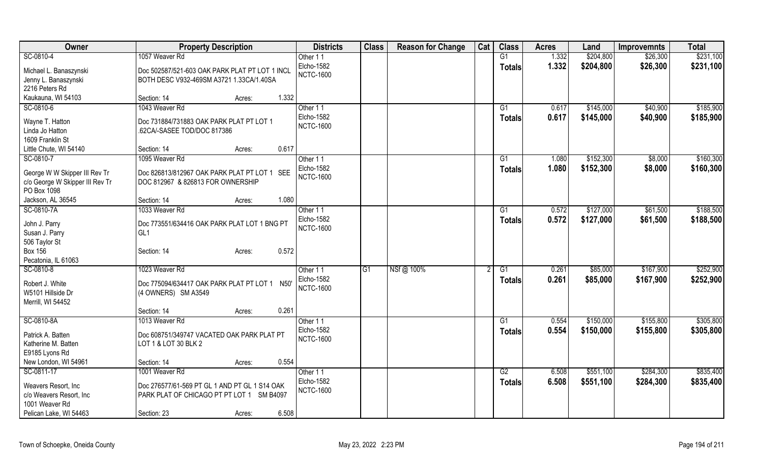| Owner | Property Description | Districts | Class | Reason for Change | Cat | Class | Acres | Land | Improvemnts | Total |
|---|---|---|---|---|---|---|---|---|---|---|
| SC-0810-4<br>Michael L. Banaszynski<br>Jenny L. Banaszynski<br>2216 Peters Rd<br>Kaukauna, WI 54103 | 1057 Weaver Rd<br>Doc 502587/521-603 OAK PARK PLAT PT LOT 1 INCL BOTH DESC V932-469SM A3721 1.33CA/1.40SA<br>Section: 14 Acres: 1.332 | Other 1 1<br>Elcho-1582<br>NCTC-1600 | | | | G1<br>**Totals** | 1.332<br>**1.332** | $204,800<br>**$204,800** | $26,300<br>**$26,300** | $231,100<br>**$231,100** |
| SC-0810-6<br>Wayne T. Hatton<br>Linda Jo Hatton<br>1609 Franklin St<br>Little Chute, WI 54140 | 1043 Weaver Rd<br>Doc 731884/731883 OAK PARK PLAT PT LOT 1 .62CA/-SASEE TOD/DOC 817386<br>Section: 14 Acres: 0.617 | Other 1 1<br>Elcho-1582<br>NCTC-1600 | | | | G1<br>**Totals** | 0.617<br>**0.617** | $145,000<br>**$145,000** | $40,900<br>**$40,900** | $185,900<br>**$185,900** |
| SC-0810-7<br>George W W Skipper III Rev Tr<br>c/o George W Skipper III Rev Tr<br>PO Box 1098<br>Jackson, AL 36545 | 1095 Weaver Rd<br>Doc 826813/812967 OAK PARK PLAT PT LOT 1 SEE DOC 812967 & 826813 FOR OWNERSHIP<br>Section: 14 Acres: 1.080 | Other 1 1<br>Elcho-1582<br>NCTC-1600 | | | | G1<br>**Totals** | 1.080<br>**1.080** | $152,300<br>**$152,300** | $8,000<br>**$8,000** | $160,300<br>**$160,300** |
| SC-0810-7A<br>John J. Parry<br>Susan J. Parry<br>506 Taylor St<br>Box 156<br>Pecatonia, IL 61063 | 1033 Weaver Rd<br>Doc 773551/634416 OAK PARK PLAT LOT 1 BNG PT GL1<br>Section: 14 Acres: 0.572 | Other 1 1<br>Elcho-1582<br>NCTC-1600 | | | | G1<br>**Totals** | 0.572<br>**0.572** | $127,000<br>**$127,000** | $61,500<br>**$61,500** | $188,500<br>**$188,500** |
| SC-0810-8<br>Robert J. White<br>W5101 Hillside Dr<br>Merrill, WI 54452 | 1023 Weaver Rd<br>Doc 775094/634417 OAK PARK PLAT PT LOT 1 N50' (4 OWNERS) SM A3549<br>Section: 14 Acres: 0.261 | Other 1 1<br>Elcho-1582<br>NCTC-1600 | G1 | NSf @ 100% | 2 | G1<br>**Totals** | 0.261<br>**0.261** | $85,000<br>**$85,000** | $167,900<br>**$167,900** | $252,900<br>**$252,900** |
| SC-0810-8A<br>Patrick A. Batten<br>Katherine M. Batten<br>E9185 Lyons Rd<br>New London, WI 54961 | 1013 Weaver Rd<br>Doc 608751/349747 VACATED OAK PARK PLAT PT LOT 1 & LOT 30 BLK 2<br>Section: 14 Acres: 0.554 | Other 1 1<br>Elcho-1582<br>NCTC-1600 | | | | G1<br>**Totals** | 0.554<br>**0.554** | $150,000<br>**$150,000** | $155,800<br>**$155,800** | $305,800<br>**$305,800** |
| SC-0811-17<br>Weavers Resort, Inc<br>c/o Weavers Resort, Inc<br>1001 Weaver Rd<br>Pelican Lake, WI 54463 | 1001 Weaver Rd<br>Doc 276577/61-569 PT GL 1 AND PT GL 1 S14 OAK PARK PLAT OF CHICAGO PT PT LOT 1 SM B4097<br>Section: 23 Acres: 6.508 | Other 1 1<br>Elcho-1582<br>NCTC-1600 | | | | G2<br>**Totals** | 6.508<br>**6.508** | $551,100<br>**$551,100** | $284,300<br>**$284,300** | $835,400<br>**$835,400** |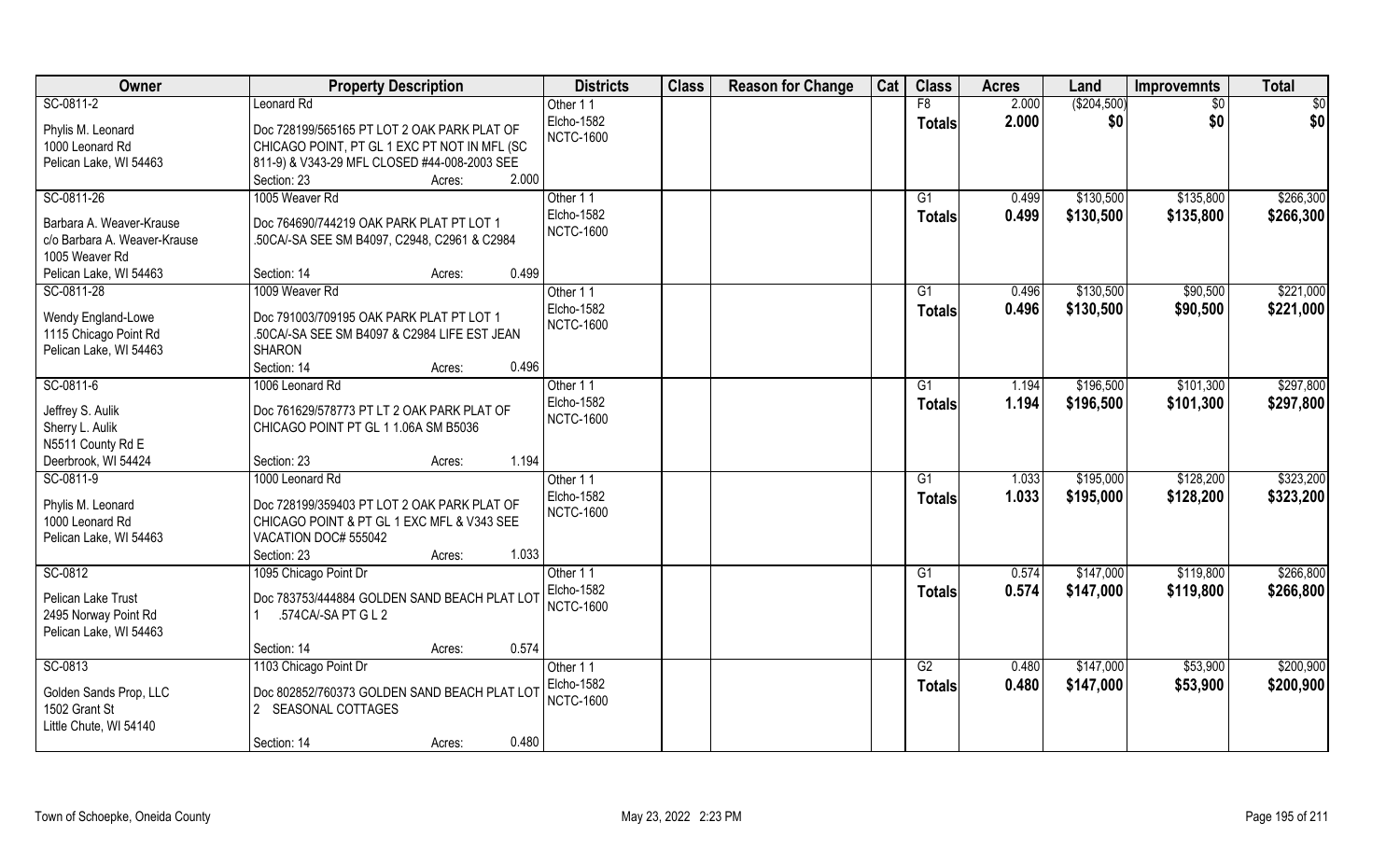| Owner | Property Description | Districts | Class | Reason for Change | Cat | Class | Acres | Land | Improvemnts | Total |
|---|---|---|---|---|---|---|---|---|---|---|
| SC-0811-2 | Leonard Rd | Other 1 1 | | | | F8 | 2.000 | ($204,500) | $0 | $0 |
| Phylis M. Leonard<br>1000 Leonard Rd<br>Pelican Lake, WI 54463 | Doc 728199/565165 PT LOT 2 OAK PARK PLAT OF CHICAGO POINT, PT GL 1 EXC PT NOT IN MFL (SC 811-9) & V343-29 MFL CLOSED #44-008-2003 SEE<br>Section: 23 Acres: 2.000 | Elcho-1582<br>NCTC-1600 | | | | **Totals** | **2.000** | **$0** | **$0** | **$0** |
| SC-0811-26 | 1005 Weaver Rd | Other 1 1 | | | | G1 | 0.499 | $130,500 | $135,800 | $266,300 |
| Barbara A. Weaver-Krause<br>c/o Barbara A. Weaver-Krause<br>1005 Weaver Rd<br>Pelican Lake, WI 54463 | Doc 764690/744219 OAK PARK PLAT PT LOT 1 .50CA/-SA SEE SM B4097, C2948, C2961 & C2984<br>Section: 14 Acres: 0.499 | Elcho-1582<br>NCTC-1600 | | | | **Totals** | **0.499** | **$130,500** | **$135,800** | **$266,300** |
| SC-0811-28 | 1009 Weaver Rd | Other 1 1 | | | | G1 | 0.496 | $130,500 | $90,500 | $221,000 |
| Wendy England-Lowe<br>1115 Chicago Point Rd<br>Pelican Lake, WI 54463 | Doc 791003/709195 OAK PARK PLAT PT LOT 1 .50CA/-SA SEE SM B4097 & C2984 LIFE EST JEAN SHARON<br>Section: 14 Acres: 0.496 | Elcho-1582<br>NCTC-1600 | | | | **Totals** | **0.496** | **$130,500** | **$90,500** | **$221,000** |
| SC-0811-6 | 1006 Leonard Rd | Other 1 1 | | | | G1 | 1.194 | $196,500 | $101,300 | $297,800 |
| Jeffrey S. Aulik<br>Sherry L. Aulik<br>N5511 County Rd E<br>Deerbrook, WI 54424 | Doc 761629/578773 PT LT 2 OAK PARK PLAT OF CHICAGO POINT PT GL 1 1.06A SM B5036<br>Section: 23 Acres: 1.194 | Elcho-1582<br>NCTC-1600 | | | | **Totals** | **1.194** | **$196,500** | **$101,300** | **$297,800** |
| SC-0811-9 | 1000 Leonard Rd | Other 1 1 | | | | G1 | 1.033 | $195,000 | $128,200 | $323,200 |
| Phylis M. Leonard<br>1000 Leonard Rd<br>Pelican Lake, WI 54463 | Doc 728199/359403 PT LOT 2 OAK PARK PLAT OF CHICAGO POINT & PT GL 1 EXC MFL & V343 SEE VACATION DOC# 555042<br>Section: 23 Acres: 1.033 | Elcho-1582<br>NCTC-1600 | | | | **Totals** | **1.033** | **$195,000** | **$128,200** | **$323,200** |
| SC-0812 | 1095 Chicago Point Dr | Other 1 1 | | | | G1 | 0.574 | $147,000 | $119,800 | $266,800 |
| Pelican Lake Trust<br>2495 Norway Point Rd<br>Pelican Lake, WI 54463 | Doc 783753/444884 GOLDEN SAND BEACH PLAT LOT 1 .574CA/-SA PT G L 2<br>Section: 14 Acres: 0.574 | Elcho-1582<br>NCTC-1600 | | | | **Totals** | **0.574** | **$147,000** | **$119,800** | **$266,800** |
| SC-0813 | 1103 Chicago Point Dr | Other 1 1 | | | | G2 | 0.480 | $147,000 | $53,900 | $200,900 |
| Golden Sands Prop, LLC<br>1502 Grant St<br>Little Chute, WI 54140 | Doc 802852/760373 GOLDEN SAND BEACH PLAT LOT 2 SEASONAL COTTAGES<br>Section: 14 Acres: 0.480 | Elcho-1582<br>NCTC-1600 | | | | **Totals** | **0.480** | **$147,000** | **$53,900** | **$200,900** |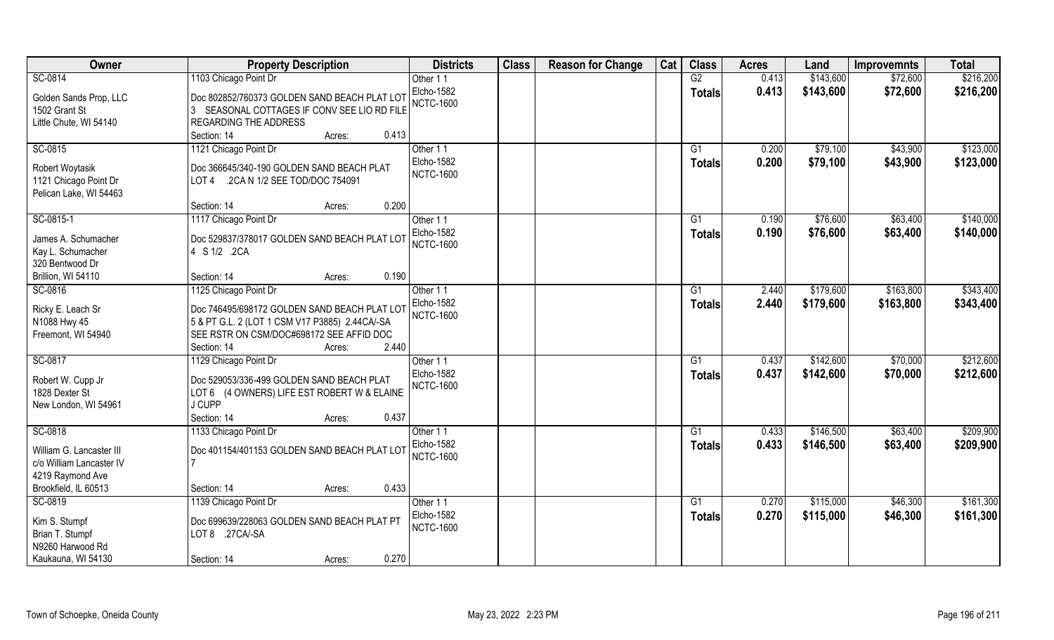| Owner | Property Description | Districts | Class | Reason for Change | Cat | Class | Acres | Land | Improvemnts | Total |
|---|---|---|---|---|---|---|---|---|---|---|
| SC-0814 | 1103 Chicago Point Dr | Other 1 1 | | | | G2 | 0.413 | $143,600 | $72,600 | $216,200 |
| Golden Sands Prop, LLC<br>1502 Grant St<br>Little Chute, WI 54140 | Doc 802852/760373 GOLDEN SAND BEACH PLAT LOT 3 SEASONAL COTTAGES IF CONV SEE LIO RD FILE REGARDING THE ADDRESS<br>Section: 14 Acres: 0.413 | Elcho-1582<br>NCTC-1600 | | | | **Totals** | **0.413** | **$143,600** | **$72,600** | **$216,200** |
| SC-0815 | 1121 Chicago Point Dr | Other 1 1 | | | | G1 | 0.200 | $79,100 | $43,900 | $123,000 |
| Robert Woytasik<br>1121 Chicago Point Dr<br>Pelican Lake, WI 54463 | Doc 366645/340-190 GOLDEN SAND BEACH PLAT LOT 4 .2CA N 1/2 SEE TOD/DOC 754091<br>Section: 14 Acres: 0.200 | Elcho-1582<br>NCTC-1600 | | | | **Totals** | **0.200** | **$79,100** | **$43,900** | **$123,000** |
| SC-0815-1 | 1117 Chicago Point Dr | Other 1 1 | | | | G1 | 0.190 | $76,600 | $63,400 | $140,000 |
| James A. Schumacher<br>Kay L. Schumacher<br>320 Bentwood Dr<br>Brillion, WI 54110 | Doc 529837/378017 GOLDEN SAND BEACH PLAT LOT 4 S 1/2 .2CA<br>Section: 14 Acres: 0.190 | Elcho-1582<br>NCTC-1600 | | | | **Totals** | **0.190** | **$76,600** | **$63,400** | **$140,000** |
| SC-0816 | 1125 Chicago Point Dr | Other 1 1 | | | | G1 | 2.440 | $179,600 | $163,800 | $343,400 |
| Ricky E. Leach Sr<br>N1088 Hwy 45<br>Freemont, WI 54940 | Doc 746495/698172 GOLDEN SAND BEACH PLAT LOT 5 & PT G.L. 2 (LOT 1 CSM V17 P3885) 2.44CA/-SA SEE RSTR ON CSM/DOC#698172 SEE AFFID DOC<br>Section: 14 Acres: 2.440 | Elcho-1582<br>NCTC-1600 | | | | **Totals** | **2.440** | **$179,600** | **$163,800** | **$343,400** |
| SC-0817 | 1129 Chicago Point Dr | Other 1 1 | | | | G1 | 0.437 | $142,600 | $70,000 | $212,600 |
| Robert W. Cupp Jr<br>1828 Dexter St<br>New London, WI 54961 | Doc 529053/336-499 GOLDEN SAND BEACH PLAT LOT 6 (4 OWNERS) LIFE EST ROBERT W & ELAINE J CUPP<br>Section: 14 Acres: 0.437 | Elcho-1582<br>NCTC-1600 | | | | **Totals** | **0.437** | **$142,600** | **$70,000** | **$212,600** |
| SC-0818 | 1133 Chicago Point Dr | Other 1 1 | | | | G1 | 0.433 | $146,500 | $63,400 | $209,900 |
| William G. Lancaster III<br>c/o William Lancaster IV<br>4219 Raymond Ave<br>Brookfield, IL 60513 | Doc 401154/401153 GOLDEN SAND BEACH PLAT LOT 7<br>Section: 14 Acres: 0.433 | Elcho-1582<br>NCTC-1600 | | | | **Totals** | **0.433** | **$146,500** | **$63,400** | **$209,900** |
| SC-0819 | 1139 Chicago Point Dr | Other 1 1 | | | | G1 | 0.270 | $115,000 | $46,300 | $161,300 |
| Kim S. Stumpf<br>Brian T. Stumpf<br>N9260 Harwood Rd<br>Kaukauna, WI 54130 | Doc 699639/228063 GOLDEN SAND BEACH PLAT PT LOT 8 .27CA/-SA<br>Section: 14 Acres: 0.270 | Elcho-1582<br>NCTC-1600 | | | | **Totals** | **0.270** | **$115,000** | **$46,300** | **$161,300** |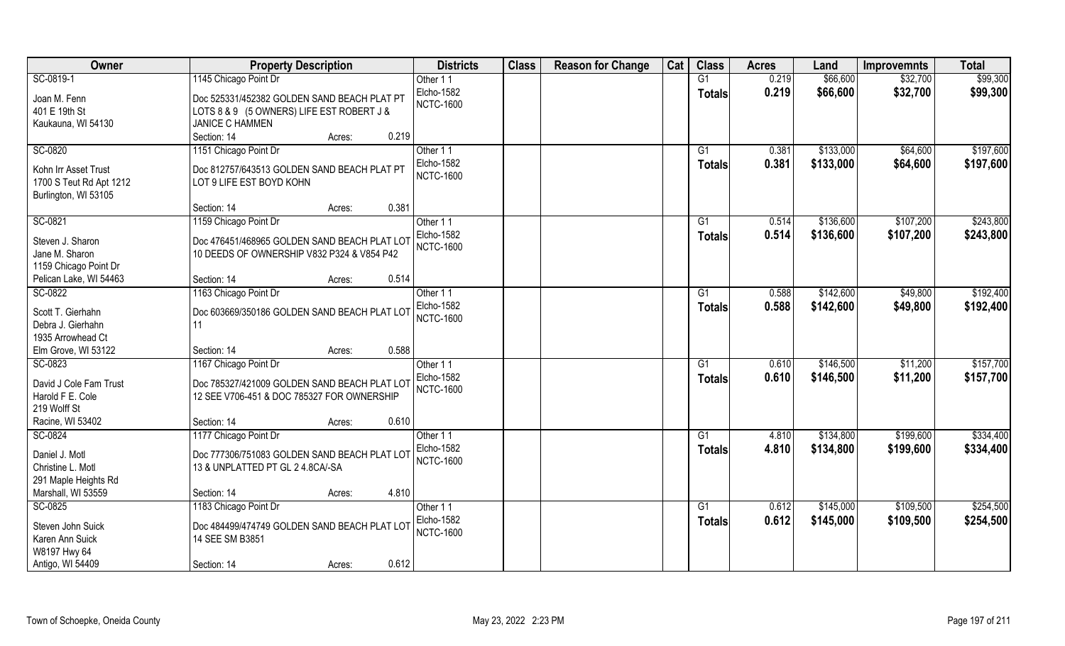| Owner | Property Description | Districts | Class | Reason for Change | Cat | Class | Acres | Land | Improvemnts | Total |
|---|---|---|---|---|---|---|---|---|---|---|
| SC-0819-1 | 1145 Chicago Point Dr | Other 1 1 | | | | G1 | 0.219 | $66,600 | $32,700 | $99,300 |
| Joan M. Fenn<br>401 E 19th St<br>Kaukauna, WI 54130 | Doc 525331/452382 GOLDEN SAND BEACH PLAT PT LOTS 8 & 9 (5 OWNERS) LIFE EST ROBERT J & JANICE C HAMMEN<br>Section: 14 Acres: 0.219 | Elcho-1582<br>NCTC-1600 | | | | **Totals** | **0.219** | **$66,600** | **$32,700** | **$99,300** |
| SC-0820 | 1151 Chicago Point Dr | Other 1 1 | | | | G1 | 0.381 | $133,000 | $64,600 | $197,600 |
| Kohn Irr Asset Trust<br>1700 S Teut Rd Apt 1212<br>Burlington, WI 53105 | Doc 812757/643513 GOLDEN SAND BEACH PLAT PT LOT 9 LIFE EST BOYD KOHN<br>Section: 14 Acres: 0.381 | Elcho-1582<br>NCTC-1600 | | | | **Totals** | **0.381** | **$133,000** | **$64,600** | **$197,600** |
| SC-0821 | 1159 Chicago Point Dr | Other 1 1 | | | | G1 | 0.514 | $136,600 | $107,200 | $243,800 |
| Steven J. Sharon<br>Jane M. Sharon<br>1159 Chicago Point Dr<br>Pelican Lake, WI 54463 | Doc 476451/468965 GOLDEN SAND BEACH PLAT LOT 10 DEEDS OF OWNERSHIP V832 P324 & V854 P42<br>Section: 14 Acres: 0.514 | Elcho-1582<br>NCTC-1600 | | | | **Totals** | **0.514** | **$136,600** | **$107,200** | **$243,800** |
| SC-0822 | 1163 Chicago Point Dr | Other 1 1 | | | | G1 | 0.588 | $142,600 | $49,800 | $192,400 |
| Scott T. Gierhahn<br>Debra J. Gierhahn<br>1935 Arrowhead Ct<br>Elm Grove, WI 53122 | Doc 603669/350186 GOLDEN SAND BEACH PLAT LOT 11<br>Section: 14 Acres: 0.588 | Elcho-1582<br>NCTC-1600 | | | | **Totals** | **0.588** | **$142,600** | **$49,800** | **$192,400** |
| SC-0823 | 1167 Chicago Point Dr | Other 1 1 | | | | G1 | 0.610 | $146,500 | $11,200 | $157,700 |
| David J Cole Fam Trust<br>Harold F E. Cole<br>219 Wolff St<br>Racine, WI 53402 | Doc 785327/421009 GOLDEN SAND BEACH PLAT LOT 12 SEE V706-451 & DOC 785327 FOR OWNERSHIP<br>Section: 14 Acres: 0.610 | Elcho-1582<br>NCTC-1600 | | | | **Totals** | **0.610** | **$146,500** | **$11,200** | **$157,700** |
| SC-0824 | 1177 Chicago Point Dr | Other 1 1 | | | | G1 | 4.810 | $134,800 | $199,600 | $334,400 |
| Daniel J. Motl<br>Christine L. Motl<br>291 Maple Heights Rd<br>Marshall, WI 53559 | Doc 777306/751083 GOLDEN SAND BEACH PLAT LOT 13 & UNPLATTED PT GL 2 4.8CA/-SA<br>Section: 14 Acres: 4.810 | Elcho-1582<br>NCTC-1600 | | | | **Totals** | **4.810** | **$134,800** | **$199,600** | **$334,400** |
| SC-0825 | 1183 Chicago Point Dr | Other 1 1 | | | | G1 | 0.612 | $145,000 | $109,500 | $254,500 |
| Steven John Suick<br>Karen Ann Suick<br>W8197 Hwy 64<br>Antigo, WI 54409 | Doc 484499/474749 GOLDEN SAND BEACH PLAT LOT 14 SEE SM B3851<br>Section: 14 Acres: 0.612 | Elcho-1582<br>NCTC-1600 | | | | **Totals** | **0.612** | **$145,000** | **$109,500** | **$254,500** |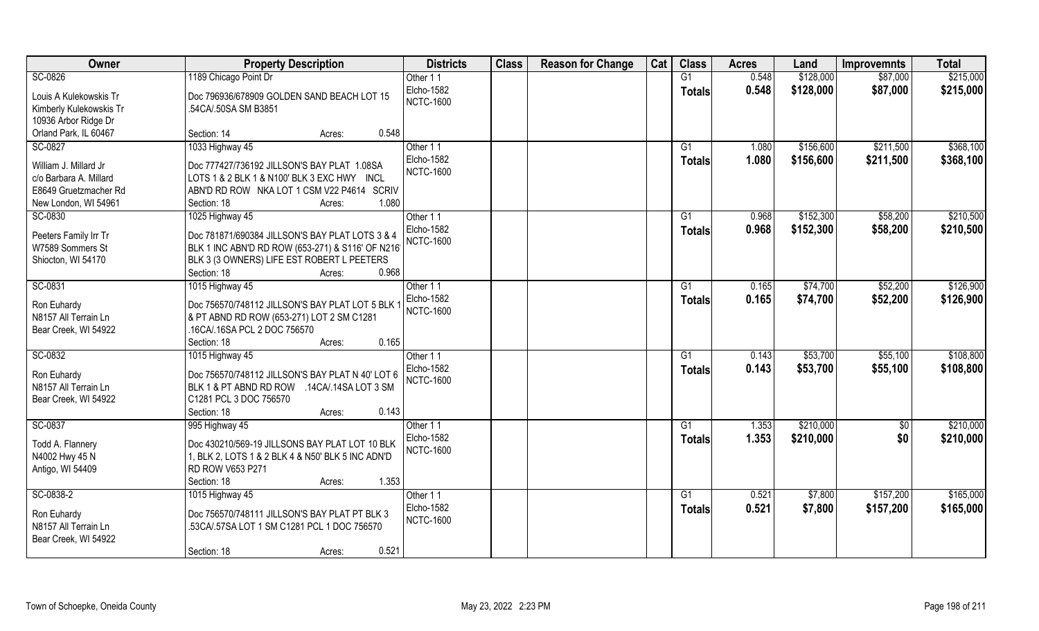| Owner | Property Description | Districts | Class | Reason for Change | Cat | Class | Acres | Land | Improvemnts | Total |
|---|---|---|---|---|---|---|---|---|---|---|
| SC-0826<br>Louis A Kulekowskis Tr<br>Kimberly Kulekowskis Tr<br>10936 Arbor Ridge Dr<br>Orland Park, IL 60467 | 1189 Chicago Point Dr<br>Doc 796936/678909 GOLDEN SAND BEACH LOT 15 .54CA/.50SA SM B3851<br>Section: 14 Acres: 0.548 | Other 1 1<br>Elcho-1582<br>NCTC-1600 | | | | G1<br>**Totals** | 0.548<br>**0.548** | $128,000<br>**$128,000** | $87,000<br>**$87,000** | $215,000<br>**$215,000** |
| SC-0827<br>William J. Millard Jr<br>c/o Barbara A. Millard<br>E8649 Gruetzmacher Rd<br>New London, WI 54961 | 1033 Highway 45<br>Doc 777427/736192 JILLSON'S BAY PLAT 1.08SA LOTS 1 & 2 BLK 1 & N100' BLK 3 EXC HWY INCL ABN'D RD ROW NKA LOT 1 CSM V22 P4614 SCRIV<br>Section: 18 Acres: 1.080 | Other 1 1<br>Elcho-1582<br>NCTC-1600 | | | | G1<br>**Totals** | 1.080<br>**1.080** | $156,600<br>**$156,600** | $211,500<br>**$211,500** | $368,100<br>**$368,100** |
| SC-0830<br>Peeters Family Irr Tr<br>W7589 Sommers St<br>Shiocton, WI 54170 | 1025 Highway 45<br>Doc 781871/690384 JILLSON'S BAY PLAT LOTS 3 & 4 BLK 1 INC ABN'D RD ROW (653-271) & S116' OF N216' BLK 3 (3 OWNERS) LIFE EST ROBERT L PEETERS<br>Section: 18 Acres: 0.968 | Other 1 1<br>Elcho-1582<br>NCTC-1600 | | | | G1<br>**Totals** | 0.968<br>**0.968** | $152,300<br>**$152,300** | $58,200<br>**$58,200** | $210,500<br>**$210,500** |
| SC-0831<br>Ron Euhardy<br>N8157 All Terrain Ln<br>Bear Creek, WI 54922 | 1015 Highway 45<br>Doc 756570/748112 JILLSON'S BAY PLAT LOT 5 BLK 1 & PT ABND RD ROW (653-271) LOT 2 SM C1281 .16CA/.16SA PCL 2 DOC 756570<br>Section: 18 Acres: 0.165 | Other 1 1<br>Elcho-1582<br>NCTC-1600 | | | | G1<br>**Totals** | 0.165<br>**0.165** | $74,700<br>**$74,700** | $52,200<br>**$52,200** | $126,900<br>**$126,900** |
| SC-0832<br>Ron Euhardy<br>N8157 All Terrain Ln<br>Bear Creek, WI 54922 | 1015 Highway 45<br>Doc 756570/748112 JILLSON'S BAY PLAT N 40' LOT 6 BLK 1 & PT ABND RD ROW .14CA/.14SA LOT 3 SM C1281 PCL 3 DOC 756570<br>Section: 18 Acres: 0.143 | Other 1 1<br>Elcho-1582<br>NCTC-1600 | | | | G1<br>**Totals** | 0.143<br>**0.143** | $53,700<br>**$53,700** | $55,100<br>**$55,100** | $108,800<br>**$108,800** |
| SC-0837<br>Todd A. Flannery<br>N4002 Hwy 45 N<br>Antigo, WI 54409 | 995 Highway 45<br>Doc 430210/569-19 JILLSONS BAY PLAT LOT 10 BLK 1, BLK 2, LOTS 1 & 2 BLK 4 & N50' BLK 5 INC ADN'D RD ROW V653 P271<br>Section: 18 Acres: 1.353 | Other 1 1<br>Elcho-1582<br>NCTC-1600 | | | | G1<br>**Totals** | 1.353<br>**1.353** | $210,000<br>**$210,000** | $0<br>**$0** | $210,000<br>**$210,000** |
| SC-0838-2<br>Ron Euhardy<br>N8157 All Terrain Ln<br>Bear Creek, WI 54922 | 1015 Highway 45<br>Doc 756570/748111 JILLSON'S BAY PLAT PT BLK 3 .53CA/.57SA LOT 1 SM C1281 PCL 1 DOC 756570<br>Section: 18 Acres: 0.521 | Other 1 1<br>Elcho-1582<br>NCTC-1600 | | | | G1<br>**Totals** | 0.521<br>**0.521** | $7,800<br>**$7,800** | $157,200<br>**$157,200** | $165,000<br>**$165,000** |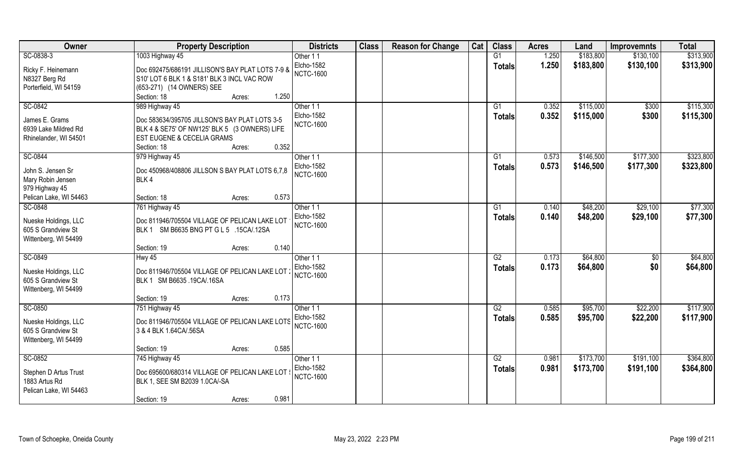| Owner | Property Description | Districts | Class | Reason for Change | Cat | Class | Acres | Land | Improvemnts | Total |
|---|---|---|---|---|---|---|---|---|---|---|
| SC-0838-3 | 1003 Highway 45 | Other 1 1 | | | | G1 | 1.250 | $183,800 | $130,100 | $313,900 |
| Ricky F. Heinemann<br>N8327 Berg Rd<br>Porterfield, WI 54159 | Doc 692475/686191 JILLISON'S BAY PLAT LOTS 7-9 & S10' LOT 6 BLK 1 & S181' BLK 3 INCL VAC ROW (653-271) (14 OWNERS) SEE<br>Section: 18 Acres: 1.250 | Elcho-1582<br>NCTC-1600 | | | | Totals | 1.250 | $183,800 | $130,100 | $313,900 |
| SC-0842 | 989 Highway 45 | Other 1 1 | | | | G1 | 0.352 | $115,000 | $300 | $115,300 |
| James E. Grams<br>6939 Lake Mildred Rd<br>Rhinelander, WI 54501 | Doc 583634/395705 JILLSON'S BAY PLAT LOTS 3-5 BLK 4 & SE75' OF NW125' BLK 5 (3 OWNERS) LIFE EST EUGENE & CECELIA GRAMS<br>Section: 18 Acres: 0.352 | Elcho-1582<br>NCTC-1600 | | | | Totals | 0.352 | $115,000 | $300 | $115,300 |
| SC-0844 | 979 Highway 45 | Other 1 1 | | | | G1 | 0.573 | $146,500 | $177,300 | $323,800 |
| John S. Jensen Sr<br>Mary Robin Jensen<br>979 Highway 45<br>Pelican Lake, WI 54463 | Doc 450968/408806 JILLSON S BAY PLAT LOTS 6,7,8 BLK 4<br>Section: 18 Acres: 0.573 | Elcho-1582<br>NCTC-1600 | | | | Totals | 0.573 | $146,500 | $177,300 | $323,800 |
| SC-0848 | 761 Highway 45 | Other 1 1 | | | | G1 | 0.140 | $48,200 | $29,100 | $77,300 |
| Nueske Holdings, LLC<br>605 S Grandview St<br>Wittenberg, WI 54499 | Doc 811946/705504 VILLAGE OF PELICAN LAKE LOT BLK 1 SM B6635 BNG PT G L 5 .15CA/.12SA<br>Section: 19 Acres: 0.140 | Elcho-1582<br>NCTC-1600 | | | | Totals | 0.140 | $48,200 | $29,100 | $77,300 |
| SC-0849 | Hwy 45 | Other 1 1 | | | | G2 | 0.173 | $64,800 | $0 | $64,800 |
| Nueske Holdings, LLC<br>605 S Grandview St<br>Wittenberg, WI 54499 | Doc 811946/705504 VILLAGE OF PELICAN LAKE LOT BLK 1 SM B6635 .19CA/.16SA<br>Section: 19 Acres: 0.173 | Elcho-1582<br>NCTC-1600 | | | | Totals | 0.173 | $64,800 | $0 | $64,800 |
| SC-0850 | 751 Highway 45 | Other 1 1 | | | | G2 | 0.585 | $95,700 | $22,200 | $117,900 |
| Nueske Holdings, LLC<br>605 S Grandview St<br>Wittenberg, WI 54499 | Doc 811946/705504 VILLAGE OF PELICAN LAKE LOTS 3 & 4 BLK 1.64CA/.56SA<br>Section: 19 Acres: 0.585 | Elcho-1582<br>NCTC-1600 | | | | Totals | 0.585 | $95,700 | $22,200 | $117,900 |
| SC-0852 | 745 Highway 45 | Other 1 1 | | | | G2 | 0.981 | $173,700 | $191,100 | $364,800 |
| Stephen D Artus Trust<br>1883 Artus Rd<br>Pelican Lake, WI 54463 | Doc 695600/680314 VILLAGE OF PELICAN LAKE LOT BLK 1, SEE SM B2039 1.0CA/-SA<br>Section: 19 Acres: 0.981 | Elcho-1582<br>NCTC-1600 | | | | Totals | 0.981 | $173,700 | $191,100 | $364,800 |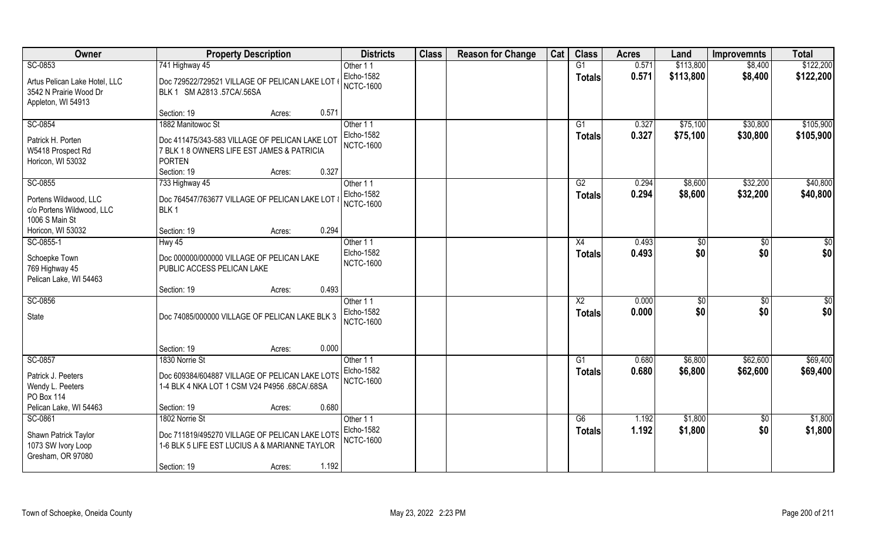| Owner | Property Description | Districts | Class | Reason for Change | Cat | Class | Acres | Land | Improvemnts | Total |
|---|---|---|---|---|---|---|---|---|---|---|
| SC-0853<br>Artus Pelican Lake Hotel, LLC<br>3542 N Prairie Wood Dr<br>Appleton, WI 54913 | 741 Highway 45<br>Doc 729522/729521 VILLAGE OF PELICAN LAKE LOT 6 BLK 1 SM A2813 .57CA/.56SA<br>Section: 19 Acres: 0.571 | Other 1 1<br>Elcho-1582<br>NCTC-1600 | | | | G1<br>**Totals** | 0.571<br>**0.571** | $113,800<br>**$113,800** | $8,400<br>**$8,400** | $122,200<br>**$122,200** |
| SC-0854<br>Patrick H. Porten<br>W5418 Prospect Rd<br>Horicon, WI 53032 | 1882 Manitowoc St<br>Doc 411475/343-583 VILLAGE OF PELICAN LAKE LOT 7 BLK 1 8 OWNERS LIFE EST JAMES & PATRICIA PORTEN<br>Section: 19 Acres: 0.327 | Other 1 1<br>Elcho-1582<br>NCTC-1600 | | | | G1<br>**Totals** | 0.327<br>**0.327** | $75,100<br>**$75,100** | $30,800<br>**$30,800** | $105,900<br>**$105,900** |
| SC-0855<br>Portens Wildwood, LLC<br>c/o Portens Wildwood, LLC<br>1006 S Main St<br>Horicon, WI 53032 | 733 Highway 45<br>Doc 764547/763677 VILLAGE OF PELICAN LAKE LOT 8 BLK 1<br>Section: 19 Acres: 0.294 | Other 1 1<br>Elcho-1582<br>NCTC-1600 | | | | G2<br>**Totals** | 0.294<br>**0.294** | $8,600<br>**$8,600** | $32,200<br>**$32,200** | $40,800<br>**$40,800** |
| SC-0855-1<br>Schoepke Town<br>769 Highway 45<br>Pelican Lake, WI 54463 | Hwy 45<br>Doc 000000/000000 VILLAGE OF PELICAN LAKE PUBLIC ACCESS PELICAN LAKE<br>Section: 19 Acres: 0.493 | Other 1 1<br>Elcho-1582<br>NCTC-1600 | | | | X4<br>**Totals** | 0.493<br>**0.493** | $0<br>**$0** | $0<br>**$0** | $0<br>**$0** |
| SC-0856<br>State | Doc 74085/000000 VILLAGE OF PELICAN LAKE BLK 3<br>Section: 19 Acres: 0.000 | Other 1 1<br>Elcho-1582<br>NCTC-1600 | | | | X2<br>**Totals** | 0.000<br>**0.000** | $0<br>**$0** | $0<br>**$0** | $0<br>**$0** |
| SC-0857<br>Patrick J. Peeters<br>Wendy L. Peeters<br>PO Box 114<br>Pelican Lake, WI 54463 | 1830 Norrie St<br>Doc 609384/604887 VILLAGE OF PELICAN LAKE LOTS 1-4 BLK 4 NKA LOT 1 CSM V24 P4956 .68CA/.68SA<br>Section: 19 Acres: 0.680 | Other 1 1<br>Elcho-1582<br>NCTC-1600 | | | | G1<br>**Totals** | 0.680<br>**0.680** | $6,800<br>**$6,800** | $62,600<br>**$62,600** | $69,400<br>**$69,400** |
| SC-0861<br>Shawn Patrick Taylor<br>1073 SW Ivory Loop<br>Gresham, OR 97080 | 1802 Norrie St<br>Doc 711819/495270 VILLAGE OF PELICAN LAKE LOTS 1-6 BLK 5 LIFE EST LUCIUS A & MARIANNE TAYLOR<br>Section: 19 Acres: 1.192 | Other 1 1<br>Elcho-1582<br>NCTC-1600 | | | | G6<br>**Totals** | 1.192<br>**1.192** | $1,800<br>**$1,800** | $0<br>**$0** | $1,800<br>**$1,800** |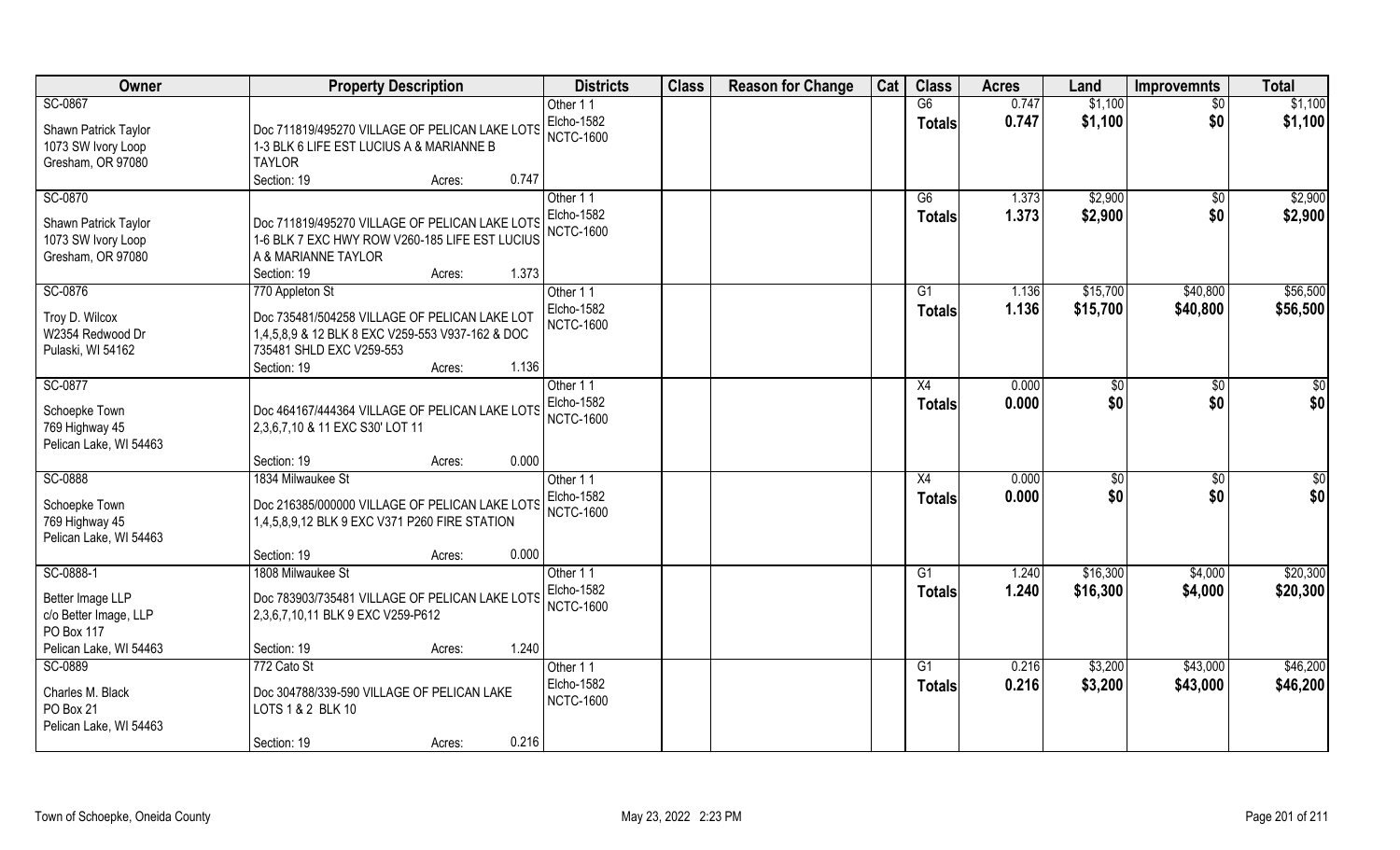| Owner | Property Description | Districts | Class | Reason for Change | Cat | Class | Acres | Land | Improvemnts | Total |
|---|---|---|---|---|---|---|---|---|---|---|
| SC-0867<br>Shawn Patrick Taylor<br>1073 SW Ivory Loop<br>Gresham, OR 97080 | Doc 711819/495270 VILLAGE OF PELICAN LAKE LOTS 1-3 BLK 6 LIFE EST LUCIUS A & MARIANNE B TAYLOR<br>Section: 19 Acres: 0.747 | Other 1 1<br>Elcho-1582<br>NCTC-1600 | | | | G6<br>Totals | 0.747<br>0.747 | $1,100<br>$1,100 | $0<br>$0 | $1,100<br>$1,100 |
| SC-0870<br>Shawn Patrick Taylor<br>1073 SW Ivory Loop<br>Gresham, OR 97080 | Doc 711819/495270 VILLAGE OF PELICAN LAKE LOTS 1-6 BLK 7 EXC HWY ROW V260-185 LIFE EST LUCIUS A & MARIANNE TAYLOR<br>Section: 19 Acres: 1.373 | Other 1 1<br>Elcho-1582<br>NCTC-1600 | | | | G6<br>Totals | 1.373<br>1.373 | $2,900<br>$2,900 | $0<br>$0 | $2,900<br>$2,900 |
| SC-0876<br>Troy D. Wilcox<br>W2354 Redwood Dr<br>Pulaski, WI 54162 | 770 Appleton St<br>Doc 735481/504258 VILLAGE OF PELICAN LAKE LOT 1,4,5,8,9 & 12 BLK 8 EXC V259-553 V937-162 & DOC 735481 SHLD EXC V259-553<br>Section: 19 Acres: 1.136 | Other 1 1<br>Elcho-1582<br>NCTC-1600 | | | | G1<br>Totals | 1.136<br>1.136 | $15,700<br>$15,700 | $40,800<br>$40,800 | $56,500<br>$56,500 |
| SC-0877<br>Schoepke Town<br>769 Highway 45<br>Pelican Lake, WI 54463 | Doc 464167/444364 VILLAGE OF PELICAN LAKE LOTS 2,3,6,7,10 & 11 EXC S30' LOT 11<br>Section: 19 Acres: 0.000 | Other 1 1<br>Elcho-1582<br>NCTC-1600 | | | | X4<br>Totals | 0.000<br>0.000 | $0<br>$0 | $0<br>$0 | $0<br>$0 |
| SC-0888<br>Schoepke Town<br>769 Highway 45<br>Pelican Lake, WI 54463 | 1834 Milwaukee St<br>Doc 216385/000000 VILLAGE OF PELICAN LAKE LOTS 1,4,5,8,9,12 BLK 9 EXC V371 P260 FIRE STATION<br>Section: 19 Acres: 0.000 | Other 1 1<br>Elcho-1582<br>NCTC-1600 | | | | X4<br>Totals | 0.000<br>0.000 | $0<br>$0 | $0<br>$0 | $0<br>$0 |
| SC-0888-1<br>Better Image LLP<br>c/o Better Image, LLP<br>PO Box 117<br>Pelican Lake, WI 54463 | 1808 Milwaukee St<br>Doc 783903/735481 VILLAGE OF PELICAN LAKE LOTS 2,3,6,7,10,11 BLK 9 EXC V259-P612<br>Section: 19 Acres: 1.240 | Other 1 1<br>Elcho-1582<br>NCTC-1600 | | | | G1<br>Totals | 1.240<br>1.240 | $16,300<br>$16,300 | $4,000<br>$4,000 | $20,300<br>$20,300 |
| SC-0889<br>Charles M. Black<br>PO Box 21<br>Pelican Lake, WI 54463 | 772 Cato St<br>Doc 304788/339-590 VILLAGE OF PELICAN LAKE LOTS 1 & 2 BLK 10<br>Section: 19 Acres: 0.216 | Other 1 1<br>Elcho-1582<br>NCTC-1600 | | | | G1<br>Totals | 0.216<br>0.216 | $3,200<br>$3,200 | $43,000<br>$43,000 | $46,200<br>$46,200 |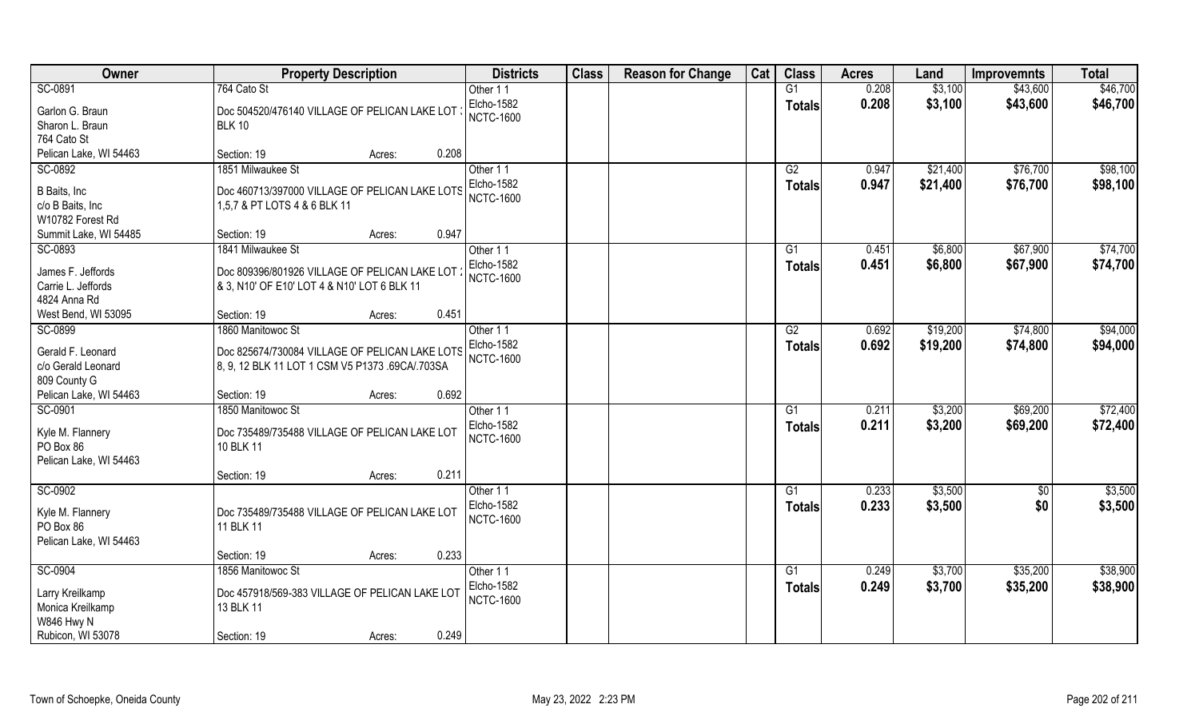| Owner | Property Description | | | Districts | Class | Reason for Change | Cat | Class | Acres | Land | Improvemnts | Total |
|---|---|---|---|---|---|---|---|---|---|---|---|---|
| SC-0891 | 764 Cato St | | | Other 1 1 | | | | G1 | 0.208 | $3,100 | $43,600 | $46,700 |
| Garlon G. Braun | Doc 504520/476140 VILLAGE OF PELICAN LAKE LOT 3 BLK 10 | | | Elcho-1582 | | | | **Totals** | **0.208** | **$3,100** | **$43,600** | **$46,700** |
| Sharon L. Braun | | | | NCTC-1600 | | | | | | | | |
| 764 Cato St | | | | | | | | | | | | |
| Pelican Lake, WI 54463 | Section: 19 | Acres: | 0.208 | | | | | | | | | |
| SC-0892 | 1851 Milwaukee St | | | Other 1 1 | | | | G2 | 0.947 | $21,400 | $76,700 | $98,100 |
| B Baits, Inc | Doc 460713/397000 VILLAGE OF PELICAN LAKE LOTS 1,5,7 & PT LOTS 4 & 6 BLK 11 | | | Elcho-1582 | | | | **Totals** | **0.947** | **$21,400** | **$76,700** | **$98,100** |
| c/o B Baits, Inc | | | | NCTC-1600 | | | | | | | | |
| W10782 Forest Rd | | | | | | | | | | | | |
| Summit Lake, WI 54485 | Section: 19 | Acres: | 0.947 | | | | | | | | | |
| SC-0893 | 1841 Milwaukee St | | | Other 1 1 | | | | G1 | 0.451 | $6,800 | $67,900 | $74,700 |
| James F. Jeffords | Doc 809396/801926 VILLAGE OF PELICAN LAKE LOT 2 & 3, N10' OF E10' LOT 4 & N10' LOT 6 BLK 11 | | | Elcho-1582 | | | | **Totals** | **0.451** | **$6,800** | **$67,900** | **$74,700** |
| Carrie L. Jeffords | | | | NCTC-1600 | | | | | | | | |
| 4824 Anna Rd | | | | | | | | | | | | |
| West Bend, WI 53095 | Section: 19 | Acres: | 0.451 | | | | | | | | | |
| SC-0899 | 1860 Manitowoc St | | | Other 1 1 | | | | G2 | 0.692 | $19,200 | $74,800 | $94,000 |
| Gerald F. Leonard | Doc 825674/730084 VILLAGE OF PELICAN LAKE LOTS 8, 9, 12 BLK 11 LOT 1 CSM V5 P1373 .69CA/.703SA | | | Elcho-1582 | | | | **Totals** | **0.692** | **$19,200** | **$74,800** | **$94,000** |
| c/o Gerald Leonard | | | | NCTC-1600 | | | | | | | | |
| 809 County G | | | | | | | | | | | | |
| Pelican Lake, WI 54463 | Section: 19 | Acres: | 0.692 | | | | | | | | | |
| SC-0901 | 1850 Manitowoc St | | | Other 1 1 | | | | G1 | 0.211 | $3,200 | $69,200 | $72,400 |
| Kyle M. Flannery | Doc 735489/735488 VILLAGE OF PELICAN LAKE LOT 10 BLK 11 | | | Elcho-1582 | | | | **Totals** | **0.211** | **$3,200** | **$69,200** | **$72,400** |
| PO Box 86 | | | | NCTC-1600 | | | | | | | | |
| Pelican Lake, WI 54463 | | | | | | | | | | | | |
| | Section: 19 | Acres: | 0.211 | | | | | | | | | |
| SC-0902 | | | | Other 1 1 | | | | G1 | 0.233 | $3,500 | $0 | $3,500 |
| Kyle M. Flannery | Doc 735489/735488 VILLAGE OF PELICAN LAKE LOT 11 BLK 11 | | | Elcho-1582 | | | | **Totals** | **0.233** | **$3,500** | **$0** | **$3,500** |
| PO Box 86 | | | | NCTC-1600 | | | | | | | | |
| Pelican Lake, WI 54463 | | | | | | | | | | | | |
| | Section: 19 | Acres: | 0.233 | | | | | | | | | |
| SC-0904 | 1856 Manitowoc St | | | Other 1 1 | | | | G1 | 0.249 | $3,700 | $35,200 | $38,900 |
| Larry Kreilkamp | Doc 457918/569-383 VILLAGE OF PELICAN LAKE LOT 13 BLK 11 | | | Elcho-1582 | | | | **Totals** | **0.249** | **$3,700** | **$35,200** | **$38,900** |
| Monica Kreilkamp | | | | NCTC-1600 | | | | | | | | |
| W846 Hwy N | | | | | | | | | | | | |
| Rubicon, WI 53078 | Section: 19 | Acres: | 0.249 | | | | | | | | | |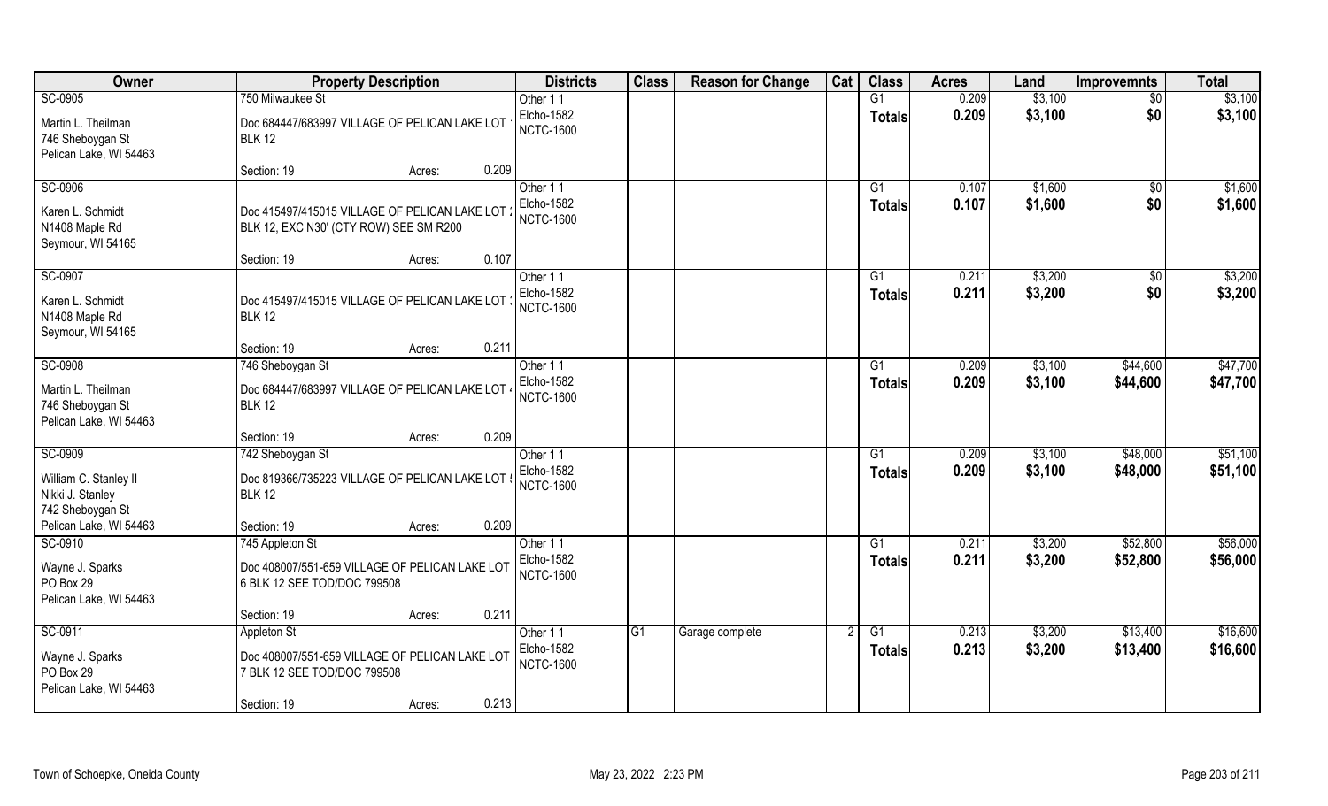| Owner | Property Description | | | Districts | Class | Reason for Change | Cat | Class | Acres | Land | Improvemnts | Total |
|---|---|---|---|---|---|---|---|---|---|---|---|---|
| SC-0905 | 750 Milwaukee St | | | Other 1 1 | | | | G1 | 0.209 | $3,100 | $0 | $3,100 |
| Martin L. Theilman<br>746 Sheboygan St<br>Pelican Lake, WI 54463 | Doc 684447/683997 VILLAGE OF PELICAN LAKE LOT BLK 12 | | | Elcho-1582<br>NCTC-1600 | | | | Totals | 0.209 | $3,100 | $0 | $3,100 |
| | Section: 19 | Acres: | 0.209 | | | | | | | | | |
| SC-0906 | | | | Other 1 1 | | | | G1 | 0.107 | $1,600 | $0 | $1,600 |
| Karen L. Schmidt<br>N1408 Maple Rd<br>Seymour, WI 54165 | Doc 415497/415015 VILLAGE OF PELICAN LAKE LOT BLK 12, EXC N30' (CTY ROW) SEE SM R200 | | | Elcho-1582<br>NCTC-1600 | | | | Totals | 0.107 | $1,600 | $0 | $1,600 |
| | Section: 19 | Acres: | 0.107 | | | | | | | | | |
| SC-0907 | | | | Other 1 1 | | | | G1 | 0.211 | $3,200 | $0 | $3,200 |
| Karen L. Schmidt<br>N1408 Maple Rd<br>Seymour, WI 54165 | Doc 415497/415015 VILLAGE OF PELICAN LAKE LOT BLK 12 | | | Elcho-1582<br>NCTC-1600 | | | | Totals | 0.211 | $3,200 | $0 | $3,200 |
| | Section: 19 | Acres: | 0.211 | | | | | | | | | |
| SC-0908 | 746 Sheboygan St | | | Other 1 1 | | | | G1 | 0.209 | $3,100 | $44,600 | $47,700 |
| Martin L. Theilman<br>746 Sheboygan St<br>Pelican Lake, WI 54463 | Doc 684447/683997 VILLAGE OF PELICAN LAKE LOT BLK 12 | | | Elcho-1582<br>NCTC-1600 | | | | Totals | 0.209 | $3,100 | $44,600 | $47,700 |
| | Section: 19 | Acres: | 0.209 | | | | | | | | | |
| SC-0909 | 742 Sheboygan St | | | Other 1 1 | | | | G1 | 0.209 | $3,100 | $48,000 | $51,100 |
| William C. Stanley II<br>Nikki J. Stanley<br>742 Sheboygan St<br>Pelican Lake, WI 54463 | Doc 819366/735223 VILLAGE OF PELICAN LAKE LOT BLK 12 | | | Elcho-1582<br>NCTC-1600 | | | | Totals | 0.209 | $3,100 | $48,000 | $51,100 |
| | Section: 19 | Acres: | 0.209 | | | | | | | | | |
| SC-0910 | 745 Appleton St | | | Other 1 1 | | | | G1 | 0.211 | $3,200 | $52,800 | $56,000 |
| Wayne J. Sparks<br>PO Box 29<br>Pelican Lake, WI 54463 | Doc 408007/551-659 VILLAGE OF PELICAN LAKE LOT 6 BLK 12 SEE TOD/DOC 799508 | | | Elcho-1582<br>NCTC-1600 | | | | Totals | 0.211 | $3,200 | $52,800 | $56,000 |
| | Section: 19 | Acres: | 0.211 | | | | | | | | | |
| SC-0911 | Appleton St | | | Other 1 1 | G1 | Garage complete | 2 | G1 | 0.213 | $3,200 | $13,400 | $16,600 |
| Wayne J. Sparks<br>PO Box 29<br>Pelican Lake, WI 54463 | Doc 408007/551-659 VILLAGE OF PELICAN LAKE LOT 7 BLK 12 SEE TOD/DOC 799508 | | | Elcho-1582<br>NCTC-1600 | | | | Totals | 0.213 | $3,200 | $13,400 | $16,600 |
| | Section: 19 | Acres: | 0.213 | | | | | | | | | |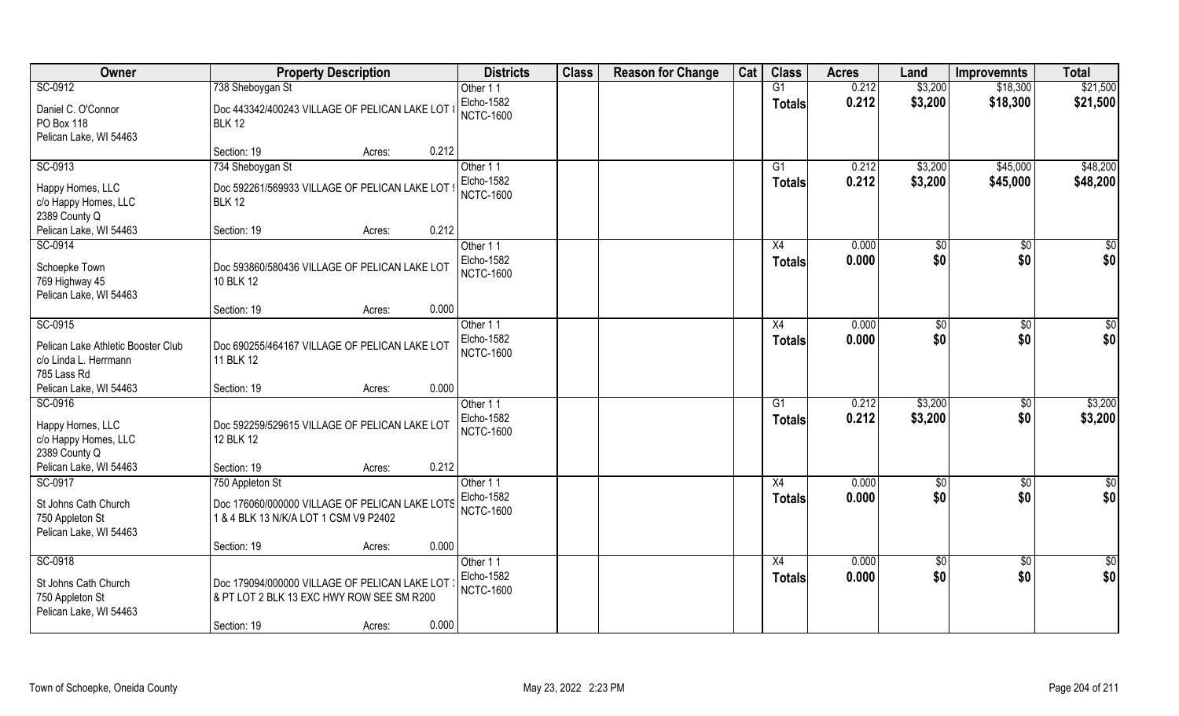| Owner | Property Description | | | Districts | Class | Reason for Change | Cat | Class | Acres | Land | Improvemnts | Total |
|---|---|---|---|---|---|---|---|---|---|---|---|---|
| SC-0912 | 738 Sheboygan St | | | Other 1 1 | | | | G1 | 0.212 | $3,200 | $18,300 | $21,500 |
| Daniel C. O'Connor<br>PO Box 118<br>Pelican Lake, WI 54463 | Doc 443342/400243 VILLAGE OF PELICAN LAKE LOT 8 BLK 12 | | | Elcho-1582<br>NCTC-1600 | | | | Totals | 0.212 | $3,200 | $18,300 | $21,500 |
| | Section: 19 | Acres: | 0.212 | | | | | | | | | |
| SC-0913 | 734 Sheboygan St | | | Other 1 1 | | | | G1 | 0.212 | $3,200 | $45,000 | $48,200 |
| Happy Homes, LLC<br>c/o Happy Homes, LLC<br>2389 County Q<br>Pelican Lake, WI 54463 | Doc 592261/569933 VILLAGE OF PELICAN LAKE LOT 9 BLK 12 | | | Elcho-1582<br>NCTC-1600 | | | | Totals | 0.212 | $3,200 | $45,000 | $48,200 |
| | Section: 19 | Acres: | 0.212 | | | | | | | | | |
| SC-0914 | | | | Other 1 1 | | | | X4 | 0.000 | $0 | $0 | $0 |
| Schoepke Town<br>769 Highway 45<br>Pelican Lake, WI 54463 | Doc 593860/580436 VILLAGE OF PELICAN LAKE LOT 10 BLK 12 | | | Elcho-1582<br>NCTC-1600 | | | | Totals | 0.000 | $0 | $0 | $0 |
| | Section: 19 | Acres: | 0.000 | | | | | | | | | |
| SC-0915 | | | | Other 1 1 | | | | X4 | 0.000 | $0 | $0 | $0 |
| Pelican Lake Athletic Booster Club<br>c/o Linda L. Herrmann<br>785 Lass Rd<br>Pelican Lake, WI 54463 | Doc 690255/464167 VILLAGE OF PELICAN LAKE LOT 11 BLK 12 | | | Elcho-1582<br>NCTC-1600 | | | | Totals | 0.000 | $0 | $0 | $0 |
| | Section: 19 | Acres: | 0.000 | | | | | | | | | |
| SC-0916 | | | | Other 1 1 | | | | G1 | 0.212 | $3,200 | $0 | $3,200 |
| Happy Homes, LLC<br>c/o Happy Homes, LLC<br>2389 County Q<br>Pelican Lake, WI 54463 | Doc 592259/529615 VILLAGE OF PELICAN LAKE LOT 12 BLK 12 | | | Elcho-1582<br>NCTC-1600 | | | | Totals | 0.212 | $3,200 | $0 | $3,200 |
| | Section: 19 | Acres: | 0.212 | | | | | | | | | |
| SC-0917 | 750 Appleton St | | | Other 1 1 | | | | X4 | 0.000 | $0 | $0 | $0 |
| St Johns Cath Church<br>750 Appleton St<br>Pelican Lake, WI 54463 | Doc 176060/000000 VILLAGE OF PELICAN LAKE LOTS 1 & 4 BLK 13 N/K/A LOT 1 CSM V9 P2402 | | | Elcho-1582<br>NCTC-1600 | | | | Totals | 0.000 | $0 | $0 | $0 |
| | Section: 19 | Acres: | 0.000 | | | | | | | | | |
| SC-0918 | | | | Other 1 1 | | | | X4 | 0.000 | $0 | $0 | $0 |
| St Johns Cath Church<br>750 Appleton St<br>Pelican Lake, WI 54463 | Doc 179094/000000 VILLAGE OF PELICAN LAKE LOT 3 & PT LOT 2 BLK 13 EXC HWY ROW SEE SM R200 | | | Elcho-1582<br>NCTC-1600 | | | | Totals | 0.000 | $0 | $0 | $0 |
| | Section: 19 | Acres: | 0.000 | | | | | | | | | |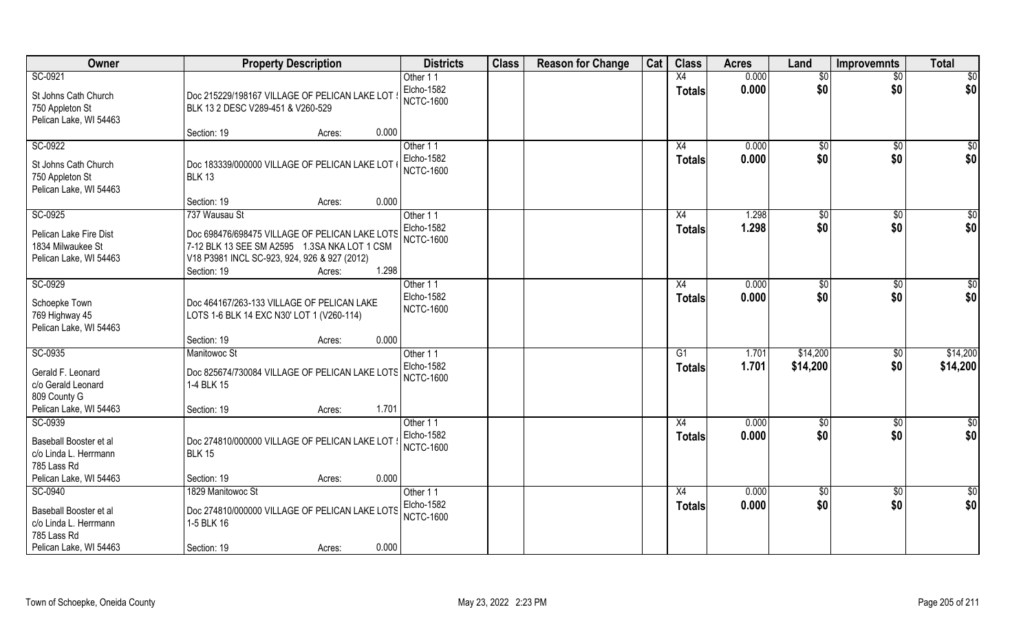| Owner | Property Description | Districts | Class | Reason for Change | Cat | Class | Acres | Land | Improvemnts | Total |
|---|---|---|---|---|---|---|---|---|---|---|
| SC-0921<br>St Johns Cath Church<br>750 Appleton St<br>Pelican Lake, WI 54463 | Doc 215229/198167 VILLAGE OF PELICAN LAKE LOT 5 BLK 13 2 DESC V289-451 & V260-529<br>Section: 19 Acres: 0.000 | Other 1 1<br>Elcho-1582<br>NCTC-1600 | | | | X4<br>**Totals** | 0.000<br>**0.000** | $0<br>**$0** | $0<br>**$0** | $0<br>**$0** |
| SC-0922<br>St Johns Cath Church<br>750 Appleton St<br>Pelican Lake, WI 54463 | Doc 183339/000000 VILLAGE OF PELICAN LAKE LOT 6 BLK 13<br>Section: 19 Acres: 0.000 | Other 1 1<br>Elcho-1582<br>NCTC-1600 | | | | X4<br>**Totals** | 0.000<br>**0.000** | $0<br>**$0** | $0<br>**$0** | $0<br>**$0** |
| SC-0925<br>Pelican Lake Fire Dist<br>1834 Milwaukee St<br>Pelican Lake, WI 54463 | 737 Wausau St<br>Doc 698476/698475 VILLAGE OF PELICAN LAKE LOTS 7-12 BLK 13 SEE SM A2595 1.3SA NKA LOT 1 CSM V18 P3981 INCL SC-923, 924, 926 & 927 (2012)<br>Section: 19 Acres: 1.298 | Other 1 1<br>Elcho-1582<br>NCTC-1600 | | | | X4<br>**Totals** | 1.298<br>**1.298** | $0<br>**$0** | $0<br>**$0** | $0<br>**$0** |
| SC-0929<br>Schoepke Town<br>769 Highway 45<br>Pelican Lake, WI 54463 | Doc 464167/263-133 VILLAGE OF PELICAN LAKE LOTS 1-6 BLK 14 EXC N30' LOT 1 (V260-114)<br>Section: 19 Acres: 0.000 | Other 1 1<br>Elcho-1582<br>NCTC-1600 | | | | X4<br>**Totals** | 0.000<br>**0.000** | $0<br>**$0** | $0<br>**$0** | $0<br>**$0** |
| SC-0935<br>Gerald F. Leonard<br>c/o Gerald Leonard<br>809 County G<br>Pelican Lake, WI 54463 | Manitowoc St<br>Doc 825674/730084 VILLAGE OF PELICAN LAKE LOTS 1-4 BLK 15<br>Section: 19 Acres: 1.701 | Other 1 1<br>Elcho-1582<br>NCTC-1600 | | | | G1<br>**Totals** | 1.701<br>**1.701** | $14,200<br>**$14,200** | $0<br>**$0** | $14,200<br>**$14,200** |
| SC-0939<br>Baseball Booster et al<br>c/o Linda L. Herrmann<br>785 Lass Rd<br>Pelican Lake, WI 54463 | Doc 274810/000000 VILLAGE OF PELICAN LAKE LOT 5 BLK 15<br>Section: 19 Acres: 0.000 | Other 1 1<br>Elcho-1582<br>NCTC-1600 | | | | X4<br>**Totals** | 0.000<br>**0.000** | $0<br>**$0** | $0<br>**$0** | $0<br>**$0** |
| SC-0940<br>Baseball Booster et al<br>c/o Linda L. Herrmann<br>785 Lass Rd<br>Pelican Lake, WI 54463 | 1829 Manitowoc St<br>Doc 274810/000000 VILLAGE OF PELICAN LAKE LOTS 1-5 BLK 16<br>Section: 19 Acres: 0.000 | Other 1 1<br>Elcho-1582<br>NCTC-1600 | | | | X4<br>**Totals** | 0.000<br>**0.000** | $0<br>**$0** | $0<br>**$0** | $0<br>**$0** |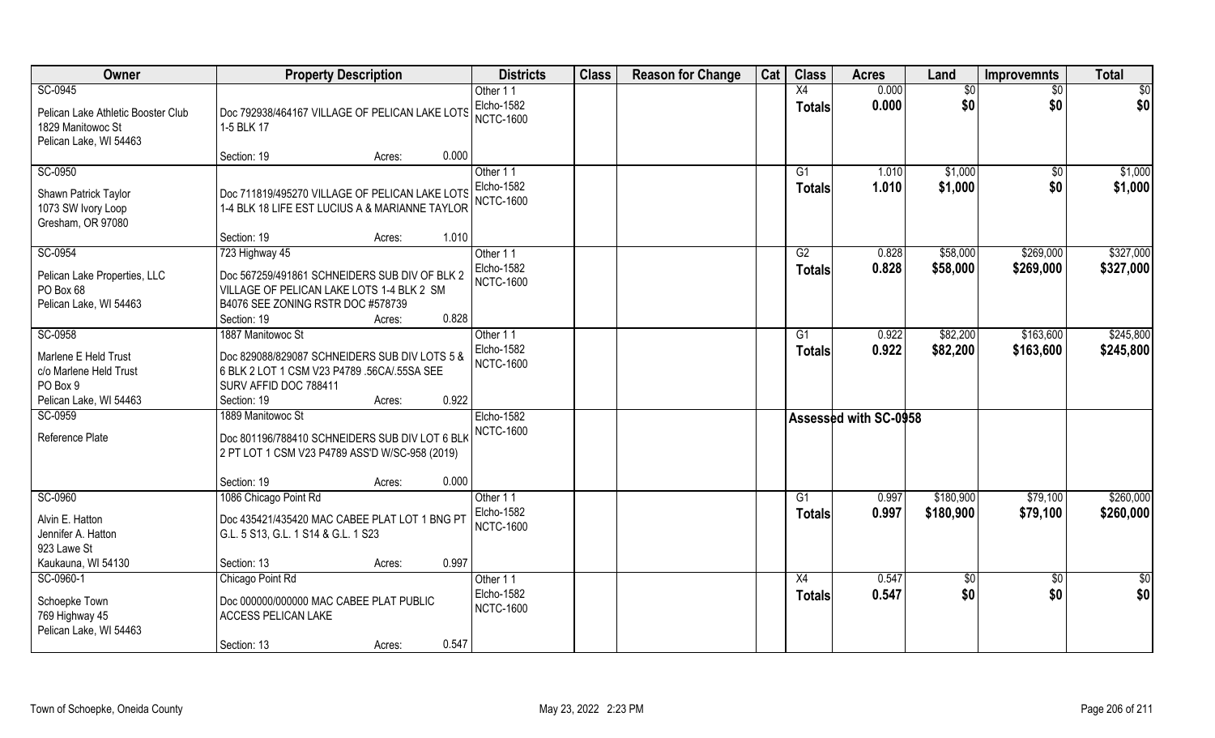| Owner | Property Description | Districts | Class | Reason for Change | Cat | Class | Acres | Land | Improvemnts | Total |
|---|---|---|---|---|---|---|---|---|---|---|
| SC-0945<br>Pelican Lake Athletic Booster Club<br>1829 Manitowoc St<br>Pelican Lake, WI 54463 | Doc 792938/464167 VILLAGE OF PELICAN LAKE LOTS 1-5 BLK 17<br>Section: 19 Acres: 0.000 | Other 1 1<br>Elcho-1582<br>NCTC-1600 | | | | X4<br>**Totals** | 0.000<br>**0.000** | $0<br>**$0** | $0<br>**$0** | $0<br>**$0** |
| SC-0950<br>Shawn Patrick Taylor<br>1073 SW Ivory Loop<br>Gresham, OR 97080 | Doc 711819/495270 VILLAGE OF PELICAN LAKE LOTS 1-4 BLK 18 LIFE EST LUCIUS A & MARIANNE TAYLOR<br>Section: 19 Acres: 1.010 | Other 1 1<br>Elcho-1582<br>NCTC-1600 | | | | G1<br>**Totals** | 1.010<br>**1.010** | $1,000<br>**$1,000** | $0<br>**$0** | $1,000<br>**$1,000** |
| SC-0954<br>Pelican Lake Properties, LLC<br>PO Box 68<br>Pelican Lake, WI 54463 | 723 Highway 45<br>Doc 567259/491861 SCHNEIDERS SUB DIV OF BLK 2 VILLAGE OF PELICAN LAKE LOTS 1-4 BLK 2 SM B4076 SEE ZONING RSTR DOC #578739<br>Section: 19 Acres: 0.828 | Other 1 1<br>Elcho-1582<br>NCTC-1600 | | | | G2<br>**Totals** | 0.828<br>**0.828** | $58,000<br>**$58,000** | $269,000<br>**$269,000** | $327,000<br>**$327,000** |
| SC-0958<br>Marlene E Held Trust<br>c/o Marlene Held Trust<br>PO Box 9<br>Pelican Lake, WI 54463 | 1887 Manitowoc St<br>Doc 829088/829087 SCHNEIDERS SUB DIV LOTS 5 & 6 BLK 2 LOT 1 CSM V23 P4789 .56CA/.55SA SEE SURV AFFID DOC 788411<br>Section: 19 Acres: 0.922 | Other 1 1<br>Elcho-1582<br>NCTC-1600 | | | | G1<br>**Totals** | 0.922<br>**0.922** | $82,200<br>**$82,200** | $163,600<br>**$163,600** | $245,800<br>**$245,800** |
| SC-0959<br>Reference Plate | 1889 Manitowoc St<br>Doc 801196/788410 SCHNEIDERS SUB DIV LOT 6 BLK 2 PT LOT 1 CSM V23 P4789 ASS'D W/SC-958 (2019)<br>Section: 19 Acres: 0.000 | Elcho-1582<br>NCTC-1600 | | | | Assessed with SC-0958 | | | | |
| SC-0960<br>Alvin E. Hatton<br>Jennifer A. Hatton<br>923 Lawe St<br>Kaukauna, WI 54130 | 1086 Chicago Point Rd<br>Doc 435421/435420 MAC CABEE PLAT LOT 1 BNG PT G.L. 5 S13, G.L. 1 S14 & G.L. 1 S23<br>Section: 13 Acres: 0.997 | Other 1 1<br>Elcho-1582<br>NCTC-1600 | | | | G1<br>**Totals** | 0.997<br>**0.997** | $180,900<br>**$180,900** | $79,100<br>**$79,100** | $260,000<br>**$260,000** |
| SC-0960-1<br>Schoepke Town<br>769 Highway 45<br>Pelican Lake, WI 54463 | Chicago Point Rd<br>Doc 000000/000000 MAC CABEE PLAT PUBLIC ACCESS PELICAN LAKE<br>Section: 13 Acres: 0.547 | Other 1 1<br>Elcho-1582<br>NCTC-1600 | | | | X4<br>**Totals** | 0.547<br>**0.547** | $0<br>**$0** | $0<br>**$0** | $0<br>**$0** |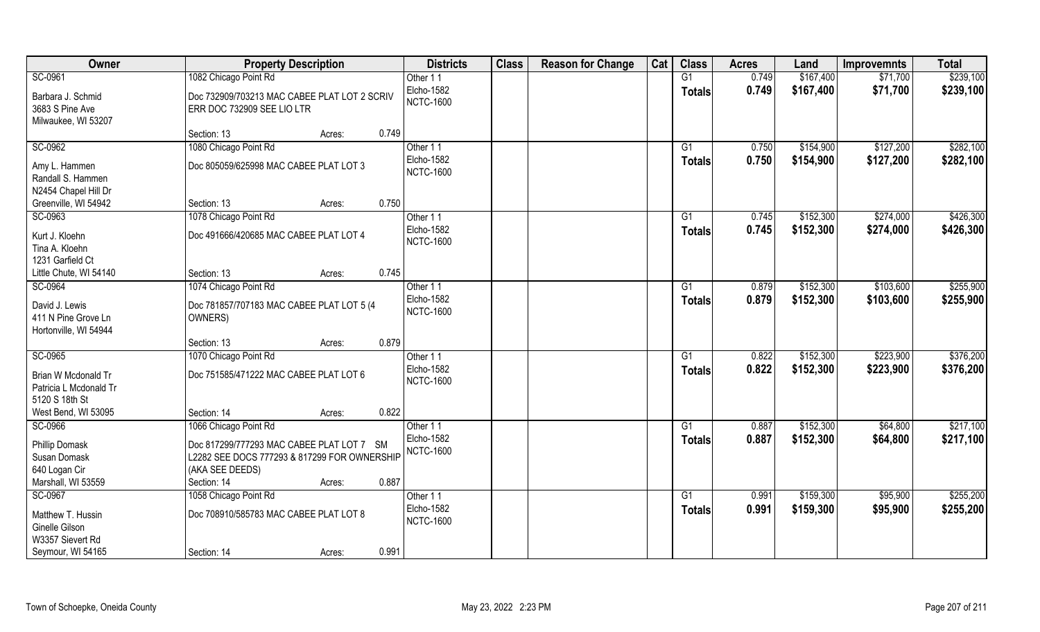| Owner | Property Description | | | Districts | Class | Reason for Change | Cat | Class | Acres | Land | Improvemnts | Total |
|---|---|---|---|---|---|---|---|---|---|---|---|---|
| SC-0961 | 1082 Chicago Point Rd | | | Other 1 1 | | | | G1 | 0.749 | $167,400 | $71,700 | $239,100 |
| Barbara J. Schmid<br>3683 S Pine Ave<br>Milwaukee, WI 53207 | Doc 732909/703213 MAC CABEE PLAT LOT 2 SCRIV ERR DOC 732909 SEE LIO LTR | | | Elcho-1582<br>NCTC-1600 | | | | Totals | 0.749 | $167,400 | $71,700 | $239,100 |
| | Section: 13 | Acres: | 0.749 | | | | | | | | | |
| SC-0962 | 1080 Chicago Point Rd | | | Other 1 1 | | | | G1 | 0.750 | $154,900 | $127,200 | $282,100 |
| Amy L. Hammen<br>Randall S. Hammen<br>N2454 Chapel Hill Dr<br>Greenville, WI 54942 | Doc 805059/625998 MAC CABEE PLAT LOT 3 | | | Elcho-1582<br>NCTC-1600 | | | | Totals | 0.750 | $154,900 | $127,200 | $282,100 |
| | Section: 13 | Acres: | 0.750 | | | | | | | | | |
| SC-0963 | 1078 Chicago Point Rd | | | Other 1 1 | | | | G1 | 0.745 | $152,300 | $274,000 | $426,300 |
| Kurt J. Kloehn<br>Tina A. Kloehn<br>1231 Garfield Ct<br>Little Chute, WI 54140 | Doc 491666/420685 MAC CABEE PLAT LOT 4 | | | Elcho-1582<br>NCTC-1600 | | | | Totals | 0.745 | $152,300 | $274,000 | $426,300 |
| | Section: 13 | Acres: | 0.745 | | | | | | | | | |
| SC-0964 | 1074 Chicago Point Rd | | | Other 1 1 | | | | G1 | 0.879 | $152,300 | $103,600 | $255,900 |
| David J. Lewis<br>411 N Pine Grove Ln<br>Hortonville, WI 54944 | Doc 781857/707183 MAC CABEE PLAT LOT 5 (4 OWNERS) | | | Elcho-1582<br>NCTC-1600 | | | | Totals | 0.879 | $152,300 | $103,600 | $255,900 |
| | Section: 13 | Acres: | 0.879 | | | | | | | | | |
| SC-0965 | 1070 Chicago Point Rd | | | Other 1 1 | | | | G1 | 0.822 | $152,300 | $223,900 | $376,200 |
| Brian W Mcdonald Tr<br>Patricia L Mcdonald Tr<br>5120 S 18th St<br>West Bend, WI 53095 | Doc 751585/471222 MAC CABEE PLAT LOT 6 | | | Elcho-1582<br>NCTC-1600 | | | | Totals | 0.822 | $152,300 | $223,900 | $376,200 |
| | Section: 14 | Acres: | 0.822 | | | | | | | | | |
| SC-0966 | 1066 Chicago Point Rd | | | Other 1 1 | | | | G1 | 0.887 | $152,300 | $64,800 | $217,100 |
| Phillip Domask<br>Susan Domask<br>640 Logan Cir<br>Marshall, WI 53559 | Doc 817299/777293 MAC CABEE PLAT LOT 7 SM L2282 SEE DOCS 777293 & 817299 FOR OWNERSHIP (AKA SEE DEEDS) | | | Elcho-1582<br>NCTC-1600 | | | | Totals | 0.887 | $152,300 | $64,800 | $217,100 |
| | Section: 14 | Acres: | 0.887 | | | | | | | | | |
| SC-0967 | 1058 Chicago Point Rd | | | Other 1 1 | | | | G1 | 0.991 | $159,300 | $95,900 | $255,200 |
| Matthew T. Hussin<br>Ginelle Gilson<br>W3357 Sievert Rd<br>Seymour, WI 54165 | Doc 708910/585783 MAC CABEE PLAT LOT 8 | | | Elcho-1582<br>NCTC-1600 | | | | Totals | 0.991 | $159,300 | $95,900 | $255,200 |
| | Section: 14 | Acres: | 0.991 | | | | | | | | | |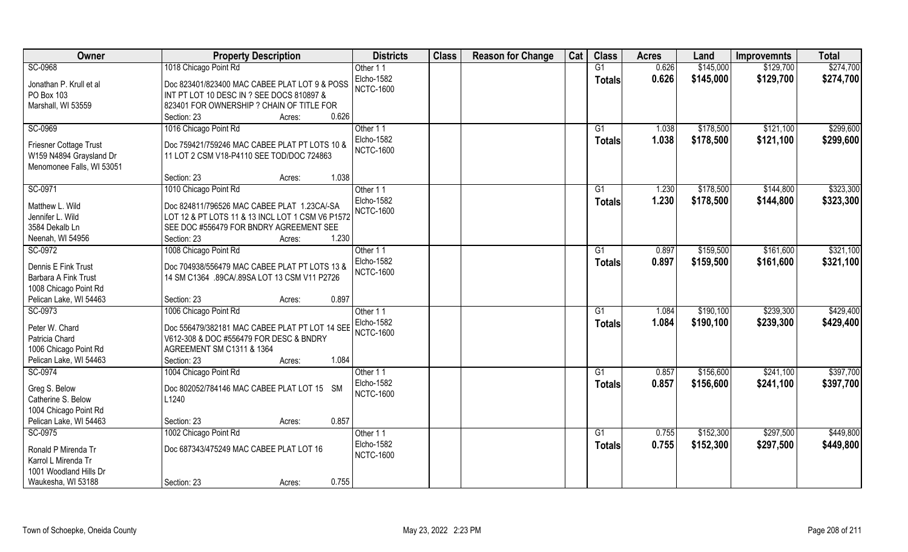| Owner | Property Description | Districts | Class | Reason for Change | Cat | Class | Acres | Land | Improvemnts | Total |
|---|---|---|---|---|---|---|---|---|---|---|
| SC-0968<br>Jonathan P. Krull et al<br>PO Box 103<br>Marshall, WI 53559 | 1018 Chicago Point Rd<br>Doc 823401/823400 MAC CABEE PLAT LOT 9 & POSS INT PT LOT 10 DESC IN ? SEE DOCS 810897 & 823401 FOR OWNERSHIP ? CHAIN OF TITLE FOR<br>Section: 23 Acres: 0.626 | Other 1 1<br>Elcho-1582<br>NCTC-1600 | | | | G1<br>**Totals** | 0.626<br>**0.626** | $145,000<br>**$145,000** | $129,700<br>**$129,700** | $274,700<br>**$274,700** |
| SC-0969<br>Friesner Cottage Trust<br>W159 N4894 Graysland Dr<br>Menomonee Falls, WI 53051 | 1016 Chicago Point Rd<br>Doc 759421/759246 MAC CABEE PLAT PT LOTS 10 & 11 LOT 2 CSM V18-P4110 SEE TOD/DOC 724863<br>Section: 23 Acres: 1.038 | Other 1 1<br>Elcho-1582<br>NCTC-1600 | | | | G1<br>**Totals** | 1.038<br>**1.038** | $178,500<br>**$178,500** | $121,100<br>**$121,100** | $299,600<br>**$299,600** |
| SC-0971<br>Matthew L. Wild<br>Jennifer L. Wild<br>3584 Dekalb Ln<br>Neenah, WI 54956 | 1010 Chicago Point Rd<br>Doc 824811/796526 MAC CABEE PLAT 1.23CA/-SA LOT 12 & PT LOTS 11 & 13 INCL LOT 1 CSM V6 P1572 SEE DOC #556479 FOR BNDRY AGREEMENT SEE<br>Section: 23 Acres: 1.230 | Other 1 1<br>Elcho-1582<br>NCTC-1600 | | | | G1<br>**Totals** | 1.230<br>**1.230** | $178,500<br>**$178,500** | $144,800<br>**$144,800** | $323,300<br>**$323,300** |
| SC-0972<br>Dennis E Fink Trust<br>Barbara A Fink Trust<br>1008 Chicago Point Rd<br>Pelican Lake, WI 54463 | 1008 Chicago Point Rd<br>Doc 704938/556479 MAC CABEE PLAT PT LOTS 13 & 14 SM C1364 .89CA/.89SA LOT 13 CSM V11 P2726<br>Section: 23 Acres: 0.897 | Other 1 1<br>Elcho-1582<br>NCTC-1600 | | | | G1<br>**Totals** | 0.897<br>**0.897** | $159,500<br>**$159,500** | $161,600<br>**$161,600** | $321,100<br>**$321,100** |
| SC-0973<br>Peter W. Chard<br>Patricia Chard<br>1006 Chicago Point Rd<br>Pelican Lake, WI 54463 | 1006 Chicago Point Rd<br>Doc 556479/382181 MAC CABEE PLAT PT LOT 14 SEE V612-308 & DOC #556479 FOR DESC & BNDRY AGREEMENT SM C1311 & 1364<br>Section: 23 Acres: 1.084 | Other 1 1<br>Elcho-1582<br>NCTC-1600 | | | | G1<br>**Totals** | 1.084<br>**1.084** | $190,100<br>**$190,100** | $239,300<br>**$239,300** | $429,400<br>**$429,400** |
| SC-0974<br>Greg S. Below<br>Catherine S. Below<br>1004 Chicago Point Rd<br>Pelican Lake, WI 54463 | 1004 Chicago Point Rd<br>Doc 802052/784146 MAC CABEE PLAT LOT 15 SM L1240<br>Section: 23 Acres: 0.857 | Other 1 1<br>Elcho-1582<br>NCTC-1600 | | | | G1<br>**Totals** | 0.857<br>**0.857** | $156,600<br>**$156,600** | $241,100<br>**$241,100** | $397,700<br>**$397,700** |
| SC-0975<br>Ronald P Mirenda Tr<br>Karrol L Mirenda Tr<br>1001 Woodland Hills Dr<br>Waukesha, WI 53188 | 1002 Chicago Point Rd<br>Doc 687343/475249 MAC CABEE PLAT LOT 16<br>Section: 23 Acres: 0.755 | Other 1 1<br>Elcho-1582<br>NCTC-1600 | | | | G1<br>**Totals** | 0.755<br>**0.755** | $152,300<br>**$152,300** | $297,500<br>**$297,500** | $449,800<br>**$449,800** |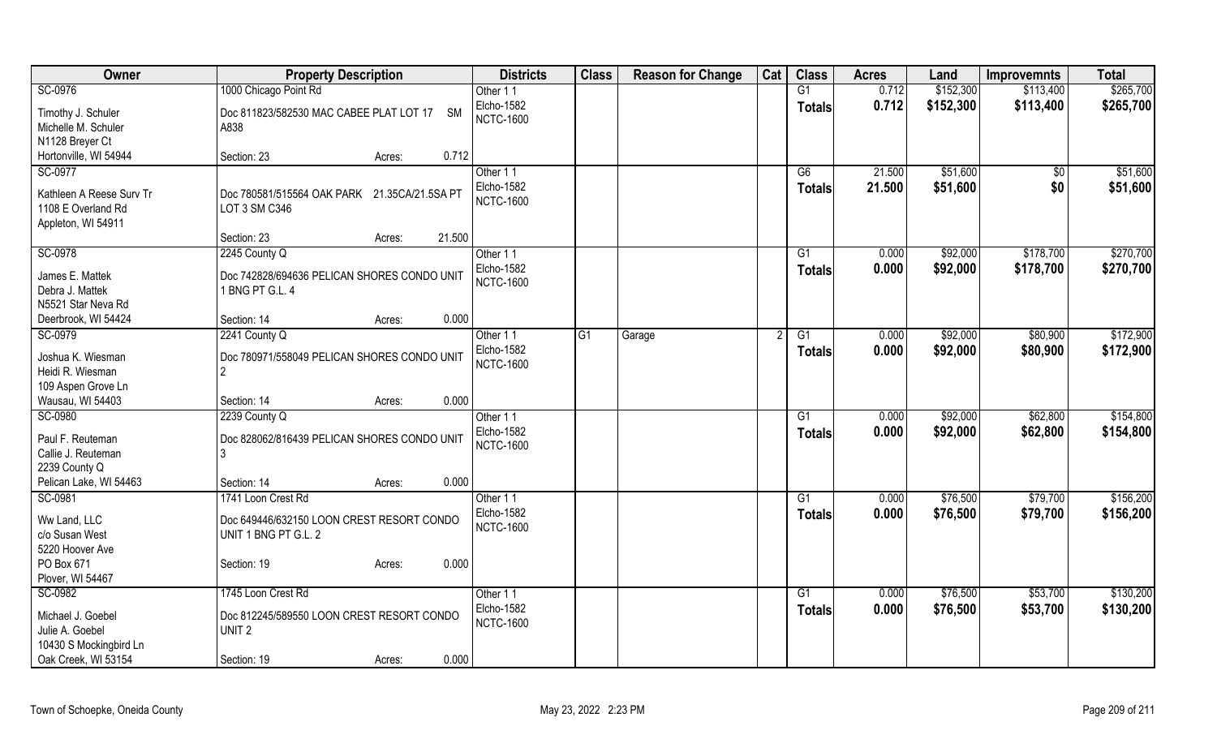| Owner | Property Description | | Districts | Class | Reason for Change | Cat | Class | Acres | Land | Improvemnts | Total |
|---|---|---|---|---|---|---|---|---|---|---|---|
| SC-0976 | 1000 Chicago Point Rd | | Other 1 1 | | | | G1 | 0.712 | $152,300 | $113,400 | $265,700 |
| Timothy J. Schuler<br>Michelle M. Schuler<br>N1128 Breyer Ct<br>Hortonville, WI 54944 | Doc 811823/582530 MAC CABEE PLAT LOT 17 SM A838 | | Elcho-1582<br>NCTC-1600 | | | | **Totals** | **0.712** | **$152,300** | **$113,400** | **$265,700** |
| | Section: 23 | Acres: 0.712 | | | | | | | | | |
| SC-0977 | | | Other 1 1 | | | | G6 | 21.500 | $51,600 | $0 | $51,600 |
| Kathleen A Reese Surv Tr<br>1108 E Overland Rd<br>Appleton, WI 54911 | Doc 780581/515564 OAK PARK 21.35CA/21.5SA PT LOT 3 SM C346 | | Elcho-1582<br>NCTC-1600 | | | | **Totals** | **21.500** | **$51,600** | **$0** | **$51,600** |
| | Section: 23 | Acres: 21.500 | | | | | | | | | |
| SC-0978 | 2245 County Q | | Other 1 1 | | | | G1 | 0.000 | $92,000 | $178,700 | $270,700 |
| James E. Mattek<br>Debra J. Mattek<br>N5521 Star Neva Rd<br>Deerbrook, WI 54424 | Doc 742828/694636 PELICAN SHORES CONDO UNIT 1 BNG PT G.L. 4 | | Elcho-1582<br>NCTC-1600 | | | | **Totals** | **0.000** | **$92,000** | **$178,700** | **$270,700** |
| | Section: 14 | Acres: 0.000 | | | | | | | | | |
| SC-0979 | 2241 County Q | | Other 1 1 | G1 | Garage | 2 | G1 | 0.000 | $92,000 | $80,900 | $172,900 |
| Joshua K. Wiesman<br>Heidi R. Wiesman<br>109 Aspen Grove Ln<br>Wausau, WI 54403 | Doc 780971/558049 PELICAN SHORES CONDO UNIT 2 | | Elcho-1582<br>NCTC-1600 | | | | **Totals** | **0.000** | **$92,000** | **$80,900** | **$172,900** |
| | Section: 14 | Acres: 0.000 | | | | | | | | | |
| SC-0980 | 2239 County Q | | Other 1 1 | | | | G1 | 0.000 | $92,000 | $62,800 | $154,800 |
| Paul F. Reuteman<br>Callie J. Reuteman<br>2239 County Q<br>Pelican Lake, WI 54463 | Doc 828062/816439 PELICAN SHORES CONDO UNIT 3 | | Elcho-1582<br>NCTC-1600 | | | | **Totals** | **0.000** | **$92,000** | **$62,800** | **$154,800** |
| | Section: 14 | Acres: 0.000 | | | | | | | | | |
| SC-0981 | 1741 Loon Crest Rd | | Other 1 1 | | | | G1 | 0.000 | $76,500 | $79,700 | $156,200 |
| Ww Land, LLC<br>c/o Susan West<br>5220 Hoover Ave<br>PO Box 671<br>Plover, WI 54467 | Doc 649446/632150 LOON CREST RESORT CONDO UNIT 1 BNG PT G.L. 2 | | Elcho-1582<br>NCTC-1600 | | | | **Totals** | **0.000** | **$76,500** | **$79,700** | **$156,200** |
| | Section: 19 | Acres: 0.000 | | | | | | | | | |
| SC-0982 | 1745 Loon Crest Rd | | Other 1 1 | | | | G1 | 0.000 | $76,500 | $53,700 | $130,200 |
| Michael J. Goebel<br>Julie A. Goebel<br>10430 S Mockingbird Ln<br>Oak Creek, WI 53154 | Doc 812245/589550 LOON CREST RESORT CONDO UNIT 2 | | Elcho-1582<br>NCTC-1600 | | | | **Totals** | **0.000** | **$76,500** | **$53,700** | **$130,200** |
| | Section: 19 | Acres: 0.000 | | | | | | | | | |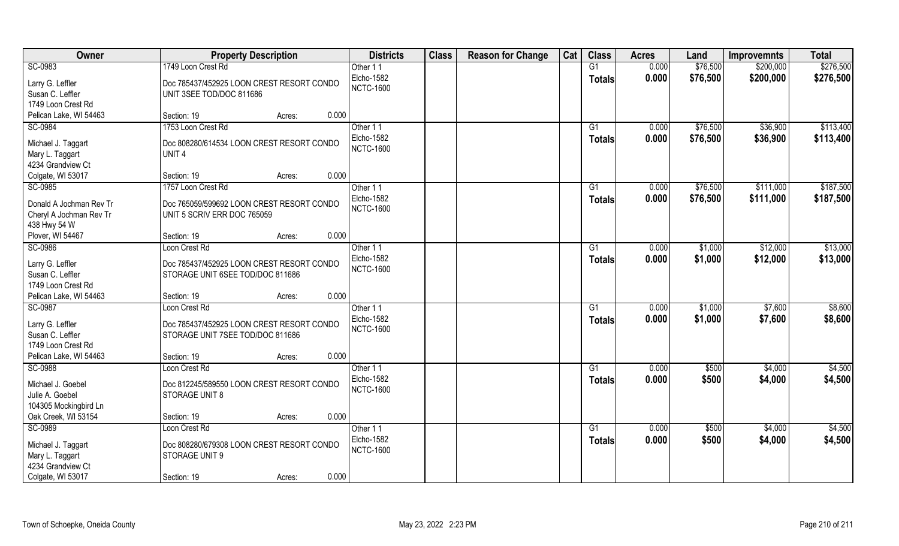| Owner | Property Description | | | Districts | Class | Reason for Change | Cat | Class | Acres | Land | Improvemnts | Total |
|---|---|---|---|---|---|---|---|---|---|---|---|---|
| SC-0983 | 1749 Loon Crest Rd | | | Other 1 1 | | | | G1 | 0.000 | $76,500 | $200,000 | $276,500 |
| Larry G. Leffler | Doc 785437/452925 LOON CREST RESORT CONDO | | | Elcho-1582 | | | | **Totals** | **0.000** | **$76,500** | **$200,000** | **$276,500** |
| Susan C. Leffler | UNIT 3SEE TOD/DOC 811686 | | | NCTC-1600 | | | | | | | | |
| 1749 Loon Crest Rd | | | | | | | | | | | | |
| Pelican Lake, WI 54463 | Section: 19 | Acres: | 0.000 | | | | | | | | | |
| SC-0984 | 1753 Loon Crest Rd | | | Other 1 1 | | | | G1 | 0.000 | $76,500 | $36,900 | $113,400 |
| Michael J. Taggart | Doc 808280/614534 LOON CREST RESORT CONDO | | | Elcho-1582 | | | | **Totals** | **0.000** | **$76,500** | **$36,900** | **$113,400** |
| Mary L. Taggart | UNIT 4 | | | NCTC-1600 | | | | | | | | |
| 4234 Grandview Ct | | | | | | | | | | | | |
| Colgate, WI 53017 | Section: 19 | Acres: | 0.000 | | | | | | | | | |
| SC-0985 | 1757 Loon Crest Rd | | | Other 1 1 | | | | G1 | 0.000 | $76,500 | $111,000 | $187,500 |
| Donald A Jochman Rev Tr | Doc 765059/599692 LOON CREST RESORT CONDO | | | Elcho-1582 | | | | **Totals** | **0.000** | **$76,500** | **$111,000** | **$187,500** |
| Cheryl A Jochman Rev Tr | UNIT 5 SCRIV ERR DOC 765059 | | | NCTC-1600 | | | | | | | | |
| 438 Hwy 54 W | | | | | | | | | | | | |
| Plover, WI 54467 | Section: 19 | Acres: | 0.000 | | | | | | | | | |
| SC-0986 | Loon Crest Rd | | | Other 1 1 | | | | G1 | 0.000 | $1,000 | $12,000 | $13,000 |
| Larry G. Leffler | Doc 785437/452925 LOON CREST RESORT CONDO | | | Elcho-1582 | | | | **Totals** | **0.000** | **$1,000** | **$12,000** | **$13,000** |
| Susan C. Leffler | STORAGE UNIT 6SEE TOD/DOC 811686 | | | NCTC-1600 | | | | | | | | |
| 1749 Loon Crest Rd | | | | | | | | | | | | |
| Pelican Lake, WI 54463 | Section: 19 | Acres: | 0.000 | | | | | | | | | |
| SC-0987 | Loon Crest Rd | | | Other 1 1 | | | | G1 | 0.000 | $1,000 | $7,600 | $8,600 |
| Larry G. Leffler | Doc 785437/452925 LOON CREST RESORT CONDO | | | Elcho-1582 | | | | **Totals** | **0.000** | **$1,000** | **$7,600** | **$8,600** |
| Susan C. Leffler | STORAGE UNIT 7SEE TOD/DOC 811686 | | | NCTC-1600 | | | | | | | | |
| 1749 Loon Crest Rd | | | | | | | | | | | | |
| Pelican Lake, WI 54463 | Section: 19 | Acres: | 0.000 | | | | | | | | | |
| SC-0988 | Loon Crest Rd | | | Other 1 1 | | | | G1 | 0.000 | $500 | $4,000 | $4,500 |
| Michael J. Goebel | Doc 812245/589550 LOON CREST RESORT CONDO | | | Elcho-1582 | | | | **Totals** | **0.000** | **$500** | **$4,000** | **$4,500** |
| Julie A. Goebel | STORAGE UNIT 8 | | | NCTC-1600 | | | | | | | | |
| 104305 Mockingbird Ln | | | | | | | | | | | | |
| Oak Creek, WI 53154 | Section: 19 | Acres: | 0.000 | | | | | | | | | |
| SC-0989 | Loon Crest Rd | | | Other 1 1 | | | | G1 | 0.000 | $500 | $4,000 | $4,500 |
| Michael J. Taggart | Doc 808280/679308 LOON CREST RESORT CONDO | | | Elcho-1582 | | | | **Totals** | **0.000** | **$500** | **$4,000** | **$4,500** |
| Mary L. Taggart | STORAGE UNIT 9 | | | NCTC-1600 | | | | | | | | |
| 4234 Grandview Ct | | | | | | | | | | | | |
| Colgate, WI 53017 | Section: 19 | Acres: | 0.000 | | | | | | | | | |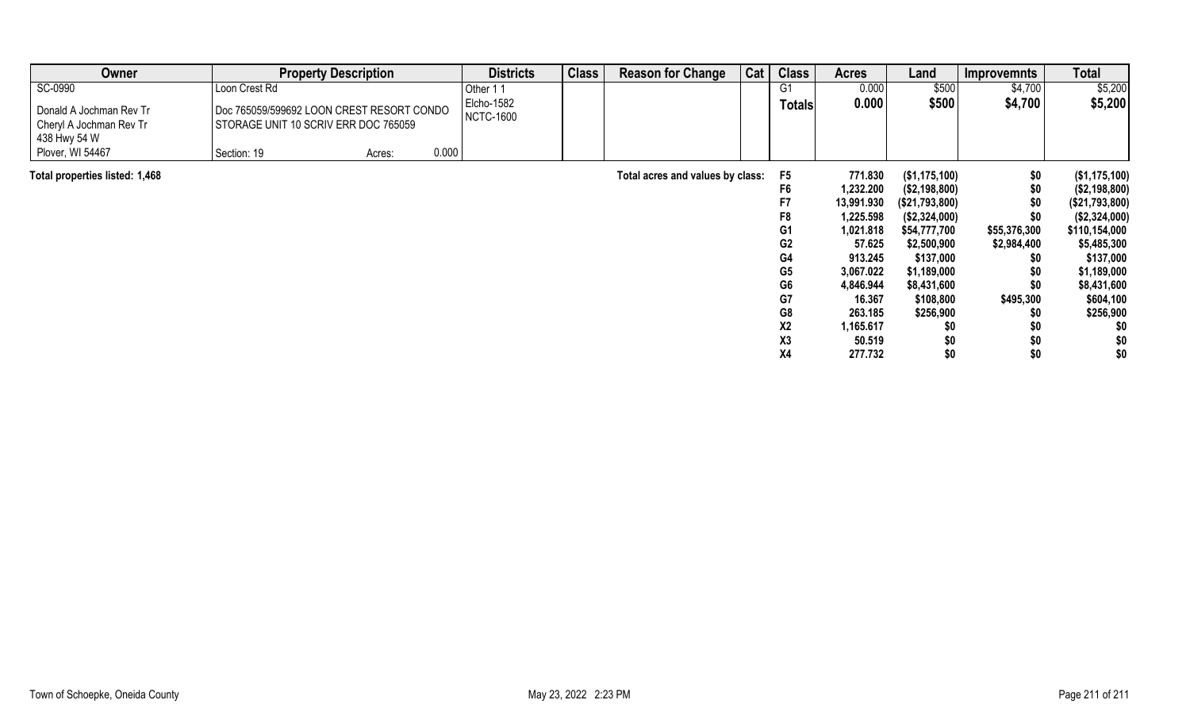| Owner | Property Description | | | Districts | Class | Reason for Change | Cat | Class | Acres | Land | Improvemnts | Total |
|---|---|---|---|---|---|---|---|---|---|---|---|---|
| SC-0990 | Loon Crest Rd | | | Other 1 1 | | | | G1 | 0.000 | $500 | $4,700 | $5,200 |
| Donald A Jochman Rev Tr<br>Cheryl A Jochman Rev Tr<br>438 Hwy 54 W | Doc 765059/599692 LOON CREST RESORT CONDO STORAGE UNIT 10 SCRIV ERR DOC 765059 | | | Elcho-1582<br>NCTC-1600 | | | | **Totals** | **0.000** | **$500** | **$4,700** | **$5,200** |
| Plover, WI 54467 | Section: 19 | Acres: | 0.000 | | | | | | | | | |

**Total properties listed: 1,468**

**Total acres and values by class:**

| Class | Acres | Land | Improvemnts | Total |
|---|---|---|---|---|
| F5 | 771.830 | ($1,175,100) | $0 | ($1,175,100) |
| F6 | 1,232.200 | ($2,198,800) | $0 | ($2,198,800) |
| F7 | 13,991.930 | ($21,793,800) | $0 | ($21,793,800) |
| F8 | 1,225.598 | ($2,324,000) | $0 | ($2,324,000) |
| G1 | 1,021.818 | $54,777,700 | $55,376,300 | $110,154,000 |
| G2 | 57.625 | $2,500,900 | $2,984,400 | $5,485,300 |
| G4 | 913.245 | $137,000 | $0 | $137,000 |
| G5 | 3,067.022 | $1,189,000 | $0 | $1,189,000 |
| G6 | 4,846.944 | $8,431,600 | $0 | $8,431,600 |
| G7 | 16.367 | $108,800 | $495,300 | $604,100 |
| G8 | 263.185 | $256,900 | $0 | $256,900 |
| X2 | 1,165.617 | $0 | $0 | $0 |
| X3 | 50.519 | $0 | $0 | $0 |
| X4 | 277.732 | $0 | $0 | $0 |

Town of Schoepke, Oneida County May 23, 2022 2:23 PM